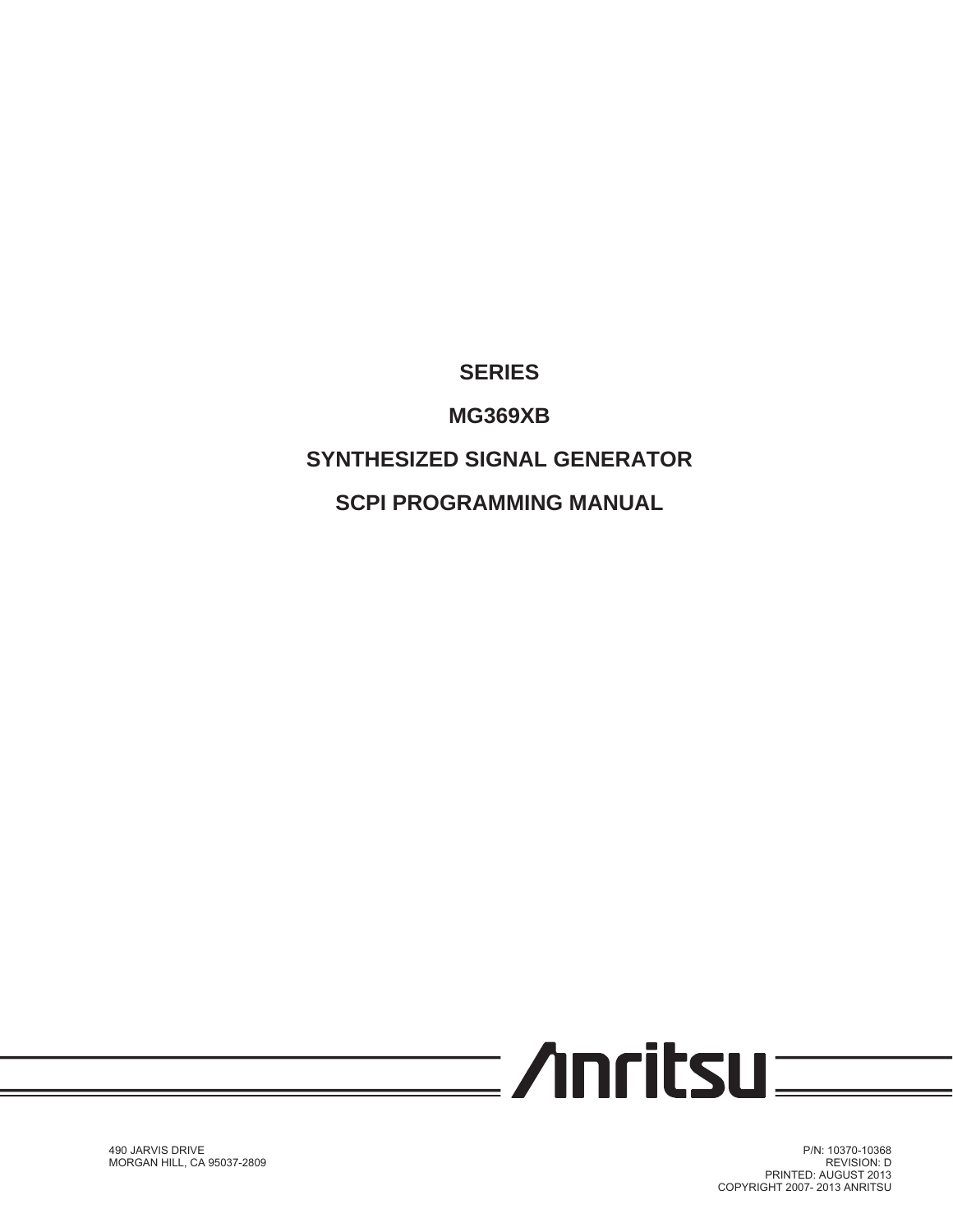# SERIES

# MG369XB

# SYNTHESIZED SIGNAL GENERATOR

# SCPI PROGRAMMING MANUAL

Anritsu

490 JARVIS DRIVE
MORGAN HILL, CA 95037-2809

P/N: 10370-10368
REVISION: D
PRINTED: AUGUST 2013
COPYRIGHT 2007- 2013 ANRITSU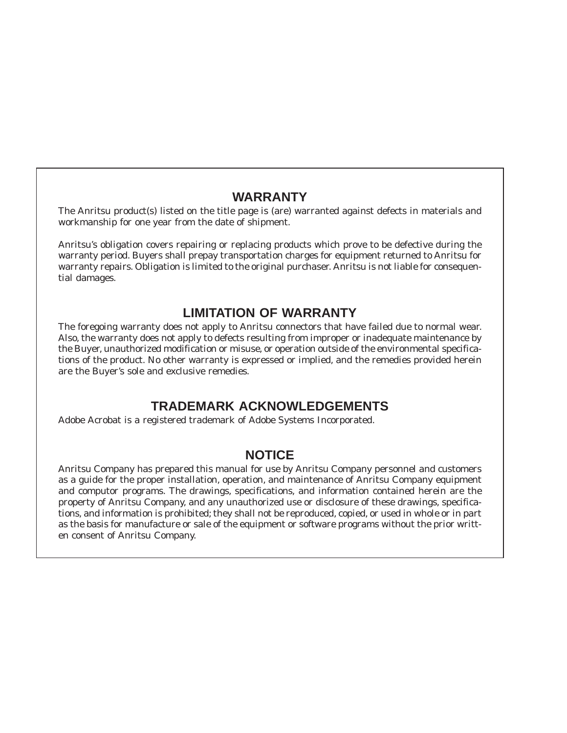## WARRANTY

The Anritsu product(s) listed on the title page is (are) warranted against defects in materials and workmanship for one year from the date of shipment.

Anritsu's obligation covers repairing or replacing products which prove to be defective during the warranty period. Buyers shall prepay transportation charges for equipment returned to Anritsu for warranty repairs. Obligation is limited to the original purchaser. Anritsu is not liable for consequential damages.

## LIMITATION OF WARRANTY

The foregoing warranty does not apply to Anritsu connectors that have failed due to normal wear. Also, the warranty does not apply to defects resulting from improper or inadequate maintenance by the Buyer, unauthorized modification or misuse, or operation outside of the environmental specifications of the product. No other warranty is expressed or implied, and the remedies provided herein are the Buyer's sole and exclusive remedies.

## TRADEMARK ACKNOWLEDGEMENTS

Adobe Acrobat is a registered trademark of Adobe Systems Incorporated.

## NOTICE

Anritsu Company has prepared this manual for use by Anritsu Company personnel and customers as a guide for the proper installation, operation, and maintenance of Anritsu Company equipment and computor programs. The drawings, specifications, and information contained herein are the property of Anritsu Company, and any unauthorized use or disclosure of these drawings, specifications, and information is prohibited; they shall not be reproduced, copied, or used in whole or in part as the basis for manufacture or sale of the equipment or software programs without the prior written consent of Anritsu Company.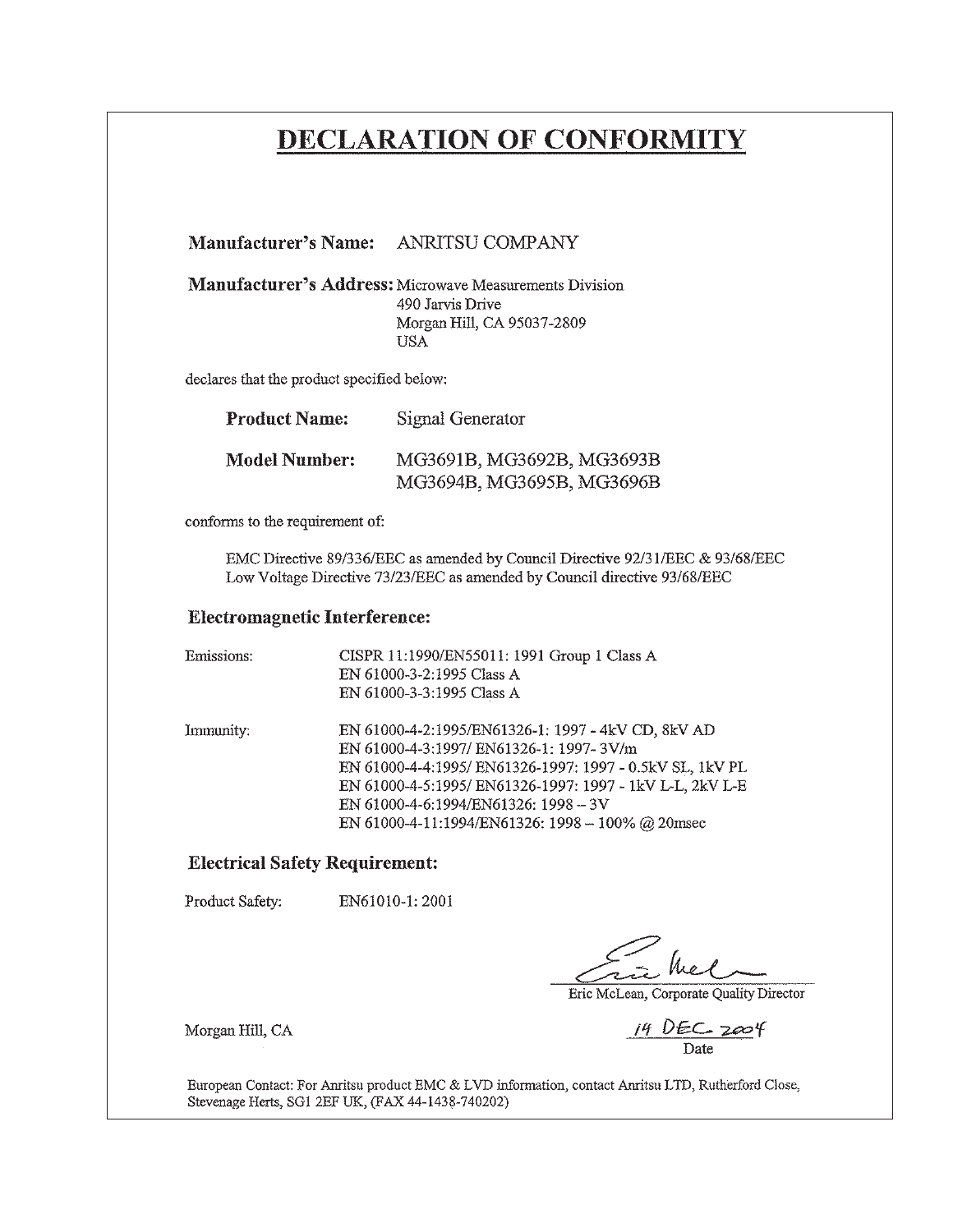# DECLARATION OF CONFORMITY

**Manufacturer's Name:** ANRITSU COMPANY

**Manufacturer's Address:** Microwave Measurements Division
490 Jarvis Drive
Morgan Hill, CA 95037-2809
USA

declares that the product specified below:

**Product Name:** Signal Generator

**Model Number:** MG3691B, MG3692B, MG3693B
MG3694B, MG3695B, MG3696B

conforms to the requirement of:

EMC Directive 89/336/EEC as amended by Council Directive 92/31/EEC & 93/68/EEC
Low Voltage Directive 73/23/EEC as amended by Council directive 93/68/EEC

## Electromagnetic Interference:

Emissions:
CISPR 11:1990/EN55011: 1991 Group 1 Class A
EN 61000-3-2:1995 Class A
EN 61000-3-3:1995 Class A

Immunity:
EN 61000-4-2:1995/EN61326-1: 1997 - 4kV CD, 8kV AD
EN 61000-4-3:1997/ EN61326-1: 1997- 3V/m
EN 61000-4-4:1995/ EN61326-1997: 1997 - 0.5kV SL, 1kV PL
EN 61000-4-5:1995/ EN61326-1997: 1997 - 1kV L-L, 2kV L-E
EN 61000-4-6:1994/EN61326: 1998 – 3V
EN 61000-4-11:1994/EN61326: 1998 – 100% @ 20msec

## Electrical Safety Requirement:

Product Safety: EN61010-1: 2001

Eric McLean, Corporate Quality Director

Morgan Hill, CA

14 DEC 2004
Date

European Contact: For Anritsu product EMC & LVD information, contact Anritsu LTD, Rutherford Close, Stevenage Herts, SG1 2EF UK, (FAX 44-1438-740202)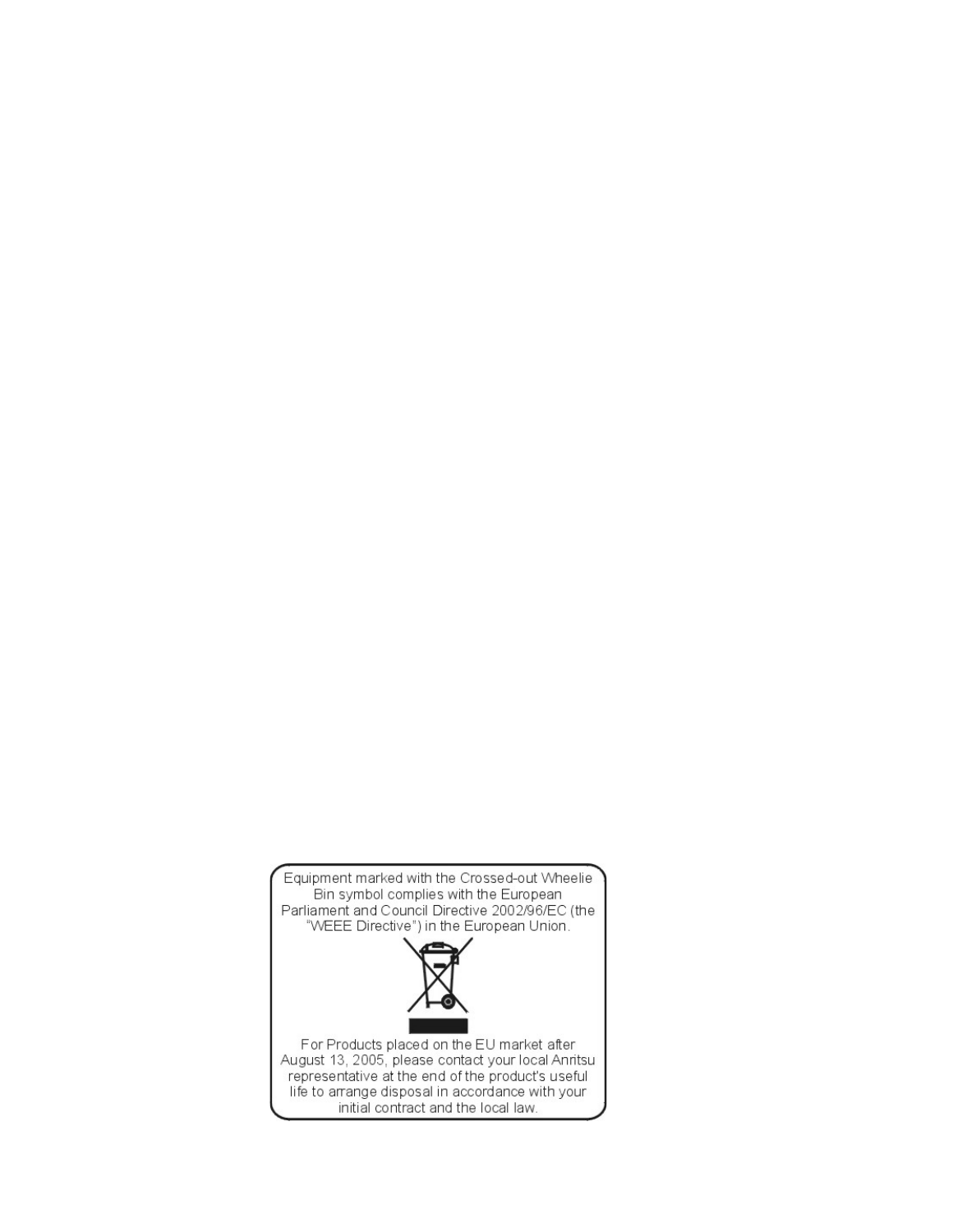Equipment marked with the Crossed-out Wheelie Bin symbol complies with the European Parliament and Council Directive 2002/96/EC (the "WEEE Directive") in the European Union.

For Products placed on the EU market after August 13, 2005, please contact your local Anritsu representative at the end of the product's useful life to arrange disposal in accordance with your initial contract and the local law.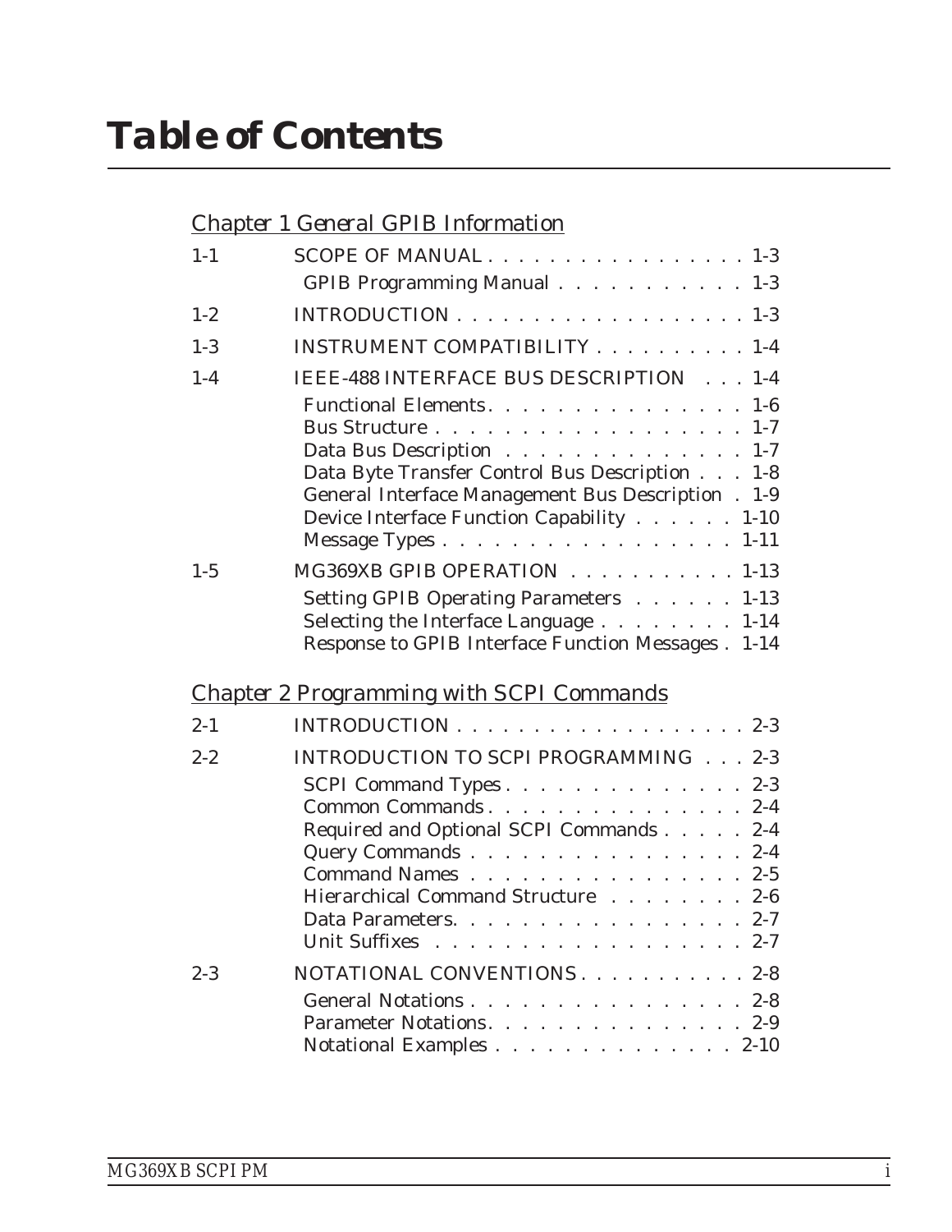# Table of Contents

## Chapter 1 General GPIB Information

1-1 SCOPE OF MANUAL . . . . . . . . . . . . . . . . . 1-3
- GPIB Programming Manual . . . . . . . . . . . 1-3

1-2 INTRODUCTION . . . . . . . . . . . . . . . . . . . 1-3

1-3 INSTRUMENT COMPATIBILITY . . . . . . . . . . 1-4

1-4 IEEE-488 INTERFACE BUS DESCRIPTION . . . 1-4
- Functional Elements. . . . . . . . . . . . . . . 1-6
- Bus Structure . . . . . . . . . . . . . . . . . . 1-7
- Data Bus Description . . . . . . . . . . . . . . 1-7
- Data Byte Transfer Control Bus Description . . . 1-8
- General Interface Management Bus Description . 1-9
- Device Interface Function Capability . . . . . . 1-10
- Message Types . . . . . . . . . . . . . . . . . 1-11

1-5 MG369XB GPIB OPERATION . . . . . . . . . . . 1-13
- Setting GPIB Operating Parameters . . . . . . 1-13
- Selecting the Interface Language . . . . . . . . 1-14
- Response to GPIB Interface Function Messages . 1-14

## Chapter 2 Programming with SCPI Commands

2-1 INTRODUCTION . . . . . . . . . . . . . . . . . . . 2-3

2-2 INTRODUCTION TO SCPI PROGRAMMING . . . 2-3
- SCPI Command Types . . . . . . . . . . . . . . 2-3
- Common Commands . . . . . . . . . . . . . . . 2-4
- Required and Optional SCPI Commands . . . . . 2-4
- Query Commands . . . . . . . . . . . . . . . . 2-4
- Command Names . . . . . . . . . . . . . . . . 2-5
- Hierarchical Command Structure . . . . . . . . 2-6
- Data Parameters. . . . . . . . . . . . . . . . . 2-7
- Unit Suffixes . . . . . . . . . . . . . . . . . . 2-7

2-3 NOTATIONAL CONVENTIONS . . . . . . . . . . . 2-8
- General Notations . . . . . . . . . . . . . . . . 2-8
- Parameter Notations. . . . . . . . . . . . . . . 2-9
- Notational Examples . . . . . . . . . . . . . . 2-10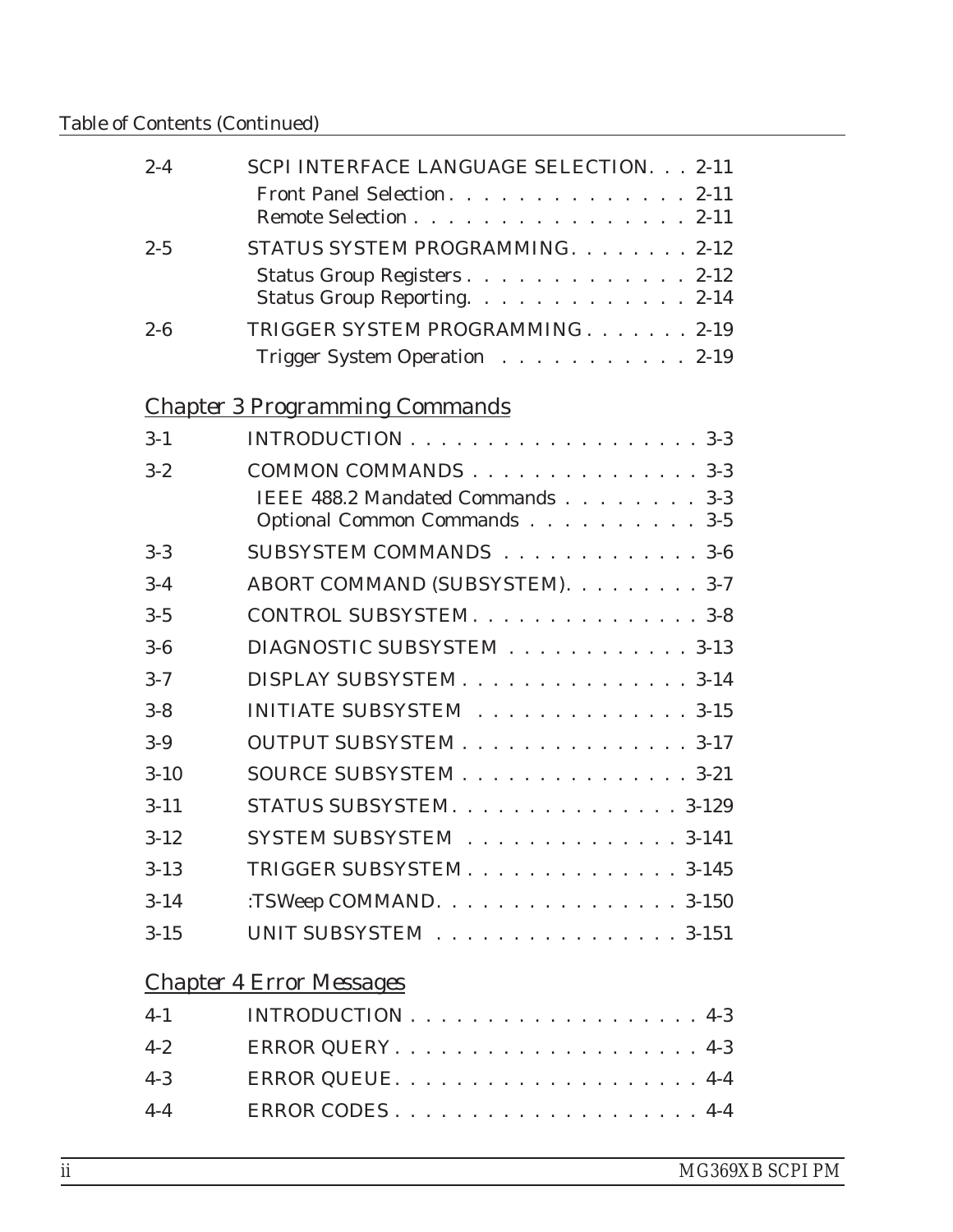Table of Contents (Continued)

| | | |
|---|---|---|
| 2-4 | SCPI INTERFACE LANGUAGE SELECTION | 2-11 |
| | Front Panel Selection | 2-11 |
| | Remote Selection | 2-11 |
| 2-5 | STATUS SYSTEM PROGRAMMING | 2-12 |
| | Status Group Registers | 2-12 |
| | Status Group Reporting | 2-14 |
| 2-6 | TRIGGER SYSTEM PROGRAMMING | 2-19 |
| | Trigger System Operation | 2-19 |

## *Chapter 3 Programming Commands*

| | | |
|---|---|---|
| 3-1 | INTRODUCTION | 3-3 |
| 3-2 | COMMON COMMANDS | 3-3 |
| | IEEE 488.2 Mandated Commands | 3-3 |
| | Optional Common Commands | 3-5 |
| 3-3 | SUBSYSTEM COMMANDS | 3-6 |
| 3-4 | ABORT COMMAND (SUBSYSTEM) | 3-7 |
| 3-5 | CONTROL SUBSYSTEM | 3-8 |
| 3-6 | DIAGNOSTIC SUBSYSTEM | 3-13 |
| 3-7 | DISPLAY SUBSYSTEM | 3-14 |
| 3-8 | INITIATE SUBSYSTEM | 3-15 |
| 3-9 | OUTPUT SUBSYSTEM | 3-17 |
| 3-10 | SOURCE SUBSYSTEM | 3-21 |
| 3-11 | STATUS SUBSYSTEM | 3-129 |
| 3-12 | SYSTEM SUBSYSTEM | 3-141 |
| 3-13 | TRIGGER SUBSYSTEM | 3-145 |
| 3-14 | :TSWeep COMMAND | 3-150 |
| 3-15 | UNIT SUBSYSTEM | 3-151 |

## *Chapter 4 Error Messages*

| | | |
|---|---|---|
| 4-1 | INTRODUCTION | 4-3 |
| 4-2 | ERROR QUERY | 4-3 |
| 4-3 | ERROR QUEUE | 4-4 |
| 4-4 | ERROR CODES | 4-4 |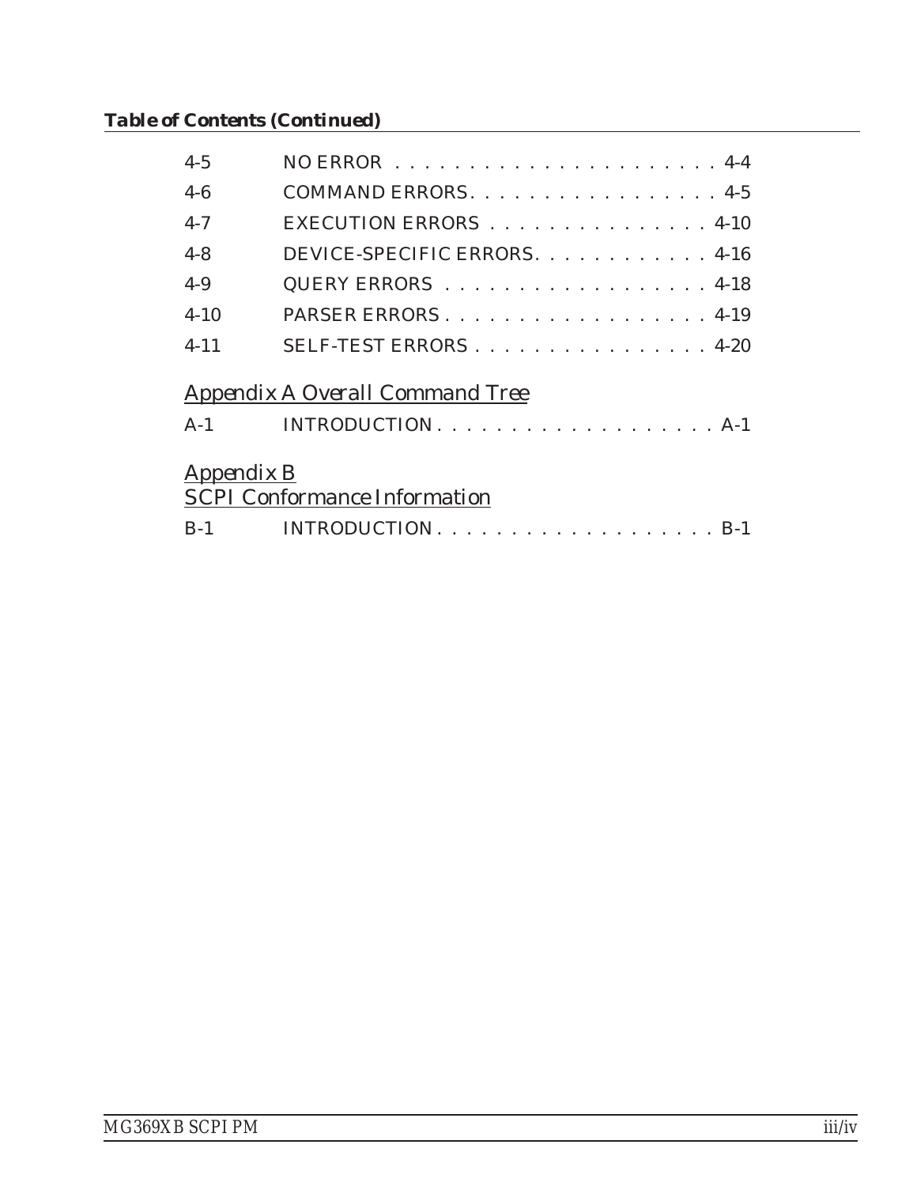**Table of Contents (Continued)**

| | | |
|---|---|---|
| 4-5 | NO ERROR | 4-4 |
| 4-6 | COMMAND ERRORS | 4-5 |
| 4-7 | EXECUTION ERRORS | 4-10 |
| 4-8 | DEVICE-SPECIFIC ERRORS | 4-16 |
| 4-9 | QUERY ERRORS | 4-18 |
| 4-10 | PARSER ERRORS | 4-19 |
| 4-11 | SELF-TEST ERRORS | 4-20 |

## Appendix A Overall Command Tree

| | | |
|---|---|---|
| A-1 | INTRODUCTION | A-1 |

## Appendix B
## SCPI Conformance Information

| | | |
|---|---|---|
| B-1 | INTRODUCTION | B-1 |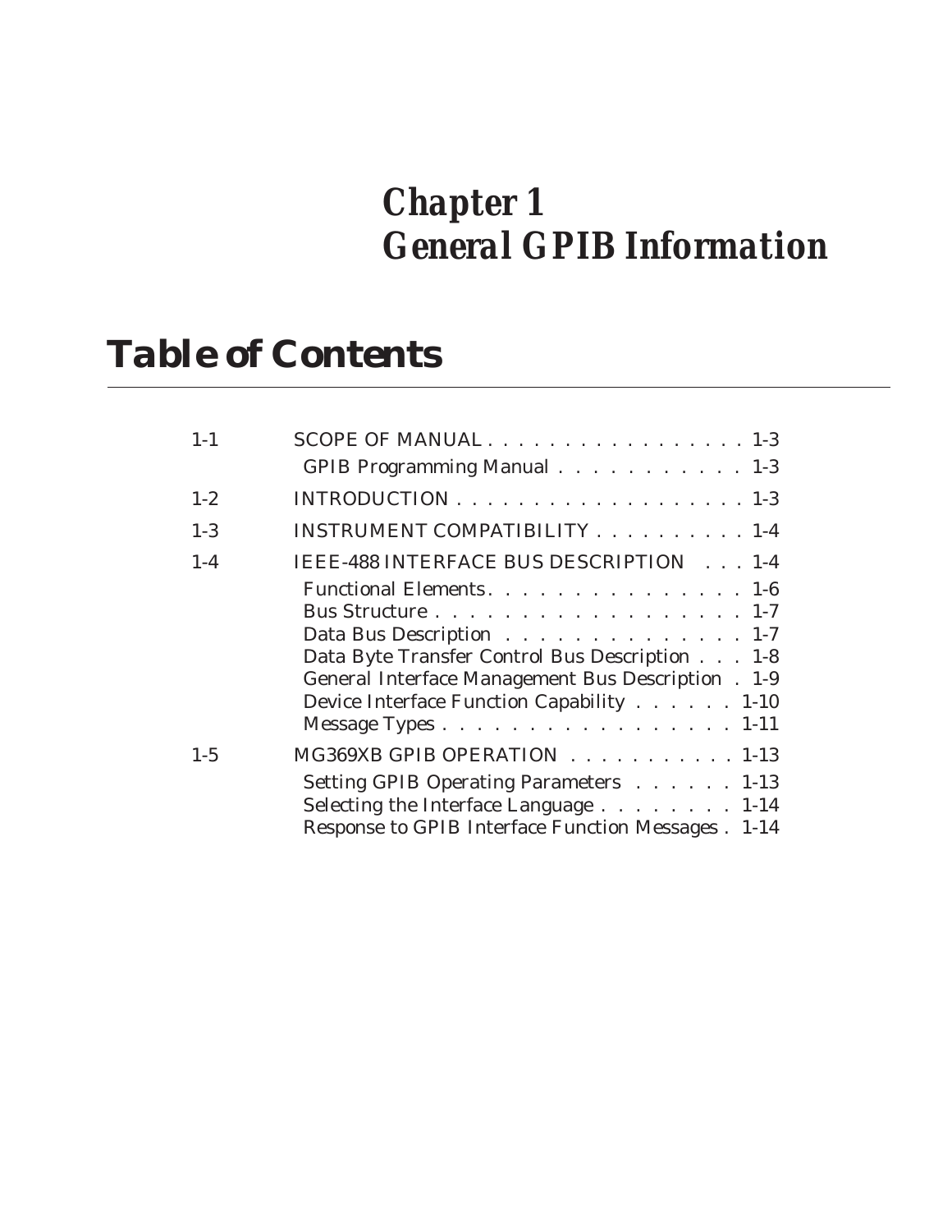# *Chapter 1*
# *General GPIB Information*

## Table of Contents

| | | |
|---|---|---|
| 1-1 | SCOPE OF MANUAL | 1-3 |
| | GPIB Programming Manual | 1-3 |
| 1-2 | INTRODUCTION | 1-3 |
| 1-3 | INSTRUMENT COMPATIBILITY | 1-4 |
| 1-4 | IEEE-488 INTERFACE BUS DESCRIPTION | 1-4 |
| | Functional Elements | 1-6 |
| | Bus Structure | 1-7 |
| | Data Bus Description | 1-7 |
| | Data Byte Transfer Control Bus Description | 1-8 |
| | General Interface Management Bus Description | 1-9 |
| | Device Interface Function Capability | 1-10 |
| | Message Types | 1-11 |
| 1-5 | MG369XB GPIB OPERATION | 1-13 |
| | Setting GPIB Operating Parameters | 1-13 |
| | Selecting the Interface Language | 1-14 |
| | Response to GPIB Interface Function Messages | 1-14 |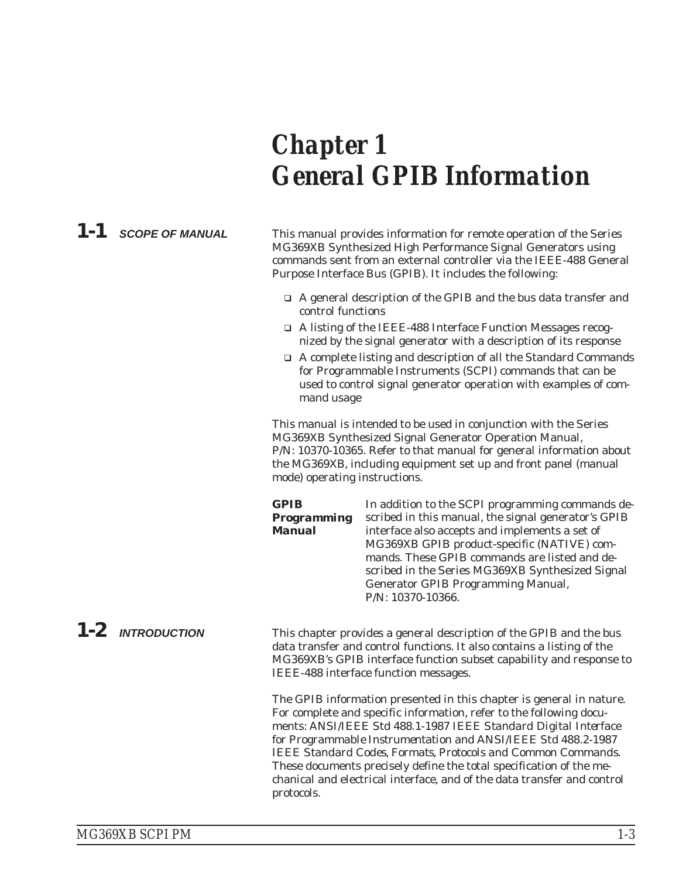# Chapter 1
# General GPIB Information

## 1-1 SCOPE OF MANUAL

This manual provides information for remote operation of the Series MG369XB Synthesized High Performance Signal Generators using commands sent from an external controller via the IEEE-488 General Purpose Interface Bus (GPIB). It includes the following:

- A general description of the GPIB and the bus data transfer and control functions
- A listing of the IEEE-488 Interface Function Messages recognized by the signal generator with a description of its response
- A complete listing and description of all the Standard Commands for Programmable Instruments (SCPI) commands that can be used to control signal generator operation with examples of command usage

This manual is intended to be used in conjunction with the Series MG369XB Synthesized Signal Generator Operation Manual, P/N: 10370-10365. Refer to that manual for general information about the MG369XB, including equipment set up and front panel (manual mode) operating instructions.

**GPIB Programming Manual**

In addition to the SCPI programming commands described in this manual, the signal generator's GPIB interface also accepts and implements a set of MG369XB GPIB product-specific (NATIVE) commands. These GPIB commands are listed and described in the Series MG369XB Synthesized Signal Generator GPIB Programming Manual, P/N: 10370-10366.

## 1-2 INTRODUCTION

This chapter provides a general description of the GPIB and the bus data transfer and control functions. It also contains a listing of the MG369XB's GPIB interface function subset capability and response to IEEE-488 interface function messages.

The GPIB information presented in this chapter is general in nature. For complete and specific information, refer to the following documents: ANSI/IEEE Std 488.1-1987 *IEEE Standard Digital Interface for Programmable Instrumentation* and ANSI/IEEE Std 488.2-1987 *IEEE Standard Codes, Formats, Protocols and Common Commands*. These documents precisely define the total specification of the mechanical and electrical interface, and of the data transfer and control protocols.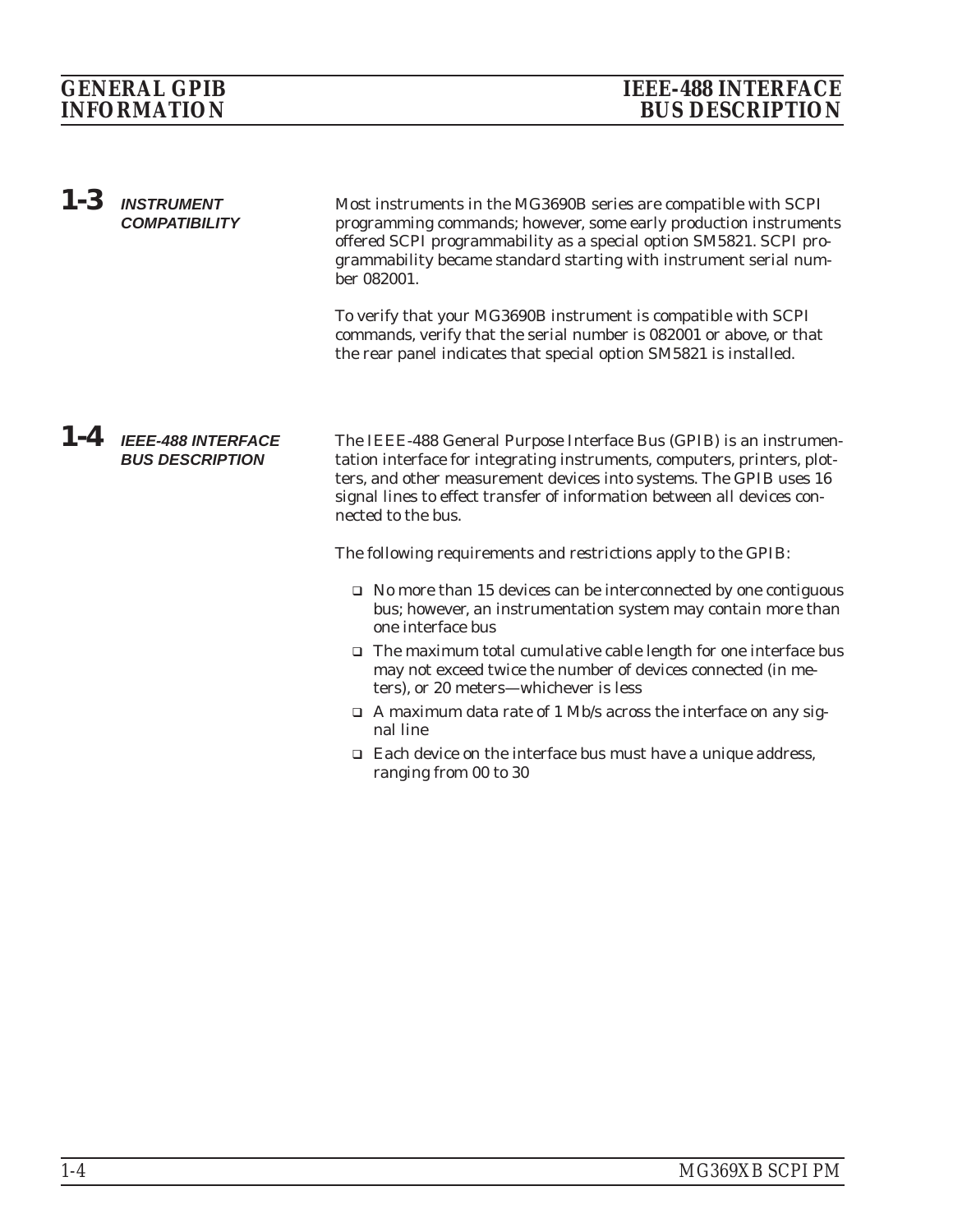## 1-3 INSTRUMENT COMPATIBILITY

Most instruments in the MG3690B series are compatible with SCPI programming commands; however, some early production instruments offered SCPI programmability as a special option SM5821. SCPI programmability became standard starting with instrument serial number 082001.

To verify that your MG3690B instrument is compatible with SCPI commands, verify that the serial number is 082001 or above, or that the rear panel indicates that special option SM5821 is installed.

## 1-4 IEEE-488 INTERFACE BUS DESCRIPTION

The IEEE-488 General Purpose Interface Bus (GPIB) is an instrumentation interface for integrating instruments, computers, printers, plotters, and other measurement devices into systems. The GPIB uses 16 signal lines to effect transfer of information between all devices connected to the bus.

The following requirements and restrictions apply to the GPIB:

- No more than 15 devices can be interconnected by one contiguous bus; however, an instrumentation system may contain more than one interface bus
- The maximum total cumulative cable length for one interface bus may not exceed twice the number of devices connected (in meters), or 20 meters—whichever is less
- A maximum data rate of 1 Mb/s across the interface on any signal line
- Each device on the interface bus must have a unique address, ranging from 00 to 30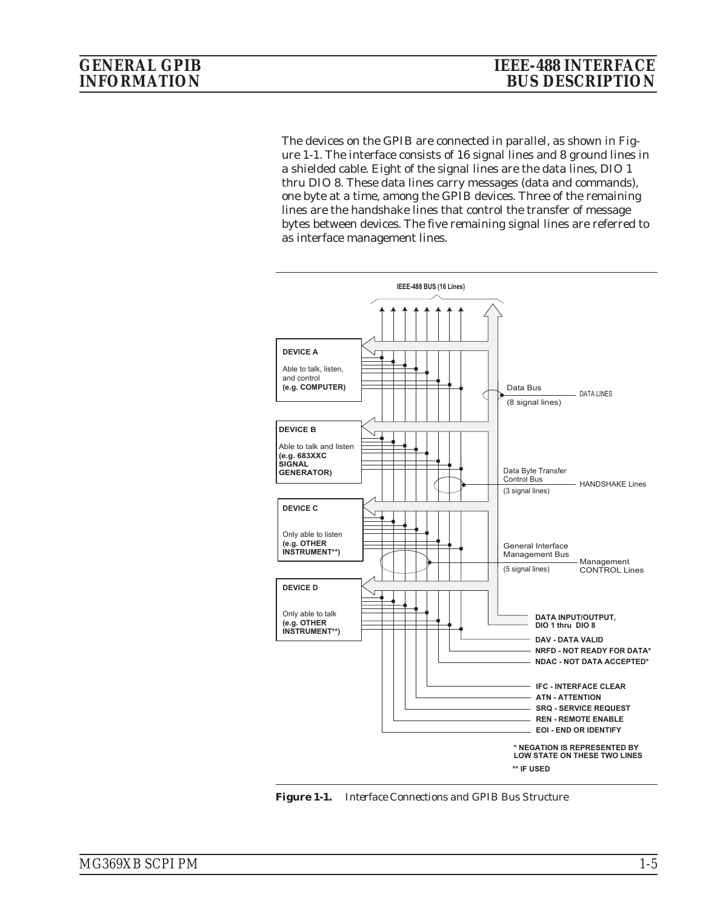The devices on the GPIB are connected in parallel, as shown in Figure 1-1. The interface consists of 16 signal lines and 8 ground lines in a shielded cable. Eight of the signal lines are the data lines, DIO 1 thru DIO 8. These data lines carry messages (data and commands), one byte at a time, among the GPIB devices. Three of the remaining lines are the handshake lines that control the transfer of message bytes between devices. The five remaining signal lines are referred to as interface management lines.

**Figure 1-1.** *Interface Connections and GPIB Bus Structure*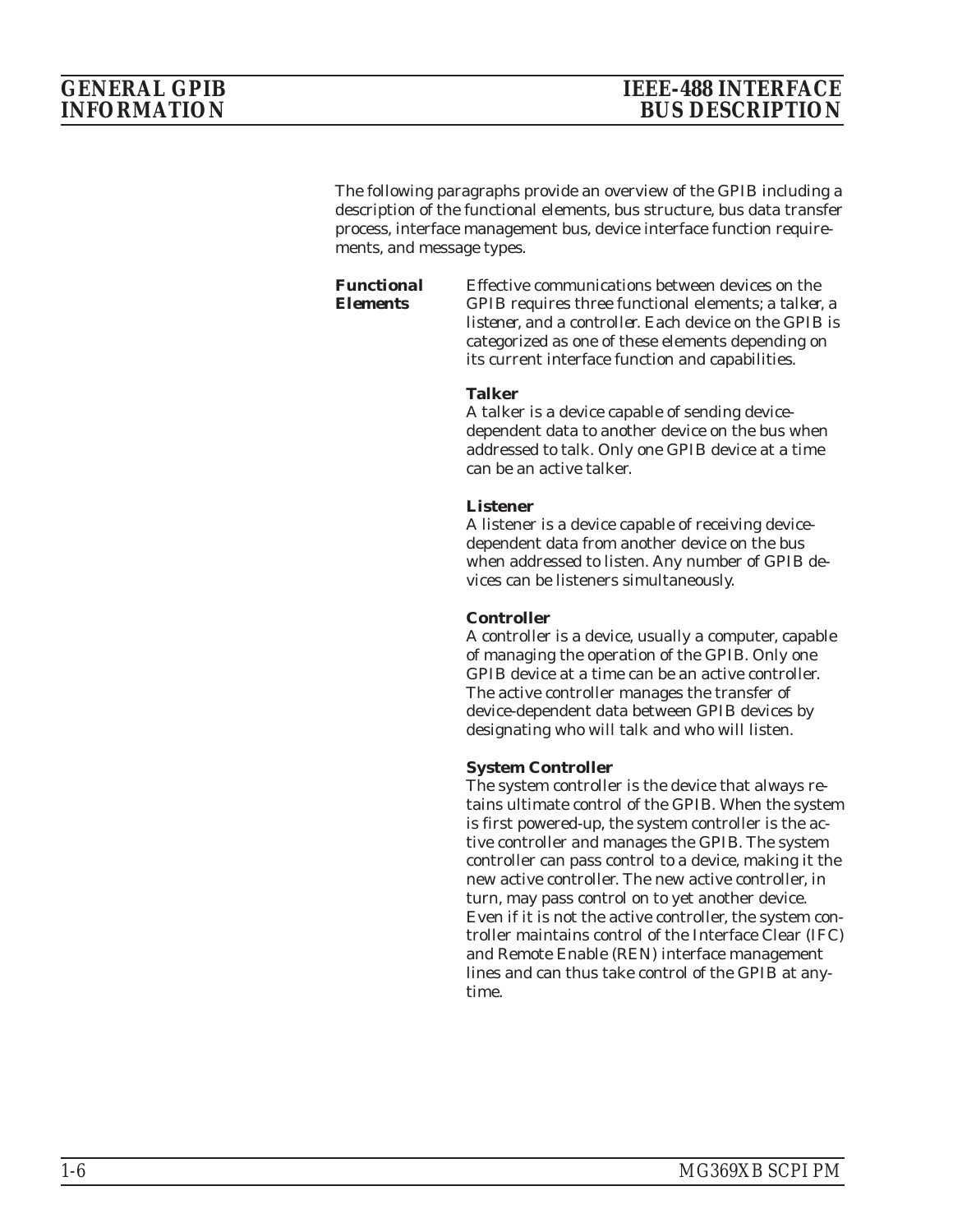## IEEE-488 INTERFACE BUS DESCRIPTION

The following paragraphs provide an overview of the GPIB including a description of the functional elements, bus structure, bus data transfer process, interface management bus, device interface function requirements, and message types.

### Functional Elements

Effective communications between devices on the GPIB requires three functional elements; a *talker*, a *listener*, and a *controller*. Each device on the GPIB is categorized as one of these elements depending on its current interface function and capabilities.

**Talker**
A talker is a device capable of sending device-dependent data to another device on the bus when addressed to talk. Only one GPIB device at a time can be an active talker.

**Listener**
A listener is a device capable of receiving device-dependent data from another device on the bus when addressed to listen. Any number of GPIB devices can be listeners simultaneously.

**Controller**
A controller is a device, usually a computer, capable of managing the operation of the GPIB. Only one GPIB device at a time can be an active controller. The active controller manages the transfer of device-dependent data between GPIB devices by designating who will talk and who will listen.

**System Controller**
The system controller is the device that always retains ultimate control of the GPIB. When the system is first powered-up, the system controller is the active controller and manages the GPIB. The system controller can pass control to a device, making it the new active controller. The new active controller, in turn, may pass control on to yet another device. Even if it is not the active controller, the system controller maintains control of the Interface Clear (IFC) and Remote Enable (REN) interface management lines and can thus take control of the GPIB at anytime.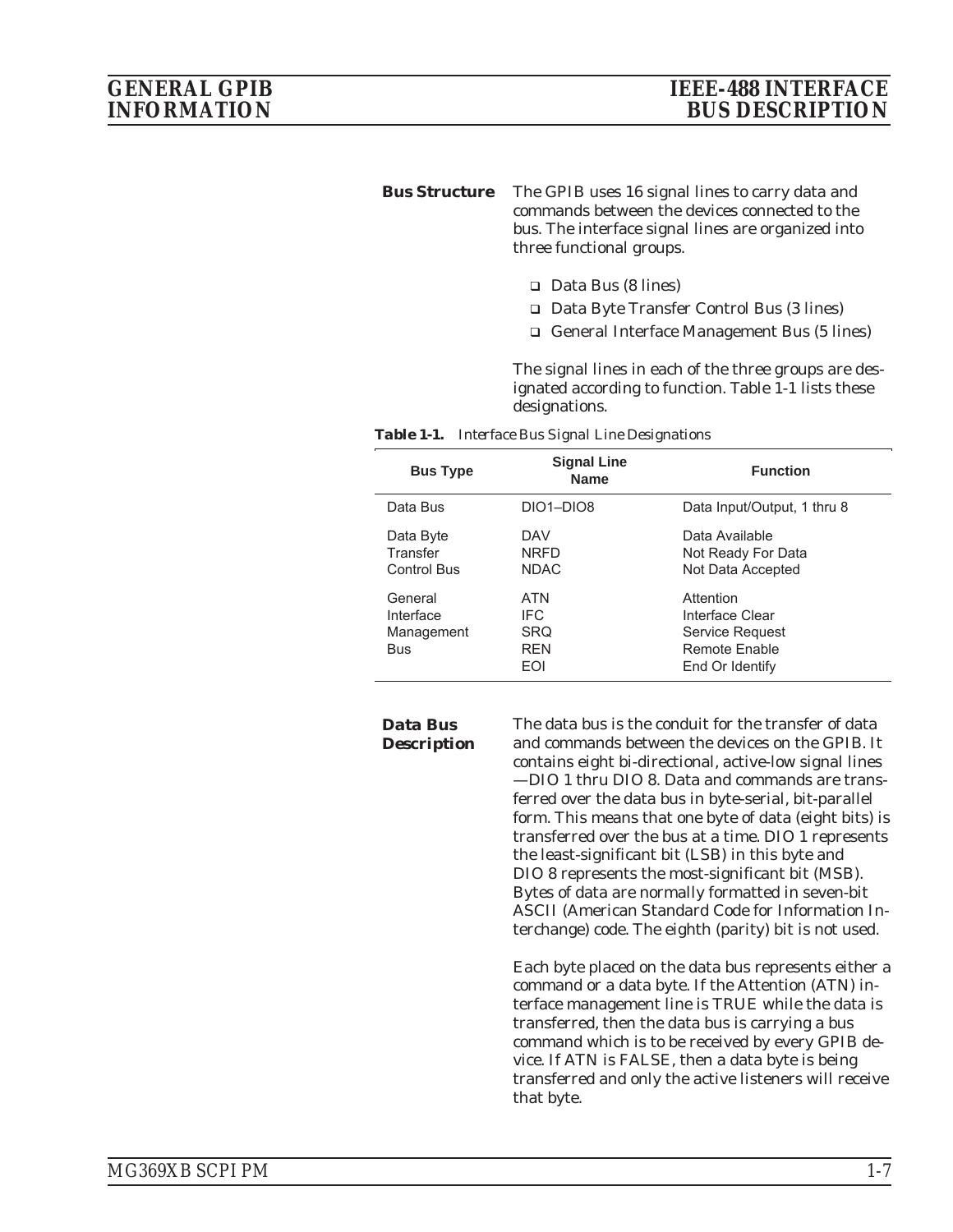## Bus Structure

The GPIB uses 16 signal lines to carry data and commands between the devices connected to the bus. The interface signal lines are organized into three functional groups.

- Data Bus (8 lines)
- Data Byte Transfer Control Bus (3 lines)
- General Interface Management Bus (5 lines)

The signal lines in each of the three groups are designated according to function. Table 1-1 lists these designations.

**Table 1-1.** *Interface Bus Signal Line Designations*

| Bus Type | Signal Line Name | Function |
|---|---|---|
| Data Bus | DIO1–DIO8 | Data Input/Output, 1 thru 8 |
| Data Byte Transfer Control Bus | DAV | Data Available |
| | NRFD | Not Ready For Data |
| | NDAC | Not Data Accepted |
| General Interface Management Bus | ATN | Attention |
| | IFC | Interface Clear |
| | SRQ | Service Request |
| | REN | Remote Enable |
| | EOI | End Or Identify |

## Data Bus Description

The data bus is the conduit for the transfer of data and commands between the devices on the GPIB. It contains eight bi-directional, active-low signal lines —DIO 1 thru DIO 8. Data and commands are transferred over the data bus in byte-serial, bit-parallel form. This means that one byte of data (eight bits) is transferred over the bus at a time. DIO 1 represents the least-significant bit (LSB) in this byte and DIO 8 represents the most-significant bit (MSB). Bytes of data are normally formatted in seven-bit ASCII (American Standard Code for Information Interchange) code. The eighth (parity) bit is not used.

Each byte placed on the data bus represents either a command or a data byte. If the Attention (ATN) interface management line is TRUE while the data is transferred, then the data bus is carrying a bus command which is to be received by every GPIB device. If ATN is FALSE, then a data byte is being transferred and only the active listeners will receive that byte.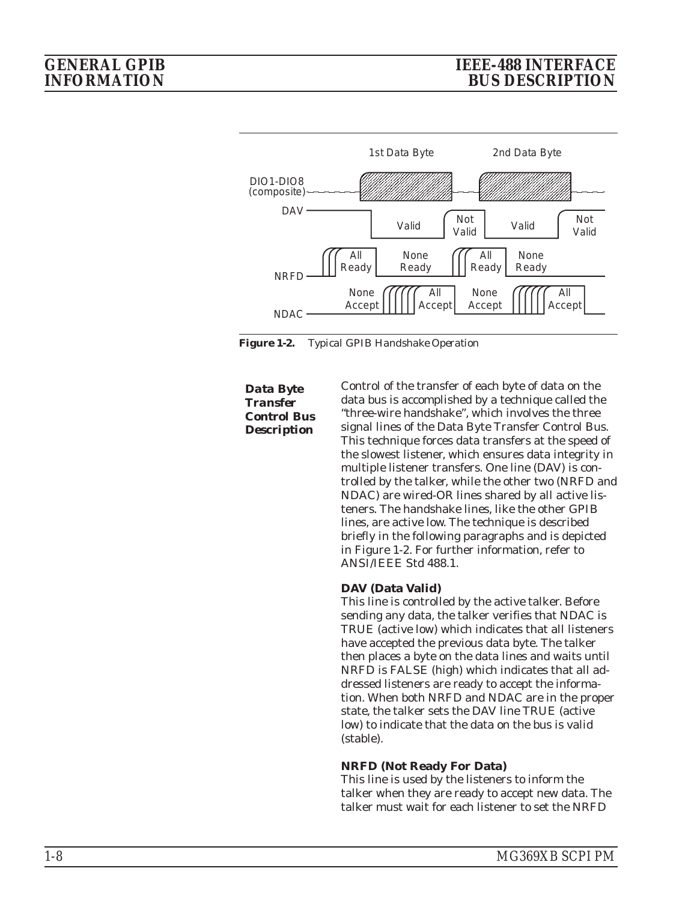**Figure 1-2.** Typical GPIB Handshake Operation

### Data Byte Transfer Control Bus Description

Control of the transfer of each byte of data on the data bus is accomplished by a technique called the "three-wire handshake", which involves the three signal lines of the Data Byte Transfer Control Bus. This technique forces data transfers at the speed of the slowest listener, which ensures data integrity in multiple listener transfers. One line (DAV) is controlled by the talker, while the other two (NRFD and NDAC) are wired-OR lines shared by all active listeners. The handshake lines, like the other GPIB lines, are active low. The technique is described briefly in the following paragraphs and is depicted in Figure 1-2. For further information, refer to ANSI/IEEE Std 488.1.

**DAV (Data Valid)**

This line is controlled by the active talker. Before sending any data, the talker verifies that NDAC is TRUE (active low) which indicates that all listeners have accepted the previous data byte. The talker then places a byte on the data lines and waits until NRFD is FALSE (high) which indicates that all addressed listeners are ready to accept the information. When both NRFD and NDAC are in the proper state, the talker sets the DAV line TRUE (active low) to indicate that the data on the bus is valid (stable).

**NRFD (Not Ready For Data)**

This line is used by the listeners to inform the talker when they are ready to accept new data. The talker must wait for each listener to set the NRFD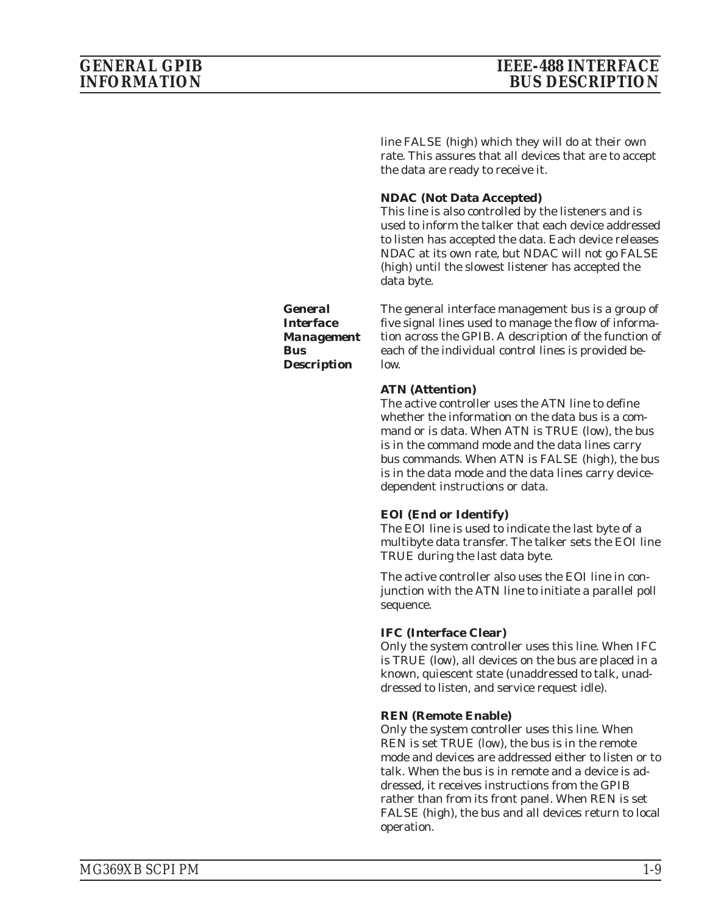line FALSE (high) which they will do at their own rate. This assures that all devices that are to accept the data are ready to receive it.

**NDAC (Not Data Accepted)**
This line is also controlled by the listeners and is used to inform the talker that each device addressed to listen has accepted the data. Each device releases NDAC at its own rate, but NDAC will not go FALSE (high) until the slowest listener has accepted the data byte.

### *General Interface Management Bus Description*

The general interface management bus is a group of five signal lines used to manage the flow of information across the GPIB. A description of the function of each of the individual control lines is provided below.

**ATN (Attention)**
The active controller uses the ATN line to define whether the information on the data bus is a command or is data. When ATN is TRUE (low), the bus is in the command mode and the data lines carry bus commands. When ATN is FALSE (high), the bus is in the data mode and the data lines carry device-dependent instructions or data.

**EOI (End or Identify)**
The EOI line is used to indicate the last byte of a multibyte data transfer. The talker sets the EOI line TRUE during the last data byte.

The active controller also uses the EOI line in conjunction with the ATN line to initiate a parallel poll sequence.

**IFC (Interface Clear)**
Only the system controller uses this line. When IFC is TRUE (low), all devices on the bus are placed in a known, quiescent state (unaddressed to talk, unaddressed to listen, and service request idle).

**REN (Remote Enable)**
Only the system controller uses this line. When REN is set TRUE (low), the bus is in the remote mode and devices are addressed either to listen or to talk. When the bus is in remote and a device is addressed, it receives instructions from the GPIB rather than from its front panel. When REN is set FALSE (high), the bus and all devices return to local operation.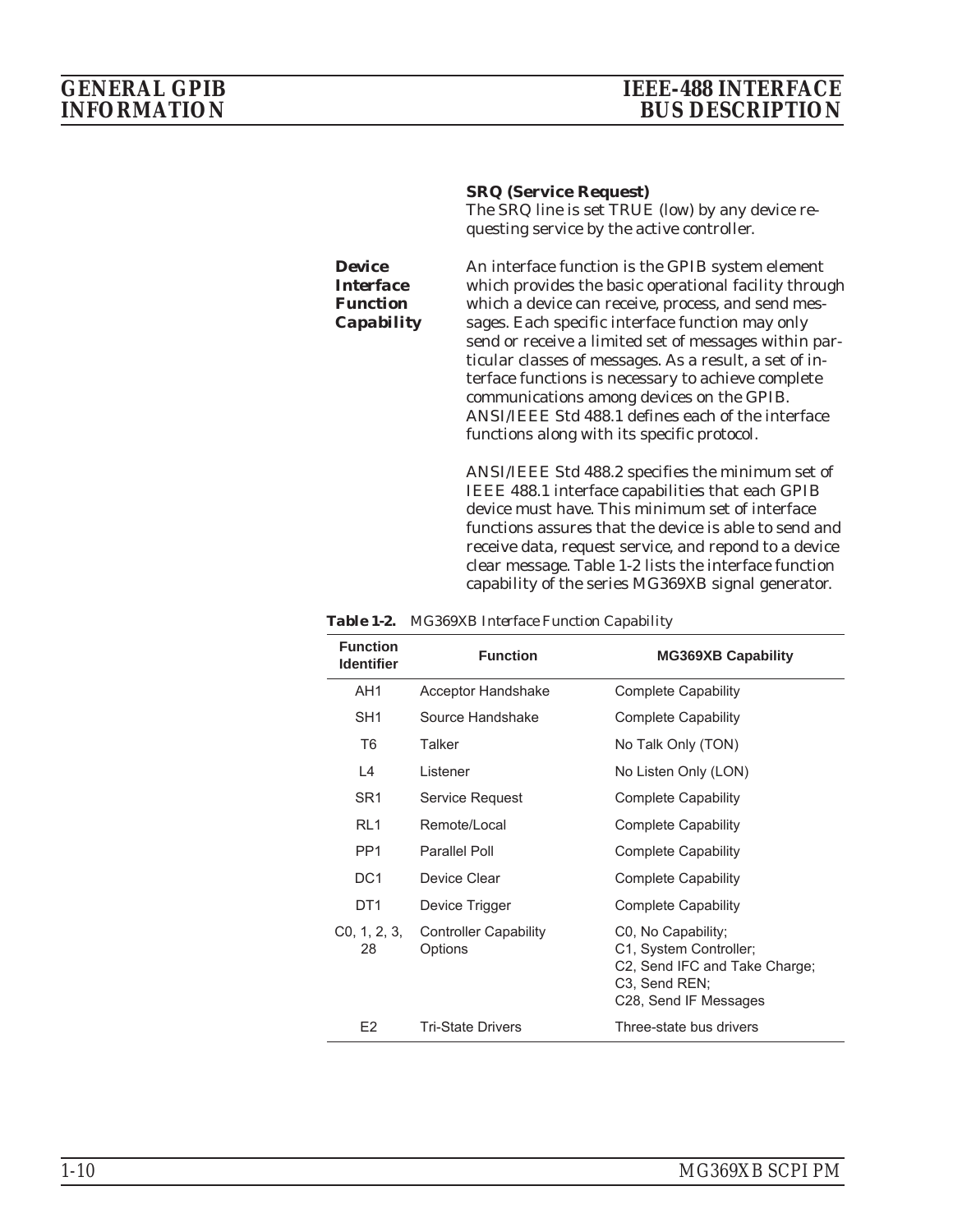**SRQ (Service Request)**
The SRQ line is set TRUE (low) by any device requesting service by the active controller.

### Device Interface Function Capability

An interface function is the GPIB system element which provides the basic operational facility through which a device can receive, process, and send messages. Each specific interface function may only send or receive a limited set of messages within particular classes of messages. As a result, a set of interface functions is necessary to achieve complete communications among devices on the GPIB. ANSI/IEEE Std 488.1 defines each of the interface functions along with its specific protocol.

ANSI/IEEE Std 488.2 specifies the minimum set of IEEE 488.1 interface capabilities that each GPIB device must have. This minimum set of interface functions assures that the device is able to send and receive data, request service, and repond to a device clear message. Table 1-2 lists the interface function capability of the series MG369XB signal generator.

**Table 1-2.** *MG369XB Interface Function Capability*

| Function Identifier | Function | MG369XB Capability |
|---|---|---|
| AH1 | Acceptor Handshake | Complete Capability |
| SH1 | Source Handshake | Complete Capability |
| T6 | Talker | No Talk Only (TON) |
| L4 | Listener | No Listen Only (LON) |
| SR1 | Service Request | Complete Capability |
| RL1 | Remote/Local | Complete Capability |
| PP1 | Parallel Poll | Complete Capability |
| DC1 | Device Clear | Complete Capability |
| DT1 | Device Trigger | Complete Capability |
| C0, 1, 2, 3, 28 | Controller Capability Options | C0, No Capability; C1, System Controller; C2, Send IFC and Take Charge; C3, Send REN; C28, Send IF Messages |
| E2 | Tri-State Drivers | Three-state bus drivers |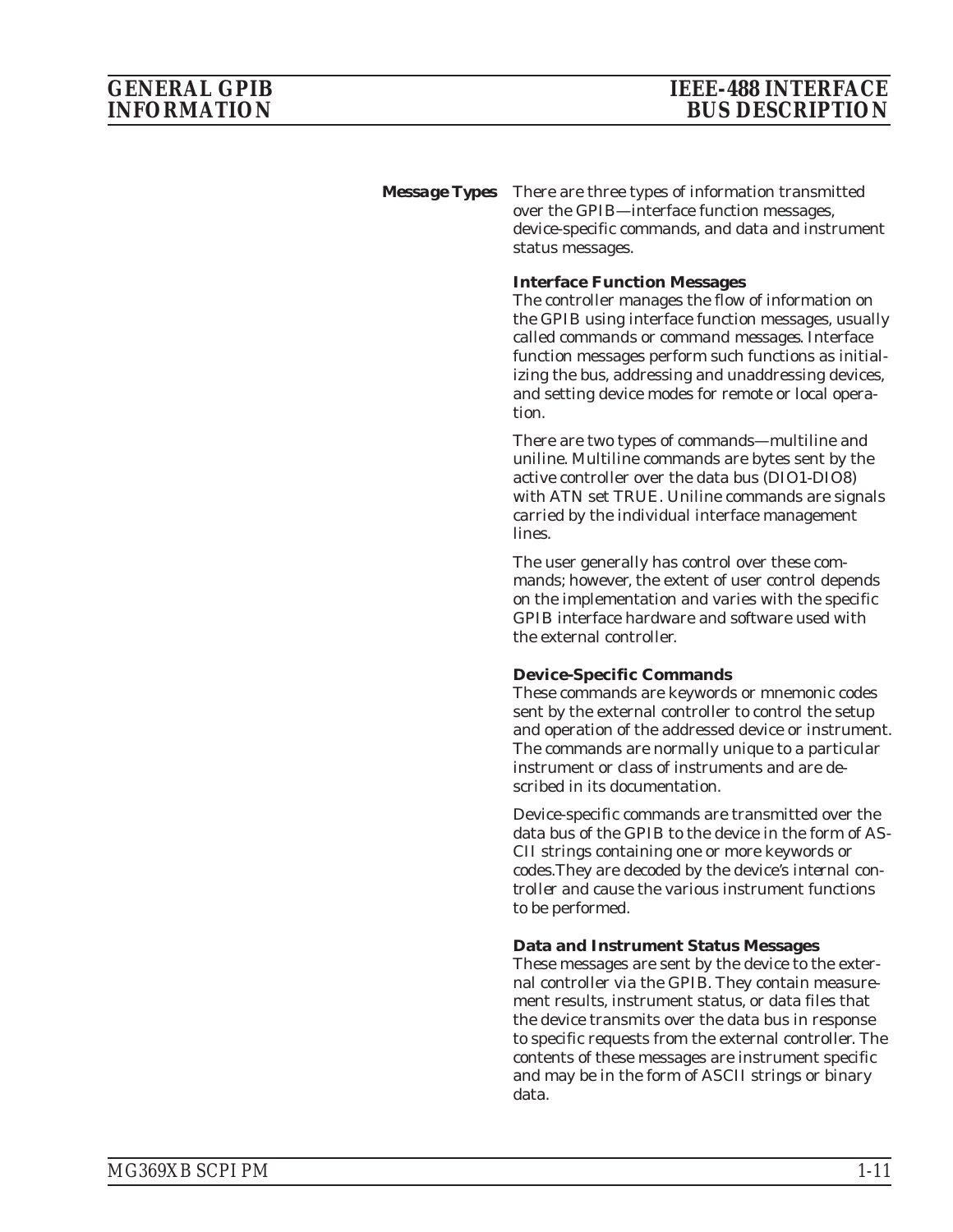### Message Types

There are three types of information transmitted over the GPIB—interface function messages, device-specific commands, and data and instrument status messages.

**Interface Function Messages**

The controller manages the flow of information on the GPIB using interface function messages, usually called *commands* or *command messages*. Interface function messages perform such functions as initializing the bus, addressing and unaddressing devices, and setting device modes for remote or local operation.

There are two types of commands—multiline and uniline. Multiline commands are bytes sent by the active controller over the data bus (DIO1-DIO8) with ATN set TRUE. Uniline commands are signals carried by the individual interface management lines.

The user generally has control over these commands; however, the extent of user control depends on the implementation and varies with the specific GPIB interface hardware and software used with the external controller.

**Device-Specific Commands**

These commands are keywords or mnemonic codes sent by the external controller to control the setup and operation of the addressed device or instrument. The commands are normally unique to a particular instrument or class of instruments and are described in its documentation.

Device-specific commands are transmitted over the data bus of the GPIB to the device in the form of ASCII strings containing one or more keywords or codes.They are decoded by the device's internal controller and cause the various instrument functions to be performed.

**Data and Instrument Status Messages**

These messages are sent by the device to the external controller via the GPIB. They contain measurement results, instrument status, or data files that the device transmits over the data bus in response to specific requests from the external controller. The contents of these messages are instrument specific and may be in the form of ASCII strings or binary data.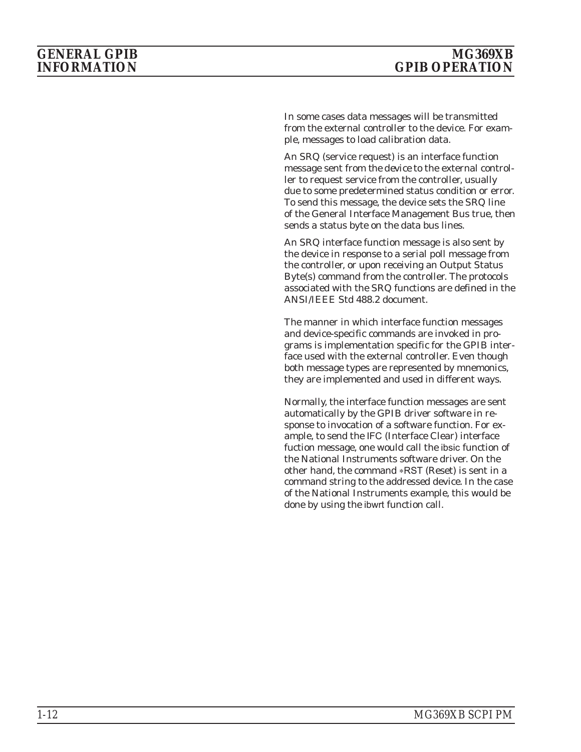In some cases data messages will be transmitted from the external controller to the device. For example, messages to load calibration data.

An SRQ (service request) is an interface function message sent from the device to the external controller to request service from the controller, usually due to some predetermined status condition or error. To send this message, the device sets the SRQ line of the General Interface Management Bus true, then sends a status byte on the data bus lines.

An SRQ interface function message is also sent by the device in response to a serial poll message from the controller, or upon receiving an Output Status Byte(s) command from the controller. The protocols associated with the SRQ functions are defined in the ANSI/IEEE Std 488.2 document.

The manner in which interface function messages and device-specific commands are invoked in programs is implementation specific for the GPIB interface used with the external controller. Even though both message types are represented by mnemonics, they are implemented and used in different ways.

Normally, the interface function messages are sent automatically by the GPIB driver software in response to invocation of a software function. For example, to send the IFC (Interface Clear) interface fuction message, one would call the ibsic function of the National Instruments software driver. On the other hand, the command *RST (Reset) is sent in a command string to the addressed device. In the case of the National Instruments example, this would be done by using the ibwrt function call.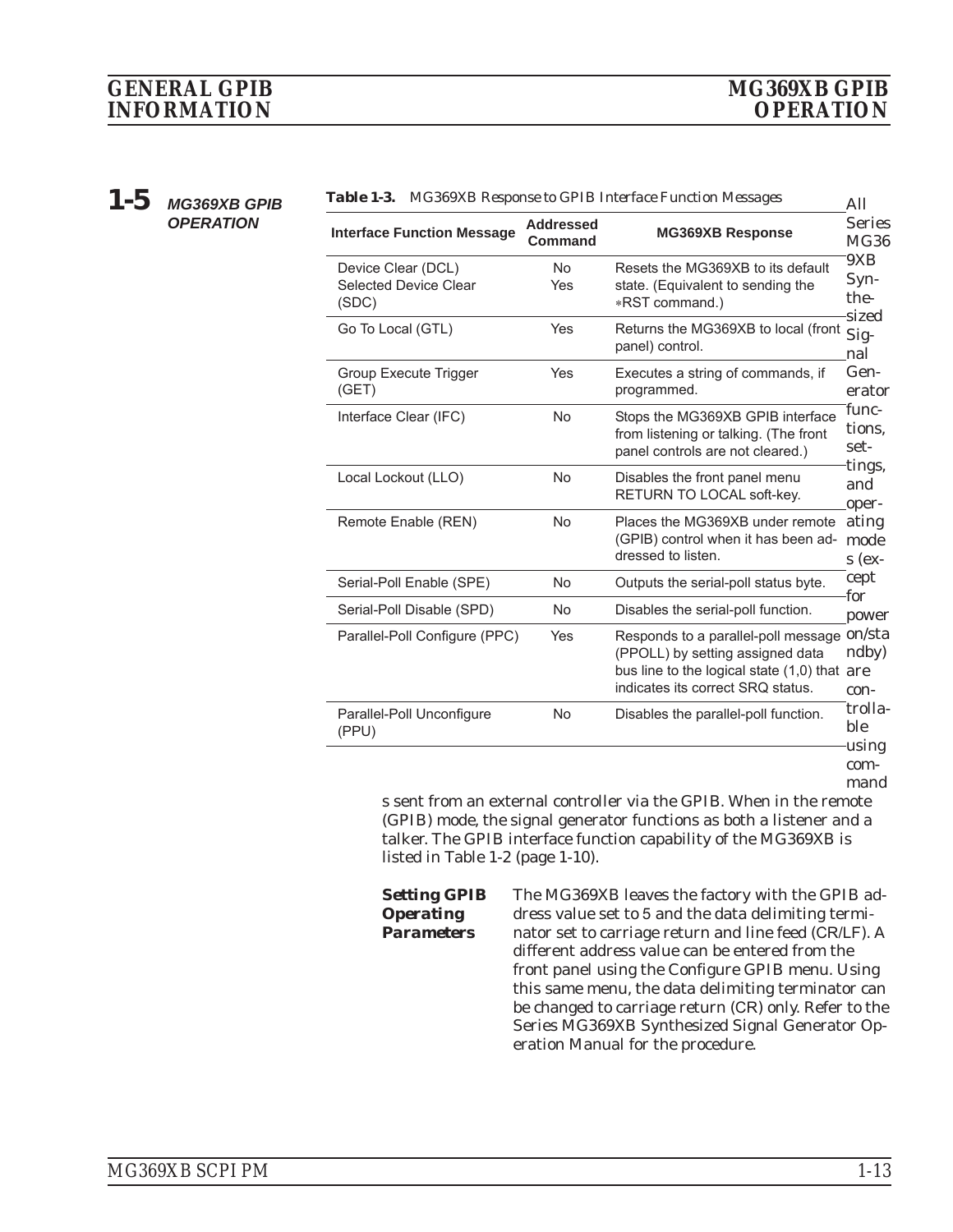## 1-5 MG369XB GPIB OPERATION

**Table 1-3.** *MG369XB Response to GPIB Interface Function Messages*

| Interface Function Message | Addressed Command | MG369XB Response |
|---|---|---|
| Device Clear (DCL)<br>Selected Device Clear (SDC) | No<br>Yes | Resets the MG369XB to its default state. (Equivalent to sending the ∗RST command.) |
| Go To Local (GTL) | Yes | Returns the MG369XB to local (front panel) control. |
| Group Execute Trigger (GET) | Yes | Executes a string of commands, if programmed. |
| Interface Clear (IFC) | No | Stops the MG369XB GPIB interface from listening or talking. (The front panel controls are not cleared.) |
| Local Lockout (LLO) | No | Disables the front panel menu RETURN TO LOCAL soft-key. |
| Remote Enable (REN) | No | Places the MG369XB under remote (GPIB) control when it has been addressed to listen. |
| Serial-Poll Enable (SPE) | No | Outputs the serial-poll status byte. |
| Serial-Poll Disable (SPD) | No | Disables the serial-poll function. |
| Parallel-Poll Configure (PPC) | Yes | Responds to a parallel-poll message (PPOLL) by setting assigned data bus line to the logical state (1,0) that indicates its correct SRQ status. |
| Parallel-Poll Unconfigure (PPU) | No | Disables the parallel-poll function. |

All Series MG369XB Synthesized Signal Generator functions, settings, and operating modes (except for power on/standby) are controllable using commands sent from an external controller via the GPIB. When in the remote (GPIB) mode, the signal generator functions as both a listener and a talker. The GPIB interface function capability of the MG369XB is listed in Table 1-2 (page 1-10).

**Setting GPIB Operating Parameters**

The MG369XB leaves the factory with the GPIB address value set to 5 and the data delimiting terminator set to carriage return and line feed (CR/LF). A different address value can be entered from the front panel using the Configure GPIB menu. Using this same menu, the data delimiting terminator can be changed to carriage return (CR) only. Refer to the Series MG369XB Synthesized Signal Generator Operation Manual for the procedure.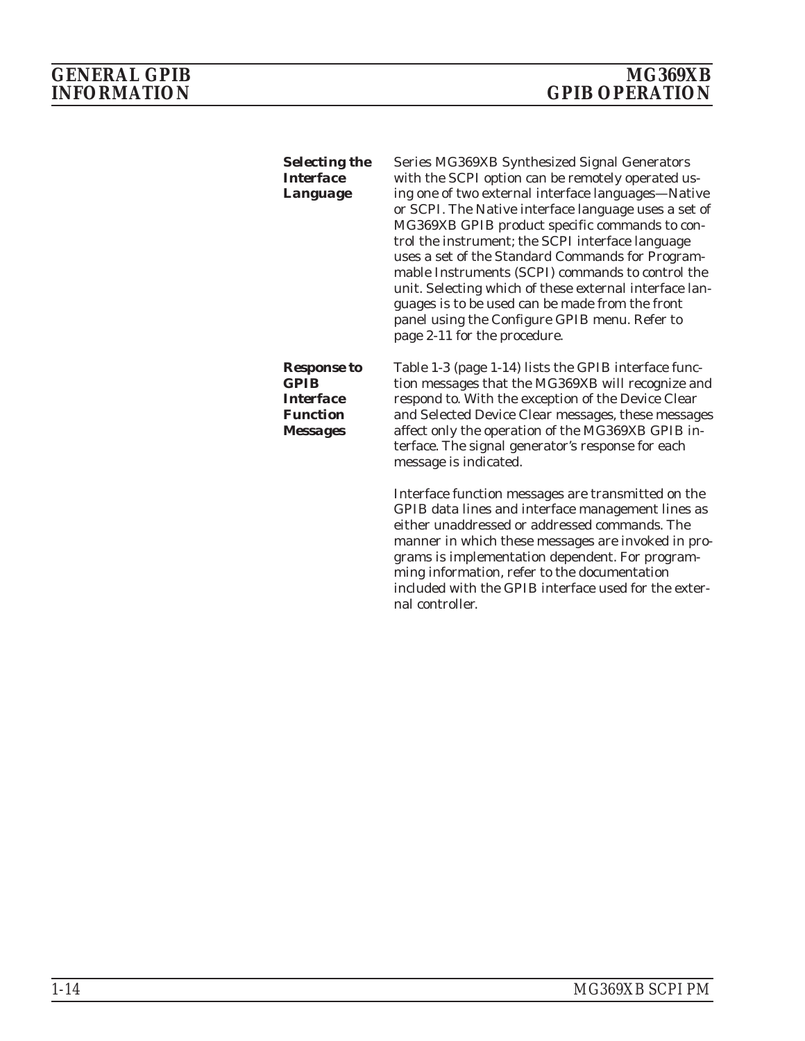### Selecting the Interface Language

Series MG369XB Synthesized Signal Generators with the SCPI option can be remotely operated using one of two external interface languages—Native or SCPI. The Native interface language uses a set of MG369XB GPIB product specific commands to control the instrument; the SCPI interface language uses a set of the Standard Commands for Programmable Instruments (SCPI) commands to control the unit. Selecting which of these external interface languages is to be used can be made from the front panel using the Configure GPIB menu. Refer to page 2-11 for the procedure.

### Response to GPIB Interface Function Messages

Table 1-3 (page 1-14) lists the GPIB interface function messages that the MG369XB will recognize and respond to. With the exception of the Device Clear and Selected Device Clear messages, these messages affect only the operation of the MG369XB GPIB interface. The signal generator's response for each message is indicated.

Interface function messages are transmitted on the GPIB data lines and interface management lines as either unaddressed or addressed commands. The manner in which these messages are invoked in programs is implementation dependent. For programming information, refer to the documentation included with the GPIB interface used for the external controller.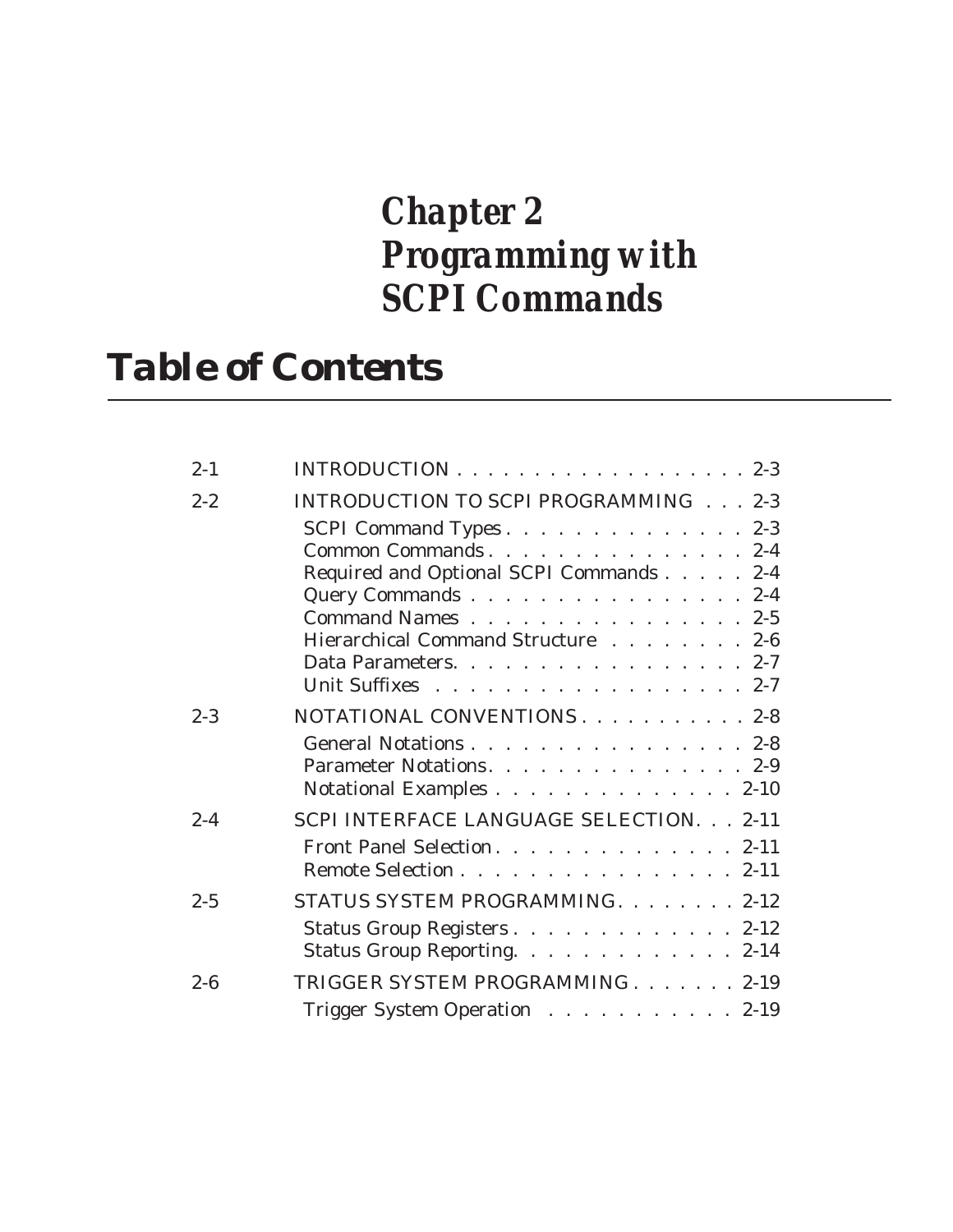# *Chapter 2 Programming with SCPI Commands*

## *Table of Contents*

| | | |
|---|---|---|
| 2-1 | INTRODUCTION | 2-3 |
| 2-2 | INTRODUCTION TO SCPI PROGRAMMING | 2-3 |
| | SCPI Command Types | 2-3 |
| | Common Commands | 2-4 |
| | Required and Optional SCPI Commands | 2-4 |
| | Query Commands | 2-4 |
| | Command Names | 2-5 |
| | Hierarchical Command Structure | 2-6 |
| | Data Parameters | 2-7 |
| | Unit Suffixes | 2-7 |
| 2-3 | NOTATIONAL CONVENTIONS | 2-8 |
| | General Notations | 2-8 |
| | Parameter Notations | 2-9 |
| | Notational Examples | 2-10 |
| 2-4 | SCPI INTERFACE LANGUAGE SELECTION | 2-11 |
| | Front Panel Selection | 2-11 |
| | Remote Selection | 2-11 |
| 2-5 | STATUS SYSTEM PROGRAMMING | 2-12 |
| | Status Group Registers | 2-12 |
| | Status Group Reporting | 2-14 |
| 2-6 | TRIGGER SYSTEM PROGRAMMING | 2-19 |
| | Trigger System Operation | 2-19 |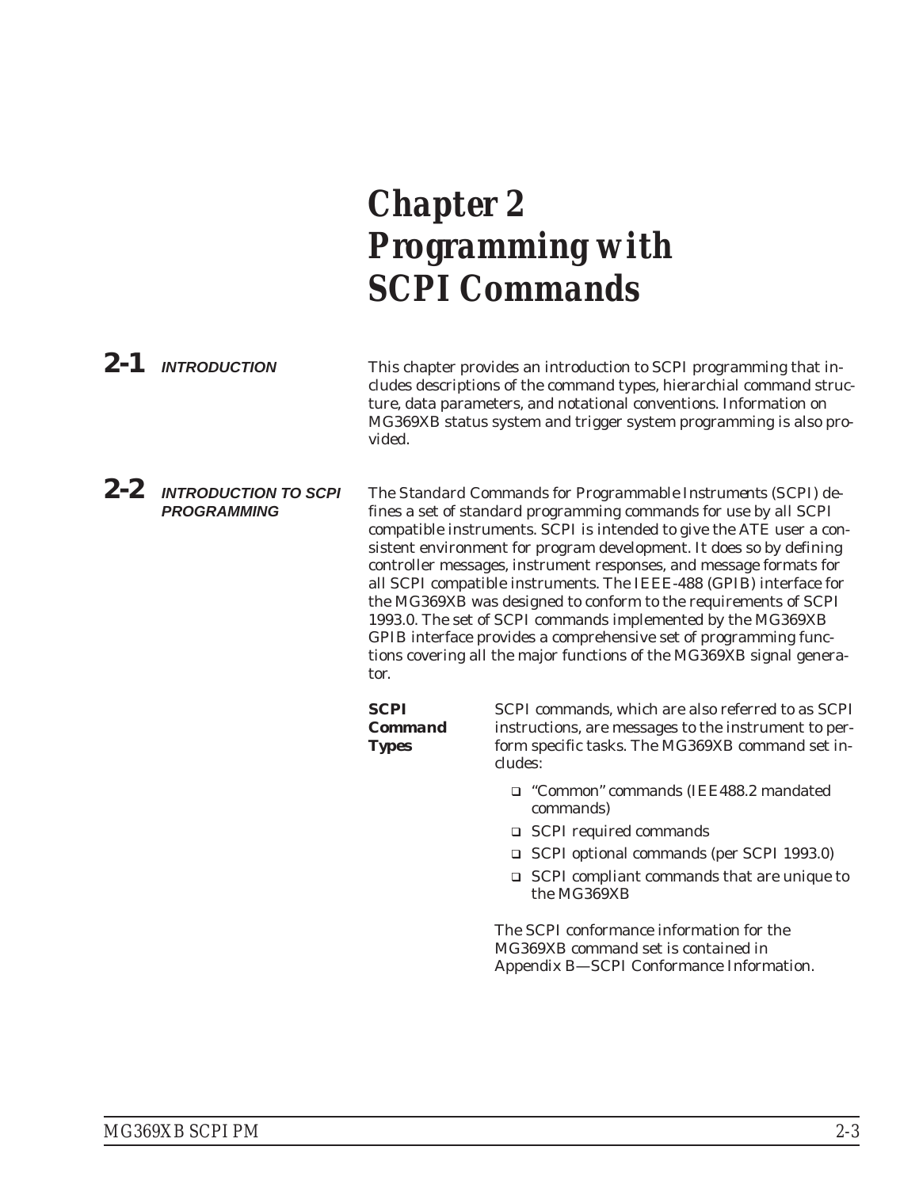# Chapter 2 Programming with SCPI Commands

## 2-1 INTRODUCTION

This chapter provides an introduction to SCPI programming that includes descriptions of the command types, hierarchial command structure, data parameters, and notational conventions. Information on MG369XB status system and trigger system programming is also provided.

## 2-2 INTRODUCTION TO SCPI PROGRAMMING

The Standard Commands for Programmable Instruments (SCPI) defines a set of standard programming commands for use by all SCPI compatible instruments. SCPI is intended to give the ATE user a consistent environment for program development. It does so by defining controller messages, instrument responses, and message formats for all SCPI compatible instruments. The IEEE-488 (GPIB) interface for the MG369XB was designed to conform to the requirements of SCPI 1993.0. The set of SCPI commands implemented by the MG369XB GPIB interface provides a comprehensive set of programming functions covering all the major functions of the MG369XB signal generator.

### SCPI Command Types

SCPI commands, which are also referred to as SCPI instructions, are messages to the instrument to perform specific tasks. The MG369XB command set includes:

- "Common" commands (IEE488.2 mandated commands)
- SCPI required commands
- SCPI optional commands (per SCPI 1993.0)
- SCPI compliant commands that are unique to the MG369XB

The SCPI conformance information for the MG369XB command set is contained in Appendix B—SCPI Conformance Information.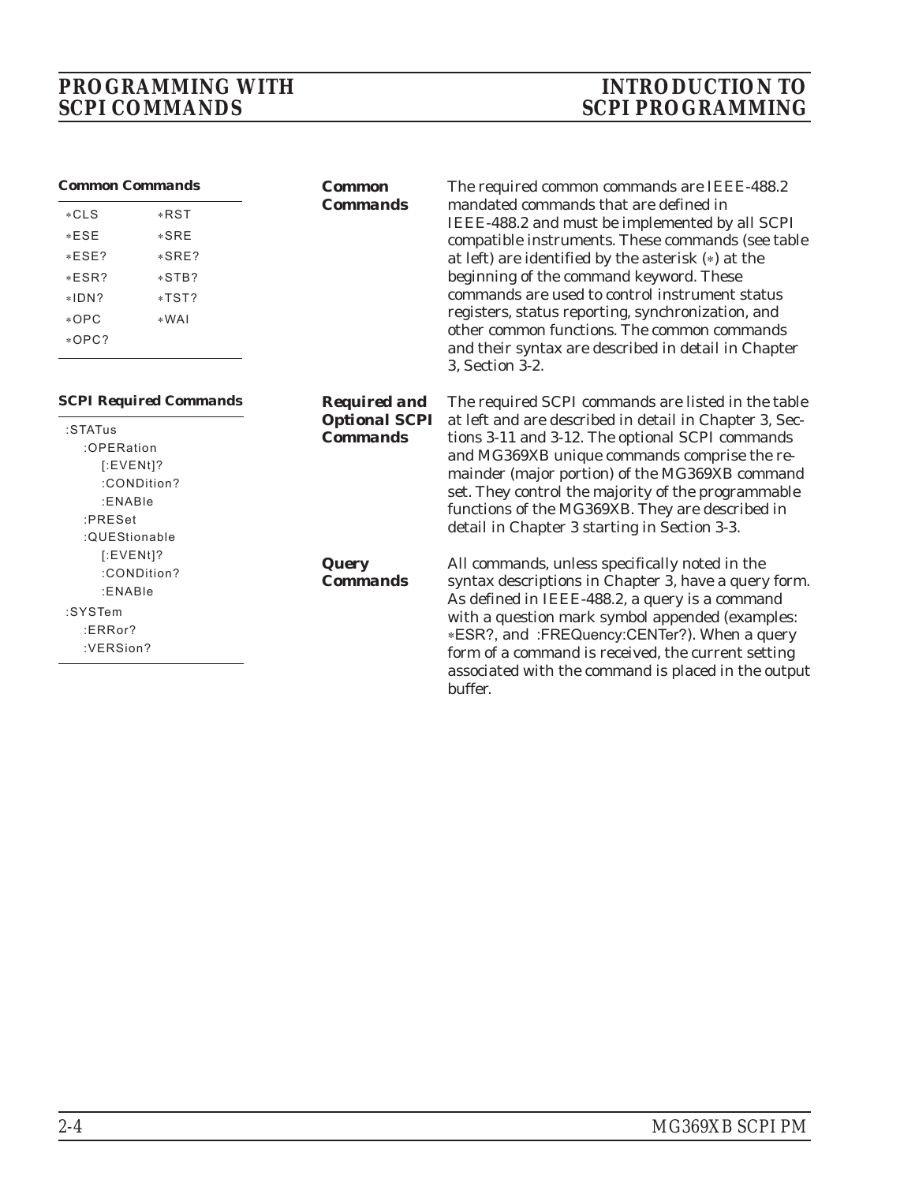**Common Commands**

| | |
|---|---|
| ∗CLS | ∗RST |
| ∗ESE | ∗SRE |
| ∗ESE? | ∗SRE? |
| ∗ESR? | ∗STB? |
| ∗IDN? | ∗TST? |
| ∗OPC | ∗WAI |
| ∗OPC? | |

### *Common Commands*

The required common commands are IEEE-488.2 mandated commands that are defined in IEEE-488.2 and must be implemented by all SCPI compatible instruments. These commands (see table at left) are identified by the asterisk (∗) at the beginning of the command keyword. These commands are used to control instrument status registers, status reporting, synchronization, and other common functions. The common commands and their syntax are described in detail in Chapter 3, Section 3-2.

**SCPI Required Commands**

```
:STATus
   :OPERation
      [:EVENt]?
      :CONDition?
      :ENABle
   :PRESet
   :QUEStionable
      [:EVENt]?
      :CONDition?
      :ENABle
:SYSTem
   :ERRor?
   :VERSion?
```

### *Required and Optional SCPI Commands*

The required SCPI commands are listed in the table at left and are described in detail in Chapter 3, Sections 3-11 and 3-12. The optional SCPI commands and MG369XB unique commands comprise the remainder (major portion) of the MG369XB command set. They control the majority of the programmable functions of the MG369XB. They are described in detail in Chapter 3 starting in Section 3-3.

### *Query Commands*

All commands, unless specifically noted in the syntax descriptions in Chapter 3, have a query form. As defined in IEEE-488.2, a query is a command with a question mark symbol appended (examples: ∗ESR?, and :FREQuency:CENTer?). When a query form of a command is received, the current setting associated with the command is placed in the output buffer.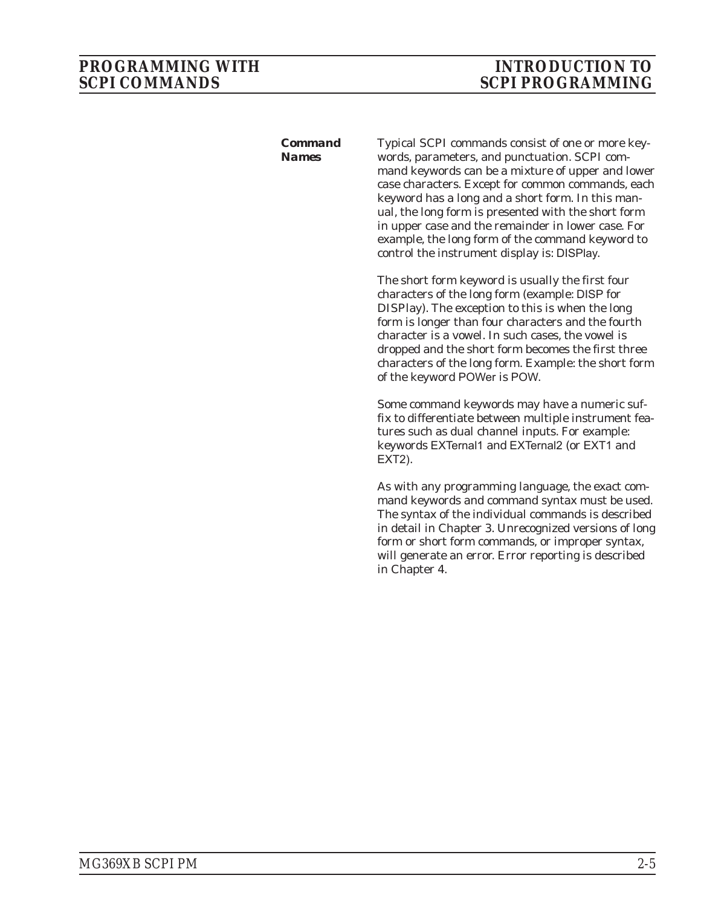### Command Names

Typical SCPI commands consist of one or more keywords, parameters, and punctuation. SCPI command keywords can be a mixture of upper and lower case characters. Except for common commands, each keyword has a long and a short form. In this manual, the long form is presented with the short form in upper case and the remainder in lower case. For example, the long form of the command keyword to control the instrument display is: DISPlay.

The short form keyword is usually the first four characters of the long form (example: DISP for DISPlay). The exception to this is when the long form is longer than four characters and the fourth character is a vowel. In such cases, the vowel is dropped and the short form becomes the first three characters of the long form. Example: the short form of the keyword POWer is POW.

Some command keywords may have a numeric suffix to differentiate between multiple instrument features such as dual channel inputs. For example: keywords EXTernal1 and EXTernal2 (or EXT1 and EXT2).

As with any programming language, the exact command keywords and command syntax must be used. The syntax of the individual commands is described in detail in Chapter 3. Unrecognized versions of long form or short form commands, or improper syntax, will generate an error. Error reporting is described in Chapter 4.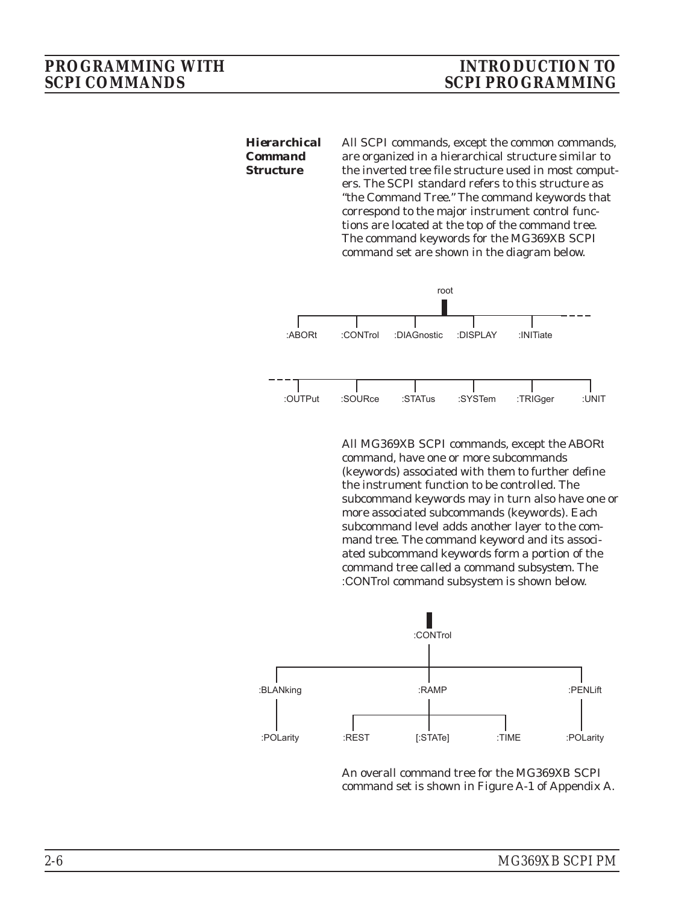### Hierarchical Command Structure

All SCPI commands, except the common commands, are organized in a hierarchical structure similar to the inverted tree file structure used in most computers. The SCPI standard refers to this structure as "the Command Tree." The command keywords that correspond to the major instrument control functions are located at the top of the command tree. The command keywords for the MG369XB SCPI command set are shown in the diagram below.

```
root
:ABORt  :CONTrol  :DIAGnostic  :DISPLAY  :INITiate
:OUTPut  :SOURce  :STATus  :SYSTem  :TRIGger  :UNIT
```

All MG369XB SCPI commands, except the ABORt command, have one or more subcommands (keywords) associated with them to further define the instrument function to be controlled. The subcommand keywords may in turn also have one or more associated subcommands (keywords). Each subcommand level adds another layer to the command tree. The command keyword and its associated subcommand keywords form a portion of the command tree called a command *subsystem*. The :CONTrol command subsystem is shown below.

```
:CONTrol
  :BLANking
    :POLarity
  :RAMP
    :REST
    [:STATe]
    :TIME
  :PENLift
    :POLarity
```

An overall command tree for the MG369XB SCPI command set is shown in Figure A-1 of Appendix A.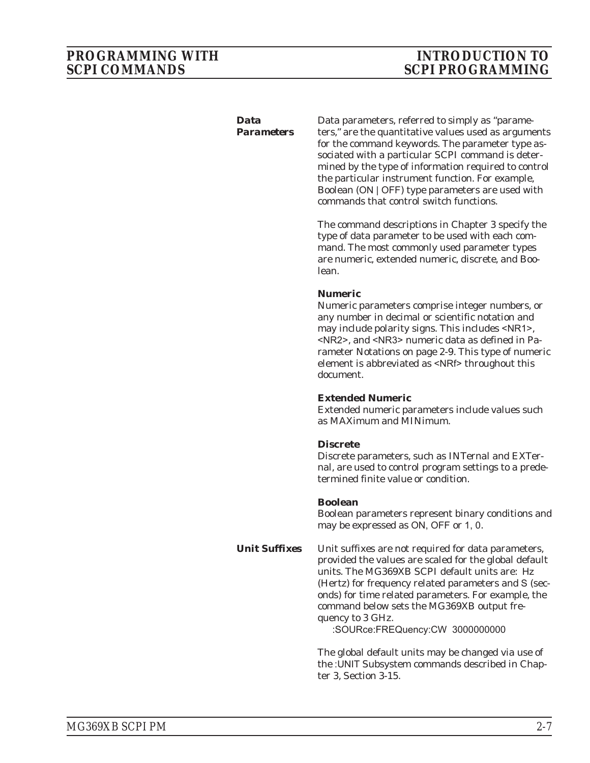## Data Parameters

Data parameters, referred to simply as "parameters," are the quantitative values used as arguments for the command keywords. The parameter type associated with a particular SCPI command is determined by the type of information required to control the particular instrument function. For example, Boolean (ON | OFF) type parameters are used with commands that control switch functions.

The command descriptions in Chapter 3 specify the type of data parameter to be used with each command. The most commonly used parameter types are numeric, extended numeric, discrete, and Boolean.

### Numeric

Numeric parameters comprise integer numbers, or any number in decimal or scientific notation and may include polarity signs. This includes <NR1>, <NR2>, and <NR3> numeric data as defined in Parameter Notations on page 2-9. This type of numeric element is abbreviated as <NRf> throughout this document.

### Extended Numeric

Extended numeric parameters include values such as MAXimum and MINimum.

### Discrete

Discrete parameters, such as INTernal and EXTernal, are used to control program settings to a predetermined finite value or condition.

### Boolean

Boolean parameters represent binary conditions and may be expressed as ON, OFF or 1, 0.

## Unit Suffixes

Unit suffixes are not required for data parameters, provided the values are scaled for the global default units. The MG369XB SCPI default units are: Hz (Hertz) for frequency related parameters and S (seconds) for time related parameters. For example, the command below sets the MG369XB output frequency to 3 GHz.

```
:SOURce:FREQuency:CW 3000000000
```

The global default units may be changed via use of the :UNIT Subsystem commands described in Chapter 3, Section 3-15.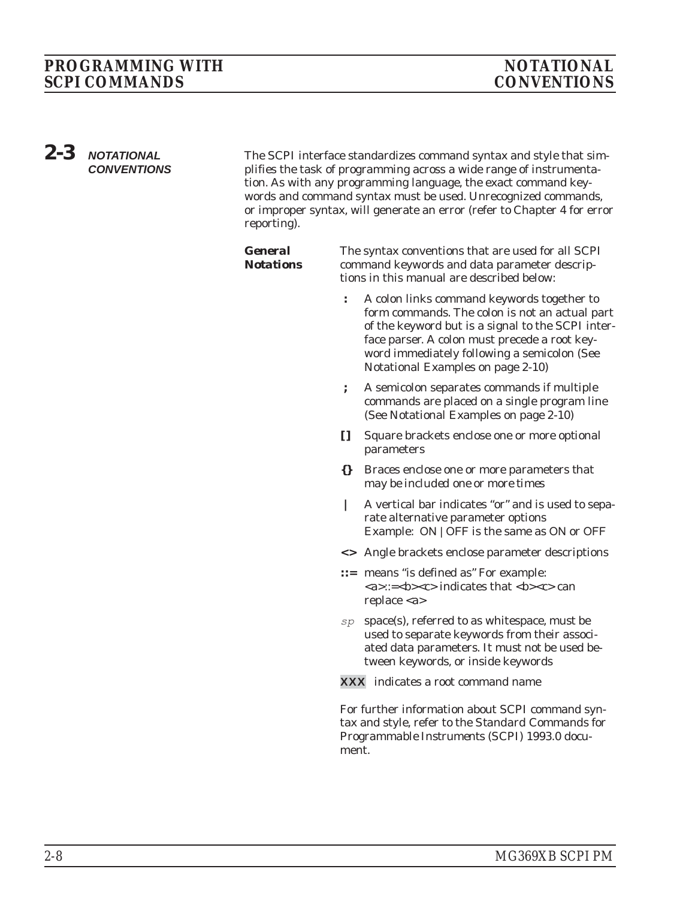## 2-3 NOTATIONAL CONVENTIONS

The SCPI interface standardizes command syntax and style that simplifies the task of programming across a wide range of instrumentation. As with any programming language, the exact command keywords and command syntax must be used. Unrecognized commands, or improper syntax, will generate an error (refer to Chapter 4 for error reporting).

### General Notations

The syntax conventions that are used for all SCPI command keywords and data parameter descriptions in this manual are described below:

- **:** A colon links command keywords together to form commands. The colon is not an actual part of the keyword but is a signal to the SCPI interface parser. A colon must precede a root keyword immediately following a semicolon (See Notational Examples on page 2-10)
- **;** A semicolon separates commands if multiple commands are placed on a single program line (See Notational Examples on page 2-10)
- **[ ]** Square brackets enclose one or more optional parameters
- **{ }** Braces enclose one or more parameters that may be included one or more times
- **|** A vertical bar indicates "or" and is used to separate alternative parameter options
  Example: ON | OFF is the same as ON or OFF
- **< >** Angle brackets enclose parameter descriptions
- **::=** means "is defined as" For example: <a>::=<b><c> indicates that <b><c> can replace <a>
- *sp* space(s), referred to as whitespace, must be used to separate keywords from their associated data parameters. It must not be used between keywords, or inside keywords
- **XXX** indicates a root command name

For further information about SCPI command syntax and style, refer to the Standard Commands for Programmable Instruments (SCPI) 1993.0 document.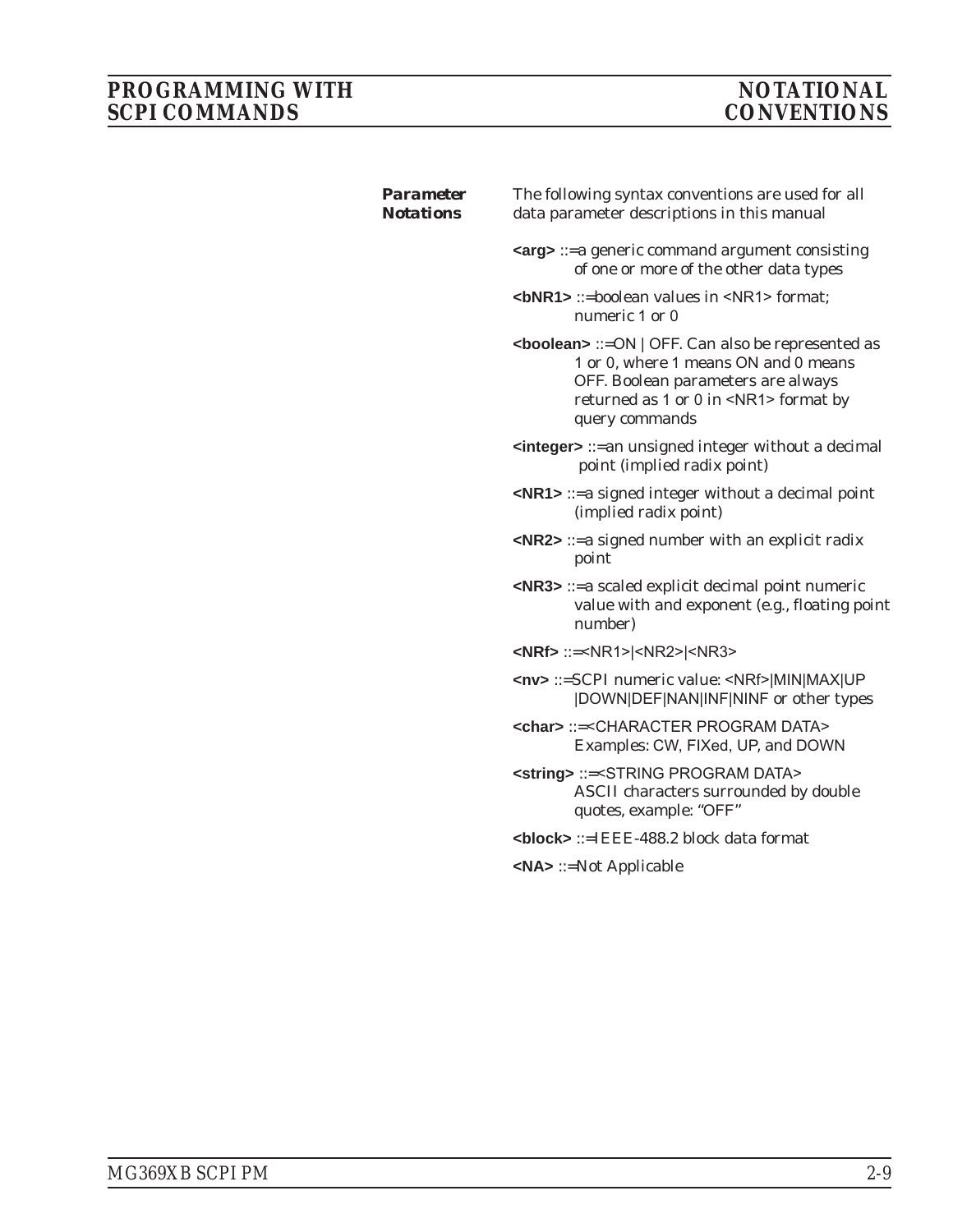### *Parameter Notations*

The following syntax conventions are used for all data parameter descriptions in this manual

**<arg>** ::=a generic command argument consisting of one or more of the other data types

**<bNR1>** ::=boolean values in <NR1> format; numeric 1 or 0

**<boolean>** ::=ON | OFF. Can also be represented as 1 or 0, where 1 means ON and 0 means OFF. Boolean parameters are always returned as 1 or 0 in <NR1> format by query commands

**<integer>** ::=an unsigned integer without a decimal point (implied radix point)

**<NR1>** ::=a signed integer without a decimal point (implied radix point)

**<NR2>** ::=a signed number with an explicit radix point

**<NR3>** ::=a scaled explicit decimal point numeric value with and exponent (e.g., floating point number)

**<NRf>** ::=<NR1>|<NR2>|<NR3>

**<nv>** ::=SCPI numeric value: <NRf>|MIN|MAX|UP |DOWN|DEF|NAN|INF|NINF or other types

**<char>** ::=<CHARACTER PROGRAM DATA> Examples: CW, FIXed, UP, and DOWN

**<string>** ::=<STRING PROGRAM DATA> ASCII characters surrounded by double quotes, example: "OFF"

**<block>** ::=IEEE-488.2 block data format

**<NA>** ::=Not Applicable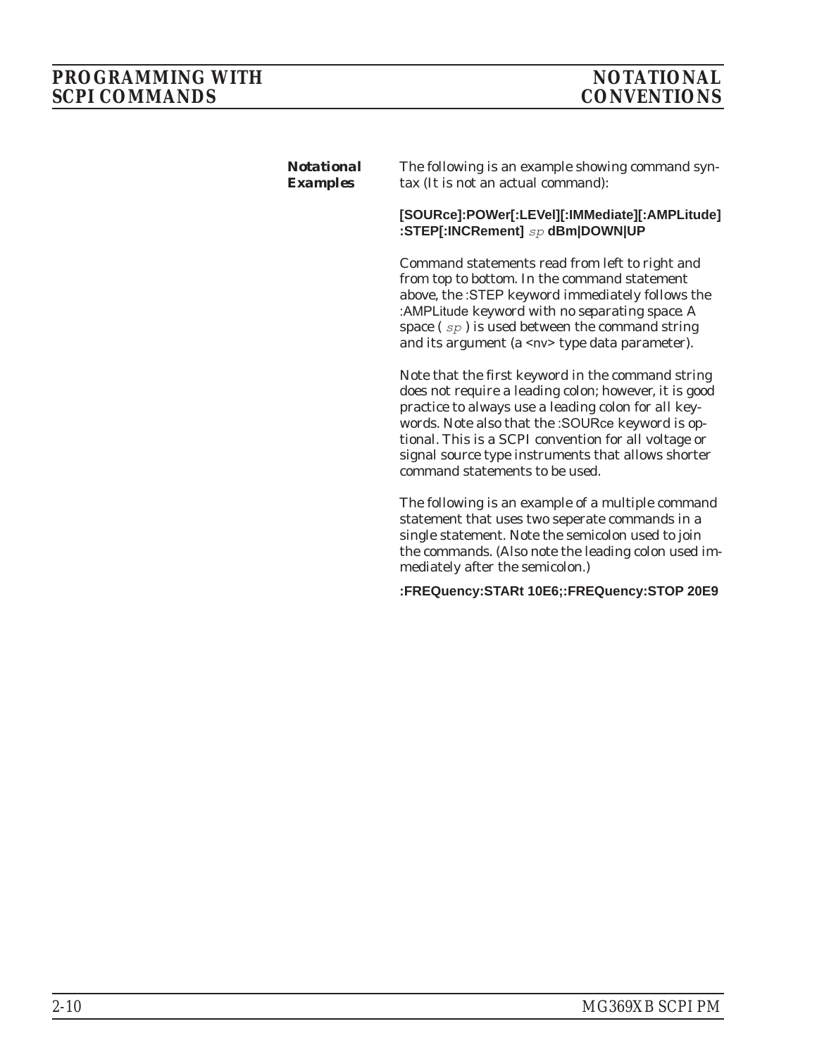## *Notational Examples*

The following is an example showing command syntax (It is not an actual command):

**[SOURce]:POWer[:LEVel][:IMMediate][:AMPLitude] :STEP[:INCRement]** *sp* **dBm|DOWN|UP**

Command statements read from left to right and from top to bottom. In the command statement above, the :STEP keyword immediately follows the :AMPLitude keyword with no separating space. A space ( *sp* ) is used between the command string and its argument (a <nv> type data parameter).

Note that the first keyword in the command string does not require a leading colon; however, it is good practice to always use a leading colon for all keywords. Note also that the :SOURce keyword is optional. This is a SCPI convention for all voltage or signal source type instruments that allows shorter command statements to be used.

The following is an example of a multiple command statement that uses two seperate commands in a single statement. Note the semicolon used to join the commands. (Also note the leading colon used immediately after the semicolon.)

**:FREQuency:STARt 10E6;:FREQuency:STOP 20E9**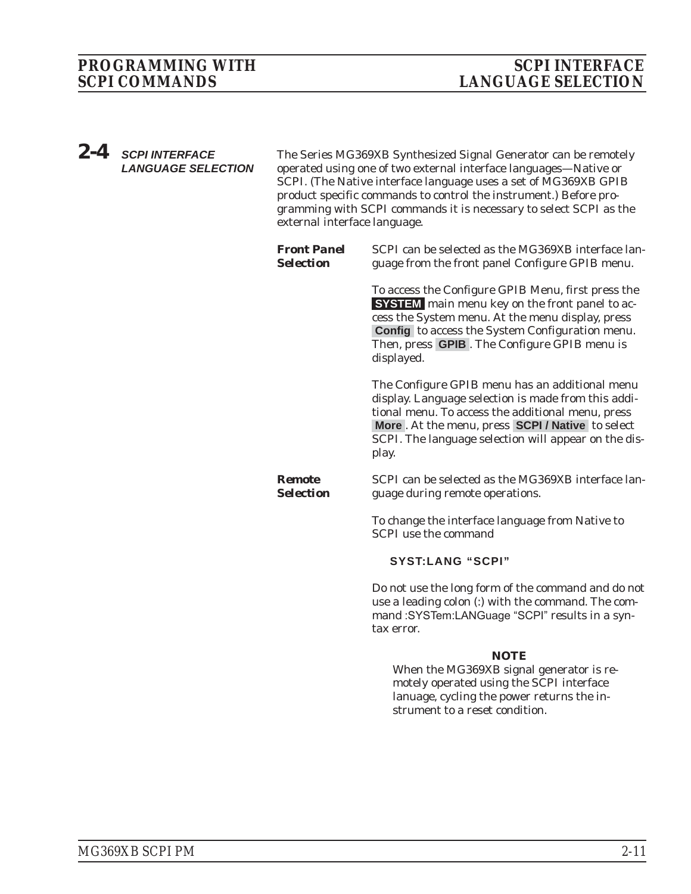## 2-4 SCPI INTERFACE LANGUAGE SELECTION

The Series MG369XB Synthesized Signal Generator can be remotely operated using one of two external interface languages—Native or SCPI. (The Native interface language uses a set of MG369XB GPIB product specific commands to control the instrument.) Before programming with SCPI commands it is necessary to select SCPI as the external interface language.

### Front Panel Selection

SCPI can be selected as the MG369XB interface language from the front panel Configure GPIB menu.

To access the Configure GPIB Menu, first press the **SYSTEM** main menu key on the front panel to access the System menu. At the menu display, press **Config** to access the System Configuration menu. Then, press **GPIB**. The Configure GPIB menu is displayed.

The Configure GPIB menu has an additional menu display. Language selection is made from this additional menu. To access the additional menu, press **More**. At the menu, press **SCPI / Native** to select SCPI. The language selection will appear on the display.

### Remote Selection

SCPI can be selected as the MG369XB interface language during remote operations.

To change the interface language from Native to SCPI use the command

```
SYST:LANG "SCPI"
```

Do not use the long form of the command and do not use a leading colon (:) with the command. The command :SYSTem:LANGuage "SCPI" results in a syntax error.

**NOTE**

When the MG369XB signal generator is remotely operated using the SCPI interface lanuage, cycling the power returns the instrument to a reset condition.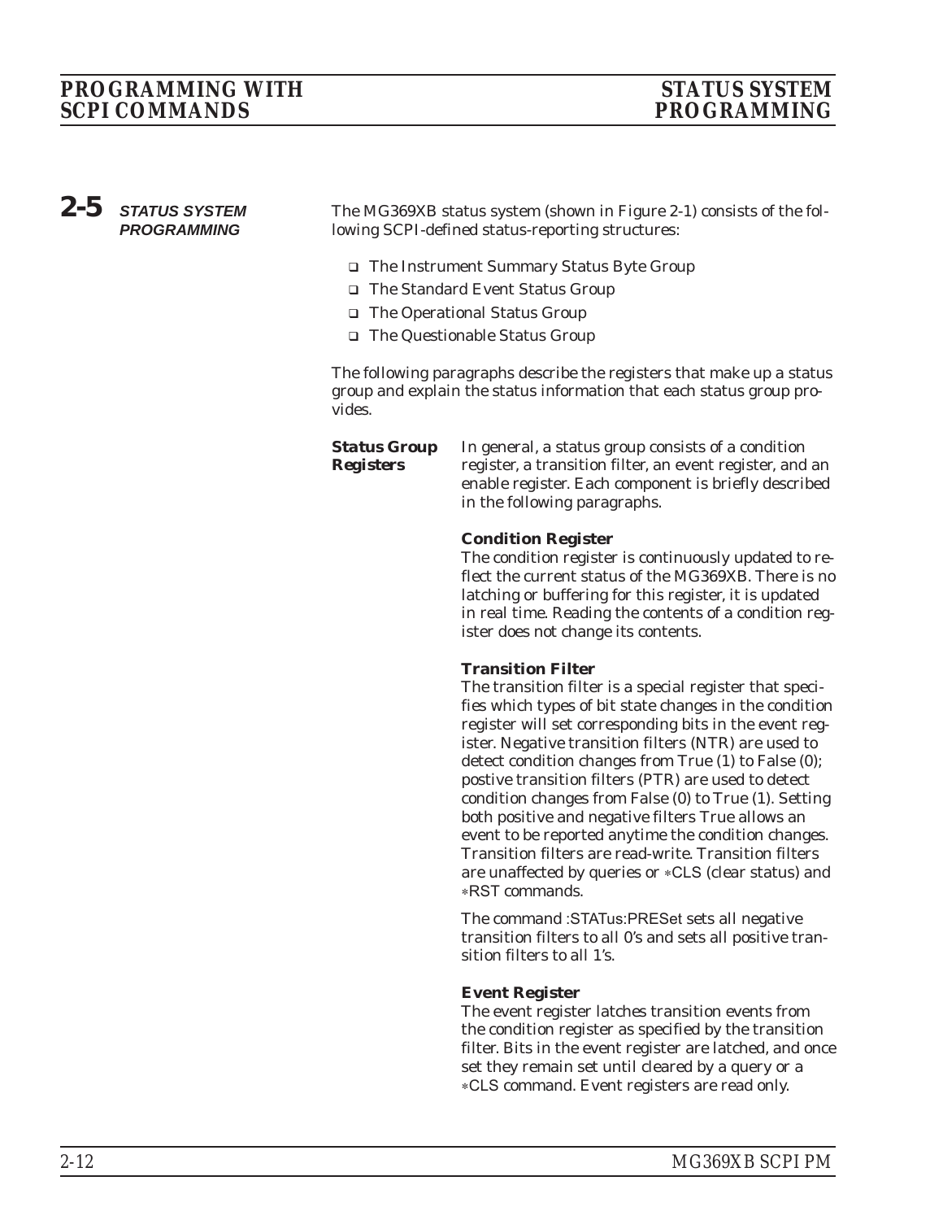## 2-5 STATUS SYSTEM PROGRAMMING

The MG369XB status system (shown in Figure 2-1) consists of the following SCPI-defined status-reporting structures:

- The Instrument Summary Status Byte Group
- The Standard Event Status Group
- The Operational Status Group
- The Questionable Status Group

The following paragraphs describe the registers that make up a status group and explain the status information that each status group provides.

### Status Group Registers

In general, a status group consists of a condition register, a transition filter, an event register, and an enable register. Each component is briefly described in the following paragraphs.

**Condition Register**

The condition register is continuously updated to reflect the current status of the MG369XB. There is no latching or buffering for this register, it is updated in real time. Reading the contents of a condition register does not change its contents.

**Transition Filter**

The transition filter is a special register that specifies which types of bit state changes in the condition register will set corresponding bits in the event register. Negative transition filters (NTR) are used to detect condition changes from True (1) to False (0); postive transition filters (PTR) are used to detect condition changes from False (0) to True (1). Setting both positive and negative filters True allows an event to be reported anytime the condition changes. Transition filters are read-write. Transition filters are unaffected by queries or ∗CLS (clear status) and ∗RST commands.

The command :STATus:PRESet sets all negative transition filters to all 0's and sets all positive transition filters to all 1's.

**Event Register**

The event register latches transition events from the condition register as specified by the transition filter. Bits in the event register are latched, and once set they remain set until cleared by a query or a ∗CLS command. Event registers are read only.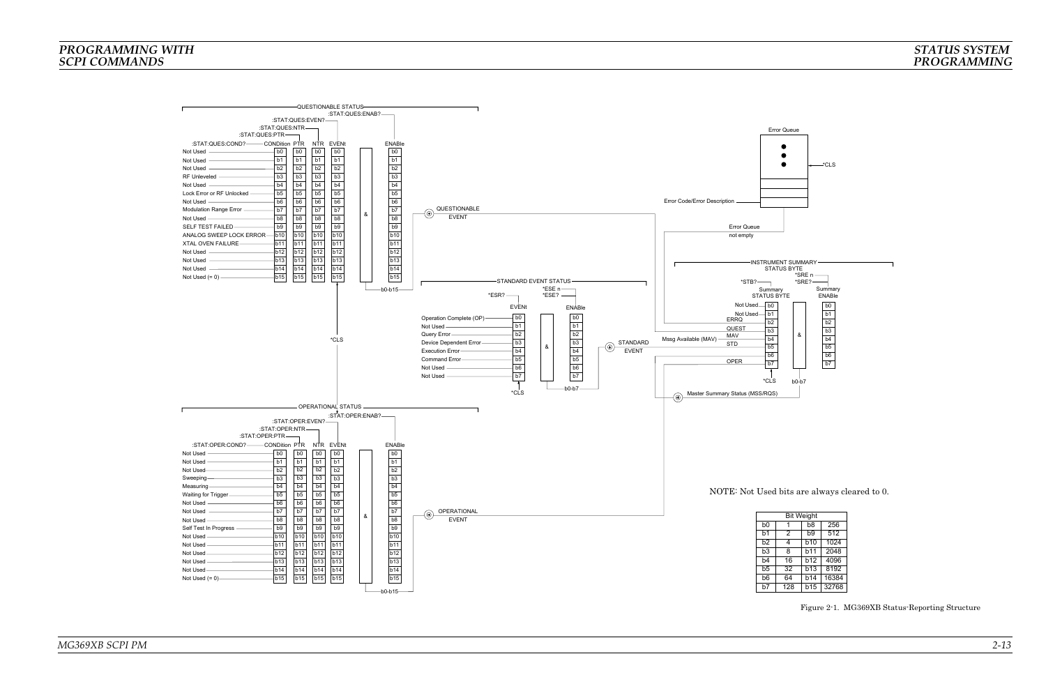QUESTIONABLE STATUS

| :STAT:QUES:COND? CONDition | PTR | NTR | EVENt | ENABle |
|---|---|---|---|---|
| Not Used — b0 | b0 | b0 | b0 | b0 |
| Not Used — b1 | b1 | b1 | b1 | b1 |
| Not Used — b2 | b2 | b2 | b2 | b2 |
| RF Unleveled — b3 | b3 | b3 | b3 | b3 |
| Not Used — b4 | b4 | b4 | b4 | b4 |
| Lock Error or RF Unlocked — b5 | b5 | b5 | b5 | b5 |
| Not Used — b6 | b6 | b6 | b6 | b6 |
| Modulation Range Error — b7 | b7 | b7 | b7 | b7 |
| Not Used — b8 | b8 | b8 | b8 | b8 |
| SELF TEST FAILED — b9 | b9 | b9 | b9 | b9 |
| ANALOG SWEEP LOCK ERROR — b10 | b10 | b10 | b10 | b10 |
| XTAL OVEN FAILURE — b11 | b11 | b11 | b11 | b11 |
| Not Used — b12 | b12 | b12 | b12 | b12 |
| Not Used — b13 | b13 | b13 | b13 | b13 |
| Not Used — b14 | b14 | b14 | b14 | b14 |
| Not Used (= 0) — b15 | b15 | b15 | b15 | b15 |

:STAT:QUES:PTR, :STAT:QUES:NTR, :STAT:QUES:EVEN?, :STAT:QUES:ENAB?, *CLS, b0-b15, QUESTIONABLE EVENT

OPERATIONAL STATUS

| :STAT:OPER:COND? CONDition | PTR | NTR | EVENt | ENABle |
|---|---|---|---|---|
| Not Used — b0 | b0 | b0 | b0 | b0 |
| Not Used — b1 | b1 | b1 | b1 | b1 |
| Not Used — b2 | b2 | b2 | b2 | b2 |
| Sweeping — b3 | b3 | b3 | b3 | b3 |
| Measuring — b4 | b4 | b4 | b4 | b4 |
| Waiting for Trigger — b5 | b5 | b5 | b5 | b5 |
| Not Used — b6 | b6 | b6 | b6 | b6 |
| Not Used — b7 | b7 | b7 | b7 | b7 |
| Not Used — b8 | b8 | b8 | b8 | b8 |
| Self Test In Progress — b9 | b9 | b9 | b9 | b9 |
| Not Used — b10 | b10 | b10 | b10 | b10 |
| Not Used — b11 | b11 | b11 | b11 | b11 |
| Not Used — b12 | b12 | b12 | b12 | b12 |
| Not Used — b13 | b13 | b13 | b13 | b13 |
| Not Used — b14 | b14 | b14 | b14 | b14 |
| Not Used (= 0) — b15 | b15 | b15 | b15 | b15 |

:STAT:OPER:PTR, :STAT:OPER:NTR, :STAT:OPER:EVEN?, :STAT:OPER:ENAB?, b0-b15, OPERATIONAL EVENT

STANDARD EVENT STATUS

| *ESR? EVENt | *ESE n / *ESE? ENABle |
|---|---|
| Operation Complete (OP) — b0 | b0 |
| Not Used — b1 | b1 |
| Query Error — b2 | b2 |
| Device Dependent Error — b3 | b3 |
| Execution Error — b4 | b4 |
| Command Error — b5 | b5 |
| Not Used — b6 | b6 |
| Not Used — b7 | b7 |

*CLS, b0-b7, STANDARD EVENT

Error Queue — *CLS; Error Code/Error Description; Error Queue not empty

INSTRUMENT SUMMARY STATUS BYTE

| *STB? Summary STATUS BYTE | *SRE n / *SRE? Summary ENABle |
|---|---|
| Not Used — b0 | b0 |
| Not Used — b1 | b1 |
| ERRQ — b2 | b2 |
| QUEST — b3 | b3 |
| Mssg Available (MAV) — MAV — b4 | b4 |
| STD — b5 | b5 |
| b6 | b6 |
| OPER — b7 | b7 |

*CLS, b0-b7, Master Summary Status (MSS/RQS)

NOTE: Not Used bits are always cleared to 0.

| Bit Weight | | | |
|---|---|---|---|
| b0 | 1 | b8 | 256 |
| b1 | 2 | b9 | 512 |
| b2 | 4 | b10 | 1024 |
| b3 | 8 | b11 | 2048 |
| b4 | 16 | b12 | 4096 |
| b5 | 32 | b13 | 8192 |
| b6 | 64 | b14 | 16384 |
| b7 | 128 | b15 | 32768 |

Figure 2-1. MG369XB Status-Reporting Structure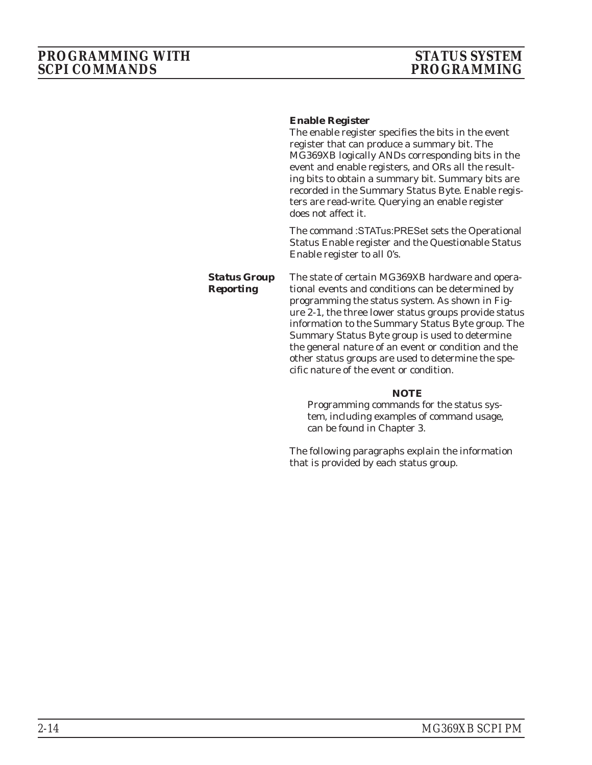**Enable Register**

The enable register specifies the bits in the event register that can produce a summary bit. The MG369XB logically ANDs corresponding bits in the event and enable registers, and ORs all the resulting bits to obtain a summary bit. Summary bits are recorded in the Summary Status Byte. Enable registers are read-write. Querying an enable register does not affect it.

The command :STATus:PRESet sets the Operational Status Enable register and the Questionable Status Enable register to all 0's.

### Status Group Reporting

The state of certain MG369XB hardware and operational events and conditions can be determined by programming the status system. As shown in Figure 2-1, the three lower status groups provide status information to the Summary Status Byte group. The Summary Status Byte group is used to determine the general nature of an event or condition and the other status groups are used to determine the specific nature of the event or condition.

**NOTE**

Programming commands for the status system, including examples of command usage, can be found in Chapter 3.

The following paragraphs explain the information that is provided by each status group.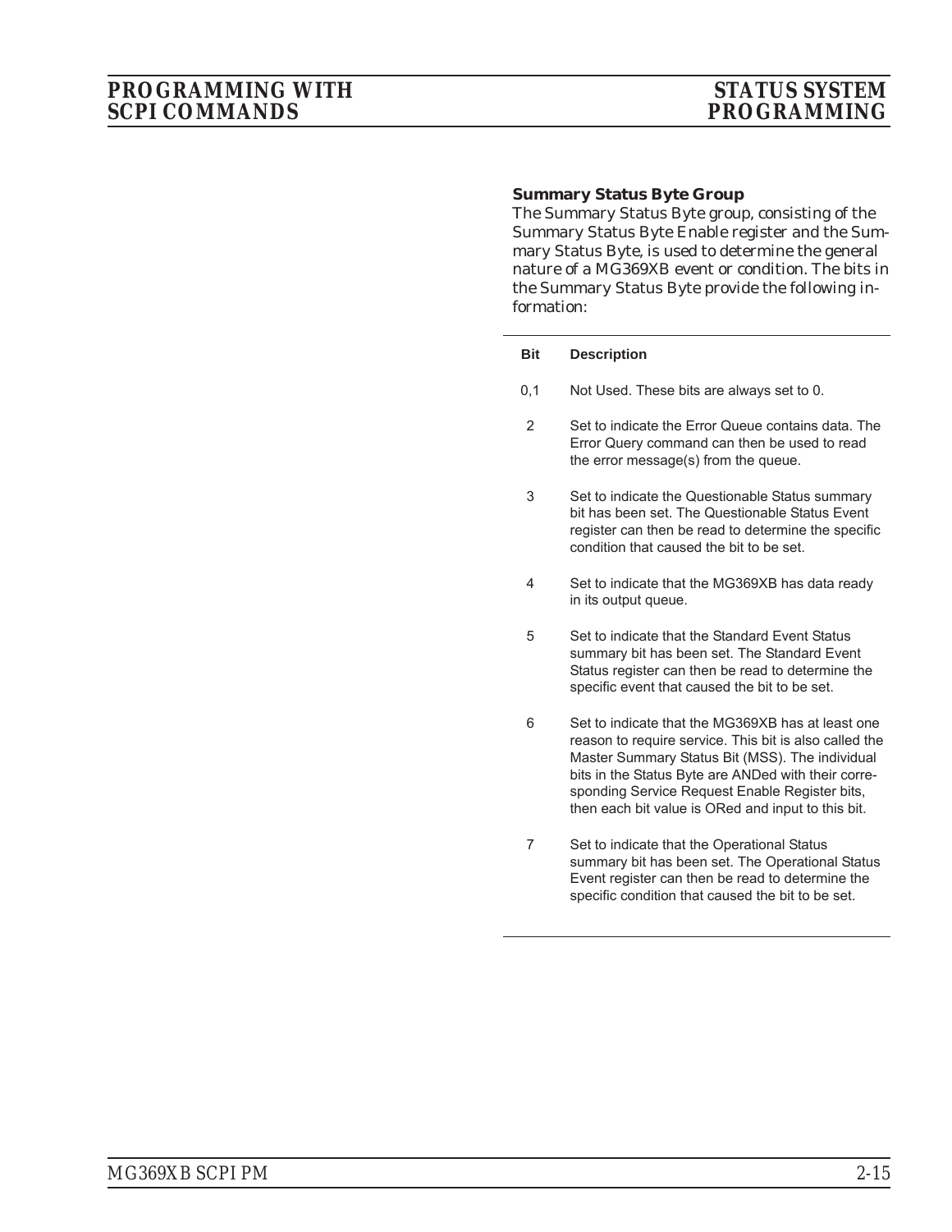### Summary Status Byte Group

The Summary Status Byte group, consisting of the Summary Status Byte Enable register and the Summary Status Byte, is used to determine the general nature of a MG369XB event or condition. The bits in the Summary Status Byte provide the following information:

| Bit | Description |
|---|---|
| 0,1 | Not Used. These bits are always set to 0. |
| 2 | Set to indicate the Error Queue contains data. The Error Query command can then be used to read the error message(s) from the queue. |
| 3 | Set to indicate the Questionable Status summary bit has been set. The Questionable Status Event register can then be read to determine the specific condition that caused the bit to be set. |
| 4 | Set to indicate that the MG369XB has data ready in its output queue. |
| 5 | Set to indicate that the Standard Event Status summary bit has been set. The Standard Event Status register can then be read to determine the specific event that caused the bit to be set. |
| 6 | Set to indicate that the MG369XB has at least one reason to require service. This bit is also called the Master Summary Status Bit (MSS). The individual bits in the Status Byte are ANDed with their corresponding Service Request Enable Register bits, then each bit value is ORed and input to this bit. |
| 7 | Set to indicate that the Operational Status summary bit has been set. The Operational Status Event register can then be read to determine the specific condition that caused the bit to be set. |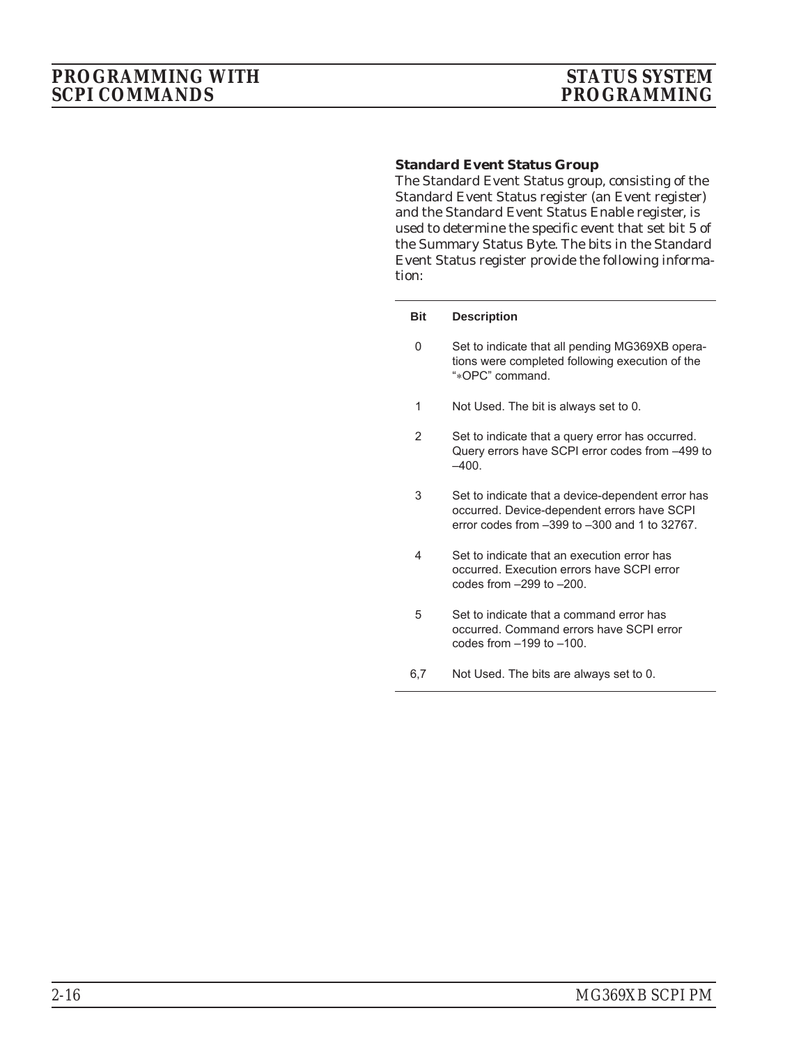### Standard Event Status Group

The Standard Event Status group, consisting of the Standard Event Status register (an Event register) and the Standard Event Status Enable register, is used to determine the specific event that set bit 5 of the Summary Status Byte. The bits in the Standard Event Status register provide the following information:

| Bit | Description |
|---|---|
| 0 | Set to indicate that all pending MG369XB operations were completed following execution of the "*OPC" command. |
| 1 | Not Used. The bit is always set to 0. |
| 2 | Set to indicate that a query error has occurred. Query errors have SCPI error codes from –499 to –400. |
| 3 | Set to indicate that a device-dependent error has occurred. Device-dependent errors have SCPI error codes from –399 to –300 and 1 to 32767. |
| 4 | Set to indicate that an execution error has occurred. Execution errors have SCPI error codes from –299 to –200. |
| 5 | Set to indicate that a command error has occurred. Command errors have SCPI error codes from –199 to –100. |
| 6,7 | Not Used. The bits are always set to 0. |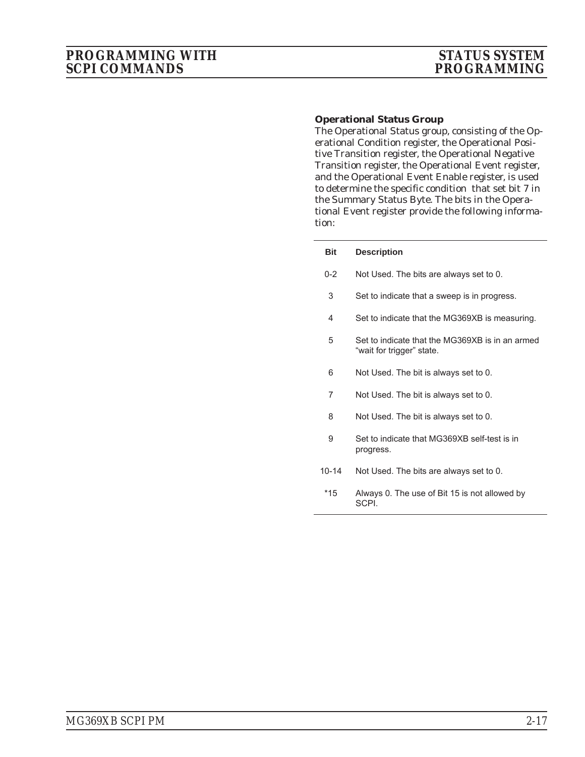**Operational Status Group**

The Operational Status group, consisting of the Operational Condition register, the Operational Positive Transition register, the Operational Negative Transition register, the Operational Event register, and the Operational Event Enable register, is used to determine the specific condition that set bit 7 in the Summary Status Byte. The bits in the Operational Event register provide the following information:

| Bit | Description |
|---|---|
| 0-2 | Not Used. The bits are always set to 0. |
| 3 | Set to indicate that a sweep is in progress. |
| 4 | Set to indicate that the MG369XB is measuring. |
| 5 | Set to indicate that the MG369XB is in an armed "wait for trigger" state. |
| 6 | Not Used. The bit is always set to 0. |
| 7 | Not Used. The bit is always set to 0. |
| 8 | Not Used. The bit is always set to 0. |
| 9 | Set to indicate that MG369XB self-test is in progress. |
| 10-14 | Not Used. The bits are always set to 0. |
| *15 | Always 0. The use of Bit 15 is not allowed by SCPI. |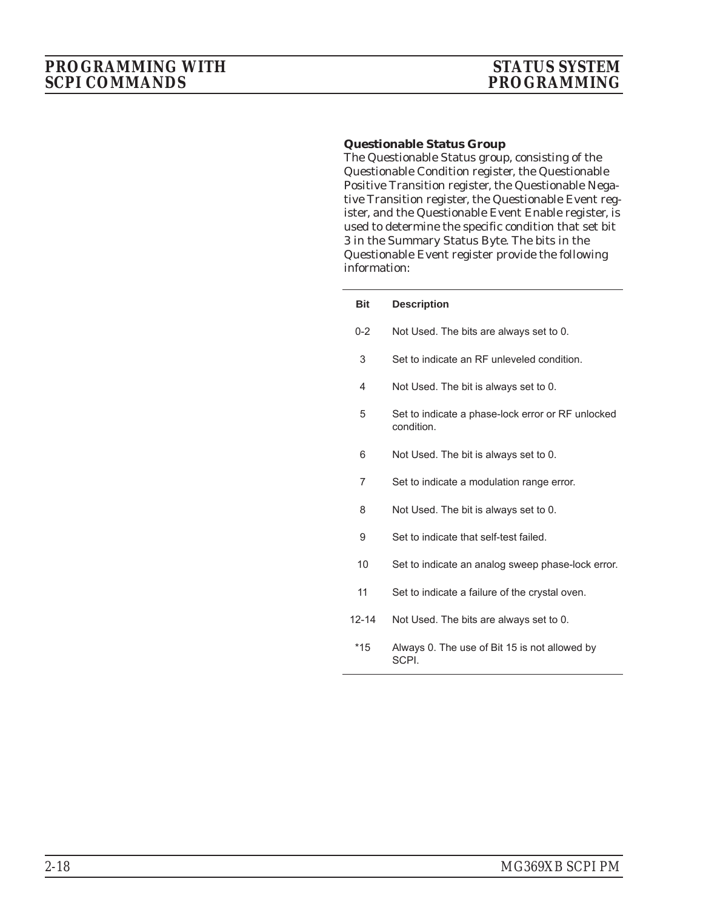### Questionable Status Group

The Questionable Status group, consisting of the Questionable Condition register, the Questionable Positive Transition register, the Questionable Negative Transition register, the Questionable Event register, and the Questionable Event Enable register, is used to determine the specific condition that set bit 3 in the Summary Status Byte. The bits in the Questionable Event register provide the following information:

| Bit | Description |
|---|---|
| 0-2 | Not Used. The bits are always set to 0. |
| 3 | Set to indicate an RF unleveled condition. |
| 4 | Not Used. The bit is always set to 0. |
| 5 | Set to indicate a phase-lock error or RF unlocked condition. |
| 6 | Not Used. The bit is always set to 0. |
| 7 | Set to indicate a modulation range error. |
| 8 | Not Used. The bit is always set to 0. |
| 9 | Set to indicate that self-test failed. |
| 10 | Set to indicate an analog sweep phase-lock error. |
| 11 | Set to indicate a failure of the crystal oven. |
| 12-14 | Not Used. The bits are always set to 0. |
| *15 | Always 0. The use of Bit 15 is not allowed by SCPI. |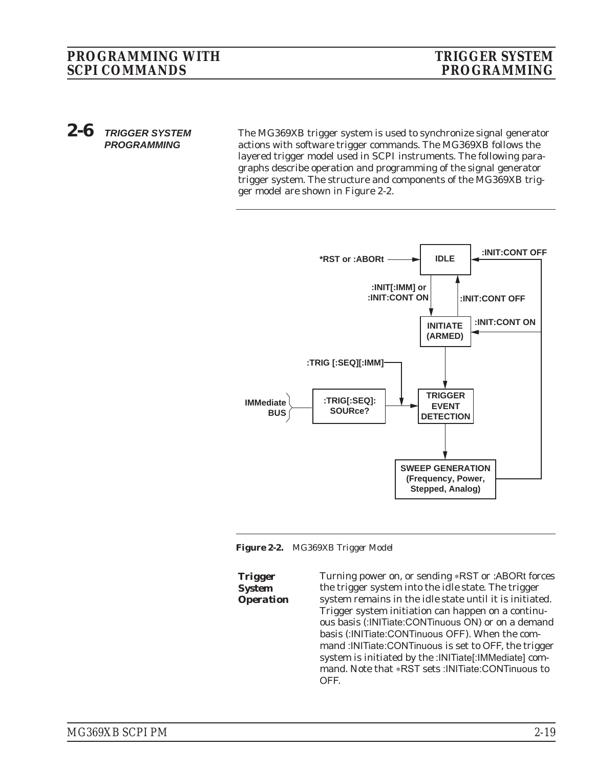## 2-6 TRIGGER SYSTEM PROGRAMMING

The MG369XB trigger system is used to synchronize signal generator actions with software trigger commands. The MG369XB follows the layered trigger model used in SCPI instruments. The following paragraphs describe operation and programming of the signal generator trigger system. The structure and components of the MG369XB trigger model are shown in Figure 2-2.

**Figure 2-2.** *MG369XB Trigger Model*

### Trigger System Operation

Turning power on, or sending ∗RST or :ABORt forces the trigger system into the idle state. The trigger system remains in the idle state until it is initiated. Trigger system initiation can happen on a continuous basis (:INITiate:CONTinuous ON) or on a demand basis (:INITiate:CONTinuous OFF). When the command :INITiate:CONTinuous is set to OFF, the trigger system is initiated by the :INITiate[:IMMediate] command. Note that ∗RST sets :INITiate:CONTinuous to OFF.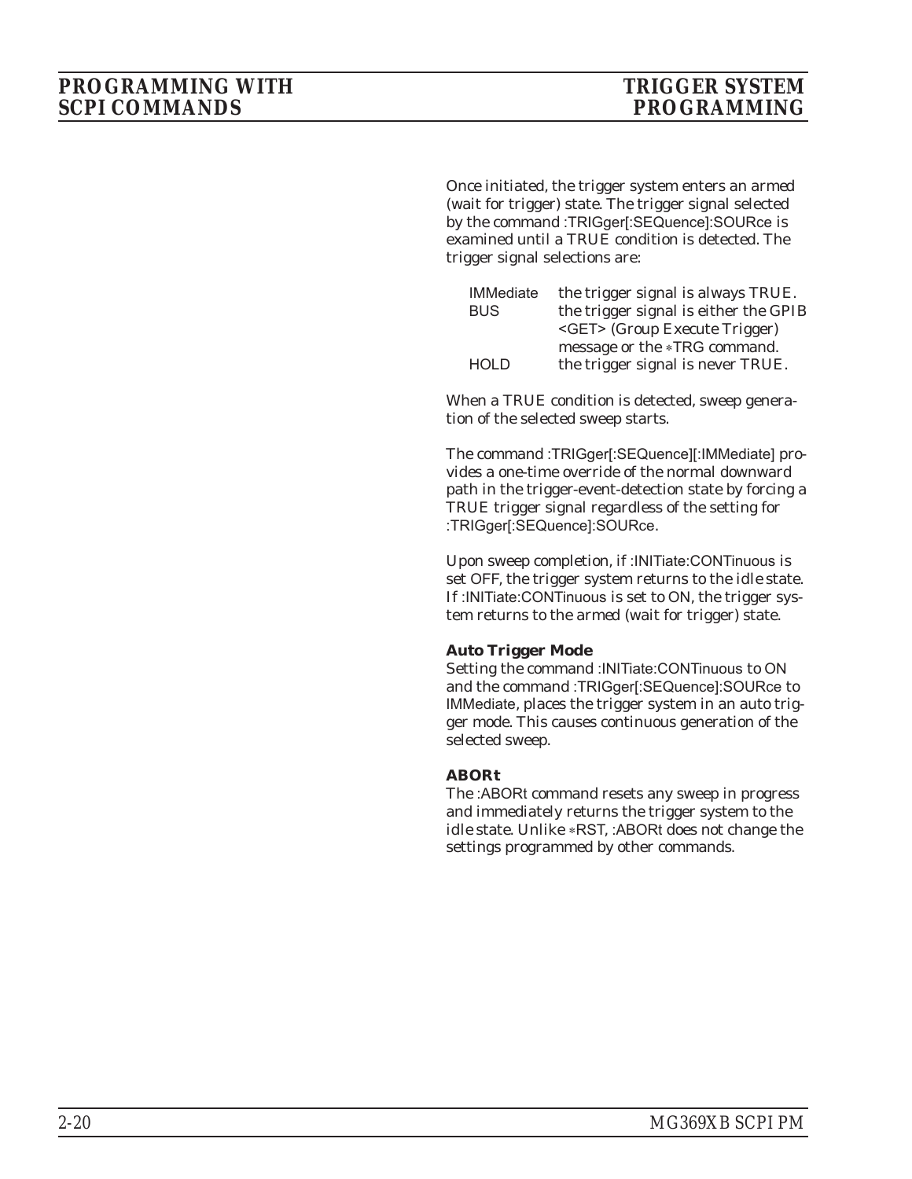Once initiated, the trigger system enters an armed (wait for trigger) state. The trigger signal selected by the command :TRIGger[:SEQuence]:SOURce is examined until a TRUE condition is detected. The trigger signal selections are:

| | |
|---|---|
| IMMediate | the trigger signal is always TRUE. |
| BUS | the trigger signal is either the GPIB <GET> (Group Execute Trigger) message or the *TRG command. |
| HOLD | the trigger signal is never TRUE. |

When a TRUE condition is detected, sweep generation of the selected sweep starts.

The command :TRIGger[:SEQuence][:IMMediate] provides a one-time override of the normal downward path in the trigger-event-detection state by forcing a TRUE trigger signal regardless of the setting for :TRIGger[:SEQuence]:SOURce.

Upon sweep completion, if :INITiate:CONTinuous is set OFF, the trigger system returns to the idle state. If :INITiate:CONTinuous is set to ON, the trigger system returns to the armed (wait for trigger) state.

**Auto Trigger Mode**

Setting the command :INITiate:CONTinuous to ON and the command :TRIGger[:SEQuence]:SOURce to IMMediate, places the trigger system in an auto trigger mode. This causes continuous generation of the selected sweep.

**ABORt**

The :ABORt command resets any sweep in progress and immediately returns the trigger system to the idle state. Unlike *RST, :ABORt does not change the settings programmed by other commands.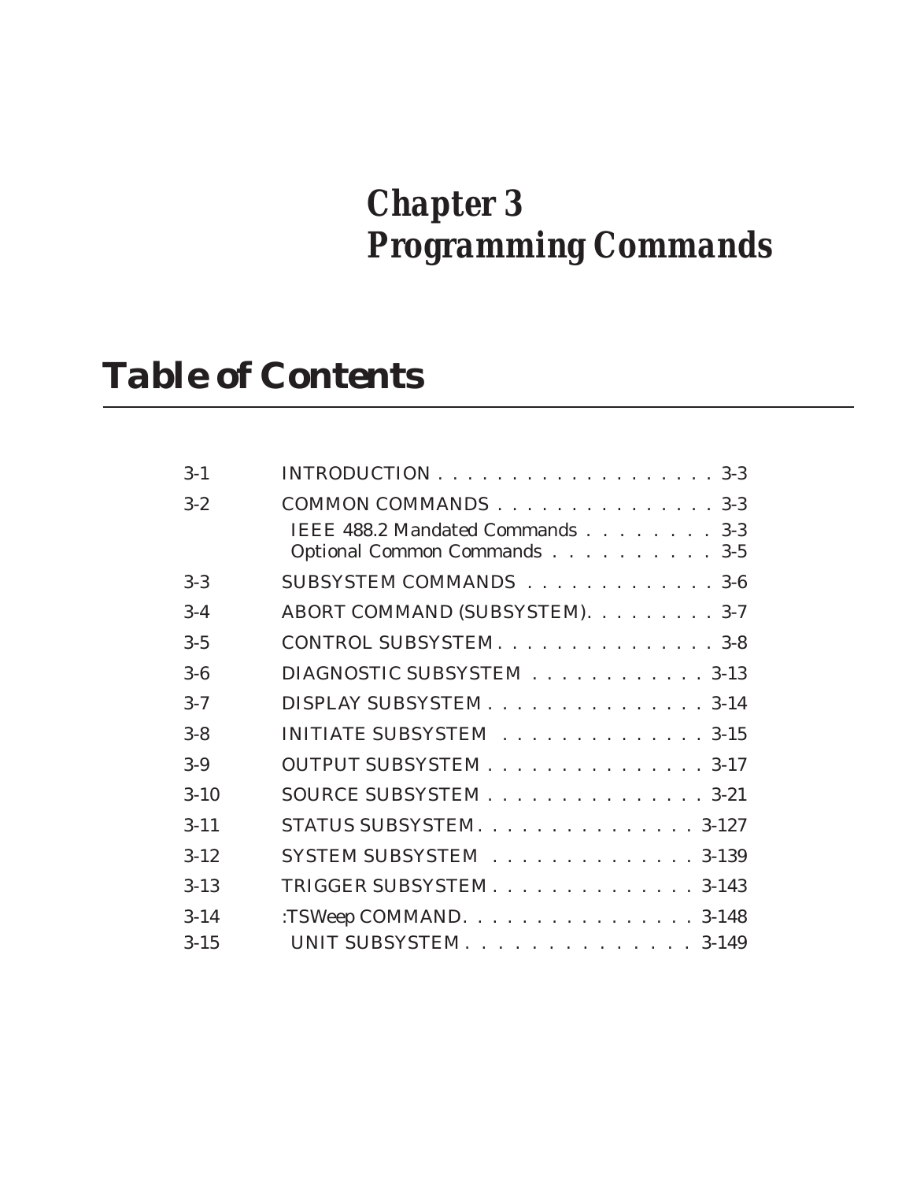# Chapter 3
# Programming Commands

## Table of Contents

| | | |
|---|---|---|
| 3-1 | INTRODUCTION | 3-3 |
| 3-2 | COMMON COMMANDS | 3-3 |
| | IEEE 488.2 Mandated Commands | 3-3 |
| | Optional Common Commands | 3-5 |
| 3-3 | SUBSYSTEM COMMANDS | 3-6 |
| 3-4 | ABORT COMMAND (SUBSYSTEM) | 3-7 |
| 3-5 | CONTROL SUBSYSTEM | 3-8 |
| 3-6 | DIAGNOSTIC SUBSYSTEM | 3-13 |
| 3-7 | DISPLAY SUBSYSTEM | 3-14 |
| 3-8 | INITIATE SUBSYSTEM | 3-15 |
| 3-9 | OUTPUT SUBSYSTEM | 3-17 |
| 3-10 | SOURCE SUBSYSTEM | 3-21 |
| 3-11 | STATUS SUBSYSTEM | 3-127 |
| 3-12 | SYSTEM SUBSYSTEM | 3-139 |
| 3-13 | TRIGGER SUBSYSTEM | 3-143 |
| 3-14 | :TSWeep COMMAND | 3-148 |
| 3-15 | UNIT SUBSYSTEM | 3-149 |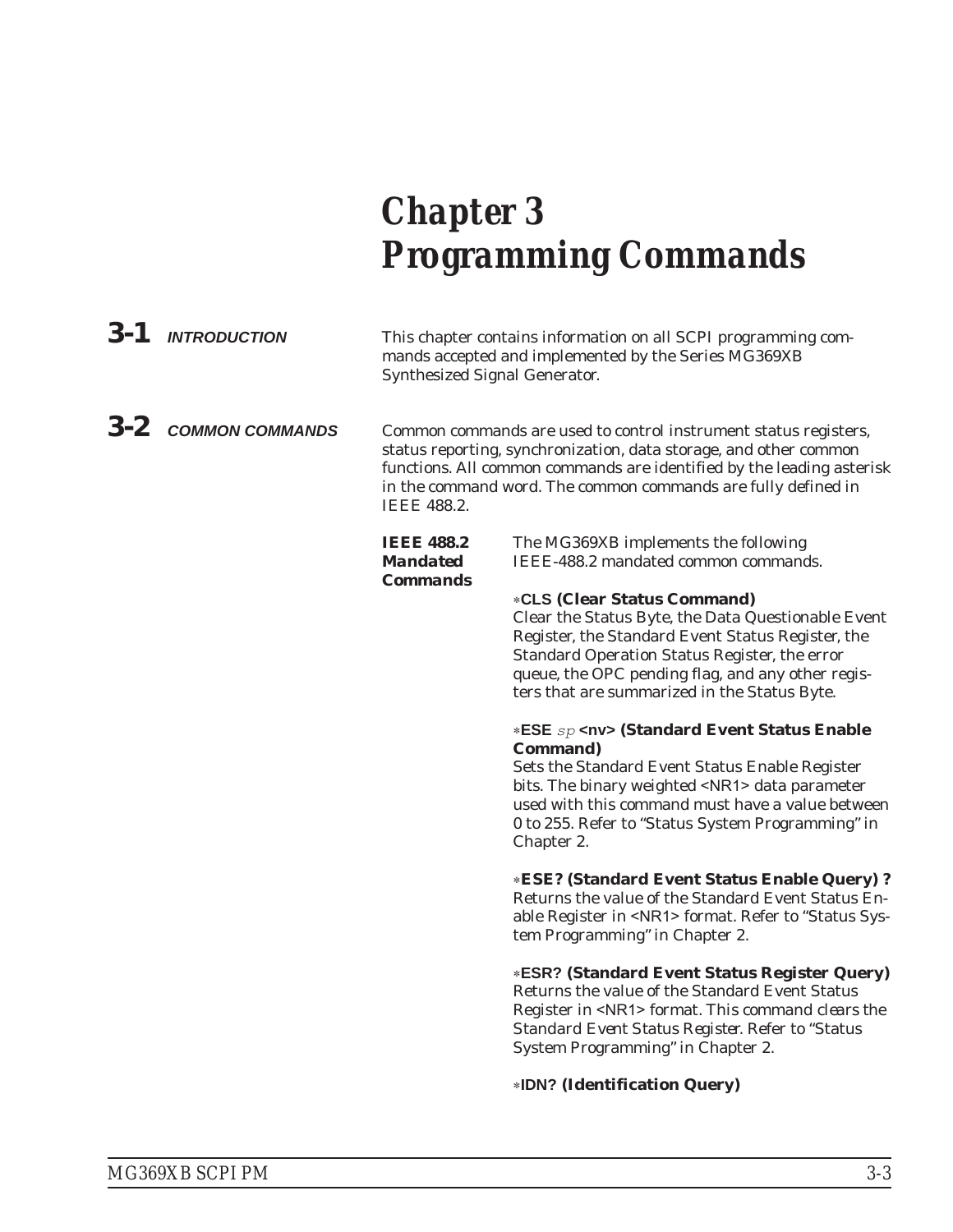# Chapter 3
# Programming Commands

## 3-1 INTRODUCTION

This chapter contains information on all SCPI programming commands accepted and implemented by the Series MG369XB Synthesized Signal Generator.

## 3-2 COMMON COMMANDS

Common commands are used to control instrument status registers, status reporting, synchronization, data storage, and other common functions. All common commands are identified by the leading asterisk in the command word. The common commands are fully defined in IEEE 488.2.

### IEEE 488.2 Mandated Commands

The MG369XB implements the following IEEE-488.2 mandated common commands.

**\*CLS (Clear Status Command)**
Clear the Status Byte, the Data Questionable Event Register, the Standard Event Status Register, the Standard Operation Status Register, the error queue, the OPC pending flag, and any other registers that are summarized in the Status Byte.

**\*ESE** *sp* **<nv> (Standard Event Status Enable Command)**
Sets the Standard Event Status Enable Register bits. The binary weighted <NR1> data parameter used with this command must have a value between 0 to 255. Refer to "Status System Programming" in Chapter 2.

**\*ESE? (Standard Event Status Enable Query) ?**
Returns the value of the Standard Event Status Enable Register in <NR1> format. Refer to "Status System Programming" in Chapter 2.

**\*ESR? (Standard Event Status Register Query)**
Returns the value of the Standard Event Status Register in <NR1> format. This command clears the Standard Event Status Register. Refer to "Status System Programming" in Chapter 2.

**\*IDN? (Identification Query)**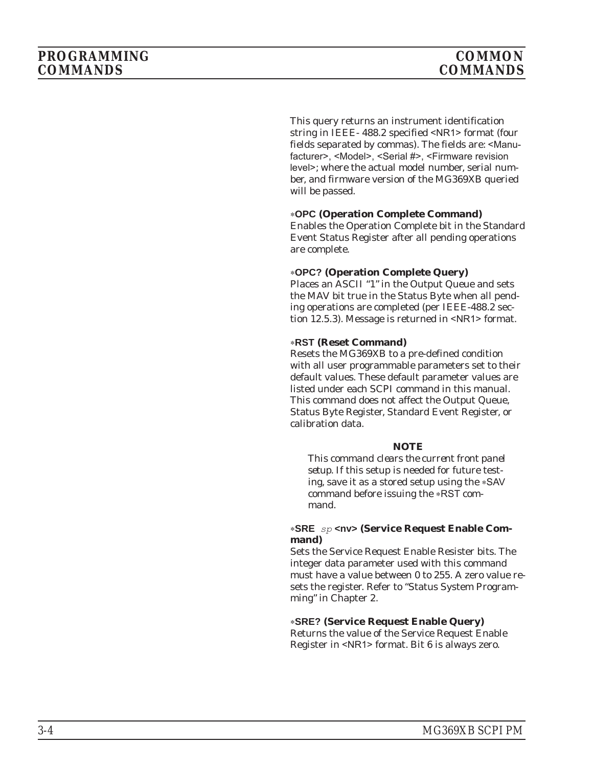This query returns an instrument identification string in IEEE- 488.2 specified <NR1> format (four fields separated by commas). The fields are: <Manufacturer>, <Model>, <Serial #>, <Firmware revision level>; where the actual model number, serial number, and firmware version of the MG369XB queried will be passed.

**∗OPC (Operation Complete Command)**
Enables the Operation Complete bit in the Standard Event Status Register after all pending operations are complete.

**∗OPC? (Operation Complete Query)**
Places an ASCII "1" in the Output Queue and sets the MAV bit true in the Status Byte when all pending operations are completed (per IEEE-488.2 section 12.5.3). Message is returned in <NR1> format.

**∗RST (Reset Command)**
Resets the MG369XB to a pre-defined condition with all user programmable parameters set to their default values. These default parameter values are listed under each SCPI command in this manual. This command does not affect the Output Queue, Status Byte Register, Standard Event Register, or calibration data.

**NOTE**

This command clears the current front panel setup. If this setup is needed for future testing, save it as a stored setup using the ∗SAV command before issuing the ∗RST command.

**∗SRE** *sp* **<nv> (Service Request Enable Command)**
Sets the Service Request Enable Resister bits. The integer data parameter used with this command must have a value between 0 to 255. A zero value resets the register. Refer to "Status System Programming" in Chapter 2.

**∗SRE? (Service Request Enable Query)**
Returns the value of the Service Request Enable Register in <NR1> format. Bit 6 is always zero.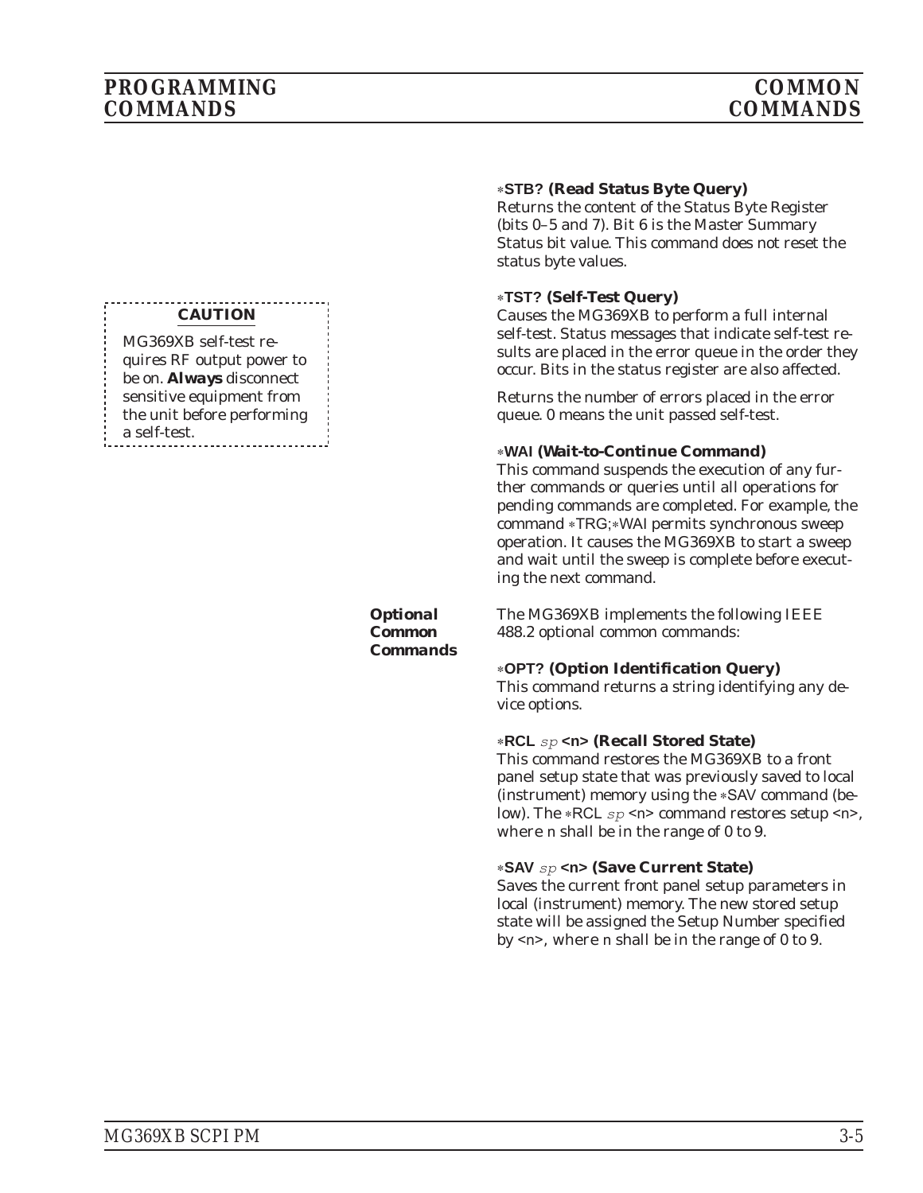**∗STB? (Read Status Byte Query)**
Returns the content of the Status Byte Register (bits 0–5 and 7). Bit 6 is the Master Summary Status bit value. This command does not reset the status byte values.

> **CAUTION**
>
> MG369XB self-test requires RF output power to be on. ***Always*** disconnect sensitive equipment from the unit before performing a self-test.

**∗TST? (Self-Test Query)**
Causes the MG369XB to perform a full internal self-test. Status messages that indicate self-test results are placed in the error queue in the order they occur. Bits in the status register are also affected.

Returns the number of errors placed in the error queue. 0 means the unit passed self-test.

**∗WAI (Wait-to-Continue Command)**
This command suspends the execution of any further commands or queries until all operations for pending commands are completed. For example, the command ∗TRG;∗WAI permits synchronous sweep operation. It causes the MG369XB to start a sweep and wait until the sweep is complete before executing the next command.

### *Optional Common Commands*

The MG369XB implements the following IEEE 488.2 optional common commands:

**∗OPT? (Option Identification Query)**
This command returns a string identifying any device options.

**∗RCL *sp* <n> (Recall Stored State)**
This command restores the MG369XB to a front panel setup state that was previously saved to local (instrument) memory using the ∗SAV command (below). The ∗RCL *sp* <n> command restores setup <n>, where n shall be in the range of 0 to 9.

**∗SAV *sp* <n> (Save Current State)**
Saves the current front panel setup parameters in local (instrument) memory. The new stored setup state will be assigned the Setup Number specified by <n>, where n shall be in the range of 0 to 9.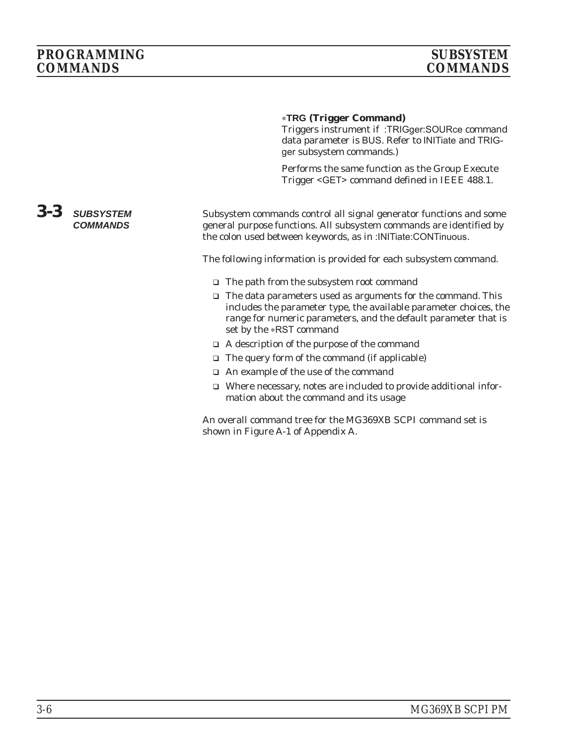**∗TRG (Trigger Command)**

Triggers instrument if :TRIGger:SOURce command data parameter is BUS. Refer to INITiate and TRIGger subsystem commands.)

Performs the same function as the Group Execute Trigger <GET> command defined in IEEE 488.1.

## 3-3 SUBSYSTEM COMMANDS

Subsystem commands control all signal generator functions and some general purpose functions. All subsystem commands are identified by the colon used between keywords, as in :INITiate:CONTinuous.

The following information is provided for each subsystem command.

- The path from the subsystem root command
- The data parameters used as arguments for the command. This includes the parameter type, the available parameter choices, the range for numeric parameters, and the default parameter that is set by the ∗RST command
- A description of the purpose of the command
- The query form of the command (if applicable)
- An example of the use of the command
- Where necessary, notes are included to provide additional information about the command and its usage

An overall command tree for the MG369XB SCPI command set is shown in Figure A-1 of Appendix A.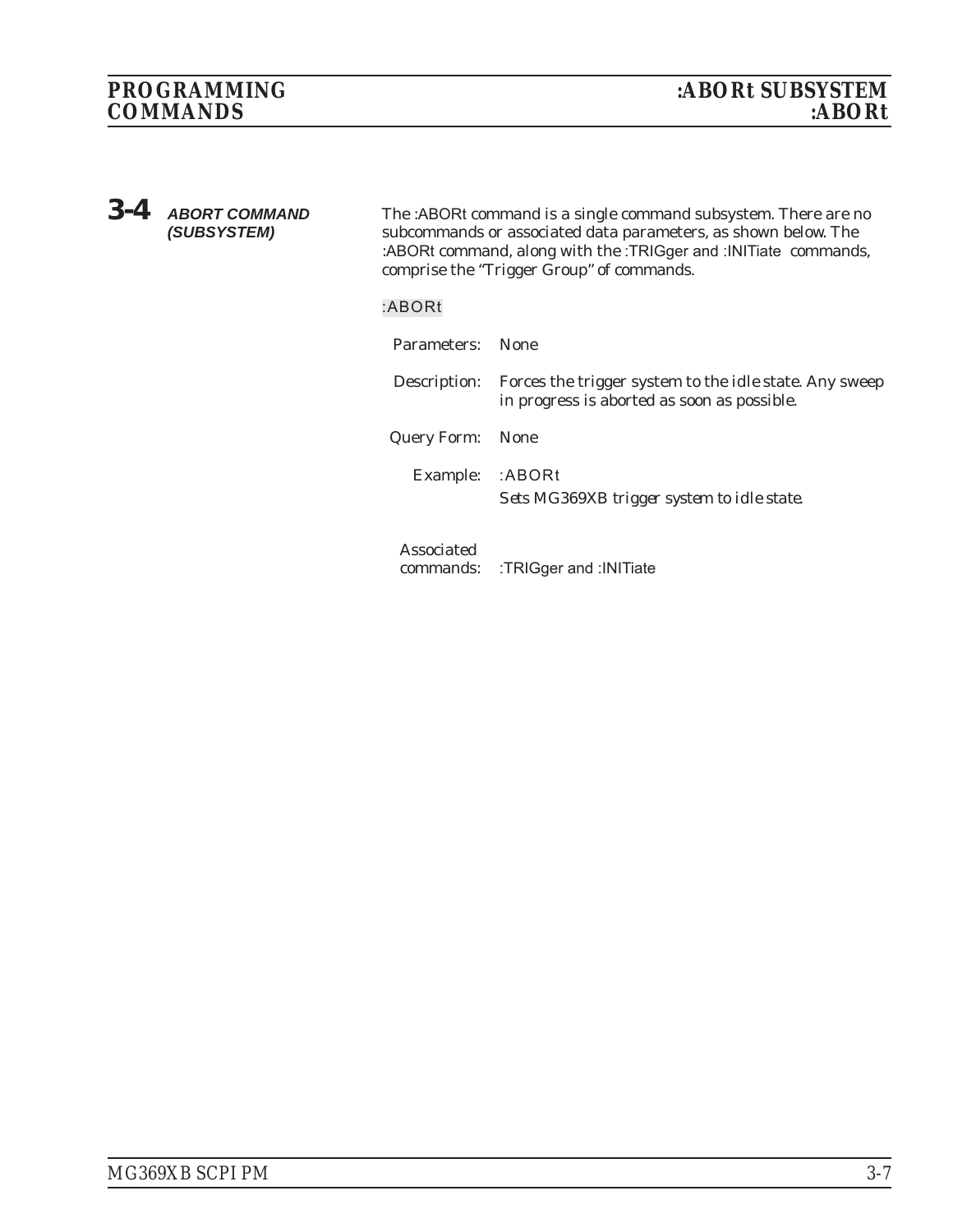## 3-4 ABORT COMMAND (SUBSYSTEM)

The :ABORt command is a single command subsystem. There are no subcommands or associated data parameters, as shown below. The :ABORt command, along with the :TRIGger and :INITiate commands, comprise the "Trigger Group" of commands.

:ABORt

Parameters: None

Description: Forces the trigger system to the idle state. Any sweep in progress is aborted as soon as possible.

Query Form: None

Example: :ABORt

*Sets MG369XB trigger system to idle state.*

Associated commands: :TRIGger and :INITiate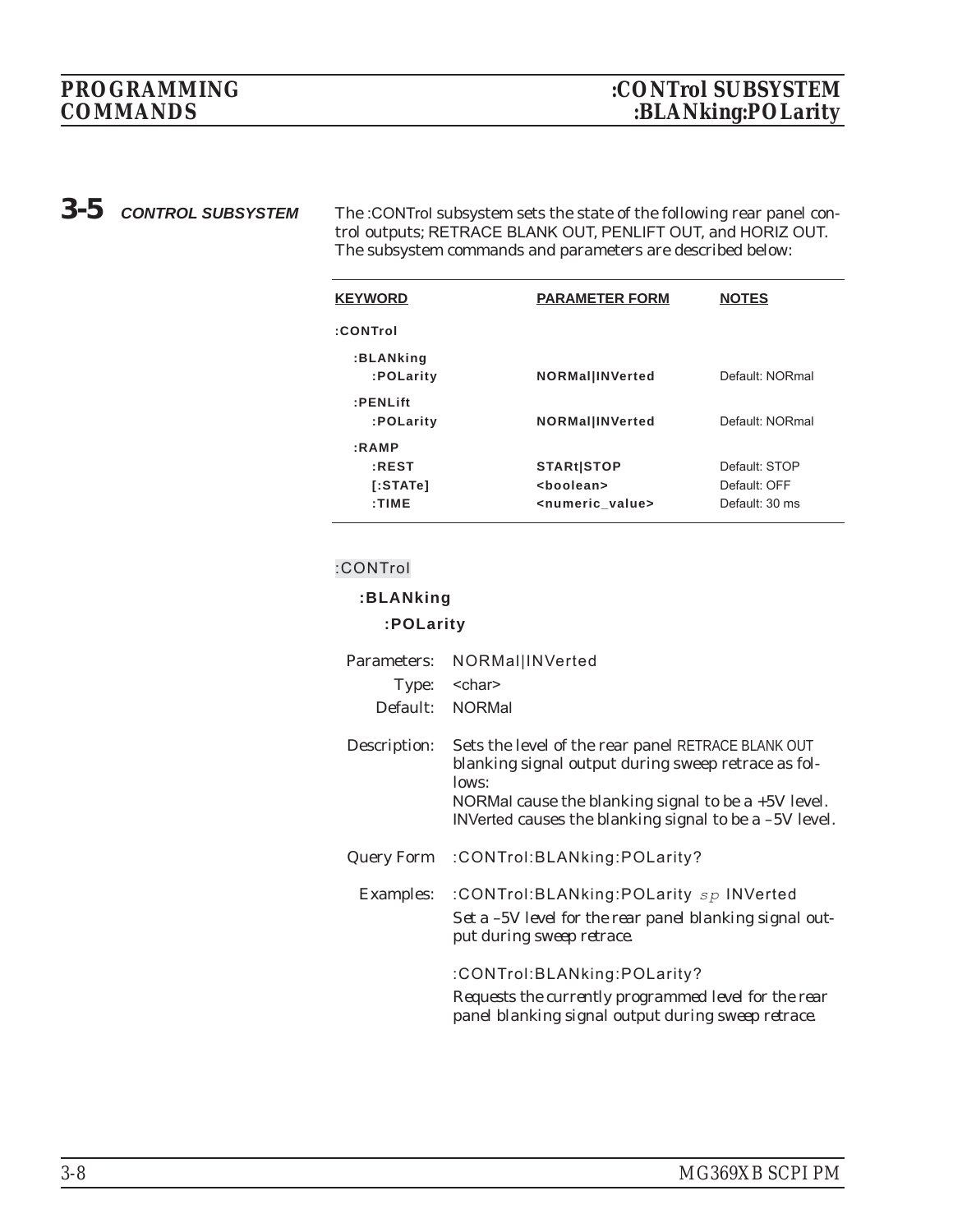## 3-5 CONTROL SUBSYSTEM

The :CONTrol subsystem sets the state of the following rear panel control outputs; RETRACE BLANK OUT, PENLIFT OUT, and HORIZ OUT. The subsystem commands and parameters are described below:

| KEYWORD | PARAMETER FORM | NOTES |
|---|---|---|
| **:CONTrol** | | |
| **:BLANking** | | |
| **:POLarity** | **NORMal\|INVerted** | Default: NORmal |
| **:PENLift** | | |
| **:POLarity** | **NORMal\|INVerted** | Default: NORmal |
| **:RAMP** | | |
| **:REST** | **STARt\|STOP** | Default: STOP |
| **[:STATe]** | **<boolean>** | Default: OFF |
| **:TIME** | **<numeric_value>** | Default: 30 ms |

:CONTrol

**:BLANking**

**:POLarity**

Parameters: NORMal|INVerted

Type: <char>

Default: NORMal

Description: Sets the level of the rear panel RETRACE BLANK OUT blanking signal output during sweep retrace as follows:
NORMal cause the blanking signal to be a +5V level.
INVerted causes the blanking signal to be a –5V level.

Query Form :CONTrol:BLANking:POLarity?

Examples: :CONTrol:BLANking:POLarity *sp* INVerted

*Set a –5V level for the rear panel blanking signal output during sweep retrace.*

:CONTrol:BLANking:POLarity?

*Requests the currently programmed level for the rear panel blanking signal output during sweep retrace.*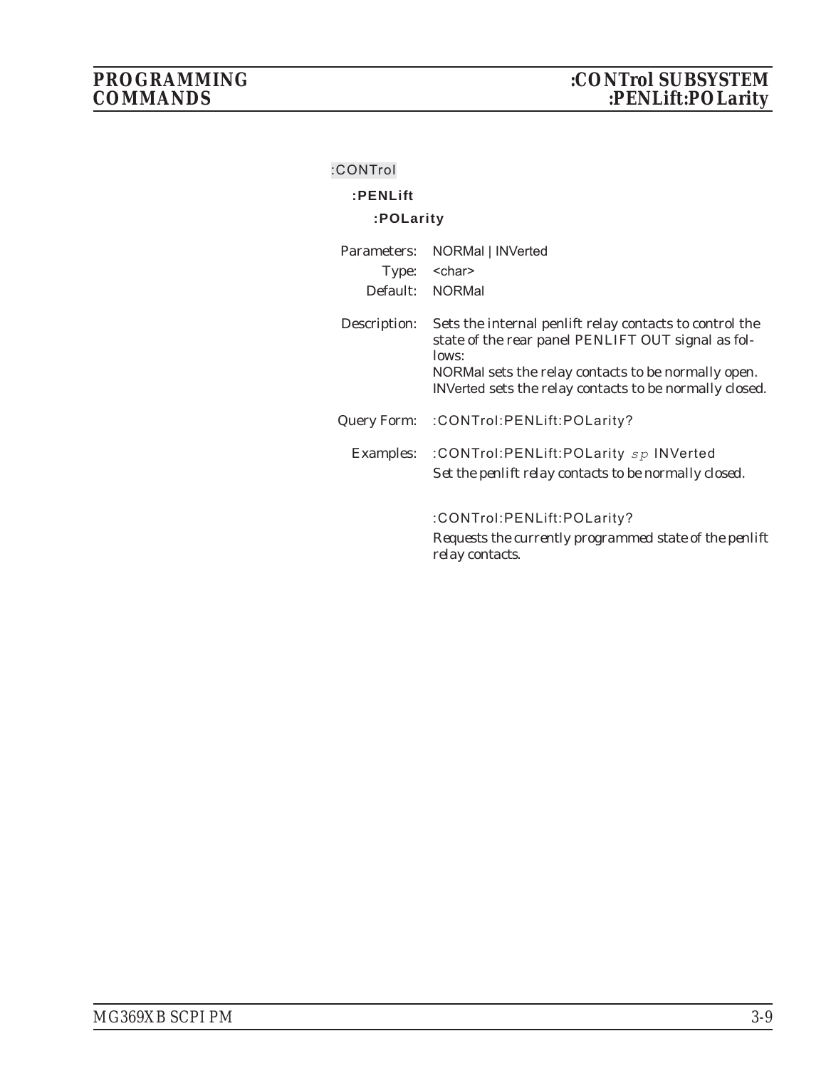:CONTrol

**:PENLift**

**:POLarity**

Parameters: NORMal | INVerted

Type: <char>

Default: NORMal

Description: Sets the internal penlift relay contacts to control the state of the rear panel PENLIFT OUT signal as follows:
NORMal sets the relay contacts to be normally open.
INVerted sets the relay contacts to be normally closed.

Query Form: :CONTrol:PENLift:POLarity?

Examples: :CONTrol:PENLift:POLarity *sp* INVerted

*Set the penlift relay contacts to be normally closed.*

:CONTrol:PENLift:POLarity?

*Requests the currently programmed state of the penlift relay contacts.*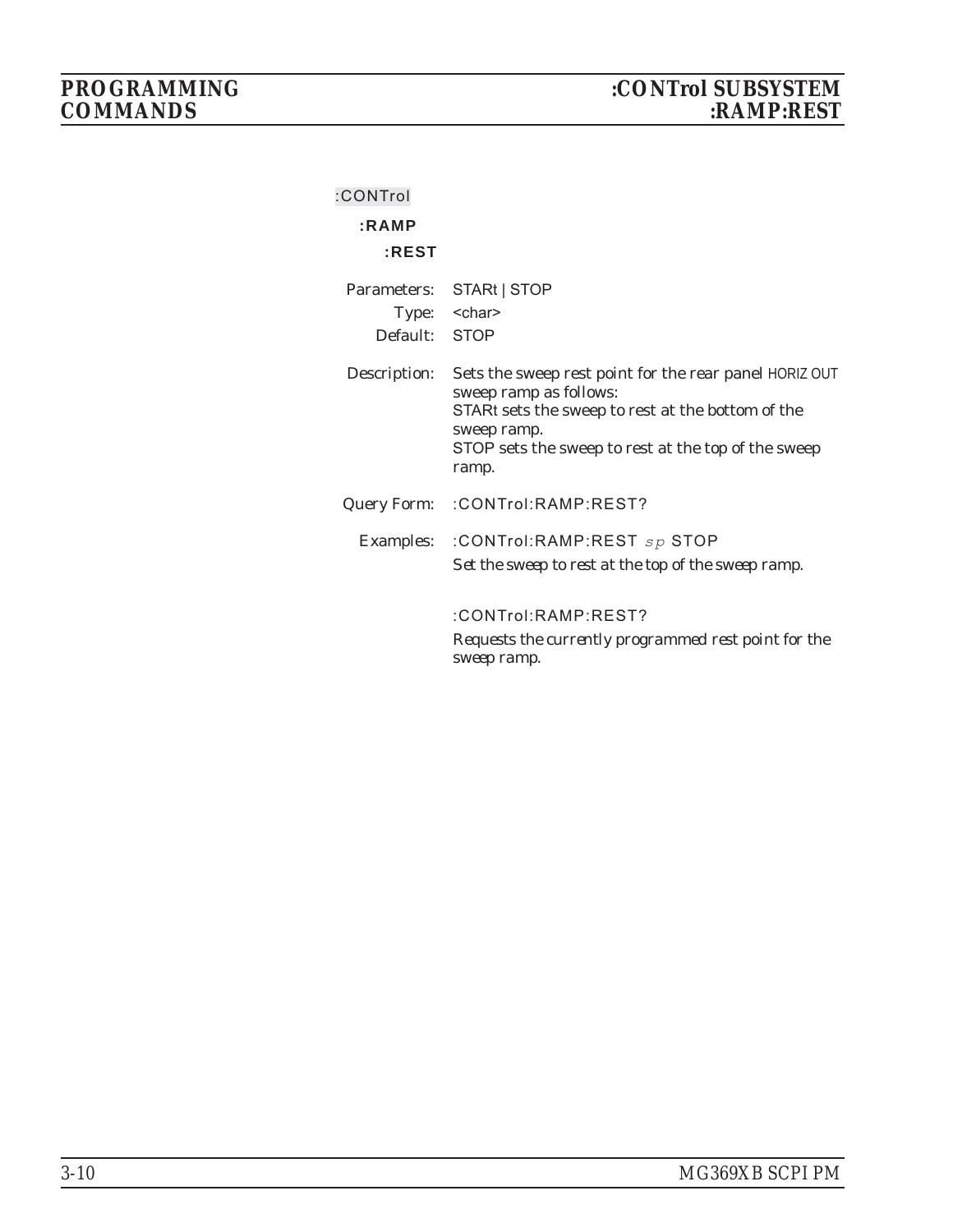:CONTrol

**:RAMP**

**:REST**

| | |
|---|---|
| Parameters: | STARt \| STOP |
| Type: | <char> |
| Default: | STOP |

Description: Sets the sweep rest point for the rear panel HORIZ OUT sweep ramp as follows:
STARt sets the sweep to rest at the bottom of the sweep ramp.
STOP sets the sweep to rest at the top of the sweep ramp.

Query Form: :CONTrol:RAMP:REST?

Examples: :CONTrol:RAMP:REST *sp* STOP

*Set the sweep to rest at the top of the sweep ramp.*

:CONTrol:RAMP:REST?

*Requests the currently programmed rest point for the sweep ramp.*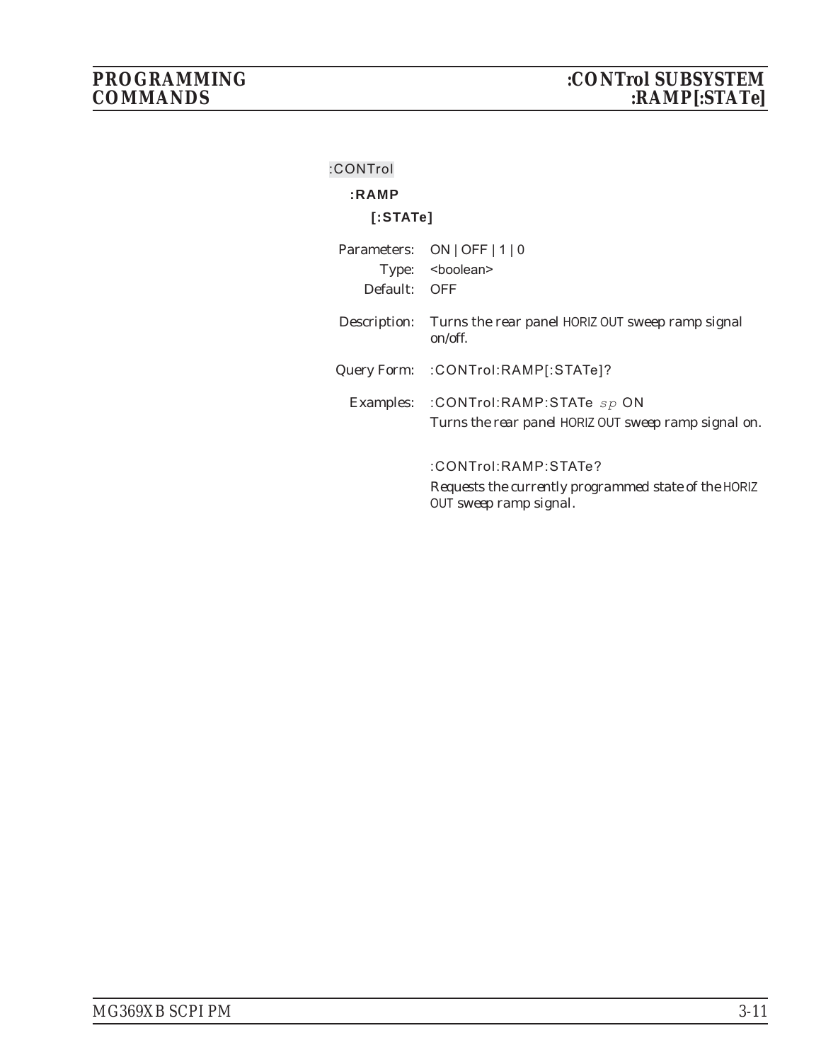:CONTrol

**:RAMP**

**[:STATe]**

Parameters: ON | OFF | 1 | 0

Type: <boolean>

Default: OFF

Description: Turns the rear panel HORIZ OUT sweep ramp signal on/off.

Query Form: :CONTrol:RAMP[:STATe]?

Examples: :CONTrol:RAMP:STATe *sp* ON

Turns the rear panel HORIZ OUT sweep ramp signal on.

:CONTrol:RAMP:STATe?

Requests the currently programmed state of the HORIZ OUT sweep ramp signal.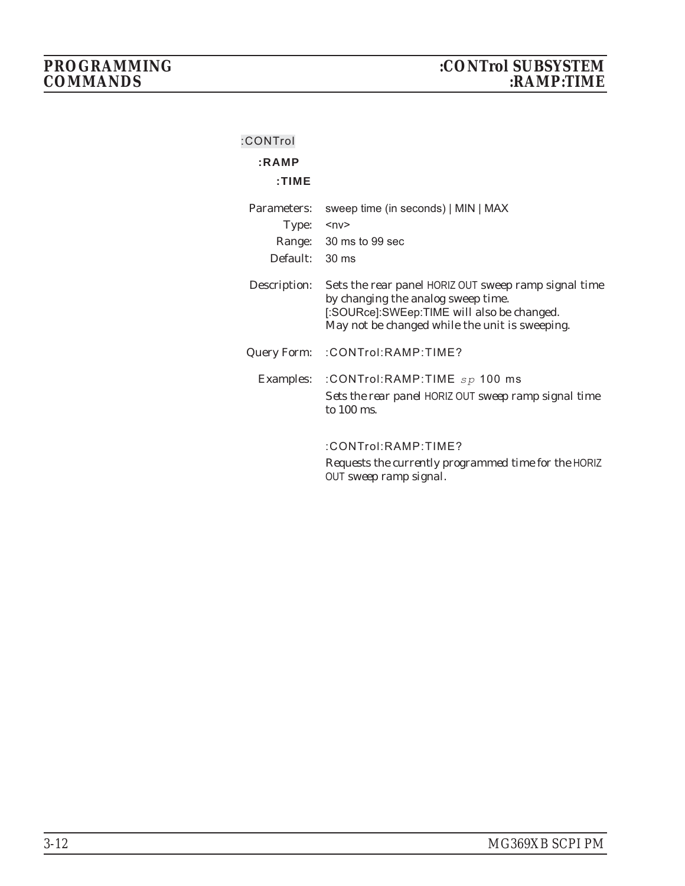:CONTrol

**:RAMP**

**:TIME**

Parameters: sweep time (in seconds) | MIN | MAX

Type: <nv>

Range: 30 ms to 99 sec

Default: 30 ms

Description: Sets the rear panel HORIZ OUT sweep ramp signal time by changing the analog sweep time. [:SOURce]:SWEep:TIME will also be changed. May not be changed while the unit is sweeping.

Query Form: :CONTrol:RAMP:TIME?

Examples: :CONTrol:RAMP:TIME *sp* 100 ms

Sets the rear panel HORIZ OUT sweep ramp signal time to 100 ms.

:CONTrol:RAMP:TIME?

Requests the currently programmed time for the HORIZ OUT sweep ramp signal.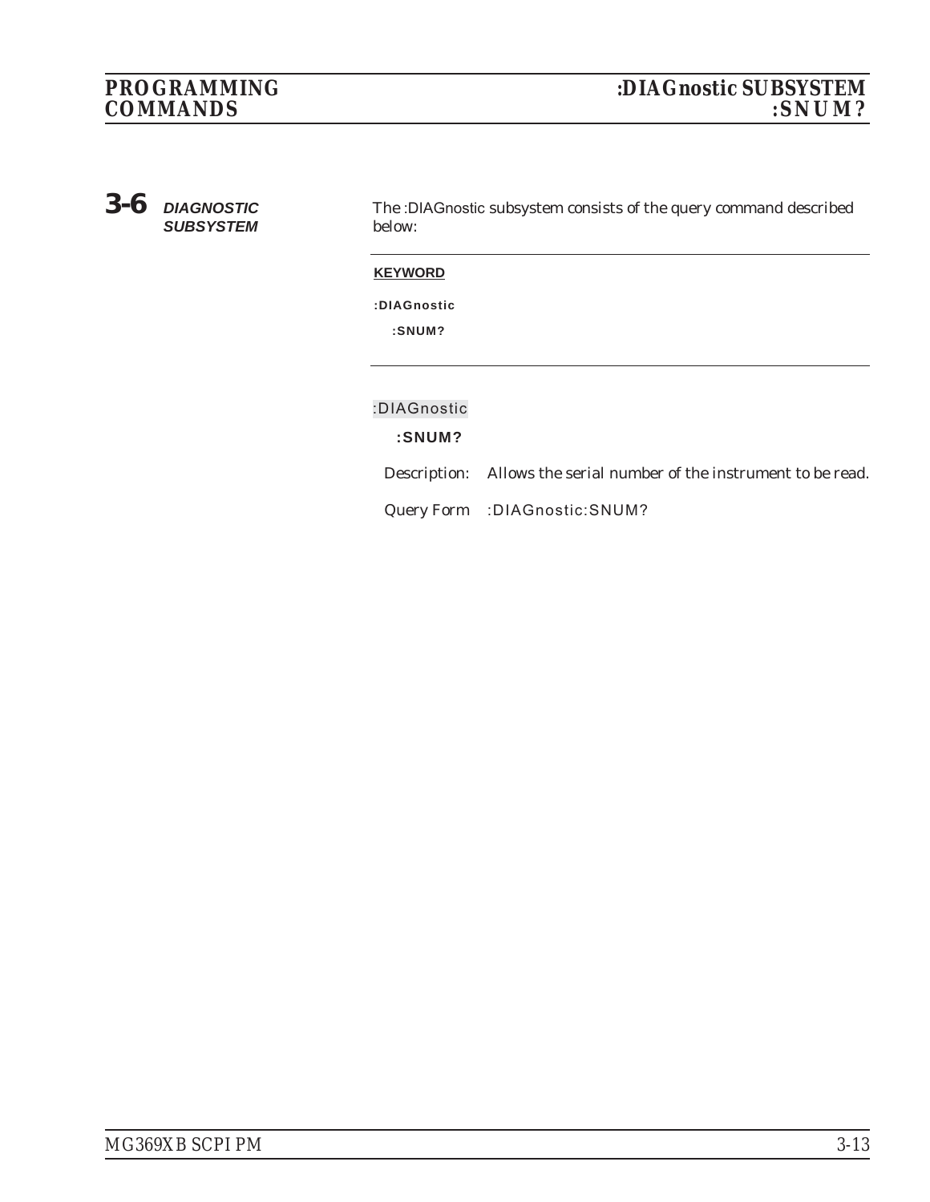## 3-6 *DIAGNOSTIC SUBSYSTEM*

The :DIAGnostic subsystem consists of the query command described below:

| KEYWORD |
|---|
| **:DIAGnostic** |
| **:SNUM?** |

:DIAGnostic

**:SNUM?**

Description: Allows the serial number of the instrument to be read.

Query Form :DIAGnostic:SNUM?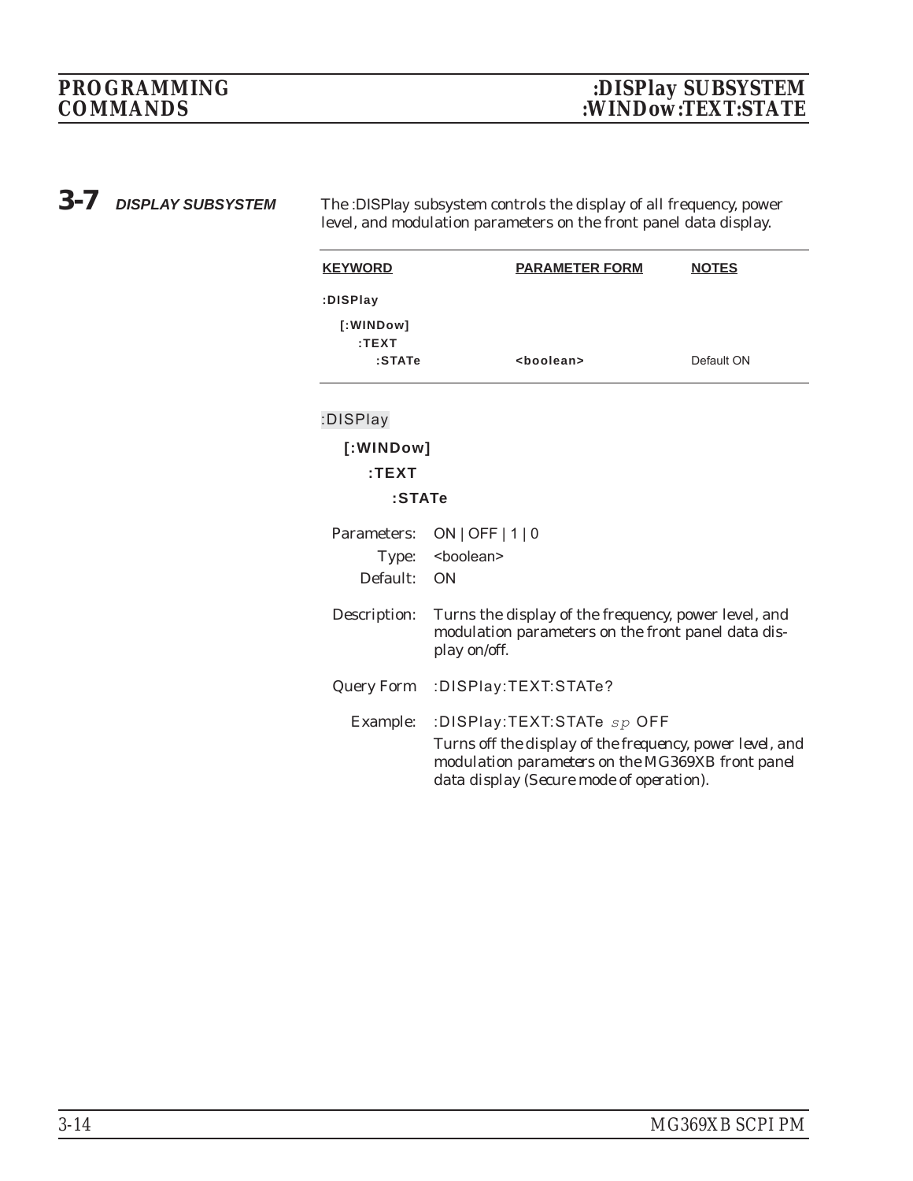## 3-7 DISPLAY SUBSYSTEM

The :DISPlay subsystem controls the display of all frequency, power level, and modulation parameters on the front panel data display.

| KEYWORD | PARAMETER FORM | NOTES |
|---|---|---|
| :DISPlay | | |
| [:WINDow] | | |
| :TEXT | | |
| :STATe | <boolean> | Default ON |

:DISPlay

**[:WINDow]**

**:TEXT**

**:STATe**

Parameters: ON | OFF | 1 | 0

Type: <boolean>

Default: ON

Description: Turns the display of the frequency, power level, and modulation parameters on the front panel data display on/off.

Query Form :DISPlay:TEXT:STATe?

Example: :DISPlay:TEXT:STATe *sp* OFF

*Turns off the display of the frequency, power level, and modulation parameters on the MG369XB front panel data display (Secure mode of operation).*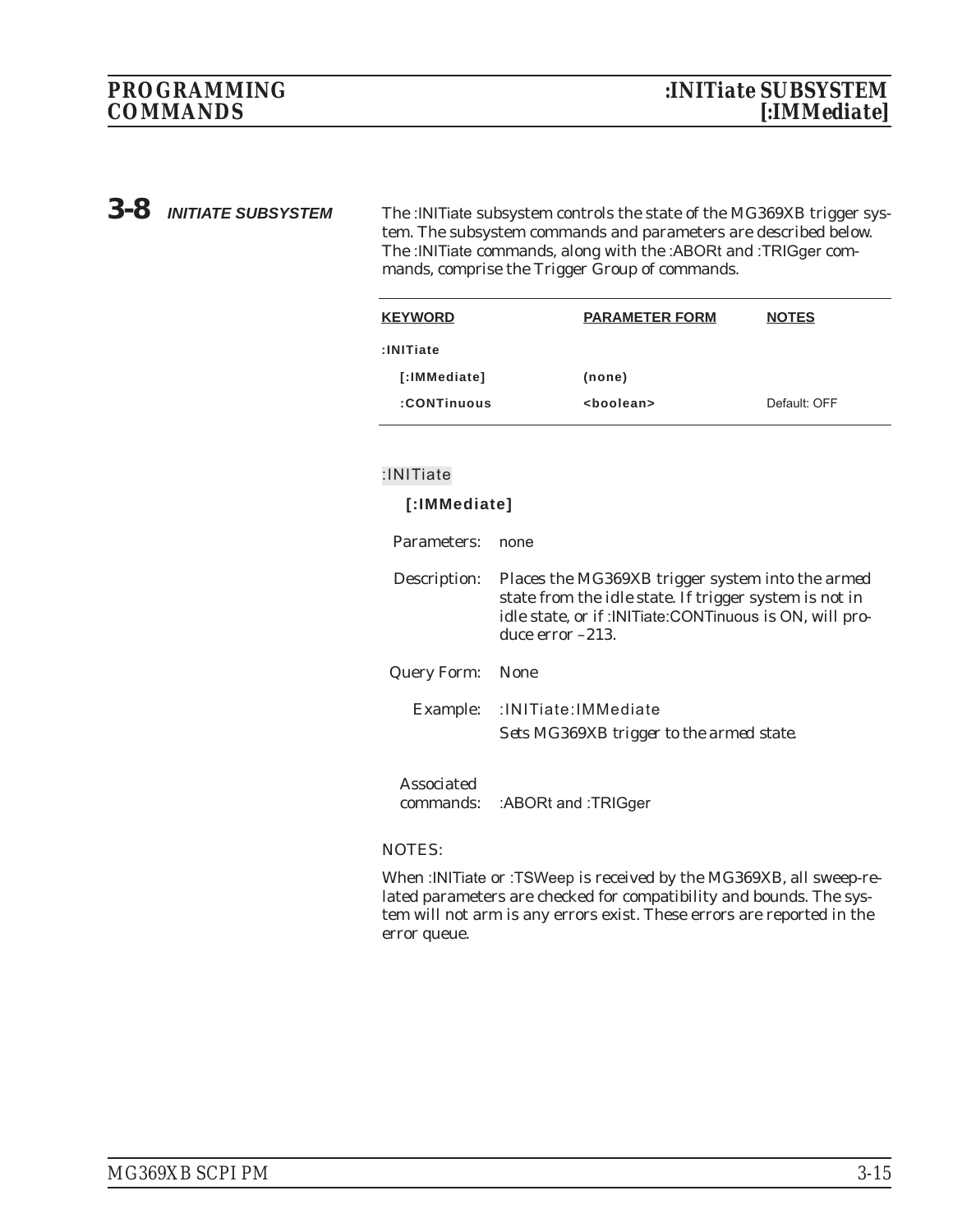## 3-8 INITIATE SUBSYSTEM

The :INITiate subsystem controls the state of the MG369XB trigger system. The subsystem commands and parameters are described below. The :INITiate commands, along with the :ABORt and :TRIGger commands, comprise the Trigger Group of commands.

| KEYWORD | PARAMETER FORM | NOTES |
|---|---|---|
| :INITiate | | |
| [:IMMediate] | (none) | |
| :CONTinuous | <boolean> | Default: OFF |

:INITiate

**[:IMMediate]**

Parameters: none

Description: Places the MG369XB trigger system into the armed state from the idle state. If trigger system is not in idle state, or if :INITiate:CONTinuous is ON, will produce error –213.

Query Form: None

Example: :INITiate:IMMediate

*Sets MG369XB trigger to the armed state.*

Associated commands: :ABORt and :TRIGger

NOTES:

When :INITiate or :TSWeep is received by the MG369XB, all sweep-related parameters are checked for compatibility and bounds. The system will not arm is any errors exist. These errors are reported in the error queue.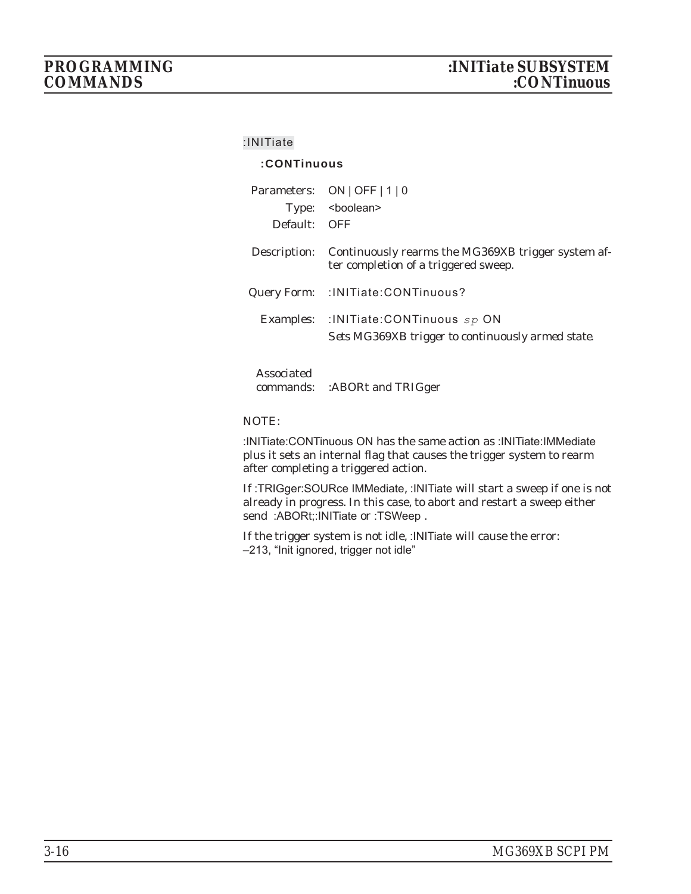:INITiate

**:CONTinuous**

Parameters: ON | OFF | 1 | 0

Type: <boolean>

Default: OFF

Description: Continuously rearms the MG369XB trigger system after completion of a triggered sweep.

Query Form: :INITiate:CONTinuous?

Examples: :INITiate:CONTinuous *sp* ON

Sets MG369XB trigger to continuously armed state.

Associated commands: :ABORt and TRIGger

NOTE:

:INITiate:CONTinuous ON has the same action as :INITiate:IMMediate plus it sets an internal flag that causes the trigger system to rearm after completing a triggered action.

If :TRIGger:SOURce IMMediate, :INITiate will start a sweep if one is not already in progress. In this case, to abort and restart a sweep either send :ABORt;:INITiate or :TSWeep .

If the trigger system is not idle, :INITiate will cause the error: –213, "Init ignored, trigger not idle"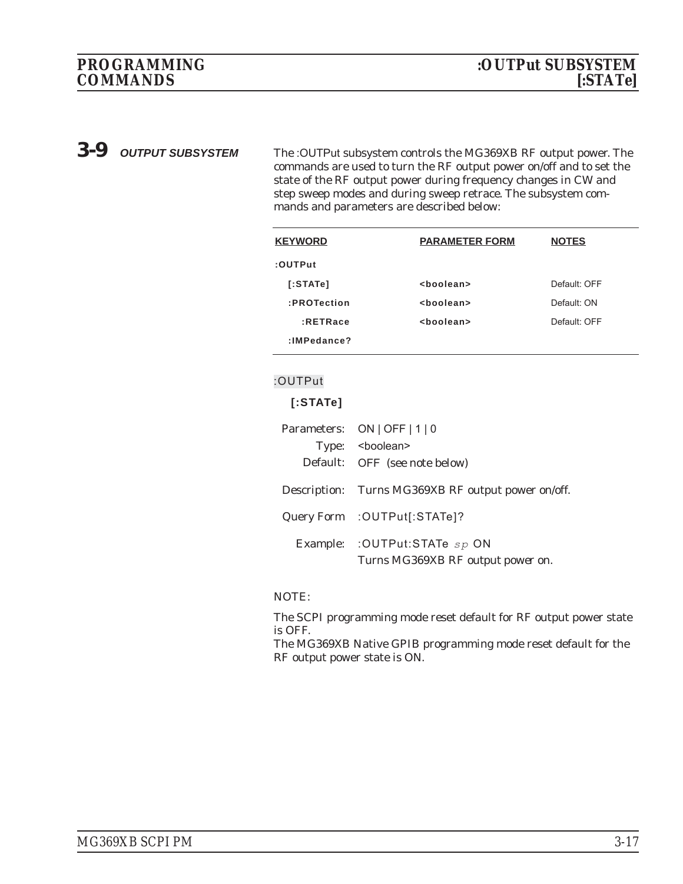## 3-9 OUTPUT SUBSYSTEM

The :OUTPut subsystem controls the MG369XB RF output power. The commands are used to turn the RF output power on/off and to set the state of the RF output power during frequency changes in CW and step sweep modes and during sweep retrace. The subsystem commands and parameters are described below:

| KEYWORD | PARAMETER FORM | NOTES |
|---|---|---|
| :OUTPut | | |
| [:STATe] | <boolean> | Default: OFF |
| :PROTection | <boolean> | Default: ON |
| :RETRace | <boolean> | Default: OFF |
| :IMPedance? | | |

:OUTPut

**[:STATe]**

Parameters: ON | OFF | 1 | 0

Type: <boolean>

Default: OFF (see note below)

Description: Turns MG369XB RF output power on/off.

Query Form :OUTPut[:STATe]?

Example: :OUTPut:STATe *sp* ON
Turns MG369XB RF output power on.

NOTE:

The SCPI programming mode reset default for RF output power state is OFF.
The MG369XB Native GPIB programming mode reset default for the RF output power state is ON.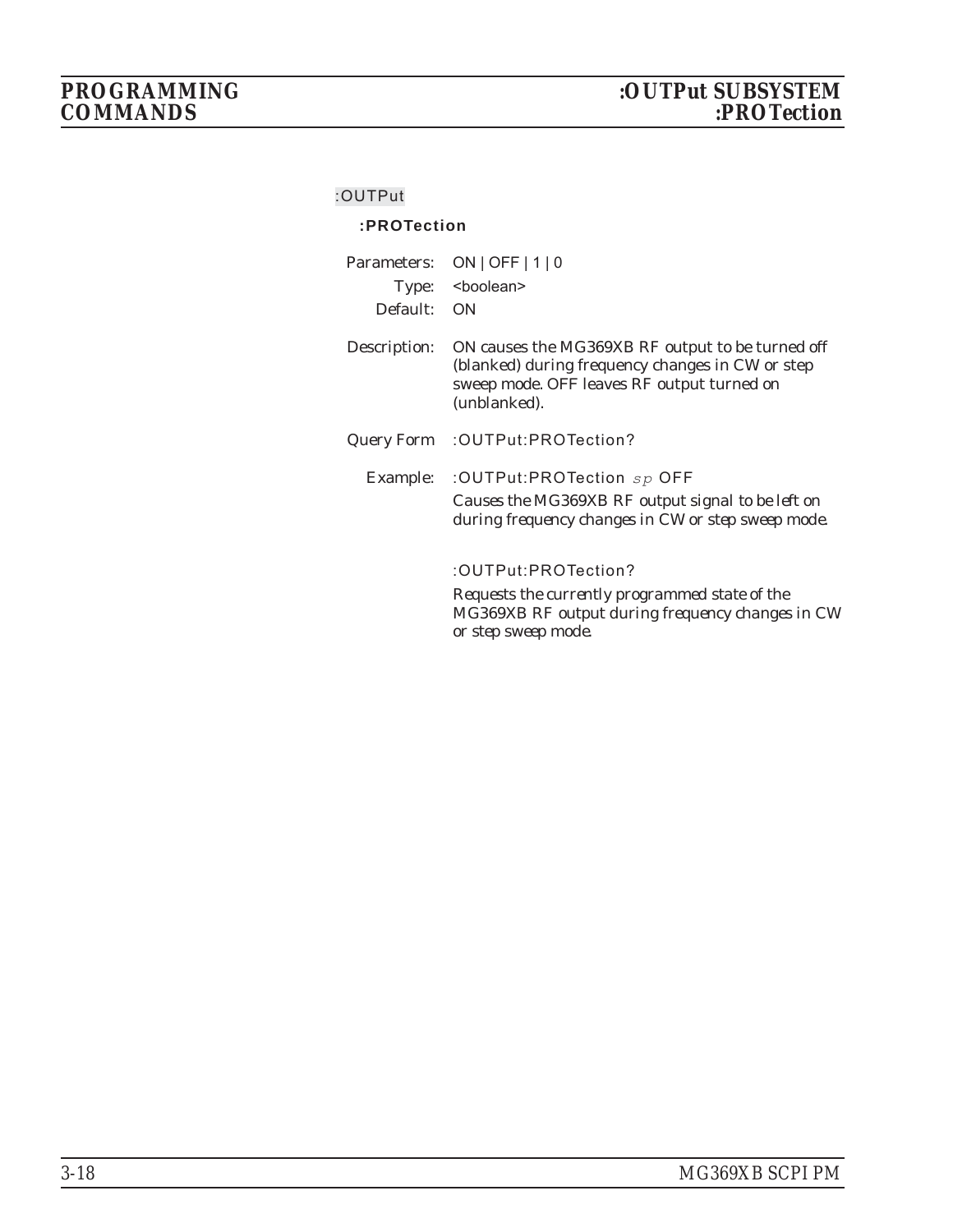:OUTPut

**:PROTection**

Parameters: ON | OFF | 1 | 0

Type: <boolean>

Default: ON

Description: ON causes the MG369XB RF output to be turned off (blanked) during frequency changes in CW or step sweep mode. OFF leaves RF output turned on (unblanked).

Query Form :OUTPut:PROTection?

Example: :OUTPut:PROTection *sp* OFF

*Causes the MG369XB RF output signal to be left on during frequency changes in CW or step sweep mode.*

:OUTPut:PROTection?

*Requests the currently programmed state of the MG369XB RF output during frequency changes in CW or step sweep mode.*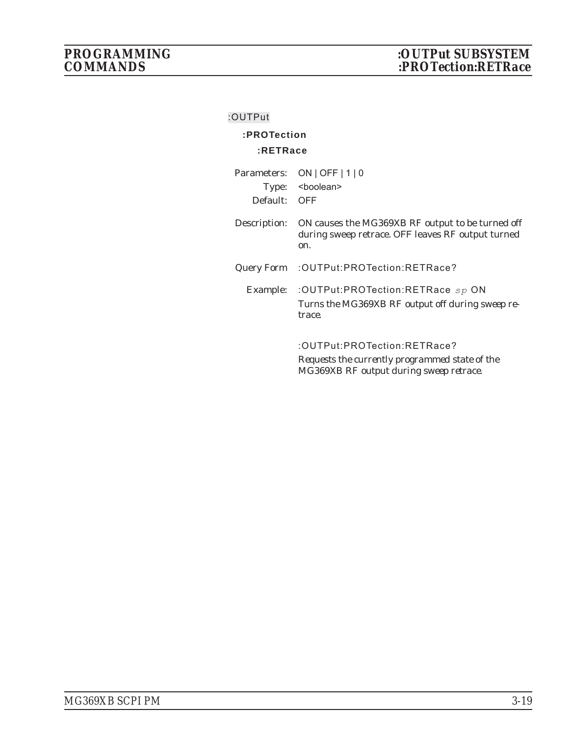:OUTPut

**:PROTection**

**:RETRace**

Parameters: ON | OFF | 1 | 0

Type: <boolean>

Default: OFF

Description: ON causes the MG369XB RF output to be turned off during sweep retrace. OFF leaves RF output turned on.

Query Form :OUTPut:PROTection:RETRace?

Example: :OUTPut:PROTection:RETRace *sp* ON

*Turns the MG369XB RF output off during sweep retrace.*

:OUTPut:PROTection:RETRace?

*Requests the currently programmed state of the MG369XB RF output during sweep retrace.*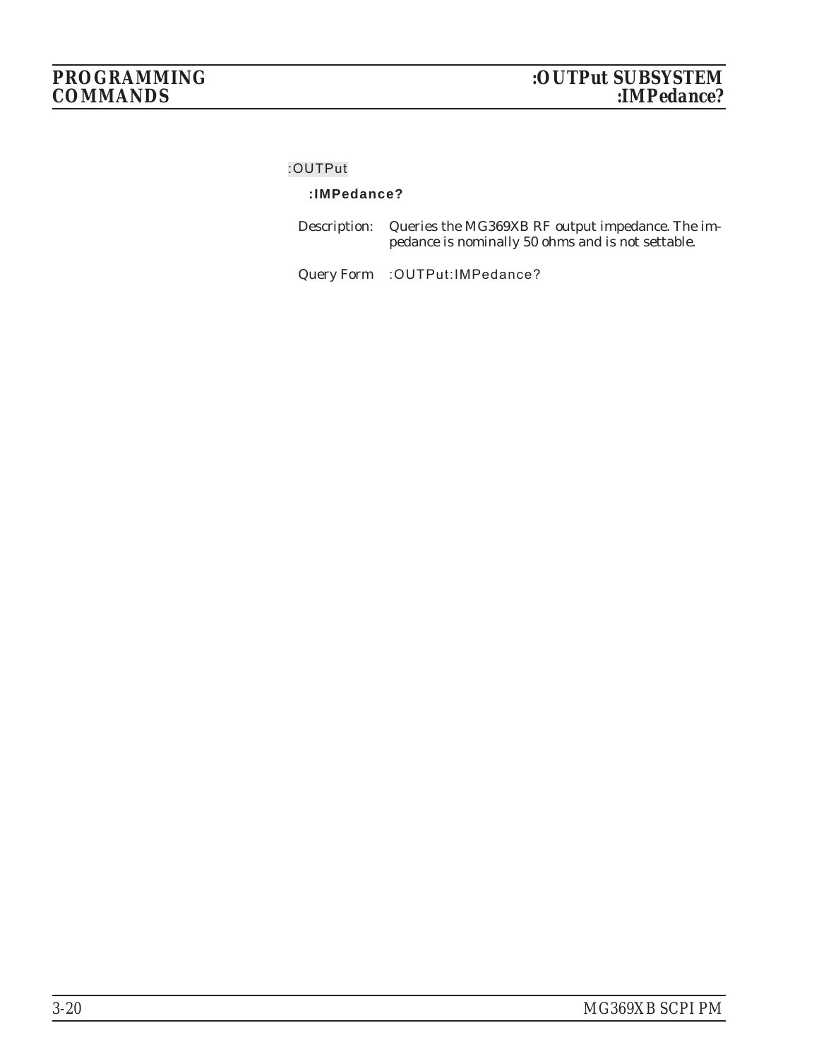:OUTPut

**:IMPedance?**

Description: Queries the MG369XB RF output impedance. The impedance is nominally 50 ohms and is not settable.

Query Form :OUTPut:IMPedance?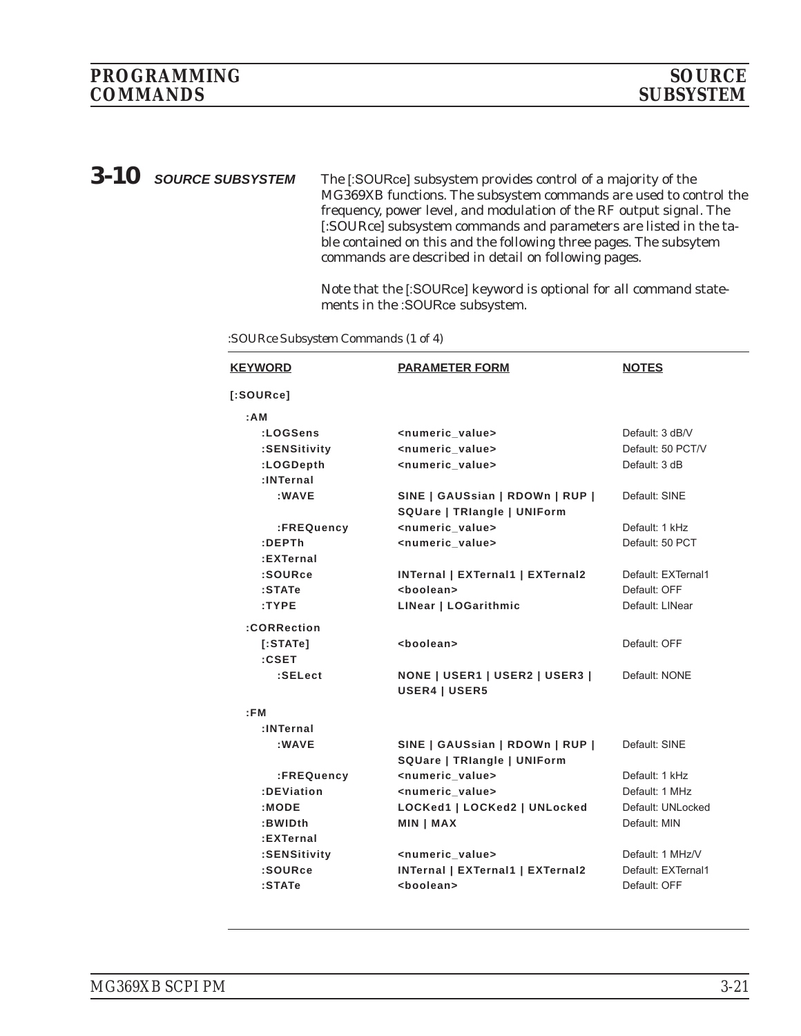## 3-10 SOURCE SUBSYSTEM

The [:SOURce] subsystem provides control of a majority of the MG369XB functions. The subsystem commands are used to control the frequency, power level, and modulation of the RF output signal. The [:SOURce] subsystem commands and parameters are listed in the table contained on this and the following three pages. The subsytem commands are described in detail on following pages.

Note that the [:SOURce] keyword is optional for all command statements in the :SOURce subsystem.

*:SOURce Subsystem Commands (1 of 4)*

| KEYWORD | PARAMETER FORM | NOTES |
|---|---|---|
| **[:SOURce]** | | |
| **:AM** | | |
| **:LOGSens** | **<numeric_value>** | Default: 3 dB/V |
| **:SENSitivity** | **<numeric_value>** | Default: 50 PCT/V |
| **:LOGDepth** | **<numeric_value>** | Default: 3 dB |
| **:INTernal** | | |
| **:WAVE** | **SINE \| GAUSsian \| RDOWn \| RUP \| SQUare \| TRIangle \| UNIForm** | Default: SINE |
| **:FREQuency** | **<numeric_value>** | Default: 1 kHz |
| **:DEPTh** | **<numeric_value>** | Default: 50 PCT |
| **:EXTernal** | | |
| **:SOURce** | **INTernal \| EXTernal1 \| EXTernal2** | Default: EXTernal1 |
| **:STATe** | **<boolean>** | Default: OFF |
| **:TYPE** | **LINear \| LOGarithmic** | Default: LINear |
| **:CORRection** | | |
| **[:STATe]** | **<boolean>** | Default: OFF |
| **:CSET** | | |
| **:SELect** | **NONE \| USER1 \| USER2 \| USER3 \| USER4 \| USER5** | Default: NONE |
| **:FM** | | |
| **:INTernal** | | |
| **:WAVE** | **SINE \| GAUSsian \| RDOWn \| RUP \| SQUare \| TRIangle \| UNIForm** | Default: SINE |
| **:FREQuency** | **<numeric_value>** | Default: 1 kHz |
| **:DEViation** | **<numeric_value>** | Default: 1 MHz |
| **:MODE** | **LOCKed1 \| LOCKed2 \| UNLocked** | Default: UNLocked |
| **:BWIDth** | **MIN \| MAX** | Default: MIN |
| **:EXTernal** | | |
| **:SENSitivity** | **<numeric_value>** | Default: 1 MHz/V |
| **:SOURce** | **INTernal \| EXTernal1 \| EXTernal2** | Default: EXTernal1 |
| **:STATe** | **<boolean>** | Default: OFF |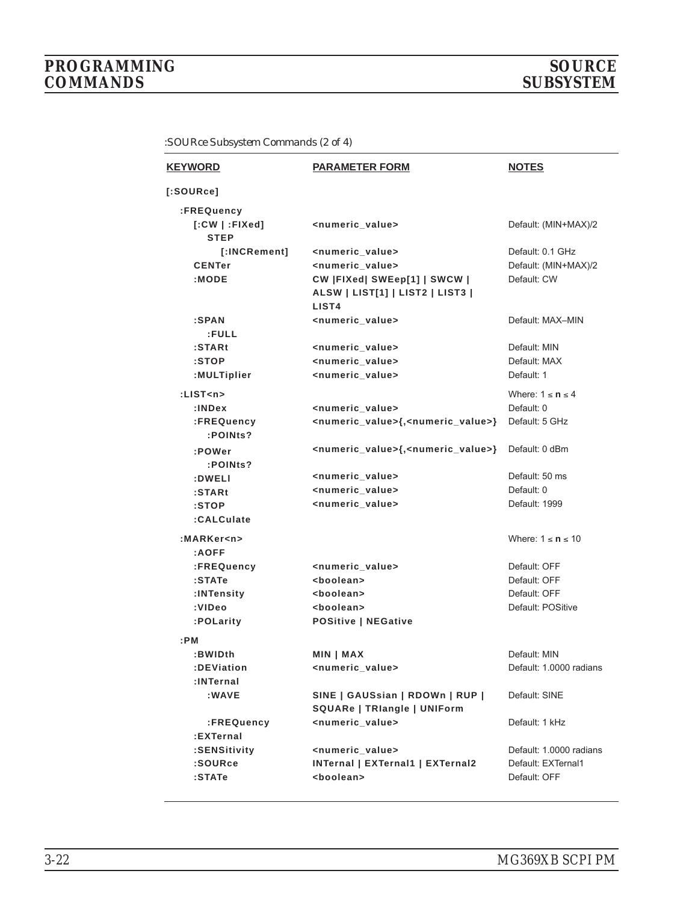:SOURce Subsystem Commands (2 of 4)

| KEYWORD | PARAMETER FORM | NOTES |
|---|---|---|
| **[:SOURce]** | | |
| **:FREQuency** | | |
| **[:CW \| :FIXed]** | **<numeric_value>** | Default: (MIN+MAX)/2 |
| **STEP** | | |
| **[:INCRement]** | **<numeric_value>** | Default: 0.1 GHz |
| **CENTer** | **<numeric_value>** | Default: (MIN+MAX)/2 |
| **:MODE** | **CW \|FIXed\| SWEep[1] \| SWCW \| ALSW \| LIST[1] \| LIST2 \| LIST3 \| LIST4** | Default: CW |
| **:SPAN** | **<numeric_value>** | Default: MAX–MIN |
| **:FULL** | | |
| **:STARt** | **<numeric_value>** | Default: MIN |
| **:STOP** | **<numeric_value>** | Default: MAX |
| **:MULTiplier** | **<numeric_value>** | Default: 1 |
| **:LIST<n>** | | Where: $1 \leq n \leq 4$ |
| **:INDex** | **<numeric_value>** | Default: 0 |
| **:FREQuency** | **<numeric_value>{,<numeric_value>}** | Default: 5 GHz |
| **:POINts?** | | |
| **:POWer** | **<numeric_value>{,<numeric_value>}** | Default: 0 dBm |
| **:POINts?** | | |
| **:DWELl** | **<numeric_value>** | Default: 50 ms |
| **:STARt** | **<numeric_value>** | Default: 0 |
| **:STOP** | **<numeric_value>** | Default: 1999 |
| **:CALCulate** | | |
| **:MARKer<n>** | | Where: $1 \leq n \leq 10$ |
| **:AOFF** | | |
| **:FREQuency** | **<numeric_value>** | Default: OFF |
| **:STATe** | **<boolean>** | Default: OFF |
| **:INTensity** | **<boolean>** | Default: OFF |
| **:VIDeo** | **<boolean>** | Default: POSitive |
| **:POLarity** | **POSitive \| NEGative** | |
| **:PM** | | |
| **:BWIDth** | **MIN \| MAX** | Default: MIN |
| **:DEViation** | **<numeric_value>** | Default: 1.0000 radians |
| **:INTernal** | | |
| **:WAVE** | **SINE \| GAUSsian \| RDOWn \| RUP \| SQUARe \| TRIangle \| UNIForm** | Default: SINE |
| **:FREQuency** | **<numeric_value>** | Default: 1 kHz |
| **:EXTernal** | | |
| **:SENSitivity** | **<numeric_value>** | Default: 1.0000 radians |
| **:SOURce** | **INTernal \| EXTernal1 \| EXTernal2** | Default: EXTernal1 |
| **:STATe** | **<boolean>** | Default: OFF |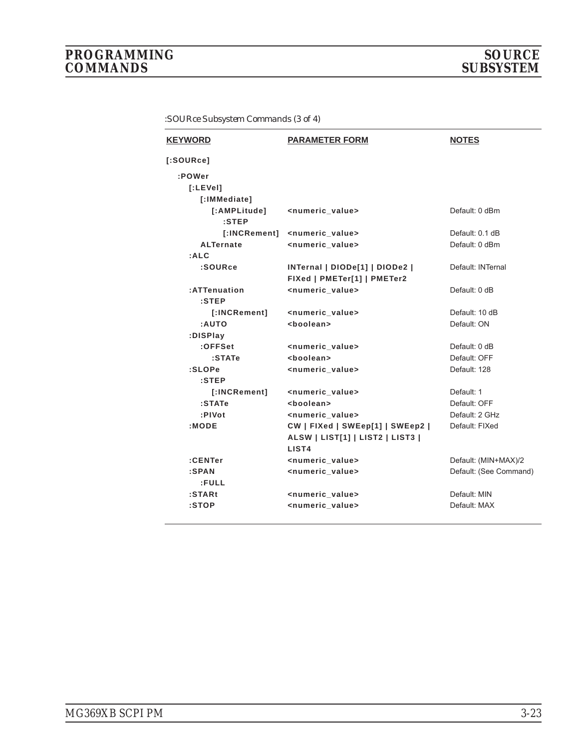:SOURce Subsystem Commands (3 of 4)

| KEYWORD | PARAMETER FORM | NOTES |
|---|---|---|
| [:SOURce] | | |
| :POWer | | |
| [:LEVel] | | |
| [:IMMediate] | | |
| [:AMPLitude] | <numeric_value> | Default: 0 dBm |
| :STEP | | |
| [:INCRement] | <numeric_value> | Default: 0.1 dB |
| ALTernate | <numeric_value> | Default: 0 dBm |
| :ALC | | |
| :SOURce | INTernal \| DIODe[1] \| DIODe2 \| FIXed \| PMETer[1] \| PMETer2 | Default: INTernal |
| :ATTenuation | <numeric_value> | Default: 0 dB |
| :STEP | | |
| [:INCRement] | <numeric_value> | Default: 10 dB |
| :AUTO | <boolean> | Default: ON |
| :DISPlay | | |
| :OFFSet | <numeric_value> | Default: 0 dB |
| :STATe | <boolean> | Default: OFF |
| :SLOPe | <numeric_value> | Default: 128 |
| :STEP | | |
| [:INCRement] | <numeric_value> | Default: 1 |
| :STATe | <boolean> | Default: OFF |
| :PIVot | <numeric_value> | Default: 2 GHz |
| :MODE | CW \| FIXed \| SWEep[1] \| SWEep2 \| ALSW \| LIST[1] \| LIST2 \| LIST3 \| LIST4 | Default: FIXed |
| :CENTer | <numeric_value> | Default: (MIN+MAX)/2 |
| :SPAN | <numeric_value> | Default: (See Command) |
| :FULL | | |
| :STARt | <numeric_value> | Default: MIN |
| :STOP | <numeric_value> | Default: MAX |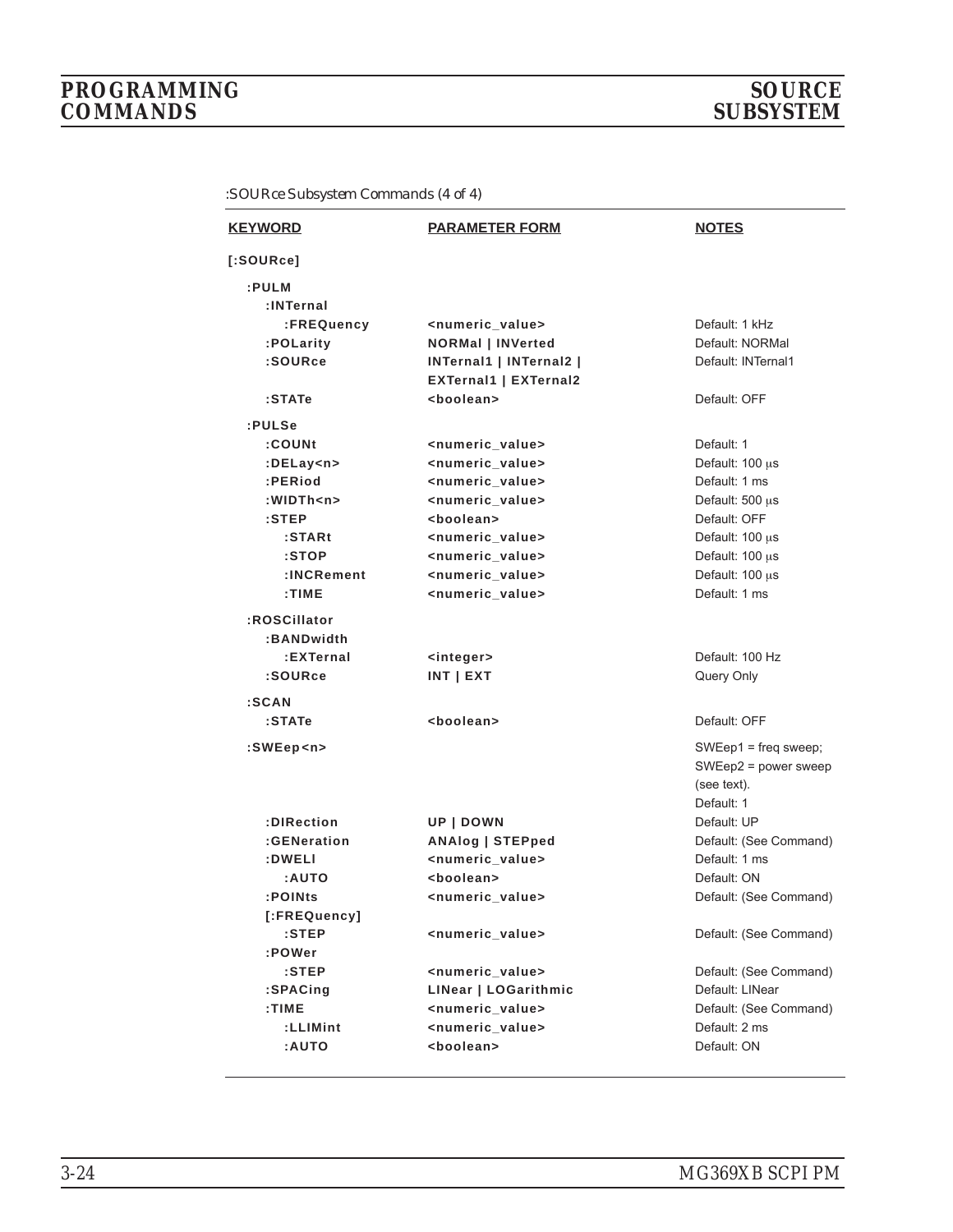:SOURce Subsystem Commands (4 of 4)

| KEYWORD | PARAMETER FORM | NOTES |
|---|---|---|
| **[:SOURce]** | | |
| **:PULM** | | |
| **:INTernal** | | |
| **:FREQuency** | **<numeric_value>** | Default: 1 kHz |
| **:POLarity** | **NORMal \| INVerted** | Default: NORMal |
| **:SOURce** | **INTernal1 \| INTernal2 \| EXTernal1 \| EXTernal2** | Default: INTernal1 |
| **:STATe** | **<boolean>** | Default: OFF |
| **:PULSe** | | |
| **:COUNt** | **<numeric_value>** | Default: 1 |
| **:DELay<n>** | **<numeric_value>** | Default: 100 μs |
| **:PERiod** | **<numeric_value>** | Default: 1 ms |
| **:WIDTh<n>** | **<numeric_value>** | Default: 500 μs |
| **:STEP** | **<boolean>** | Default: OFF |
| **:STARt** | **<numeric_value>** | Default: 100 μs |
| **:STOP** | **<numeric_value>** | Default: 100 μs |
| **:INCRement** | **<numeric_value>** | Default: 100 μs |
| **:TIME** | **<numeric_value>** | Default: 1 ms |
| **:ROSCillator** | | |
| **:BANDwidth** | | |
| **:EXTernal** | **<integer>** | Default: 100 Hz |
| **:SOURce** | **INT \| EXT** | Query Only |
| **:SCAN** | | |
| **:STATe** | **<boolean>** | Default: OFF |
| **:SWEep<n>** | | SWEep1 = freq sweep; SWEep2 = power sweep (see text). Default: 1 |
| **:DIRection** | **UP \| DOWN** | Default: UP |
| **:GENeration** | **ANAlog \| STEPped** | Default: (See Command) |
| **:DWELl** | **<numeric_value>** | Default: 1 ms |
| **:AUTO** | **<boolean>** | Default: ON |
| **:POINts** | **<numeric_value>** | Default: (See Command) |
| **[:FREQuency]** | | |
| **:STEP** | **<numeric_value>** | Default: (See Command) |
| **:POWer** | | |
| **:STEP** | **<numeric_value>** | Default: (See Command) |
| **:SPACing** | **LINear \| LOGarithmic** | Default: LINear |
| **:TIME** | **<numeric_value>** | Default: (See Command) |
| **:LLIMint** | **<numeric_value>** | Default: 2 ms |
| **:AUTO** | **<boolean>** | Default: ON |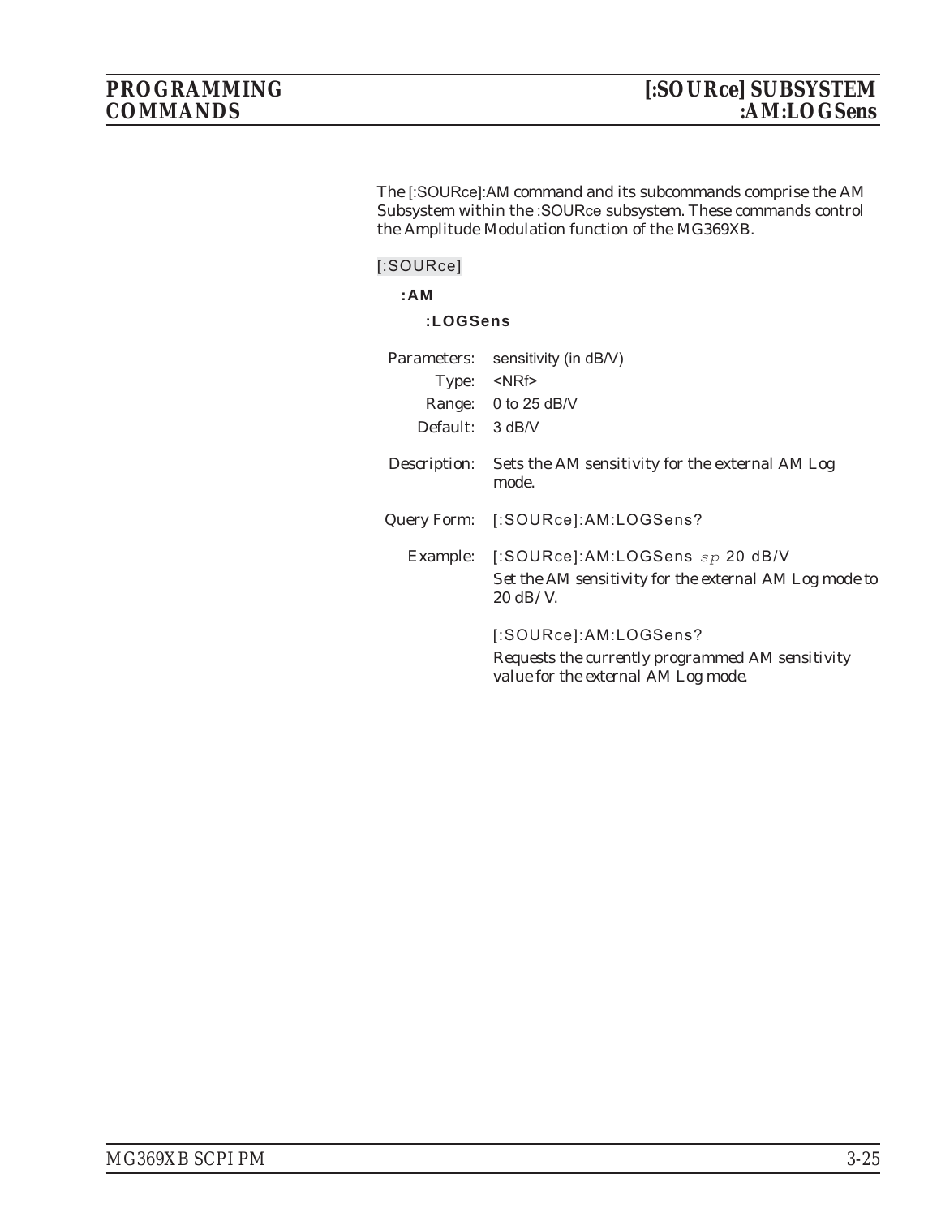The [:SOURce]:AM command and its subcommands comprise the AM Subsystem within the :SOURce subsystem. These commands control the Amplitude Modulation function of the MG369XB.

[:SOURce]

**:AM**

**:LOGSens**

Parameters: sensitivity (in dB/V)

Type: <NRf>

Range: 0 to 25 dB/V

Default: 3 dB/V

Description: Sets the AM sensitivity for the external AM Log mode.

Query Form: [:SOURce]:AM:LOGSens?

Example: [:SOURce]:AM:LOGSens *sp* 20 dB/V

*Set the AM sensitivity for the external AM Log mode to 20 dB/V.*

[:SOURce]:AM:LOGSens?

*Requests the currently programmed AM sensitivity value for the external AM Log mode.*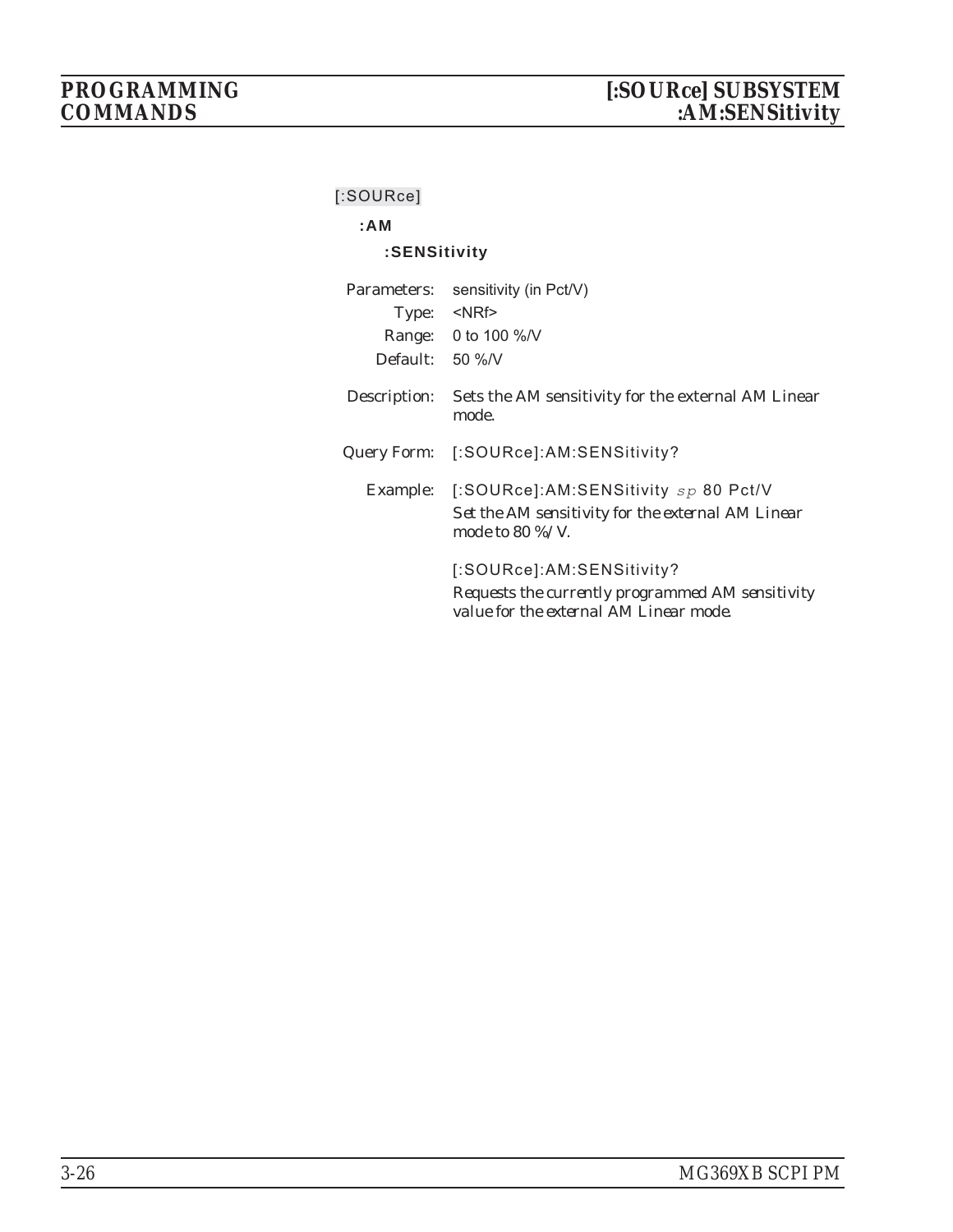[:SOURce]

**:AM**

**:SENSitivity**

Parameters: sensitivity (in Pct/V)

Type: <NRf>

Range: 0 to 100 %/V

Default: 50 %/V

Description: Sets the AM sensitivity for the external AM Linear mode.

Query Form: [:SOURce]:AM:SENSitivity?

Example: [:SOURce]:AM:SENSitivity *sp* 80 Pct/V

*Set the AM sensitivity for the external AM Linear mode to 80 %/V.*

[:SOURce]:AM:SENSitivity?

*Requests the currently programmed AM sensitivity value for the external AM Linear mode.*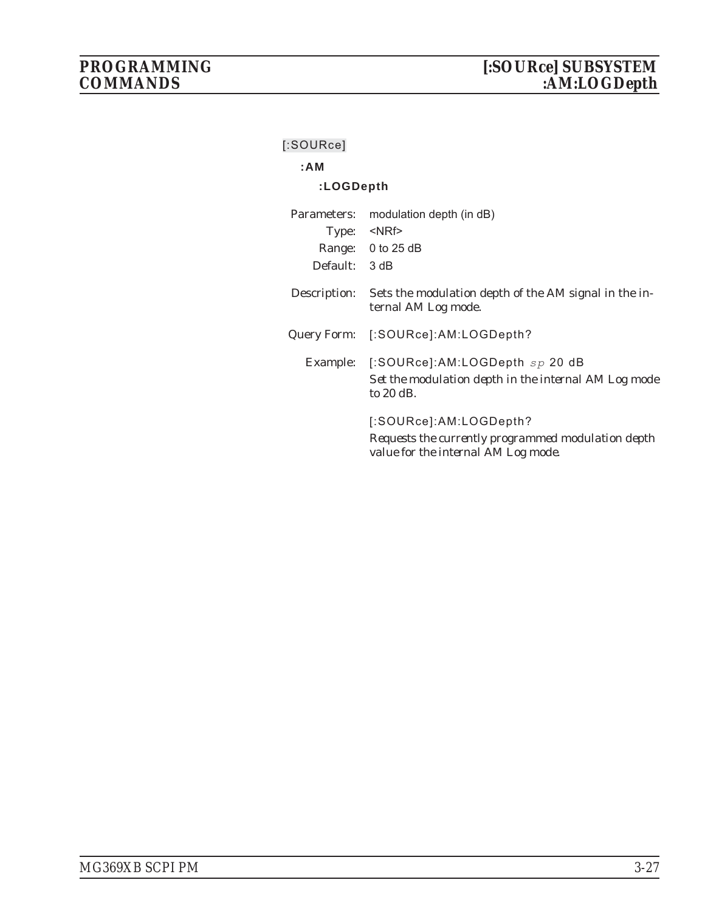[:SOURce]

**:AM**

**:LOGDepth**

Parameters: modulation depth (in dB)

Type: <NRf>

Range: 0 to 25 dB

Default: 3 dB

Description: Sets the modulation depth of the AM signal in the internal AM Log mode.

Query Form: [:SOURce]:AM:LOGDepth?

Example: [:SOURce]:AM:LOGDepth *sp* 20 dB

Set the modulation depth in the internal AM Log mode to 20 dB.

[:SOURce]:AM:LOGDepth?

Requests the currently programmed modulation depth value for the internal AM Log mode.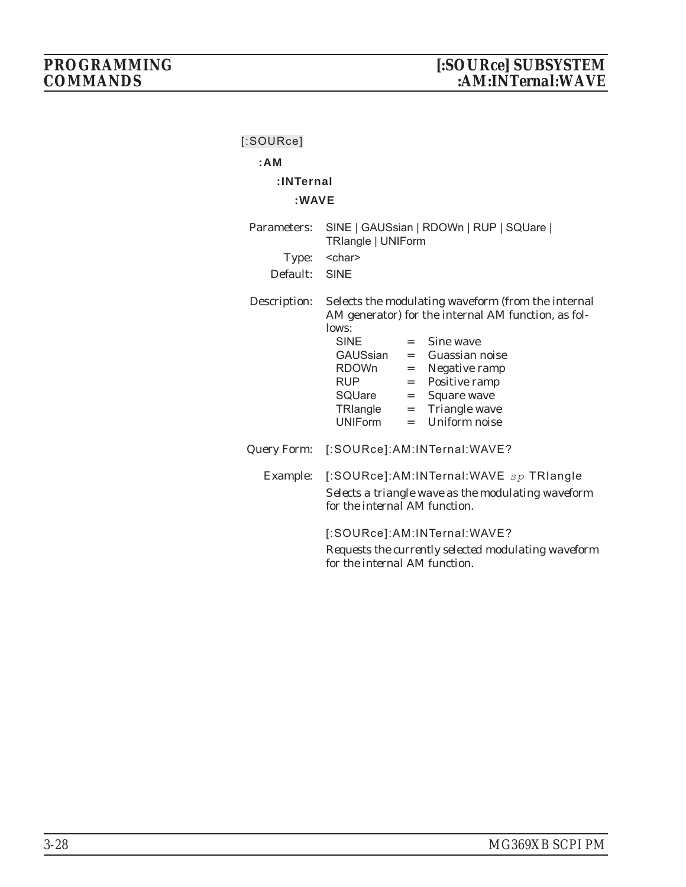[:SOURce]

**:AM**

**:INTernal**

**:WAVE**

Parameters: SINE | GAUSsian | RDOWn | RUP | SQUare | TRIangle | UNIForm

Type: <char>

Default: SINE

Description: Selects the modulating waveform (from the internal AM generator) for the internal AM function, as follows:

| | | |
|---|---|---|
| SINE | = | Sine wave |
| GAUSsian | = | Guassian noise |
| RDOWn | = | Negative ramp |
| RUP | = | Positive ramp |
| SQUare | = | Square wave |
| TRIangle | = | Triangle wave |
| UNIForm | = | Uniform noise |

Query Form: [:SOURce]:AM:INTernal:WAVE?

Example: [:SOURce]:AM:INTernal:WAVE *sp* TRIangle

*Selects a triangle wave as the modulating waveform for the internal AM function.*

[:SOURce]:AM:INTernal:WAVE?

*Requests the currently selected modulating waveform for the internal AM function.*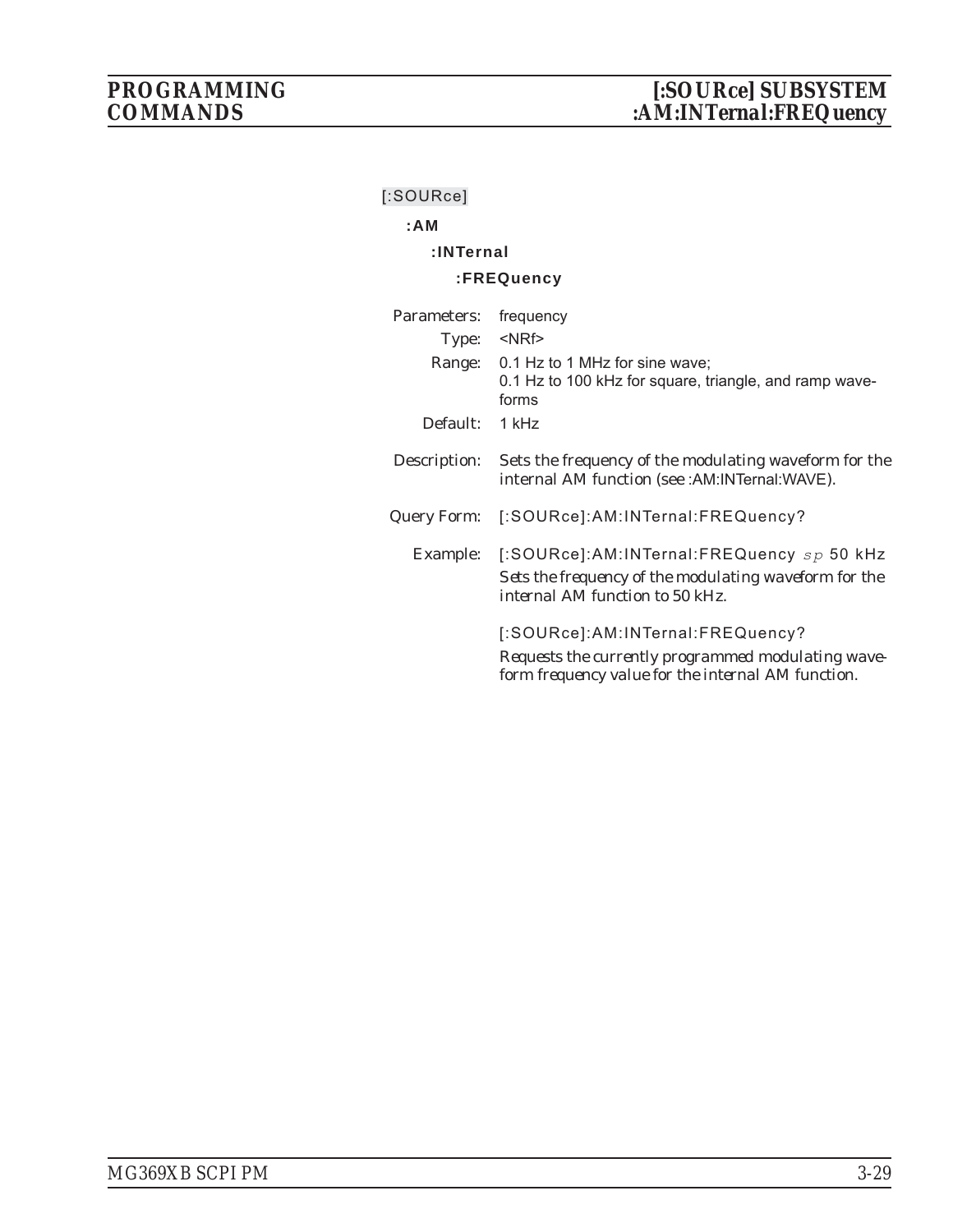[:SOURce]

**:AM**

**:INTernal**

**:FREQuency**

| | |
|---|---|
| Parameters: | frequency |
| Type: | <NRf> |
| Range: | 0.1 Hz to 1 MHz for sine wave;<br>0.1 Hz to 100 kHz for square, triangle, and ramp waveforms |
| Default: | 1 kHz |
| Description: | Sets the frequency of the modulating waveform for the internal AM function (see :AM:INTernal:WAVE). |
| Query Form: | [:SOURce]:AM:INTernal:FREQuency? |
| Example: | [:SOURce]:AM:INTernal:FREQuency *sp* 50 kHz<br>*Sets the frequency of the modulating waveform for the internal AM function to 50 kHz.*<br><br>[:SOURce]:AM:INTernal:FREQuency?<br>*Requests the currently programmed modulating waveform frequency value for the internal AM function.* |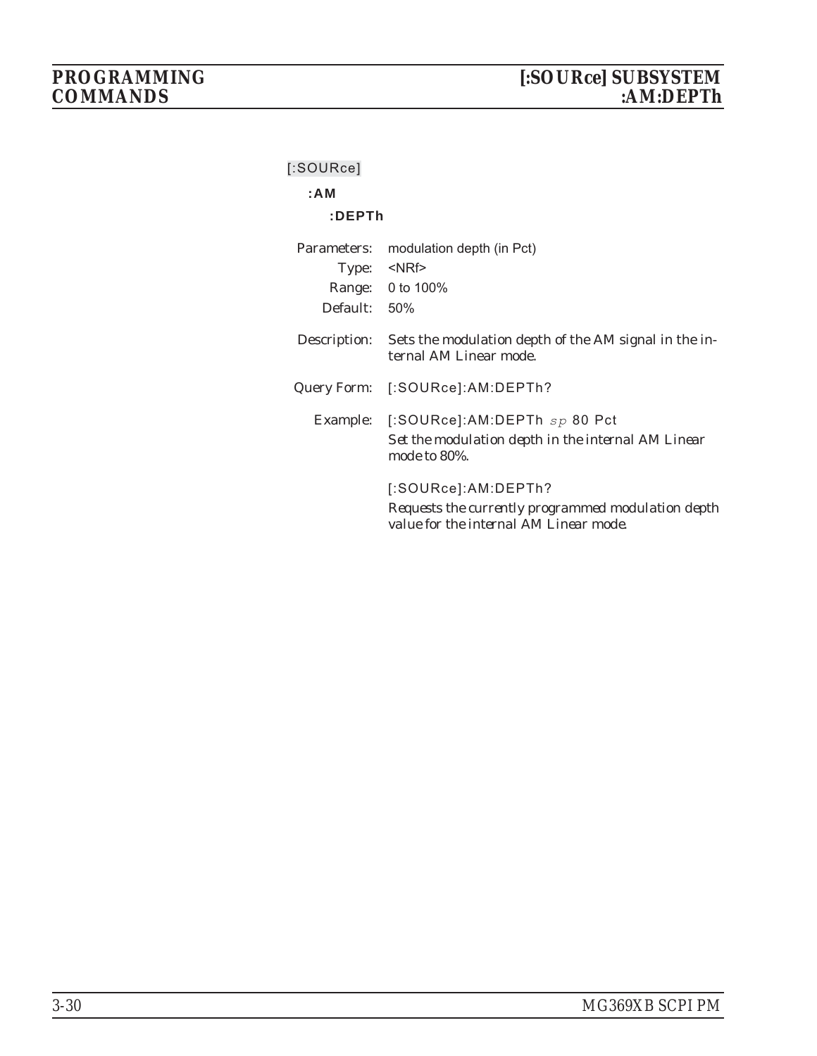[:SOURce]

**:AM**

**:DEPTh**

Parameters: modulation depth (in Pct)

Type: <NRf>

Range: 0 to 100%

Default: 50%

Description: *Sets the modulation depth of the AM signal in the internal AM Linear mode.*

Query Form: [:SOURce]:AM:DEPTh?

Example: [:SOURce]:AM:DEPTh *sp* 80 Pct

*Set the modulation depth in the internal AM Linear mode to 80%.*

[:SOURce]:AM:DEPTh?

*Requests the currently programmed modulation depth value for the internal AM Linear mode.*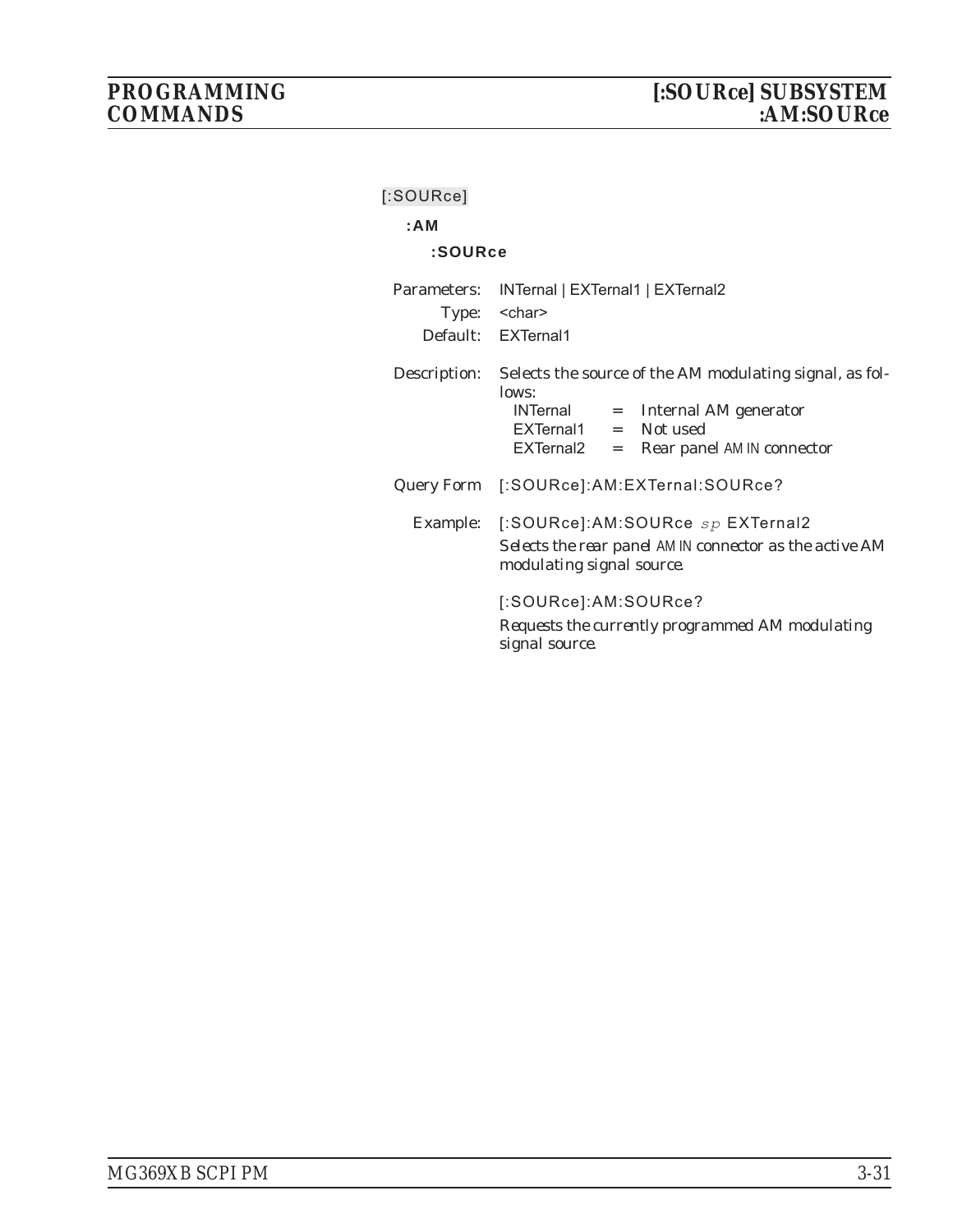[:SOURce]

**:AM**

**:SOURce**

Parameters: INTernal | EXTernal1 | EXTernal2

Type: <char>

Default: EXTernal1

Description: Selects the source of the AM modulating signal, as follows:

| | | |
|---|---|---|
| INTernal | = | Internal AM generator |
| EXTernal1 | = | Not used |
| EXTernal2 | = | Rear panel AM IN connector |

Query Form [:SOURce]:AM:EXTernal:SOURce?

Example: [:SOURce]:AM:SOURce *sp* EXTernal2

*Selects the rear panel AM IN connector as the active AM modulating signal source.*

[:SOURce]:AM:SOURce?

*Requests the currently programmed AM modulating signal source.*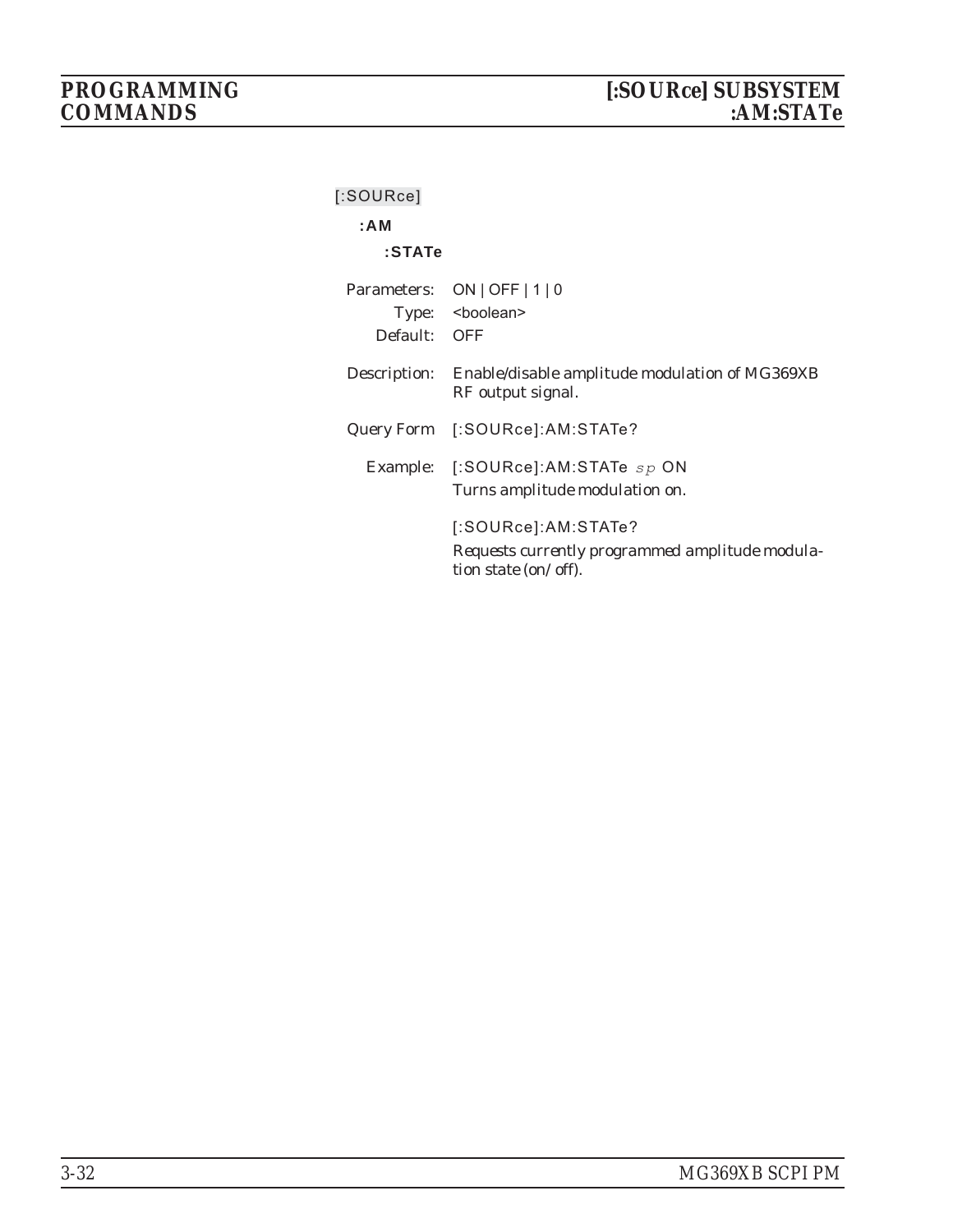[:SOURce]

**:AM**

**:STATe**

Parameters: ON | OFF | 1 | 0

Type: <boolean>

Default: OFF

Description: Enable/disable amplitude modulation of MG369XB RF output signal.

Query Form [:SOURce]:AM:STATe?

Example: [:SOURce]:AM:STATe *sp* ON

Turns amplitude modulation on.

[:SOURce]:AM:STATe?

Requests currently programmed amplitude modulation state (on/off).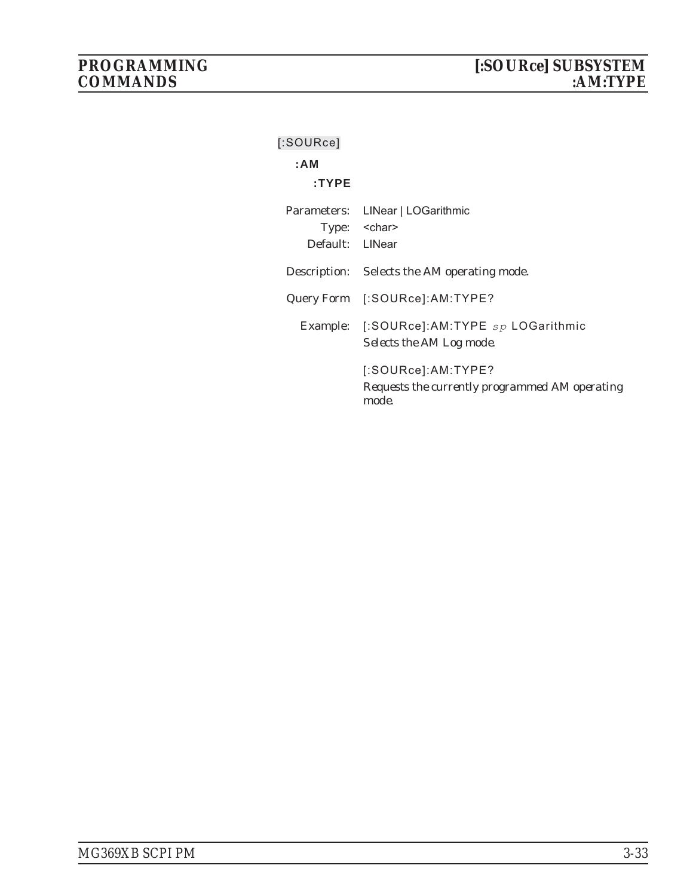[:SOURce]

**:AM**

**:TYPE**

Parameters: LINear | LOGarithmic
Type: <char>
Default: LINear

Description: *Selects the AM operating mode.*

Query Form [:SOURce]:AM:TYPE?

Example: [:SOURce]:AM:TYPE *sp* LOGarithmic
*Selects the AM Log mode.*

[:SOURce]:AM:TYPE?
*Requests the currently programmed AM operating mode.*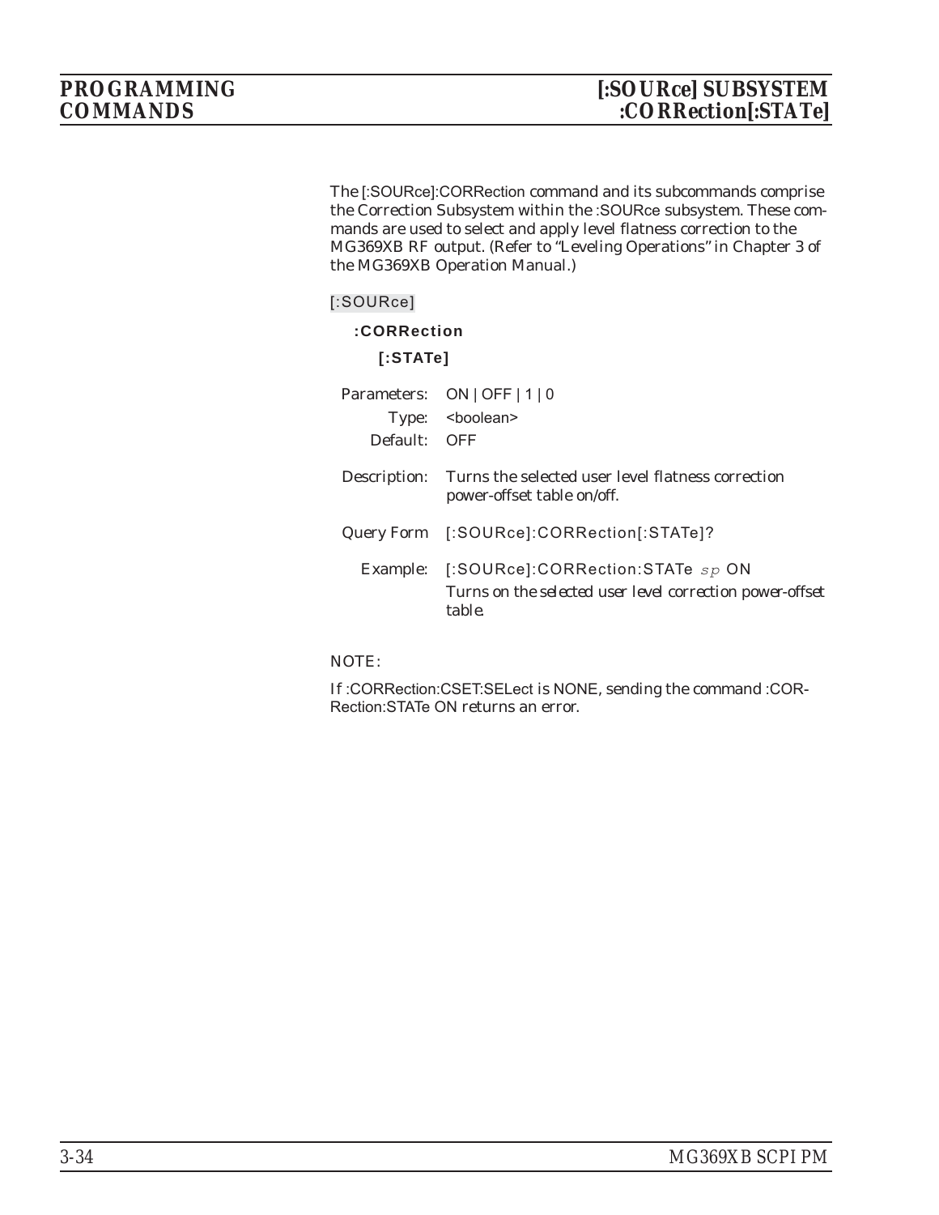The [:SOURce]:CORRection command and its subcommands comprise the Correction Subsystem within the :SOURce subsystem. These commands are used to select and apply level flatness correction to the MG369XB RF output. (Refer to "Leveling Operations" in Chapter 3 of the MG369XB Operation Manual.)

[:SOURce]

**:CORRection**

**[:STATe]**

Parameters: ON | OFF | 1 | 0

Type: <boolean>

Default: OFF

Description: Turns the selected user level flatness correction power-offset table on/off.

Query Form [:SOURce]:CORRection[:STATe]?

Example: [:SOURce]:CORRection:STATe *sp* ON

*Turns on the selected user level correction power-offset table.*

NOTE:

If :CORRection:CSET:SELect is NONE, sending the command :CORRection:STATe ON returns an error.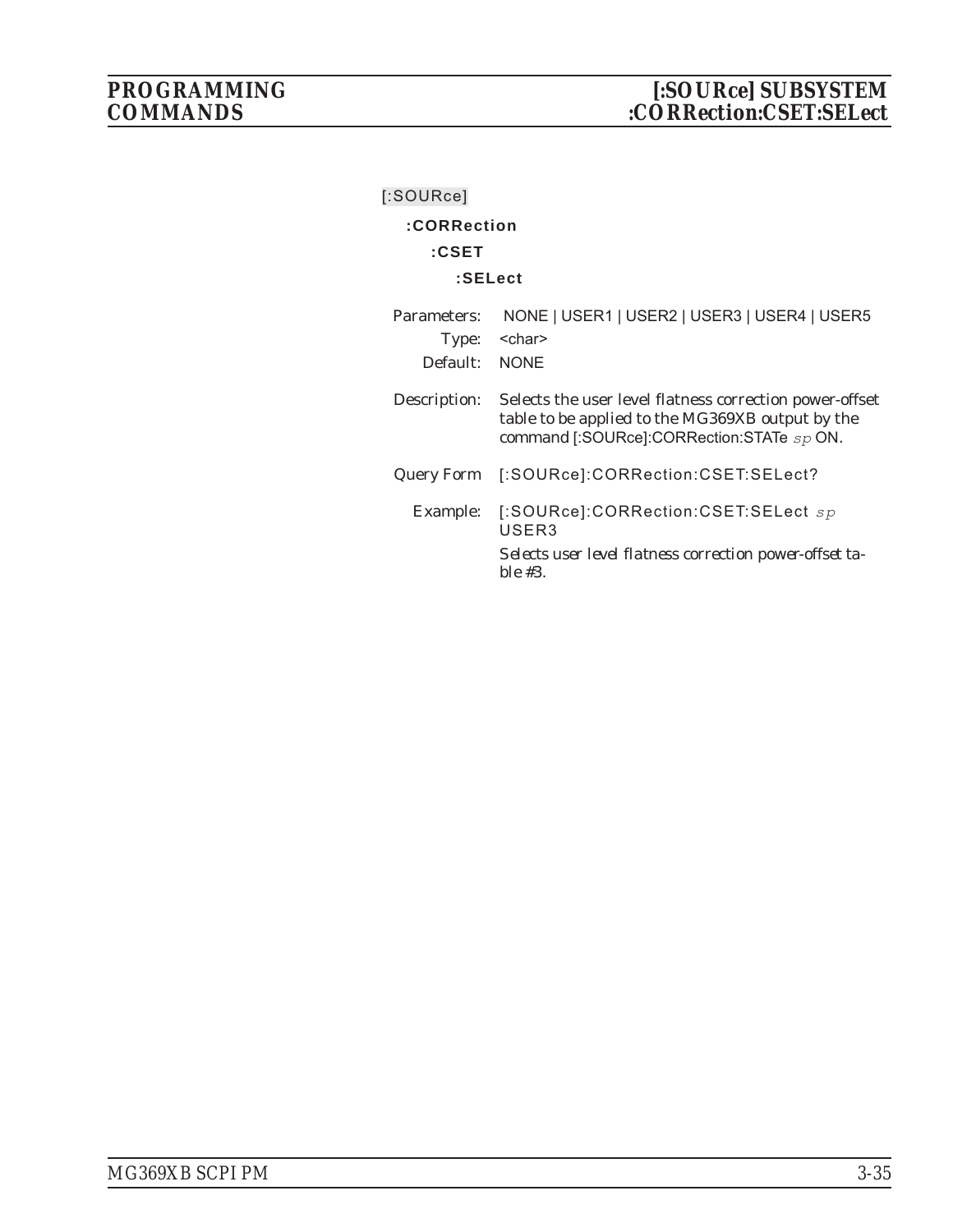[:SOURce]

**:CORRection**

**:CSET**

**:SELect**

Parameters: NONE | USER1 | USER2 | USER3 | USER4 | USER5

Type: <char>

Default: NONE

Description: Selects the user level flatness correction power-offset table to be applied to the MG369XB output by the command [:SOURce]:CORRection:STATe *sp* ON.

Query Form [:SOURce]:CORRection:CSET:SELect?

Example: [:SOURce]:CORRection:CSET:SELect *sp* USER3

*Selects user level flatness correction power-offset table #3.*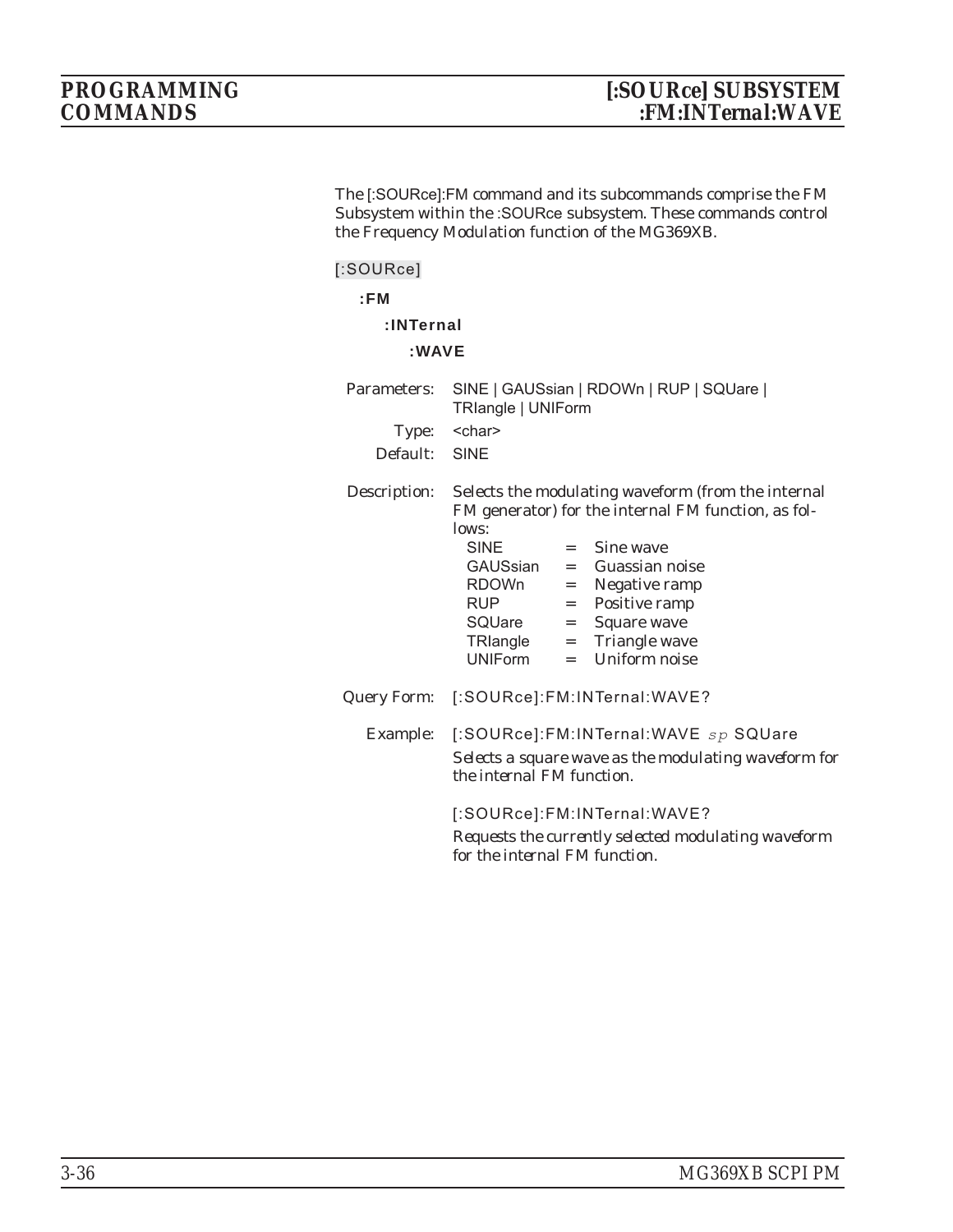The [:SOURce]:FM command and its subcommands comprise the FM Subsystem within the :SOURce subsystem. These commands control the Frequency Modulation function of the MG369XB.

[:SOURce]

  **:FM**

    **:INTernal**

      **:WAVE**

Parameters: SINE | GAUSsian | RDOWn | RUP | SQUare | TRIangle | UNIForm

Type: <char>

Default: SINE

Description: Selects the modulating waveform (from the internal FM generator) for the internal FM function, as follows:

| | | |
|---|---|---|
| SINE | = | Sine wave |
| GAUSsian | = | Guassian noise |
| RDOWn | = | Negative ramp |
| RUP | = | Positive ramp |
| SQUare | = | Square wave |
| TRIangle | = | Triangle wave |
| UNIForm | = | Uniform noise |

Query Form: [:SOURce]:FM:INTernal:WAVE?

Example: [:SOURce]:FM:INTernal:WAVE *sp* SQUare

*Selects a square wave as the modulating waveform for the internal FM function.*

[:SOURce]:FM:INTernal:WAVE?

*Requests the currently selected modulating waveform for the internal FM function.*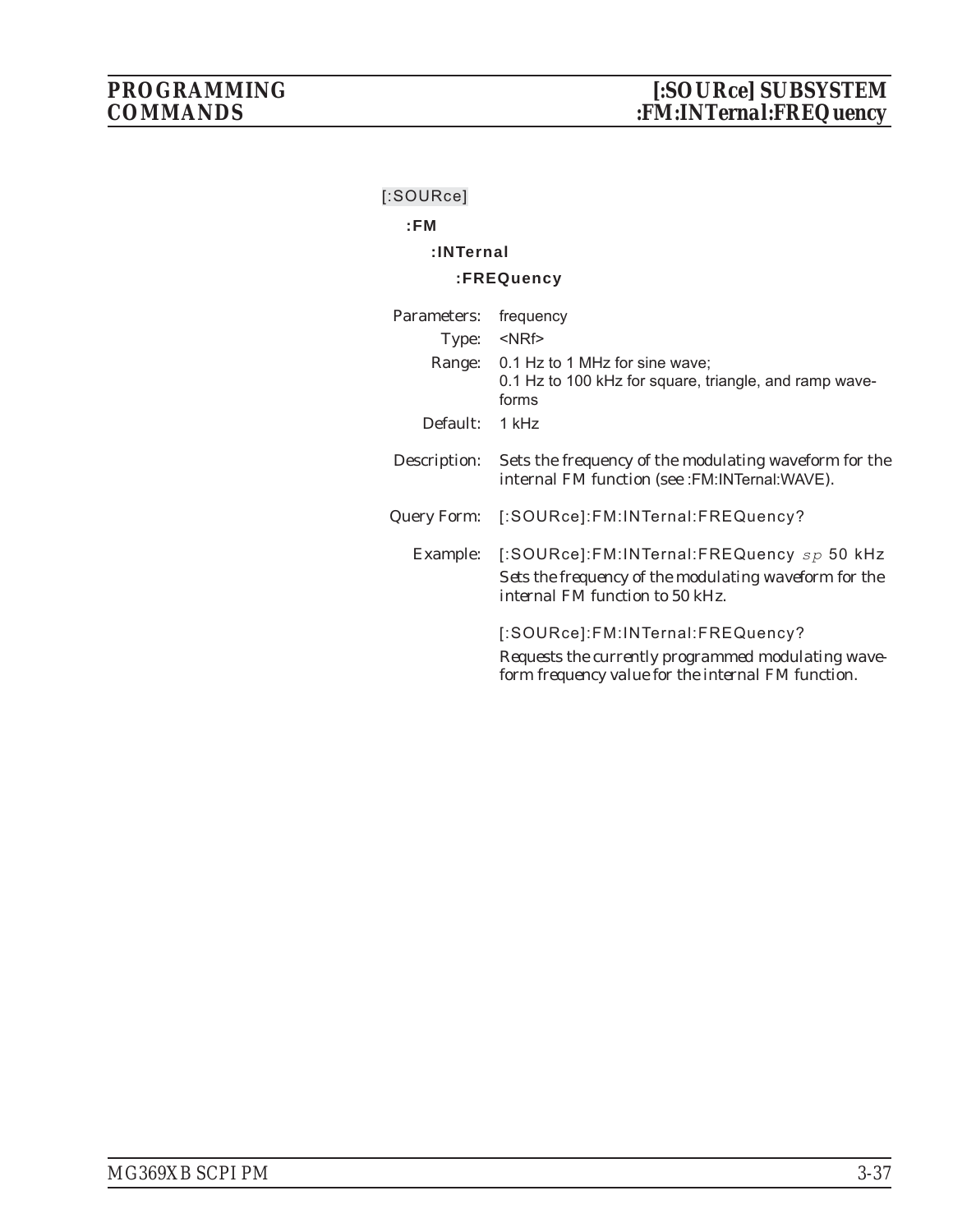[:SOURce]

**:FM**

**:INTernal**

**:FREQuency**

| | |
|---|---|
| *Parameters:* | frequency |
| *Type:* | <NRf> |
| *Range:* | 0.1 Hz to 1 MHz for sine wave;<br>0.1 Hz to 100 kHz for square, triangle, and ramp waveforms |
| *Default:* | 1 kHz |
| *Description:* | Sets the frequency of the modulating waveform for the internal FM function (see :FM:INTernal:WAVE). |
| *Query Form:* | [:SOURce]:FM:INTernal:FREQuency? |
| *Example:* | [:SOURce]:FM:INTernal:FREQuency *sp* 50 kHz<br>*Sets the frequency of the modulating waveform for the internal FM function to 50 kHz.*<br><br>[:SOURce]:FM:INTernal:FREQuency?<br>*Requests the currently programmed modulating waveform frequency value for the internal FM function.* |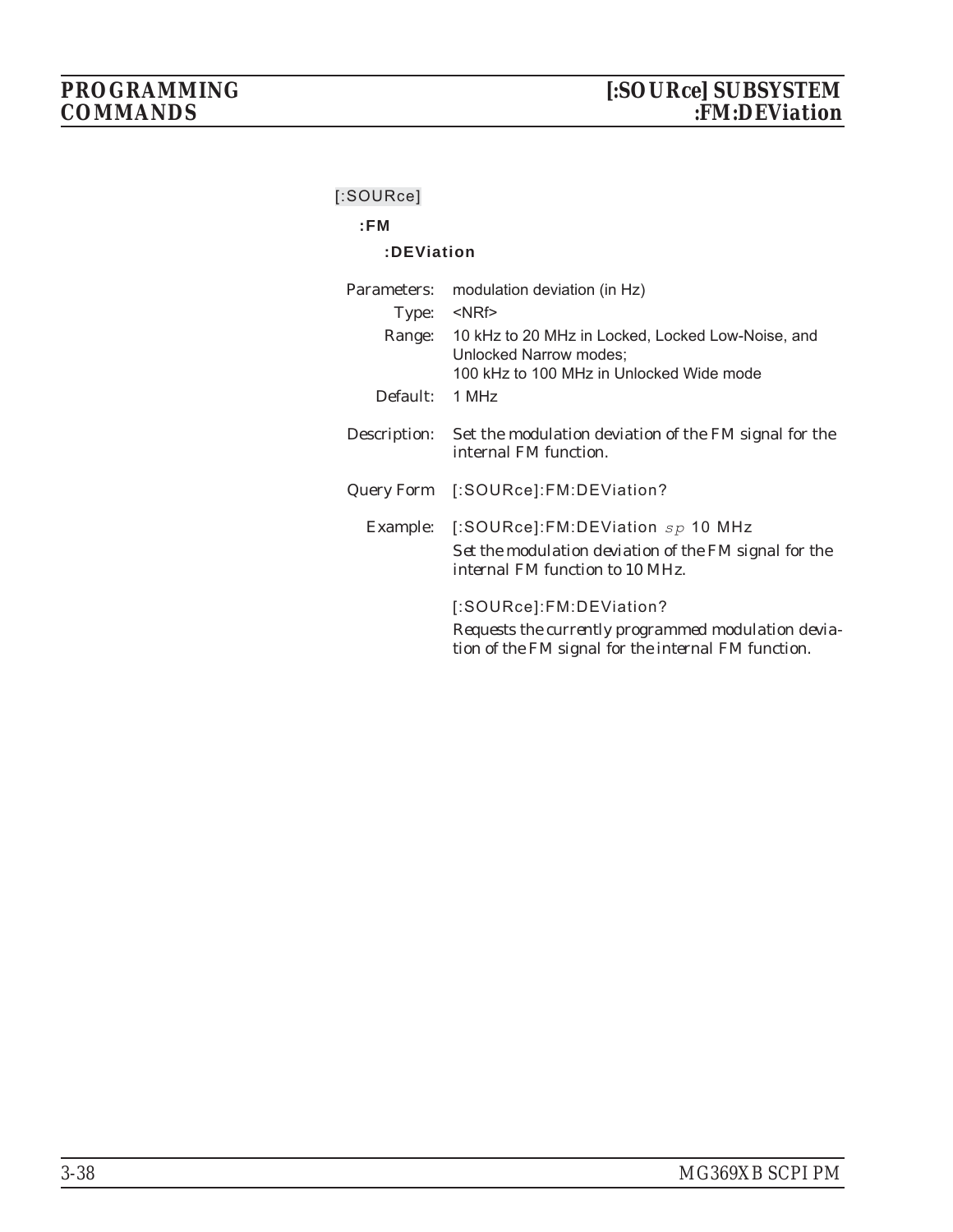[:SOURce]

**:FM**

**:DEViation**

Parameters: modulation deviation (in Hz)

Type: <NRf>

Range: 10 kHz to 20 MHz in Locked, Locked Low-Noise, and Unlocked Narrow modes;
100 kHz to 100 MHz in Unlocked Wide mode

Default: 1 MHz

Description: Set the modulation deviation of the FM signal for the internal FM function.

Query Form [:SOURce]:FM:DEViation?

Example: [:SOURce]:FM:DEViation *sp* 10 MHz

Set the modulation deviation of the FM signal for the internal FM function to 10 MHz.

[:SOURce]:FM:DEViation?

Requests the currently programmed modulation deviation of the FM signal for the internal FM function.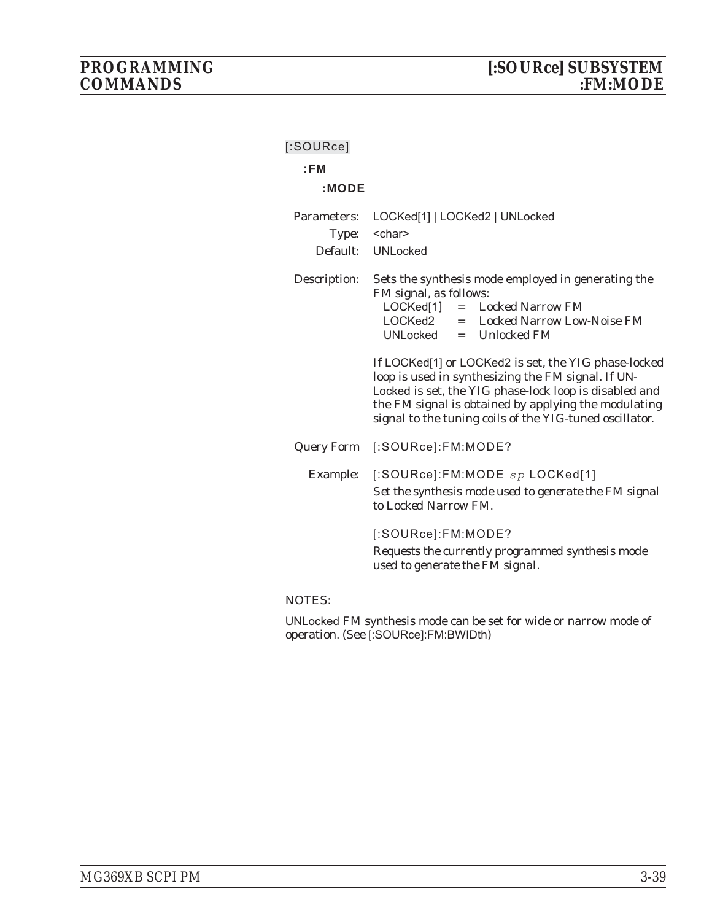[:SOURce]

**:FM**

**:MODE**

Parameters: LOCKed[1] | LOCKed2 | UNLocked

Type: <char>

Default: UNLocked

Description: Sets the synthesis mode employed in generating the FM signal, as follows:

| | | |
|---|---|---|
| LOCKed[1] | = | Locked Narrow FM |
| LOCKed2 | = | Locked Narrow Low-Noise FM |
| UNLocked | = | Unlocked FM |

If LOCKed[1] or LOCKed2 is set, the YIG phase-locked loop is used in synthesizing the FM signal. If UNLocked is set, the YIG phase-lock loop is disabled and the FM signal is obtained by applying the modulating signal to the tuning coils of the YIG-tuned oscillator.

Query Form [:SOURce]:FM:MODE?

Example: [:SOURce]:FM:MODE *sp* LOCKed[1]

*Set the synthesis mode used to generate the FM signal to Locked Narrow FM.*

[:SOURce]:FM:MODE?

*Requests the currently programmed synthesis mode used to generate the FM signal.*

NOTES:

UNLocked FM synthesis mode can be set for wide or narrow mode of operation. (See [:SOURce]:FM:BWIDth)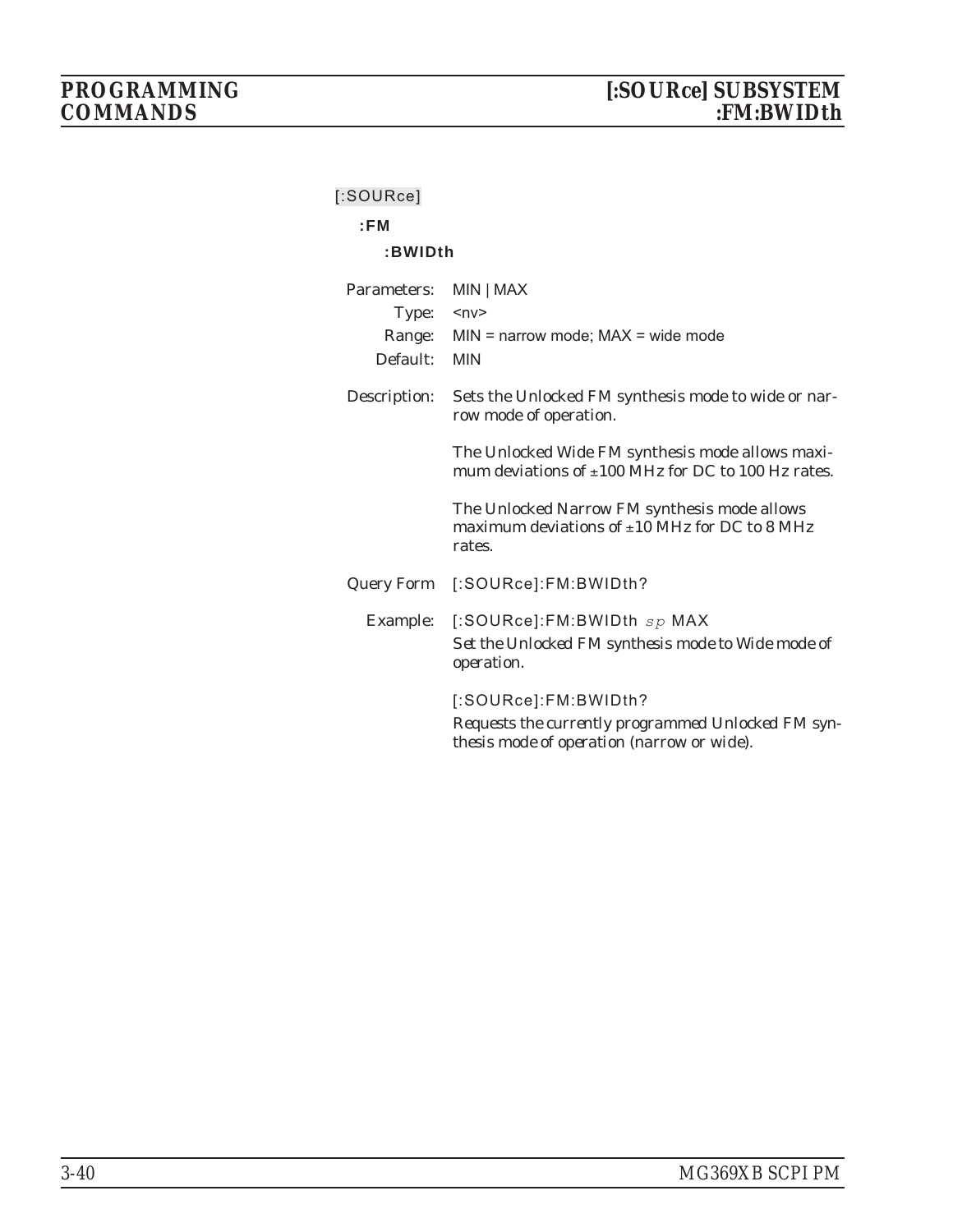[:SOURce]

**:FM**

**:BWIDth**

Parameters: MIN | MAX

Type: <nv>

Range: MIN = narrow mode; MAX = wide mode

Default: MIN

Description: Sets the Unlocked FM synthesis mode to wide or narrow mode of operation.

The Unlocked Wide FM synthesis mode allows maximum deviations of ±100 MHz for DC to 100 Hz rates.

The Unlocked Narrow FM synthesis mode allows maximum deviations of ±10 MHz for DC to 8 MHz rates.

Query Form [:SOURce]:FM:BWIDth?

Example: [:SOURce]:FM:BWIDth *sp* MAX

Set the Unlocked FM synthesis mode to Wide mode of operation.

[:SOURce]:FM:BWIDth?

Requests the currently programmed Unlocked FM synthesis mode of operation (narrow or wide).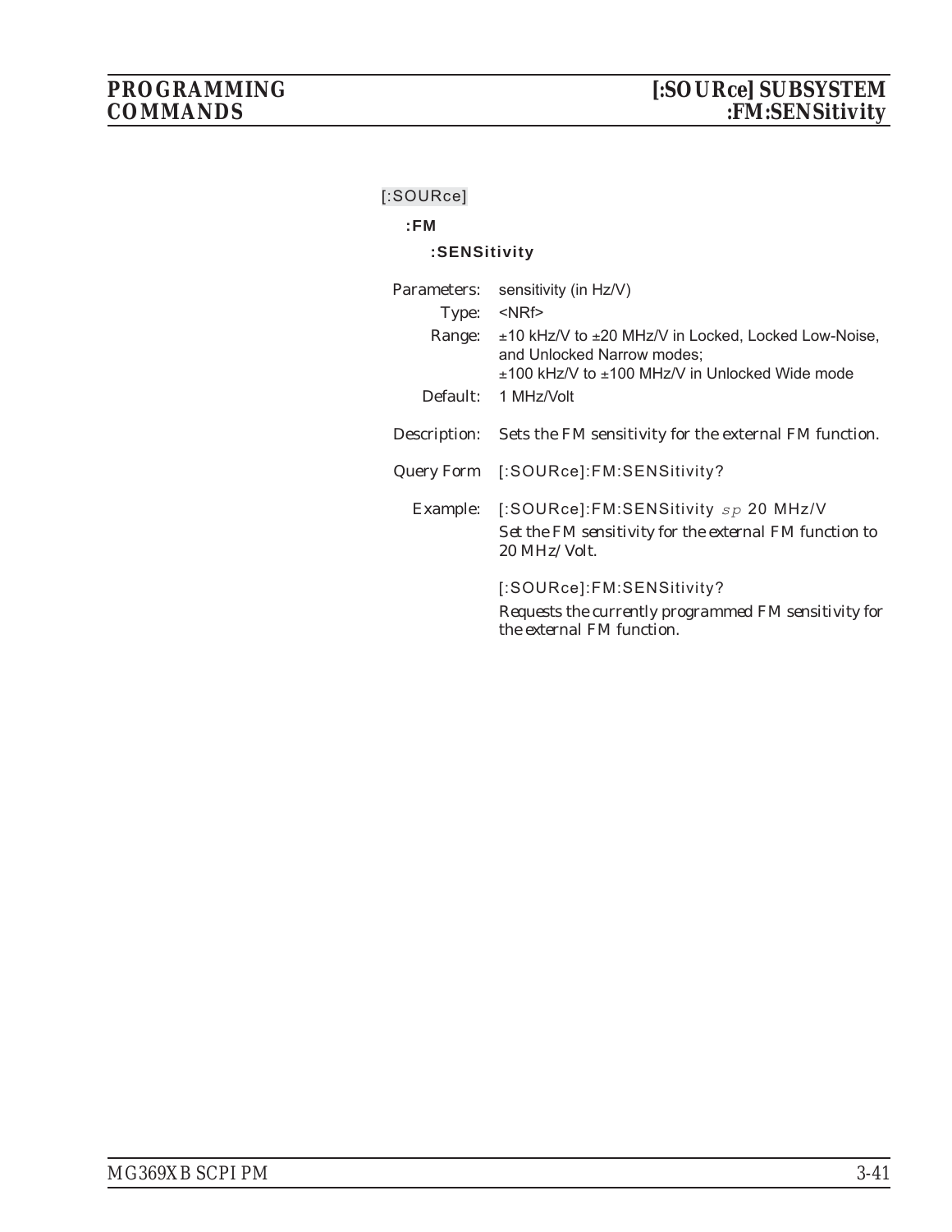[:SOURce]

**:FM**

**:SENSitivity**

| | |
|---|---|
| Parameters: | sensitivity (in Hz/V) |
| Type: | <NRf> |
| Range: | ±10 kHz/V to ±20 MHz/V in Locked, Locked Low-Noise, and Unlocked Narrow modes; ±100 kHz/V to ±100 MHz/V in Unlocked Wide mode |
| Default: | 1 MHz/Volt |
| Description: | Sets the FM sensitivity for the external FM function. |
| Query Form | [:SOURce]:FM:SENSitivity? |
| Example: | [:SOURce]:FM:SENSitivity *sp* 20 MHz/V<br>*Set the FM sensitivity for the external FM function to 20 MHz/Volt.*<br><br>[:SOURce]:FM:SENSitivity?<br>*Requests the currently programmed FM sensitivity for the external FM function.* |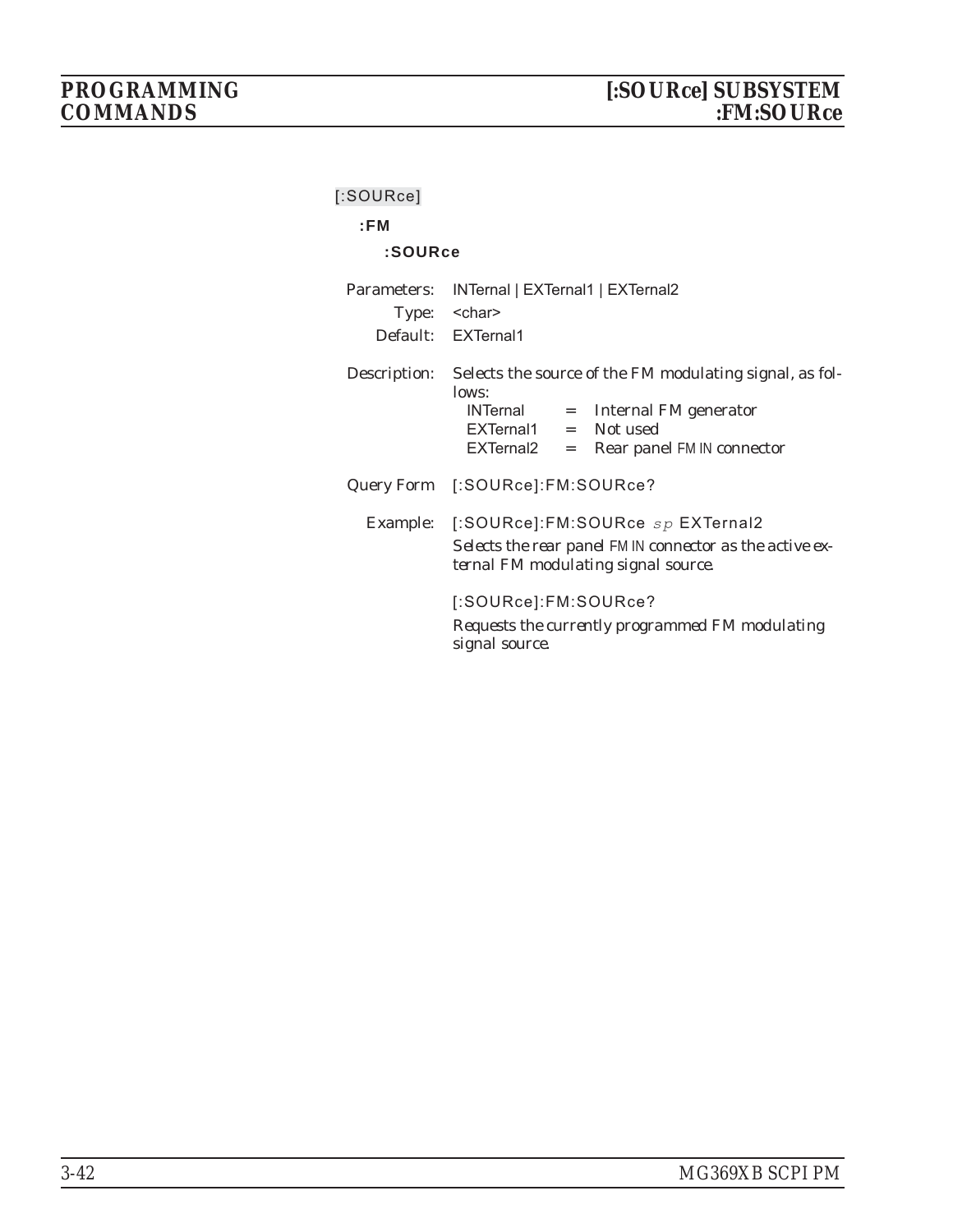[:SOURce]

**:FM**

**:SOURce**

Parameters: INTernal | EXTernal1 | EXTernal2

Type: <char>

Default: EXTernal1

Description: Selects the source of the FM modulating signal, as follows:

| | | |
|---|---|---|
| INTernal | = | Internal FM generator |
| EXTernal1 | = | Not used |
| EXTernal2 | = | Rear panel FM IN connector |

Query Form [:SOURce]:FM:SOURce?

Example: [:SOURce]:FM:SOURce *sp* EXTernal2

*Selects the rear panel FM IN connector as the active external FM modulating signal source.*

[:SOURce]:FM:SOURce?

*Requests the currently programmed FM modulating signal source.*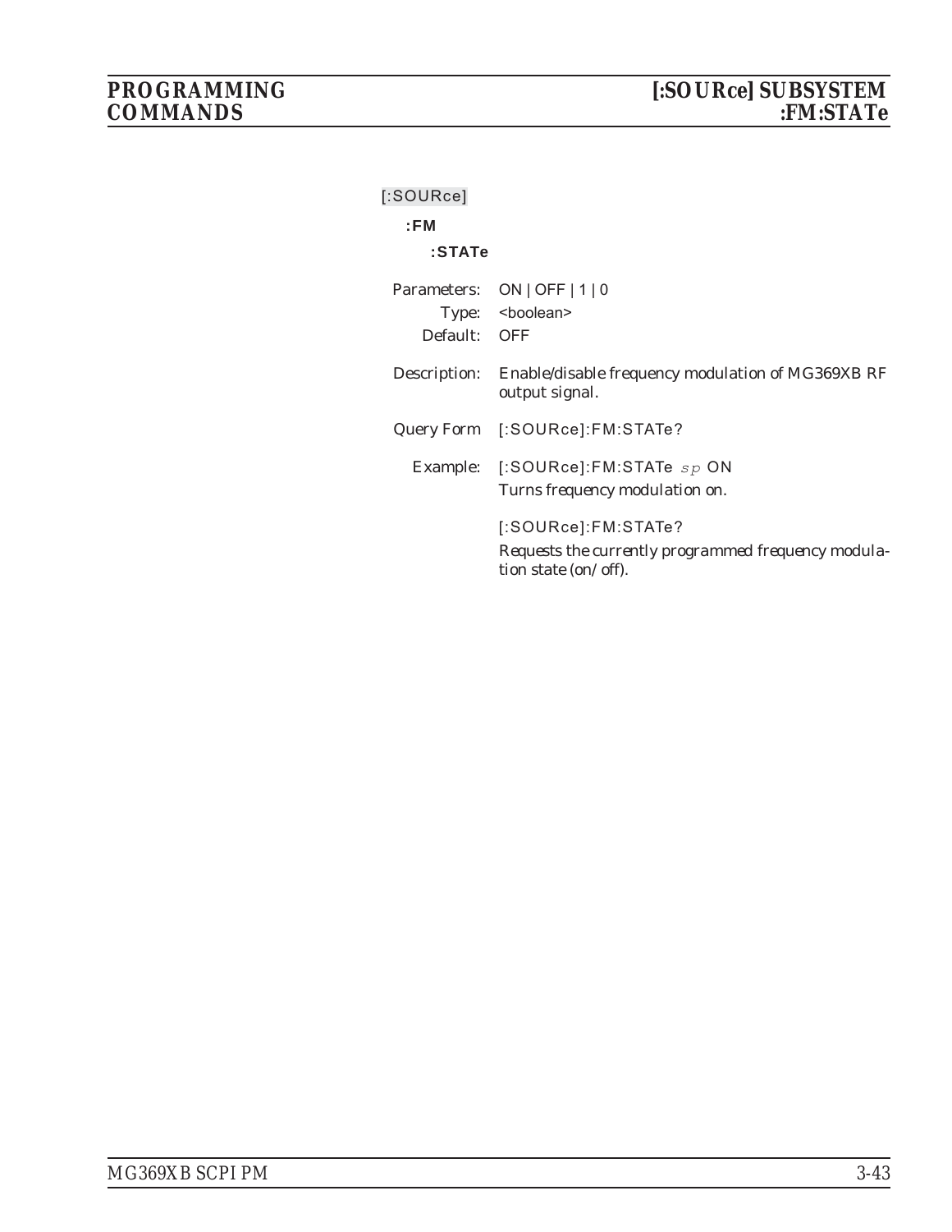[:SOURce]

**:FM**

**:STATe**

Parameters: ON | OFF | 1 | 0

Type: <boolean>

Default: OFF

Description: Enable/disable frequency modulation of MG369XB RF output signal.

Query Form [:SOURce]:FM:STATe?

Example: [:SOURce]:FM:STATe *sp* ON

*Turns frequency modulation on.*

[:SOURce]:FM:STATe?

*Requests the currently programmed frequency modulation state (on/off).*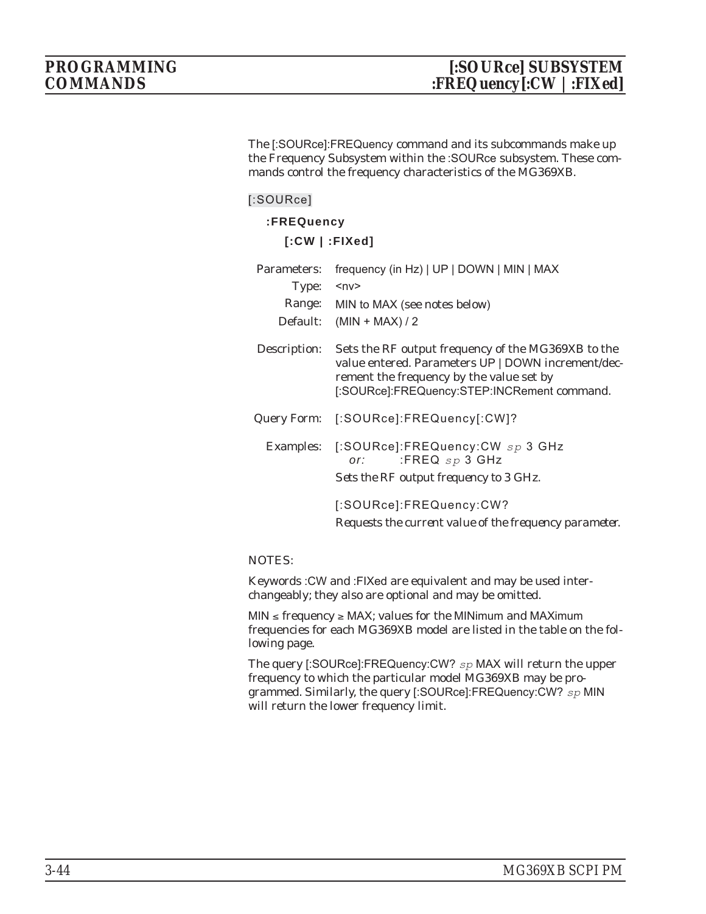The [:SOURce]:FREQuency command and its subcommands make up the Frequency Subsystem within the :SOURce subsystem. These commands control the frequency characteristics of the MG369XB.

[:SOURce]

**:FREQuency**

**[:CW | :FIXed]**

Parameters: frequency (in Hz) | UP | DOWN | MIN | MAX

Type: <nv>

Range: MIN to MAX (see notes below)

Default: (MIN + MAX) / 2

Description: Sets the RF output frequency of the MG369XB to the value entered. Parameters UP | DOWN increment/decrement the frequency by the value set by [:SOURce]:FREQuency:STEP:INCRement command.

Query Form: [:SOURce]:FREQuency[:CW]?

Examples: [:SOURce]:FREQuency:CW *sp* 3 GHz
*or:* :FREQ *sp* 3 GHz

*Sets the RF output frequency to 3 GHz.*

[:SOURce]:FREQuency:CW?

*Requests the current value of the frequency parameter.*

NOTES:

Keywords :CW and :FIXed are equivalent and may be used interchangeably; they also are optional and may be omitted.

MIN ≤ frequency ≥ MAX; values for the MINimum and MAXimum frequencies for each MG369XB model are listed in the table on the following page.

The query [:SOURce]:FREQuency:CW? *sp* MAX will return the upper frequency to which the particular model MG369XB may be programmed. Similarly, the query [:SOURce]:FREQuency:CW? *sp* MIN will return the lower frequency limit.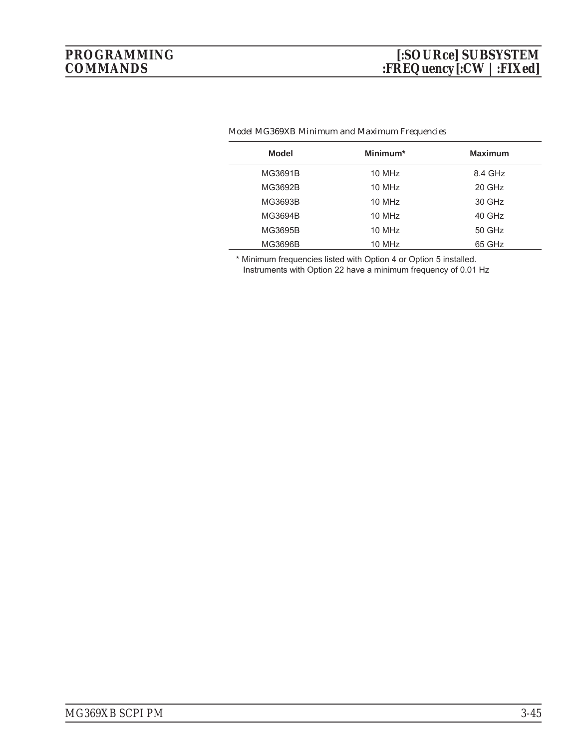*Model MG369XB Minimum and Maximum Frequencies*

| Model | Minimum* | Maximum |
|---|---|---|
| MG3691B | 10 MHz | 8.4 GHz |
| MG3692B | 10 MHz | 20 GHz |
| MG3693B | 10 MHz | 30 GHz |
| MG3694B | 10 MHz | 40 GHz |
| MG3695B | 10 MHz | 50 GHz |
| MG3696B | 10 MHz | 65 GHz |

\* Minimum frequencies listed with Option 4 or Option 5 installed.
Instruments with Option 22 have a minimum frequency of 0.01 Hz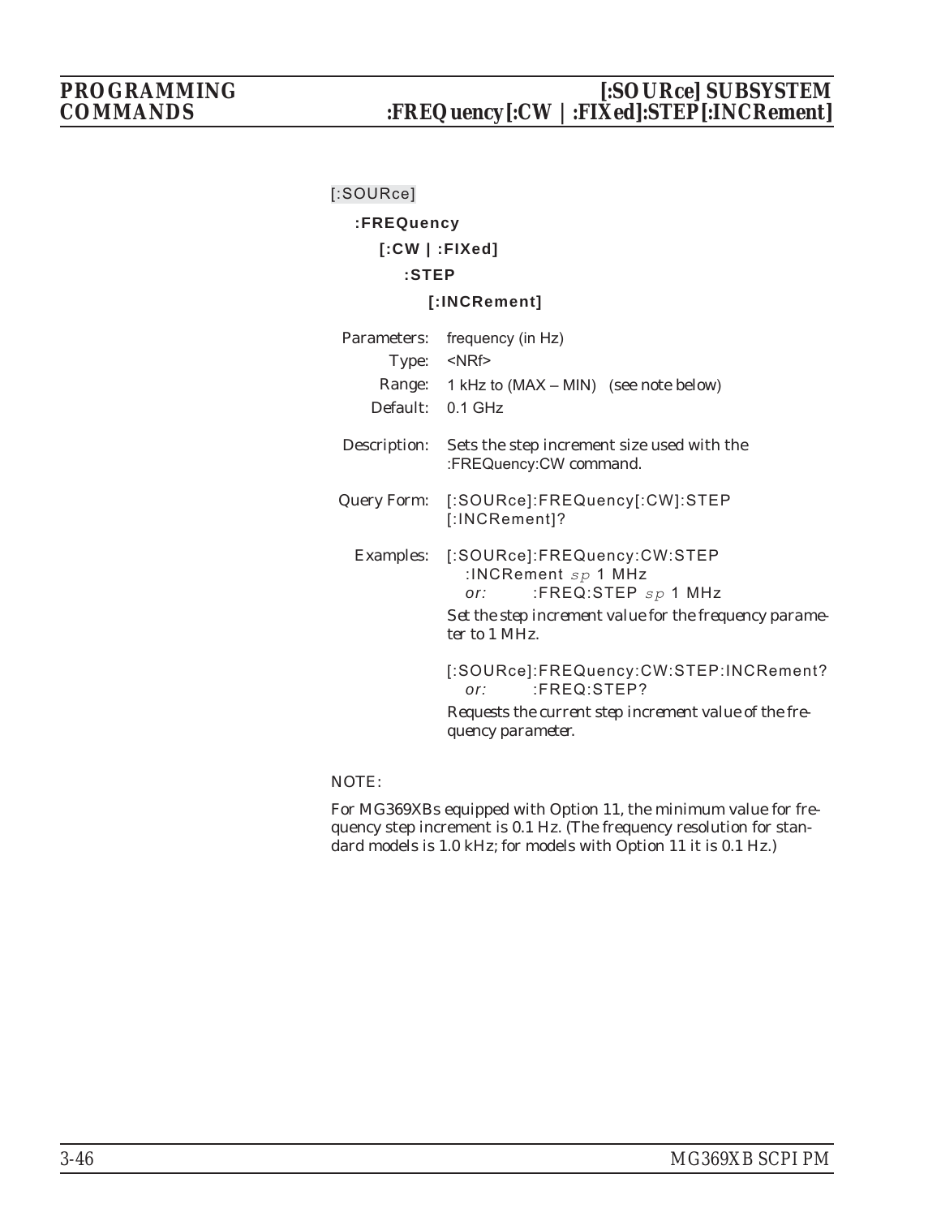[:SOURce]

**:FREQuency**

**[:CW | :FIXed]**

**:STEP**

**[:INCRement]**

Parameters: frequency (in Hz)

Type: <NRf>

Range: 1 kHz to (MAX – MIN) (see note below)

Default: 0.1 GHz

Description: Sets the step increment size used with the :FREQuency:CW command.

Query Form: [:SOURce]:FREQuency[:CW]:STEP [:INCRement]?

Examples: [:SOURce]:FREQuency:CW:STEP :INCRement *sp* 1 MHz
*or:* :FREQ:STEP *sp* 1 MHz

*Set the step increment value for the frequency parameter to 1 MHz.*

[:SOURce]:FREQuency:CW:STEP:INCRement?
*or:* :FREQ:STEP?

*Requests the current step increment value of the frequency parameter.*

NOTE:

For MG369XBs equipped with Option 11, the minimum value for frequency step increment is 0.1 Hz. (The frequency resolution for standard models is 1.0 kHz; for models with Option 11 it is 0.1 Hz.)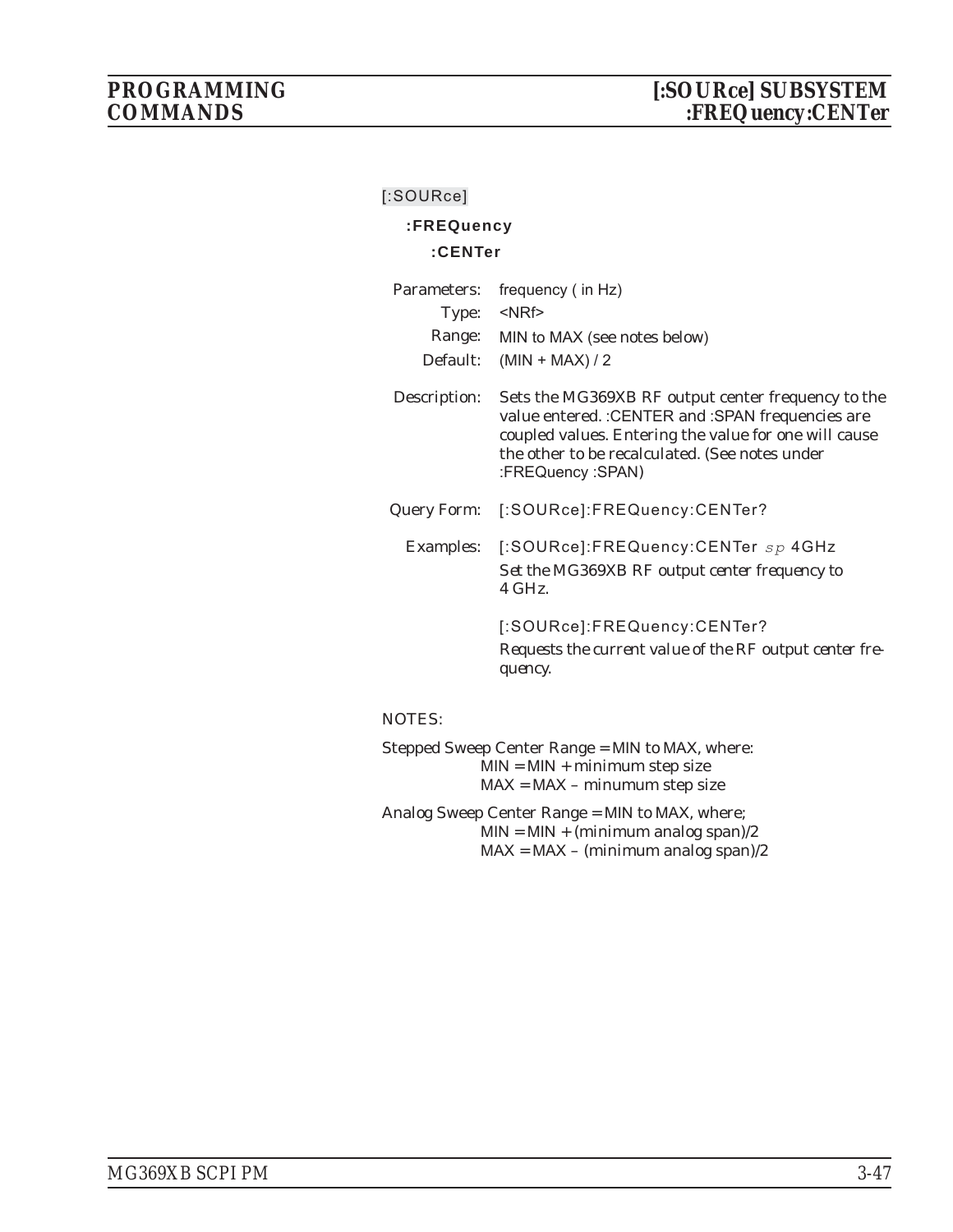[:SOURce]

**:FREQuency**

**:CENTer**

Parameters: frequency ( in Hz)

Type: <NRf>

Range: MIN to MAX (see notes below)

Default: (MIN + MAX) / 2

Description: Sets the MG369XB RF output center frequency to the value entered. :CENTER and :SPAN frequencies are coupled values. Entering the value for one will cause the other to be recalculated. (See notes under :FREQuency :SPAN)

Query Form: [:SOURce]:FREQuency:CENTer?

Examples: [:SOURce]:FREQuency:CENTer *sp* 4GHz

*Set the MG369XB RF output center frequency to 4 GHz.*

[:SOURce]:FREQuency:CENTer?

*Requests the current value of the RF output center frequency.*

NOTES:

Stepped Sweep Center Range = MIN to MAX, where:
- MIN = MIN + minimum step size
- MAX = MAX – minumum step size

Analog Sweep Center Range = MIN to MAX, where;
- MIN = MIN + (minimum analog span)/2
- MAX = MAX – (minimum analog span)/2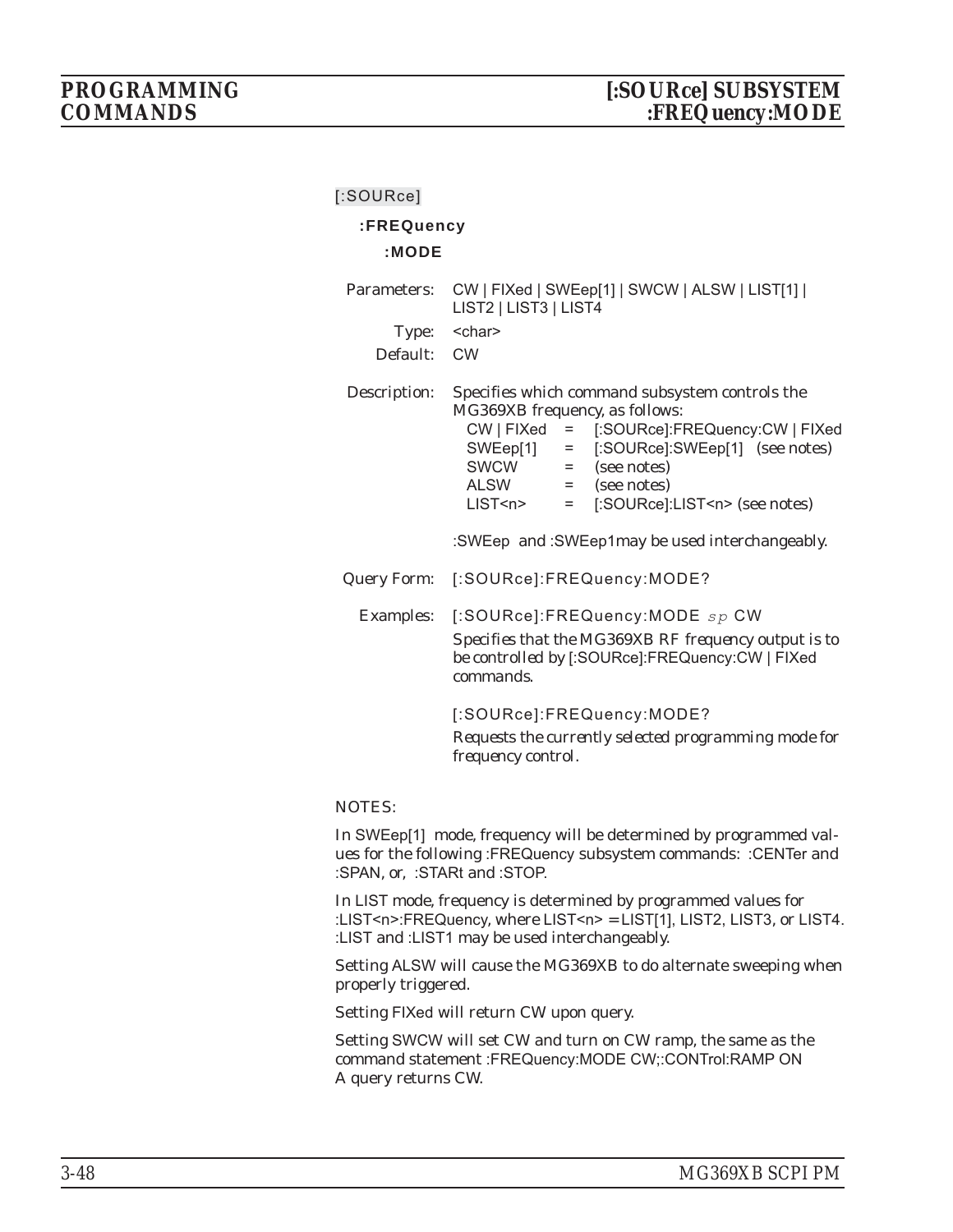[:SOURce]

**:FREQuency**

**:MODE**

Parameters: CW | FIXed | SWEep[1] | SWCW | ALSW | LIST[1] | LIST2 | LIST3 | LIST4

Type: <char>

Default: CW

Description: Specifies which command subsystem controls the MG369XB frequency, as follows:

| | | |
|---|---|---|
| CW \| FIXed | = | [:SOURce]:FREQuency:CW \| FIXed |
| SWEep[1] | = | [:SOURce]:SWEep[1] (see notes) |
| SWCW | = | (see notes) |
| ALSW | = | (see notes) |
| LIST<n> | = | [:SOURce]:LIST<n> (see notes) |

:SWEep and :SWEep1may be used interchangeably.

Query Form: [:SOURce]:FREQuency:MODE?

Examples: [:SOURce]:FREQuency:MODE *sp* CW

*Specifies that the MG369XB RF frequency output is to be controlled by [:SOURce]:FREQuency:CW | FIXed commands.*

[:SOURce]:FREQuency:MODE?

*Requests the currently selected programming mode for frequency control.*

NOTES:

In SWEep[1] mode, frequency will be determined by programmed values for the following :FREQuency subsystem commands: :CENTer and :SPAN, or, :STARt and :STOP.

In LIST mode, frequency is determined by programmed values for :LIST<n>:FREQuency, where LIST<n> = LIST[1], LIST2, LIST3, or LIST4. :LIST and :LIST1 may be used interchangeably.

Setting ALSW will cause the MG369XB to do alternate sweeping when properly triggered.

Setting FIXed will return CW upon query.

Setting SWCW will set CW and turn on CW ramp, the same as the command statement :FREQuency:MODE CW;:CONTrol:RAMP ON A query returns CW.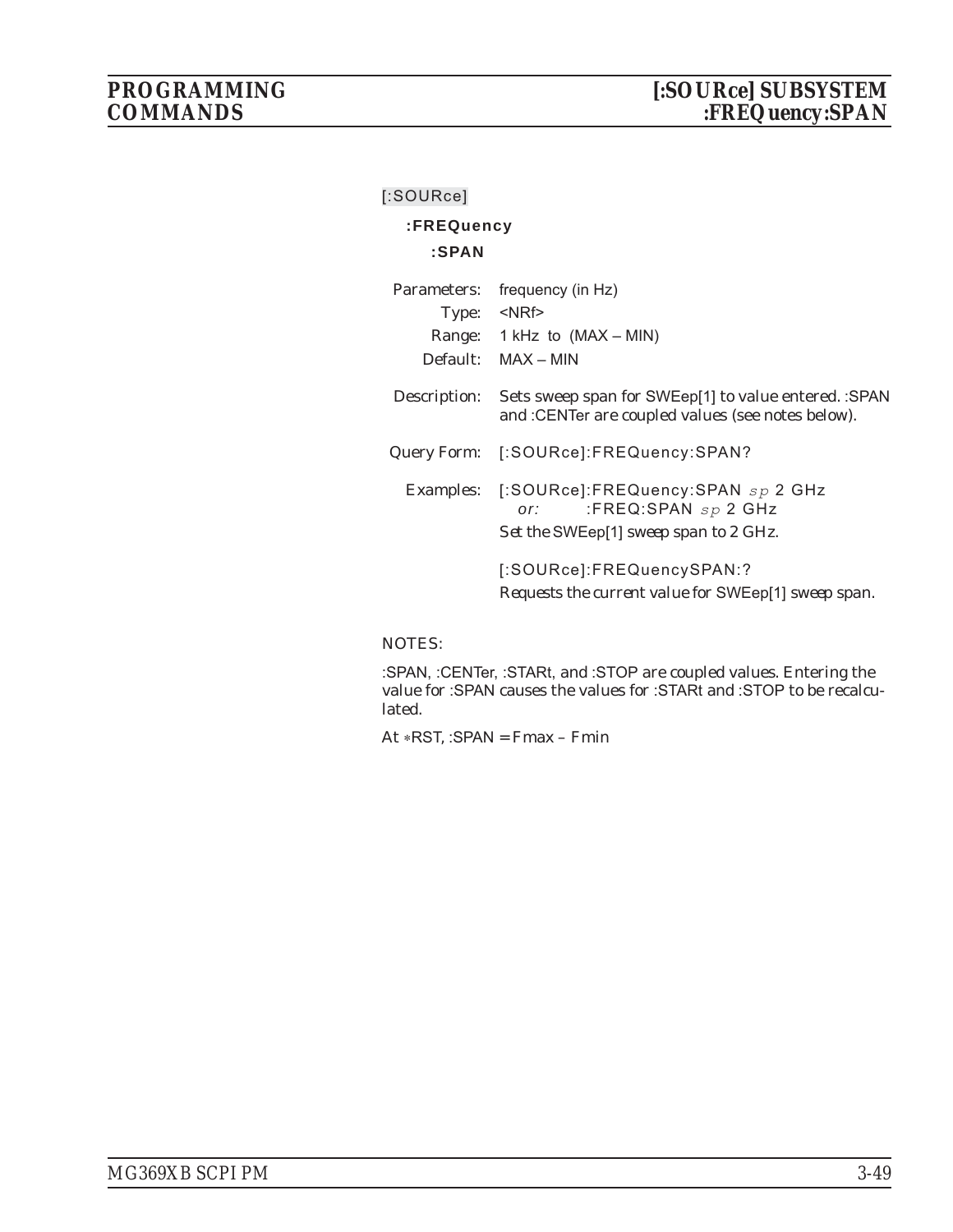[:SOURce]

**:FREQuency**

**:SPAN**

Parameters: frequency (in Hz)

Type: <NRf>

Range: 1 kHz to (MAX – MIN)

Default: MAX – MIN

Description: Sets sweep span for SWEep[1] to value entered. :SPAN and :CENTer are coupled values (see notes below).

Query Form: [:SOURce]:FREQuency:SPAN?

Examples: [:SOURce]:FREQuency:SPAN *sp* 2 GHz
*or:* :FREQ:SPAN *sp* 2 GHz
*Set the SWEep[1] sweep span to 2 GHz.*

[:SOURce]:FREQuencySPAN:?
*Requests the current value for SWEep[1] sweep span.*

NOTES:

:SPAN, :CENTer, :STARt, and :STOP are coupled values. Entering the value for :SPAN causes the values for :STARt and :STOP to be recalculated.

At *RST, :SPAN = Fmax – Fmin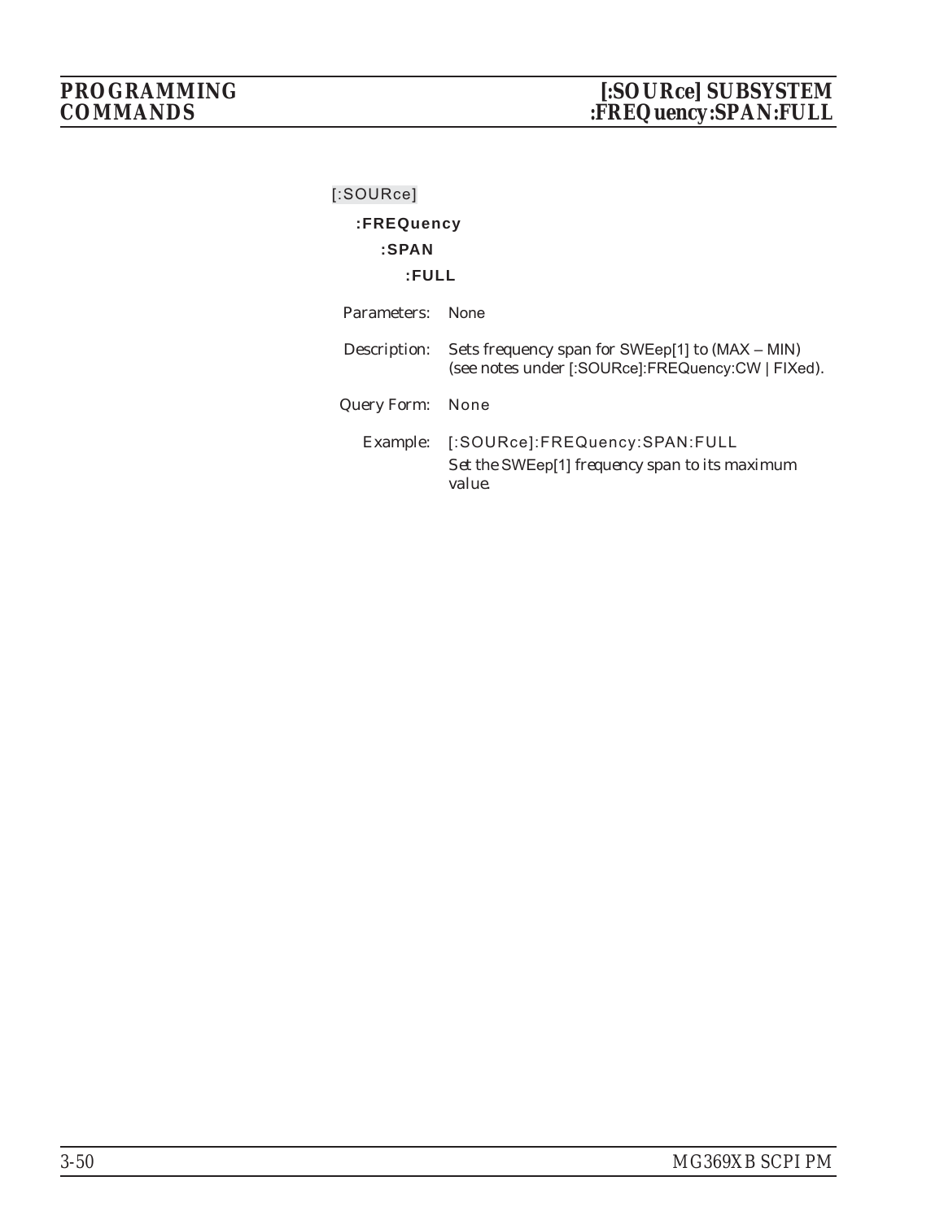[:SOURce]

**:FREQuency**

**:SPAN**

**:FULL**

| | |
|---|---|
| Parameters: | None |
| Description: | Sets frequency span for SWEep[1] to (MAX – MIN) (see notes under [:SOURce]:FREQuency:CW \| FIXed). |
| Query Form: | None |
| Example: | [:SOURce]:FREQuency:SPAN:FULL<br>*Set the SWEep[1] frequency span to its maximum value.* |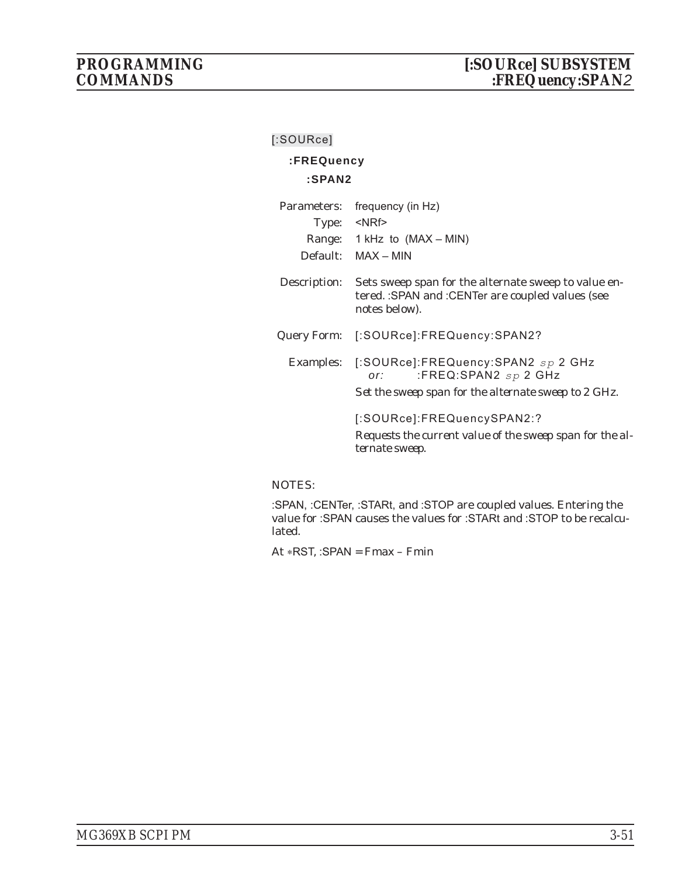[:SOURce]

**:FREQuency**

**:SPAN2**

| | |
|---|---|
| Parameters: | frequency (in Hz) |
| Type: | <NRf> |
| Range: | 1 kHz to (MAX – MIN) |
| Default: | MAX – MIN |

Description: Sets sweep span for the alternate sweep to value entered. :SPAN and :CENTer are coupled values (see notes below).

Query Form: [:SOURce]:FREQuency:SPAN2?

Examples: [:SOURce]:FREQuency:SPAN2 *sp* 2 GHz
*or:* :FREQ:SPAN2 *sp* 2 GHz

*Set the sweep span for the alternate sweep to 2 GHz.*

[:SOURce]:FREQuencySPAN2:?

*Requests the current value of the sweep span for the alternate sweep.*

NOTES:

:SPAN, :CENTer, :STARt, and :STOP are coupled values. Entering the value for :SPAN causes the values for :STARt and :STOP to be recalculated.

At ∗RST, :SPAN = Fmax – Fmin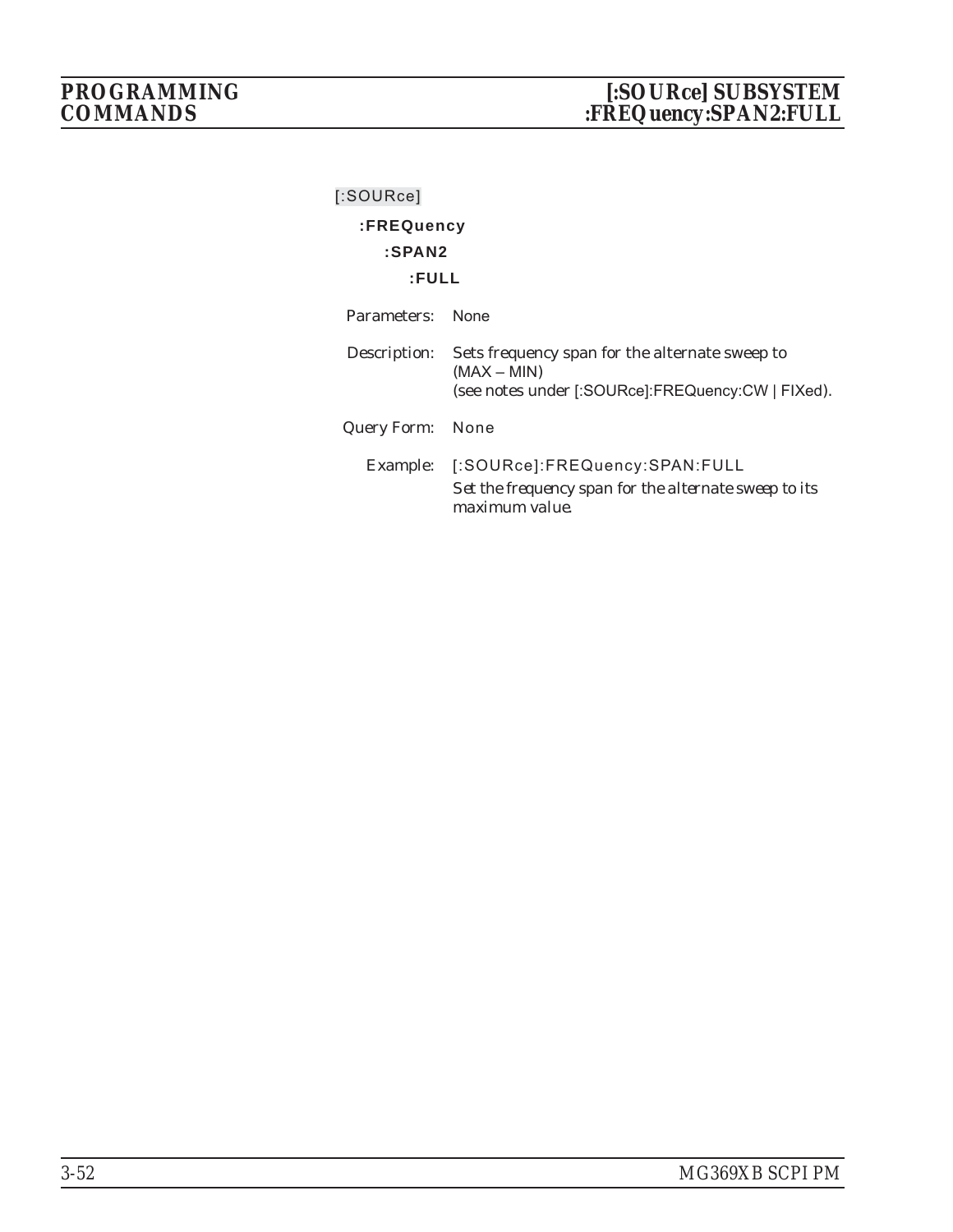[:SOURce]

**:FREQuency**

**:SPAN2**

**:FULL**

Parameters: None

Description: Sets frequency span for the alternate sweep to (MAX – MIN) (see notes under [:SOURce]:FREQuency:CW | FIXed).

Query Form: None

Example: [:SOURce]:FREQuency:SPAN:FULL

*Set the frequency span for the alternate sweep to its maximum value.*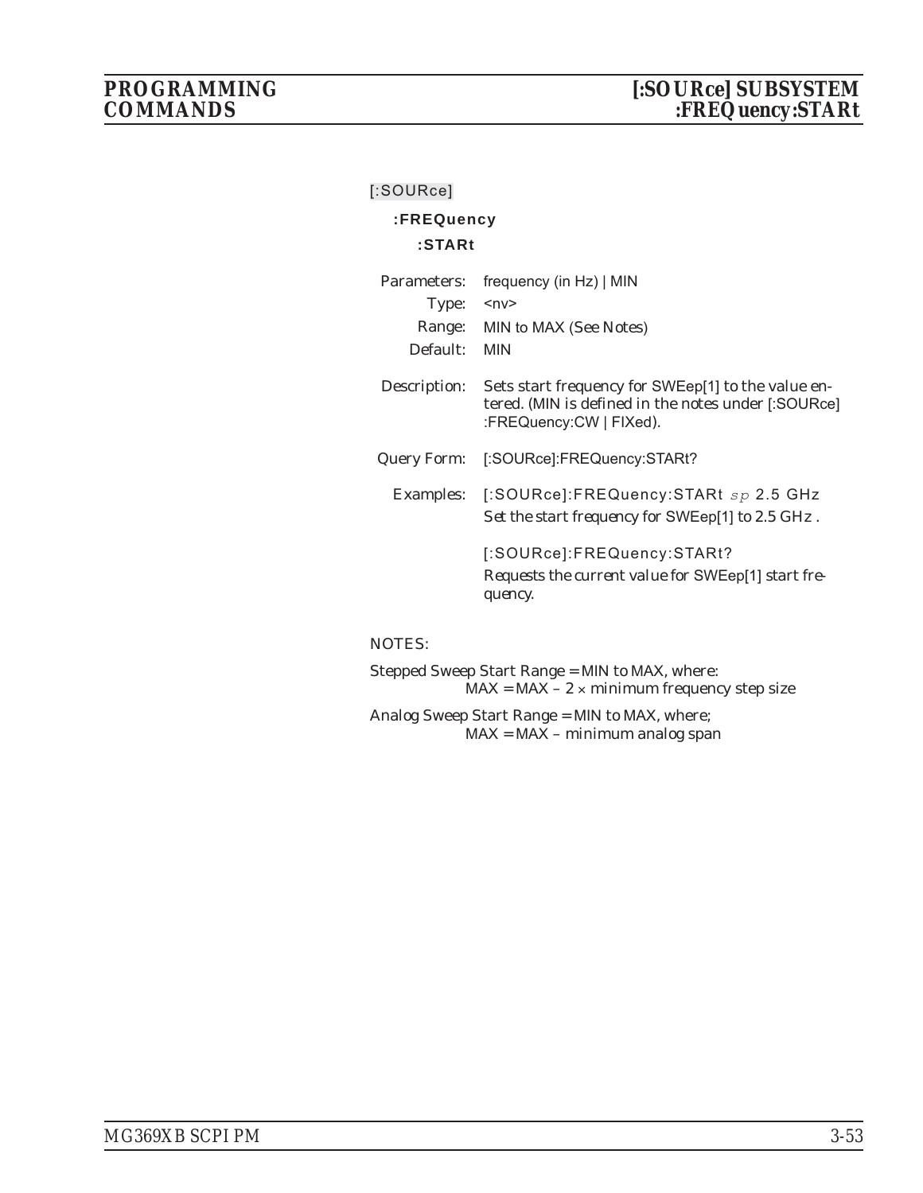[:SOURce]

**:FREQuency**

**:STARt**

Parameters: frequency (in Hz) | MIN

Type: <nv>

Range: MIN to MAX (See Notes)

Default: MIN

Description: Sets start frequency for SWEep[1] to the value entered. (MIN is defined in the notes under [:SOURce]:FREQuency:CW | FIXed).

Query Form: [:SOURce]:FREQuency:STARt?

Examples: [:SOURce]:FREQuency:STARt *sp* 2.5 GHz

*Set the start frequency for SWEep[1] to 2.5 GHz .*

[:SOURce]:FREQuency:STARt?

*Requests the current value for SWEep[1] start frequency.*

NOTES:

Stepped Sweep Start Range = MIN to MAX, where:
MAX = MAX – 2 × minimum frequency step size

Analog Sweep Start Range = MIN to MAX, where;
MAX = MAX – minimum analog span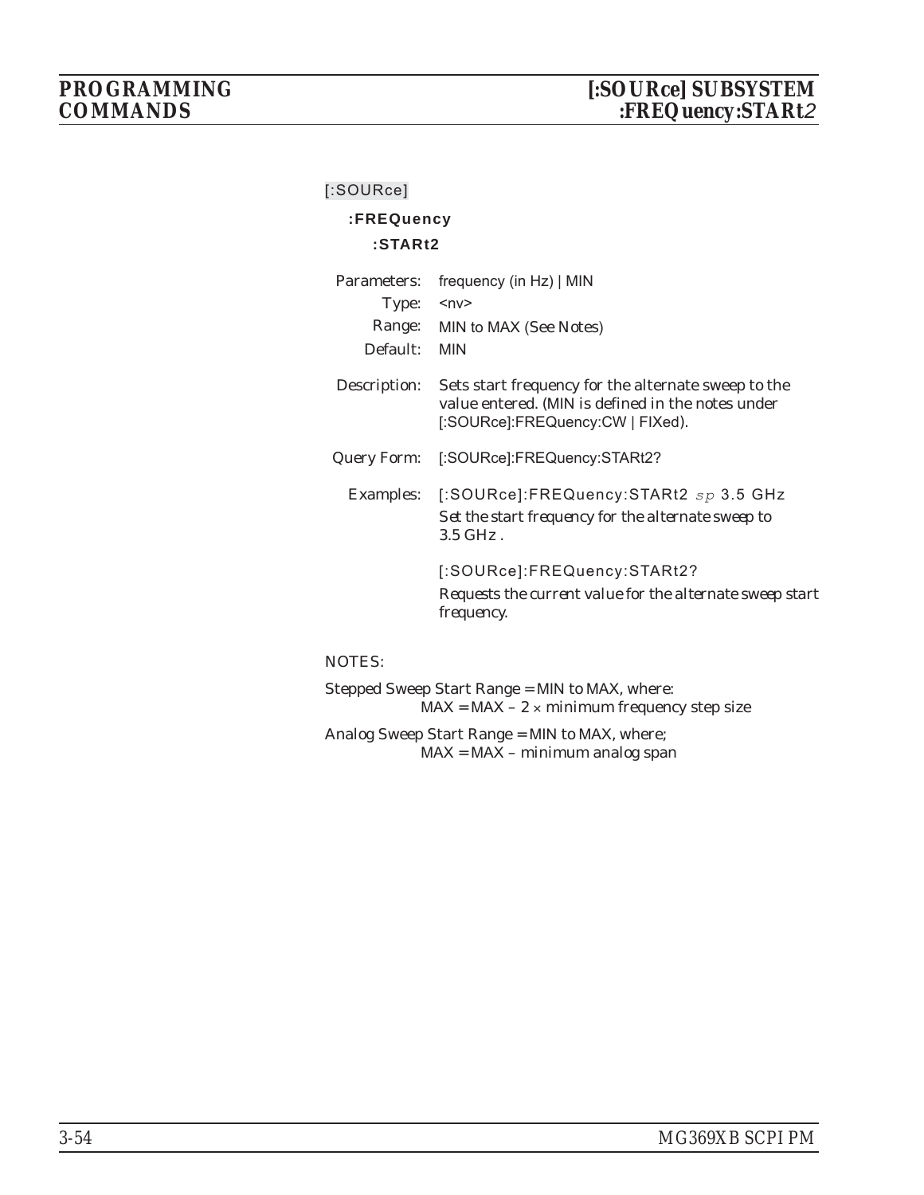[:SOURce]

**:FREQuency**

**:STARt2**

Parameters: frequency (in Hz) | MIN

Type: <nv>

Range: MIN to MAX (See Notes)

Default: MIN

Description: Sets start frequency for the alternate sweep to the value entered. (MIN is defined in the notes under [:SOURce]:FREQuency:CW | FIXed).

Query Form: [:SOURce]:FREQuency:STARt2?

Examples: [:SOURce]:FREQuency:STARt2 *sp* 3.5 GHz

*Set the start frequency for the alternate sweep to 3.5 GHz .*

[:SOURce]:FREQuency:STARt2?

*Requests the current value for the alternate sweep start frequency.*

NOTES:

Stepped Sweep Start Range = MIN to MAX, where:
MAX = MAX – 2 × minimum frequency step size

Analog Sweep Start Range = MIN to MAX, where;
MAX = MAX – minimum analog span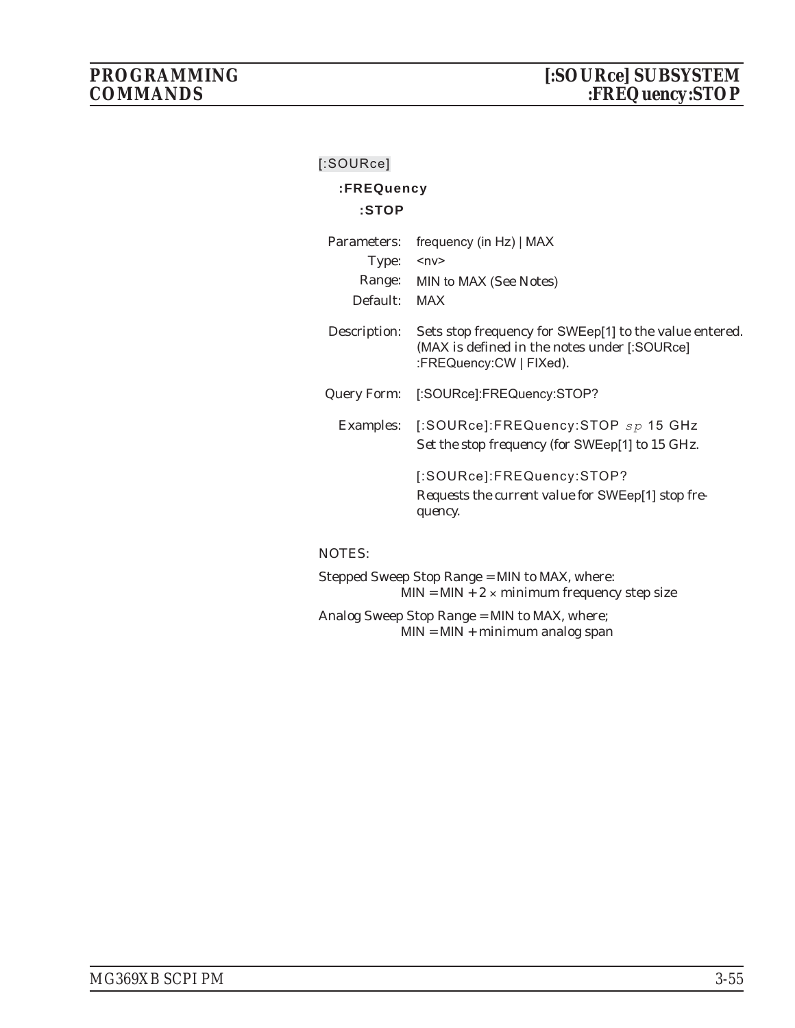[:SOURce]

**:FREQuency**

**:STOP**

| | |
|---|---|
| Parameters: | frequency (in Hz) \| MAX |
| Type: | <nv> |
| Range: | MIN to MAX (See Notes) |
| Default: | MAX |
| Description: | Sets stop frequency for SWEep[1] to the value entered. (MAX is defined in the notes under [:SOURce]:FREQuency:CW \| FIXed). |
| Query Form: | [:SOURce]:FREQuency:STOP? |
| Examples: | [:SOURce]:FREQuency:STOP *sp* 15 GHz<br>*Set the stop frequency (for SWEep[1] to 15 GHz.*<br><br>[:SOURce]:FREQuency:STOP?<br>*Requests the current value for SWEep[1] stop frequency.* |

NOTES:

Stepped Sweep Stop Range = MIN to MAX, where:
MIN = MIN + 2 × minimum frequency step size

Analog Sweep Stop Range = MIN to MAX, where;
MIN = MIN + minimum analog span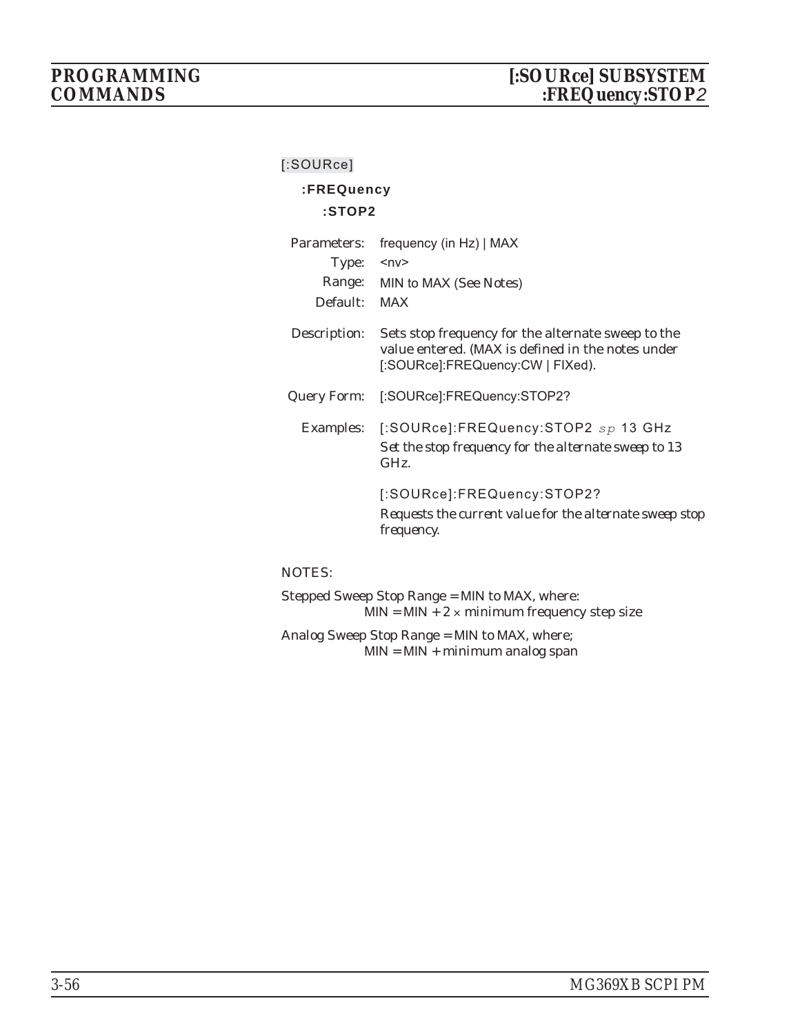[:SOURce]

**:FREQuency**

**:STOP2**

| | |
|---|---|
| Parameters: | frequency (in Hz) \| MAX |
| Type: | <nv> |
| Range: | MIN to MAX (See Notes) |
| Default: | MAX |
| Description: | Sets stop frequency for the alternate sweep to the value entered. (MAX is defined in the notes under [:SOURce]:FREQuency:CW \| FIXed). |
| Query Form: | [:SOURce]:FREQuency:STOP2? |
| Examples: | [:SOURce]:FREQuency:STOP2 *sp* 13 GHz<br>*Set the stop frequency for the alternate sweep to 13 GHz.*<br><br>[:SOURce]:FREQuency:STOP2?<br>*Requests the current value for the alternate sweep stop frequency.* |

NOTES:

Stepped Sweep Stop Range = MIN to MAX, where:
MIN = MIN + 2 × minimum frequency step size

Analog Sweep Stop Range = MIN to MAX, where;
MIN = MIN + minimum analog span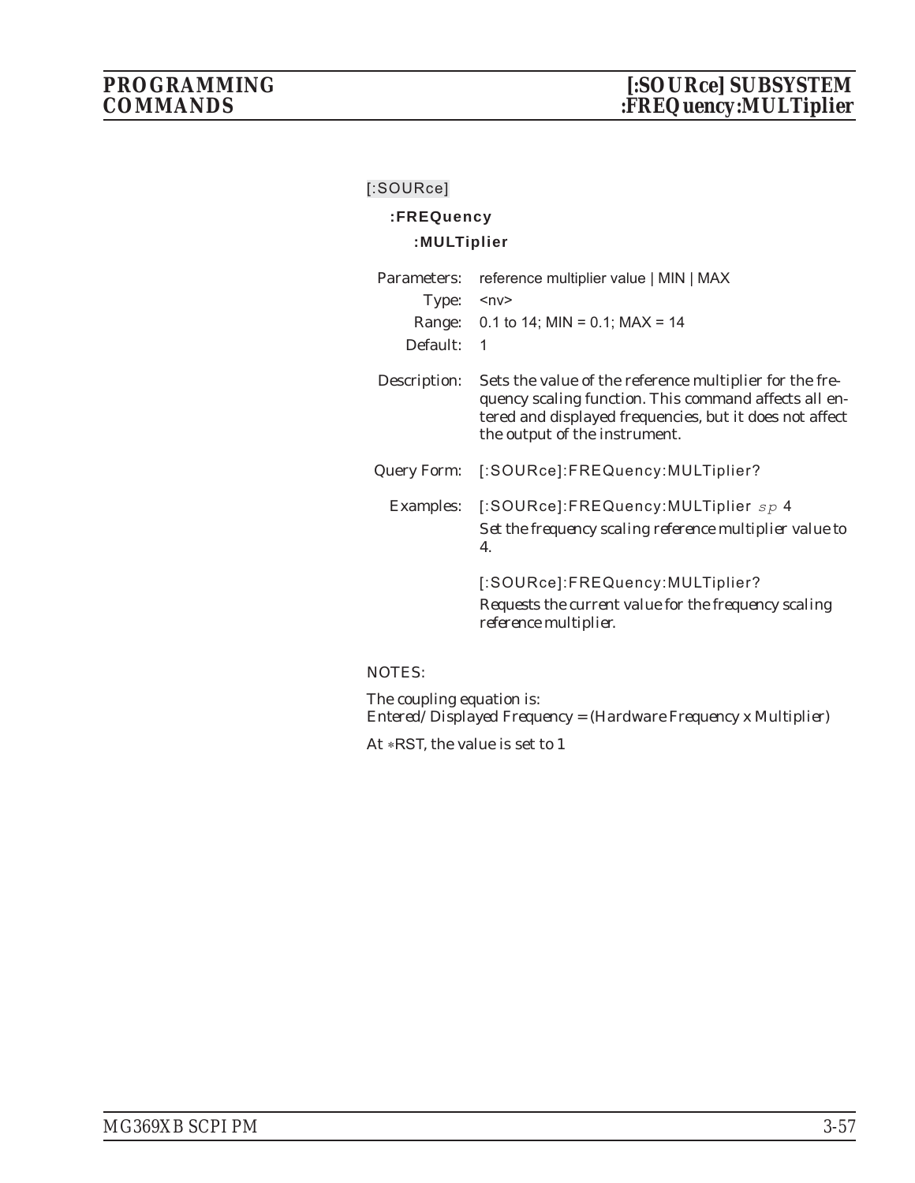[:SOURce]

**:FREQuency**

**:MULTiplier**

| | |
|---|---|
| Parameters: | reference multiplier value \| MIN \| MAX |
| Type: | <nv> |
| Range: | 0.1 to 14; MIN = 0.1; MAX = 14 |
| Default: | 1 |

Description: Sets the value of the reference multiplier for the frequency scaling function. This command affects all entered and displayed frequencies, but it does not affect the output of the instrument.

Query Form: [:SOURce]:FREQuency:MULTiplier?

Examples: [:SOURce]:FREQuency:MULTiplier *sp* 4

*Set the frequency scaling reference multiplier value to 4.*

[:SOURce]:FREQuency:MULTiplier?

*Requests the current value for the frequency scaling reference multiplier.*

NOTES:

The coupling equation is:
Entered/Displayed Frequency = (Hardware Frequency x Multiplier)

At ∗RST, the value is set to 1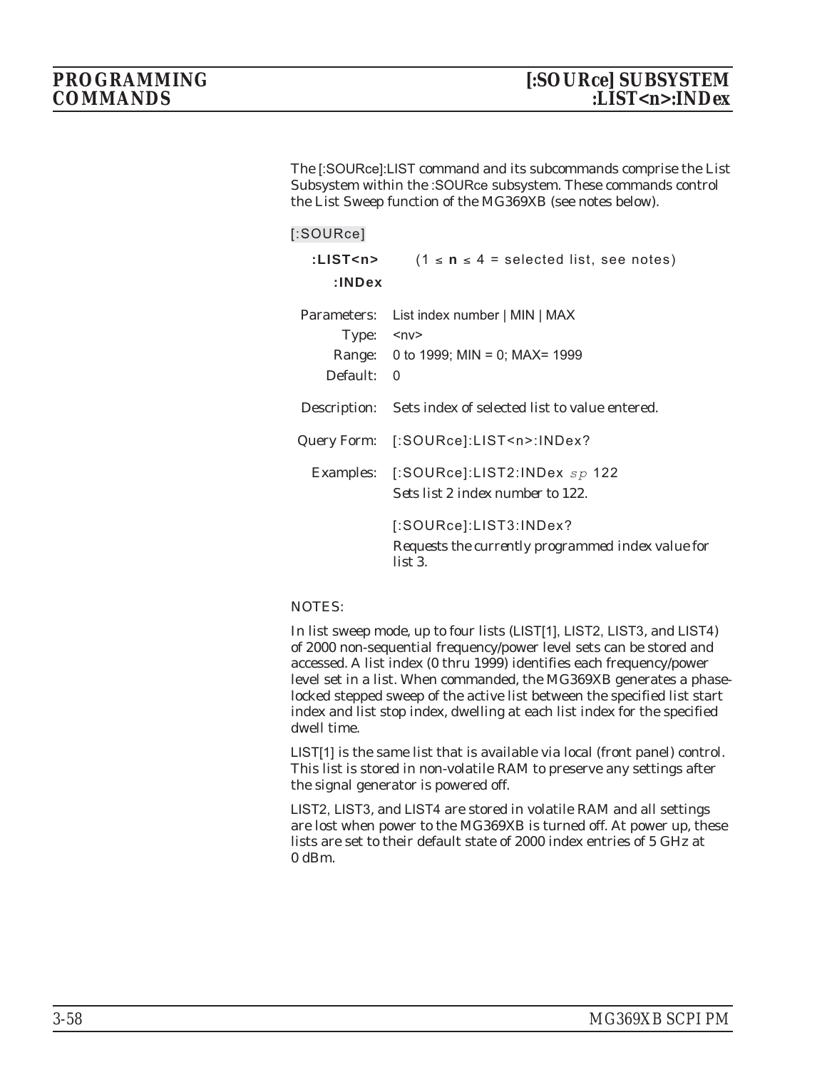The [:SOURce]:LIST command and its subcommands comprise the List Subsystem within the :SOURce subsystem. These commands control the List Sweep function of the MG369XB (see notes below).

[:SOURce]

**:LIST<n>** $(1 \leq \mathbf{n} \leq 4$ = selected list, see notes)

**:INDex**

Parameters: List index number | MIN | MAX

Type: <nv>

Range: 0 to 1999; MIN = 0; MAX= 1999

Default: 0

Description: Sets index of selected list to value entered.

Query Form: [:SOURce]:LIST<n>:INDex?

Examples: [:SOURce]:LIST2:INDex *sp* 122

*Sets list 2 index number to 122.*

[:SOURce]:LIST3:INDex?

*Requests the currently programmed index value for list 3.*

NOTES:

In list sweep mode, up to four lists (LIST[1], LIST2, LIST3, and LIST4) of 2000 non-sequential frequency/power level sets can be stored and accessed. A list index (0 thru 1999) identifies each frequency/power level set in a list. When commanded, the MG369XB generates a phase-locked stepped sweep of the active list between the specified list start index and list stop index, dwelling at each list index for the specified dwell time.

LIST[1] is the same list that is available via local (front panel) control. This list is stored in non-volatile RAM to preserve any settings after the signal generator is powered off.

LIST2, LIST3, and LIST4 are stored in volatile RAM and all settings are lost when power to the MG369XB is turned off. At power up, these lists are set to their default state of 2000 index entries of 5 GHz at 0 dBm.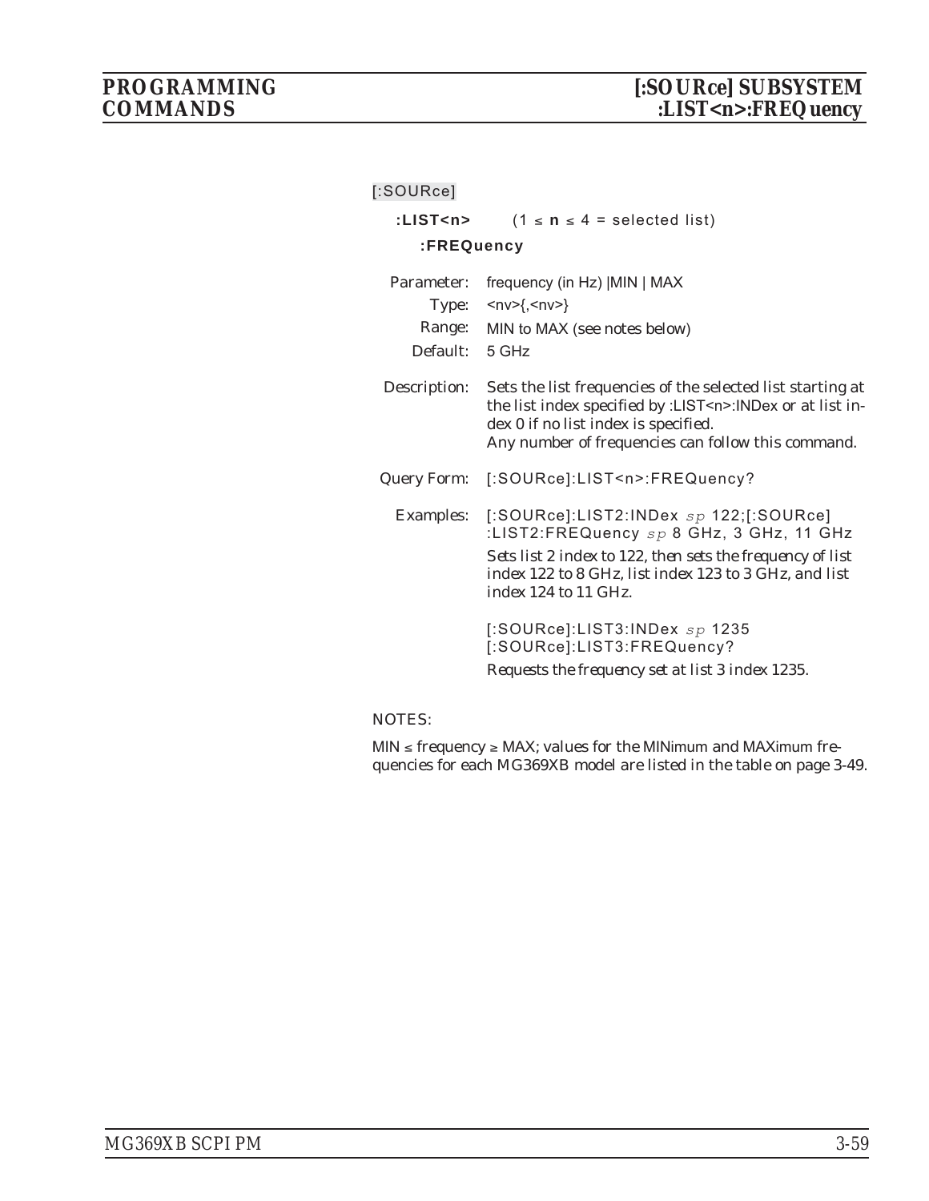[:SOURce]

**:LIST<n>** (1 ≤ **n** ≤ 4 = selected list)

**:FREQuency**

Parameter: frequency (in Hz) |MIN | MAX

Type: <nv>{,<nv>}

Range: MIN to MAX (see notes below)

Default: 5 GHz

Description: Sets the list frequencies of the selected list starting at the list index specified by :LIST<n>:INDex or at list index 0 if no list index is specified.
Any number of frequencies can follow this command.

Query Form: [:SOURce]:LIST<n>:FREQuency?

Examples: [:SOURce]:LIST2:INDex *sp* 122;[:SOURce]:LIST2:FREQuency *sp* 8 GHz, 3 GHz, 11 GHz

*Sets list 2 index to 122, then sets the frequency of list index 122 to 8 GHz, list index 123 to 3 GHz, and list index 124 to 11 GHz.*

[:SOURce]:LIST3:INDex *sp* 1235
[:SOURce]:LIST3:FREQuency?

*Requests the frequency set at list 3 index 1235.*

NOTES:

MIN ≤ frequency ≥ MAX; values for the MINimum and MAXimum frequencies for each MG369XB model are listed in the table on page 3-49.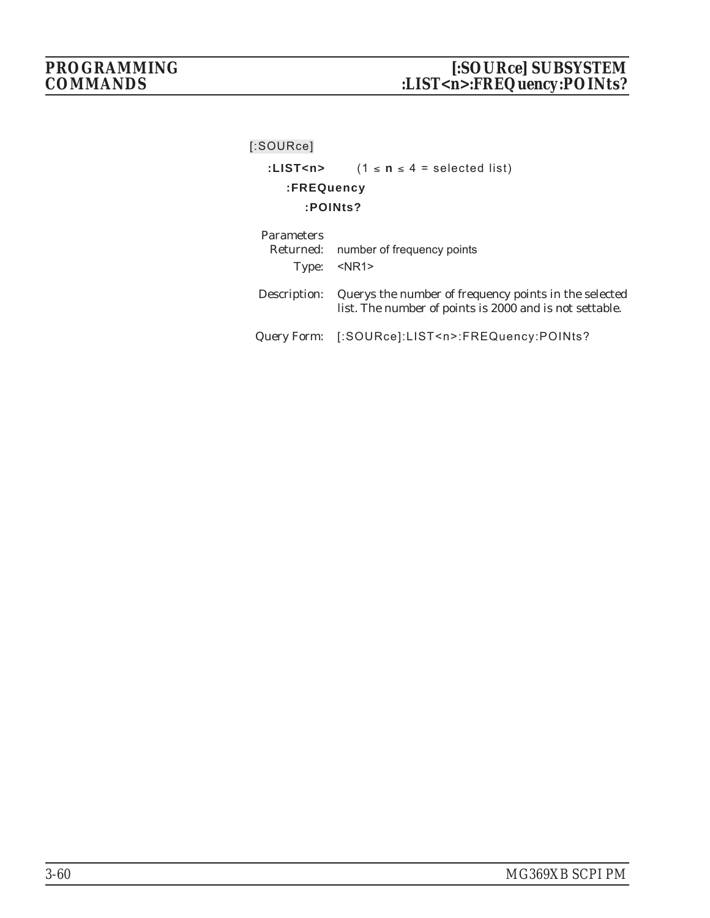[:SOURce]

**:LIST<n>** (1 ≤ **n** ≤ 4 = selected list)

**:FREQuency**

**:POINts?**

Parameters

Returned: number of frequency points

Type: <NR1>

Description: Querys the number of frequency points in the selected list. The number of points is 2000 and is not settable.

Query Form: [:SOURce]:LIST<n>:FREQuency:POINts?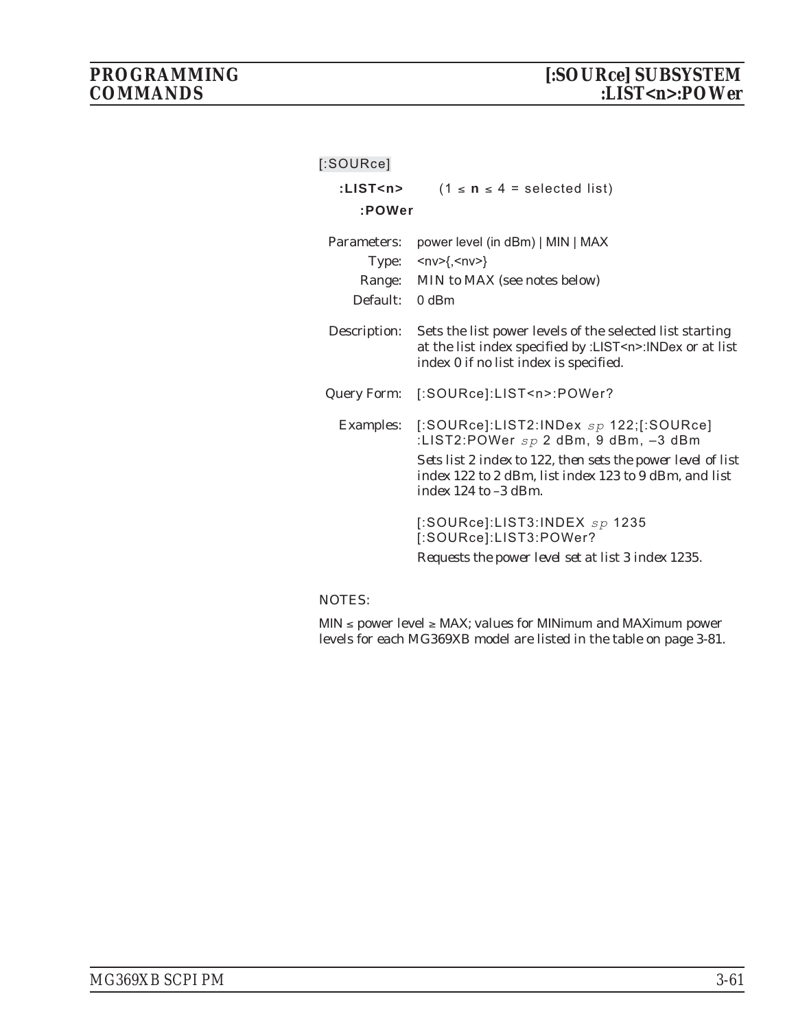[:SOURce]

**:LIST<n>** (1 ≤ **n** ≤ 4 = selected list)

**:POWer**

Parameters: power level (in dBm) | MIN | MAX

Type: <nv>{,<nv>}

Range: MIN to MAX (see notes below)

Default: 0 dBm

Description: Sets the list power levels of the selected list starting at the list index specified by :LIST<n>:INDex or at list index 0 if no list index is specified.

Query Form: [:SOURce]:LIST<n>:POWer?

Examples: [:SOURce]:LIST2:INDex *sp* 122;[:SOURce]:LIST2:POWer *sp* 2 dBm, 9 dBm, –3 dBm

*Sets list 2 index to 122, then sets the power level of list index 122 to 2 dBm, list index 123 to 9 dBm, and list index 124 to –3 dBm.*

[:SOURce]:LIST3:INDEX *sp* 1235
[:SOURce]:LIST3:POWer?

*Requests the power level set at list 3 index 1235.*

NOTES:

MIN ≤ power level ≥ MAX; values for MINimum and MAXimum power levels for each MG369XB model are listed in the table on page 3-81.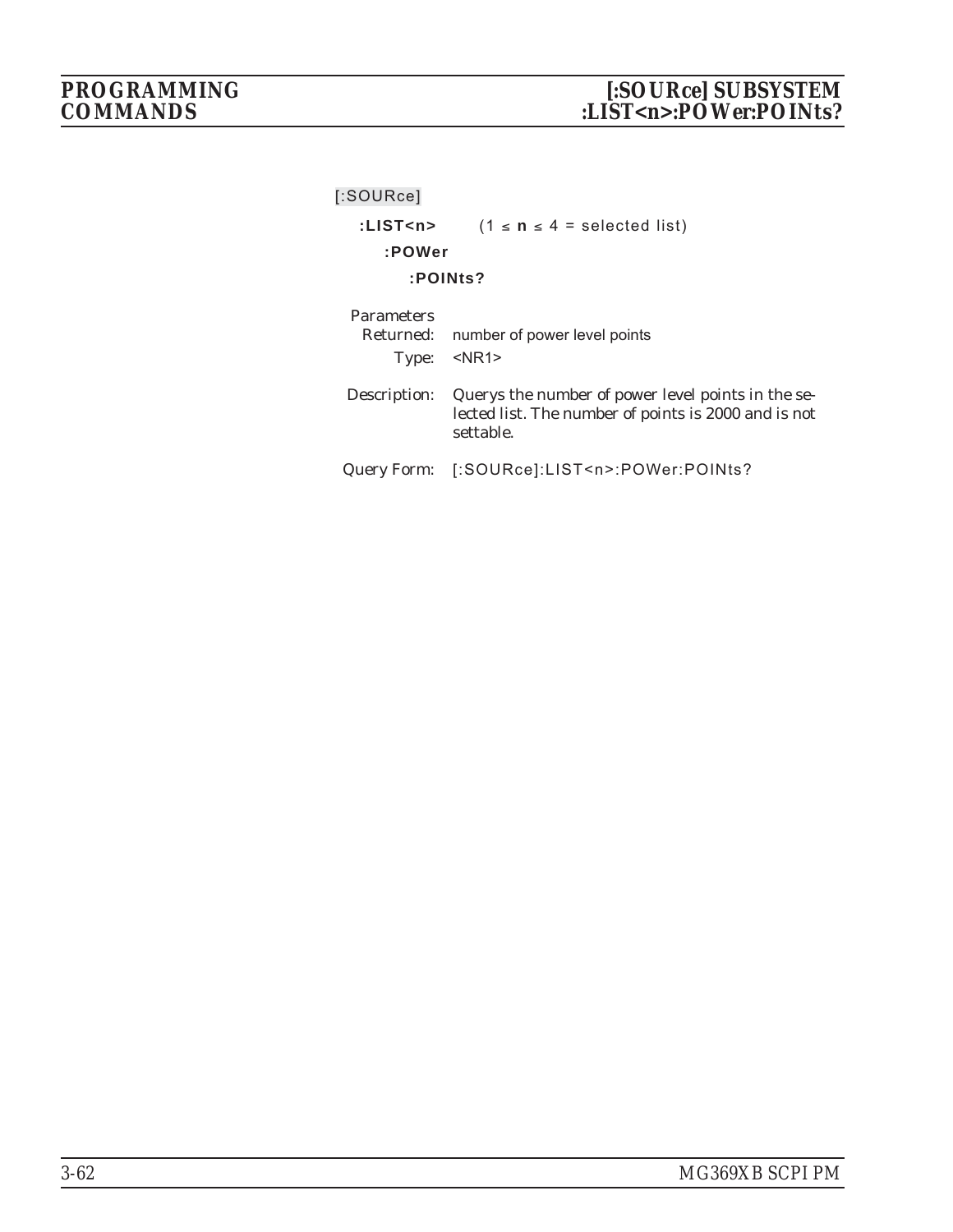[:SOURce]

**:LIST<n>** (1 ≤ **n** ≤ 4 = selected list)

**:POWer**

**:POINts?**

Parameters
Returned: number of power level points

Type: <NR1>

Description: Querys the number of power level points in the selected list. The number of points is 2000 and is not settable.

Query Form: [:SOURce]:LIST<n>:POWer:POINts?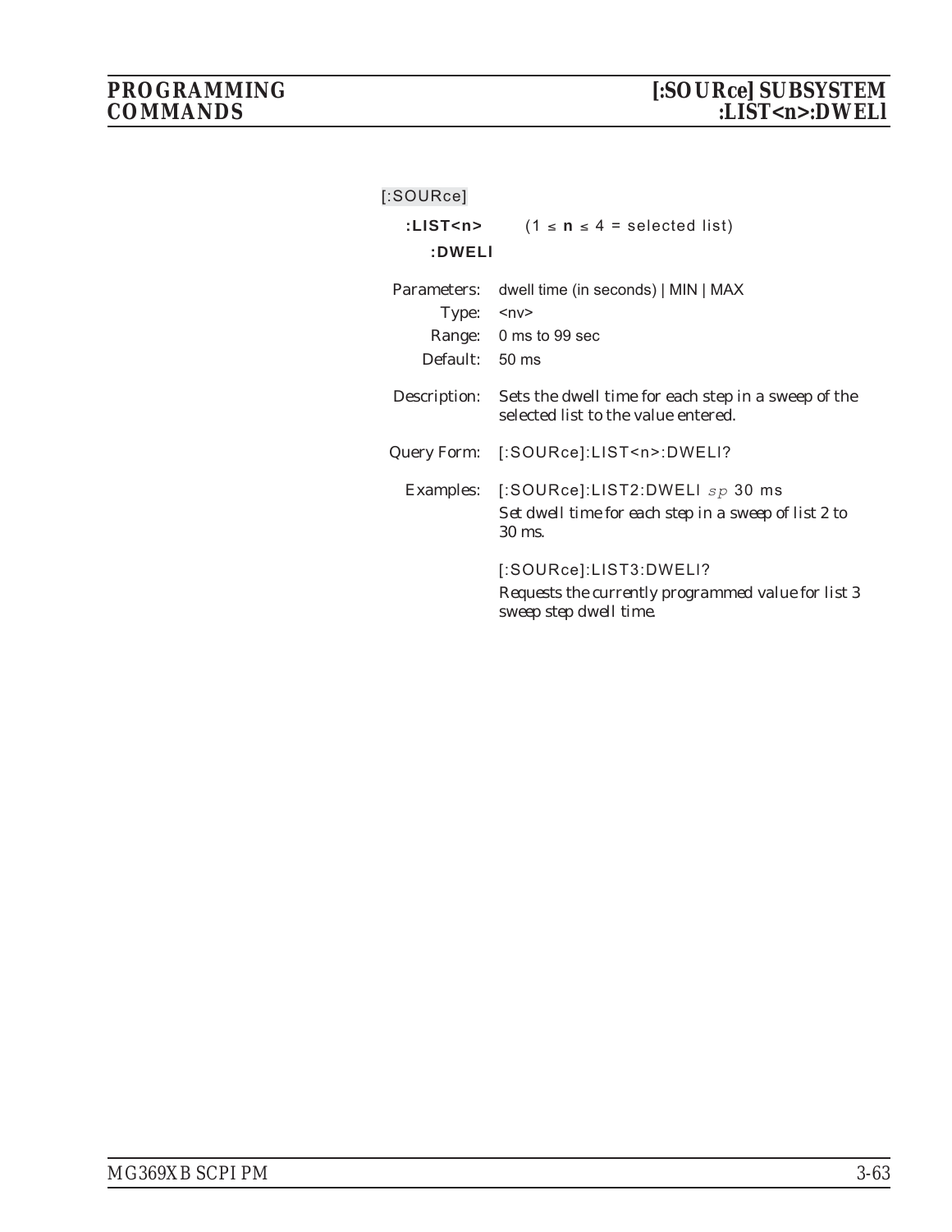[:SOURce]

**:LIST<n>** (1 ≤ **n** ≤ 4 = selected list)

**:DWELl**

Parameters: dwell time (in seconds) | MIN | MAX

Type: <nv>

Range: 0 ms to 99 sec

Default: 50 ms

Description: Sets the dwell time for each step in a sweep of the selected list to the value entered.

Query Form: [:SOURce]:LIST<n>:DWELl?

Examples: [:SOURce]:LIST2:DWELl *sp* 30 ms

*Set dwell time for each step in a sweep of list 2 to 30 ms.*

[:SOURce]:LIST3:DWELl?

*Requests the currently programmed value for list 3 sweep step dwell time.*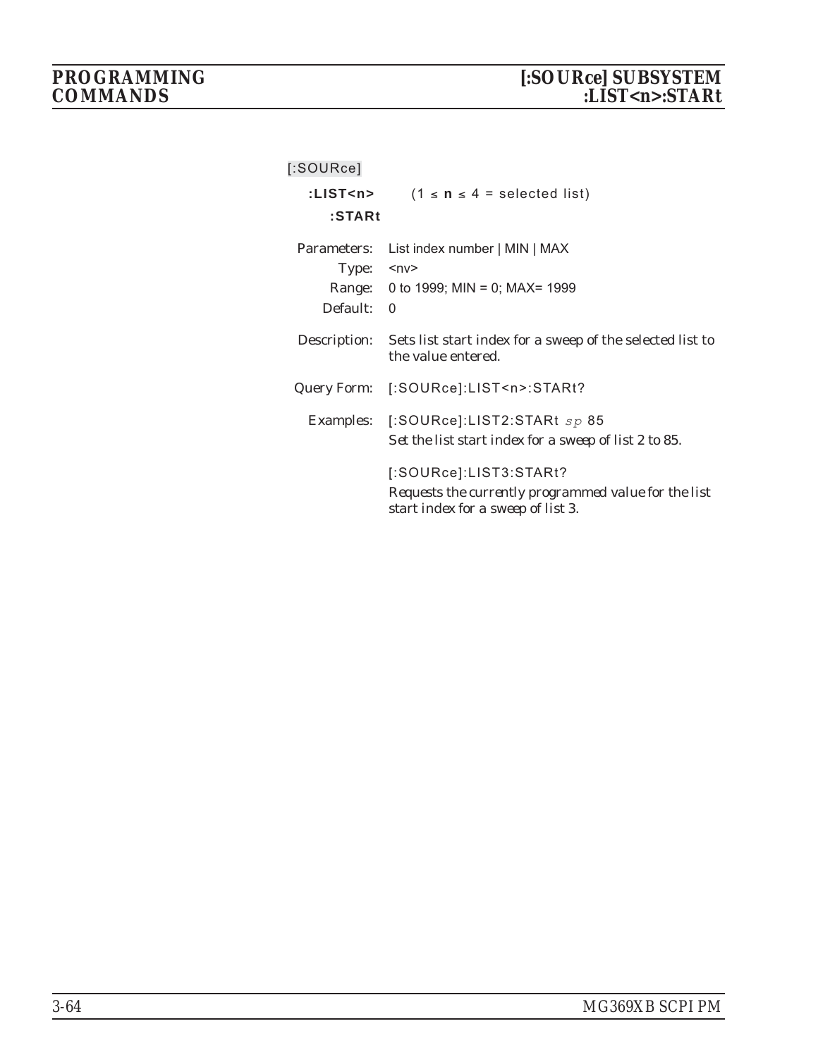[:SOURce]

**:LIST<n>** (1 ≤ **n** ≤ 4 = selected list)

**:STARt**

Parameters: List index number | MIN | MAX

Type: <nv>

Range: 0 to 1999; MIN = 0; MAX= 1999

Default: 0

Description: *Sets list start index for a sweep of the selected list to the value entered.*

Query Form: [:SOURce]:LIST<n>:STARt?

Examples: [:SOURce]:LIST2:STARt *sp* 85

*Set the list start index for a sweep of list 2 to 85.*

[:SOURce]:LIST3:STARt?

*Requests the currently programmed value for the list start index for a sweep of list 3.*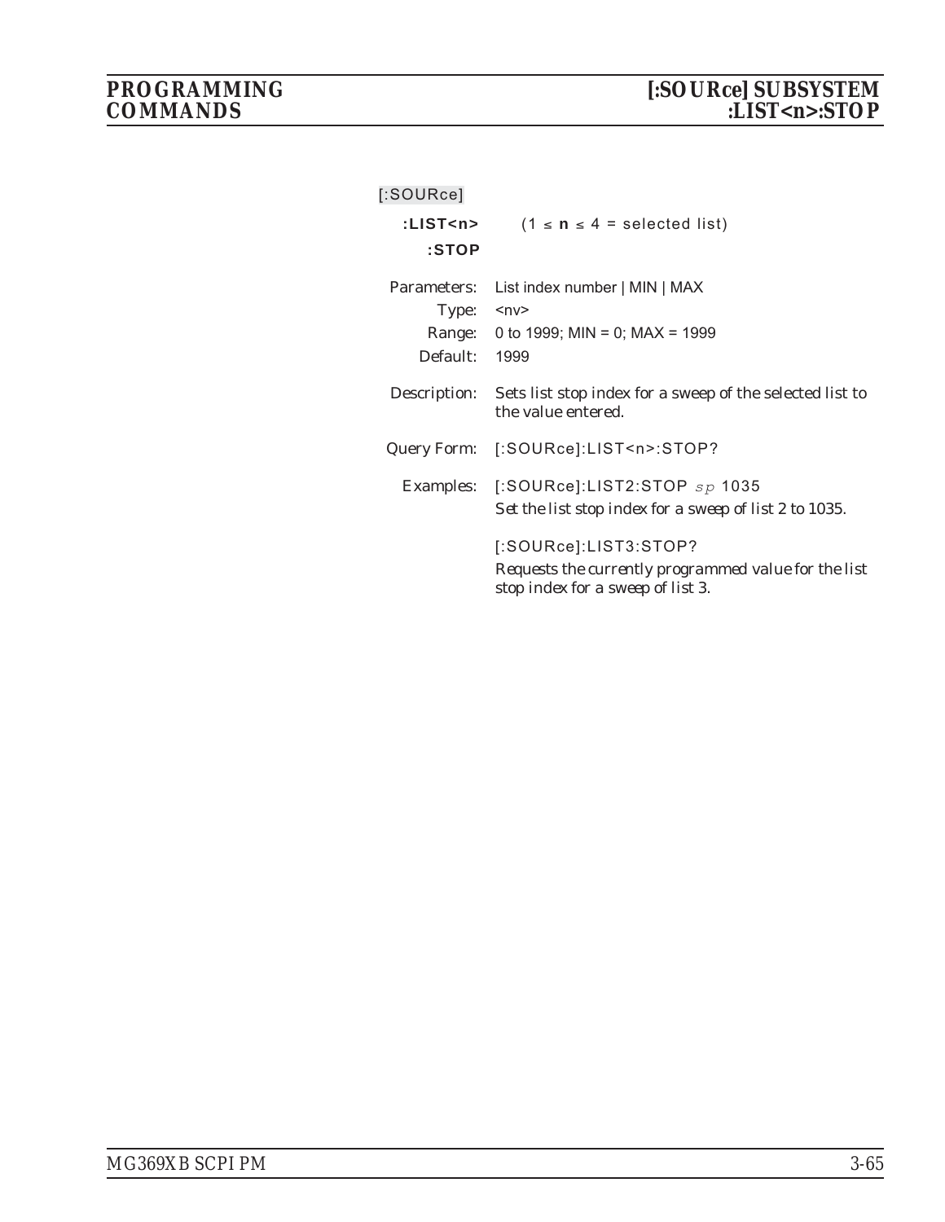[:SOURce]

**:LIST<n>** (1 ≤ **n** ≤ 4 = selected list)

**:STOP**

Parameters: List index number | MIN | MAX

Type: <nv>

Range: 0 to 1999; MIN = 0; MAX = 1999

Default: 1999

Description: Sets list stop index for a sweep of the selected list to the value entered.

Query Form: [:SOURce]:LIST<n>:STOP?

Examples: [:SOURce]:LIST2:STOP *sp* 1035

*Set the list stop index for a sweep of list 2 to 1035.*

[:SOURce]:LIST3:STOP?

*Requests the currently programmed value for the list stop index for a sweep of list 3.*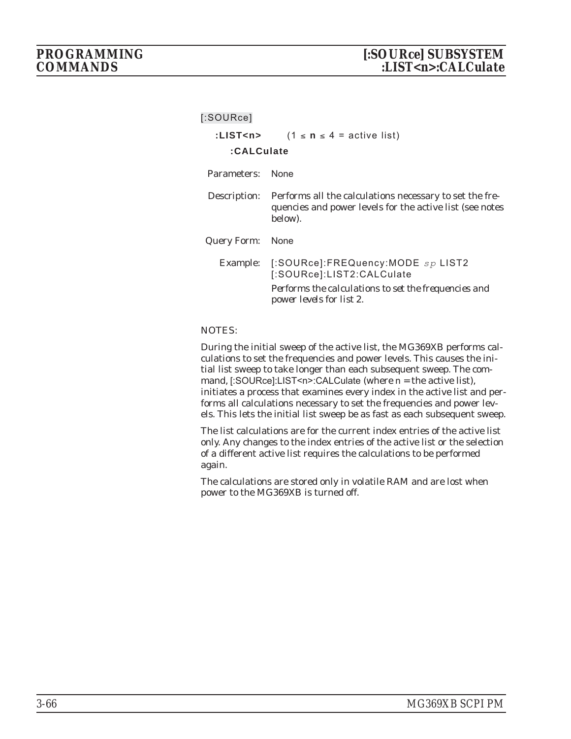[:SOURce]

**:LIST<n>** $(1 \le n \le 4$ = active list)

**:CALCulate**

Parameters: None

Description: Performs all the calculations necessary to set the frequencies and power levels for the active list (see notes below).

Query Form: None

Example: [:SOURce]:FREQuency:MODE *sp* LIST2
[:SOURce]:LIST2:CALCulate

*Performs the calculations to set the frequencies and power levels for list 2.*

NOTES:

During the initial sweep of the active list, the MG369XB performs calculations to set the frequencies and power levels. This causes the initial list sweep to take longer than each subsequent sweep. The command, [:SOURce]:LIST<n>:CALCulate (where n = the active list), initiates a process that examines every index in the active list and performs all calculations necessary to set the frequencies and power levels. This lets the initial list sweep be as fast as each subsequent sweep.

The list calculations are for the current index entries of the active list only. Any changes to the index entries of the active list or the selection of a different active list requires the calculations to be performed again.

The calculations are stored only in volatile RAM and are lost when power to the MG369XB is turned off.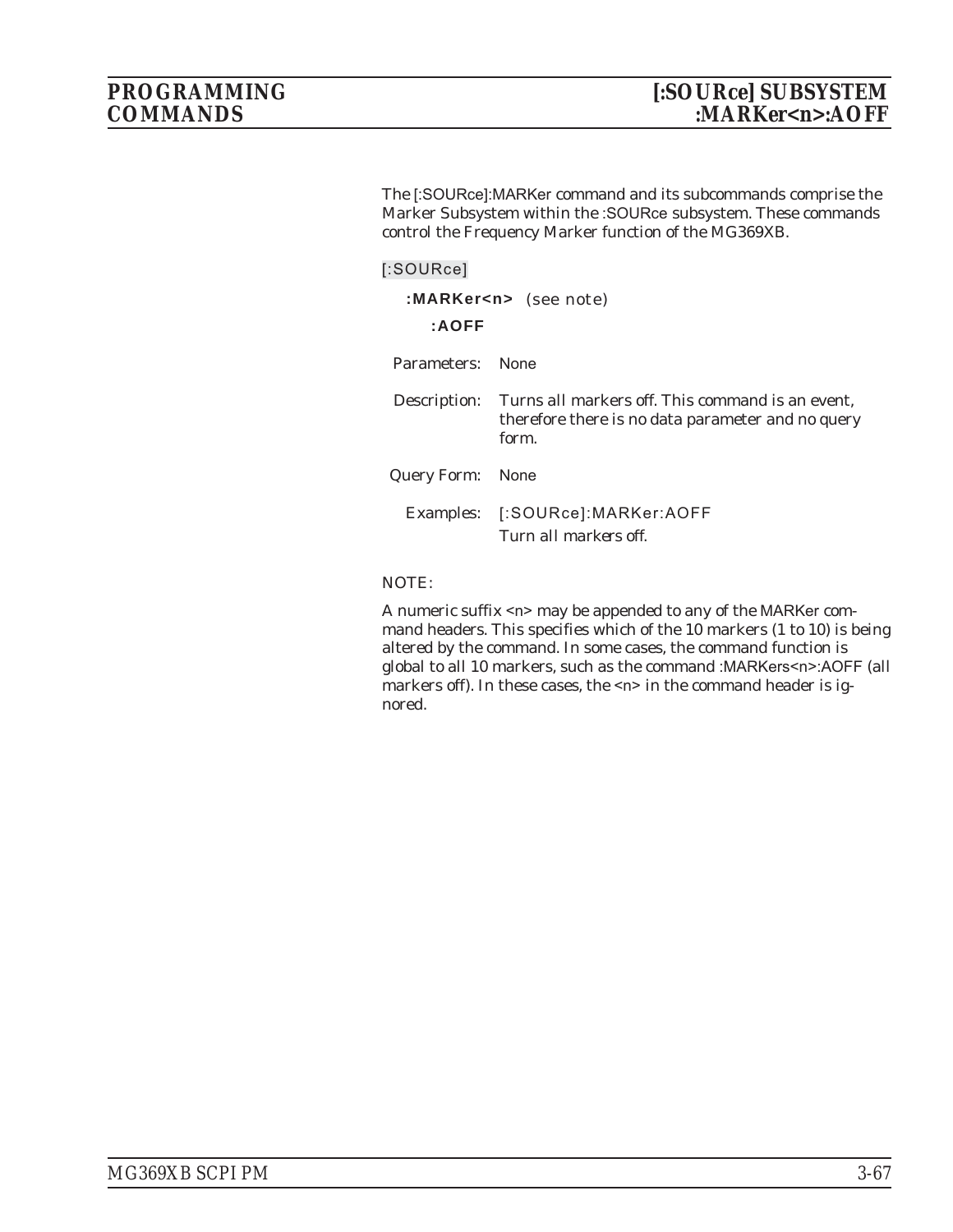The [:SOURce]:MARKer command and its subcommands comprise the Marker Subsystem within the :SOURce subsystem. These commands control the Frequency Marker function of the MG369XB.

[:SOURce]

**:MARKer<n>** (see note)

**:AOFF**

Parameters: None

Description: Turns all markers off. This command is an event, therefore there is no data parameter and no query form.

Query Form: None

Examples: [:SOURce]:MARKer:AOFF
Turn all markers off.

NOTE:

A numeric suffix <n> may be appended to any of the MARKer command headers. This specifies which of the 10 markers (1 to 10) is being altered by the command. In some cases, the command function is global to all 10 markers, such as the command :MARKers<n>:AOFF (all markers off). In these cases, the <n> in the command header is ignored.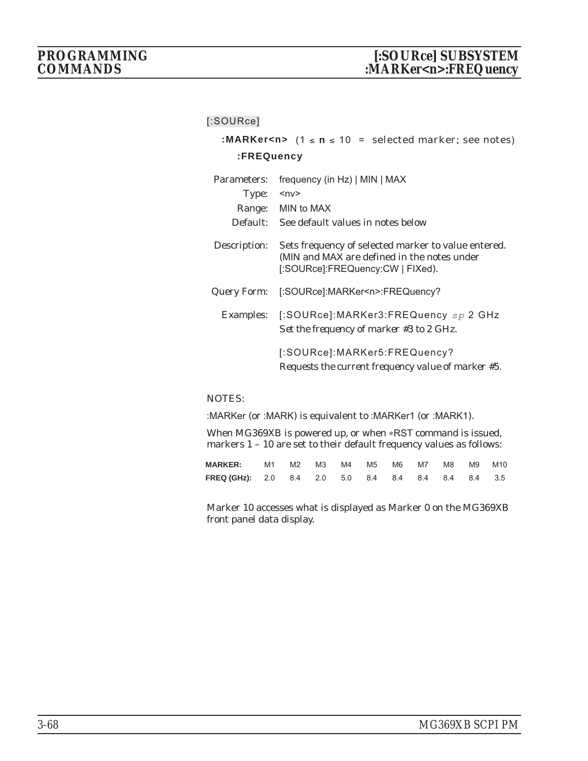[:SOURce]

**:MARKer<n>** (1 ≤ **n** ≤ 10 = selected marker; see notes)

**:FREQuency**

Parameters: frequency (in Hz) | MIN | MAX

Type: <nv>

Range: MIN to MAX

Default: See default values in notes below

Description: Sets frequency of selected marker to value entered. (MIN and MAX are defined in the notes under [:SOURce]:FREQuency:CW | FIXed).

Query Form: [:SOURce]:MARKer<n>:FREQuency?

Examples: [:SOURce]:MARKer3:FREQuency *sp* 2 GHz
*Set the frequency of marker #3 to 2 GHz.*

[:SOURce]:MARKer5:FREQuency?
*Requests the current frequency value of marker #5.*

NOTES:

:MARKer (or :MARK) is equivalent to :MARKer1 (or :MARK1).

When MG369XB is powered up, or when ∗RST command is issued, markers 1 – 10 are set to their default frequency values as follows:

| **MARKER:** | M1 | M2 | M3 | M4 | M5 | M6 | M7 | M8 | M9 | M10 |
|---|---|---|---|---|---|---|---|---|---|---|
| **FREQ (GHz):** | 2.0 | 8.4 | 2.0 | 5.0 | 8.4 | 8.4 | 8.4 | 8.4 | 8.4 | 3.5 |

Marker 10 accesses what is displayed as Marker 0 on the MG369XB front panel data display.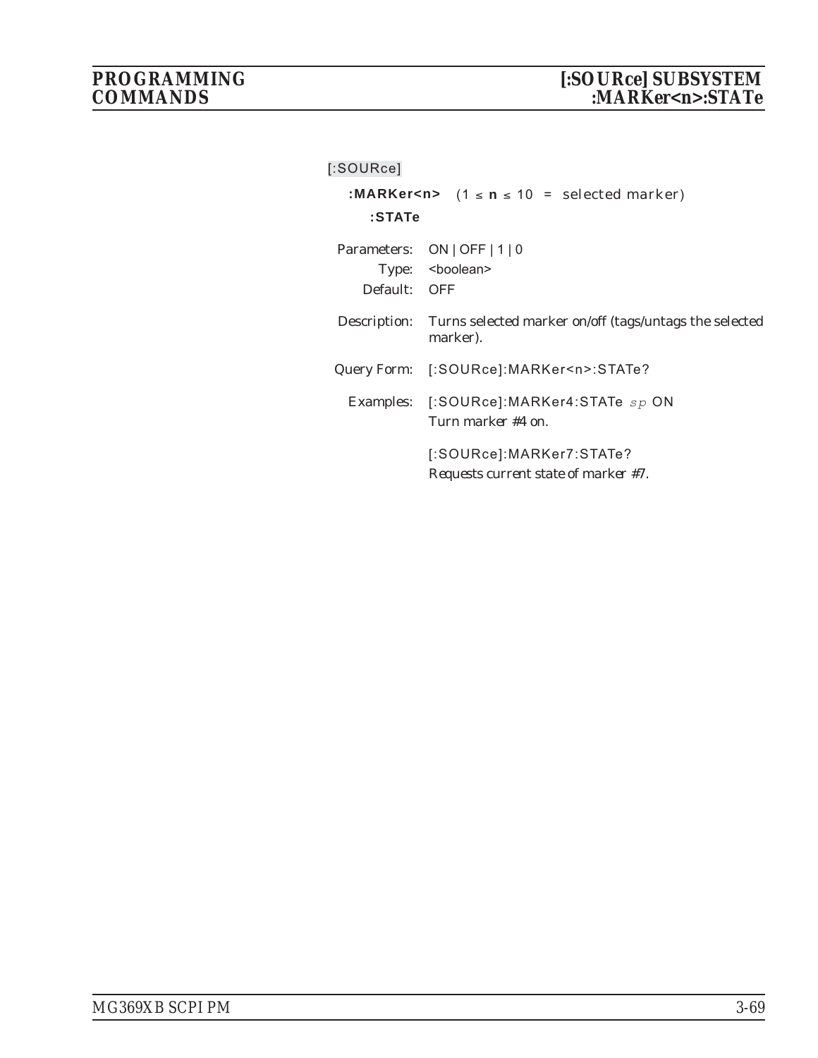[:SOURce]

**:MARKer<n>** (1 ≤ **n** ≤ 10 = selected marker)

**:STATe**

Parameters: ON | OFF | 1 | 0

Type: <boolean>

Default: OFF

Description: Turns selected marker on/off (tags/untags the selected marker).

Query Form: [:SOURce]:MARKer<n>:STATe?

Examples: [:SOURce]:MARKer4:STATe *sp* ON

Turn marker #4 on.

[:SOURce]:MARKer7:STATe?

*Requests current state of marker #7.*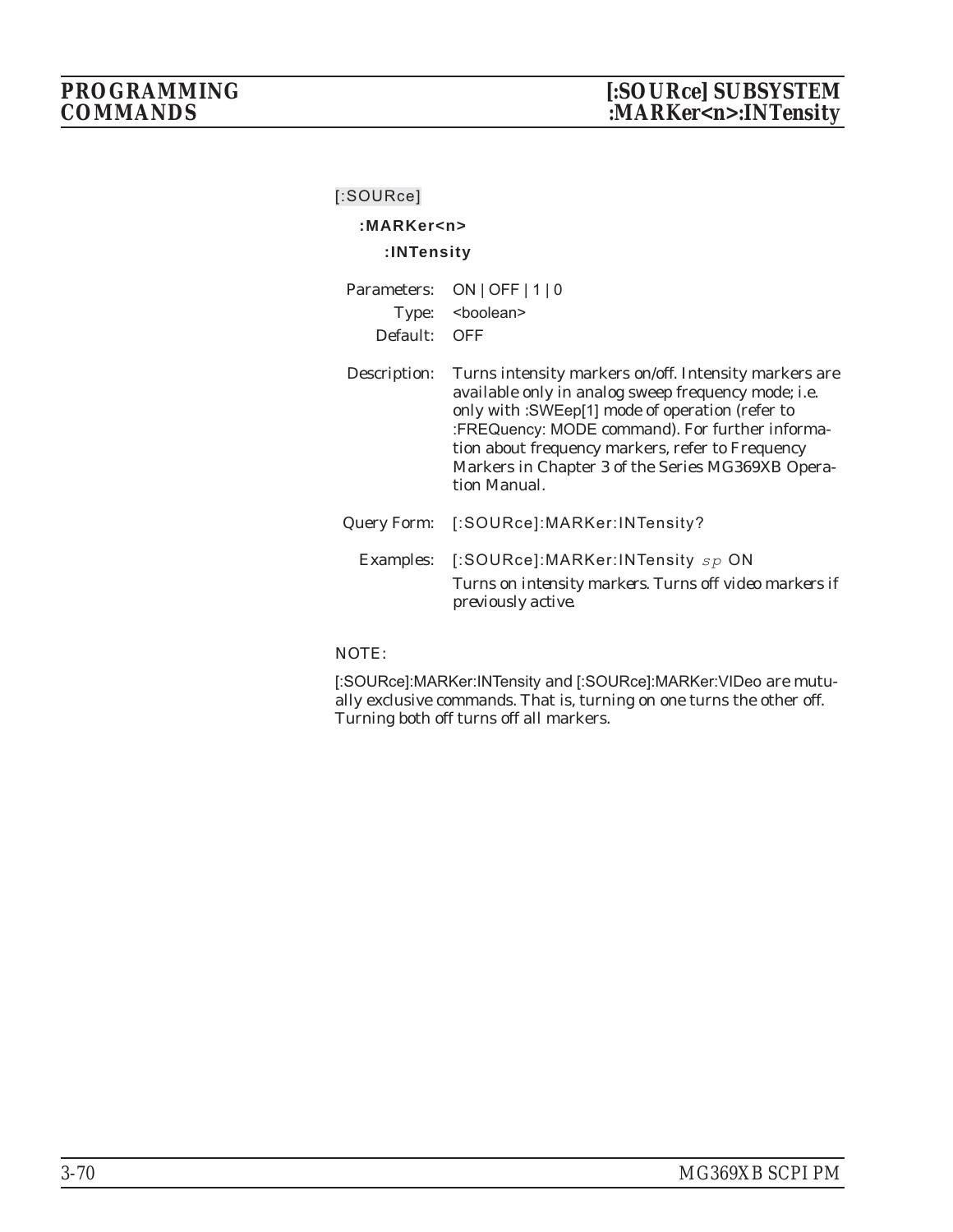[:SOURce]

**:MARKer<n>**

**:INTensity**

Parameters: ON | OFF | 1 | 0

Type: <boolean>

Default: OFF

Description: Turns intensity markers on/off. Intensity markers are available only in analog sweep frequency mode; i.e. only with :SWEep[1] mode of operation (refer to :FREQuency: MODE command). For further information about frequency markers, refer to Frequency Markers in Chapter 3 of the Series MG369XB Operation Manual.

Query Form: [:SOURce]:MARKer:INTensity?

Examples: [:SOURce]:MARKer:INTensity *sp* ON

*Turns on intensity markers. Turns off video markers if previously active.*

NOTE:

[:SOURce]:MARKer:INTensity and [:SOURce]:MARKer:VIDeo are mutually exclusive commands. That is, turning on one turns the other off. Turning both off turns off all markers.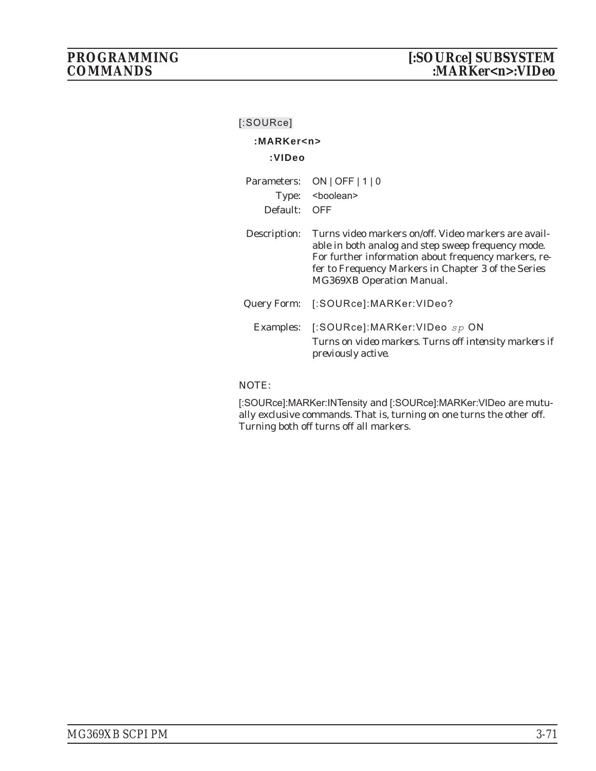[:SOURce]

**:MARKer<n>**

**:VIDeo**

Parameters: ON | OFF | 1 | 0

Type: <boolean>

Default: OFF

Description: Turns video markers on/off. Video markers are available in both analog and step sweep frequency mode. For further information about frequency markers, refer to Frequency Markers in Chapter 3 of the Series MG369XB Operation Manual.

Query Form: [:SOURce]:MARKer:VIDeo?

Examples: [:SOURce]:MARKer:VIDeo *sp* ON

*Turns on video markers. Turns off intensity markers if previously active.*

NOTE:

[:SOURce]:MARKer:INTensity and [:SOURce]:MARKer:VIDeo are mutually exclusive commands. That is, turning on one turns the other off. Turning both off turns off all markers.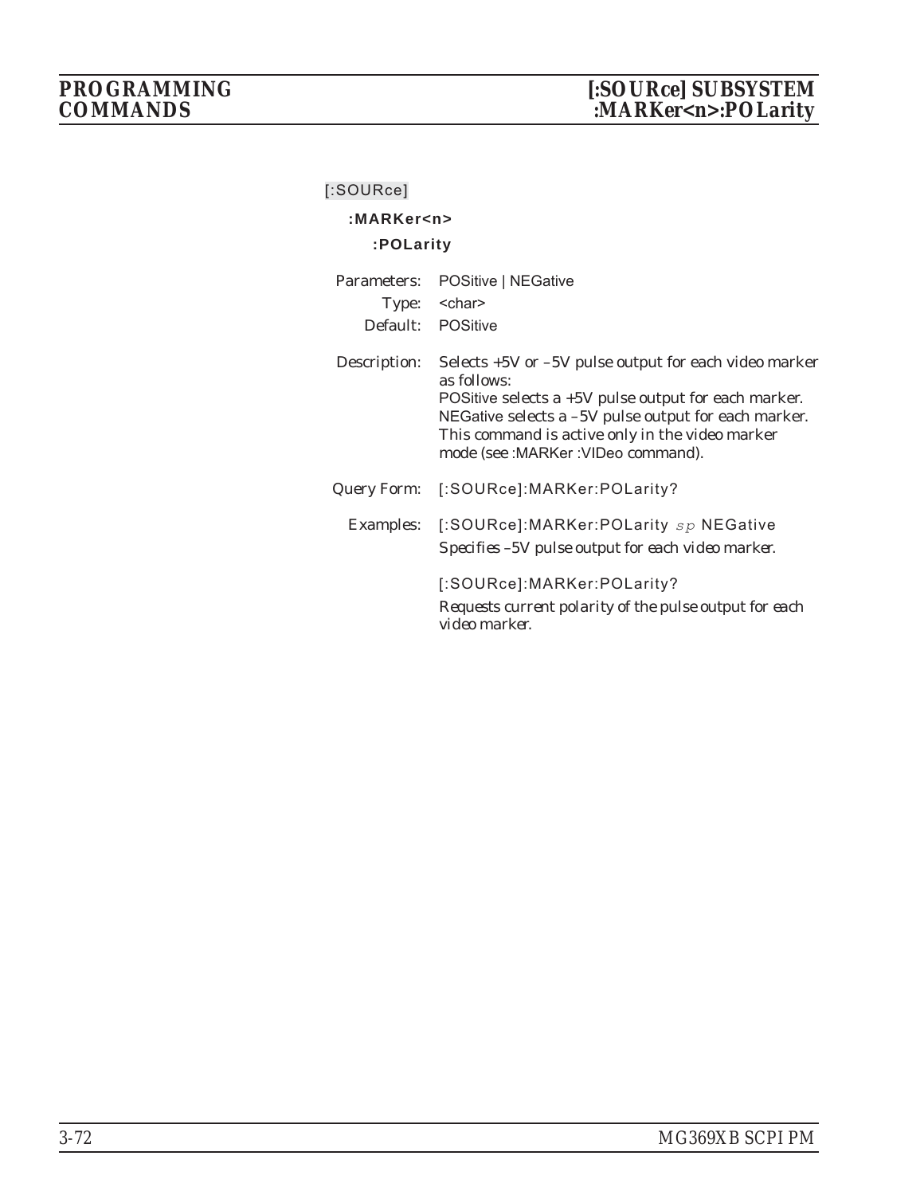[:SOURce]

**:MARKer<n>**

**:POLarity**

Parameters: POSitive | NEGative

Type: <char>

Default: POSitive

Description: Selects +5V or –5V pulse output for each video marker as follows:
POSitive selects a +5V pulse output for each marker.
NEGative selects a –5V pulse output for each marker.
This command is active only in the video marker mode (see :MARKer :VIDeo command).

Query Form: [:SOURce]:MARKer:POLarity?

Examples: [:SOURce]:MARKer:POLarity *sp* NEGative

*Specifies –5V pulse output for each video marker.*

[:SOURce]:MARKer:POLarity?

*Requests current polarity of the pulse output for each video marker.*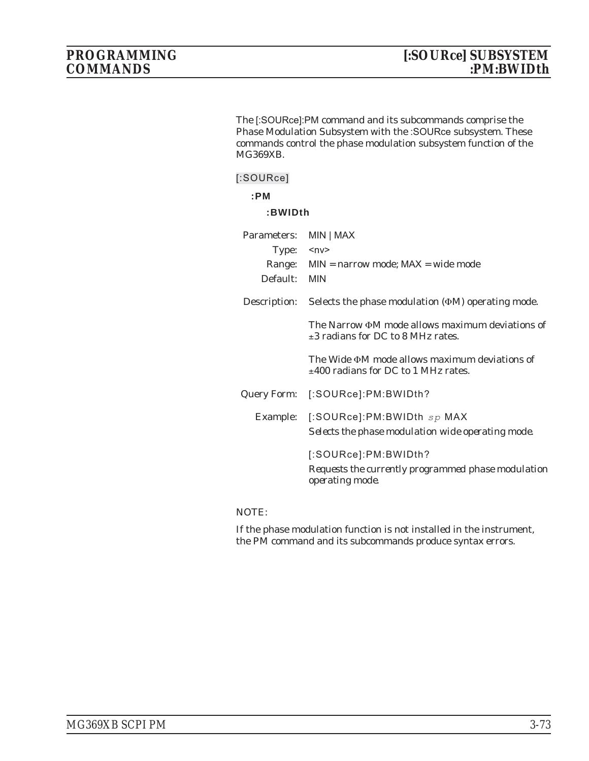The [:SOURce]:PM command and its subcommands comprise the Phase Modulation Subsystem with the :SOURce subsystem. These commands control the phase modulation subsystem function of the MG369XB.

[:SOURce]

**:PM**

**:BWIDth**

| | |
|---|---|
| Parameters: | MIN \| MAX |
| Type: | <nv> |
| Range: | MIN = narrow mode; MAX = wide mode |
| Default: | MIN |

Description: Selects the phase modulation (ΦM) operating mode.

The Narrow ΦM mode allows maximum deviations of ±3 radians for DC to 8 MHz rates.

The Wide ΦM mode allows maximum deviations of ±400 radians for DC to 1 MHz rates.

Query Form: [:SOURce]:PM:BWIDth?

Example: [:SOURce]:PM:BWIDth *sp* MAX

*Selects the phase modulation wide operating mode.*

[:SOURce]:PM:BWIDth?

*Requests the currently programmed phase modulation operating mode.*

NOTE:

If the phase modulation function is not installed in the instrument, the PM command and its subcommands produce syntax errors.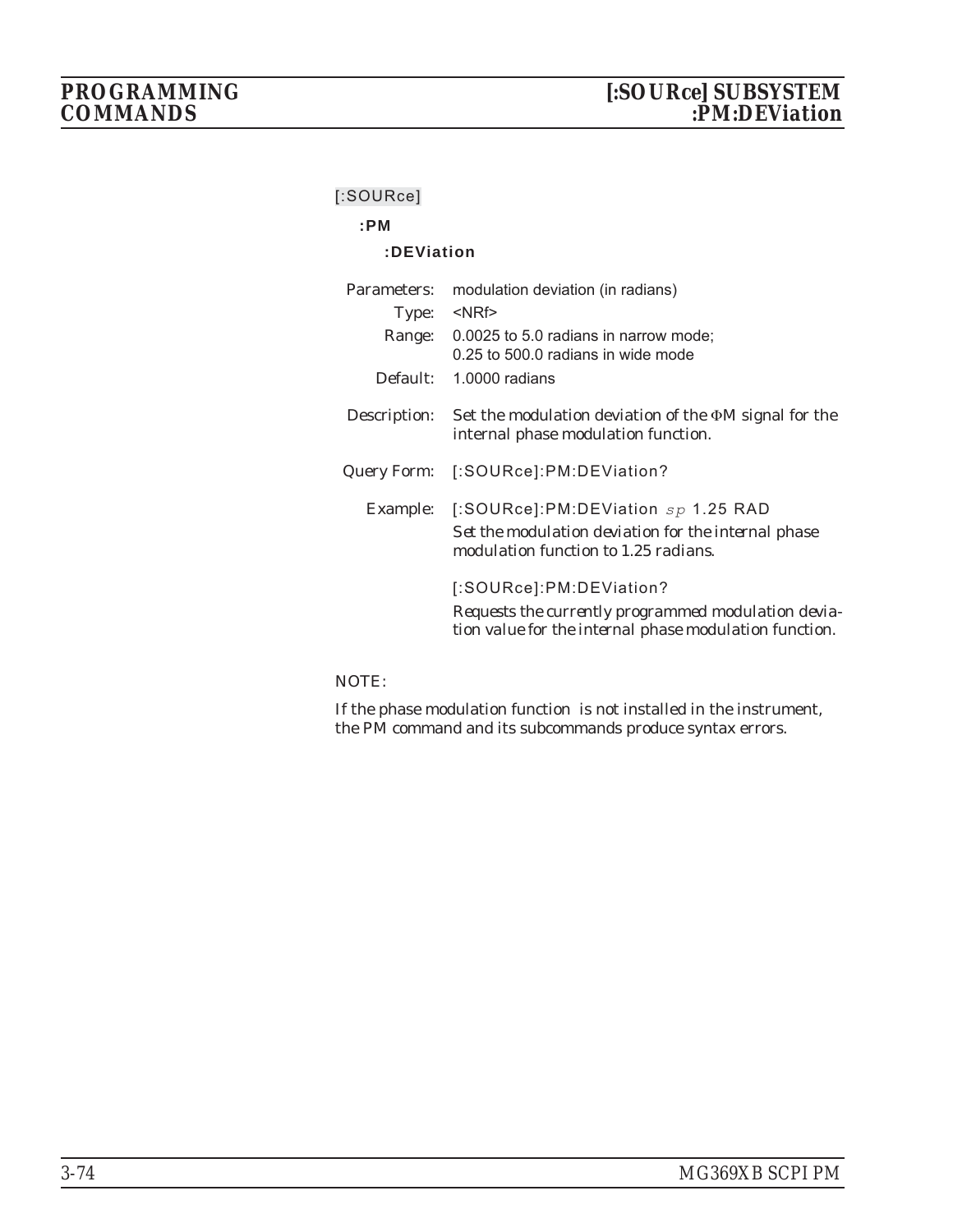[:SOURce]

**:PM**

**:DEViation**

| | |
|---|---|
| Parameters: | modulation deviation (in radians) |
| Type: | <NRf> |
| Range: | 0.0025 to 5.0 radians in narrow mode; 0.25 to 500.0 radians in wide mode |
| Default: | 1.0000 radians |
| Description: | Set the modulation deviation of the ΦM signal for the internal phase modulation function. |
| Query Form: | [:SOURce]:PM:DEViation? |
| Example: | [:SOURce]:PM:DEViation *sp* 1.25 RAD<br>*Set the modulation deviation for the internal phase modulation function to 1.25 radians.*<br><br>[:SOURce]:PM:DEViation?<br>*Requests the currently programmed modulation deviation value for the internal phase modulation function.* |

NOTE:

If the phase modulation function is not installed in the instrument, the PM command and its subcommands produce syntax errors.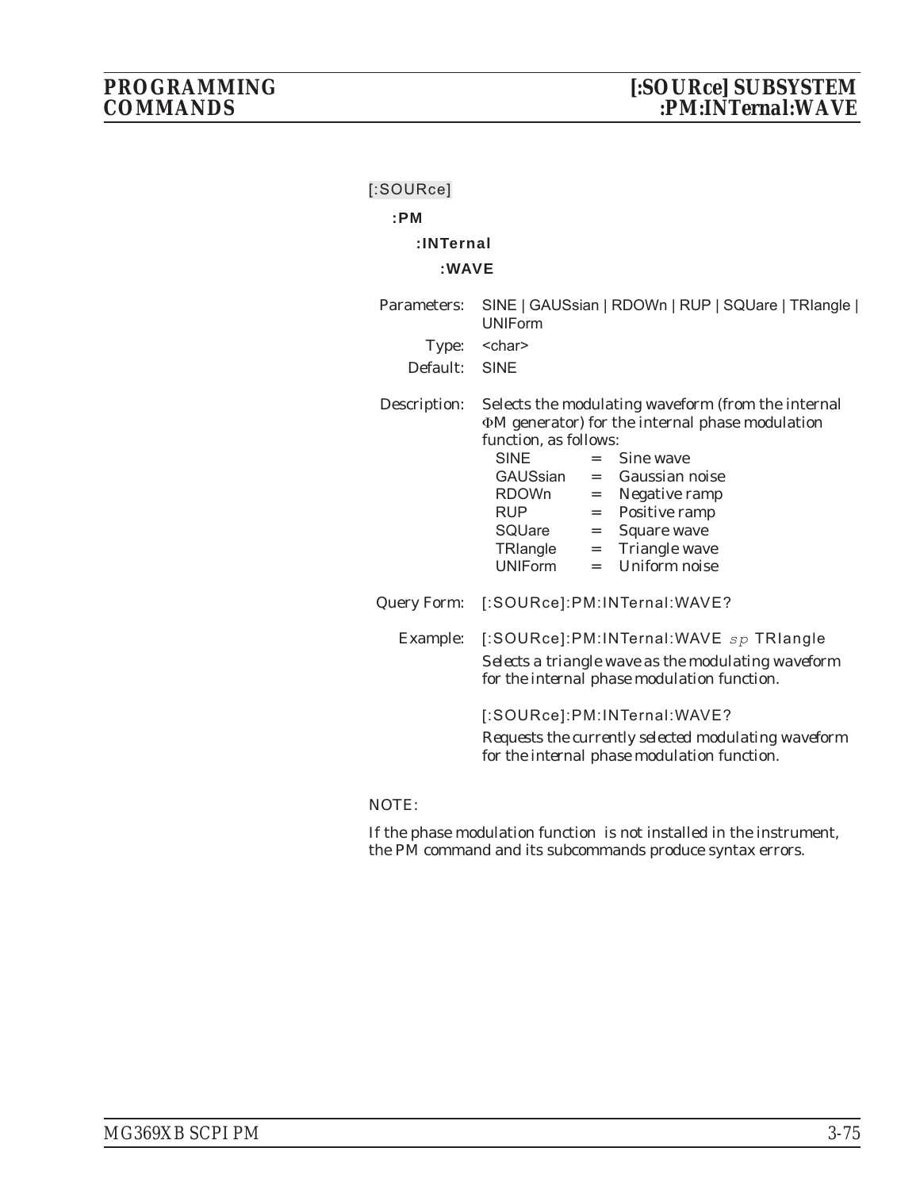[:SOURce]

**:PM**

**:INTernal**

**:WAVE**

Parameters: SINE | GAUSsian | RDOWn | RUP | SQUare | TRIangle | UNIForm

Type: <char>

Default: SINE

Description: Selects the modulating waveform (from the internal ΦM generator) for the internal phase modulation function, as follows:

| | | |
|---|---|---|
| SINE | = | Sine wave |
| GAUSsian | = | Gaussian noise |
| RDOWn | = | Negative ramp |
| RUP | = | Positive ramp |
| SQUare | = | Square wave |
| TRIangle | = | Triangle wave |
| UNIForm | = | Uniform noise |

Query Form: [:SOURce]:PM:INTernal:WAVE?

Example: [:SOURce]:PM:INTernal:WAVE *sp* TRIangle

*Selects a triangle wave as the modulating waveform for the internal phase modulation function.*

[:SOURce]:PM:INTernal:WAVE?

*Requests the currently selected modulating waveform for the internal phase modulation function.*

NOTE:

If the phase modulation function is not installed in the instrument, the PM command and its subcommands produce syntax errors.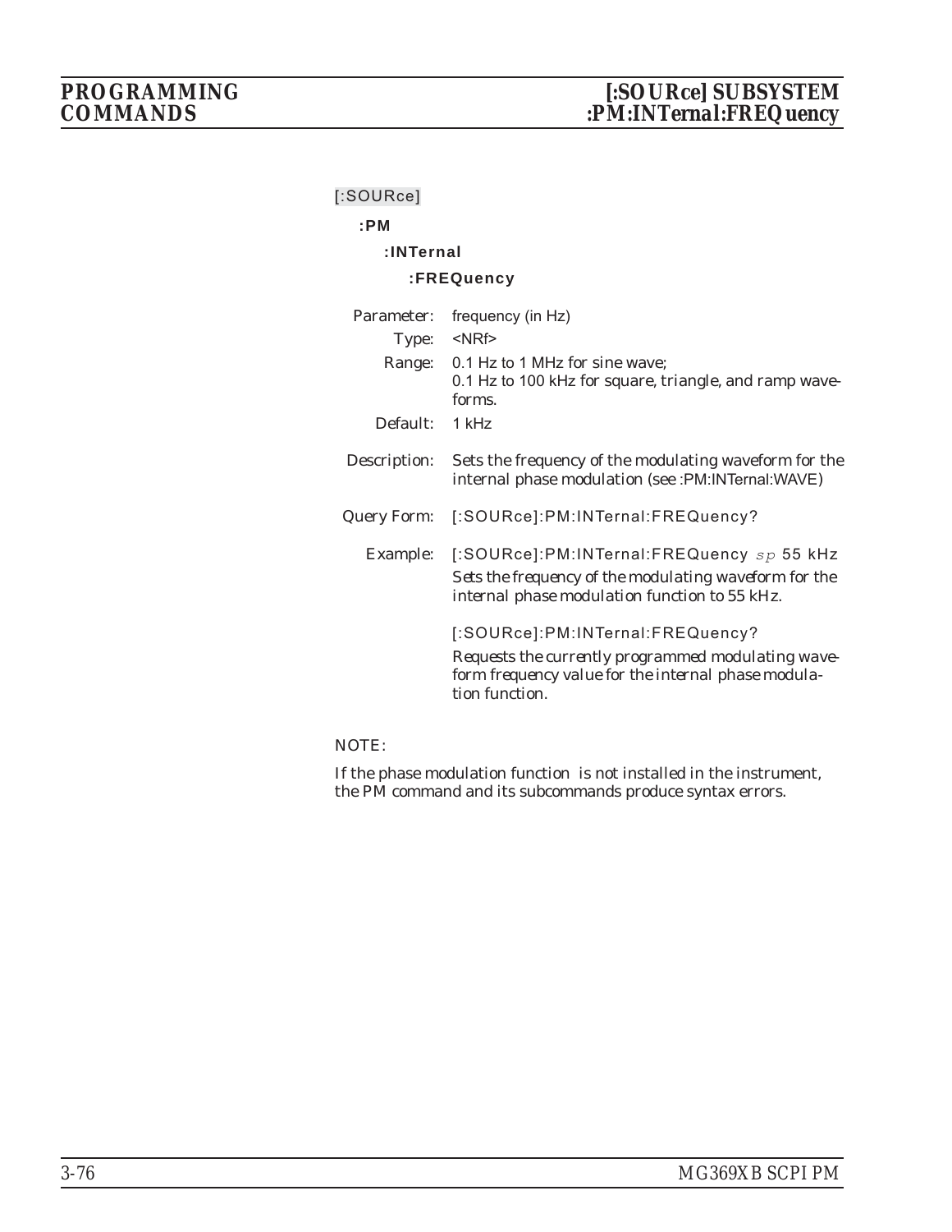[:SOURce]

**:PM**

**:INTernal**

**:FREQuency**

Parameter: frequency (in Hz)

Type: <NRf>

Range: 0.1 Hz to 1 MHz for sine wave;
0.1 Hz to 100 kHz for square, triangle, and ramp waveforms.

Default: 1 kHz

Description: Sets the frequency of the modulating waveform for the internal phase modulation (see :PM:INTernal:WAVE)

Query Form: [:SOURce]:PM:INTernal:FREQuency?

Example: [:SOURce]:PM:INTernal:FREQuency *sp* 55 kHz

*Sets the frequency of the modulating waveform for the internal phase modulation function to 55 kHz.*

[:SOURce]:PM:INTernal:FREQuency?

*Requests the currently programmed modulating waveform frequency value for the internal phase modulation function.*

NOTE:

If the phase modulation function is not installed in the instrument, the PM command and its subcommands produce syntax errors.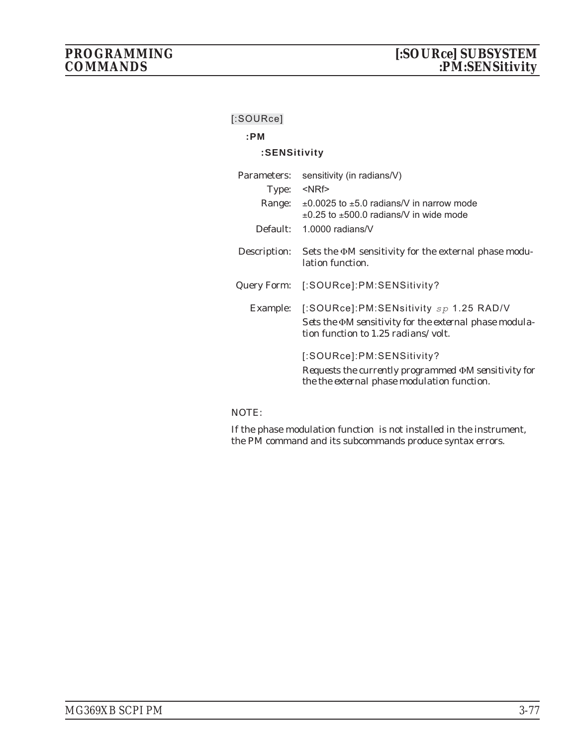[:SOURce]

**:PM**

**:SENSitivity**

| | |
|---|---|
| Parameters: | sensitivity (in radians/V) |
| Type: | <NRf> |
| Range: | ±0.0025 to ±5.0 radians/V in narrow mode<br>±0.25 to ±500.0 radians/V in wide mode |
| Default: | 1.0000 radians/V |
| Description: | Sets the ΦM sensitivity for the external phase modulation function. |
| Query Form: | [:SOURce]:PM:SENSitivity? |
| Example: | [:SOURce]:PM:SENsitivity *sp* 1.25 RAD/V<br>*Sets the ΦM sensitivity for the external phase modulation function to 1.25 radians/volt.*<br><br>[:SOURce]:PM:SENSitivity?<br>*Requests the currently programmed ΦM sensitivity for the the external phase modulation function.* |

NOTE:

If the phase modulation function is not installed in the instrument, the PM command and its subcommands produce syntax errors.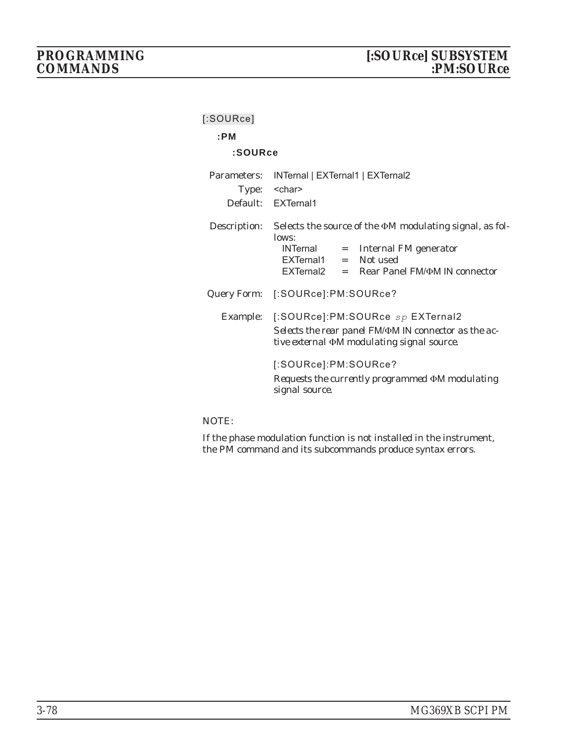[:SOURce]

**:PM**

**:SOURce**

Parameters: INTernal | EXTernal1 | EXTernal2

Type: <char>

Default: EXTernal1

Description: Selects the source of the ΦM modulating signal, as follows:

| | | |
|---|---|---|
| INTernal | = | Internal FM generator |
| EXTernal1 | = | Not used |
| EXTernal2 | = | Rear Panel FM/ΦM IN connector |

Query Form: [:SOURce]:PM:SOURce?

Example: [:SOURce]:PM:SOURce *sp* EXTernal2

*Selects the rear panel FM/ΦM IN connector as the active external ΦM modulating signal source.*

[:SOURce]:PM:SOURce?

*Requests the currently programmed ΦM modulating signal source.*

NOTE:

If the phase modulation function is not installed in the instrument, the PM command and its subcommands produce syntax errors.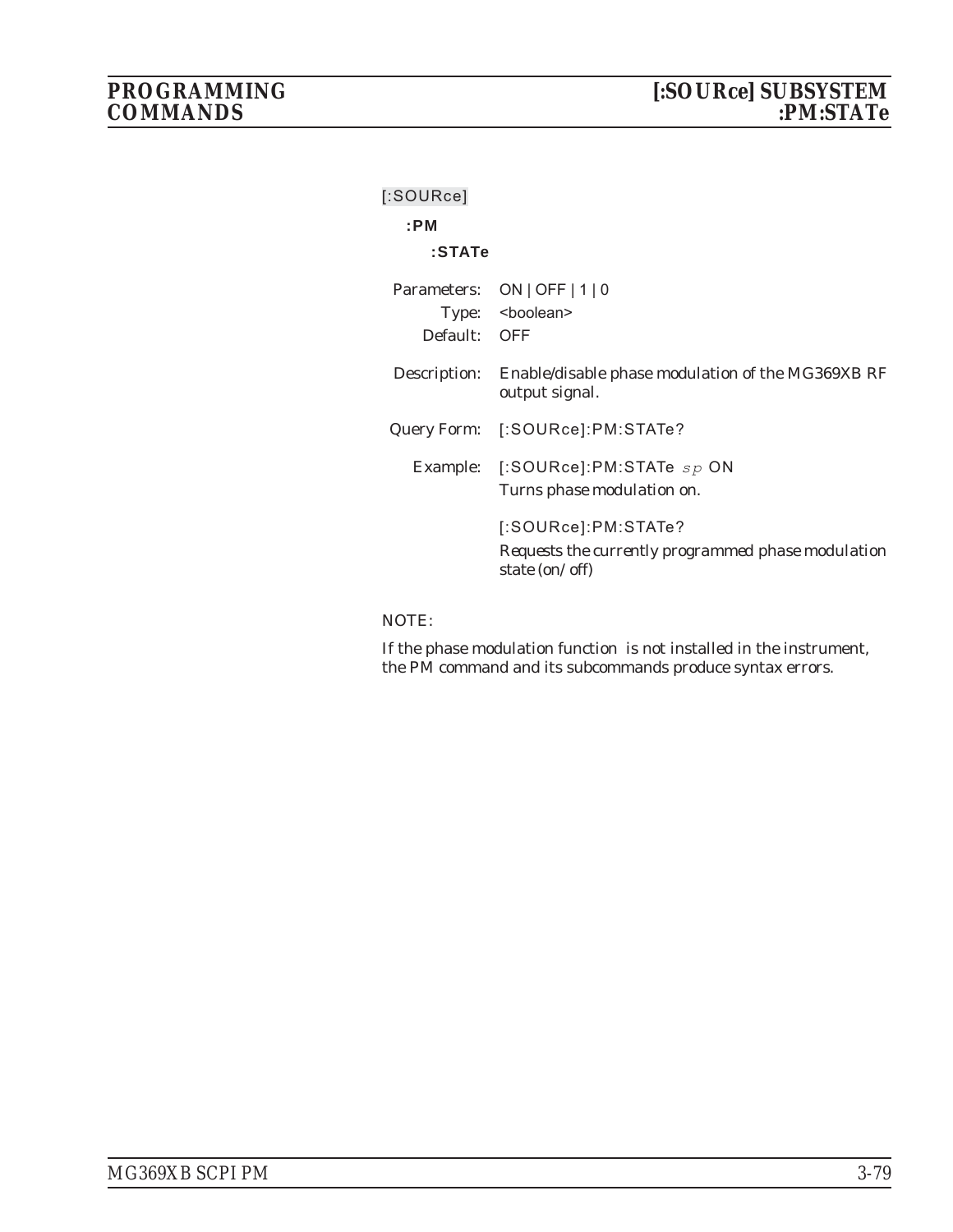[:SOURce]

**:PM**

**:STATe**

Parameters: ON | OFF | 1 | 0

Type: <boolean>

Default: OFF

Description: Enable/disable phase modulation of the MG369XB RF output signal.

Query Form: [:SOURce]:PM:STATe?

Example: [:SOURce]:PM:STATe *sp* ON

Turns phase modulation on.

[:SOURce]:PM:STATe?

Requests the currently programmed phase modulation state (on/off)

NOTE:

If the phase modulation function is not installed in the instrument, the PM command and its subcommands produce syntax errors.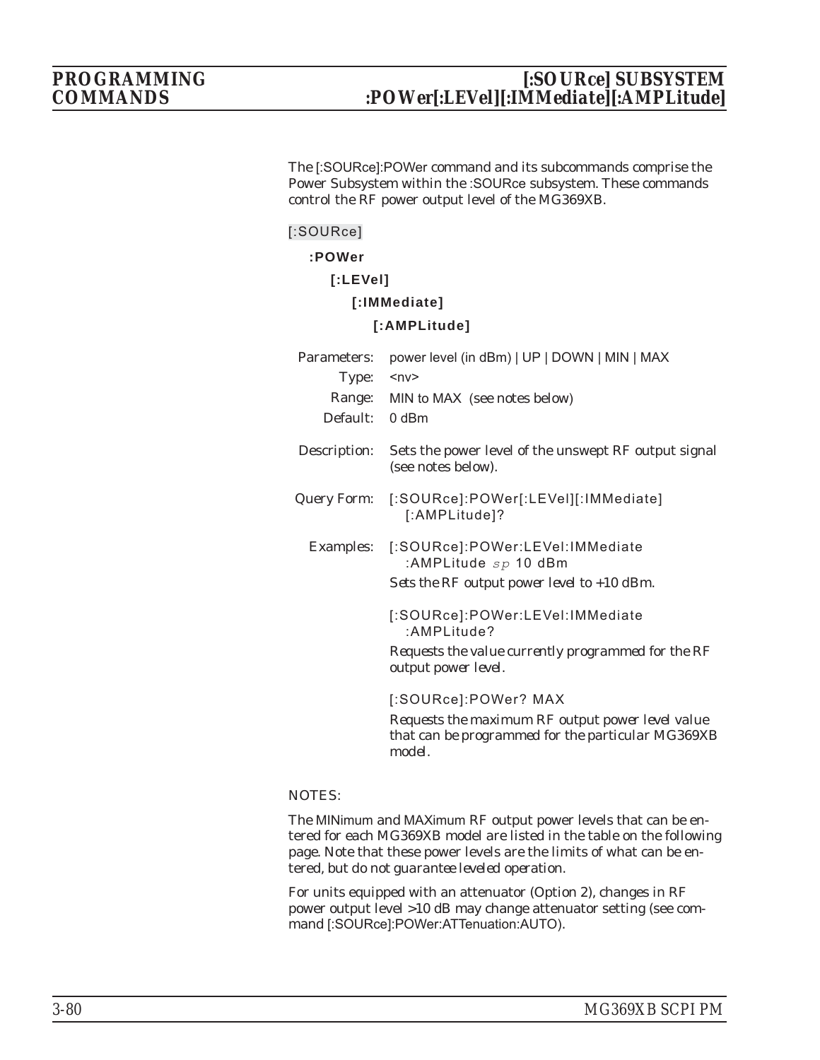The [:SOURce]:POWer command and its subcommands comprise the Power Subsystem within the :SOURce subsystem. These commands control the RF power output level of the MG369XB.

[:SOURce]

**:POWer**

**[:LEVel]**

**[:IMMediate]**

**[:AMPLitude]**

Parameters: power level (in dBm) | UP | DOWN | MIN | MAX

Type: <nv>

Range: MIN to MAX (see notes below)

Default: 0 dBm

Description: Sets the power level of the unswept RF output signal (see notes below).

Query Form: [:SOURce]:POWer[:LEVel][:IMMediate][:AMPLitude]?

Examples: [:SOURce]:POWer:LEVel:IMMediate:AMPLitude *sp* 10 dBm

*Sets the RF output power level to +10 dBm.*

[:SOURce]:POWer:LEVel:IMMediate:AMPLitude?

*Requests the value currently programmed for the RF output power level.*

[:SOURce]:POWer? MAX

*Requests the maximum RF output power level value that can be programmed for the particular MG369XB model.*

NOTES:

The MINimum and MAXimum RF output power levels that can be entered for each MG369XB model are listed in the table on the following page. Note that these power levels are the limits of what can be entered, but do not guarantee leveled operation.

For units equipped with an attenuator (Option 2), changes in RF power output level >10 dB may change attenuator setting (see command [:SOURce]:POWer:ATTenuation:AUTO).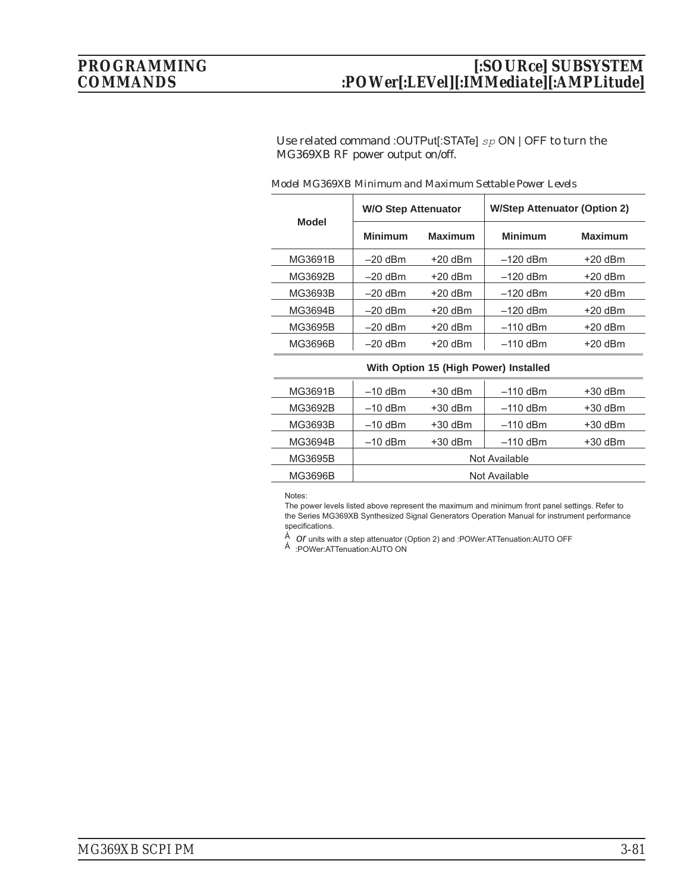Use related command :OUTPut[:STATe] *sp* ON | OFF to turn the MG369XB RF power output on/off.

*Model MG369XB Minimum and Maximum Settable Power Levels*

| Model | W/O Step Attenuator | | W/Step Attenuator (Option 2) | |
|---|---|---|---|---|
| | Minimum | Maximum | Minimum | Maximum |
| MG3691B | –20 dBm | +20 dBm | –120 dBm | +20 dBm |
| MG3692B | –20 dBm | +20 dBm | –120 dBm | +20 dBm |
| MG3693B | –20 dBm | +20 dBm | –120 dBm | +20 dBm |
| MG3694B | –20 dBm | +20 dBm | –120 dBm | +20 dBm |
| MG3695B | –20 dBm | +20 dBm | –110 dBm | +20 dBm |
| MG3696B | –20 dBm | +20 dBm | –110 dBm | +20 dBm |
| **With Option 15 (High Power) Installed** | | | | |
| MG3691B | –10 dBm | +30 dBm | –110 dBm | +30 dBm |
| MG3692B | –10 dBm | +30 dBm | –110 dBm | +30 dBm |
| MG3693B | –10 dBm | +30 dBm | –110 dBm | +30 dBm |
| MG3694B | –10 dBm | +30 dBm | –110 dBm | +30 dBm |
| MG3695B | Not Available | | | |
| MG3696B | Not Available | | | |

Notes:

The power levels listed above represent the maximum and minimum front panel settings. Refer to the Series MG369XB Synthesized Signal Generators Operation Manual for instrument performance specifications.

À *or* units with a step attenuator (Option 2) and :POWer:ATTenuation:AUTO OFF

Á :POWer:ATTenuation:AUTO ON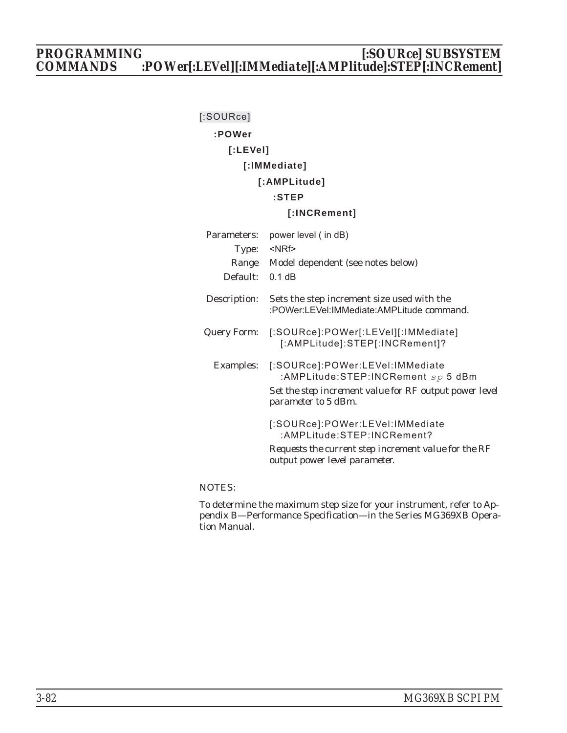[:SOURce]

**:POWer**

**[:LEVel]**

**[:IMMediate]**

**[:AMPLitude]**

**:STEP**

**[:INCRement]**

Parameters: power level ( in dB)

Type: <NRf>

Range Model dependent (see notes below)

Default: 0.1 dB

Description: Sets the step increment size used with the :POWer:LEVel:IMMediate:AMPLitude command.

Query Form: [:SOURce]:POWer[:LEVel][:IMMediate][:AMPLitude]:STEP[:INCRement]?

Examples: [:SOURce]:POWer:LEVel:IMMediate:AMPLitude:STEP:INCRement *sp* 5 dBm

*Set the step increment value for RF output power level parameter to 5 dBm.*

[:SOURce]:POWer:LEVel:IMMediate:AMPLitude:STEP:INCRement?

*Requests the current step increment value for the RF output power level parameter.*

NOTES:

To determine the maximum step size for your instrument, refer to Appendix B—Performance Specification—in the Series MG369XB Operation Manual.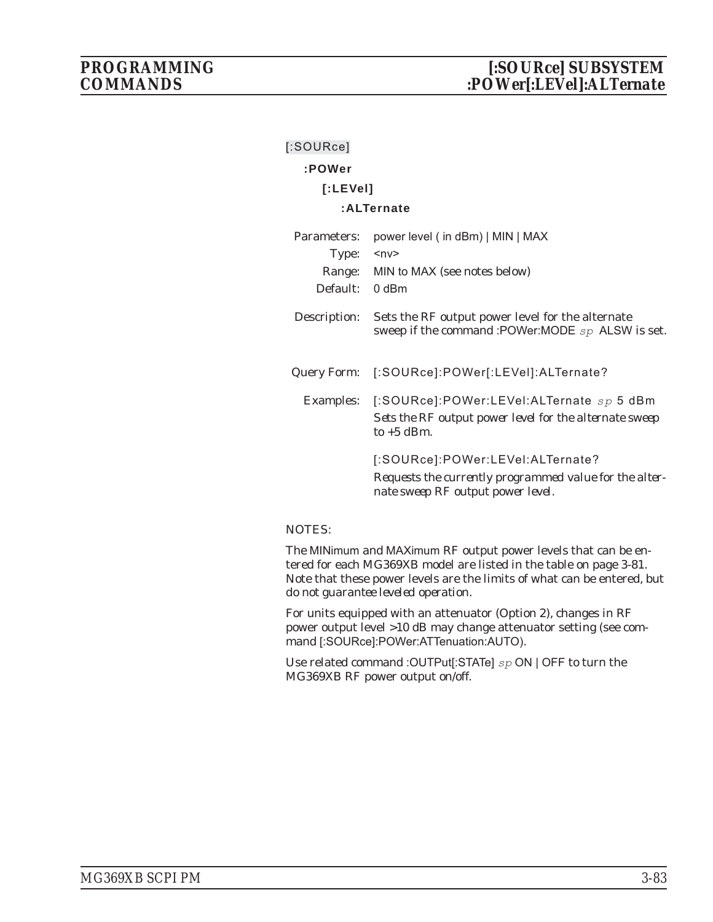[:SOURce]

**:POWer**

**[:LEVel]**

**:ALTernate**

| | |
|---|---|
| *Parameters:* | power level ( in dBm) \| MIN \| MAX |
| *Type:* | <nv> |
| *Range:* | MIN to MAX (see notes below) |
| *Default:* | 0 dBm |
| *Description:* | Sets the RF output power level for the alternate sweep if the command :POWer:MODE *sp* ALSW is set. |
| *Query Form:* | [:SOURce]:POWer[:LEVel]:ALTernate? |
| *Examples:* | [:SOURce]:POWer:LEVel:ALTernate *sp* 5 dBm |
| | *Sets the RF output power level for the alternate sweep to +5 dBm.* |
| | [:SOURce]:POWer:LEVel:ALTernate? |
| | *Requests the currently programmed value for the alternate sweep RF output power level.* |

NOTES:

The MINimum and MAXimum RF output power levels that can be entered for each MG369XB model are listed in the table on page 3-81. Note that these power levels are the limits of what can be entered, but do not guarantee leveled operation.

For units equipped with an attenuator (Option 2), changes in RF power output level >10 dB may change attenuator setting (see command [:SOURce]:POWer:ATTenuation:AUTO).

Use related command :OUTPut[:STATe] *sp* ON | OFF to turn the MG369XB RF power output on/off.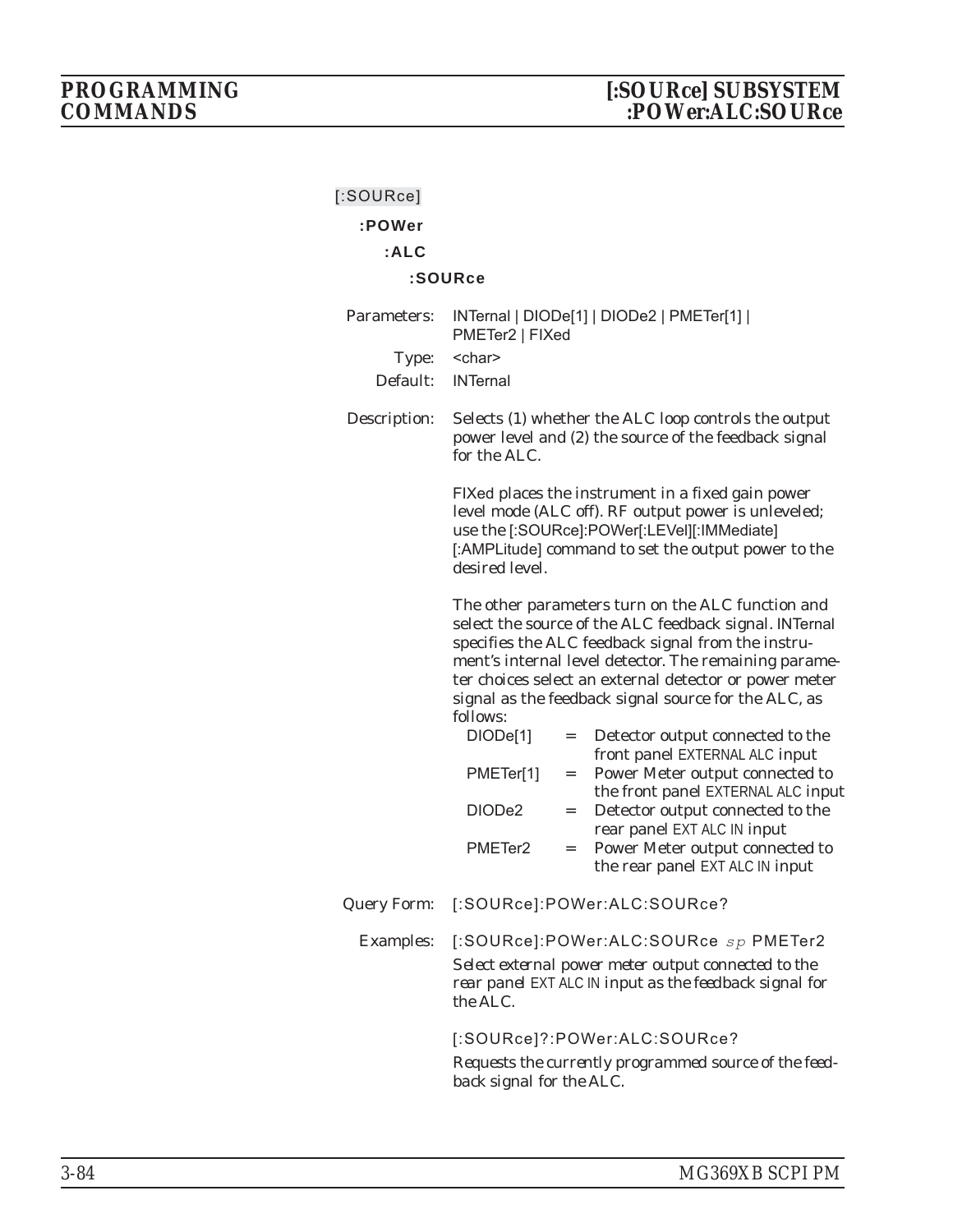[:SOURce]

**:POWer**

**:ALC**

**:SOURce**

Parameters: INTernal | DIODe[1] | DIODe2 | PMETer[1] | PMETer2 | FIXed

Type: <char>

Default: INTernal

Description: Selects (1) whether the ALC loop controls the output power level and (2) the source of the feedback signal for the ALC.

FIXed places the instrument in a fixed gain power level mode (ALC off). RF output power is unleveled; use the [:SOURce]:POWer[:LEVel][:IMMediate][:AMPLitude] command to set the output power to the desired level.

The other parameters turn on the ALC function and select the source of the ALC feedback signal. INTernal specifies the ALC feedback signal from the instrument's internal level detector. The remaining parameter choices select an external detector or power meter signal as the feedback signal source for the ALC, as follows:

| | | |
|---|---|---|
| DIODe[1] | = | Detector output connected to the front panel EXTERNAL ALC input |
| PMETer[1] | = | Power Meter output connected to the front panel EXTERNAL ALC input |
| DIODe2 | = | Detector output connected to the rear panel EXT ALC IN input |
| PMETer2 | = | Power Meter output connected to the rear panel EXT ALC IN input |

Query Form: [:SOURce]:POWer:ALC:SOURce?

Examples: [:SOURce]:POWer:ALC:SOURce *sp* PMETer2

*Select external power meter output connected to the rear panel EXT ALC IN input as the feedback signal for the ALC.*

[:SOURce]?:POWer:ALC:SOURce?

*Requests the currently programmed source of the feedback signal for the ALC.*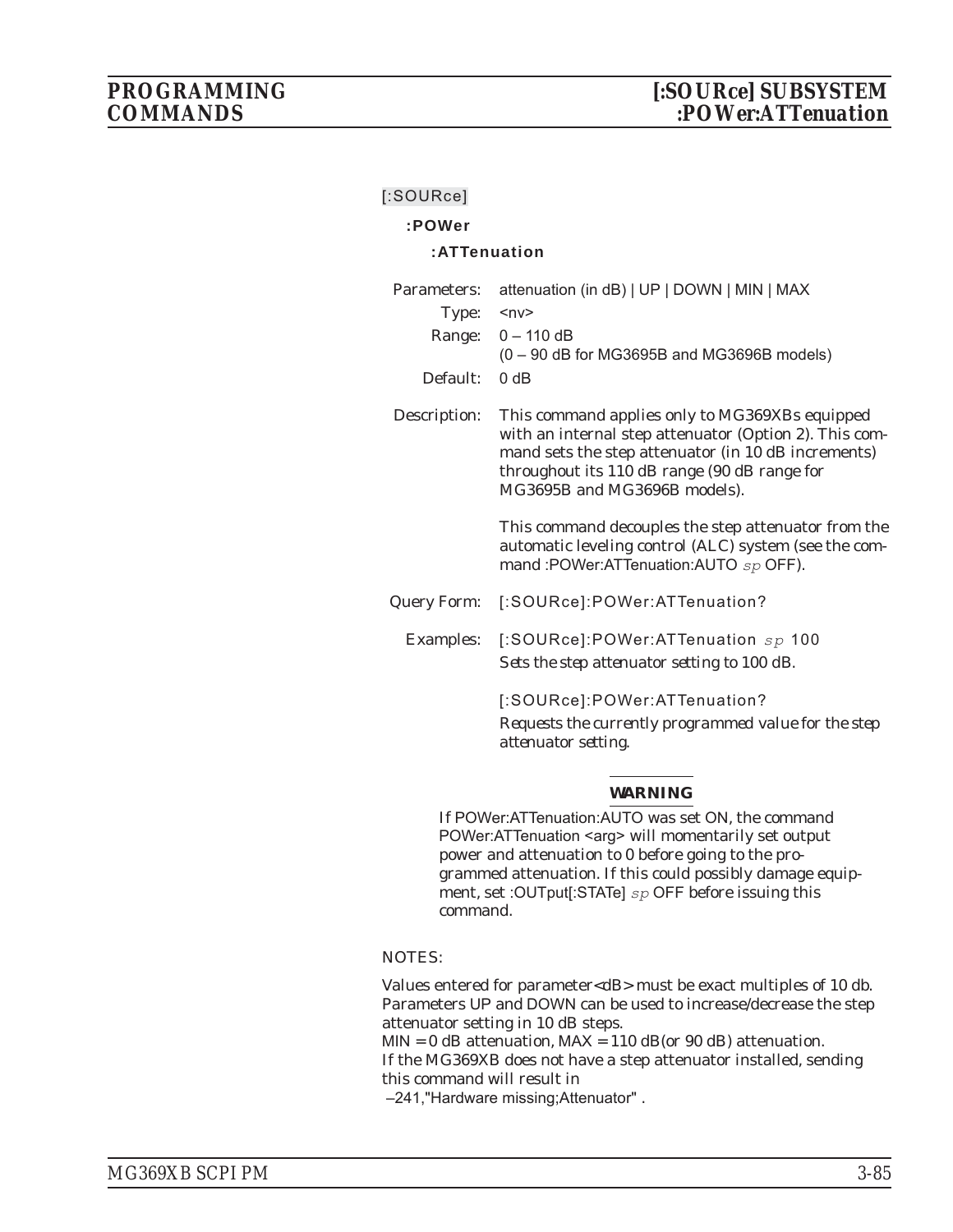[:SOURce]

**:POWer**

**:ATTenuation**

Parameters: attenuation (in dB) | UP | DOWN | MIN | MAX

Type: <nv>

Range: 0 – 110 dB
(0 – 90 dB for MG3695B and MG3696B models)

Default: 0 dB

Description: This command applies only to MG369XBs equipped with an internal step attenuator (Option 2). This command sets the step attenuator (in 10 dB increments) throughout its 110 dB range (90 dB range for MG3695B and MG3696B models).

This command decouples the step attenuator from the automatic leveling control (ALC) system (see the command :POWer:ATTenuation:AUTO *sp* OFF).

Query Form: [:SOURce]:POWer:ATTenuation?

Examples: [:SOURce]:POWer:ATTenuation *sp* 100
*Sets the step attenuator setting to 100 dB.*

[:SOURce]:POWer:ATTenuation?
*Requests the currently programmed value for the step attenuator setting.*

**WARNING**

If POWer:ATTenuation:AUTO was set ON, the command POWer:ATTenuation <arg> will momentarily set output power and attenuation to 0 before going to the programmed attenuation. If this could possibly damage equipment, set :OUTput[:STATe] *sp* OFF before issuing this command.

NOTES:

Values entered for parameter<dB> must be exact multiples of 10 db. Parameters UP and DOWN can be used to increase/decrease the step attenuator setting in 10 dB steps.
MIN = 0 dB attenuation, MAX = 110 dB(or 90 dB) attenuation.
If the MG369XB does not have a step attenuator installed, sending this command will result in
–241,"Hardware missing;Attenuator" .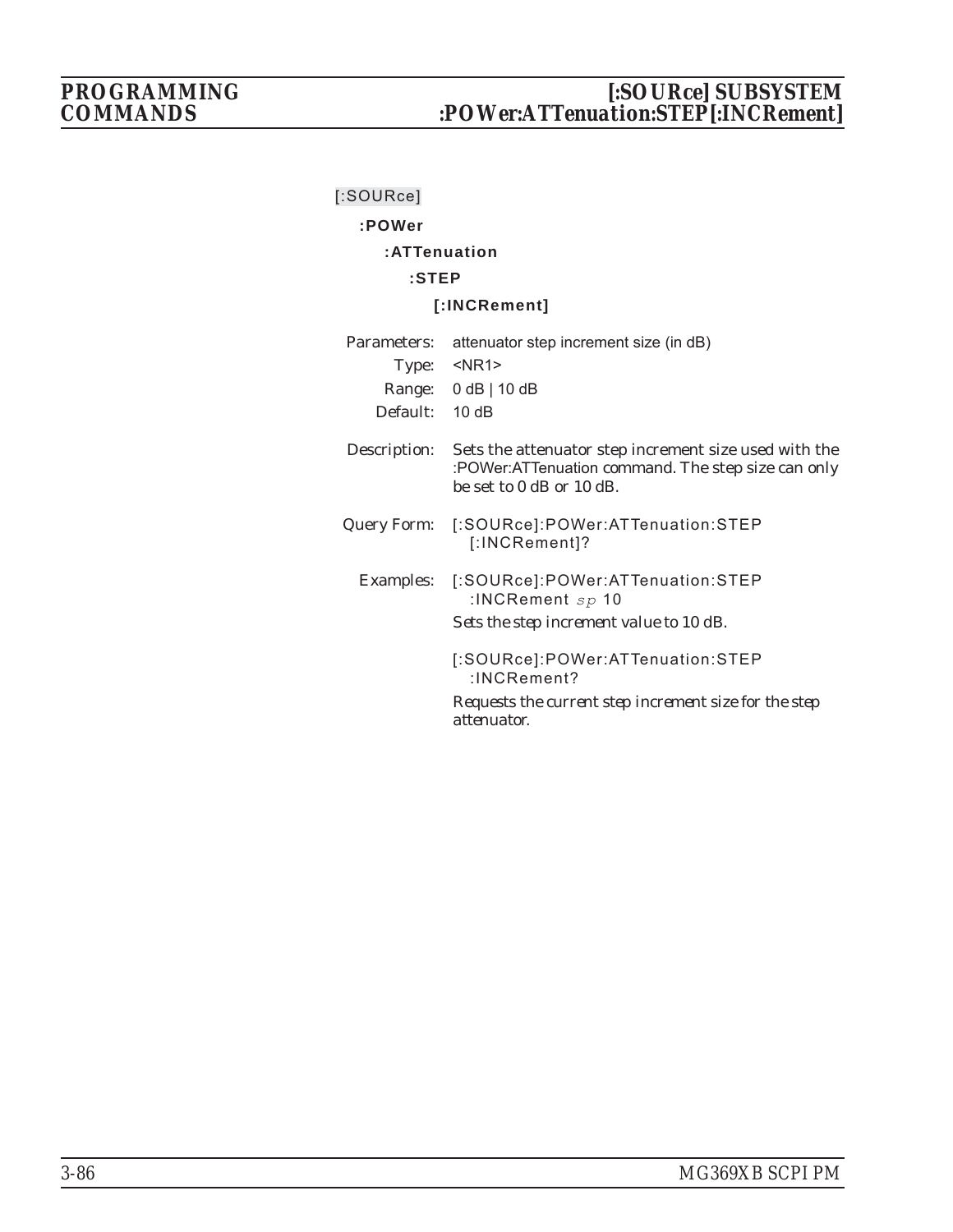[:SOURce]

**:POWer**

**:ATTenuation**

**:STEP**

**[:INCRement]**

Parameters: attenuator step increment size (in dB)

Type: <NR1>

Range: 0 dB | 10 dB

Default: 10 dB

Description: Sets the attenuator step increment size used with the :POWer:ATTenuation command. The step size can only be set to 0 dB or 10 dB.

Query Form: [:SOURce]:POWer:ATTenuation:STEP [:INCRement]?

Examples: [:SOURce]:POWer:ATTenuation:STEP :INCRement *sp* 10

*Sets the step increment value to 10 dB.*

[:SOURce]:POWer:ATTenuation:STEP :INCRement?

*Requests the current step increment size for the step attenuator.*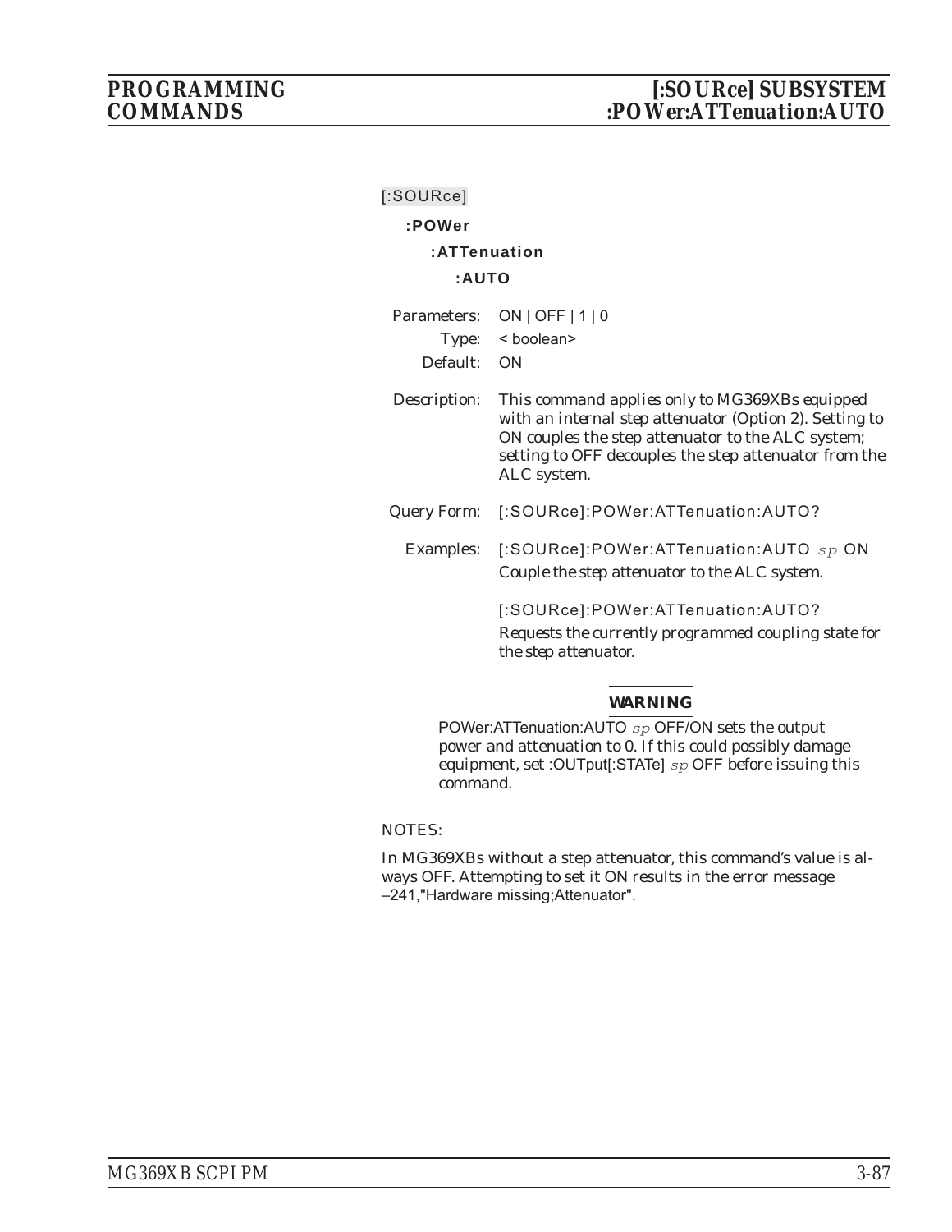[:SOURce]

**:POWer**

**:ATTenuation**

**:AUTO**

Parameters: ON | OFF | 1 | 0

Type: < boolean>

Default: ON

Description: *This command applies only to MG369XBs equipped with an internal step attenuator (Option 2). Setting to ON couples the step attenuator to the ALC system; setting to OFF decouples the step attenuator from the ALC system.*

Query Form: [:SOURce]:POWer:ATTenuation:AUTO?

Examples: [:SOURce]:POWer:ATTenuation:AUTO *sp* ON

*Couple the step attenuator to the ALC system.*

[:SOURce]:POWer:ATTenuation:AUTO?

*Requests the currently programmed coupling state for the step attenuator.*

**WARNING**

POWer:ATTenuation:AUTO *sp* OFF/ON sets the output power and attenuation to 0. If this could possibly damage equipment, set :OUTput[:STATe] *sp* OFF before issuing this command.

NOTES:

In MG369XBs without a step attenuator, this command's value is always OFF. Attempting to set it ON results in the error message –241,"Hardware missing;Attenuator".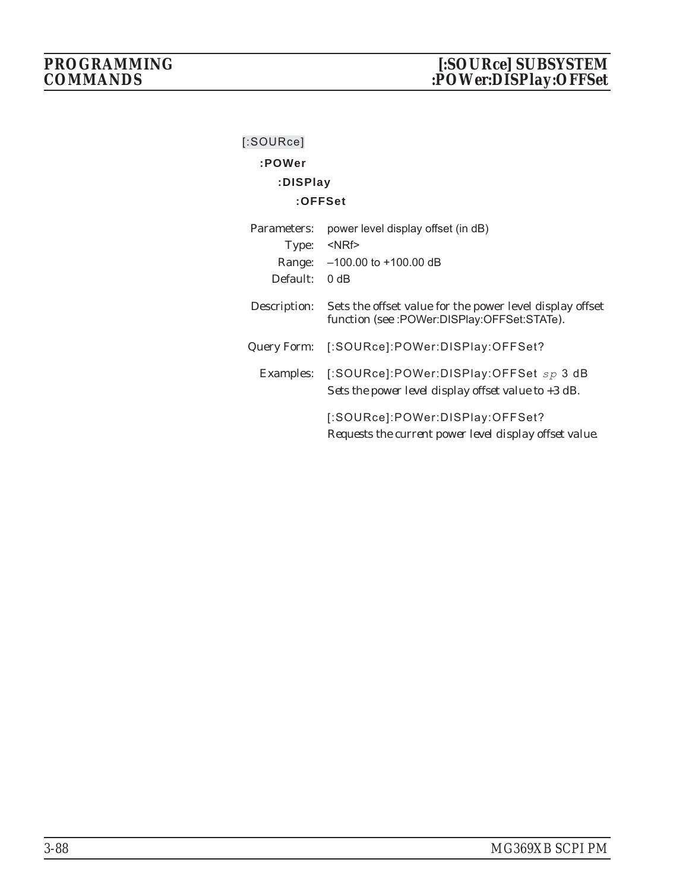[:SOURce]

**:POWer**

**:DISPlay**

**:OFFSet**

Parameters: power level display offset (in dB)

Type: <NRf>

Range: –100.00 to +100.00 dB

Default: 0 dB

Description: Sets the offset value for the power level display offset function (see :POWer:DISPlay:OFFSet:STATe).

Query Form: [:SOURce]:POWer:DISPlay:OFFSet?

Examples: [:SOURce]:POWer:DISPlay:OFFSet *sp* 3 dB

*Sets the power level display offset value to +3 dB.*

[:SOURce]:POWer:DISPlay:OFFSet?

*Requests the current power level display offset value.*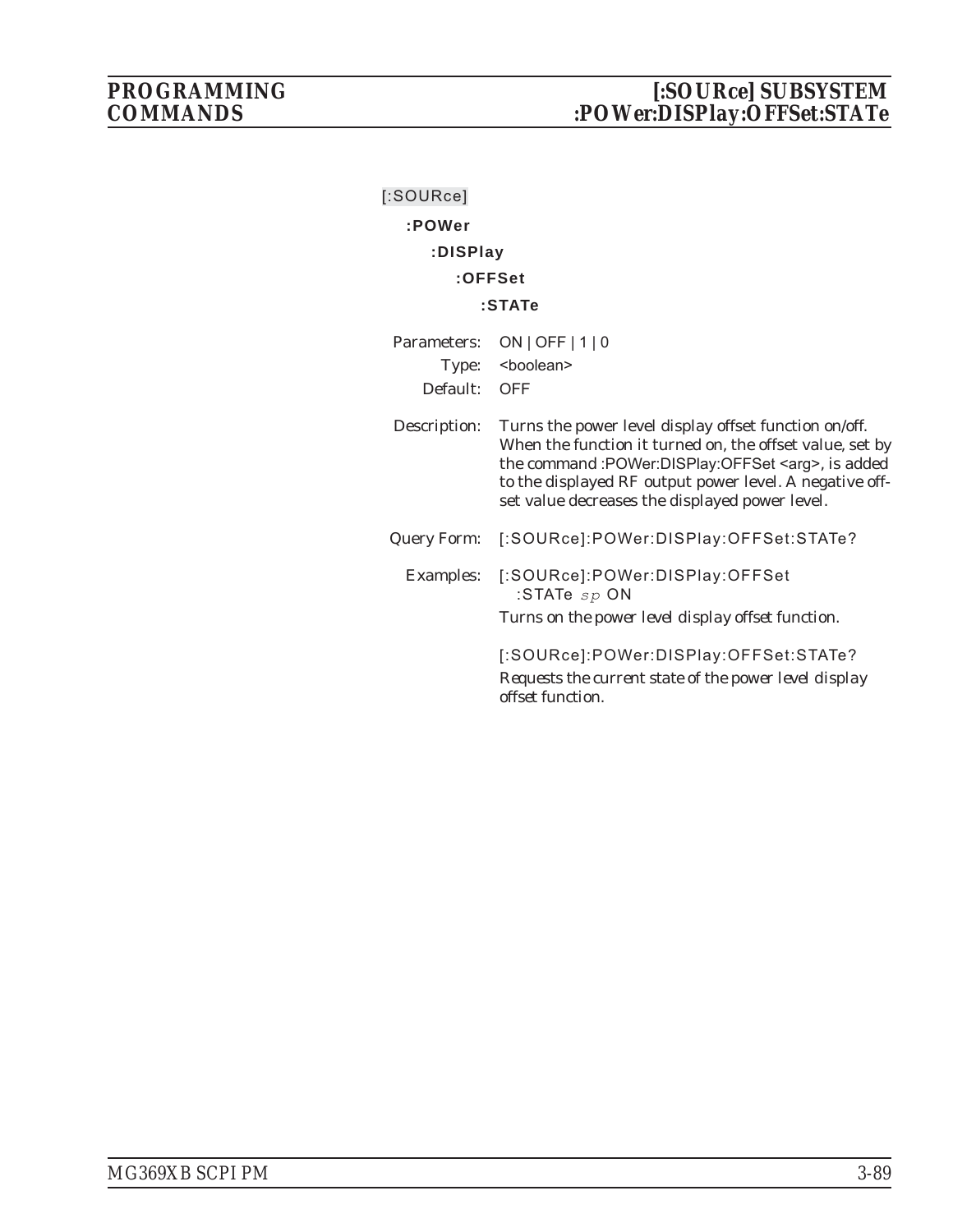[:SOURce]

**:POWer**

**:DISPlay**

**:OFFSet**

**:STATe**

Parameters: ON | OFF | 1 | 0

Type: <boolean>

Default: OFF

Description: Turns the power level display offset function on/off. When the function it turned on, the offset value, set by the command :POWer:DISPlay:OFFSet <arg>, is added to the displayed RF output power level. A negative offset value decreases the displayed power level.

Query Form: [:SOURce]:POWer:DISPlay:OFFSet:STATe?

Examples: [:SOURce]:POWer:DISPlay:OFFSet :STATe *sp* ON

*Turns on the power level display offset function.*

[:SOURce]:POWer:DISPlay:OFFSet:STATe?

*Requests the current state of the power level display offset function.*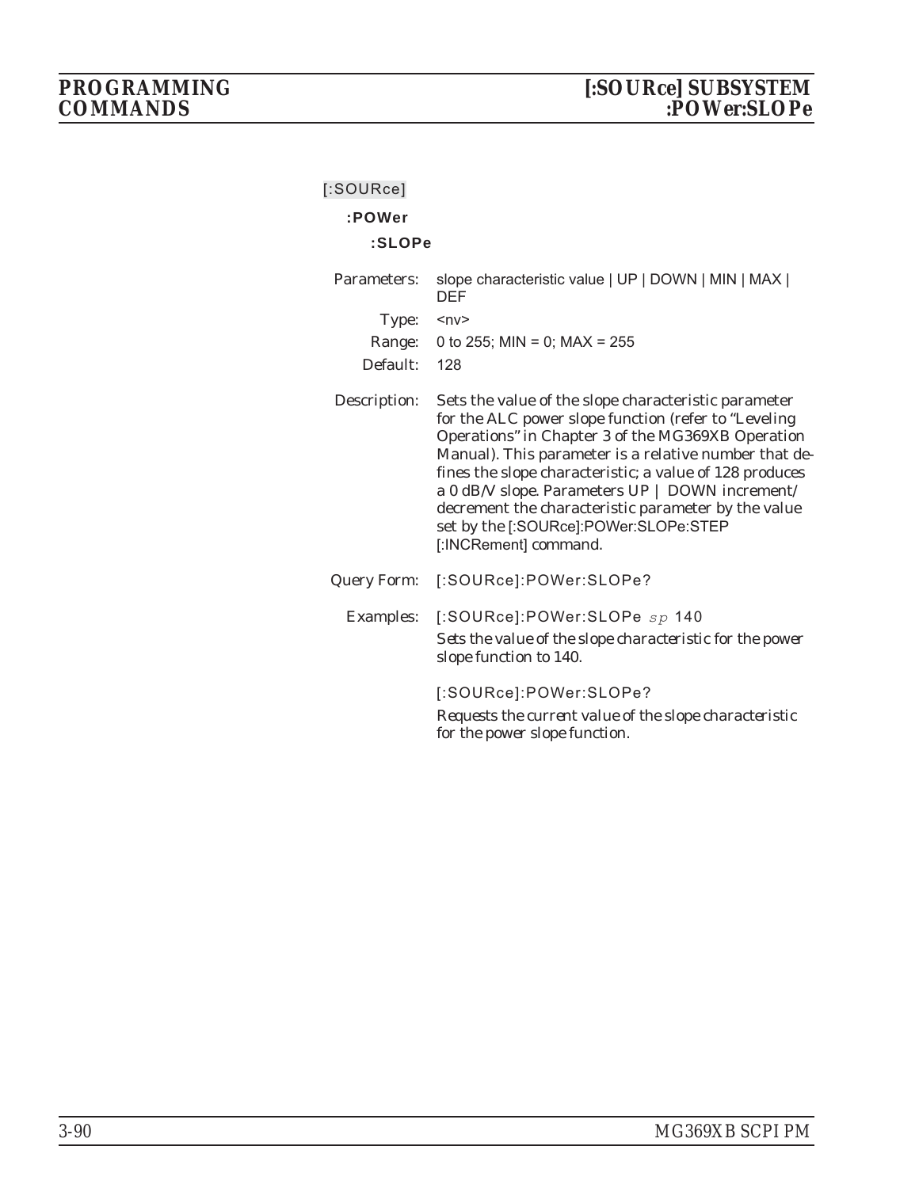[:SOURce]

**:POWer**

**:SLOPe**

Parameters: slope characteristic value | UP | DOWN | MIN | MAX | DEF

Type: <nv>

Range: 0 to 255; MIN = 0; MAX = 255

Default: 128

Description: Sets the value of the slope characteristic parameter for the ALC power slope function (refer to "Leveling Operations" in Chapter 3 of the MG369XB Operation Manual). This parameter is a relative number that defines the slope characteristic; a value of 128 produces a 0 dB/V slope. Parameters UP | DOWN increment/decrement the characteristic parameter by the value set by the [:SOURce]:POWer:SLOPe:STEP [:INCRement] command.

Query Form: [:SOURce]:POWer:SLOPe?

Examples: [:SOURce]:POWer:SLOPe *sp* 140

*Sets the value of the slope characteristic for the power slope function to 140.*

[:SOURce]:POWer:SLOPe?

*Requests the current value of the slope characteristic for the power slope function.*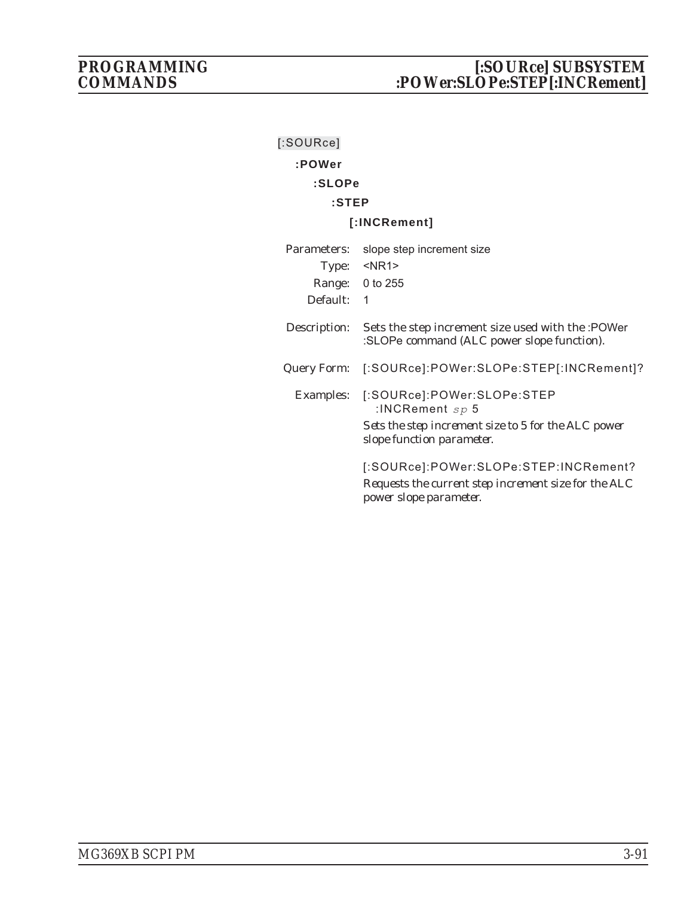[:SOURce]

**:POWer**

**:SLOPe**

**:STEP**

**[:INCRement]**

Parameters: slope step increment size

Type: <NR1>

Range: 0 to 255

Default: 1

Description: Sets the step increment size used with the :POWer :SLOPe command (ALC power slope function).

Query Form: [:SOURce]:POWer:SLOPe:STEP[:INCRement]?

Examples: [:SOURce]:POWer:SLOPe:STEP :INCRement *sp* 5

*Sets the step increment size to 5 for the ALC power slope function parameter.*

[:SOURce]:POWer:SLOPe:STEP:INCRement?

*Requests the current step increment size for the ALC power slope parameter.*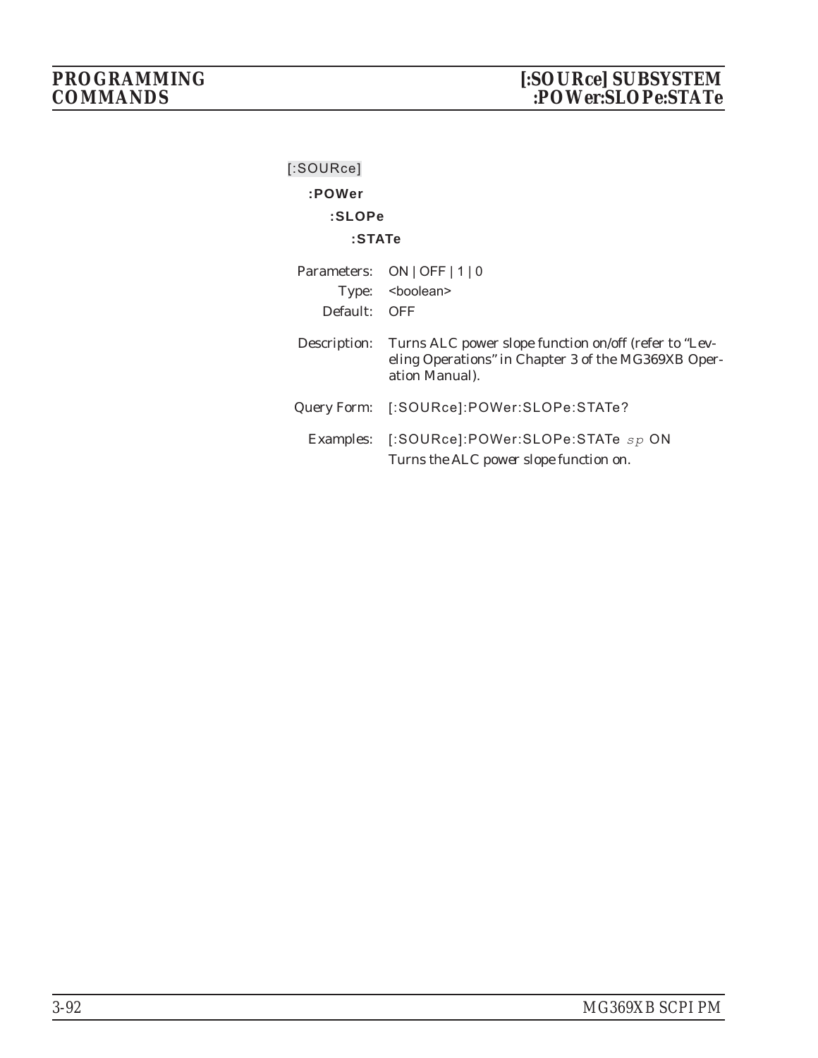[:SOURce]

**:POWer**

**:SLOPe**

**:STATe**

Parameters: ON | OFF | 1 | 0

Type: <boolean>

Default: OFF

Description: Turns ALC power slope function on/off (refer to "Leveling Operations" in Chapter 3 of the MG369XB Operation Manual).

Query Form: [:SOURce]:POWer:SLOPe:STATe?

Examples: [:SOURce]:POWer:SLOPe:STATe *sp* ON

Turns the ALC power slope function on.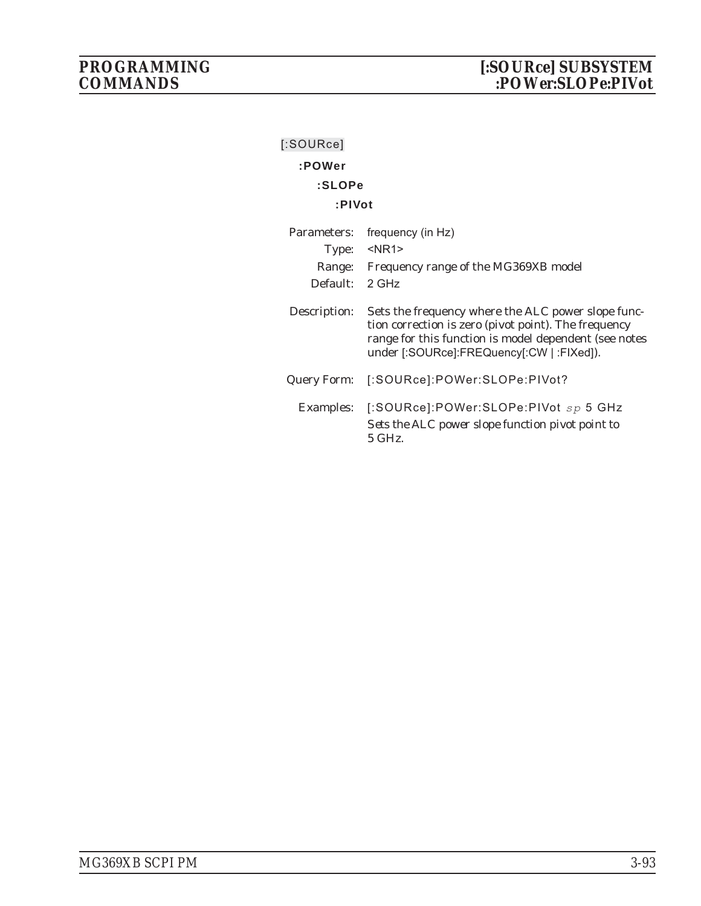[:SOURce]

**:POWer**

**:SLOPe**

**:PIVot**

Parameters: frequency (in Hz)

Type: <NR1>

Range: Frequency range of the MG369XB model

Default: 2 GHz

Description: Sets the frequency where the ALC power slope function correction is zero (pivot point). The frequency range for this function is model dependent (see notes under [:SOURce]:FREQuency[:CW | :FIXed]).

Query Form: [:SOURce]:POWer:SLOPe:PIVot?

Examples: [:SOURce]:POWer:SLOPe:PIVot *sp* 5 GHz

Sets the ALC power slope function pivot point to 5 GHz.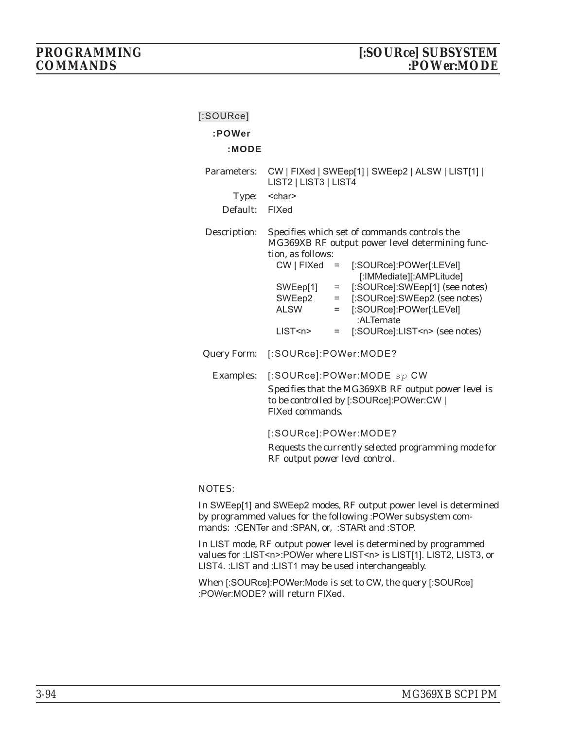[:SOURce]

**:POWer**

**:MODE**

Parameters: CW | FIXed | SWEep[1] | SWEep2 | ALSW | LIST[1] | LIST2 | LIST3 | LIST4

Type: <char>

Default: FIXed

Description: Specifies which set of commands controls the MG369XB RF output power level determining function, as follows:

| | | |
|---|---|---|
| CW \| FIXed | = | [:SOURce]:POWer[:LEVel][:IMMediate][:AMPLitude] |
| SWEep[1] | = | [:SOURce]:SWEep[1] (see notes) |
| SWEep2 | = | [:SOURce]:SWEep2 (see notes) |
| ALSW | = | [:SOURce]:POWer[:LEVel]:ALTernate |
| LIST<n> | = | [:SOURce]:LIST<n> (see notes) |

Query Form: [:SOURce]:POWer:MODE?

Examples: [:SOURce]:POWer:MODE *sp* CW

*Specifies that the MG369XB RF output power level is to be controlled by [:SOURce]:POWer:CW | FIXed commands.*

[:SOURce]:POWer:MODE?

*Requests the currently selected programming mode for RF output power level control.*

NOTES:

In SWEep[1] and SWEep2 modes, RF output power level is determined by programmed values for the following :POWer subsystem commands: :CENTer and :SPAN, or, :STARt and :STOP.

In LIST mode, RF output power level is determined by programmed values for :LIST<n>:POWer where LIST<n> is LIST[1]. LIST2, LIST3, or LIST4. :LIST and :LIST1 may be used interchangeably.

When [:SOURce]:POWer:Mode is set to CW, the query [:SOURce]:POWer:MODE? will return FIXed.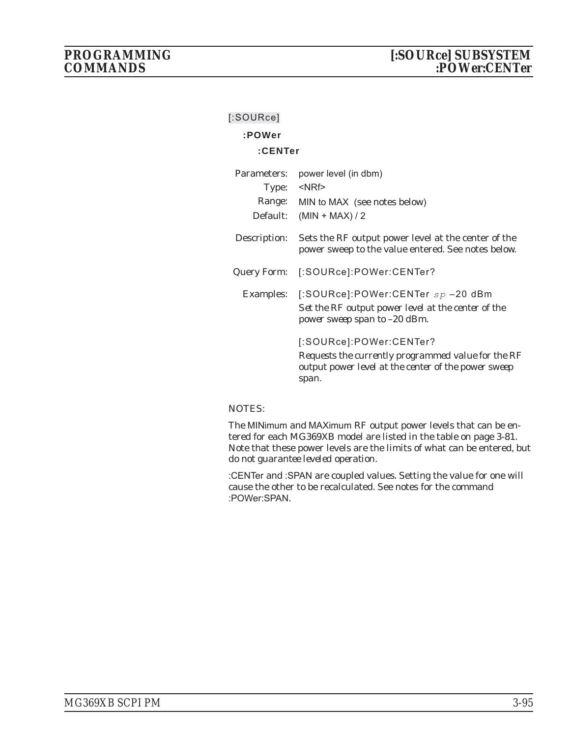[:SOURce]

**:POWer**

**:CENTer**

Parameters: power level (in dbm)

Type: <NRf>

Range: MIN to MAX (see notes below)

Default: (MIN + MAX) / 2

Description: Sets the RF output power level at the center of the power sweep to the value entered. See notes below.

Query Form: [:SOURce]:POWer:CENTer?

Examples: [:SOURce]:POWer:CENTer *sp* –20 dBm

*Set the RF output power level at the center of the power sweep span to –20 dBm.*

[:SOURce]:POWer:CENTer?

*Requests the currently programmed value for the RF output power level at the center of the power sweep span.*

NOTES:

The MINimum and MAXimum RF output power levels that can be entered for each MG369XB model are listed in the table on page 3-81. Note that these power levels are the limits of what can be entered, but *do not guarantee leveled operation.*

:CENTer and :SPAN are coupled values. Setting the value for one will cause the other to be recalculated. See notes for the command :POWer:SPAN.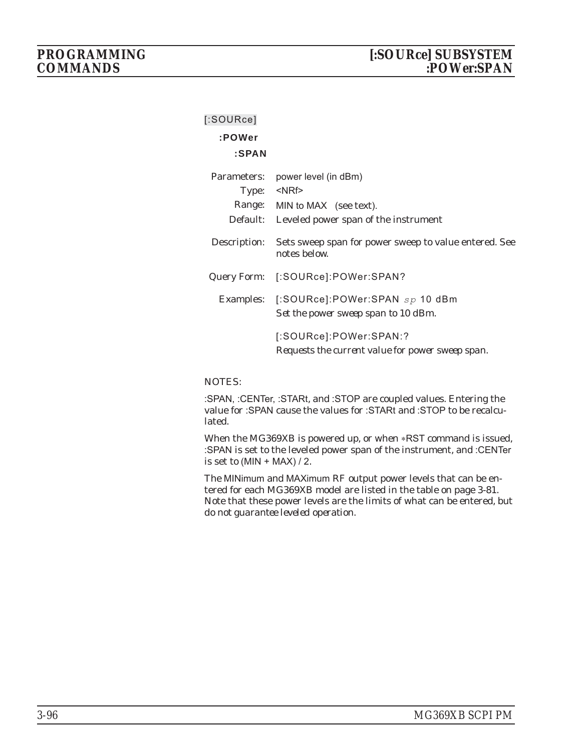[:SOURce]

**:POWer**

**:SPAN**

| | |
|---|---|
| Parameters: | power level (in dBm) |
| Type: | <NRf> |
| Range: | MIN to MAX (see text). |
| Default: | Leveled power span of the instrument |
| Description: | Sets sweep span for power sweep to value entered. See notes below. |
| Query Form: | [:SOURce]:POWer:SPAN? |
| Examples: | [:SOURce]:POWer:SPAN *sp* 10 dBm<br>*Set the power sweep span to 10 dBm.* |
| | [:SOURce]:POWer:SPAN:?<br>*Requests the current value for power sweep span.* |

NOTES:

:SPAN, :CENTer, :STARt, and :STOP are coupled values. Entering the value for :SPAN cause the values for :STARt and :STOP to be recalculated.

When the MG369XB is powered up, or when *RST command is issued, :SPAN is set to the leveled power span of the instrument, and :CENTer is set to (MIN + MAX) / 2.

The MINimum and MAXimum RF output power levels that can be entered for each MG369XB model are listed in the table on page 3-81. Note that these power levels are the limits of what can be entered, but do not guarantee leveled operation.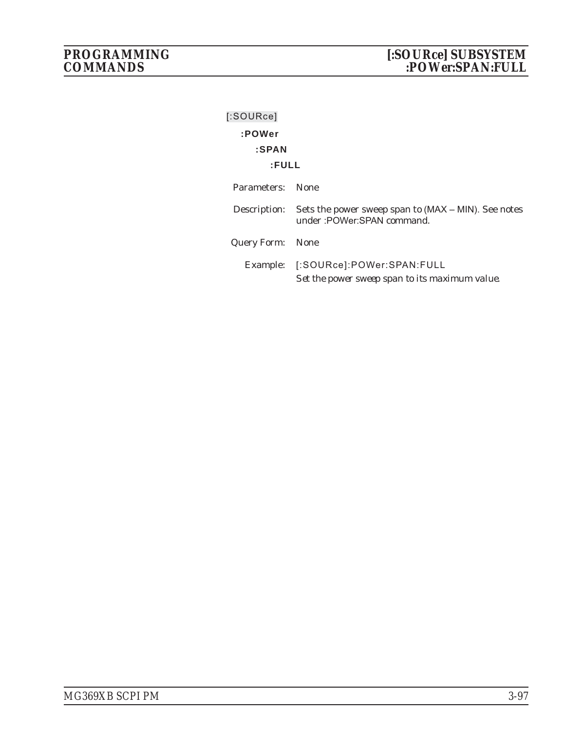[:SOURce]

**:POWer**

**:SPAN**

**:FULL**

Parameters: None

Description: Sets the power sweep span to (MAX – MIN). See notes under :POWer:SPAN command.

Query Form: None

Example: [:SOURce]:POWer:SPAN:FULL

*Set the power sweep span to its maximum value.*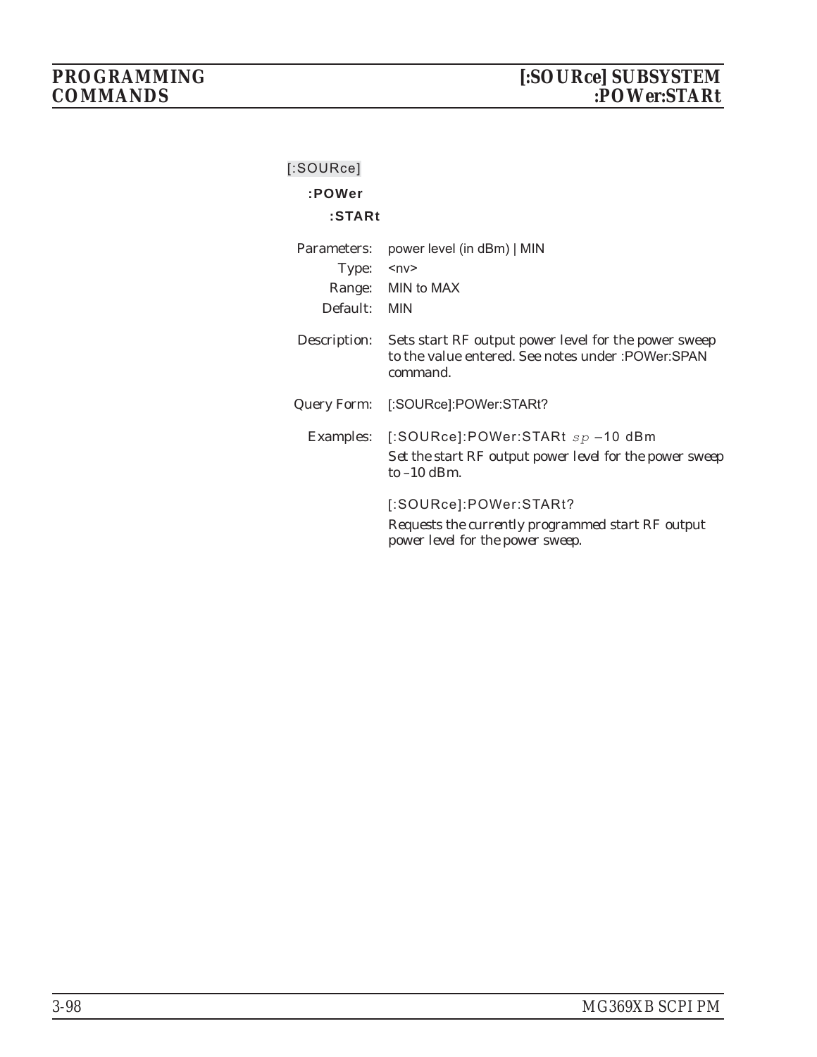[:SOURce]

**:POWer**

**:STARt**

Parameters: power level (in dBm) | MIN

Type: <nv>

Range: MIN to MAX

Default: MIN

Description: Sets start RF output power level for the power sweep to the value entered. See notes under :POWer:SPAN command.

Query Form: [:SOURce]:POWer:STARt?

Examples: [:SOURce]:POWer:STARt *sp* –10 dBm

*Set the start RF output power level for the power sweep to –10 dBm.*

[:SOURce]:POWer:STARt?

*Requests the currently programmed start RF output power level for the power sweep.*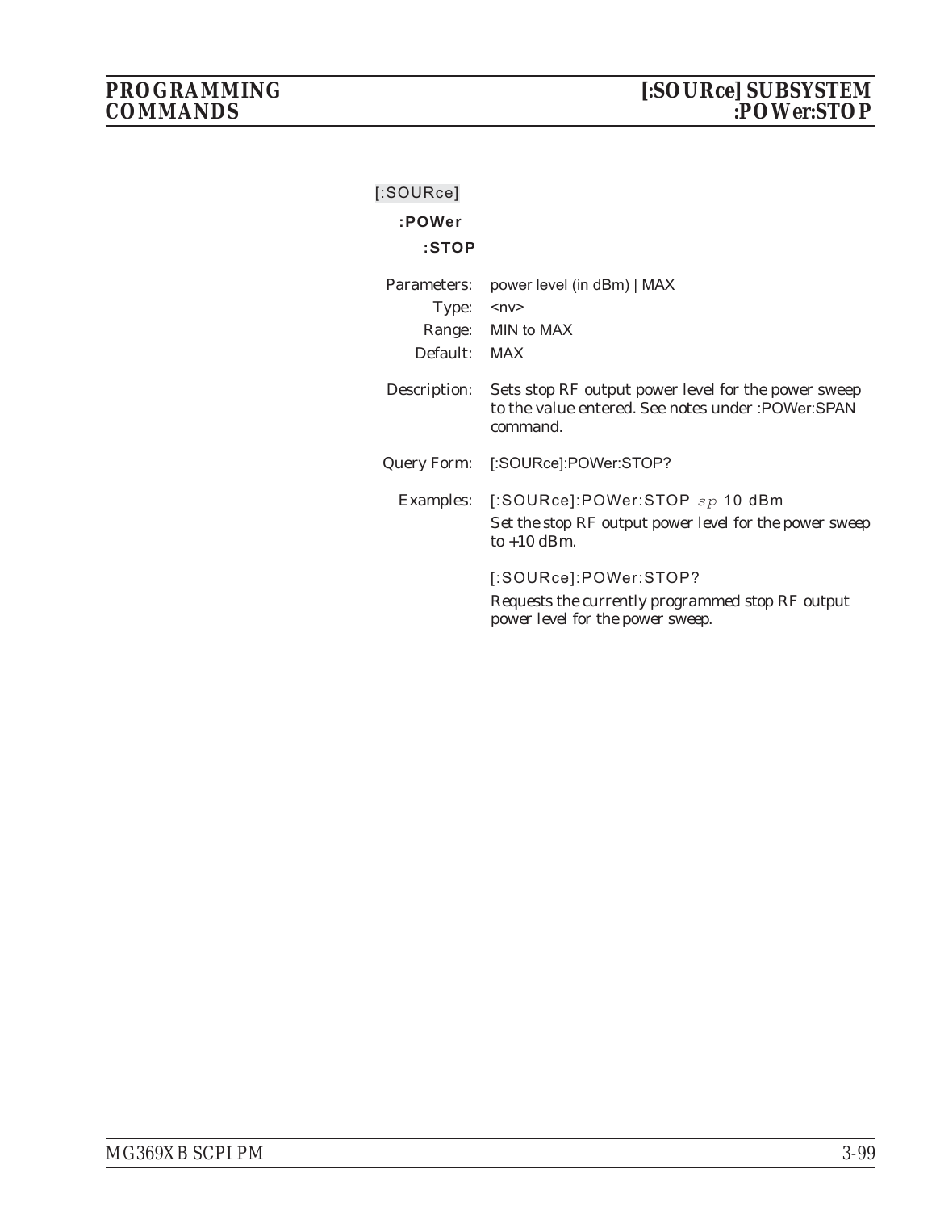[:SOURce]

**:POWer**

**:STOP**

| | |
|---|---|
| Parameters: | power level (in dBm) \| MAX |
| Type: | <nv> |
| Range: | MIN to MAX |
| Default: | MAX |

Description: Sets stop RF output power level for the power sweep to the value entered. See notes under :POWer:SPAN command.

Query Form: [:SOURce]:POWer:STOP?

Examples: [:SOURce]:POWer:STOP *sp* 10 dBm

*Set the stop RF output power level for the power sweep to +10 dBm.*

[:SOURce]:POWer:STOP?

*Requests the currently programmed stop RF output power level for the power sweep.*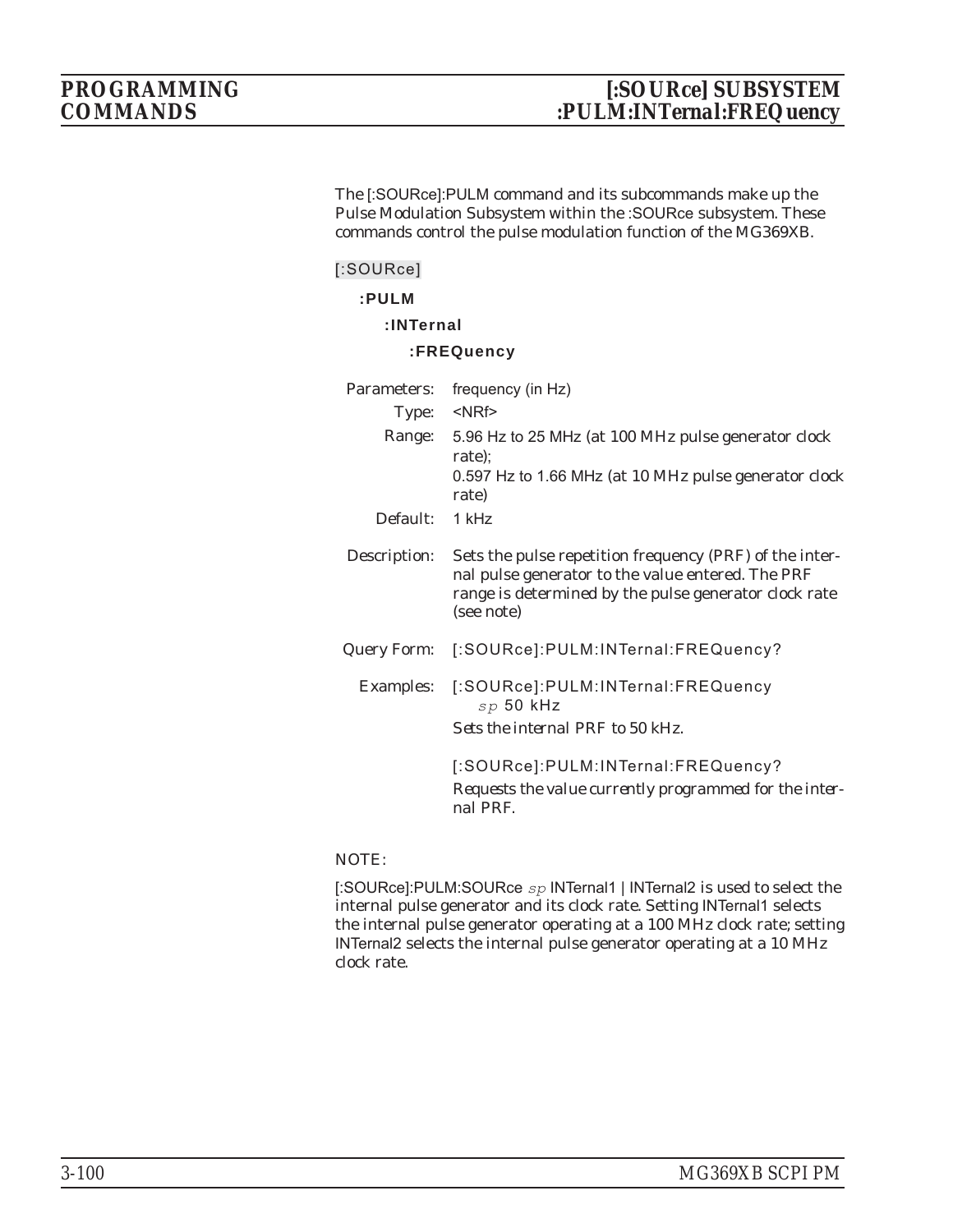The [:SOURce]:PULM command and its subcommands make up the Pulse Modulation Subsystem within the :SOURce subsystem. These commands control the pulse modulation function of the MG369XB.

[:SOURce]

**:PULM**

**:INTernal**

**:FREQuency**

Parameters: frequency (in Hz)

Type: <NRf>

Range: 5.96 Hz to 25 MHz (at 100 MHz pulse generator clock rate);
0.597 Hz to 1.66 MHz (at 10 MHz pulse generator clock rate)

Default: 1 kHz

Description: Sets the pulse repetition frequency (PRF) of the internal pulse generator to the value entered. The PRF range is determined by the pulse generator clock rate (see note)

Query Form: [:SOURce]:PULM:INTernal:FREQuency?

Examples: [:SOURce]:PULM:INTernal:FREQuency *sp* 50 kHz

*Sets the internal PRF to 50 kHz.*

[:SOURce]:PULM:INTernal:FREQuency?

*Requests the value currently programmed for the internal PRF.*

NOTE:

[:SOURce]:PULM:SOURce *sp* INTernal1 | INTernal2 is used to select the internal pulse generator and its clock rate. Setting INTernal1 selects the internal pulse generator operating at a 100 MHz clock rate; setting INTernal2 selects the internal pulse generator operating at a 10 MHz clock rate.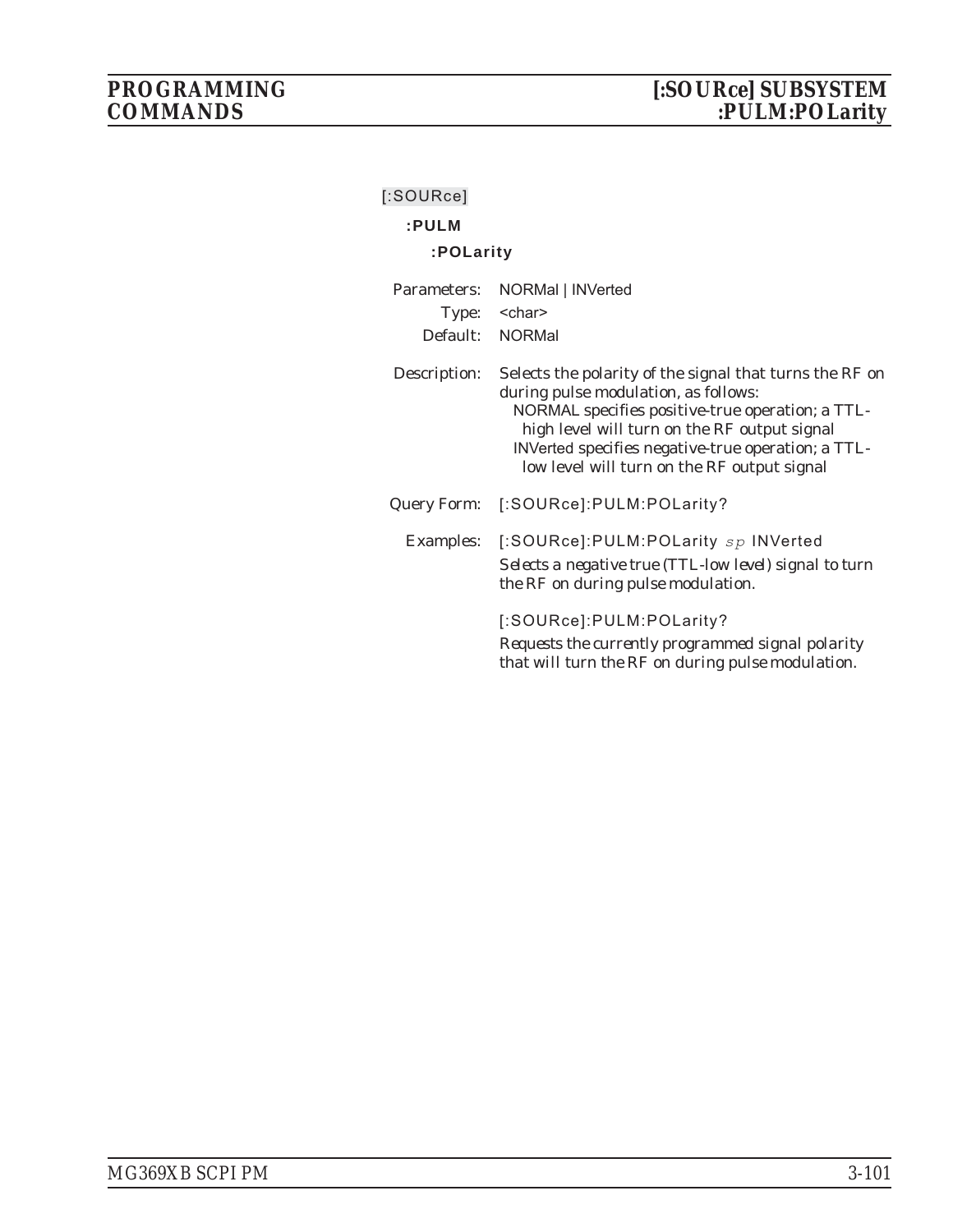[:SOURce]

**:PULM**

**:POLarity**

Parameters: NORMal | INVerted

Type: <char>

Default: NORMal

Description: Selects the polarity of the signal that turns the RF on during pulse modulation, as follows:
- NORMAL specifies positive-true operation; a TTL-high level will turn on the RF output signal
- INVerted specifies negative-true operation; a TTL-low level will turn on the RF output signal

Query Form: [:SOURce]:PULM:POLarity?

Examples: [:SOURce]:PULM:POLarity *sp* INVerted

*Selects a negative true (TTL-low level) signal to turn the RF on during pulse modulation.*

[:SOURce]:PULM:POLarity?

*Requests the currently programmed signal polarity that will turn the RF on during pulse modulation.*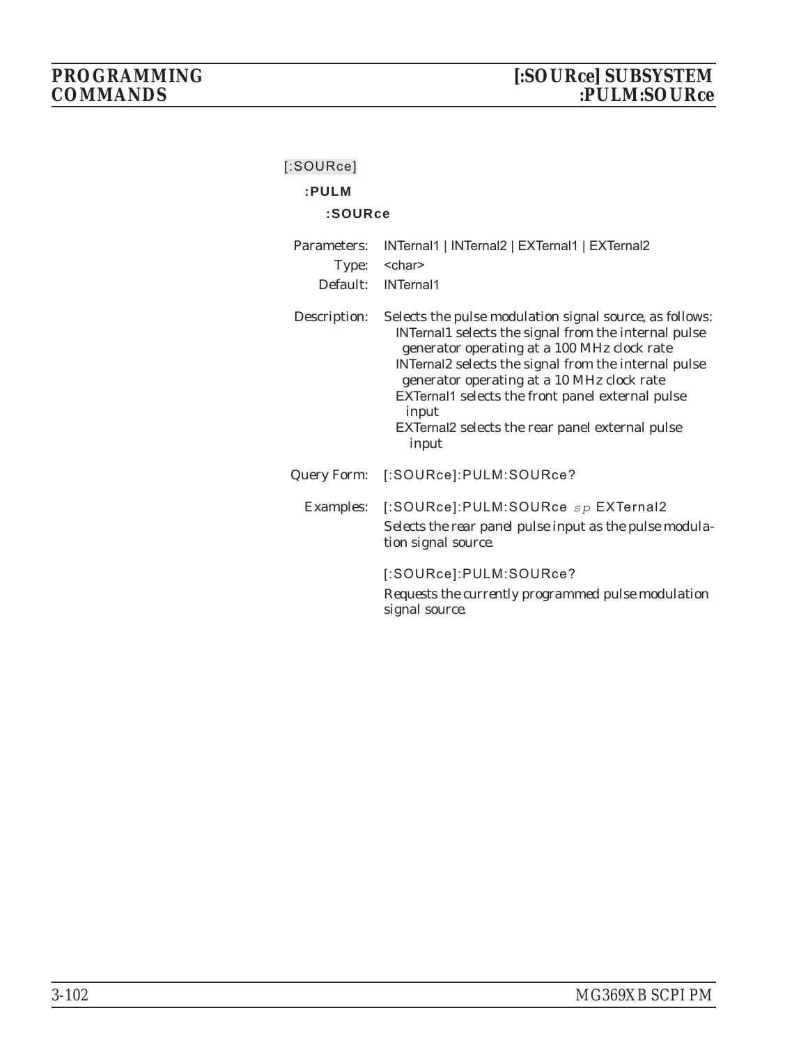[:SOURce]

**:PULM**

**:SOURce**

Parameters: INTernal1 | INTernal2 | EXTernal1 | EXTernal2

Type: <char>

Default: INTernal1

Description: Selects the pulse modulation signal source, as follows:

- INTernal1 selects the signal from the internal pulse generator operating at a 100 MHz clock rate
- INTernal2 selects the signal from the internal pulse generator operating at a 10 MHz clock rate
- EXTernal1 selects the front panel external pulse input
- EXTernal2 selects the rear panel external pulse input

Query Form: [:SOURce]:PULM:SOURce?

Examples: [:SOURce]:PULM:SOURce *sp* EXTernal2

Selects the rear panel pulse input as the pulse modulation signal source.

[:SOURce]:PULM:SOURce?

Requests the currently programmed pulse modulation signal source.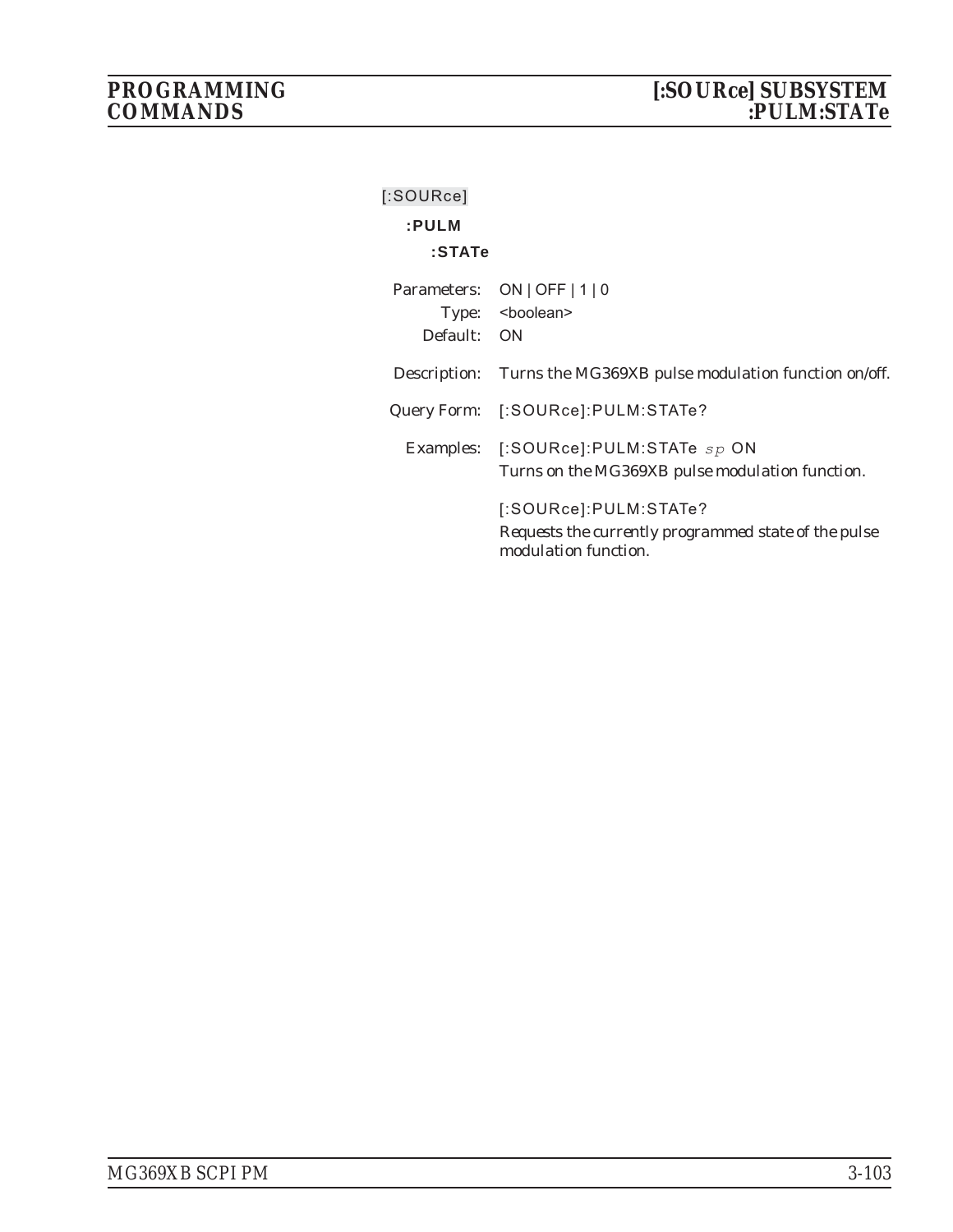[:SOURce]

**:PULM**

**:STATe**

Parameters: ON | OFF | 1 | 0

Type: <boolean>

Default: ON

Description: Turns the MG369XB pulse modulation function on/off.

Query Form: [:SOURce]:PULM:STATe?

Examples: [:SOURce]:PULM:STATe *sp* ON

Turns on the MG369XB pulse modulation function.

[:SOURce]:PULM:STATe?

Requests the currently programmed state of the pulse modulation function.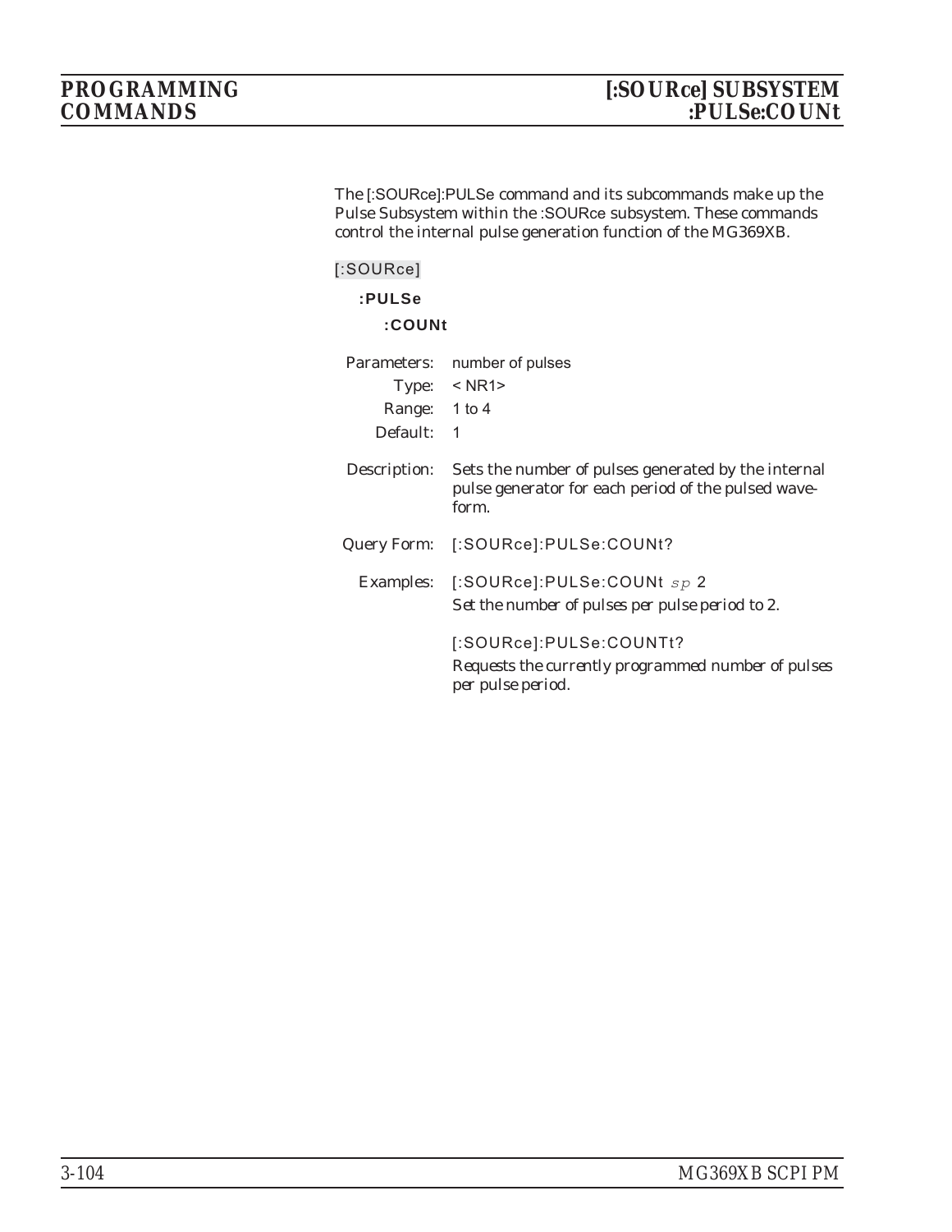The [:SOURce]:PULSe command and its subcommands make up the Pulse Subsystem within the :SOURce subsystem. These commands control the internal pulse generation function of the MG369XB.

[:SOURce]

**:PULSe**

**:COUNt**

Parameters: number of pulses

Type: < NR1>

Range: 1 to 4

Default: 1

Description: Sets the number of pulses generated by the internal pulse generator for each period of the pulsed waveform.

Query Form: [:SOURce]:PULSe:COUNt?

Examples: [:SOURce]:PULSe:COUNt *sp* 2

*Set the number of pulses per pulse period to 2.*

[:SOURce]:PULSe:COUNTt?

*Requests the currently programmed number of pulses per pulse period.*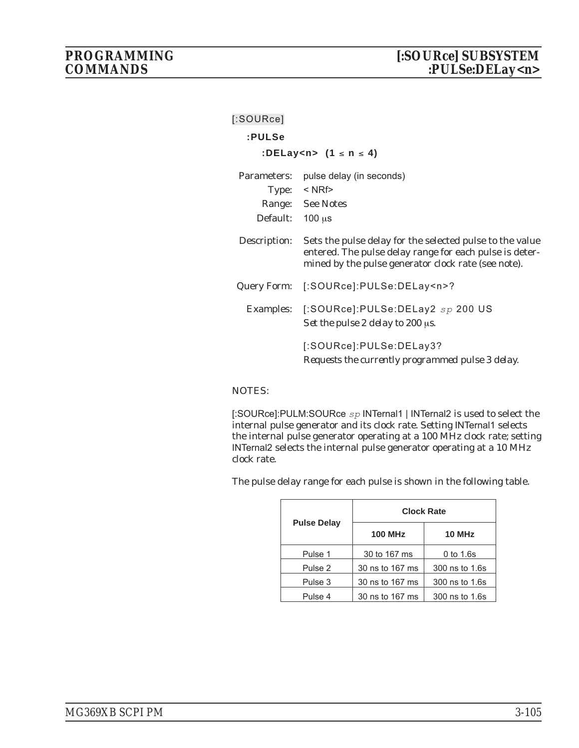[:SOURce]

**:PULSe**

**:DELay<n> (1 ≤ n ≤ 4)**

Parameters: pulse delay (in seconds)

Type: < NRf>

Range: See Notes

Default: 100 μs

Description: Sets the pulse delay for the selected pulse to the value entered. The pulse delay range for each pulse is determined by the pulse generator clock rate (see note).

Query Form: [:SOURce]:PULSe:DELay<n>?

Examples: [:SOURce]:PULSe:DELay2 *sp* 200 US
*Set the pulse 2 delay to 200 μs.*

[:SOURce]:PULSe:DELay3?
*Requests the currently programmed pulse 3 delay.*

NOTES:

[:SOURce]:PULM:SOURce *sp* INTernal1 | INTernal2 is used to select the internal pulse generator and its clock rate. Setting INTernal1 selects the internal pulse generator operating at a 100 MHz clock rate; setting INTernal2 selects the internal pulse generator operating at a 10 MHz clock rate.

The pulse delay range for each pulse is shown in the following table.

| Pulse Delay | Clock Rate | |
|---|---|---|
| | **100 MHz** | **10 MHz** |
| Pulse 1 | 30 to 167 ms | 0 to 1.6s |
| Pulse 2 | 30 ns to 167 ms | 300 ns to 1.6s |
| Pulse 3 | 30 ns to 167 ms | 300 ns to 1.6s |
| Pulse 4 | 30 ns to 167 ms | 300 ns to 1.6s |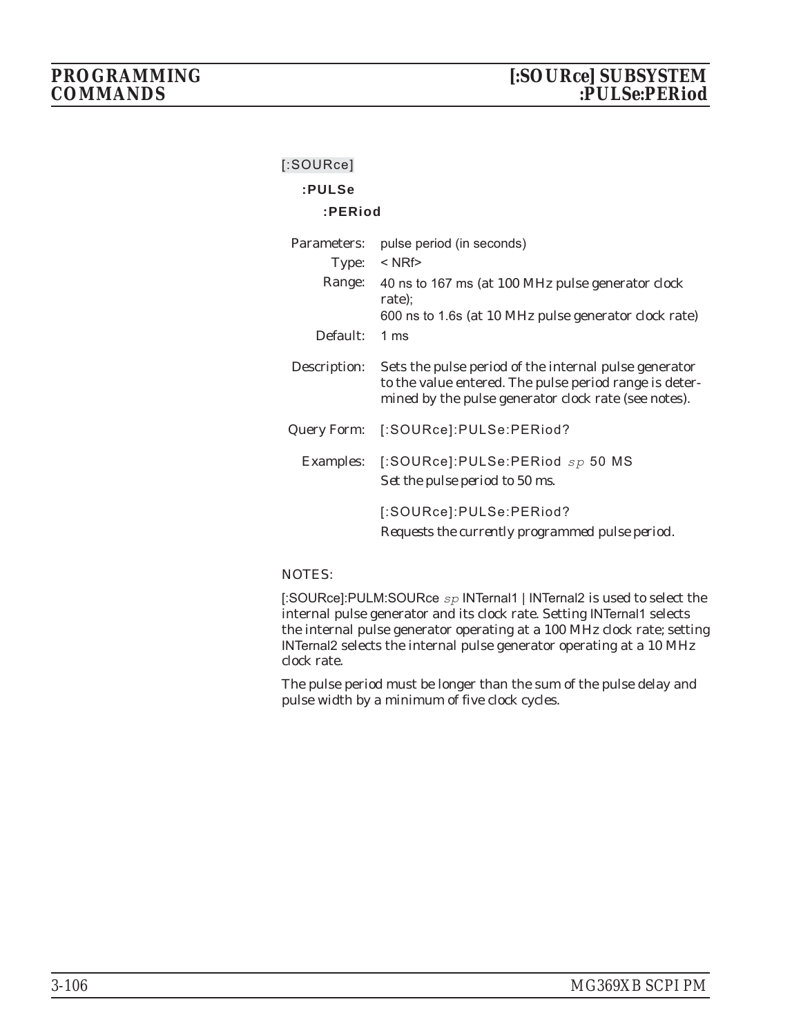[:SOURce]

**:PULSe**

**:PERiod**

Parameters: pulse period (in seconds)

Type: < NRf>

Range: 40 ns to 167 ms (at 100 MHz pulse generator clock rate);
600 ns to 1.6s (at 10 MHz pulse generator clock rate)

Default: 1 ms

Description: Sets the pulse period of the internal pulse generator to the value entered. The pulse period range is determined by the pulse generator clock rate (see notes).

Query Form: [:SOURce]:PULSe:PERiod?

Examples: [:SOURce]:PULSe:PERiod *sp* 50 MS
*Set the pulse period to 50 ms.*

[:SOURce]:PULSe:PERiod?
*Requests the currently programmed pulse period.*

NOTES:

[:SOURce]:PULM:SOURce *sp* INTernal1 | INTernal2 is used to select the internal pulse generator and its clock rate. Setting INTernal1 selects the internal pulse generator operating at a 100 MHz clock rate; setting INTernal2 selects the internal pulse generator operating at a 10 MHz clock rate.

The pulse period must be longer than the sum of the pulse delay and pulse width by a minimum of five clock cycles.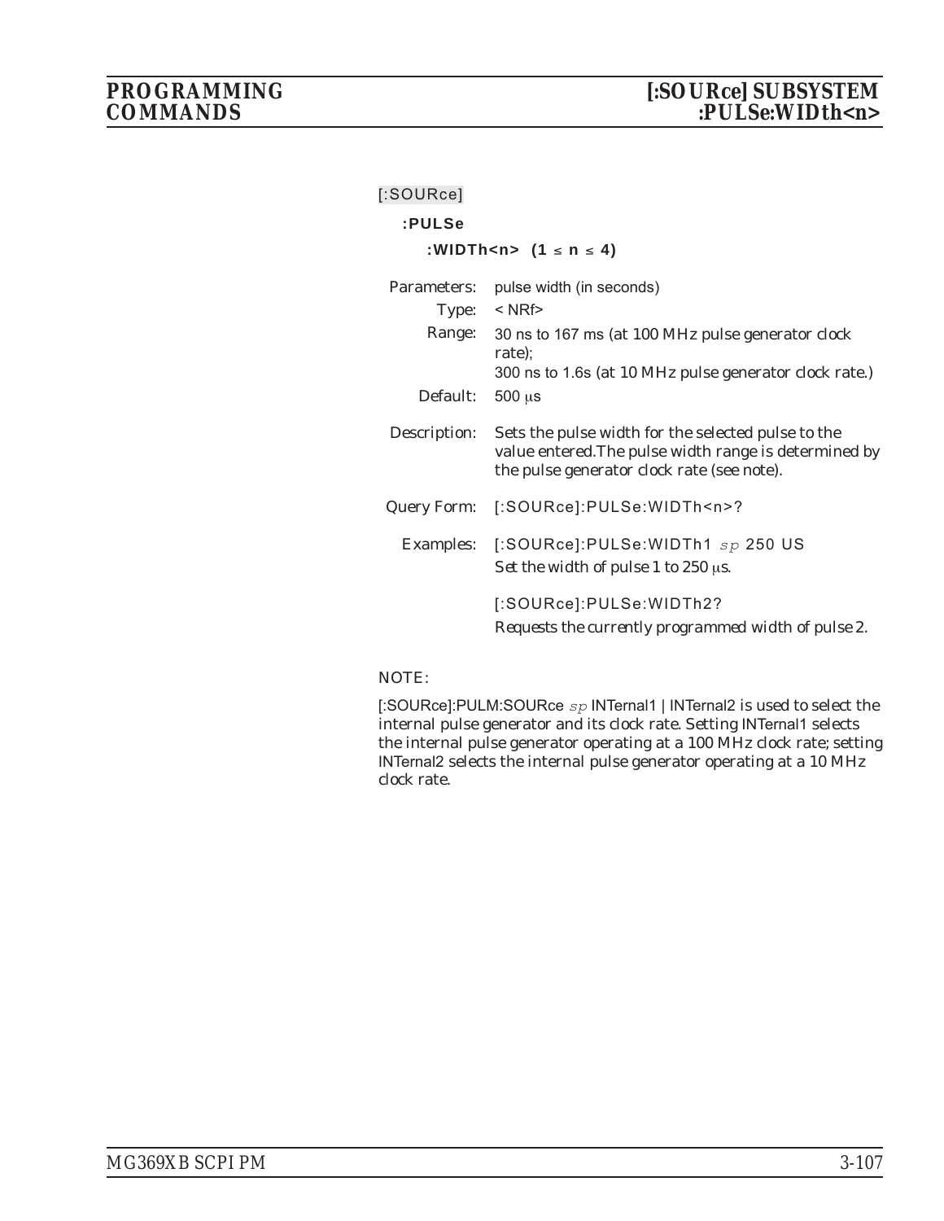[:SOURce]

**:PULSe**

**:WIDTh<n> (1 ≤ n ≤ 4)**

| | |
|---|---|
| Parameters: | pulse width (in seconds) |
| Type: | < NRf> |
| Range: | 30 ns to 167 ms (at 100 MHz pulse generator clock rate);<br>300 ns to 1.6s (at 10 MHz pulse generator clock rate.) |
| Default: | 500 μs |
| Description: | Sets the pulse width for the selected pulse to the value entered.The pulse width range is determined by the pulse generator clock rate (see note). |
| Query Form: | [:SOURce]:PULSe:WIDTh<n>? |
| Examples: | [:SOURce]:PULSe:WIDTh1 *sp* 250 US<br>*Set the width of pulse 1 to 250 μs.*<br><br>[:SOURce]:PULSe:WIDTh2?<br>*Requests the currently programmed width of pulse 2.* |

NOTE:

[:SOURce]:PULM:SOURce *sp* INTernal1 | INTernal2 is used to select the internal pulse generator and its clock rate. Setting INTernal1 selects the internal pulse generator operating at a 100 MHz clock rate; setting INTernal2 selects the internal pulse generator operating at a 10 MHz clock rate.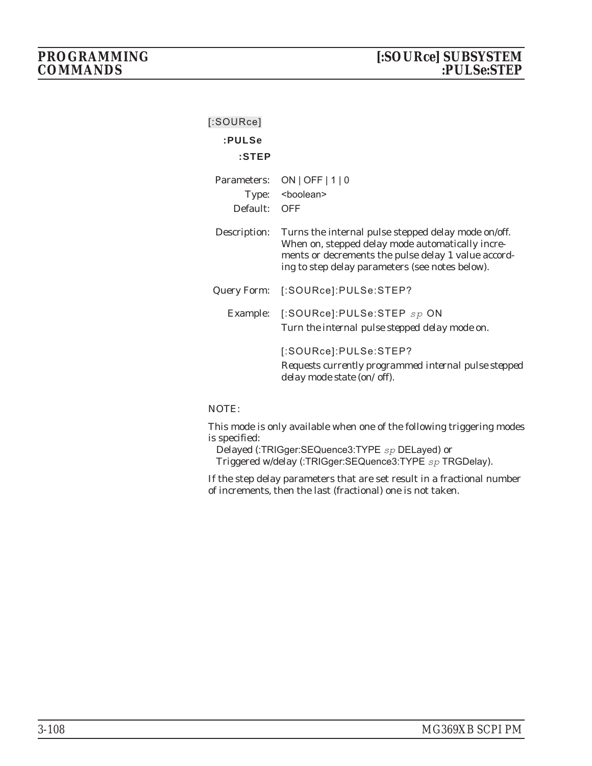[:SOURce]

**:PULSe**

**:STEP**

Parameters: ON | OFF | 1 | 0

Type: <boolean>

Default: OFF

Description: Turns the internal pulse stepped delay mode on/off. When on, stepped delay mode automatically increments or decrements the pulse delay 1 value according to step delay parameters (see notes below).

Query Form: [:SOURce]:PULSe:STEP?

Example: [:SOURce]:PULSe:STEP *sp* ON

*Turn the internal pulse stepped delay mode on.*

[:SOURce]:PULSe:STEP?

*Requests currently programmed internal pulse stepped delay mode state (on/off).*

NOTE:

This mode is only available when one of the following triggering modes is specified:

Delayed (:TRIGger:SEQuence3:TYPE *sp* DELayed) or
Triggered w/delay (:TRIGger:SEQuence3:TYPE *sp* TRGDelay).

If the step delay parameters that are set result in a fractional number of increments, then the last (fractional) one is not taken.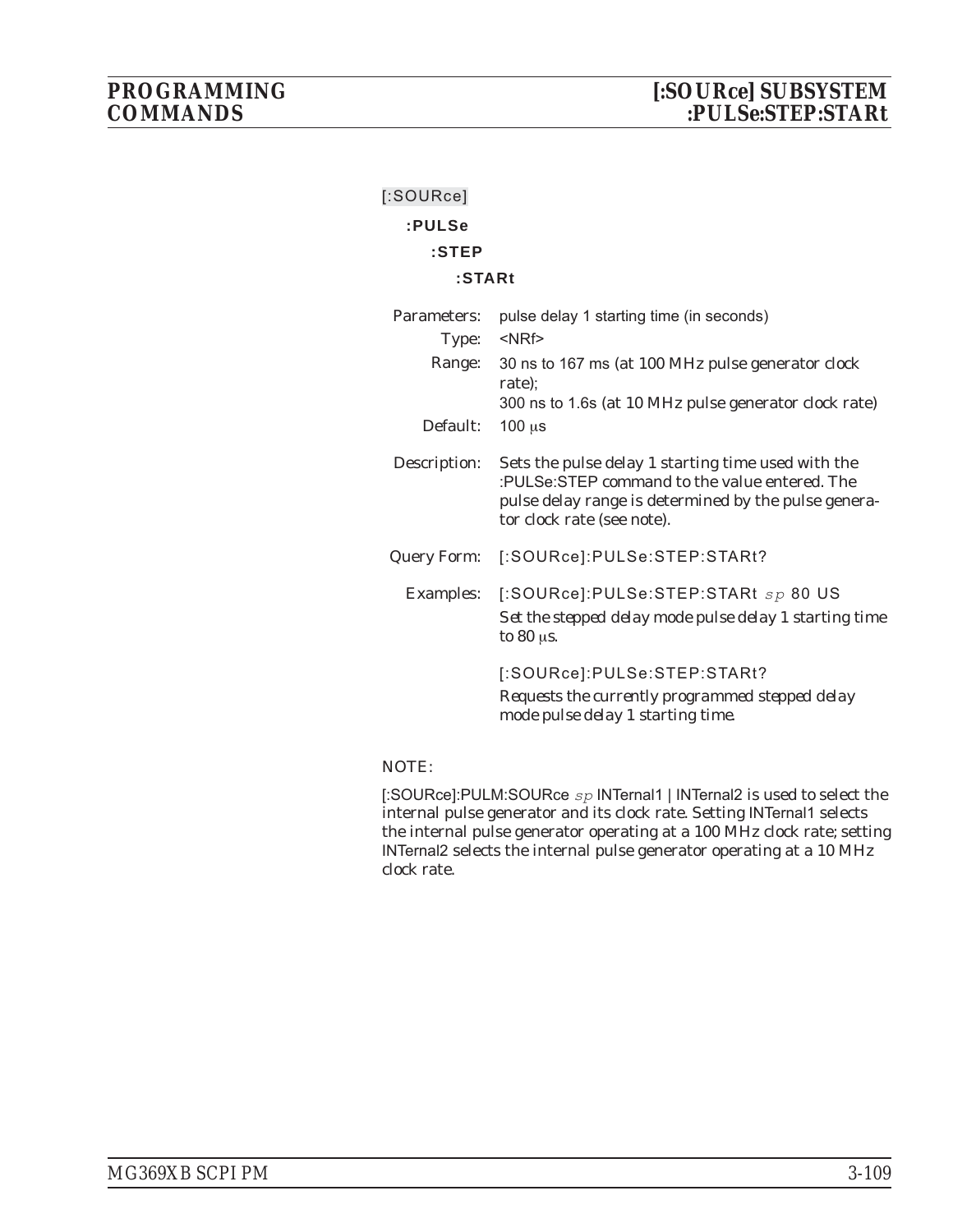[:SOURce]

**:PULSe**

**:STEP**

**:STARt**

Parameters: pulse delay 1 starting time (in seconds)

Type: <NRf>

Range: 30 ns to 167 ms (at 100 MHz pulse generator clock rate);
300 ns to 1.6s (at 10 MHz pulse generator clock rate)

Default: 100 μs

Description: Sets the pulse delay 1 starting time used with the :PULSe:STEP command to the value entered. The pulse delay range is determined by the pulse generator clock rate (see note).

Query Form: [:SOURce]:PULSe:STEP:STARt?

Examples: [:SOURce]:PULSe:STEP:STARt *sp* 80 US

*Set the stepped delay mode pulse delay 1 starting time to 80 μs.*

[:SOURce]:PULSe:STEP:STARt?

*Requests the currently programmed stepped delay mode pulse delay 1 starting time.*

NOTE:

[:SOURce]:PULM:SOURce *sp* INTernal1 | INTernal2 is used to select the internal pulse generator and its clock rate. Setting INTernal1 selects the internal pulse generator operating at a 100 MHz clock rate; setting INTernal2 selects the internal pulse generator operating at a 10 MHz clock rate.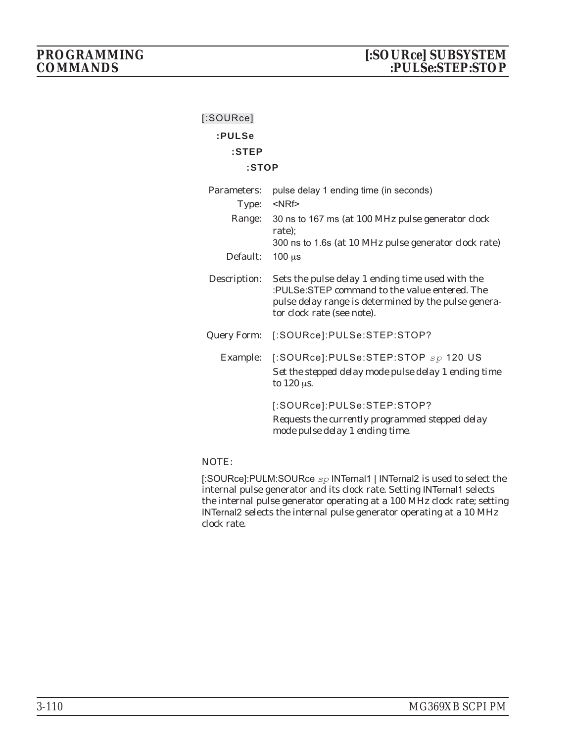[:SOURce]

**:PULSe**

**:STEP**

**:STOP**

| | |
|---|---|
| Parameters: | pulse delay 1 ending time (in seconds) |
| Type: | <NRf> |
| Range: | 30 ns to 167 ms (at 100 MHz pulse generator clock rate);<br>300 ns to 1.6s (at 10 MHz pulse generator clock rate) |
| Default: | 100 μs |
| Description: | Sets the pulse delay 1 ending time used with the :PULSe:STEP command to the value entered. The pulse delay range is determined by the pulse generator clock rate (see note). |
| Query Form: | [:SOURce]:PULSe:STEP:STOP? |
| Example: | [:SOURce]:PULSe:STEP:STOP *sp* 120 US<br>*Set the stepped delay mode pulse delay 1 ending time to 120 μs.*<br><br>[:SOURce]:PULSe:STEP:STOP?<br>*Requests the currently programmed stepped delay mode pulse delay 1 ending time.* |

NOTE:

[:SOURce]:PULM:SOURce *sp* INTernal1 | INTernal2 is used to select the internal pulse generator and its clock rate. Setting INTernal1 selects the internal pulse generator operating at a 100 MHz clock rate; setting INTernal2 selects the internal pulse generator operating at a 10 MHz clock rate.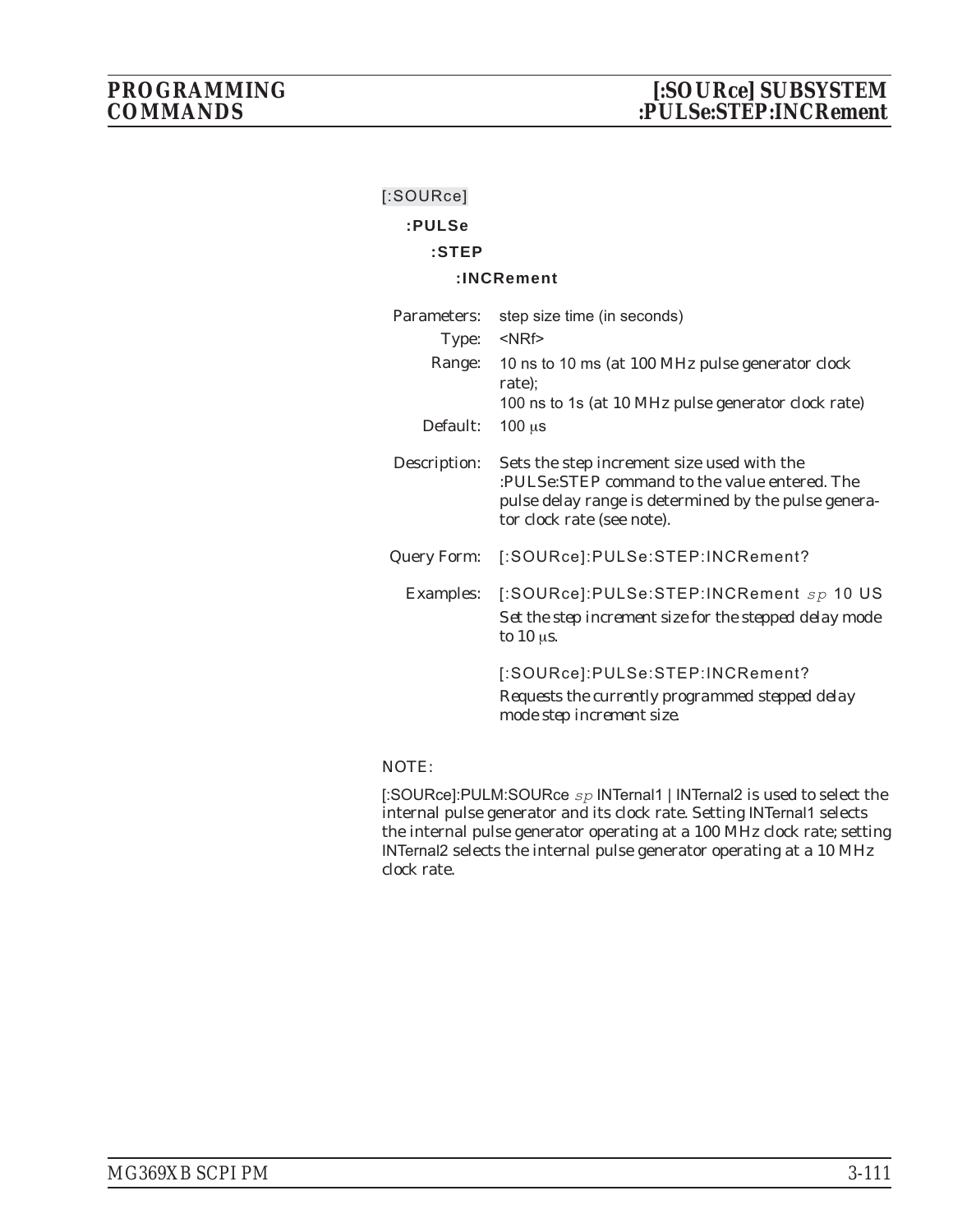[:SOURce]

**:PULSe**

**:STEP**

**:INCRement**

Parameters: step size time (in seconds)

Type: <NRf>

Range: 10 ns to 10 ms (at 100 MHz pulse generator clock rate);
100 ns to 1s (at 10 MHz pulse generator clock rate)

Default: 100 μs

Description: Sets the step increment size used with the :PULSe:STEP command to the value entered. The pulse delay range is determined by the pulse generator clock rate (see note).

Query Form: [:SOURce]:PULSe:STEP:INCRement?

Examples: [:SOURce]:PULSe:STEP:INCRement *sp* 10 US

*Set the step increment size for the stepped delay mode to 10 μs.*

[:SOURce]:PULSe:STEP:INCRement?

*Requests the currently programmed stepped delay mode step increment size.*

NOTE:

[:SOURce]:PULM:SOURce *sp* INTernal1 | INTernal2 is used to select the internal pulse generator and its clock rate. Setting INTernal1 selects the internal pulse generator operating at a 100 MHz clock rate; setting INTernal2 selects the internal pulse generator operating at a 10 MHz clock rate.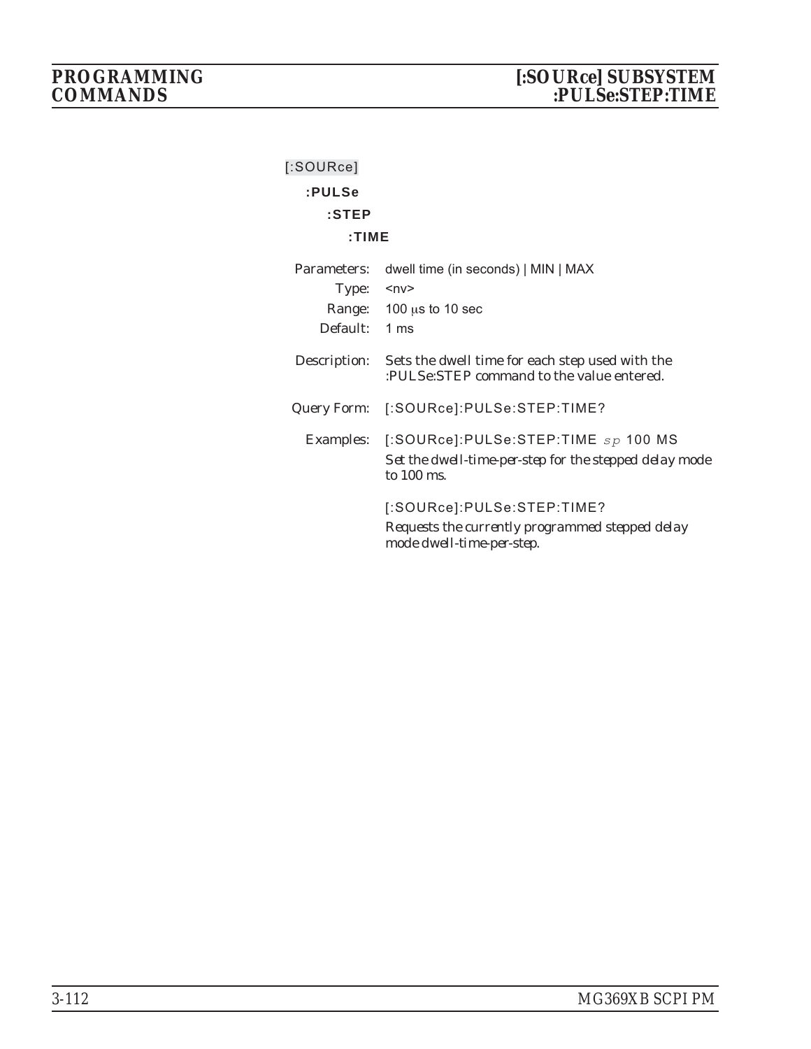[:SOURce]

**:PULSe**

**:STEP**

**:TIME**

Parameters: dwell time (in seconds) | MIN | MAX

Type: <nv>

Range: 100 µs to 10 sec

Default: 1 ms

Description: Sets the dwell time for each step used with the :PULSe:STEP command to the value entered.

Query Form: [:SOURce]:PULSe:STEP:TIME?

Examples: [:SOURce]:PULSe:STEP:TIME *sp* 100 MS

*Set the dwell-time-per-step for the stepped delay mode to 100 ms.*

[:SOURce]:PULSe:STEP:TIME?

*Requests the currently programmed stepped delay mode dwell-time-per-step.*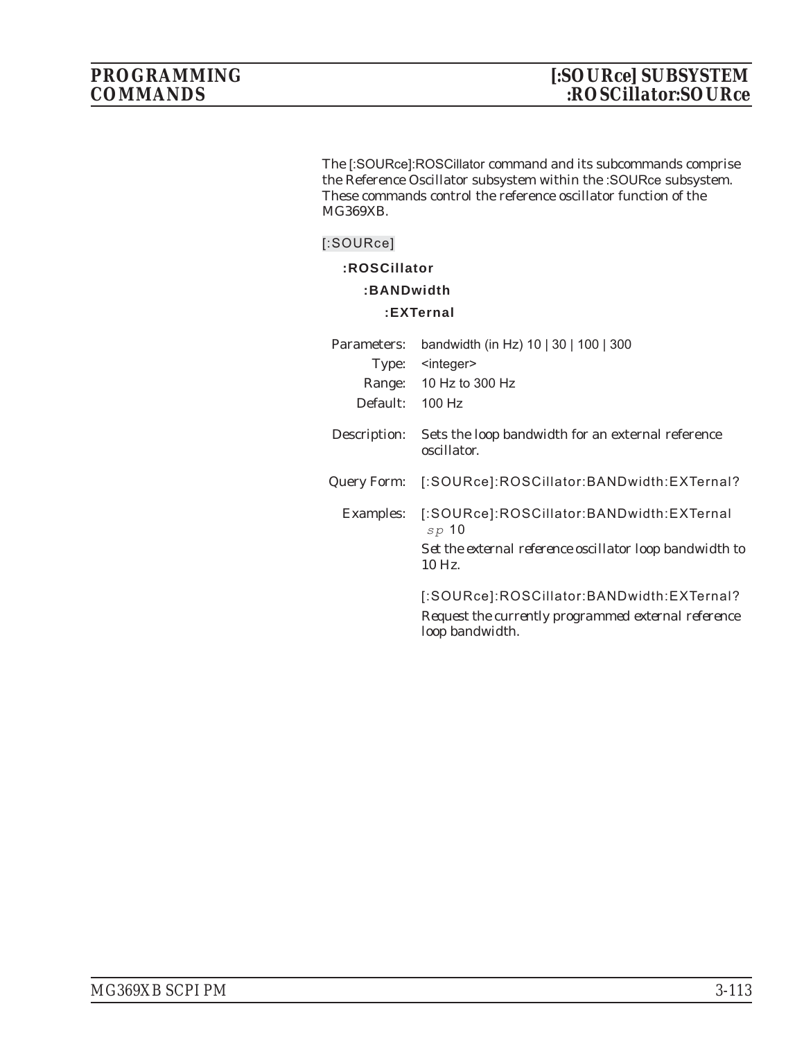The [:SOURce]:ROSCillator command and its subcommands comprise the Reference Oscillator subsystem within the :SOURce subsystem. These commands control the reference oscillator function of the MG369XB.

[:SOURce]

**:ROSCillator**

**:BANDwidth**

**:EXTernal**

Parameters: bandwidth (in Hz) 10 | 30 | 100 | 300

Type: <integer>

Range: 10 Hz to 300 Hz

Default: 100 Hz

Description: Sets the loop bandwidth for an external reference oscillator.

Query Form: [:SOURce]:ROSCillator:BANDwidth:EXTernal?

Examples: [:SOURce]:ROSCillator:BANDwidth:EXTernal *sp* 10

*Set the external reference oscillator loop bandwidth to 10 Hz.*

[:SOURce]:ROSCillator:BANDwidth:EXTernal?

*Request the currently programmed external reference loop bandwidth.*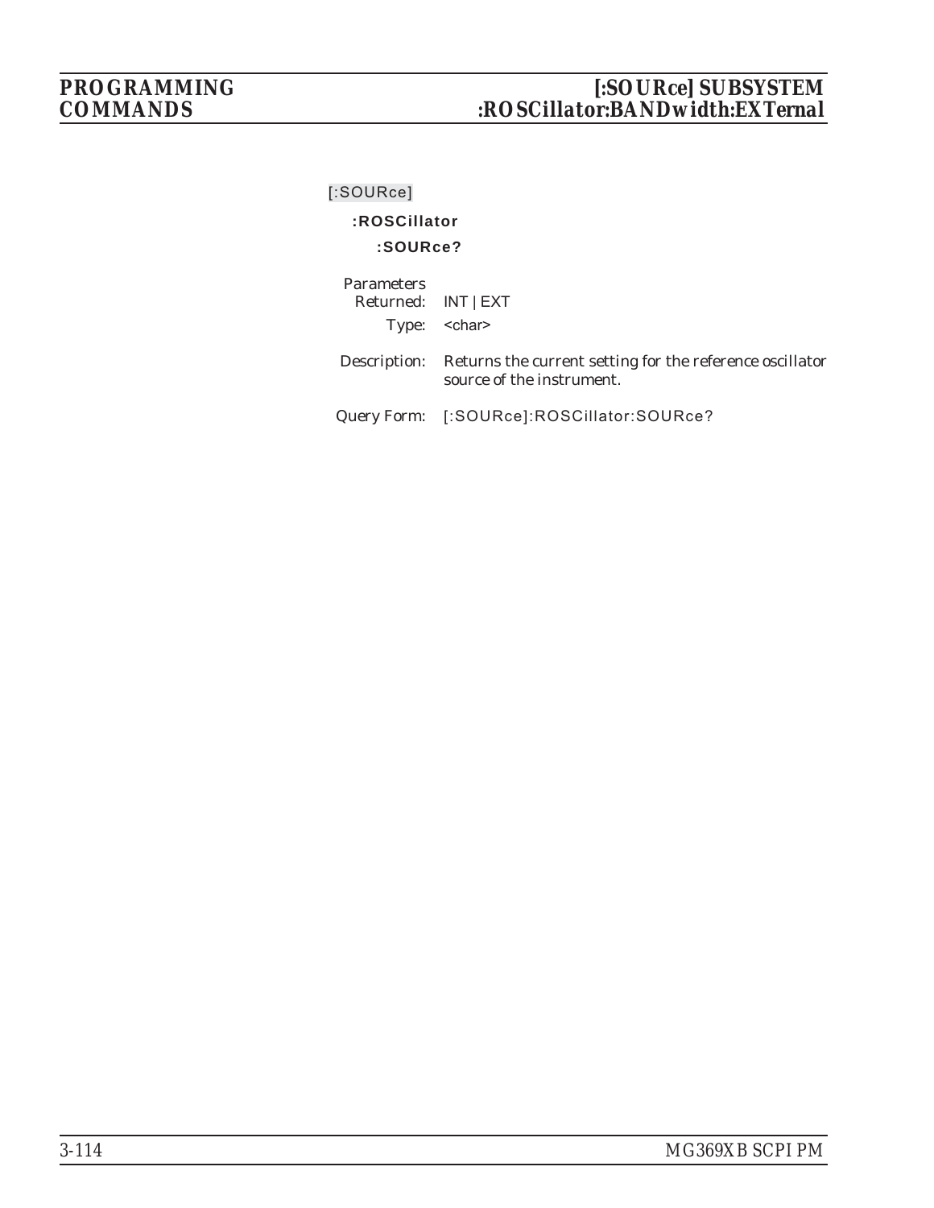[:SOURce]

**:ROSCillator**

**:SOURce?**

Parameters Returned: INT | EXT

Type: <char>

Description: Returns the current setting for the reference oscillator source of the instrument.

Query Form: [:SOURce]:ROSCillator:SOURce?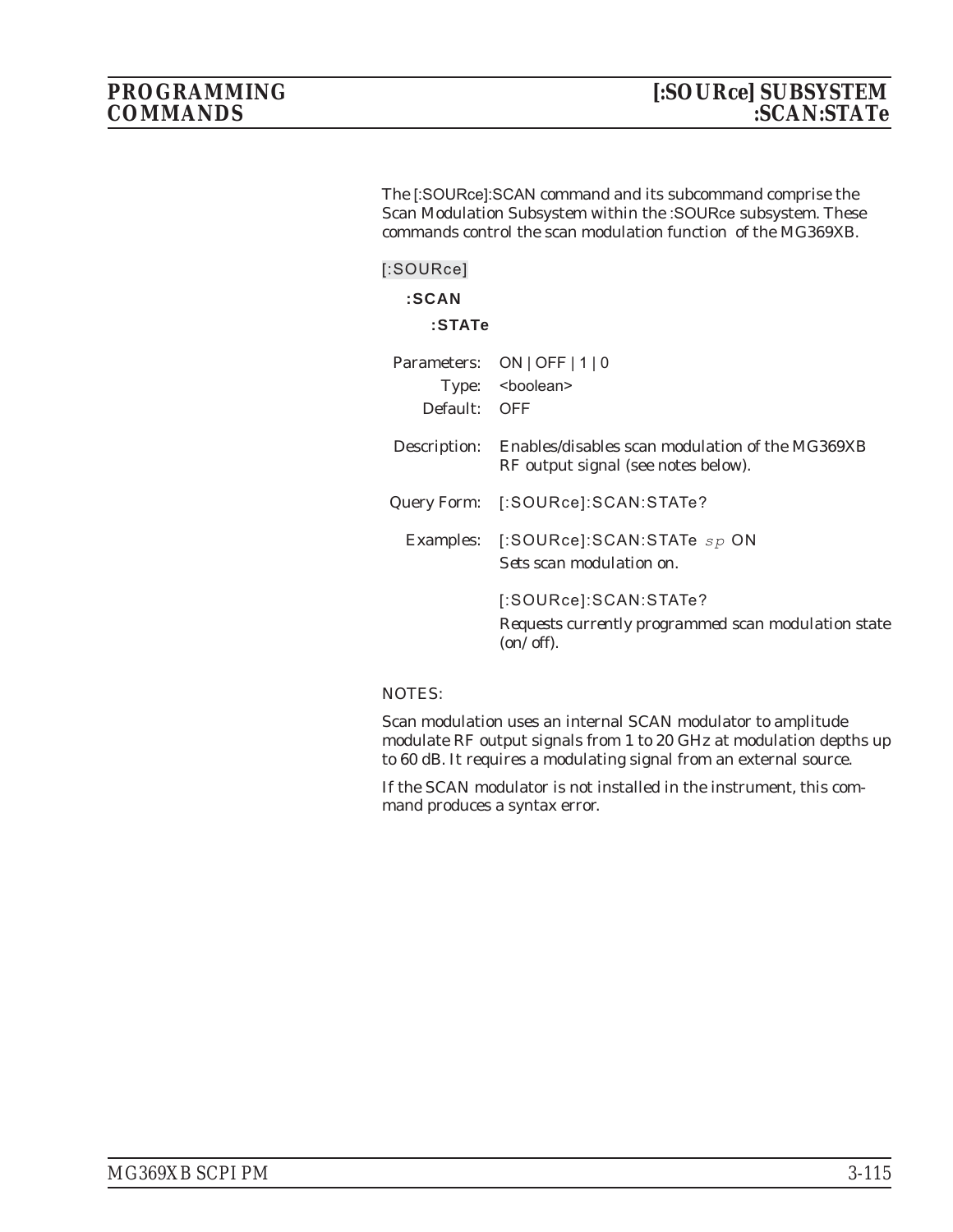The [:SOURce]:SCAN command and its subcommand comprise the Scan Modulation Subsystem within the :SOURce subsystem. These commands control the scan modulation function of the MG369XB.

[:SOURce]

**:SCAN**

**:STATe**

| | |
|---|---|
| Parameters: | ON \| OFF \| 1 \| 0 |
| Type: | <boolean> |
| Default: | OFF |
| Description: | Enables/disables scan modulation of the MG369XB RF output signal (see notes below). |
| Query Form: | [:SOURce]:SCAN:STATe? |
| Examples: | [:SOURce]:SCAN:STATe *sp* ON<br>*Sets scan modulation on.* |
| | [:SOURce]:SCAN:STATe?<br>*Requests currently programmed scan modulation state (on/off).* |

NOTES:

Scan modulation uses an internal SCAN modulator to amplitude modulate RF output signals from 1 to 20 GHz at modulation depths up to 60 dB. It requires a modulating signal from an external source.

If the SCAN modulator is not installed in the instrument, this command produces a syntax error.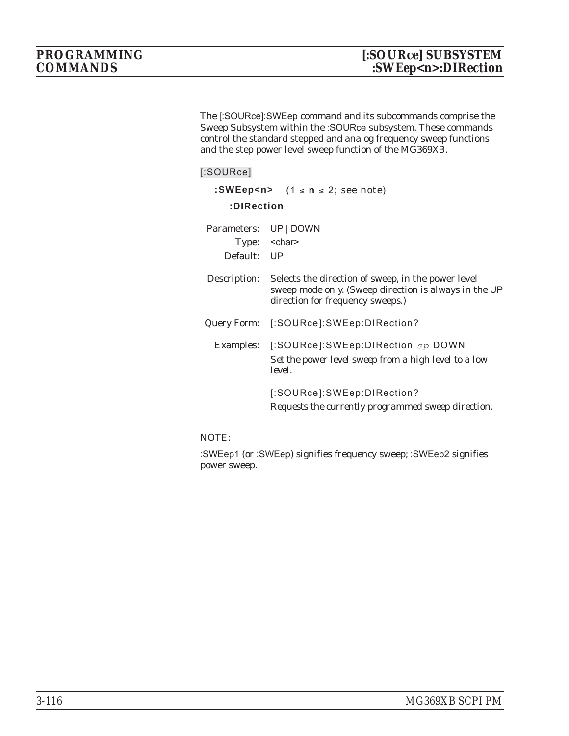The [:SOURce]:SWEep command and its subcommands comprise the Sweep Subsystem within the :SOURce subsystem. These commands control the standard stepped and analog frequency sweep functions and the step power level sweep function of the MG369XB.

[:SOURce]

**:SWEep<n>** (1 ≤ **n** ≤ 2; see note)

**:DIRection**

Parameters: UP | DOWN

Type: <char>

Default: UP

Description: Selects the direction of sweep, in the power level sweep mode only. (Sweep direction is always in the UP direction for frequency sweeps.)

Query Form: [:SOURce]:SWEep:DIRection?

Examples: [:SOURce]:SWEep:DIRection *sp* DOWN

*Set the power level sweep from a high level to a low level.*

[:SOURce]:SWEep:DIRection?

*Requests the currently programmed sweep direction.*

NOTE:

:SWEep1 (or :SWEep) signifies frequency sweep; :SWEep2 signifies power sweep.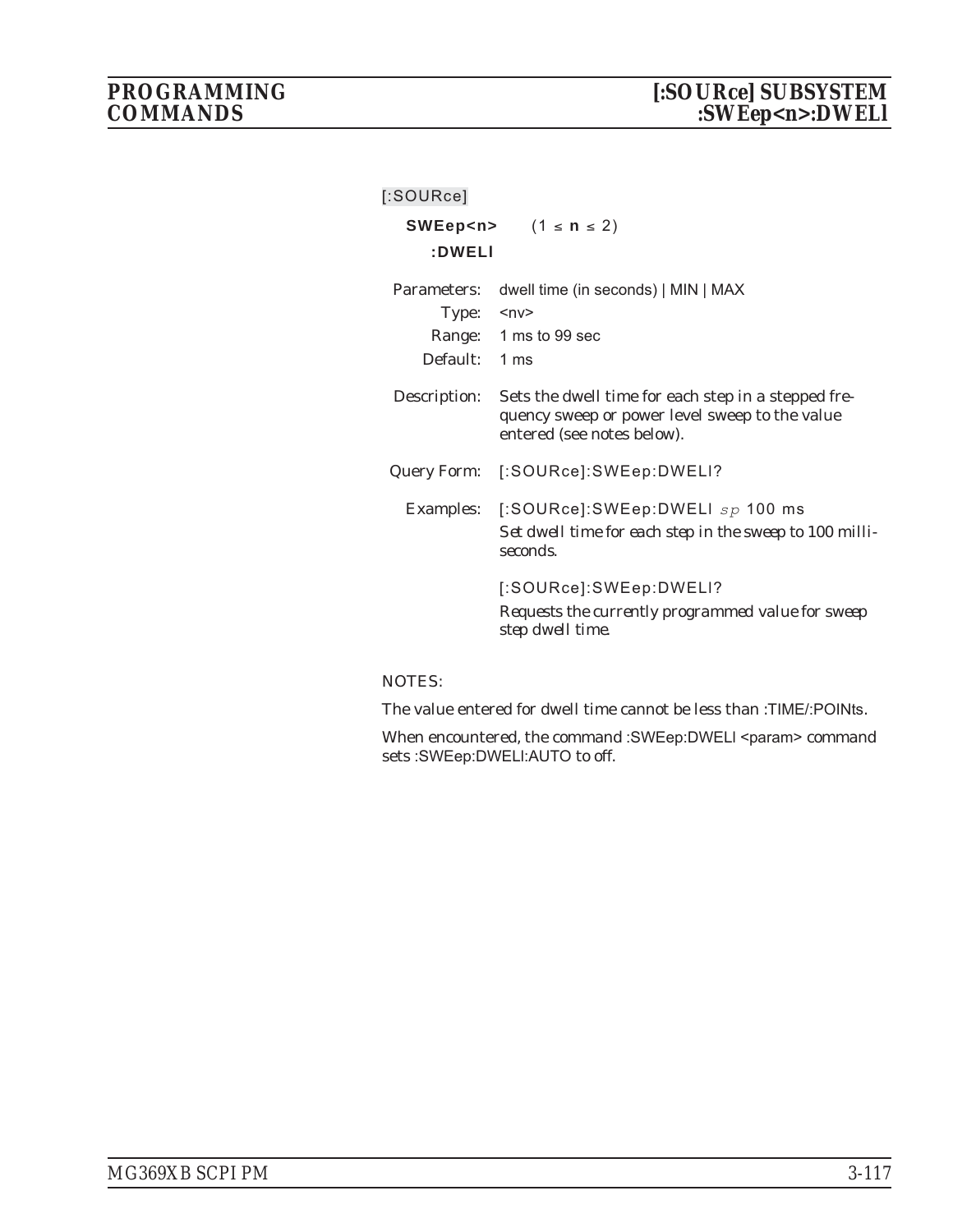[:SOURce]

**SWEep<n>** (1 ≤ **n** ≤ 2)

**:DWELl**

Parameters: dwell time (in seconds) | MIN | MAX

Type: <nv>

Range: 1 ms to 99 sec

Default: 1 ms

Description: Sets the dwell time for each step in a stepped frequency sweep or power level sweep to the value entered (see notes below).

Query Form: [:SOURce]:SWEep:DWELl?

Examples: [:SOURce]:SWEep:DWELl *sp* 100 ms

*Set dwell time for each step in the sweep to 100 milliseconds.*

[:SOURce]:SWEep:DWELl?

*Requests the currently programmed value for sweep step dwell time.*

NOTES:

The value entered for dwell time cannot be less than :TIME/:POINts.

When encountered, the command :SWEep:DWELl <param> command sets :SWEep:DWELl:AUTO to off.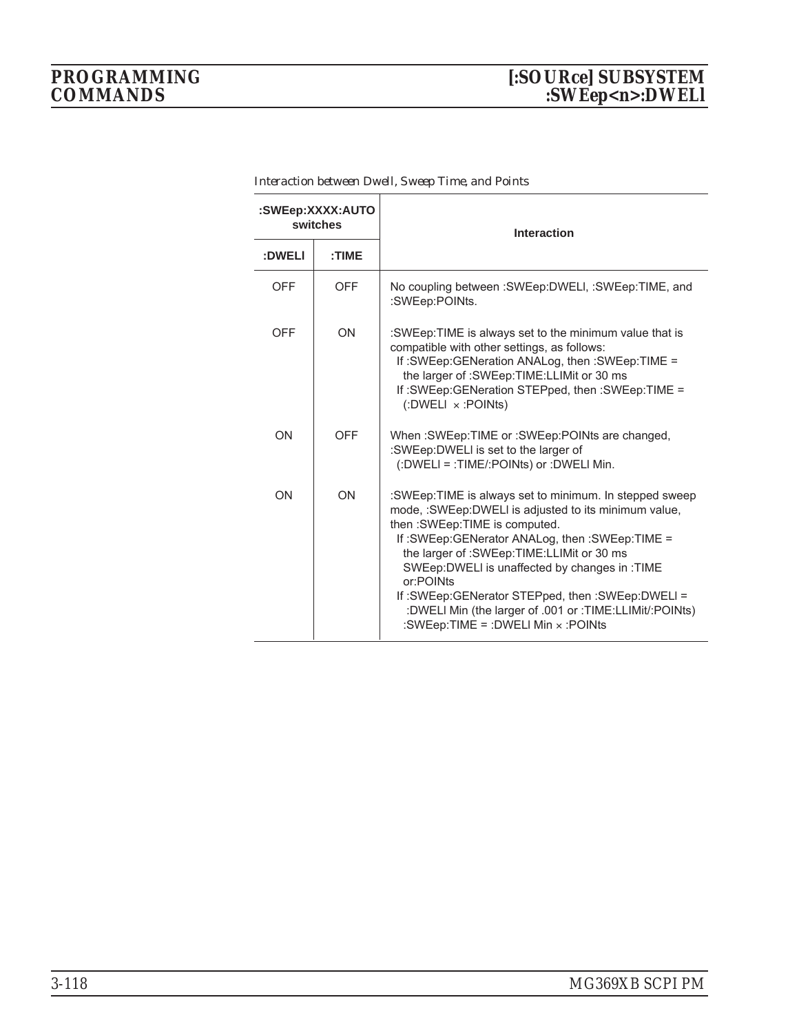*Interaction between Dwell, Sweep Time, and Points*

| :SWEep:XXXX:AUTO switches | | Interaction |
|---|---|---|
| :DWELl | :TIME | |
| OFF | OFF | No coupling between :SWEep:DWELl, :SWEep:TIME, and :SWEep:POINts. |
| OFF | ON | :SWEep:TIME is always set to the minimum value that is compatible with other settings, as follows:<br>If :SWEep:GENeration ANALog, then :SWEep:TIME = the larger of :SWEep:TIME:LLIMit or 30 ms<br>If :SWEep:GENeration STEPped, then :SWEep:TIME = (:DWELl × :POINts) |
| ON | OFF | When :SWEep:TIME or :SWEep:POINts are changed, :SWEep:DWELl is set to the larger of (:DWELl = :TIME/:POINts) or :DWELl Min. |
| ON | ON | :SWEep:TIME is always set to minimum. In stepped sweep mode, :SWEep:DWELl is adjusted to its minimum value, then :SWEep:TIME is computed.<br>If :SWEep:GENerator ANALog, then :SWEep:TIME = the larger of :SWEep:TIME:LLIMit or 30 ms SWEep:DWELl is unaffected by changes in :TIME or:POINts<br>If :SWEep:GENerator STEPped, then :SWEep:DWELl = :DWELl Min (the larger of .001 or :TIME:LLIMit/:POINts) :SWEep:TIME = :DWELl Min × :POINts |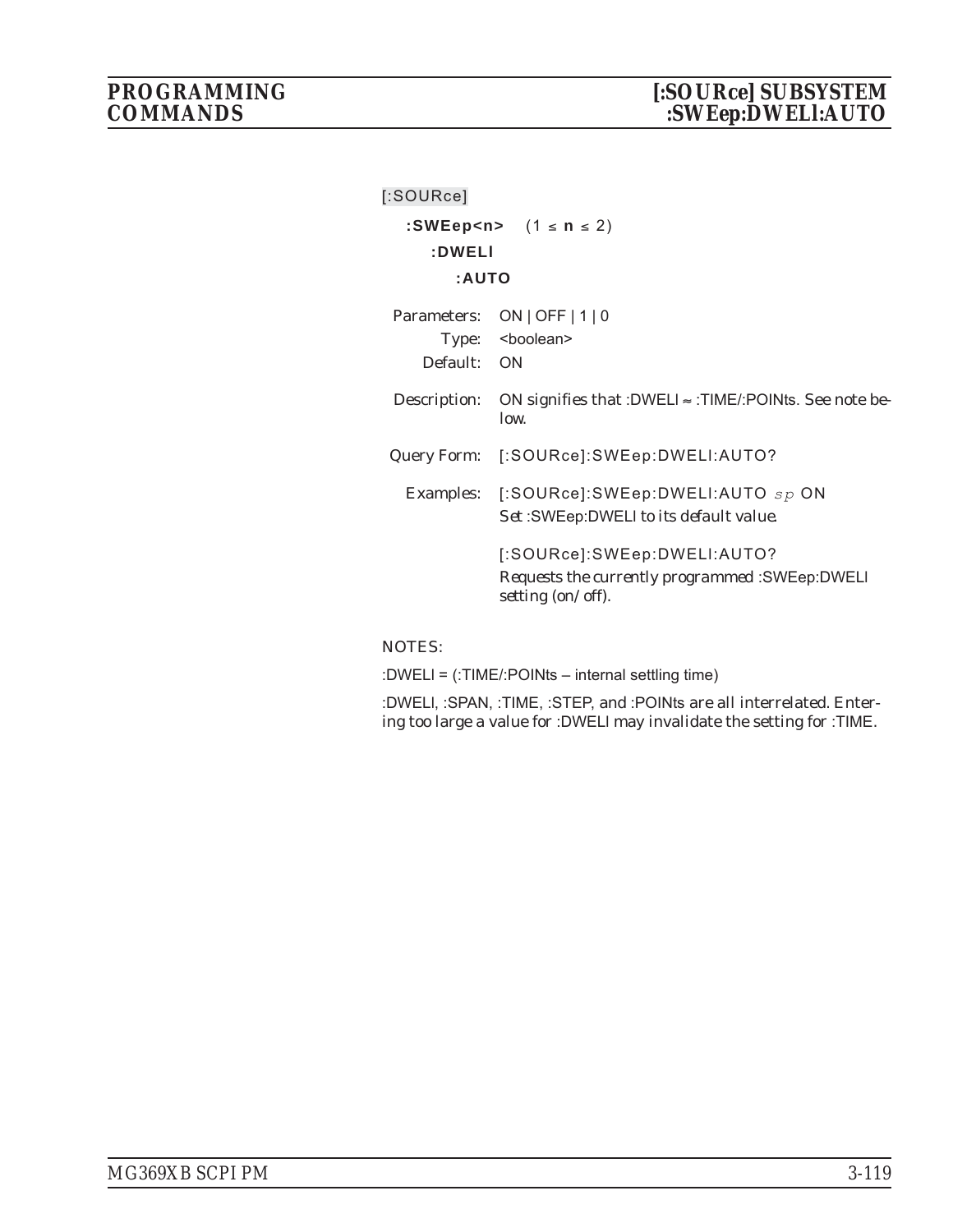[:SOURce]

**:SWEep<n>** (1 ≤ **n** ≤ 2)

**:DWELl**

**:AUTO**

| | |
|---|---|
| Parameters: | ON \| OFF \| 1 \| 0 |
| Type: | <boolean> |
| Default: | ON |
| Description: | ON signifies that :DWELl ≈ :TIME/:POINts. See note below. |
| Query Form: | [:SOURce]:SWEep:DWELl:AUTO? |
| Examples: | [:SOURce]:SWEep:DWELl:AUTO *sp* ON<br>*Set :SWEep:DWELl to its default value.*<br><br>[:SOURce]:SWEep:DWELl:AUTO?<br>*Requests the currently programmed :SWEep:DWELl setting (on/off).* |

NOTES:

:DWELl = (:TIME/:POINts – internal settling time)

:DWELl, :SPAN, :TIME, :STEP, and :POINts are all interrelated. Entering too large a value for :DWELl may invalidate the setting for :TIME.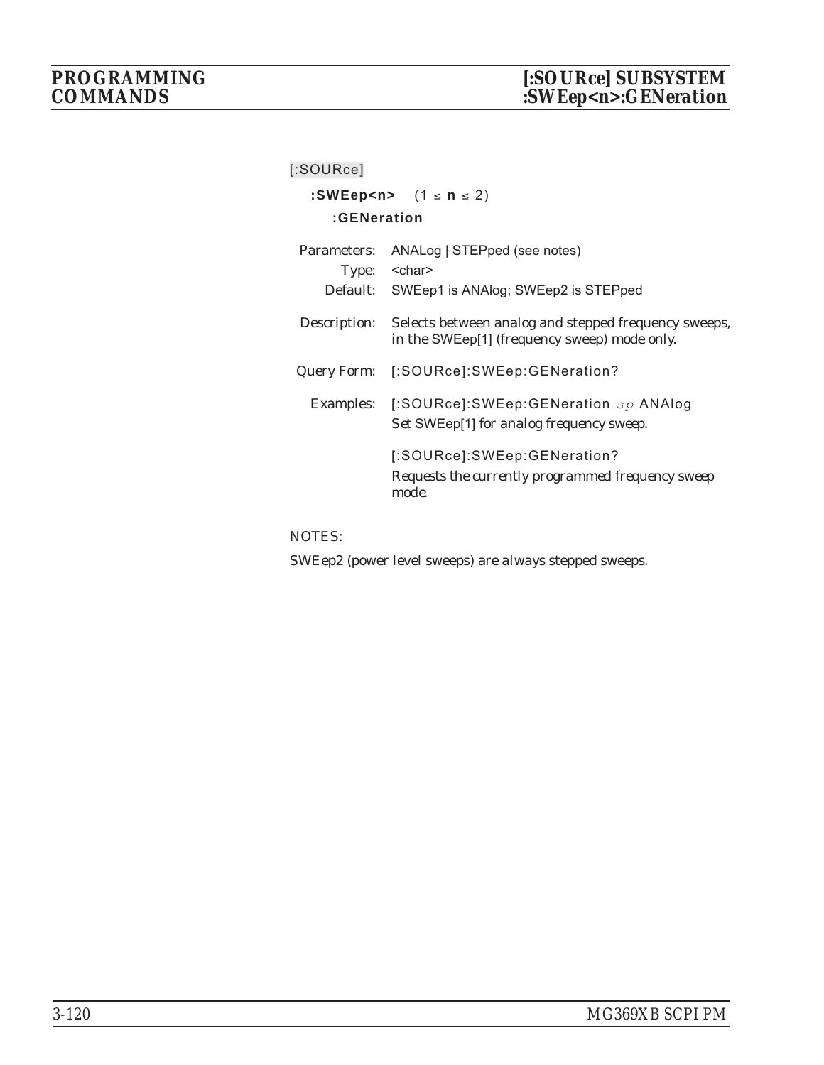[:SOURce]

**:SWEep<n>** (1 ≤ **n** ≤ 2)

**:GENeration**

Parameters: ANALog | STEPped (see notes)

Type: <char>

Default: SWEep1 is ANAlog; SWEep2 is STEPped

Description: Selects between analog and stepped frequency sweeps, in the SWEep[1] (frequency sweep) mode only.

Query Form: [:SOURce]:SWEep:GENeration?

Examples: [:SOURce]:SWEep:GENeration *sp* ANAlog

*Set SWEep[1] for analog frequency sweep.*

[:SOURce]:SWEep:GENeration?

*Requests the currently programmed frequency sweep mode.*

NOTES:

SWEep2 (power level sweeps) are always stepped sweeps.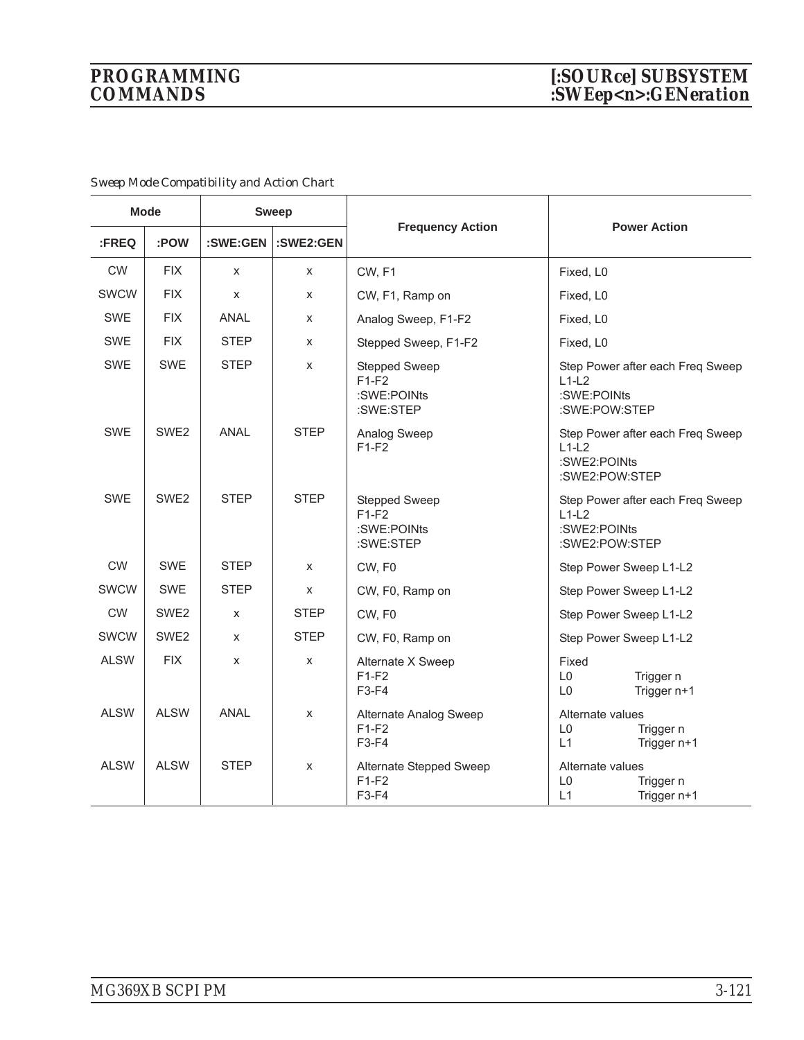*Sweep Mode Compatibility and Action Chart*

| Mode | | Sweep | | Frequency Action | Power Action |
|---|---|---|---|---|---|
| :FREQ | :POW | :SWE:GEN | :SWE2:GEN | | |
| CW | FIX | x | x | CW, F1 | Fixed, L0 |
| SWCW | FIX | x | x | CW, F1, Ramp on | Fixed, L0 |
| SWE | FIX | ANAL | x | Analog Sweep, F1-F2 | Fixed, L0 |
| SWE | FIX | STEP | x | Stepped Sweep, F1-F2 | Fixed, L0 |
| SWE | SWE | STEP | x | Stepped Sweep<br>F1-F2<br>:SWE:POINts<br>:SWE:STEP | Step Power after each Freq Sweep<br>L1-L2<br>:SWE:POINts<br>:SWE:POW:STEP |
| SWE | SWE2 | ANAL | STEP | Analog Sweep<br>F1-F2 | Step Power after each Freq Sweep<br>L1-L2<br>:SWE2:POINts<br>:SWE2:POW:STEP |
| SWE | SWE2 | STEP | STEP | Stepped Sweep<br>F1-F2<br>:SWE:POINts<br>:SWE:STEP | Step Power after each Freq Sweep<br>L1-L2<br>:SWE2:POINts<br>:SWE2:POW:STEP |
| CW | SWE | STEP | x | CW, F0 | Step Power Sweep L1-L2 |
| SWCW | SWE | STEP | x | CW, F0, Ramp on | Step Power Sweep L1-L2 |
| CW | SWE2 | x | STEP | CW, F0 | Step Power Sweep L1-L2 |
| SWCW | SWE2 | x | STEP | CW, F0, Ramp on | Step Power Sweep L1-L2 |
| ALSW | FIX | x | x | Alternate X Sweep<br>F1-F2<br>F3-F4 | Fixed<br>L0 Trigger n<br>L0 Trigger n+1 |
| ALSW | ALSW | ANAL | x | Alternate Analog Sweep<br>F1-F2<br>F3-F4 | Alternate values<br>L0 Trigger n<br>L1 Trigger n+1 |
| ALSW | ALSW | STEP | x | Alternate Stepped Sweep<br>F1-F2<br>F3-F4 | Alternate values<br>L0 Trigger n<br>L1 Trigger n+1 |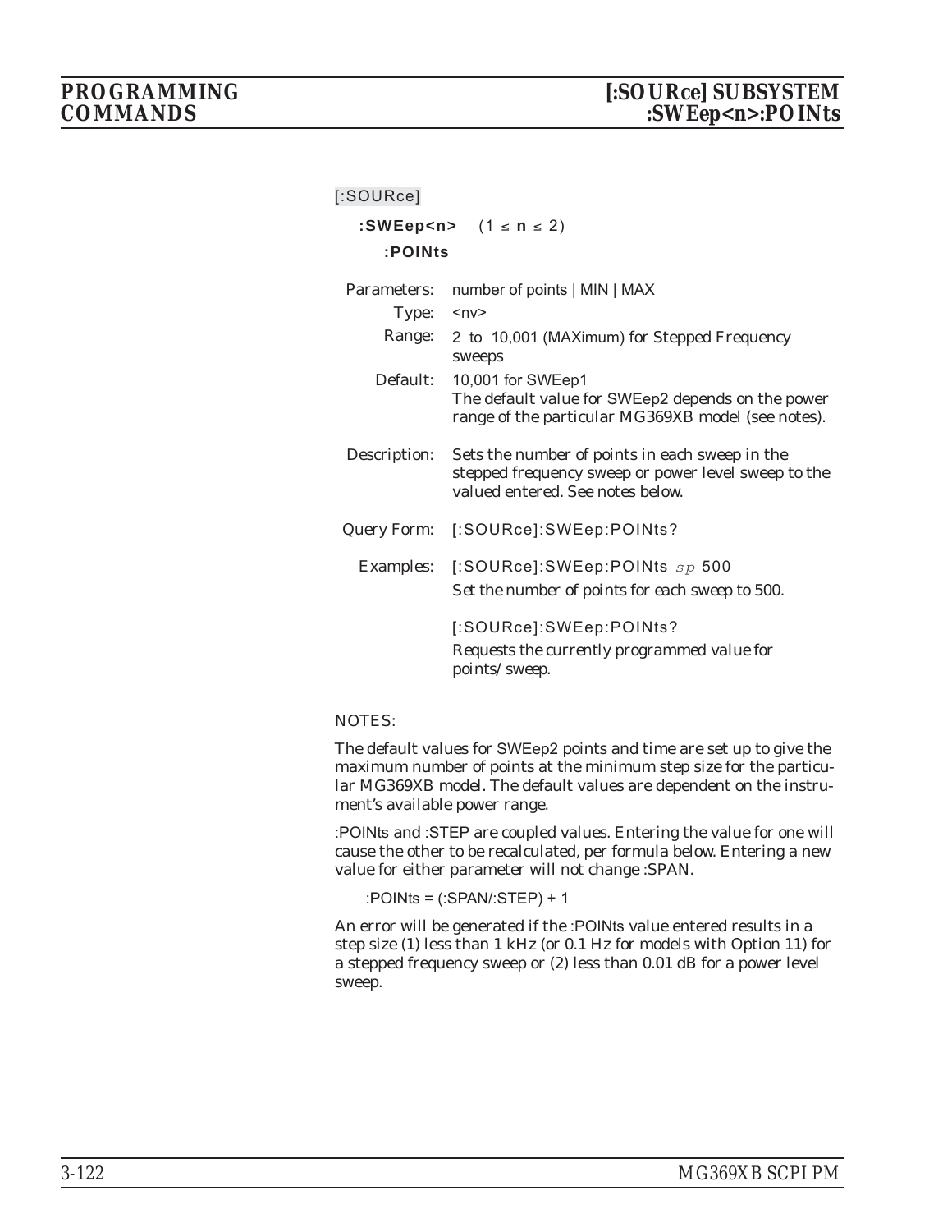[:SOURce]

**:SWEep<n>** $(1 \le n \le 2)$

**:POINts**

| | |
|---|---|
| Parameters: | number of points \| MIN \| MAX |
| Type: | <nv> |
| Range: | 2 to 10,001 (MAXimum) for Stepped Frequency sweeps |
| Default: | 10,001 for SWEep1<br>The default value for SWEep2 depends on the power range of the particular MG369XB model (see notes). |
| Description: | Sets the number of points in each sweep in the stepped frequency sweep or power level sweep to the valued entered. See notes below. |
| Query Form: | [:SOURce]:SWEep:POINts? |
| Examples: | [:SOURce]:SWEep:POINts *sp* 500<br>*Set the number of points for each sweep to 500.*<br><br>[:SOURce]:SWEep:POINts?<br>*Requests the currently programmed value for points/sweep.* |

NOTES:

The default values for SWEep2 points and time are set up to give the maximum number of points at the minimum step size for the particular MG369XB model. The default values are dependent on the instrument's available power range.

:POINts and :STEP are coupled values. Entering the value for one will cause the other to be recalculated, per formula below. Entering a new value for either parameter will not change :SPAN.

:POINts = (:SPAN/:STEP) + 1

An error will be generated if the :POINts value entered results in a step size (1) less than 1 kHz (or 0.1 Hz for models with Option 11) for a stepped frequency sweep or (2) less than 0.01 dB for a power level sweep.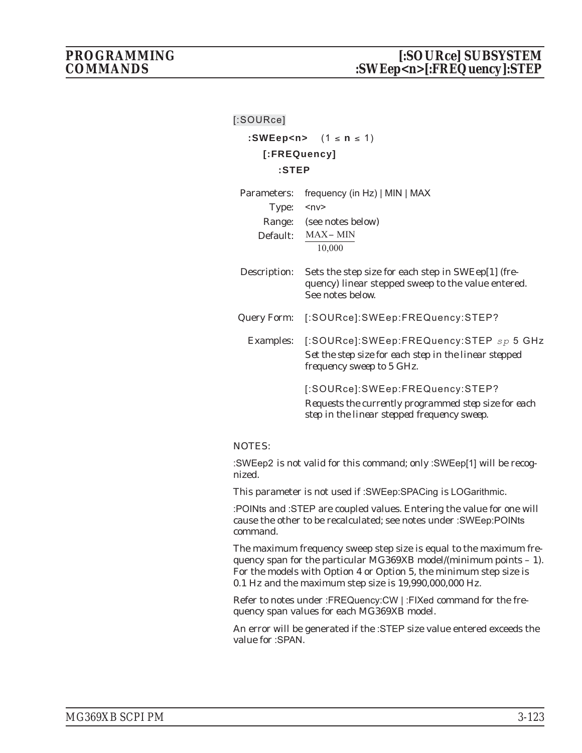[:SOURce]

**:SWEep<n>** $(1 \leq n \leq 1)$

**[:FREQuency]**

**:STEP**

Parameters: frequency (in Hz) | MIN | MAX

Type: <nv>

Range: (see notes below)

Default: $\frac{MAX - MIN}{10,000}$

Description: Sets the step size for each step in SWEep[1] (frequency) linear stepped sweep to the value entered. See notes below.

Query Form: [:SOURce]:SWEep:FREQuency:STEP?

Examples: [:SOURce]:SWEep:FREQuency:STEP *sp* 5 GHz

*Set the step size for each step in the linear stepped frequency sweep to 5 GHz.*

[:SOURce]:SWEep:FREQuency:STEP?

*Requests the currently programmed step size for each step in the linear stepped frequency sweep.*

NOTES:

:SWEep2 is not valid for this command; only :SWEep[1] will be recognized.

This parameter is not used if :SWEep:SPACing is LOGarithmic.

:POINts and :STEP are coupled values. Entering the value for one will cause the other to be recalculated; see notes under :SWEep:POINts command.

The maximum frequency sweep step size is equal to the maximum frequency span for the particular MG369XB model/(minimum points – 1). For the models with Option 4 or Option 5, the minimum step size is 0.1 Hz and the maximum step size is 19,990,000,000 Hz.

Refer to notes under :FREQuency:CW | :FIXed command for the frequency span values for each MG369XB model.

An error will be generated if the :STEP size value entered exceeds the value for :SPAN.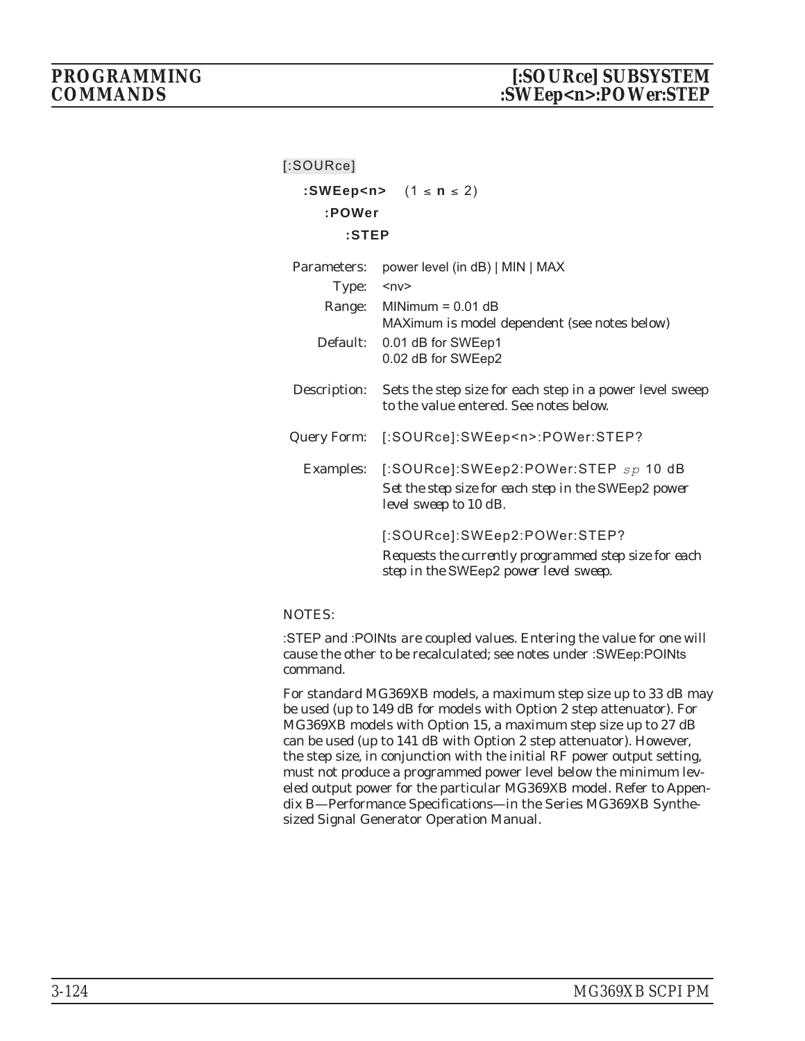[:SOURce]

**:SWEep<n>** (1 ≤ **n** ≤ 2)

**:POWer**

**:STEP**

| | |
|---|---|
| Parameters: | power level (in dB) \| MIN \| MAX |
| Type: | <nv> |
| Range: | MINimum = 0.01 dB<br>MAXimum is model dependent (see notes below) |
| Default: | 0.01 dB for SWEep1<br>0.02 dB for SWEep2 |
| Description: | Sets the step size for each step in a power level sweep to the value entered. See notes below. |
| Query Form: | [:SOURce]:SWEep<n>:POWer:STEP? |
| Examples: | [:SOURce]:SWEep2:POWer:STEP *sp* 10 dB<br>*Set the step size for each step in the SWEep2 power level sweep to 10 dB.*<br><br>[:SOURce]:SWEep2:POWer:STEP?<br>*Requests the currently programmed step size for each step in the SWEep2 power level sweep.* |

NOTES:

:STEP and :POINts are coupled values. Entering the value for one will cause the other to be recalculated; see notes under :SWEep:POINts command.

For standard MG369XB models, a maximum step size up to 33 dB may be used (up to 149 dB for models with Option 2 step attenuator). For MG369XB models with Option 15, a maximum step size up to 27 dB can be used (up to 141 dB with Option 2 step attenuator). However, the step size, in conjunction with the initial RF power output setting, must not produce a programmed power level below the minimum leveled output power for the particular MG369XB model. Refer to Appendix B—Performance Specifications—in the Series MG369XB Synthesized Signal Generator Operation Manual.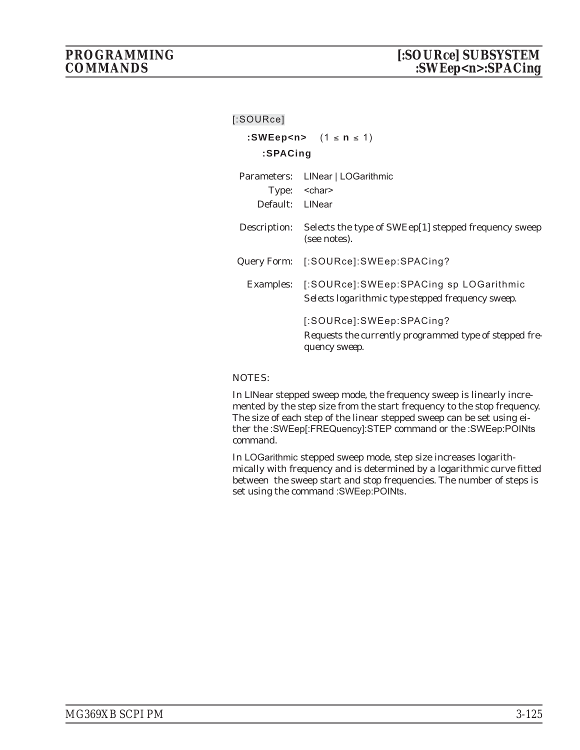[:SOURce]

**:SWEep<n>** (1 ≤ **n** ≤ 1)

**:SPACing**

Parameters: LINear | LOGarithmic

Type: <char>

Default: LINear

Description: Selects the type of SWEep[1] stepped frequency sweep (see notes).

Query Form: [:SOURce]:SWEep:SPACing?

Examples: [:SOURce]:SWEep:SPACing sp LOGarithmic

*Selects logarithmic type stepped frequency sweep.*

[:SOURce]:SWEep:SPACing?

*Requests the currently programmed type of stepped frequency sweep.*

NOTES:

In LINear stepped sweep mode, the frequency sweep is linearly incremented by the step size from the start frequency to the stop frequency. The size of each step of the linear stepped sweep can be set using either the :SWEep[:FREQuency]:STEP command or the :SWEep:POINts command.

In LOGarithmic stepped sweep mode, step size increases logarithmically with frequency and is determined by a logarithmic curve fitted between the sweep start and stop frequencies. The number of steps is set using the command :SWEep:POINts.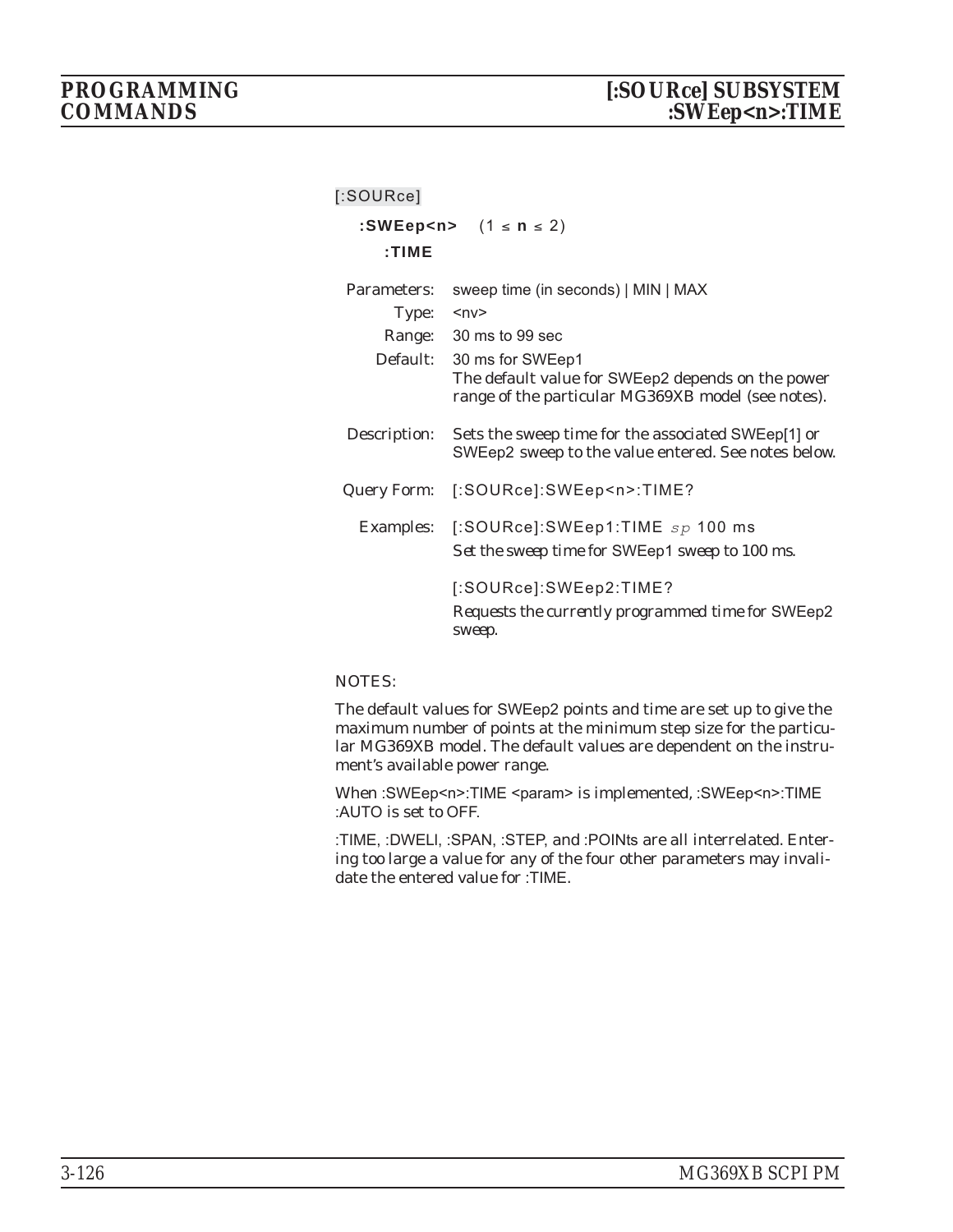[:SOURce]

**:SWEep<n>** (1 ≤ **n** ≤ 2)

**:TIME**

| | |
|---|---|
| Parameters: | sweep time (in seconds) \| MIN \| MAX |
| Type: | <nv> |
| Range: | 30 ms to 99 sec |
| Default: | 30 ms for SWEep1<br>The default value for SWEep2 depends on the power range of the particular MG369XB model (see notes). |
| Description: | Sets the sweep time for the associated SWEep[1] or SWEep2 sweep to the value entered. See notes below. |
| Query Form: | [:SOURce]:SWEep<n>:TIME? |
| Examples: | [:SOURce]:SWEep1:TIME *sp* 100 ms<br>*Set the sweep time for SWEep1 sweep to 100 ms.*<br><br>[:SOURce]:SWEep2:TIME?<br>*Requests the currently programmed time for SWEep2 sweep.* |

NOTES:

The default values for SWEep2 points and time are set up to give the maximum number of points at the minimum step size for the particular MG369XB model. The default values are dependent on the instrument's available power range.

When :SWEep<n>:TIME <param> is implemented, :SWEep<n>:TIME :AUTO is set to OFF.

:TIME, :DWELl, :SPAN, :STEP, and :POINts are all interrelated. Entering too large a value for any of the four other parameters may invalidate the entered value for :TIME.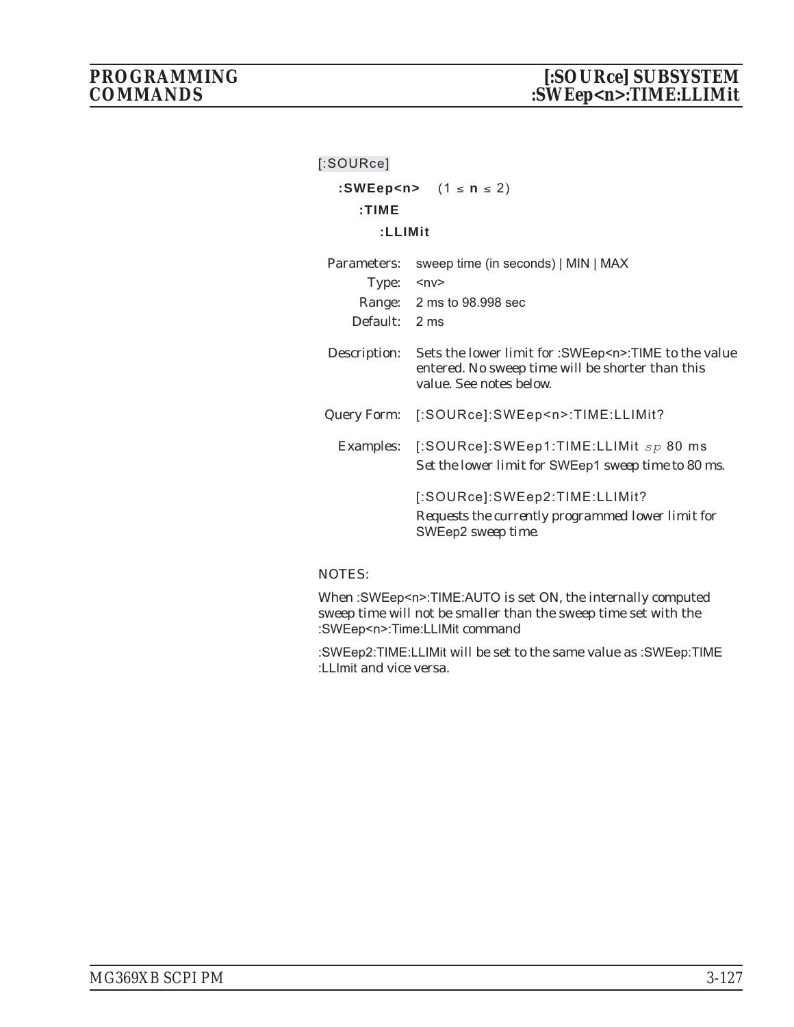[:SOURce]

**:SWEep<n>** (1 ≤ **n** ≤ 2)

**:TIME**

**:LLIMit**

| | |
|---|---|
| Parameters: | sweep time (in seconds) \| MIN \| MAX |
| Type: | <nv> |
| Range: | 2 ms to 98.998 sec |
| Default: | 2 ms |

Description: Sets the lower limit for :SWEep<n>:TIME to the value entered. No sweep time will be shorter than this value. See notes below.

Query Form: [:SOURce]:SWEep<n>:TIME:LLIMit?

Examples: [:SOURce]:SWEep1:TIME:LLIMit *sp* 80 ms

*Set the lower limit for SWEep1 sweep time to 80 ms.*

[:SOURce]:SWEep2:TIME:LLIMit?

*Requests the currently programmed lower limit for SWEep2 sweep time.*

NOTES:

When :SWEep<n>:TIME:AUTO is set ON, the internally computed sweep time will not be smaller than the sweep time set with the :SWEep<n>:Time:LLIMit command

:SWEep2:TIME:LLIMit will be set to the same value as :SWEep:TIME :LLImit and vice versa.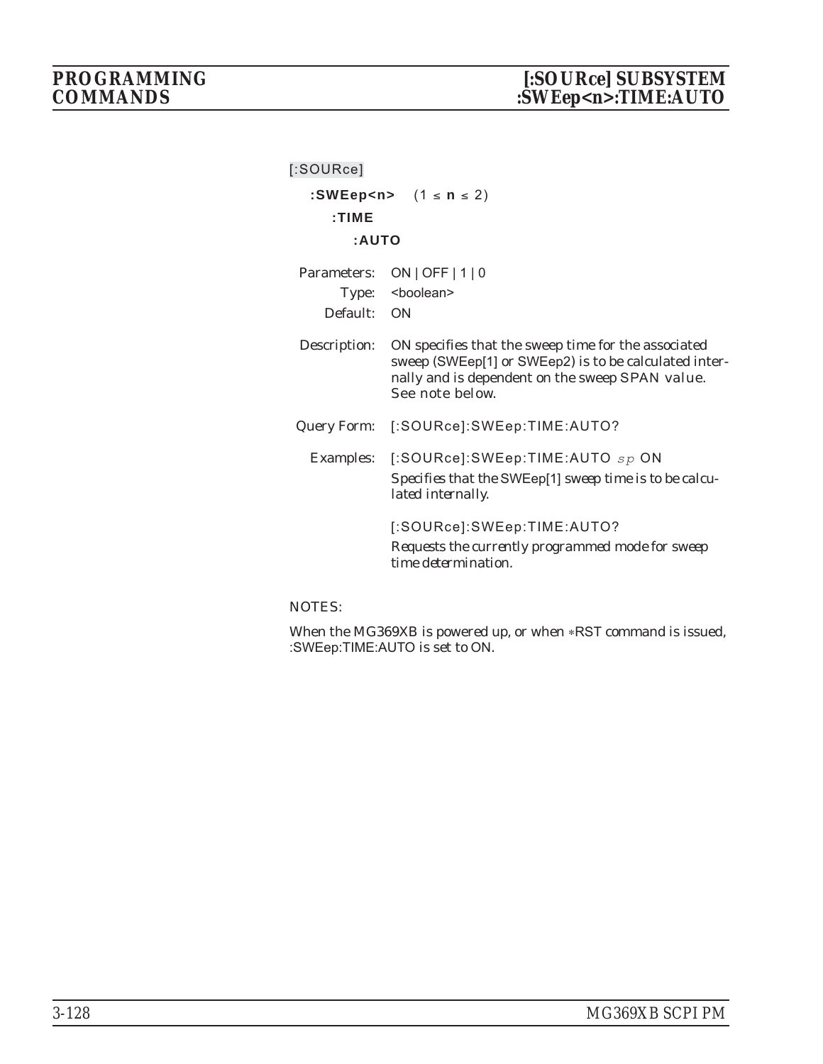[:SOURce]

**:SWEep<n>** $(1 \leq n \leq 2)$

**:TIME**

**:AUTO**

Parameters: ON | OFF | 1 | 0

Type: <boolean>

Default: ON

Description: ON specifies that the sweep time for the associated sweep (SWEep[1] or SWEep2) is to be calculated internally and is dependent on the sweep SPAN value. See note below.

Query Form: [:SOURce]:SWEep:TIME:AUTO?

Examples: [:SOURce]:SWEep:TIME:AUTO *sp* ON

*Specifies that the SWEep[1] sweep time is to be calculated internally.*

[:SOURce]:SWEep:TIME:AUTO?

*Requests the currently programmed mode for sweep time determination.*

NOTES:

When the MG369XB is powered up, or when ∗RST command is issued, :SWEep:TIME:AUTO is set to ON.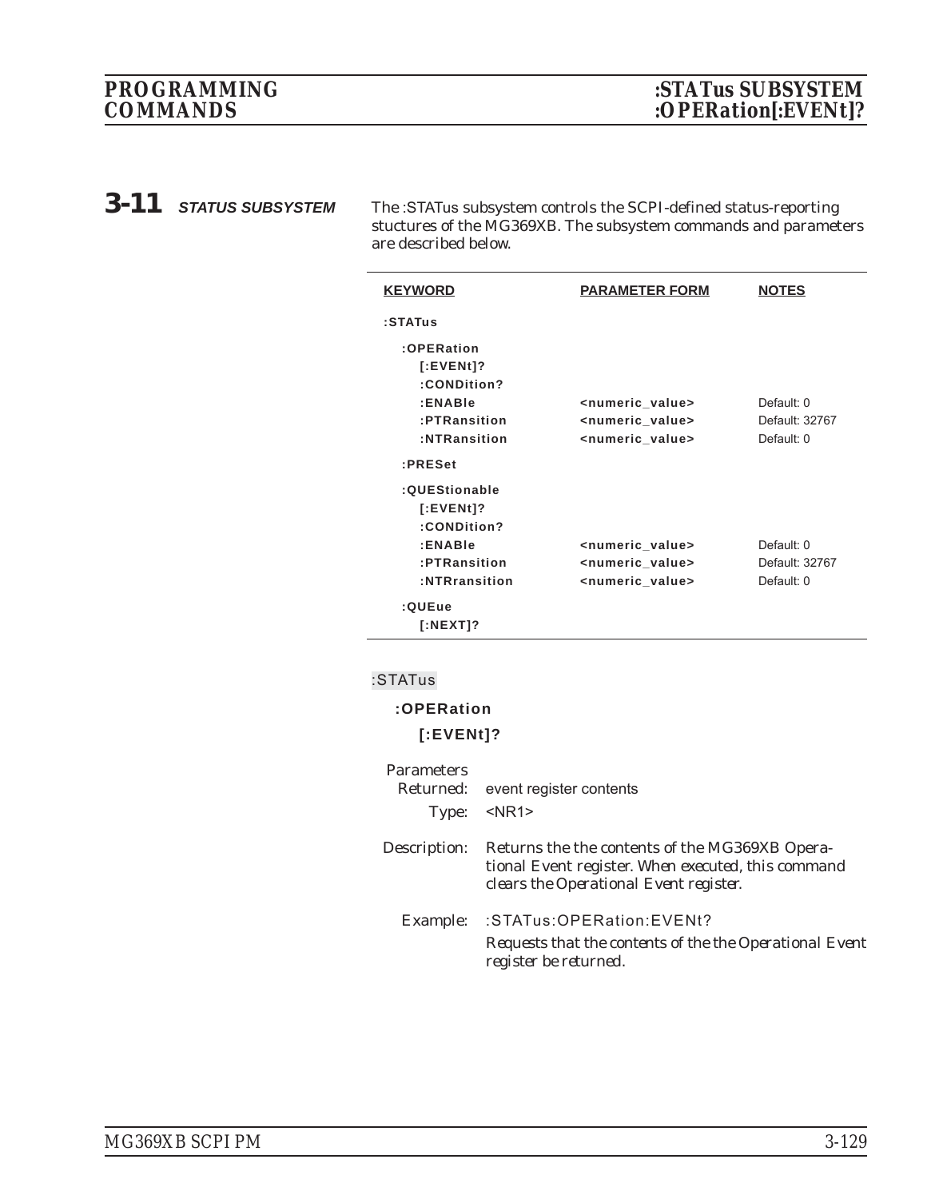## 3-11 STATUS SUBSYSTEM

The :STATus subsystem controls the SCPI-defined status-reporting stuctures of the MG369XB. The subsystem commands and parameters are described below.

| KEYWORD | PARAMETER FORM | NOTES |
|---|---|---|
| :STATus | | |
| :OPERation | | |
| [:EVENt]? | | |
| :CONDition? | | |
| :ENABle | <numeric_value> | Default: 0 |
| :PTRansition | <numeric_value> | Default: 32767 |
| :NTRansition | <numeric_value> | Default: 0 |
| :PRESet | | |
| :QUEStionable | | |
| [:EVENt]? | | |
| :CONDition? | | |
| :ENABle | <numeric_value> | Default: 0 |
| :PTRansition | <numeric_value> | Default: 32767 |
| :NTRransition | <numeric_value> | Default: 0 |
| :QUEue | | |
| [:NEXT]? | | |

:STATus

**:OPERation**

**[:EVENt]?**

Parameters Returned: event register contents

Type: <NR1>

Description: Returns the the contents of the MG369XB Operational Event register. When executed, this command clears the Operational Event register.

Example: :STATus:OPERation:EVENt?

Requests that the contents of the the Operational Event register be returned.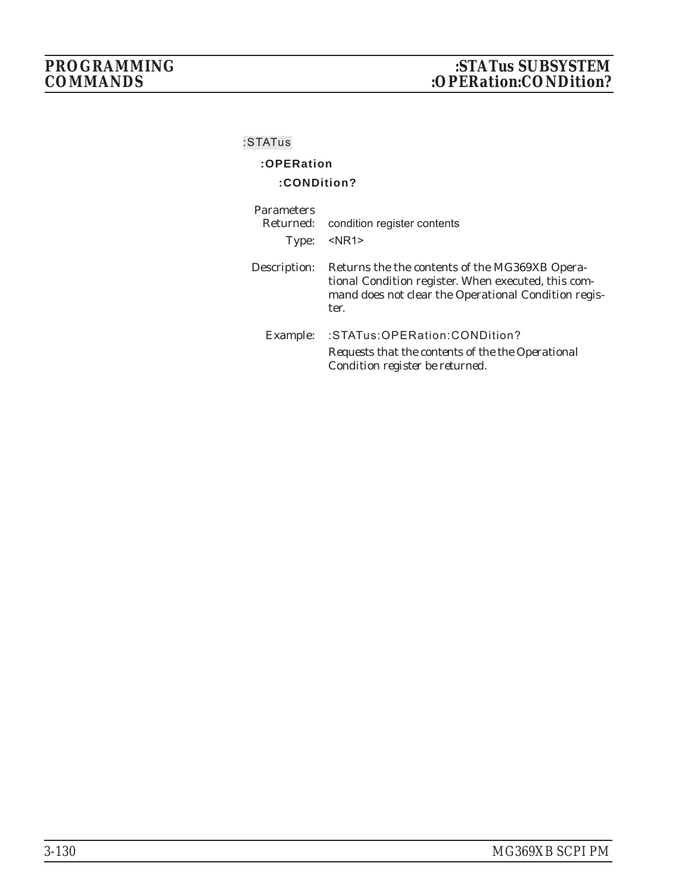:STATus

**:OPERation**

**:CONDition?**

*Parameters Returned:* condition register contents

*Type:* <NR1>

*Description:* Returns the the contents of the MG369XB Operational Condition register. When executed, this command does not clear the Operational Condition register.

*Example:* :STATus:OPERation:CONDition?

*Requests that the contents of the the Operational Condition register be returned.*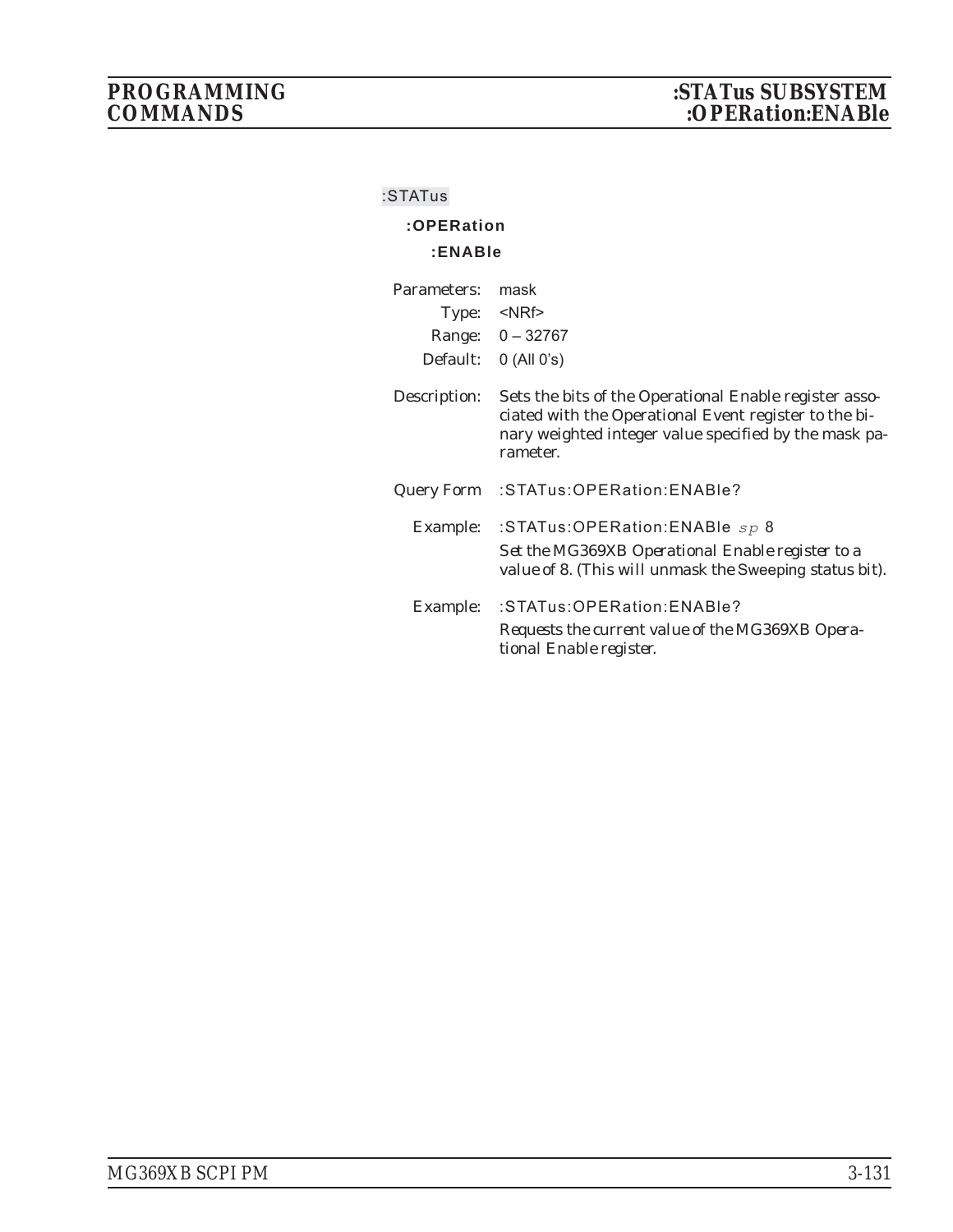:STATus

**:OPERation**

**:ENABle**

Parameters: mask
Type: <NRf>
Range: 0 – 32767
Default: 0 (All 0's)

Description: Sets the bits of the Operational Enable register associated with the Operational Event register to the binary weighted integer value specified by the mask parameter.

Query Form :STATus:OPERation:ENABle?

Example: :STATus:OPERation:ENABle *sp* 8

*Set the MG369XB Operational Enable register to a value of 8. (This will unmask the Sweeping status bit).*

Example: :STATus:OPERation:ENABle?

*Requests the current value of the MG369XB Operational Enable register.*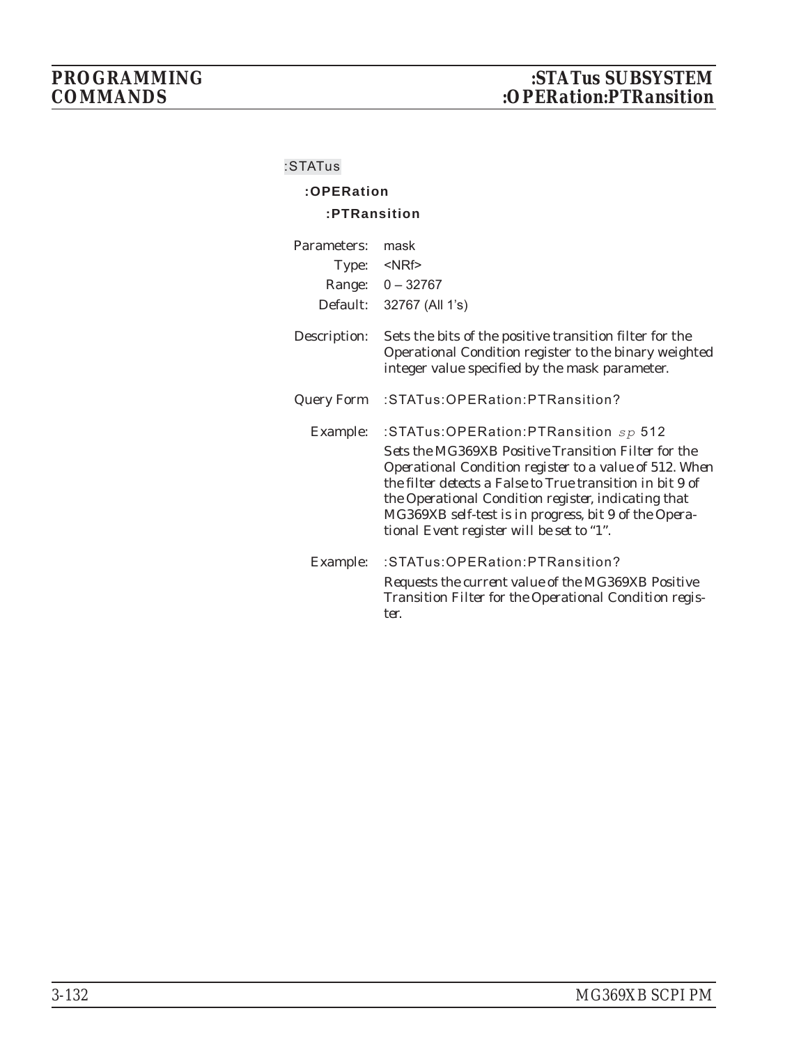:STATus

**:OPERation**

**:PTRansition**

Parameters: mask

Type: <NRf>

Range: 0 – 32767

Default: 32767 (All 1's)

Description: Sets the bits of the positive transition filter for the Operational Condition register to the binary weighted integer value specified by the mask parameter.

Query Form :STATus:OPERation:PTRansition?

Example: :STATus:OPERation:PTRansition *sp* 512

*Sets the MG369XB Positive Transition Filter for the Operational Condition register to a value of 512. When the filter detects a False to True transition in bit 9 of the Operational Condition register, indicating that MG369XB self-test is in progress, bit 9 of the Operational Event register will be set to "1".*

Example: :STATus:OPERation:PTRansition?

*Requests the current value of the MG369XB Positive Transition Filter for the Operational Condition register.*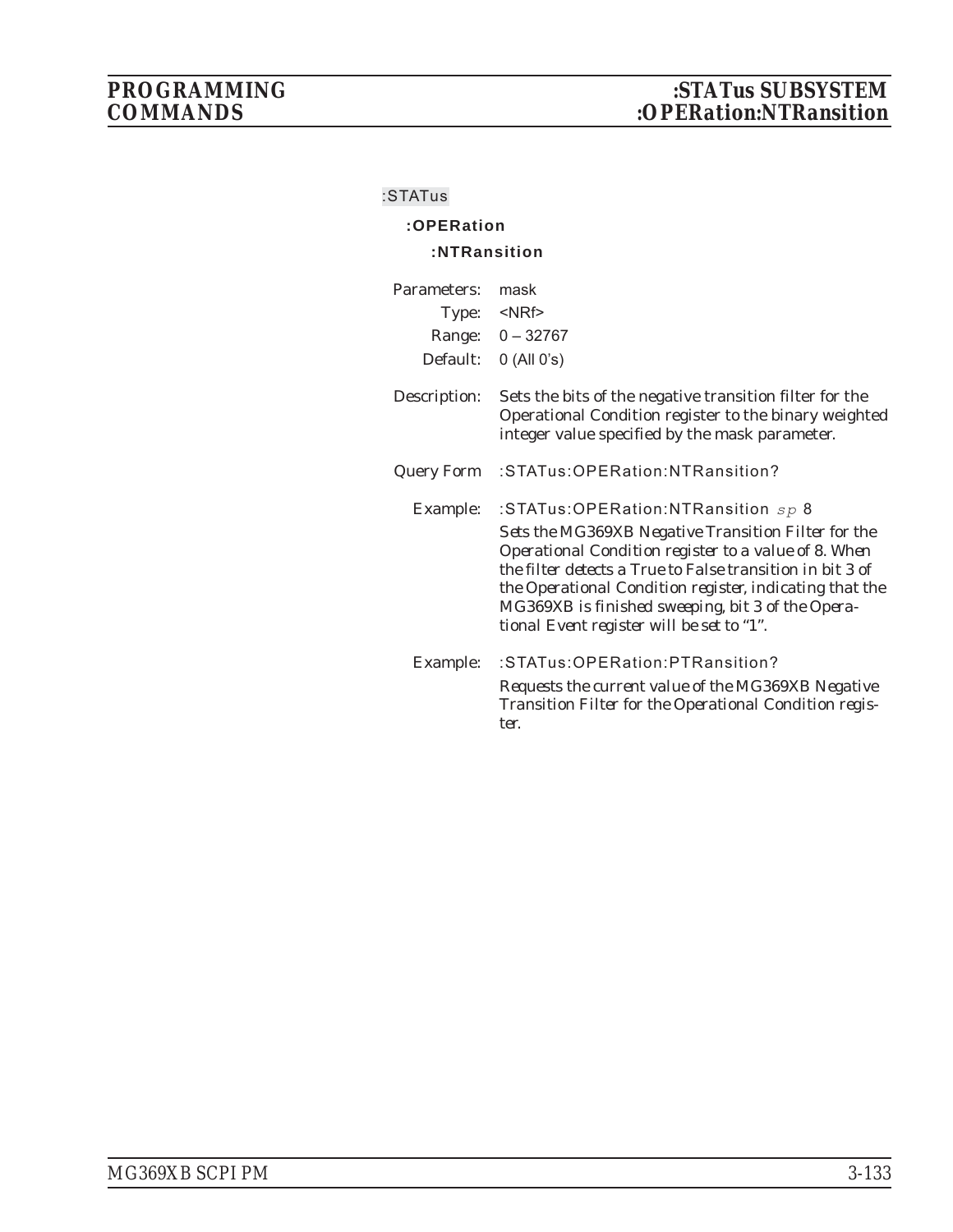:STATus

**:OPERation**

**:NTRansition**

Parameters: mask

Type: <NRf>

Range: 0 – 32767

Default: 0 (All 0's)

Description: Sets the bits of the negative transition filter for the Operational Condition register to the binary weighted integer value specified by the mask parameter.

Query Form :STATus:OPERation:NTRansition?

Example: :STATus:OPERation:NTRansition *sp* 8

*Sets the MG369XB Negative Transition Filter for the Operational Condition register to a value of 8. When the filter detects a True to False transition in bit 3 of the Operational Condition register, indicating that the MG369XB is finished sweeping, bit 3 of the Operational Event register will be set to "1".*

Example: :STATus:OPERation:PTRansition?

*Requests the current value of the MG369XB Negative Transition Filter for the Operational Condition register.*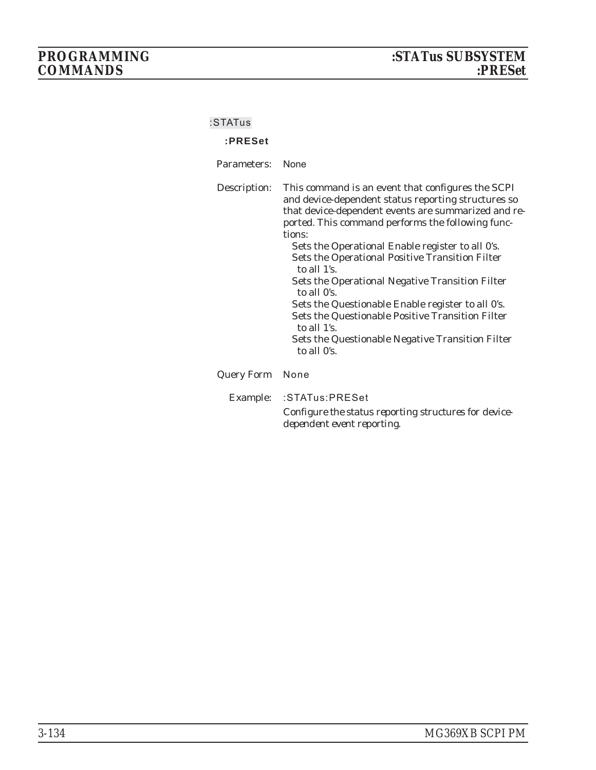:STATus

**:PRESet**

Parameters: None

Description: This command is an event that configures the SCPI and device-dependent status reporting structures so that device-dependent events are summarized and reported. This command performs the following functions:

- Sets the Operational Enable register to all 0's.
- Sets the Operational Positive Transition Filter to all 1's.
- Sets the Operational Negative Transition Filter to all 0's.
- Sets the Questionable Enable register to all 0's.
- Sets the Questionable Positive Transition Filter to all 1's.
- Sets the Questionable Negative Transition Filter to all 0's.

Query Form None

Example: :STATus:PRESet

*Configure the status reporting structures for device-dependent event reporting.*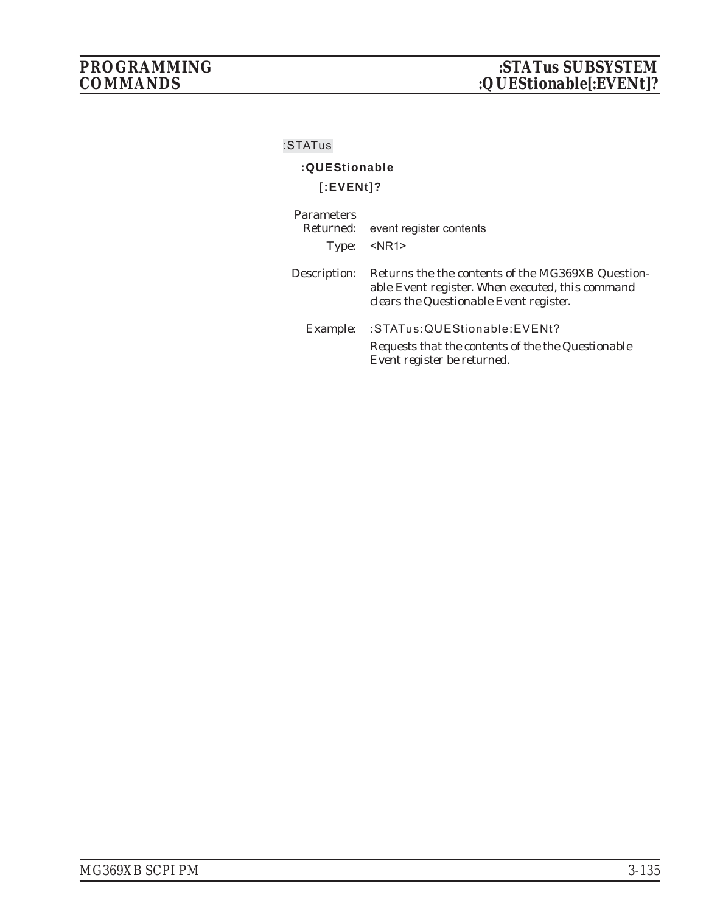:STATus

**:QUEStionable**

**[:EVENt]?**

Parameters
Returned: event register contents

Type: <NR1>

Description: *Returns the the contents of the MG369XB Questionable Event register. When executed, this command clears the Questionable Event register.*

Example: :STATus:QUEStionable:EVENt?

*Requests that the contents of the the Questionable Event register be returned.*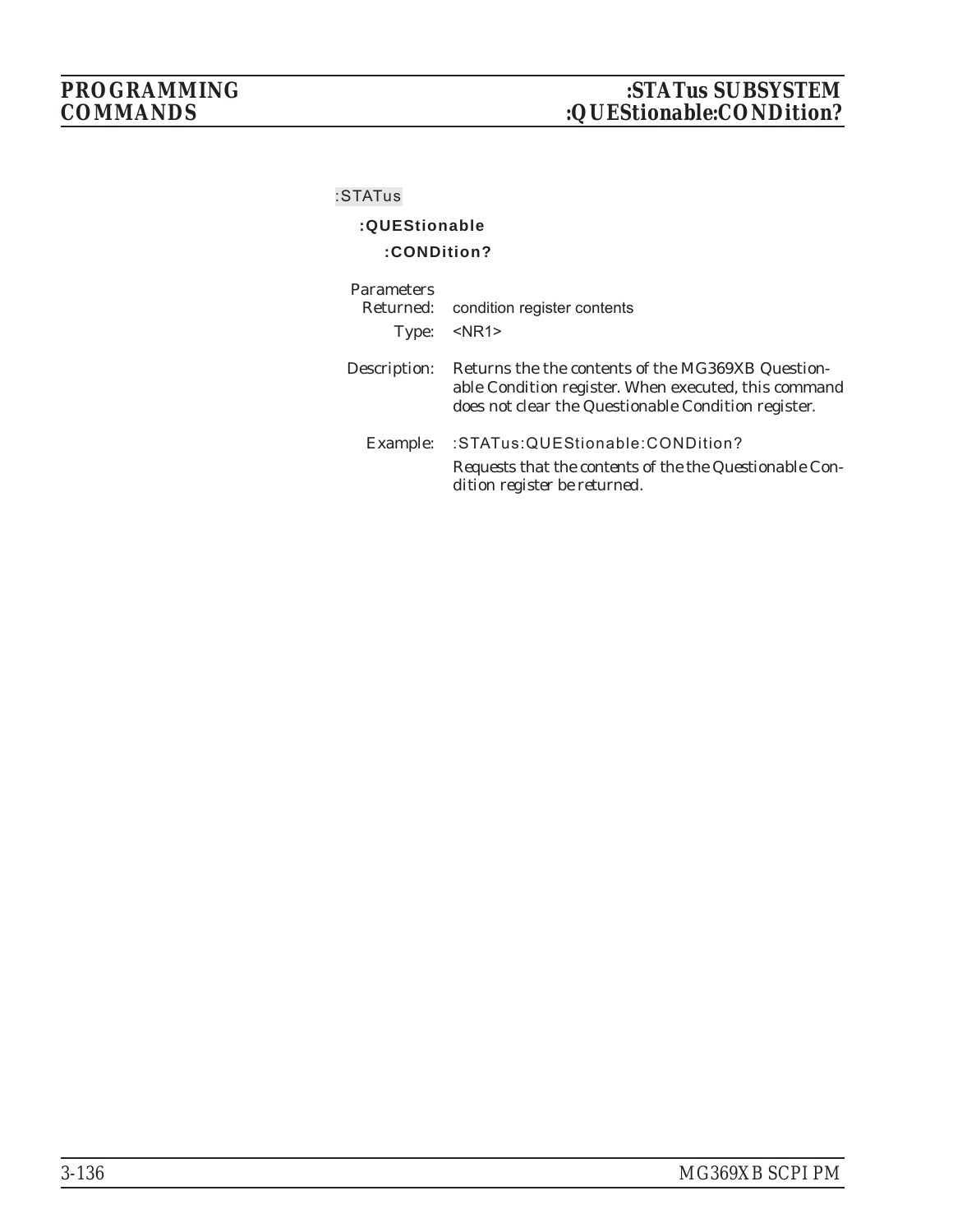:STATus

**:QUEStionable**

**:CONDition?**

*Parameters*
*Returned:* condition register contents

*Type:* <NR1>

*Description:* Returns the the contents of the MG369XB Questionable Condition register. When executed, this command does not clear the Questionable Condition register.

*Example:* :STATus:QUEStionable:CONDition?

*Requests that the contents of the the Questionable Condition register be returned.*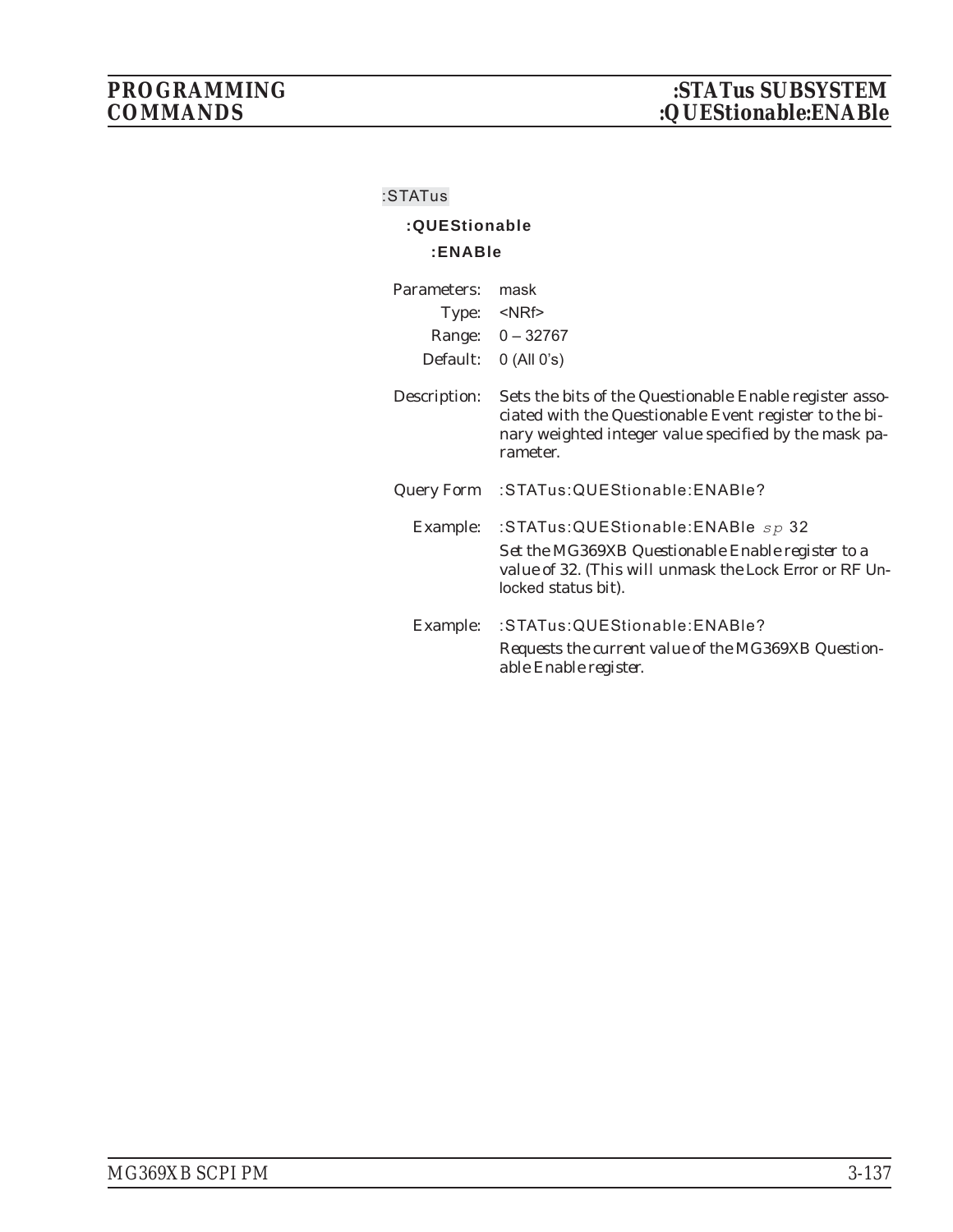:STATus

**:QUEStionable**

**:ENABle**

Parameters: mask
Type: <NRf>
Range: 0 – 32767
Default: 0 (All 0's)

Description: Sets the bits of the Questionable Enable register associated with the Questionable Event register to the binary weighted integer value specified by the mask parameter.

Query Form :STATus:QUEStionable:ENABle?

Example: :STATus:QUEStionable:ENABle *sp* 32

*Set the MG369XB Questionable Enable register to a value of 32. (This will unmask the Lock Error or RF Unlocked status bit).*

Example: :STATus:QUEStionable:ENABle?

*Requests the current value of the MG369XB Questionable Enable register.*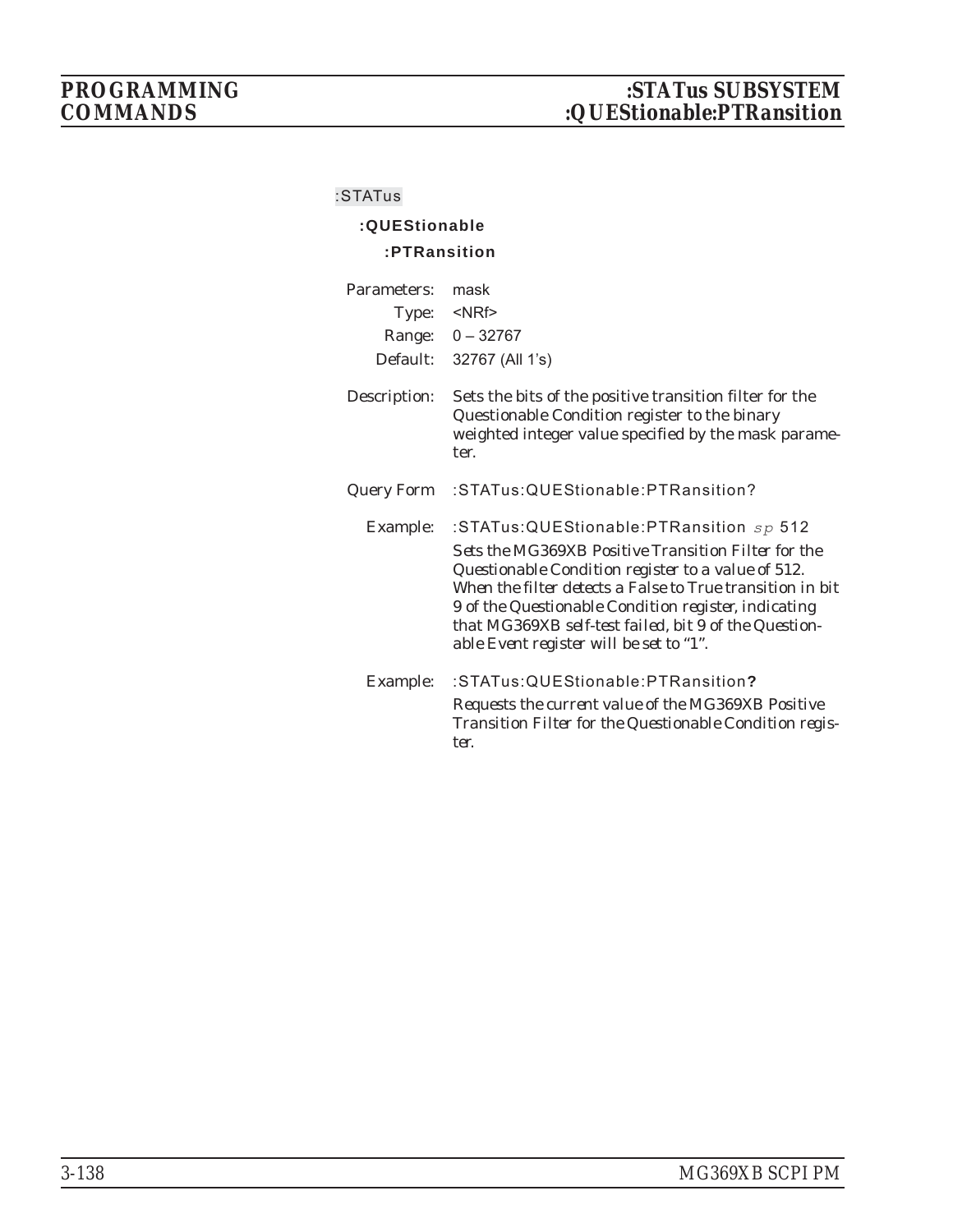:STATus

**:QUEStionable**

**:PTRansition**

Parameters: mask
Type: <NRf>
Range: 0 – 32767
Default: 32767 (All 1's)

Description: Sets the bits of the positive transition filter for the Questionable Condition register to the binary weighted integer value specified by the mask parameter.

Query Form :STATus:QUEStionable:PTRansition?

Example: :STATus:QUEStionable:PTRansition *sp* 512

*Sets the MG369XB Positive Transition Filter for the Questionable Condition register to a value of 512. When the filter detects a False to True transition in bit 9 of the Questionable Condition register, indicating that MG369XB self-test failed, bit 9 of the Questionable Event register will be set to "1".*

Example: :STATus:QUEStionable:PTRansition**?**

*Requests the current value of the MG369XB Positive Transition Filter for the Questionable Condition register.*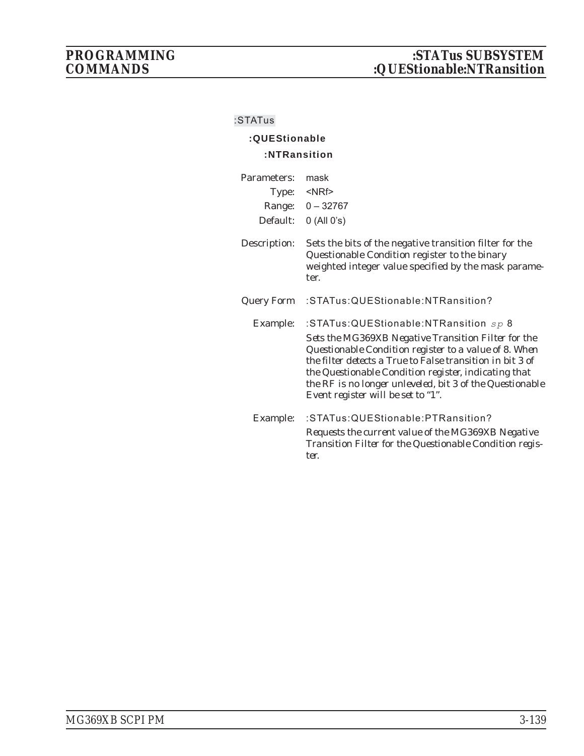:STATus

**:QUEStionable**

**:NTRansition**

Parameters: mask

Type: <NRf>

Range: 0 – 32767

Default: 0 (All 0's)

Description: Sets the bits of the negative transition filter for the Questionable Condition register to the binary weighted integer value specified by the mask parameter.

Query Form :STATus:QUEStionable:NTRansition?

Example: :STATus:QUEStionable:NTRansition *sp* 8

*Sets the MG369XB Negative Transition Filter for the Questionable Condition register to a value of 8. When the filter detects a True to False transition in bit 3 of the Questionable Condition register, indicating that the RF is no longer unleveled, bit 3 of the Questionable Event register will be set to "1".*

Example: :STATus:QUEStionable:PTRansition?

*Requests the current value of the MG369XB Negative Transition Filter for the Questionable Condition register.*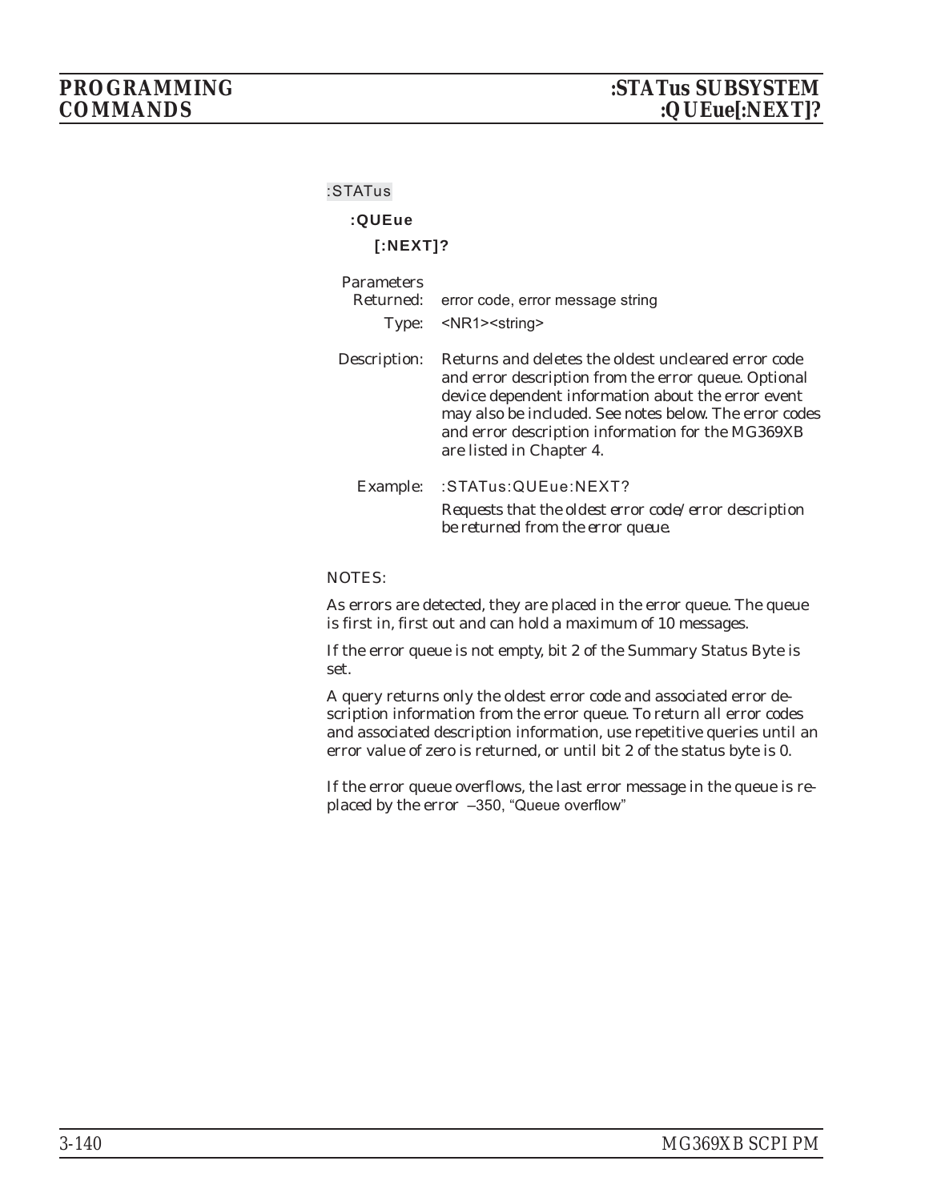:STATus

**:QUEue**

**[:NEXT]?**

Parameters
Returned: error code, error message string

Type: <NR1><string>

Description: Returns and deletes the oldest uncleared error code and error description from the error queue. Optional device dependent information about the error event may also be included. See notes below. The error codes and error description information for the MG369XB are listed in Chapter 4.

Example: :STATus:QUEue:NEXT?

*Requests that the oldest error code/error description be returned from the error queue.*

NOTES:

As errors are detected, they are placed in the error queue. The queue is first in, first out and can hold a maximum of 10 messages.

If the error queue is not empty, bit 2 of the Summary Status Byte is set.

A query returns only the oldest error code and associated error description information from the error queue. To return all error codes and associated description information, use repetitive queries until an error value of zero is returned, or until bit 2 of the status byte is 0.

If the error queue overflows, the last error message in the queue is replaced by the error –350, "Queue overflow"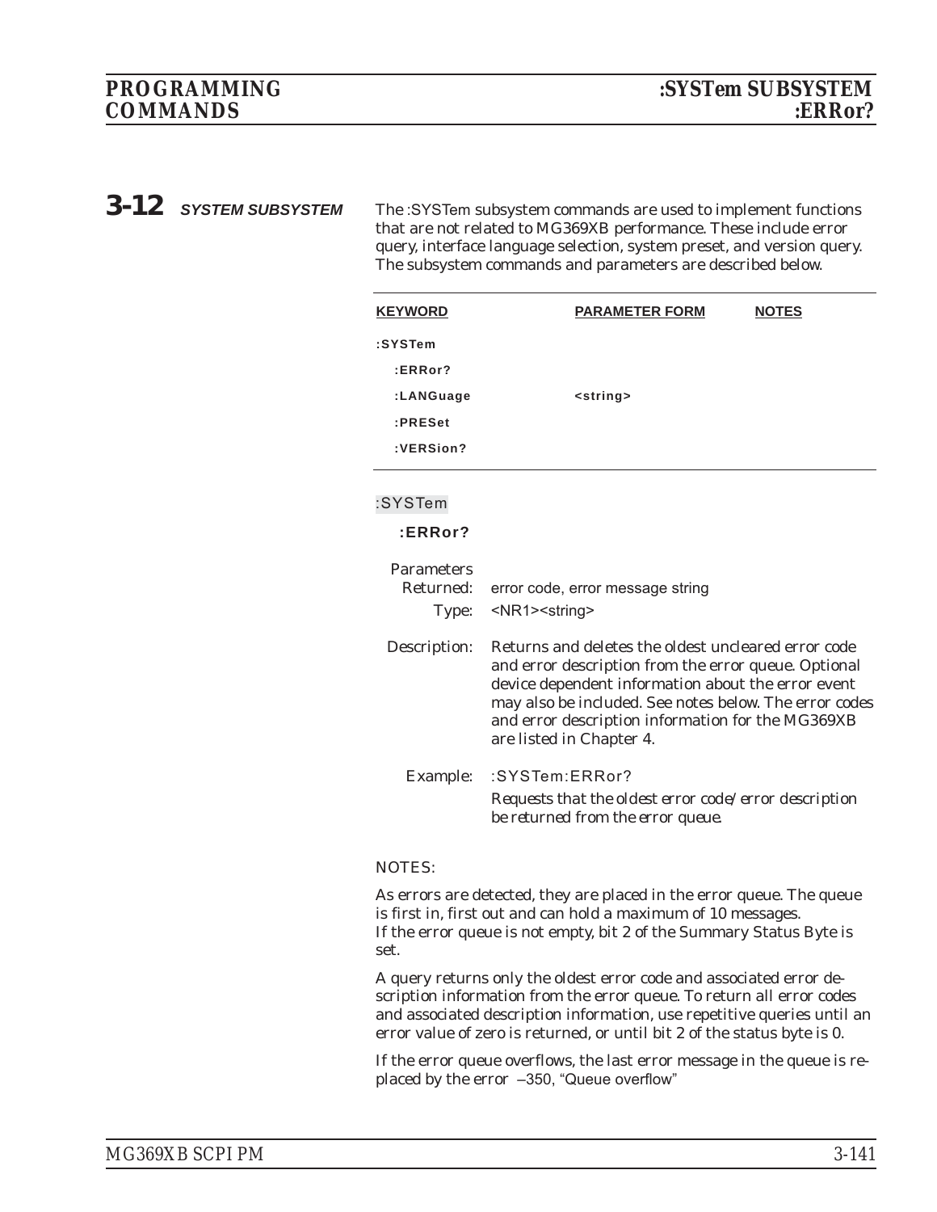## 3-12 SYSTEM SUBSYSTEM

The :SYSTem subsystem commands are used to implement functions that are not related to MG369XB performance. These include error query, interface language selection, system preset, and version query. The subsystem commands and parameters are described below.

| KEYWORD | PARAMETER FORM | NOTES |
|---|---|---|
| :SYSTem | | |
| :ERRor? | | |
| :LANGuage | <string> | |
| :PRESet | | |
| :VERSion? | | |

:SYSTem

**:ERRor?**

Parameters Returned: error code, error message string

Type: <NR1><string>

Description: Returns and deletes the oldest uncleared error code and error description from the error queue. Optional device dependent information about the error event may also be included. See notes below. The error codes and error description information for the MG369XB are listed in Chapter 4.

Example: :SYSTem:ERRor?

*Requests that the oldest error code/error description be returned from the error queue.*

NOTES:

As errors are detected, they are placed in the error queue. The queue is first in, first out and can hold a maximum of 10 messages. If the error queue is not empty, bit 2 of the Summary Status Byte is set.

A query returns only the oldest error code and associated error description information from the error queue. To return all error codes and associated description information, use repetitive queries until an error value of zero is returned, or until bit 2 of the status byte is 0.

If the error queue overflows, the last error message in the queue is replaced by the error –350, "Queue overflow"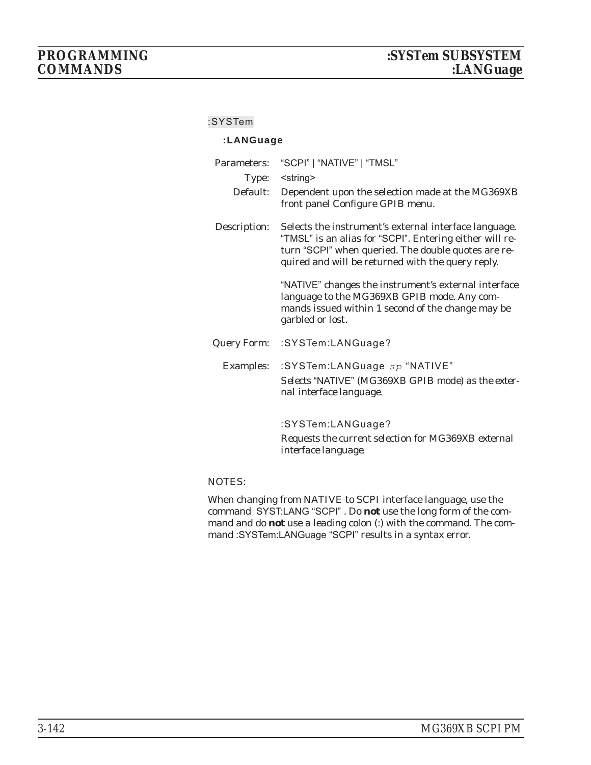:SYSTem

**:LANGuage**

Parameters: "SCPI" | "NATIVE" | "TMSL"

Type: <string>

Default: Dependent upon the selection made at the MG369XB front panel Configure GPIB menu.

Description: Selects the instrument's external interface language. "TMSL" is an alias for "SCPI". Entering either will return "SCPI" when queried. The double quotes are required and will be returned with the query reply.

"NATIVE" changes the instrument's external interface language to the MG369XB GPIB mode. Any commands issued within 1 second of the change may be garbled or lost.

Query Form: :SYSTem:LANGuage?

Examples: :SYSTem:LANGuage *sp* "NATIVE"

*Selects "NATIVE" (MG369XB GPIB mode) as the external interface language.*

:SYSTem:LANGuage?

*Requests the current selection for MG369XB external interface language.*

NOTES:

When changing from NATIVE to SCPI interface language, use the command SYST:LANG "SCPI" . Do **not** use the long form of the command and do **not** use a leading colon (:) with the command. The command :SYSTem:LANGuage "SCPI" results in a syntax error.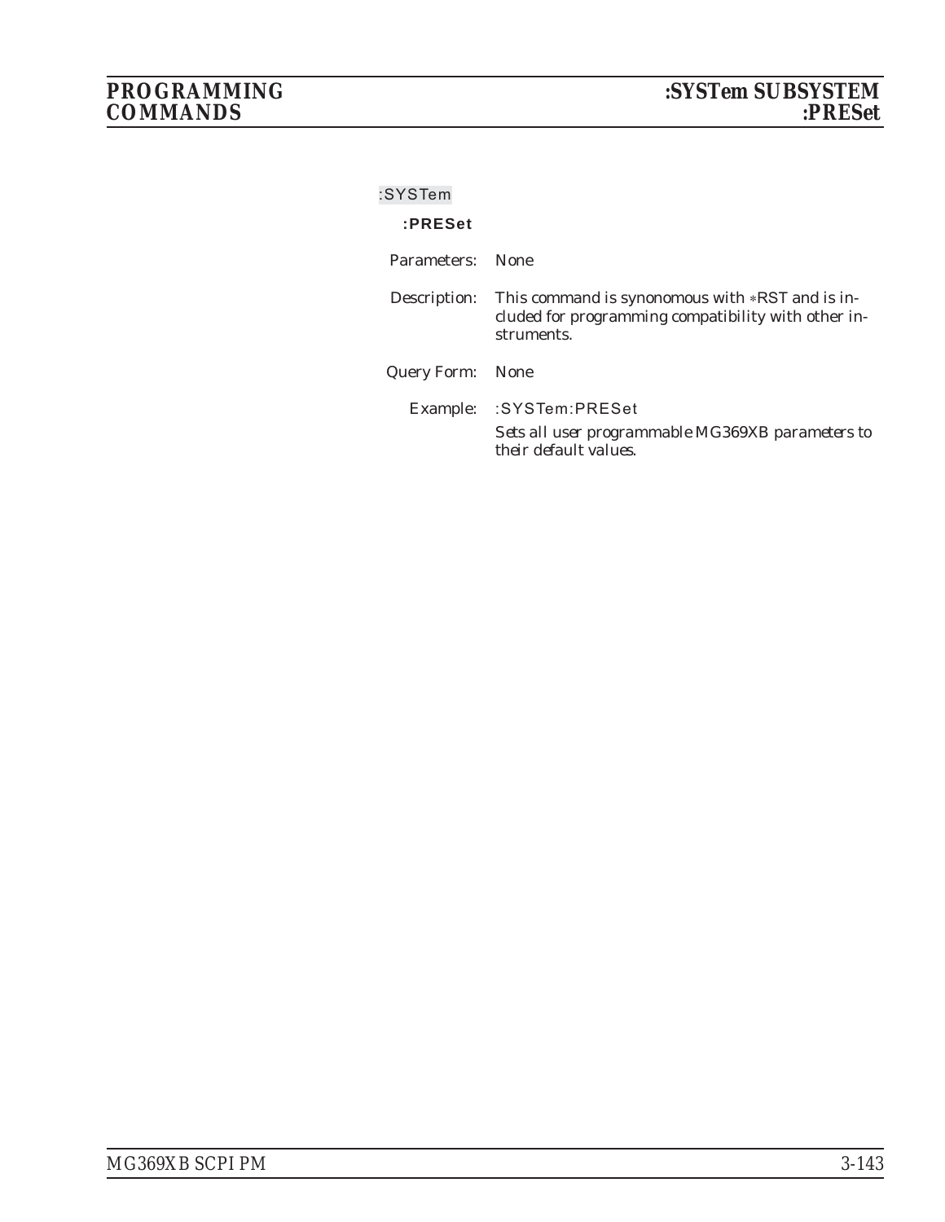:SYSTem

**:PRESet**

Parameters: None

Description: This command is synononomous with ∗RST and is included for programming compatibility with other instruments.

Query Form: None

Example: :SYSTem:PRESet

*Sets all user programmable MG369XB parameters to their default values.*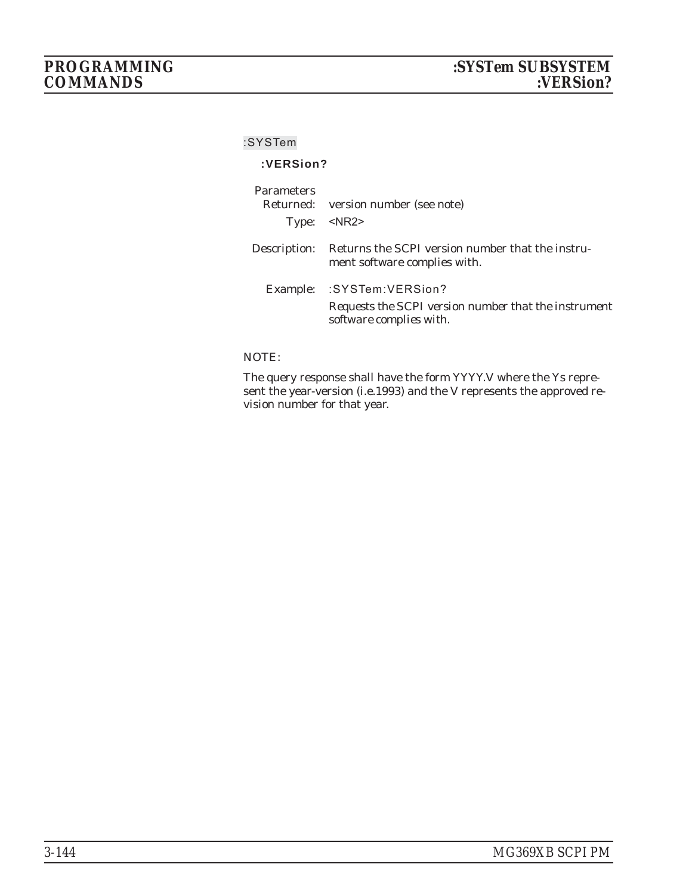:SYSTem

**:VERSion?**

Parameters
Returned: version number (see note)

Type: <NR2>

Description: Returns the SCPI version number that the instrument software complies with.

Example: :SYSTem:VERSion?

*Requests the SCPI version number that the instrument software complies with.*

NOTE:

The query response shall have the form YYYY.V where the Ys represent the year-version (i.e.1993) and the V represents the approved revision number for that year.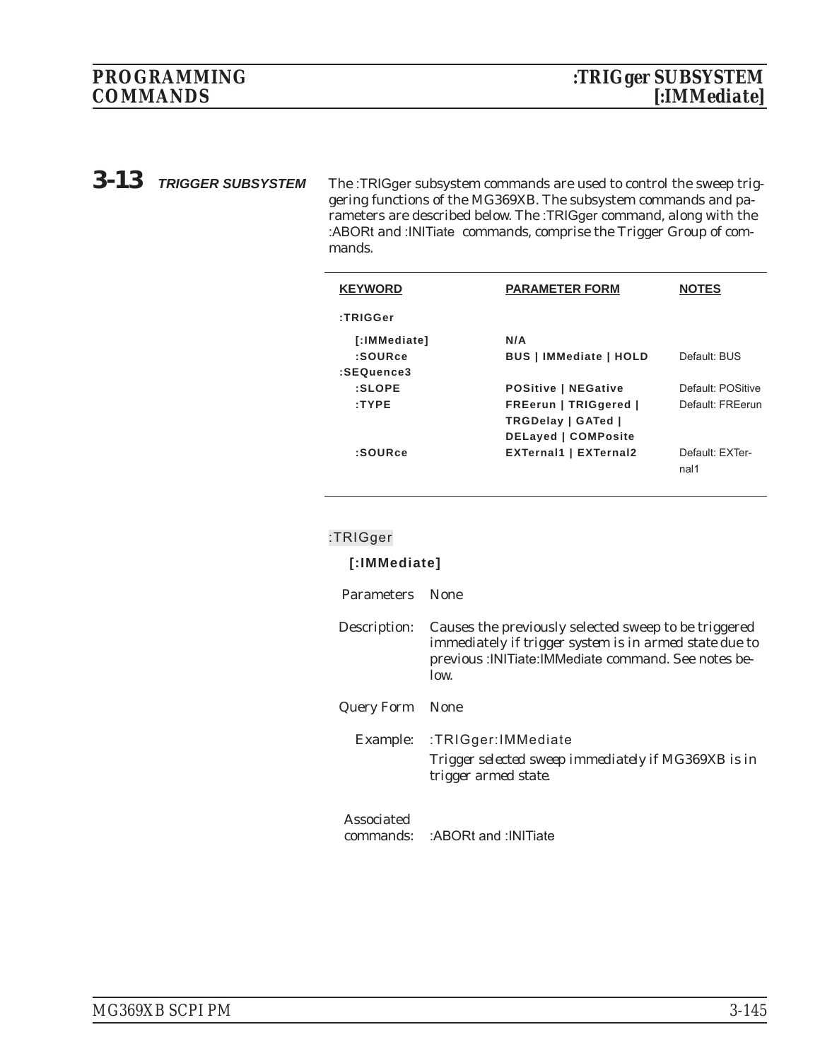## 3-13 TRIGGER SUBSYSTEM

The :TRIGger subsystem commands are used to control the sweep triggering functions of the MG369XB. The subsystem commands and parameters are described below. The :TRIGger command, along with the :ABORt and :INITiate commands, comprise the Trigger Group of commands.

| KEYWORD | PARAMETER FORM | NOTES |
|---|---|---|
| :TRIGGer | | |
| [:IMMediate] | N/A | |
| :SOURce | BUS \| IMMediate \| HOLD | Default: BUS |
| :SEQuence3 | | |
| :SLOPE | POSitive \| NEGative | Default: POSitive |
| :TYPE | FREerun \| TRIGgered \| TRGDelay \| GATed \| DELayed \| COMPosite | Default: FREerun |
| :SOURce | EXTernal1 \| EXTernal2 | Default: EXTernal1 |

:TRIGger

**[:IMMediate]**

Parameters: None

Description: Causes the previously selected sweep to be triggered immediately if trigger system is in armed state due to previous :INITiate:IMMediate command. See notes below.

Query Form: None

Example: :TRIGger:IMMediate

*Trigger selected sweep immediately if MG369XB is in trigger armed state.*

Associated commands: :ABORt and :INITiate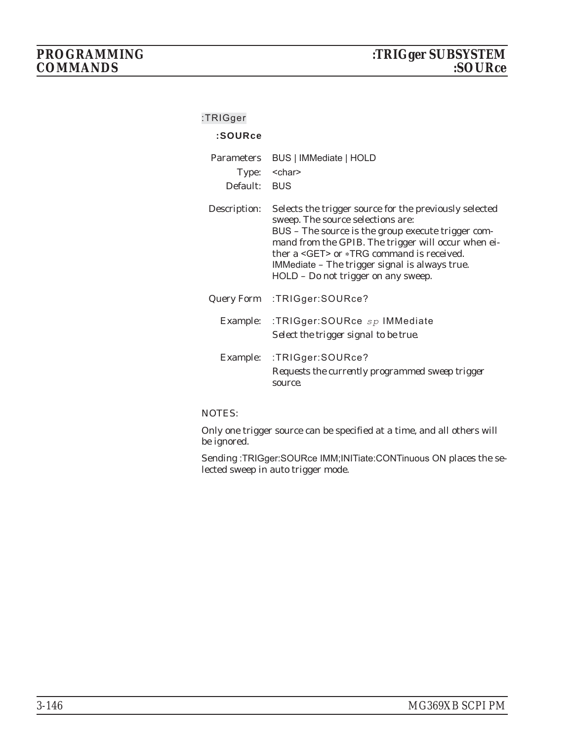:TRIGger

**:SOURce**

| | |
|---|---|
| Parameters | BUS \| IMMediate \| HOLD |
| Type: | <char> |
| Default: | BUS |
| Description: | Selects the trigger source for the previously selected sweep. The source selections are:<br>BUS – The source is the group execute trigger command from the GPIB. The trigger will occur when either a <GET> or *TRG command is received.<br>IMMediate – The trigger signal is always true.<br>HOLD – Do not trigger on any sweep. |
| Query Form | :TRIGger:SOURce? |
| Example: | :TRIGger:SOURce *sp* IMMediate<br>*Select the trigger signal to be true.* |
| Example: | :TRIGger:SOURce?<br>*Requests the currently programmed sweep trigger source.* |

NOTES:

Only one trigger source can be specified at a time, and all others will be ignored.

Sending :TRIGger:SOURce IMM;INITiate:CONTinuous ON places the selected sweep in auto trigger mode.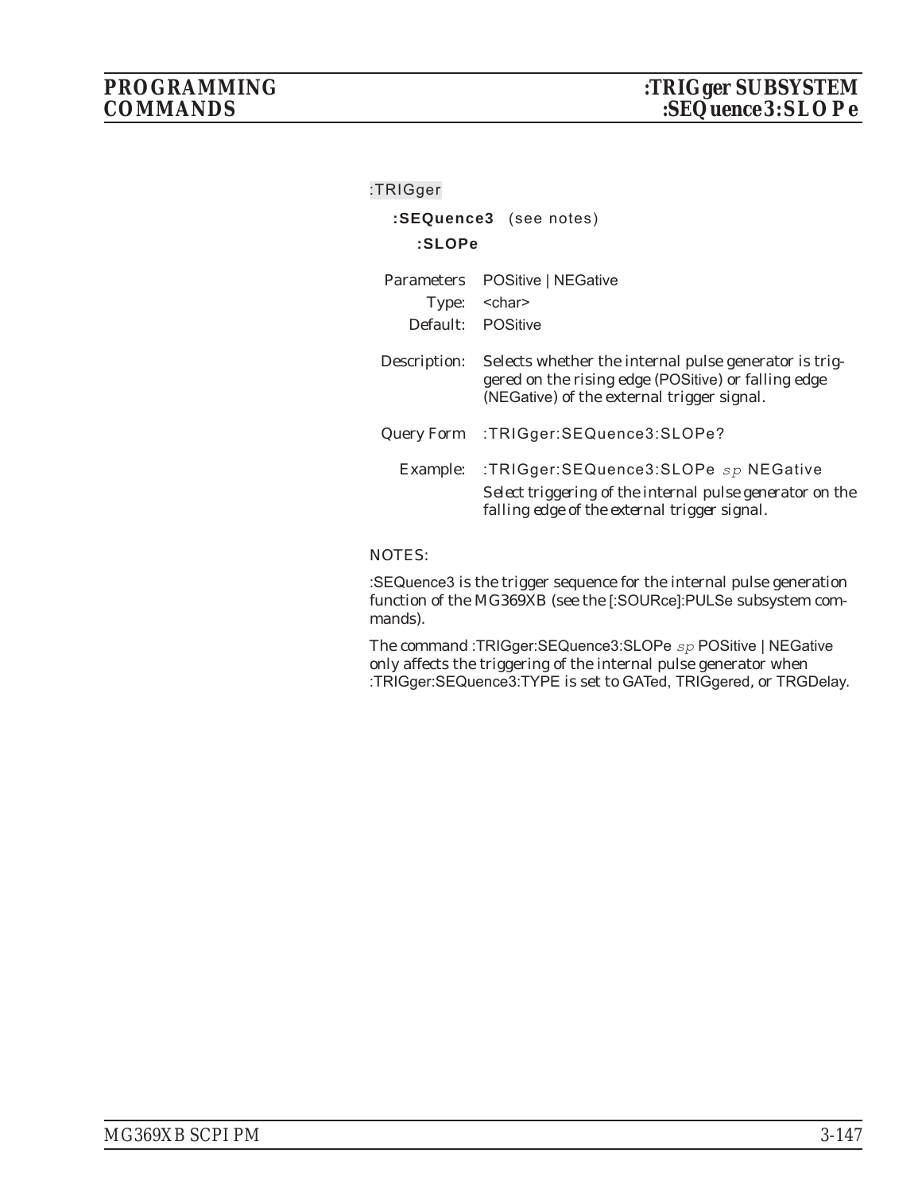:TRIGger

**:SEQuence3** (see notes)

**:SLOPe**

Parameters POSitive | NEGative

Type: <char>

Default: POSitive

Description: Selects whether the internal pulse generator is triggered on the rising edge (POSitive) or falling edge (NEGative) of the external trigger signal.

Query Form :TRIGger:SEQuence3:SLOPe?

Example: :TRIGger:SEQuence3:SLOPe *sp* NEGative

*Select triggering of the internal pulse generator on the falling edge of the external trigger signal.*

NOTES:

:SEQuence3 is the trigger sequence for the internal pulse generation function of the MG369XB (see the [:SOURce]:PULSe subsystem commands).

The command :TRIGger:SEQuence3:SLOPe *sp* POSitive | NEGative only affects the triggering of the internal pulse generator when :TRIGger:SEQuence3:TYPE is set to GATed, TRIGgered, or TRGDelay.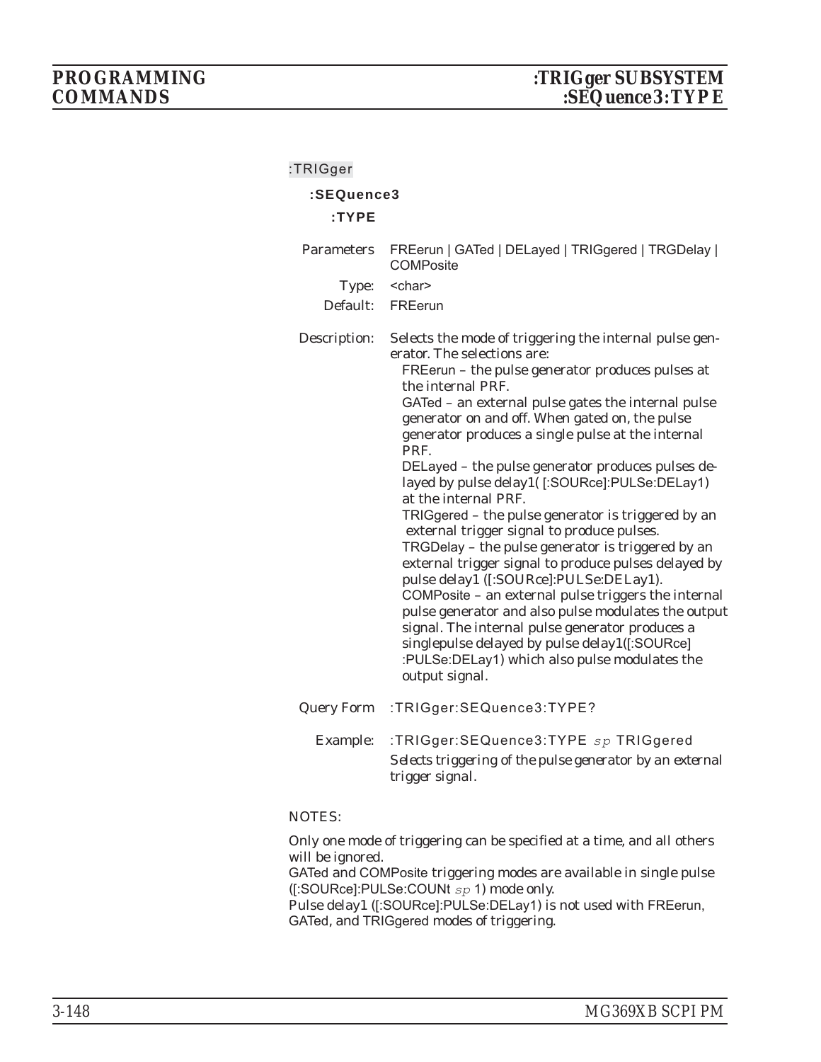:TRIGger

**:SEQuence3**

**:TYPE**

Parameters FREerun | GATed | DELayed | TRIGgered | TRGDelay | COMPosite

Type: <char>

Default: FREerun

Description: Selects the mode of triggering the internal pulse generator. The selections are:

FREerun – the pulse generator produces pulses at the internal PRF.

GATed – an external pulse gates the internal pulse generator on and off. When gated on, the pulse generator produces a single pulse at the internal PRF.

DELayed – the pulse generator produces pulses delayed by pulse delay1( [:SOURce]:PULSe:DELay1) at the internal PRF.

TRIGgered – the pulse generator is triggered by an external trigger signal to produce pulses.

TRGDelay – the pulse generator is triggered by an external trigger signal to produce pulses delayed by pulse delay1 ([:SOURce]:PULSe:DELay1).

COMPosite – an external pulse triggers the internal pulse generator and also pulse modulates the output signal. The internal pulse generator produces a singlepulse delayed by pulse delay1([:SOURce]:PULSe:DELay1) which also pulse modulates the output signal.

Query Form :TRIGger:SEQuence3:TYPE?

Example: :TRIGger:SEQuence3:TYPE *sp* TRIGgered

*Selects triggering of the pulse generator by an external trigger signal.*

NOTES:

Only one mode of triggering can be specified at a time, and all others will be ignored.

GATed and COMPosite triggering modes are available in single pulse ([:SOURce]:PULSe:COUNt *sp* 1) mode only.

Pulse delay1 ([:SOURce]:PULSe:DELay1) is not used with FREerun, GATed, and TRIGgered modes of triggering.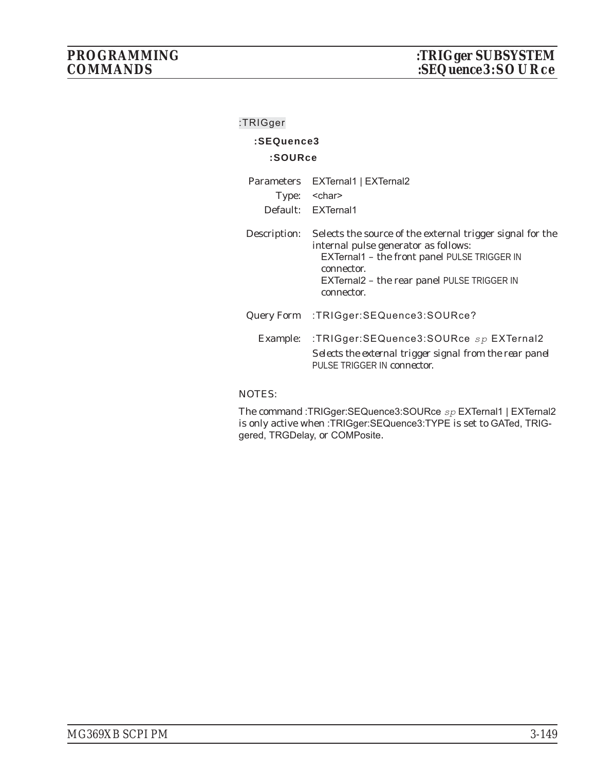:TRIGger

**:SEQuence3**

**:SOURce**

Parameters EXTernal1 | EXTernal2

Type: <char>

Default: EXTernal1

Description: Selects the source of the external trigger signal for the internal pulse generator as follows:

EXTernal1 – the front panel PULSE TRIGGER IN connector.

EXTernal2 – the rear panel PULSE TRIGGER IN connector.

Query Form :TRIGger:SEQuence3:SOURce?

Example: :TRIGger:SEQuence3:SOURce *sp* EXTernal2

*Selects the external trigger signal from the rear panel PULSE TRIGGER IN connector.*

NOTES:

The command :TRIGger:SEQuence3:SOURce *sp* EXTernal1 | EXTernal2 is only active when :TRIGger:SEQuence3:TYPE is set to GATed, TRIGgered, TRGDelay, or COMPosite.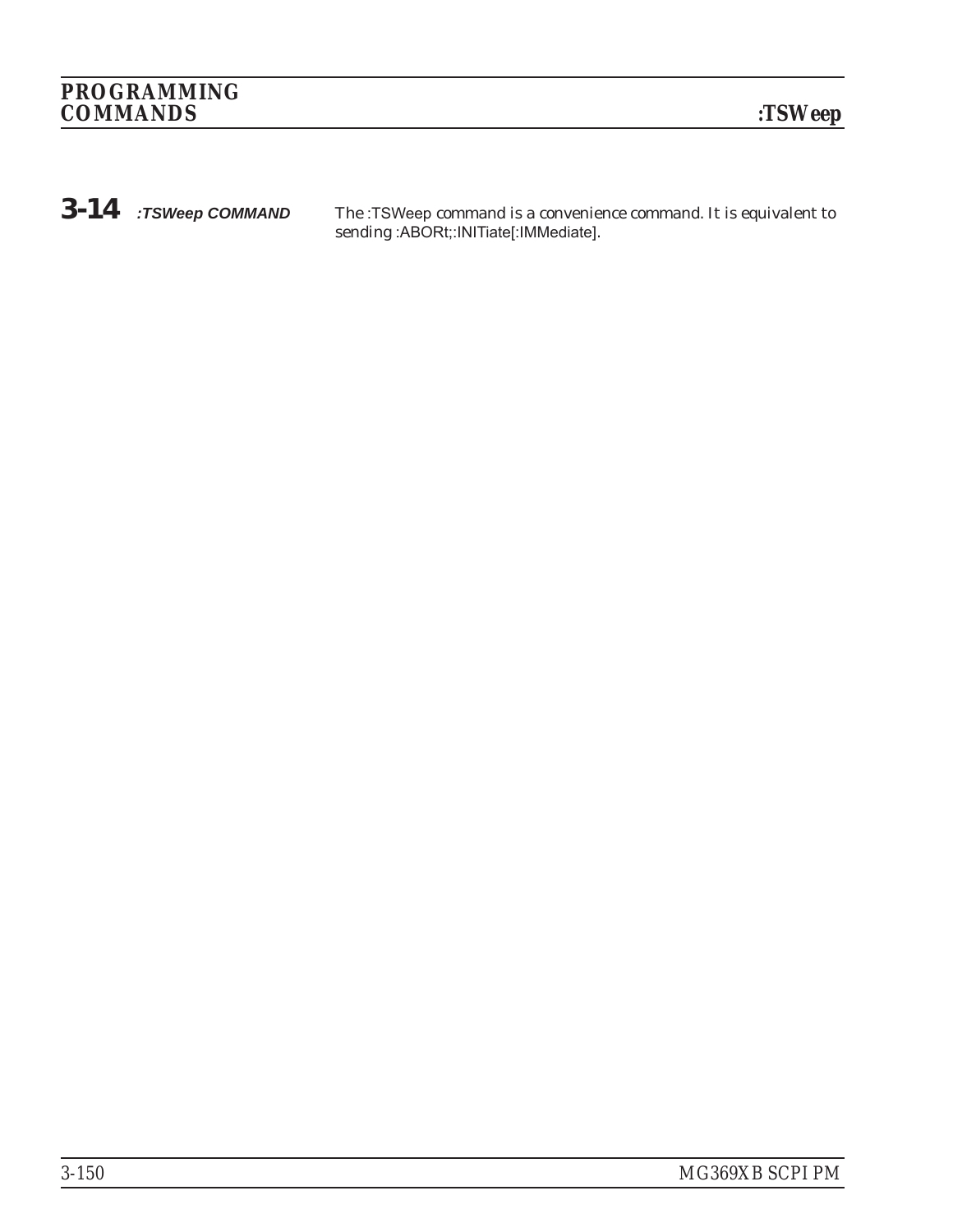## 3-14 :TSWeep COMMAND

The :TSWeep command is a convenience command. It is equivalent to sending :ABORt;:INITiate[:IMMediate].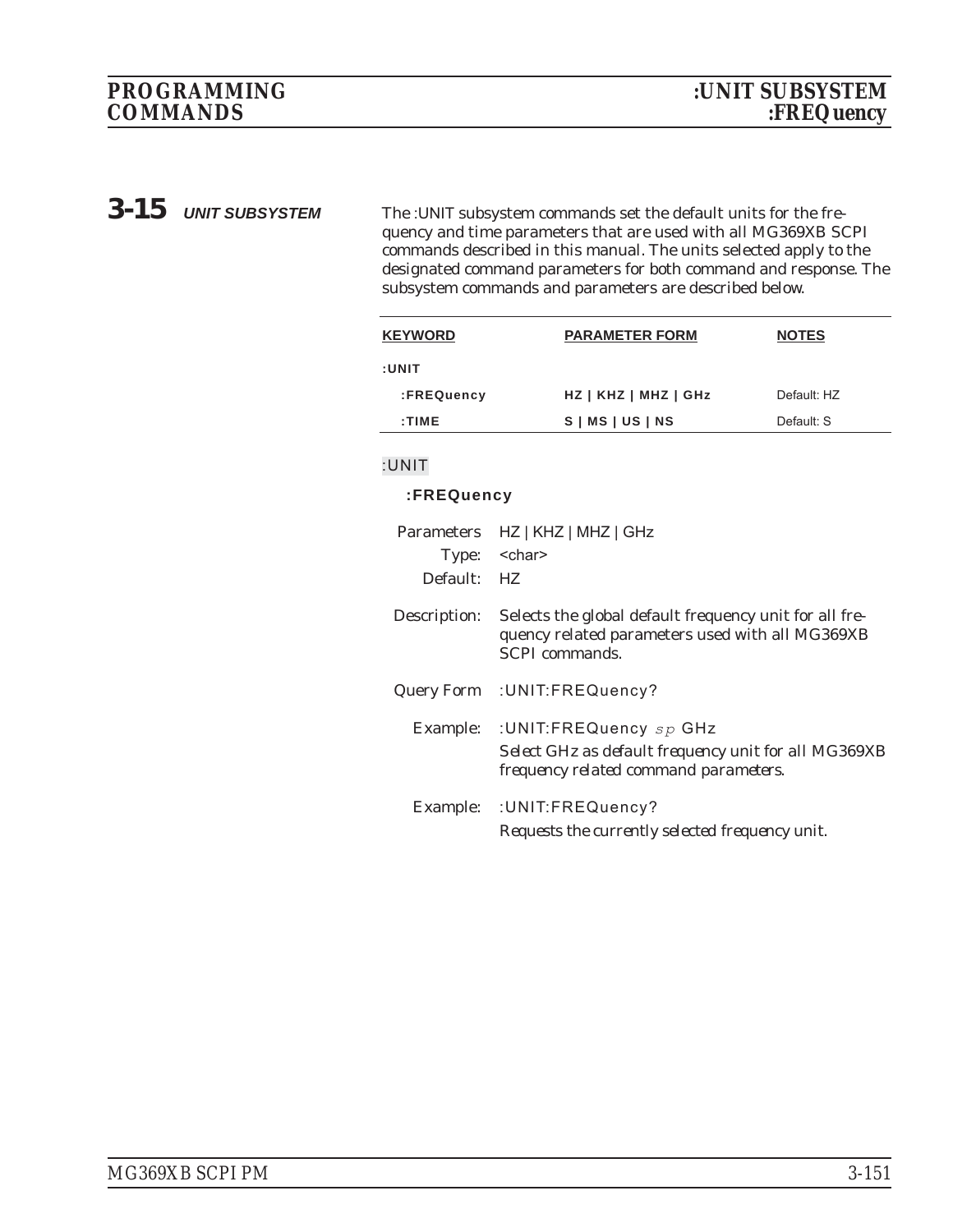## 3-15 UNIT SUBSYSTEM

The :UNIT subsystem commands set the default units for the frequency and time parameters that are used with all MG369XB SCPI commands described in this manual. The units selected apply to the designated command parameters for both command and response. The subsystem commands and parameters are described below.

| KEYWORD | PARAMETER FORM | NOTES |
|---|---|---|
| :UNIT | | |
| :FREQuency | HZ \| KHZ \| MHZ \| GHz | Default: HZ |
| :TIME | S \| MS \| US \| NS | Default: S |

:UNIT

**:FREQuency**

Parameters: HZ | KHZ | MHZ | GHz

Type: <char>

Default: HZ

Description: Selects the global default frequency unit for all frequency related parameters used with all MG369XB SCPI commands.

Query Form: :UNIT:FREQuency?

Example: :UNIT:FREQuency *sp* GHz

*Select GHz as default frequency unit for all MG369XB frequency related command parameters.*

Example: :UNIT:FREQuency?

*Requests the currently selected frequency unit.*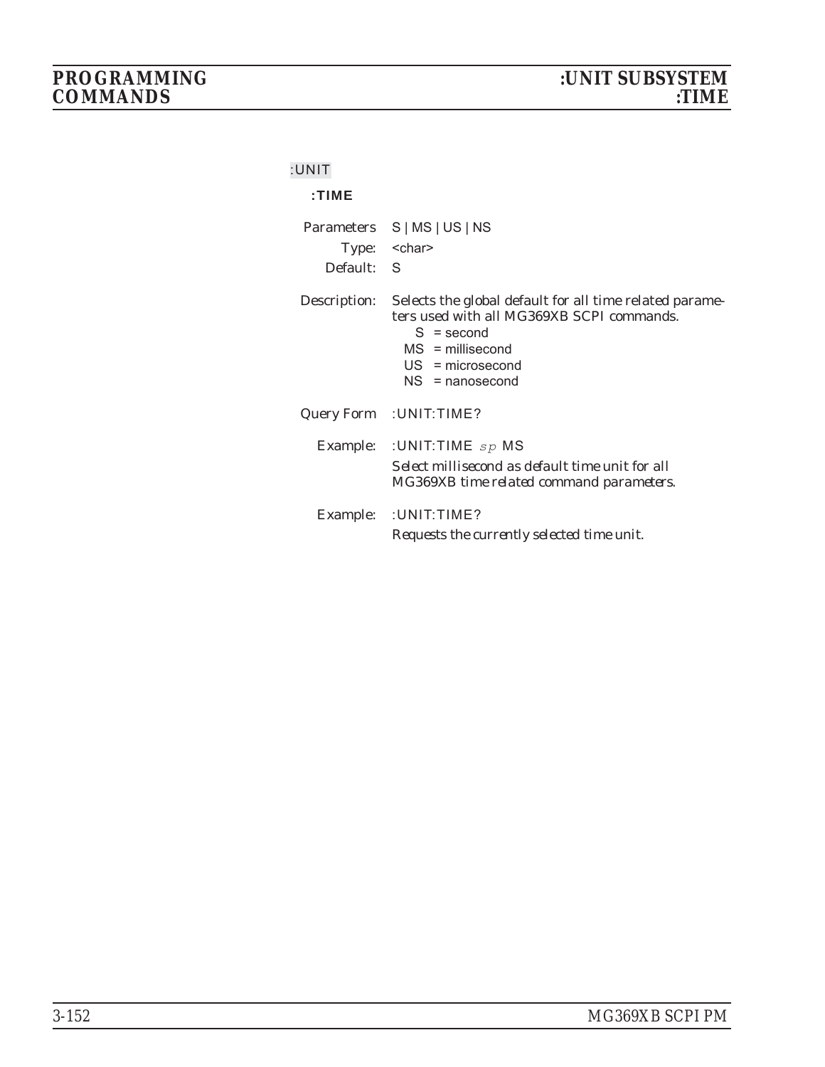:UNIT

**:TIME**

| | |
|---|---|
| Parameters | S \| MS \| US \| NS |
| Type: | <char> |
| Default: | S |

Description: Selects the global default for all time related parameters used with all MG369XB SCPI commands.

- S = second
- MS = millisecond
- US = microsecond
- NS = nanosecond

Query Form :UNIT:TIME?

Example: :UNIT:TIME *sp* MS

*Select millisecond as default time unit for all MG369XB time related command parameters.*

Example: :UNIT:TIME?

*Requests the currently selected time unit.*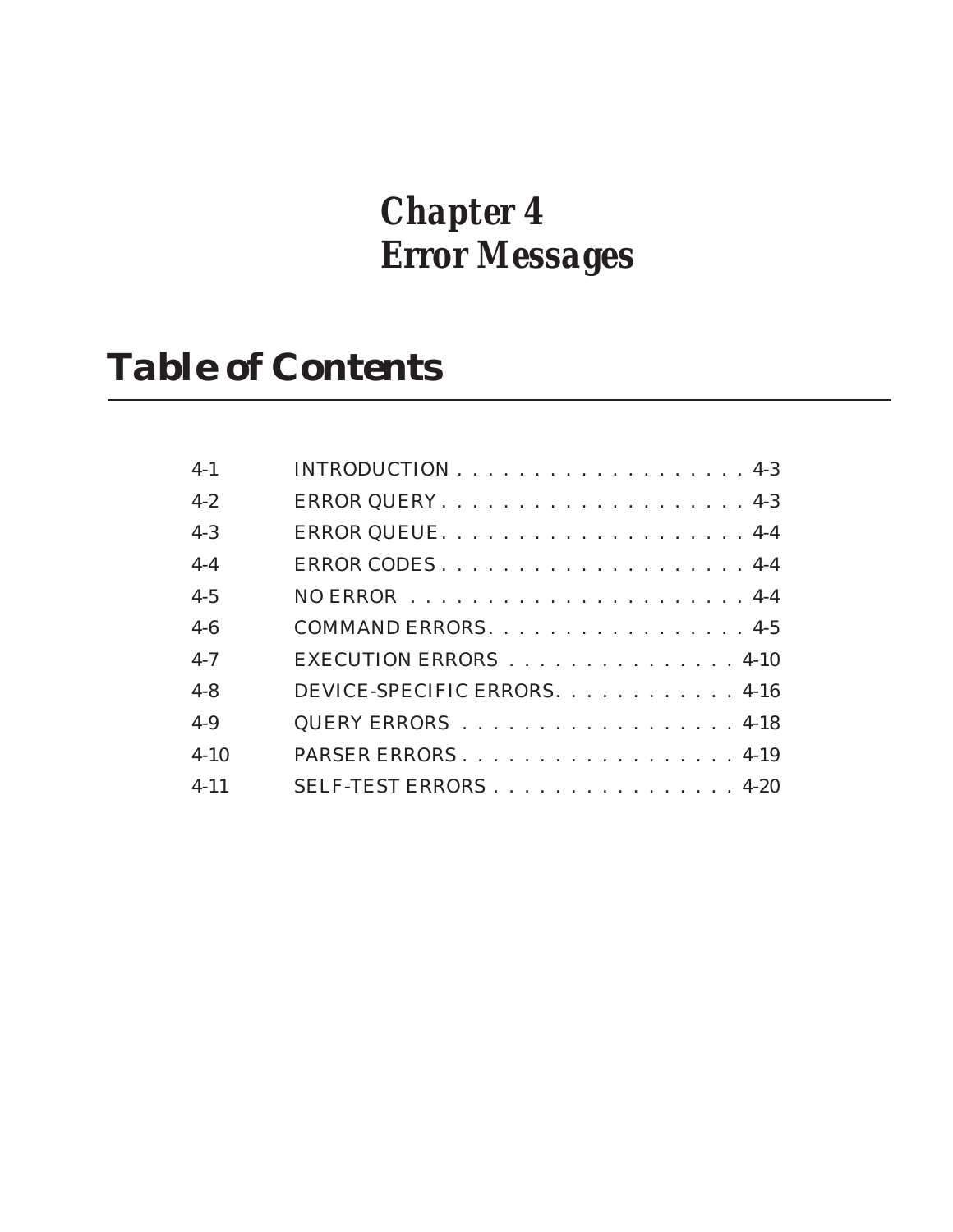# Chapter 4
# Error Messages

## Table of Contents

| | | |
|---|---|---|
| 4-1 | INTRODUCTION | 4-3 |
| 4-2 | ERROR QUERY | 4-3 |
| 4-3 | ERROR QUEUE | 4-4 |
| 4-4 | ERROR CODES | 4-4 |
| 4-5 | NO ERROR | 4-4 |
| 4-6 | COMMAND ERRORS | 4-5 |
| 4-7 | EXECUTION ERRORS | 4-10 |
| 4-8 | DEVICE-SPECIFIC ERRORS | 4-16 |
| 4-9 | QUERY ERRORS | 4-18 |
| 4-10 | PARSER ERRORS | 4-19 |
| 4-11 | SELF-TEST ERRORS | 4-20 |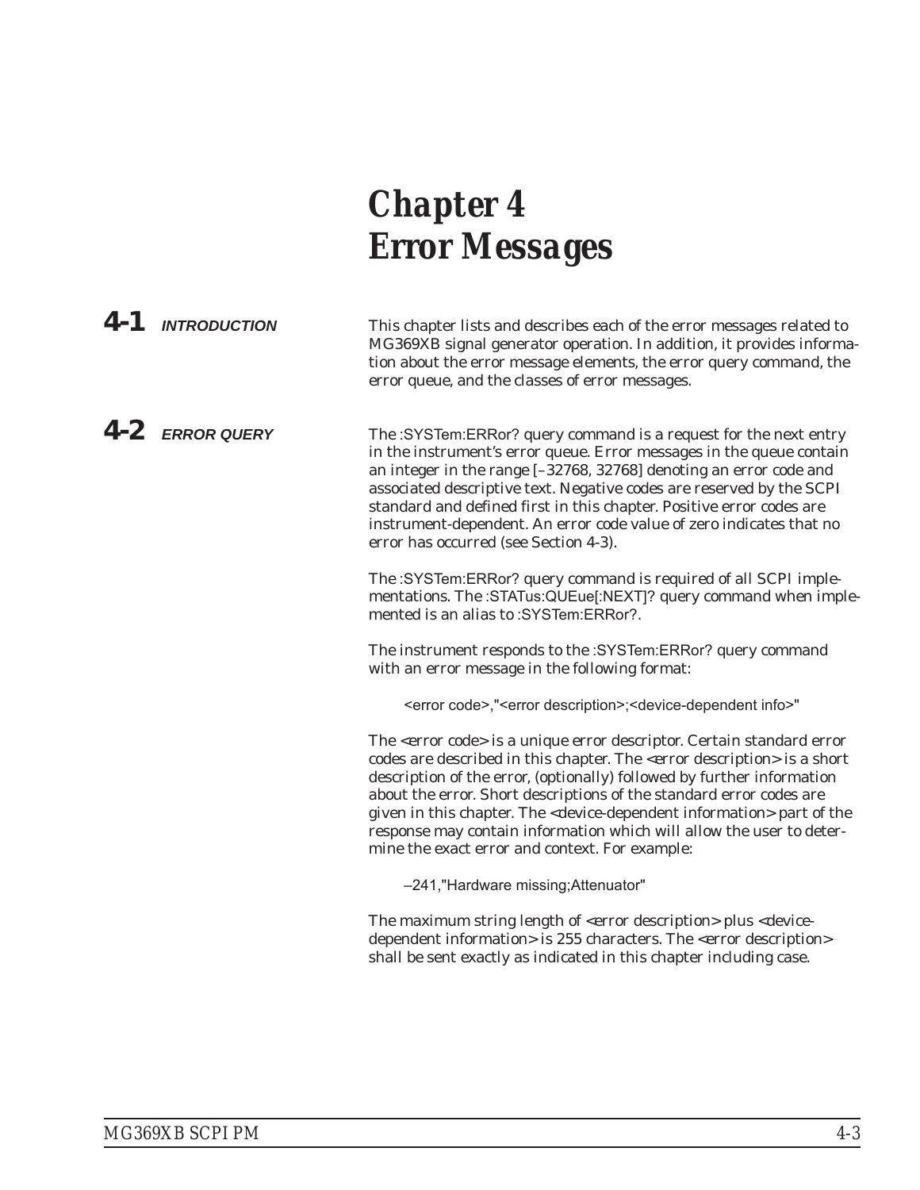# Chapter 4 Error Messages

## 4-1 INTRODUCTION

This chapter lists and describes each of the error messages related to MG369XB signal generator operation. In addition, it provides information about the error message elements, the error query command, the error queue, and the classes of error messages.

## 4-2 ERROR QUERY

The :SYSTem:ERRor? query command is a request for the next entry in the instrument's error queue. Error messages in the queue contain an integer in the range [–32768, 32768] denoting an error code and associated descriptive text. Negative codes are reserved by the SCPI standard and defined first in this chapter. Positive error codes are instrument-dependent. An error code value of zero indicates that no error has occurred (see Section 4-3).

The :SYSTem:ERRor? query command is required of all SCPI implementations. The :STATus:QUEue[:NEXT]? query command when implemented is an alias to :SYSTem:ERRor?.

The instrument responds to the :SYSTem:ERRor? query command with an error message in the following format:

```
<error code>,"<error description>;<device-dependent info>"
```

The <error code> is a unique error descriptor. Certain standard error codes are described in this chapter. The <error description> is a short description of the error, (optionally) followed by further information about the error. Short descriptions of the standard error codes are given in this chapter. The <device-dependent information> part of the response may contain information which will allow the user to determine the exact error and context. For example:

```
–241,"Hardware missing;Attenuator"
```

The maximum string length of <error description> plus <device-dependent information> is 255 characters. The <error description> shall be sent exactly as indicated in this chapter including case.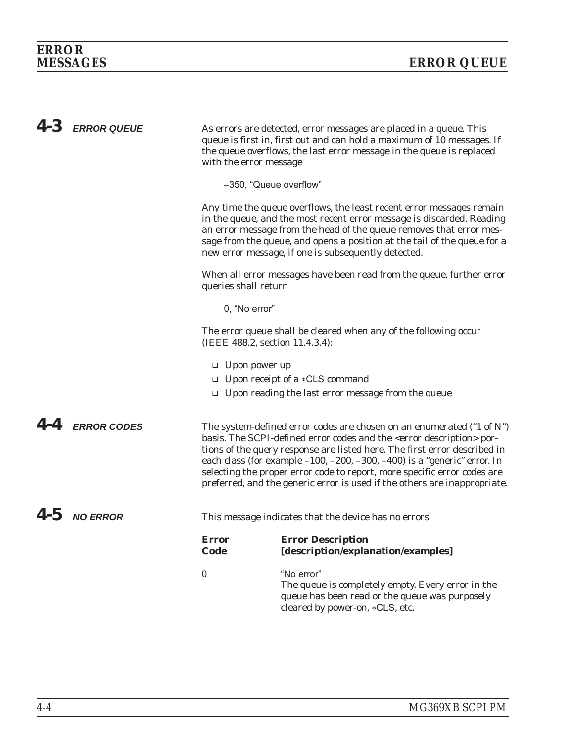## 4-3 ERROR QUEUE

As errors are detected, error messages are placed in a queue. This queue is first in, first out and can hold a maximum of 10 messages. If the queue overflows, the last error message in the queue is replaced with the error message

–350, "Queue overflow"

Any time the queue overflows, the least recent error messages remain in the queue, and the most recent error message is discarded. Reading an error message from the head of the queue removes that error message from the queue, and opens a position at the tail of the queue for a new error message, if one is subsequently detected.

When all error messages have been read from the queue, further error queries shall return

0, "No error"

The error queue shall be cleared when any of the following occur (IEEE 488.2, section 11.4.3.4):

- Upon power up
- Upon receipt of a *CLS command
- Upon reading the last error message from the queue

## 4-4 ERROR CODES

The system-defined error codes are chosen on an enumerated ("1 of N") basis. The SCPI-defined error codes and the <error description> portions of the query response are listed here. The first error described in each class (for example –100, –200, –300, –400) is a "generic" error. In selecting the proper error code to report, more specific error codes are preferred, and the generic error is used if the others are inappropriate.

## 4-5 NO ERROR

This message indicates that the device has no errors.

| Error Code | Error Description [description/explanation/examples] |
|---|---|
| 0 | "No error"<br>The queue is completely empty. Every error in the queue has been read or the queue was purposely cleared by power-on, *CLS, etc. |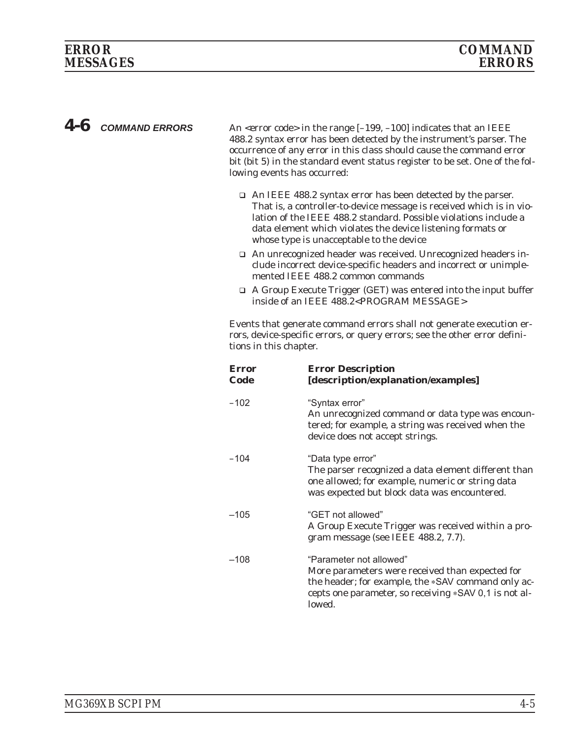## 4-6 COMMAND ERRORS

An <error code> in the range [–199, –100] indicates that an IEEE 488.2 syntax error has been detected by the instrument's parser. The occurrence of any error in this class should cause the command error bit (bit 5) in the standard event status register to be set. One of the following events has occurred:

- An IEEE 488.2 syntax error has been detected by the parser. That is, a controller-to-device message is received which is in violation of the IEEE 488.2 standard. Possible violations include a data element which violates the device listening formats or whose type is unacceptable to the device
- An unrecognized header was received. Unrecognized headers include incorrect device-specific headers and incorrect or unimplemented IEEE 488.2 common commands
- A Group Execute Trigger (GET) was entered into the input buffer inside of an IEEE 488.2<PROGRAM MESSAGE>

Events that generate command errors shall not generate execution errors, device-specific errors, or query errors; see the other error definitions in this chapter.

| Error Code | Error Description [description/explanation/examples] |
|---|---|
| –102 | "Syntax error"<br>An unrecognized command or data type was encountered; for example, a string was received when the device does not accept strings. |
| –104 | "Data type error"<br>The parser recognized a data element different than one allowed; for example, numeric or string data was expected but block data was encountered. |
| –105 | "GET not allowed"<br>A Group Execute Trigger was received within a program message (see IEEE 488.2, 7.7). |
| –108 | "Parameter not allowed"<br>More parameters were received than expected for the header; for example, the *SAV command only accepts one parameter, so receiving *SAV 0,1 is not allowed. |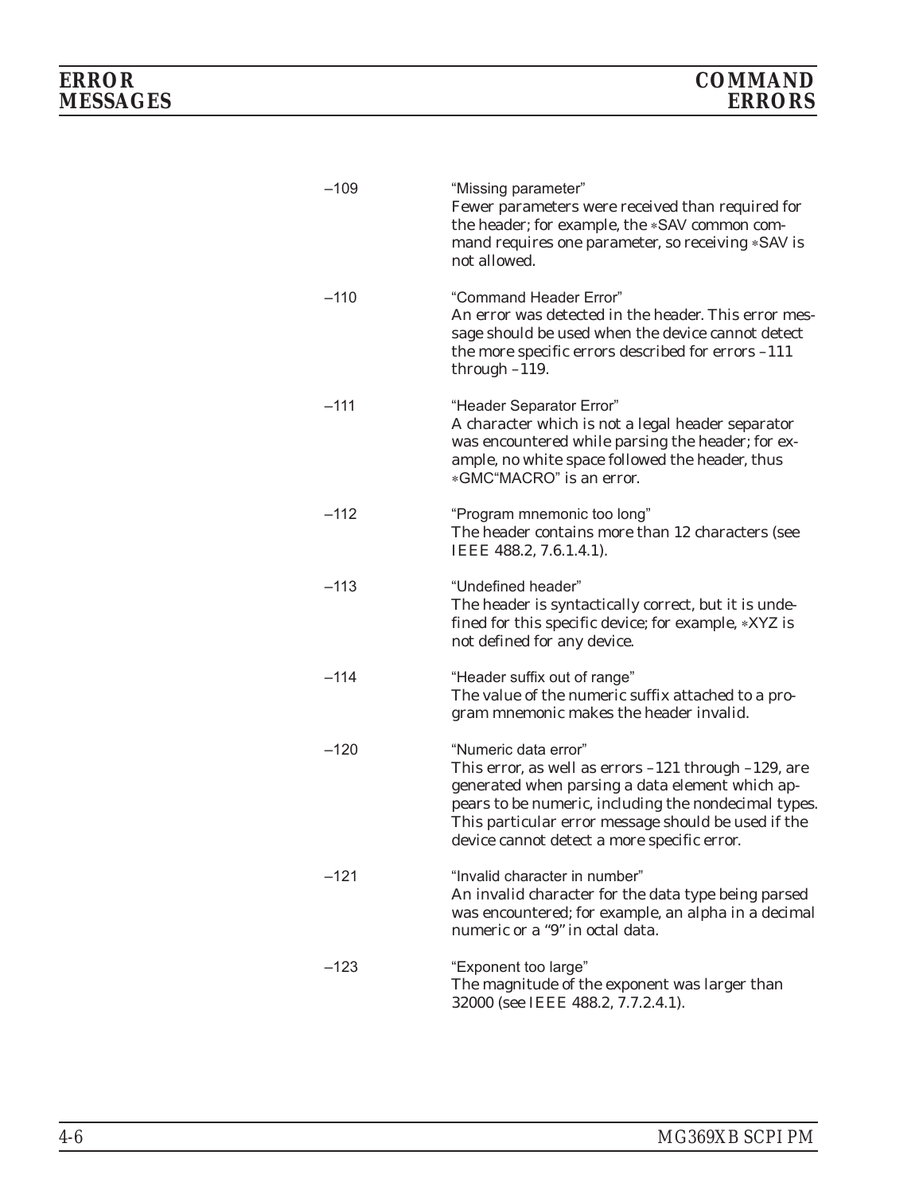| Code | Description |
|---|---|
| –109 | "Missing parameter"<br>Fewer parameters were received than required for the header; for example, the *SAV common command requires one parameter, so receiving *SAV is not allowed. |
| –110 | "Command Header Error"<br>An error was detected in the header. This error message should be used when the device cannot detect the more specific errors described for errors –111 through –119. |
| –111 | "Header Separator Error"<br>A character which is not a legal header separator was encountered while parsing the header; for example, no white space followed the header, thus *GMC"MACRO" is an error. |
| –112 | "Program mnemonic too long"<br>The header contains more than 12 characters (see IEEE 488.2, 7.6.1.4.1). |
| –113 | "Undefined header"<br>The header is syntactically correct, but it is undefined for this specific device; for example, *XYZ is not defined for any device. |
| –114 | "Header suffix out of range"<br>The value of the numeric suffix attached to a program mnemonic makes the header invalid. |
| –120 | "Numeric data error"<br>This error, as well as errors –121 through –129, are generated when parsing a data element which appears to be numeric, including the nondecimal types. This particular error message should be used if the device cannot detect a more specific error. |
| –121 | "Invalid character in number"<br>An invalid character for the data type being parsed was encountered; for example, an alpha in a decimal numeric or a "9" in octal data. |
| –123 | "Exponent too large"<br>The magnitude of the exponent was larger than 32000 (see IEEE 488.2, 7.7.2.4.1). |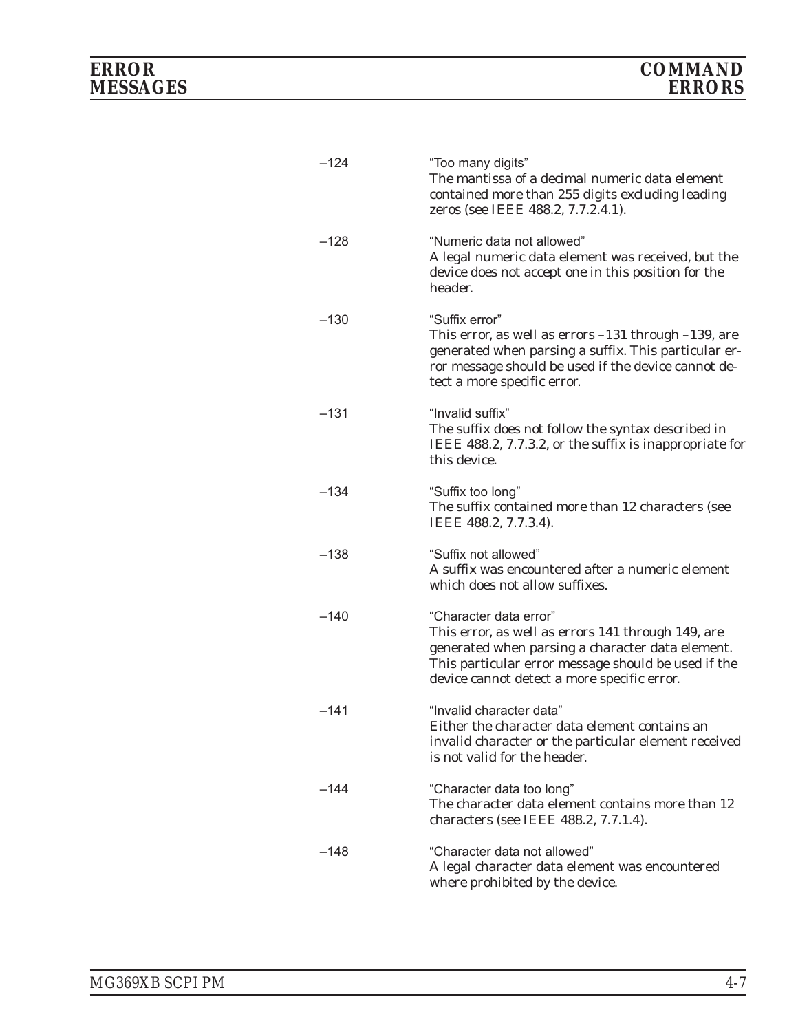| | |
|---|---|
| –124 | "Too many digits"<br>The mantissa of a decimal numeric data element contained more than 255 digits excluding leading zeros (see IEEE 488.2, 7.7.2.4.1). |
| –128 | "Numeric data not allowed"<br>A legal numeric data element was received, but the device does not accept one in this position for the header. |
| –130 | "Suffix error"<br>This error, as well as errors –131 through –139, are generated when parsing a suffix. This particular error message should be used if the device cannot detect a more specific error. |
| –131 | "Invalid suffix"<br>The suffix does not follow the syntax described in IEEE 488.2, 7.7.3.2, or the suffix is inappropriate for this device. |
| –134 | "Suffix too long"<br>The suffix contained more than 12 characters (see IEEE 488.2, 7.7.3.4). |
| –138 | "Suffix not allowed"<br>A suffix was encountered after a numeric element which does not allow suffixes. |
| –140 | "Character data error"<br>This error, as well as errors 141 through 149, are generated when parsing a character data element. This particular error message should be used if the device cannot detect a more specific error. |
| –141 | "Invalid character data"<br>Either the character data element contains an invalid character or the particular element received is not valid for the header. |
| –144 | "Character data too long"<br>The character data element contains more than 12 characters (see IEEE 488.2, 7.7.1.4). |
| –148 | "Character data not allowed"<br>A legal character data element was encountered where prohibited by the device. |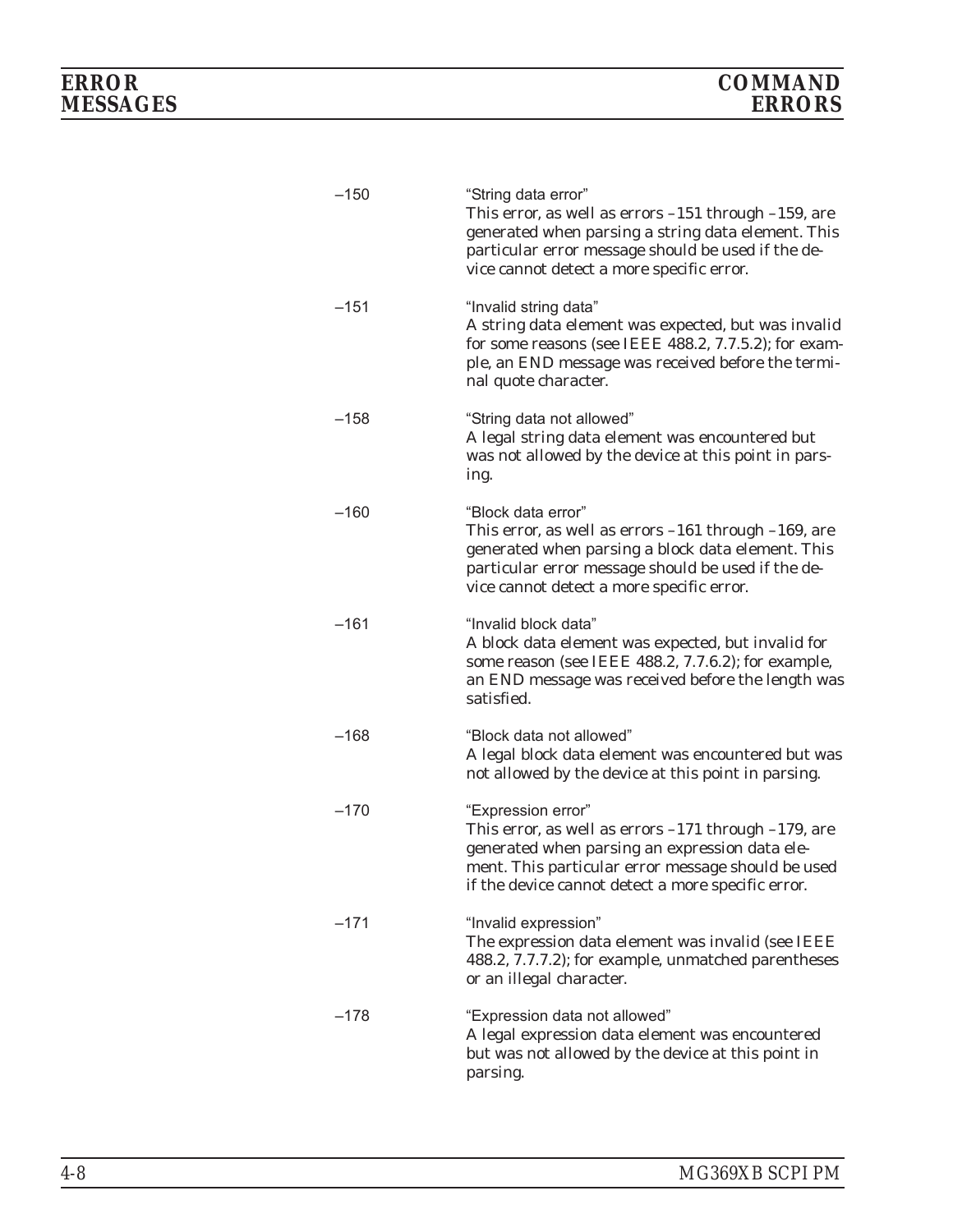| Error | Description |
| --- | --- |
| –150 | "String data error"<br>This error, as well as errors –151 through –159, are generated when parsing a string data element. This particular error message should be used if the device cannot detect a more specific error. |
| –151 | "Invalid string data"<br>A string data element was expected, but was invalid for some reasons (see IEEE 488.2, 7.7.5.2); for example, an END message was received before the terminal quote character. |
| –158 | "String data not allowed"<br>A legal string data element was encountered but was not allowed by the device at this point in parsing. |
| –160 | "Block data error"<br>This error, as well as errors –161 through –169, are generated when parsing a block data element. This particular error message should be used if the device cannot detect a more specific error. |
| –161 | "Invalid block data"<br>A block data element was expected, but invalid for some reason (see IEEE 488.2, 7.7.6.2); for example, an END message was received before the length was satisfied. |
| –168 | "Block data not allowed"<br>A legal block data element was encountered but was not allowed by the device at this point in parsing. |
| –170 | "Expression error"<br>This error, as well as errors –171 through –179, are generated when parsing an expression data element. This particular error message should be used if the device cannot detect a more specific error. |
| –171 | "Invalid expression"<br>The expression data element was invalid (see IEEE 488.2, 7.7.7.2); for example, unmatched parentheses or an illegal character. |
| –178 | "Expression data not allowed"<br>A legal expression data element was encountered but was not allowed by the device at this point in parsing. |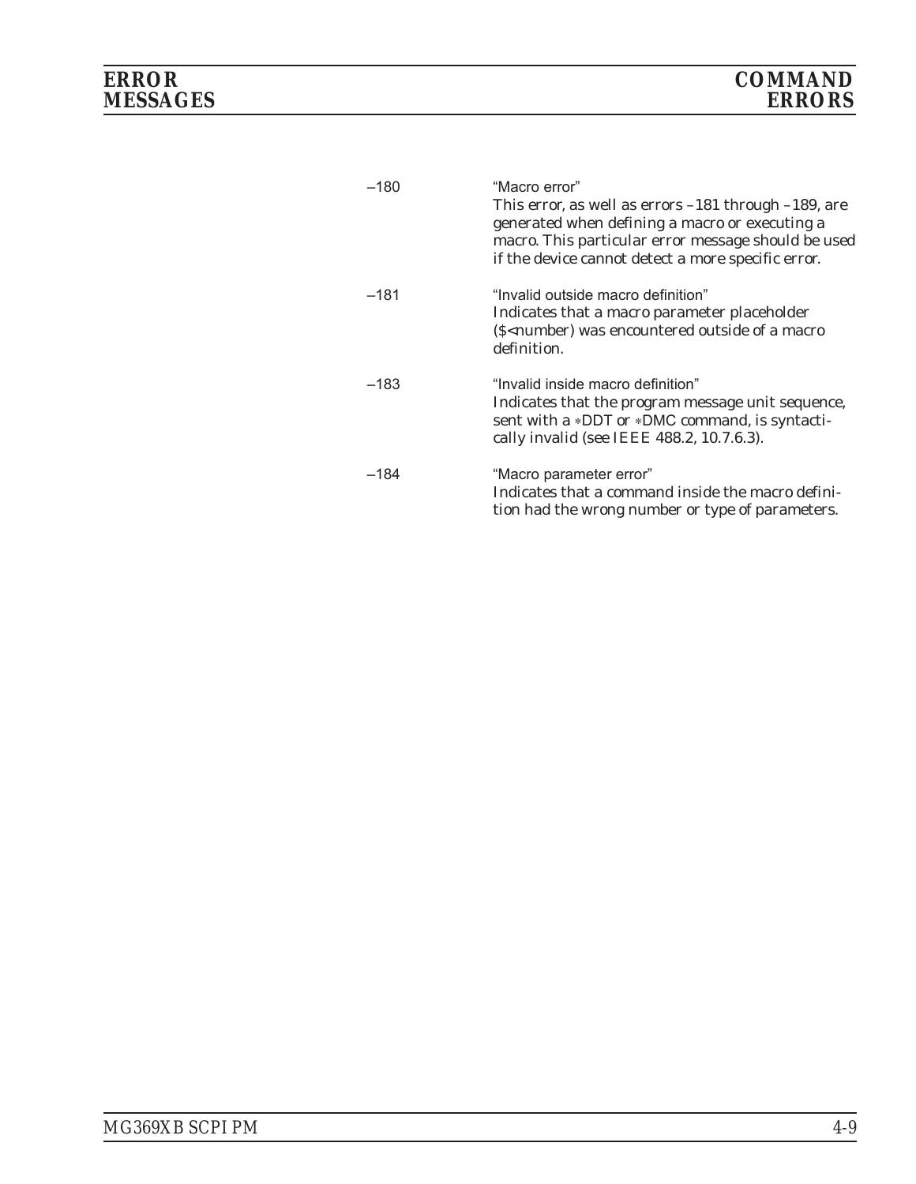| | |
|---|---|
| –180 | "Macro error"<br>This error, as well as errors –181 through –189, are generated when defining a macro or executing a macro. This particular error message should be used if the device cannot detect a more specific error. |
| –181 | "Invalid outside macro definition"<br>Indicates that a macro parameter placeholder ($<number) was encountered outside of a macro definition. |
| –183 | "Invalid inside macro definition"<br>Indicates that the program message unit sequence, sent with a *DDT or *DMC command, is syntactically invalid (see IEEE 488.2, 10.7.6.3). |
| –184 | "Macro parameter error"<br>Indicates that a command inside the macro definition had the wrong number or type of parameters. |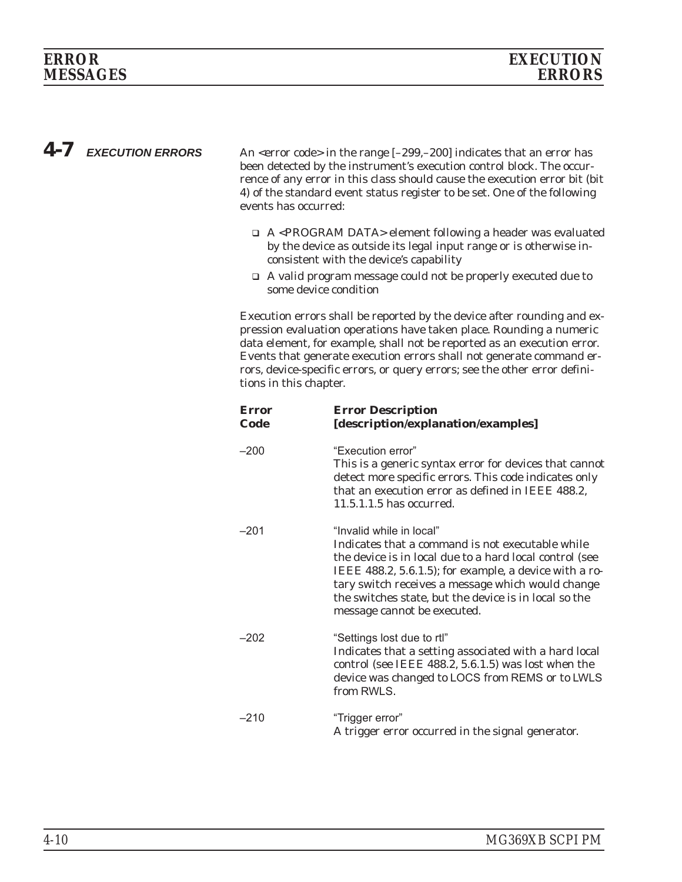## 4-7 EXECUTION ERRORS

An <error code> in the range [–299,–200] indicates that an error has been detected by the instrument's execution control block. The occurrence of any error in this class should cause the execution error bit (bit 4) of the standard event status register to be set. One of the following events has occurred:

- A <PROGRAM DATA> element following a header was evaluated by the device as outside its legal input range or is otherwise inconsistent with the device's capability
- A valid program message could not be properly executed due to some device condition

Execution errors shall be reported by the device after rounding and expression evaluation operations have taken place. Rounding a numeric data element, for example, shall not be reported as an execution error. Events that generate execution errors shall not generate command errors, device-specific errors, or query errors; see the other error definitions in this chapter.

| Error Code | Error Description [description/explanation/examples] |
|---|---|
| –200 | "Execution error"<br>This is a generic syntax error for devices that cannot detect more specific errors. This code indicates only that an execution error as defined in IEEE 488.2, 11.5.1.1.5 has occurred. |
| –201 | "Invalid while in local"<br>Indicates that a command is not executable while the device is in local due to a hard local control (see IEEE 488.2, 5.6.1.5); for example, a device with a rotary switch receives a message which would change the switches state, but the device is in local so the message cannot be executed. |
| –202 | "Settings lost due to rtl"<br>Indicates that a setting associated with a hard local control (see IEEE 488.2, 5.6.1.5) was lost when the device was changed to LOCS from REMS or to LWLS from RWLS. |
| –210 | "Trigger error"<br>A trigger error occurred in the signal generator. |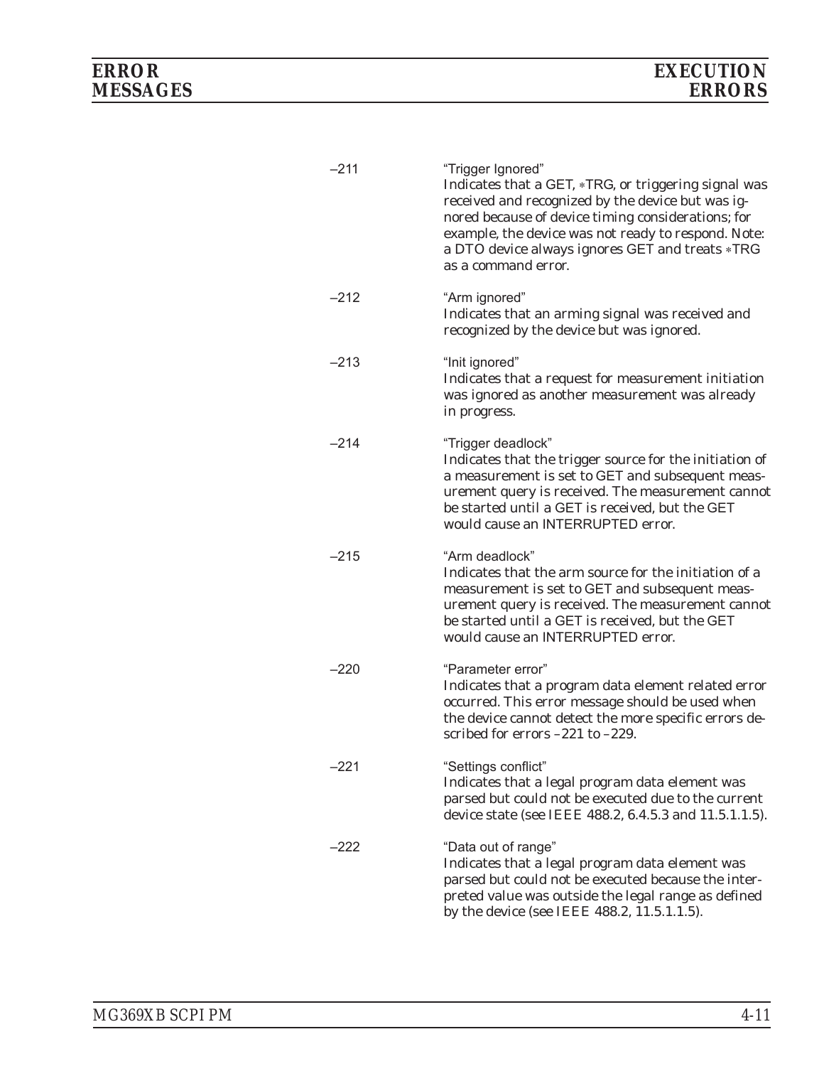| | |
|---|---|
| –211 | "Trigger Ignored"<br>Indicates that a GET, *TRG, or triggering signal was received and recognized by the device but was ignored because of device timing considerations; for example, the device was not ready to respond. Note: a DTO device always ignores GET and treats *TRG as a command error. |
| –212 | "Arm ignored"<br>Indicates that an arming signal was received and recognized by the device but was ignored. |
| –213 | "Init ignored"<br>Indicates that a request for measurement initiation was ignored as another measurement was already in progress. |
| –214 | "Trigger deadlock"<br>Indicates that the trigger source for the initiation of a measurement is set to GET and subsequent measurement query is received. The measurement cannot be started until a GET is received, but the GET would cause an INTERRUPTED error. |
| –215 | "Arm deadlock"<br>Indicates that the arm source for the initiation of a measurement is set to GET and subsequent measurement query is received. The measurement cannot be started until a GET is received, but the GET would cause an INTERRUPTED error. |
| –220 | "Parameter error"<br>Indicates that a program data element related error occurred. This error message should be used when the device cannot detect the more specific errors described for errors –221 to –229. |
| –221 | "Settings conflict"<br>Indicates that a legal program data element was parsed but could not be executed due to the current device state (see IEEE 488.2, 6.4.5.3 and 11.5.1.1.5). |
| –222 | "Data out of range"<br>Indicates that a legal program data element was parsed but could not be executed because the interpreted value was outside the legal range as defined by the device (see IEEE 488.2, 11.5.1.1.5). |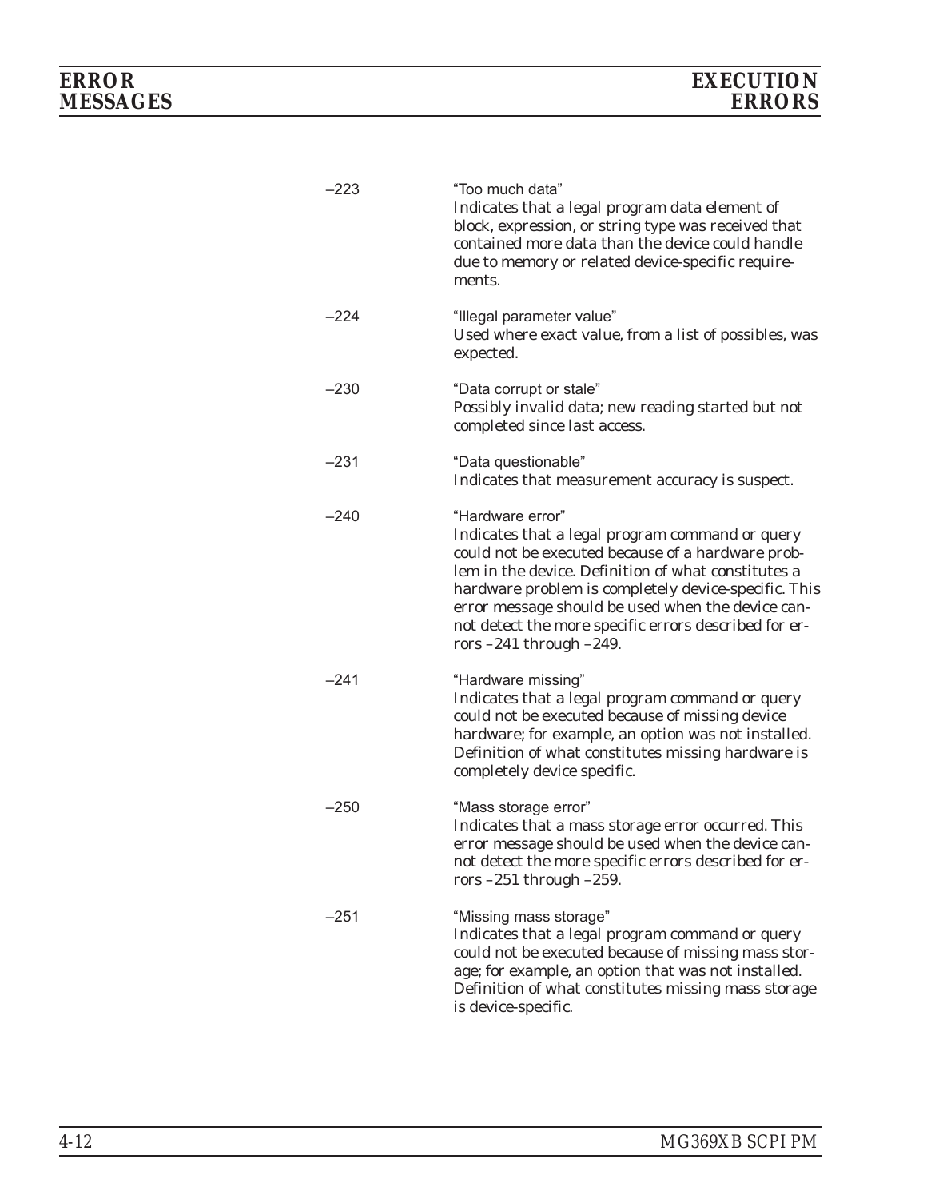| | |
|---|---|
| –223 | "Too much data"<br>Indicates that a legal program data element of block, expression, or string type was received that contained more data than the device could handle due to memory or related device-specific requirements. |
| –224 | "Illegal parameter value"<br>Used where exact value, from a list of possibles, was expected. |
| –230 | "Data corrupt or stale"<br>Possibly invalid data; new reading started but not completed since last access. |
| –231 | "Data questionable"<br>Indicates that measurement accuracy is suspect. |
| –240 | "Hardware error"<br>Indicates that a legal program command or query could not be executed because of a hardware problem in the device. Definition of what constitutes a hardware problem is completely device-specific. This error message should be used when the device cannot detect the more specific errors described for errors –241 through –249. |
| –241 | "Hardware missing"<br>Indicates that a legal program command or query could not be executed because of missing device hardware; for example, an option was not installed. Definition of what constitutes missing hardware is completely device specific. |
| –250 | "Mass storage error"<br>Indicates that a mass storage error occurred. This error message should be used when the device cannot detect the more specific errors described for errors –251 through –259. |
| –251 | "Missing mass storage"<br>Indicates that a legal program command or query could not be executed because of missing mass storage; for example, an option that was not installed. Definition of what constitutes missing mass storage is device-specific. |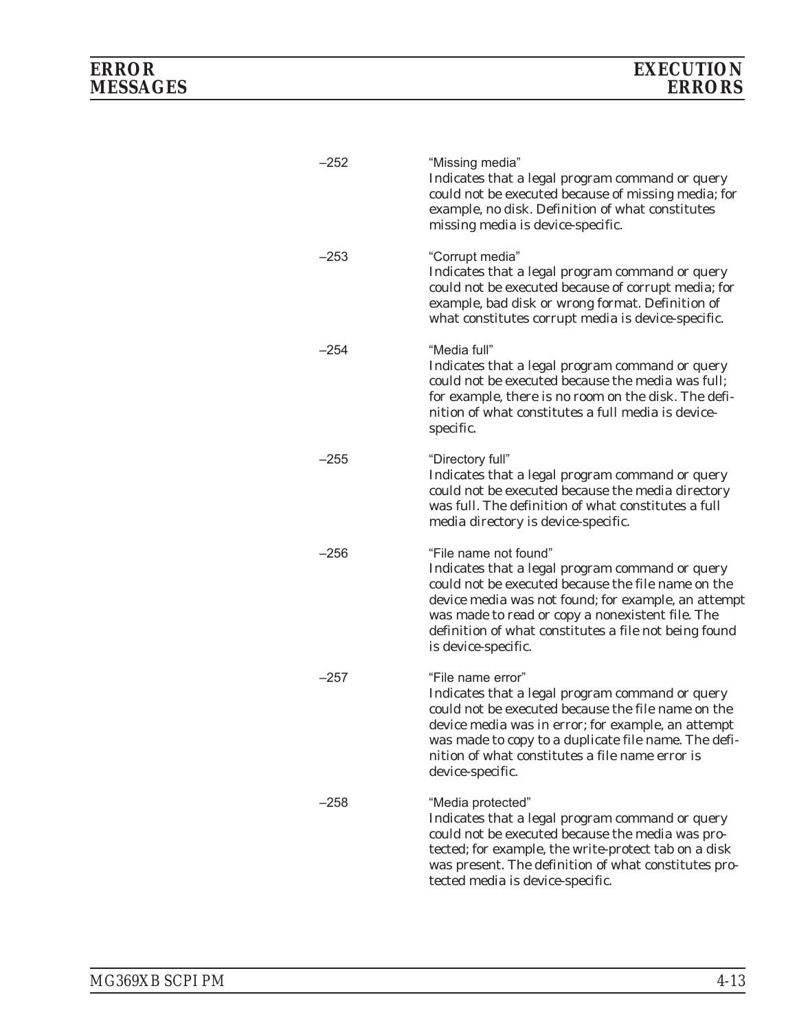–252 "Missing media"
Indicates that a legal program command or query could not be executed because of missing media; for example, no disk. Definition of what constitutes missing media is device-specific.

–253 "Corrupt media"
Indicates that a legal program command or query could not be executed because of corrupt media; for example, bad disk or wrong format. Definition of what constitutes corrupt media is device-specific.

–254 "Media full"
Indicates that a legal program command or query could not be executed because the media was full; for example, there is no room on the disk. The definition of what constitutes a full media is device-specific.

–255 "Directory full"
Indicates that a legal program command or query could not be executed because the media directory was full. The definition of what constitutes a full media directory is device-specific.

–256 "File name not found"
Indicates that a legal program command or query could not be executed because the file name on the device media was not found; for example, an attempt was made to read or copy a nonexistent file. The definition of what constitutes a file not being found is device-specific.

–257 "File name error"
Indicates that a legal program command or query could not be executed because the file name on the device media was in error; for example, an attempt was made to copy to a duplicate file name. The definition of what constitutes a file name error is device-specific.

–258 "Media protected"
Indicates that a legal program command or query could not be executed because the media was protected; for example, the write-protect tab on a disk was present. The definition of what constitutes protected media is device-specific.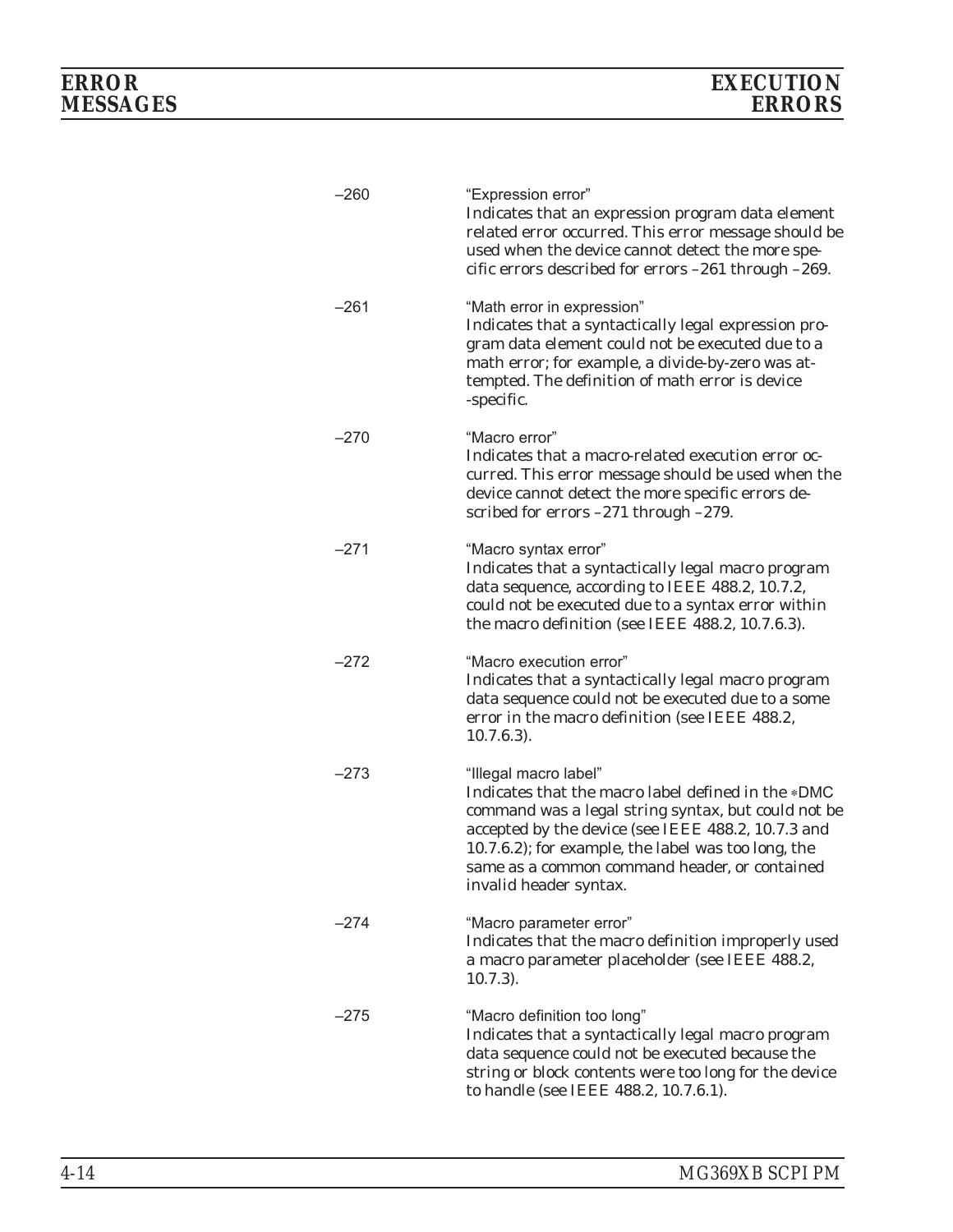–260 "Expression error"
Indicates that an expression program data element related error occurred. This error message should be used when the device cannot detect the more specific errors described for errors –261 through –269.

–261 "Math error in expression"
Indicates that a syntactically legal expression program data element could not be executed due to a math error; for example, a divide-by-zero was attempted. The definition of math error is device -specific.

–270 "Macro error"
Indicates that a macro-related execution error occurred. This error message should be used when the device cannot detect the more specific errors described for errors –271 through –279.

–271 "Macro syntax error"
Indicates that a syntactically legal macro program data sequence, according to IEEE 488.2, 10.7.2, could not be executed due to a syntax error within the macro definition (see IEEE 488.2, 10.7.6.3).

–272 "Macro execution error"
Indicates that a syntactically legal macro program data sequence could not be executed due to a some error in the macro definition (see IEEE 488.2, 10.7.6.3).

–273 "Illegal macro label"
Indicates that the macro label defined in the *DMC command was a legal string syntax, but could not be accepted by the device (see IEEE 488.2, 10.7.3 and 10.7.6.2); for example, the label was too long, the same as a common command header, or contained invalid header syntax.

–274 "Macro parameter error"
Indicates that the macro definition improperly used a macro parameter placeholder (see IEEE 488.2, 10.7.3).

–275 "Macro definition too long"
Indicates that a syntactically legal macro program data sequence could not be executed because the string or block contents were too long for the device to handle (see IEEE 488.2, 10.7.6.1).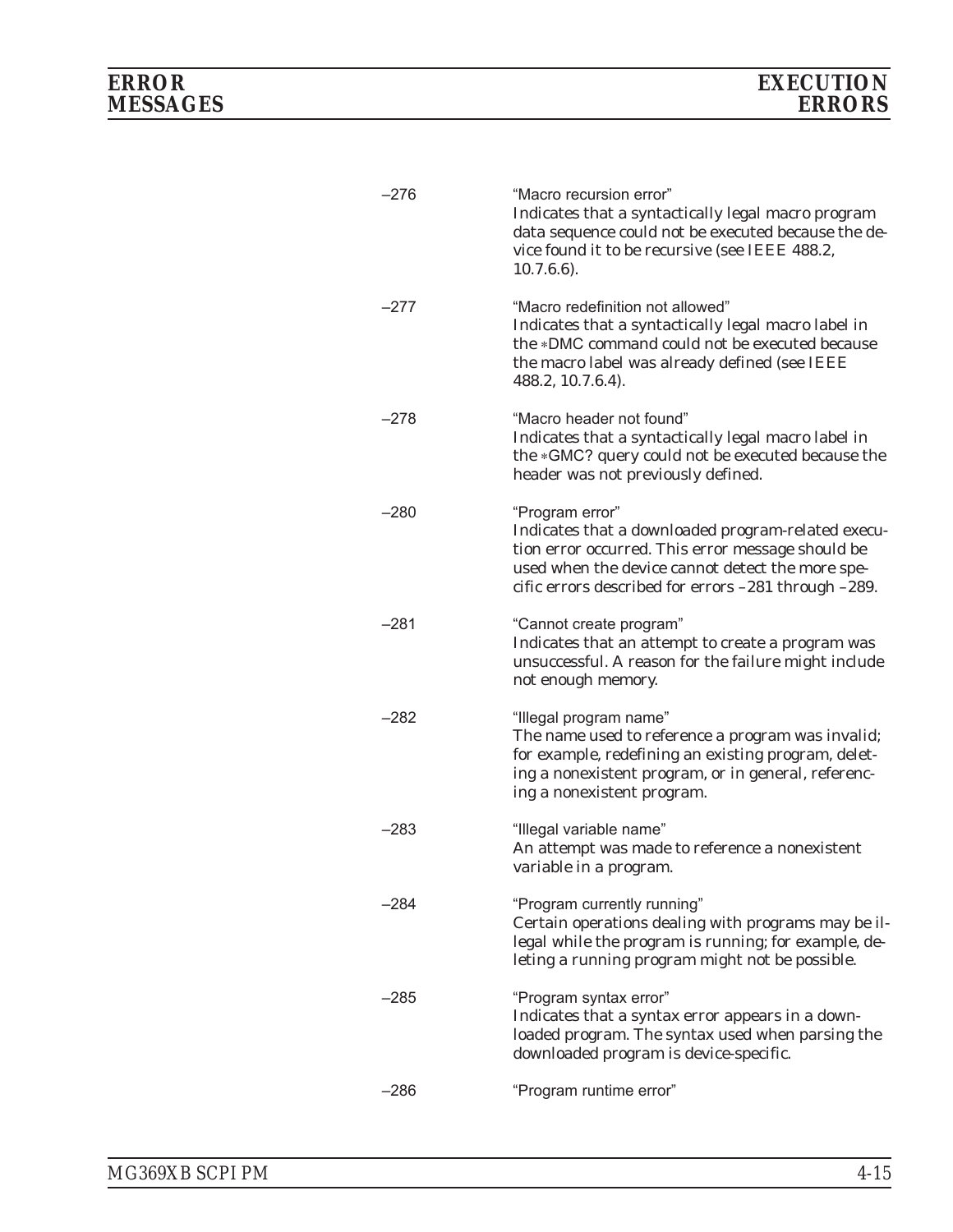| | |
|---|---|
| –276 | "Macro recursion error"<br>Indicates that a syntactically legal macro program data sequence could not be executed because the device found it to be recursive (see IEEE 488.2, 10.7.6.6). |
| –277 | "Macro redefinition not allowed"<br>Indicates that a syntactically legal macro label in the *DMC command could not be executed because the macro label was already defined (see IEEE 488.2, 10.7.6.4). |
| –278 | "Macro header not found"<br>Indicates that a syntactically legal macro label in the *GMC? query could not be executed because the header was not previously defined. |
| –280 | "Program error"<br>Indicates that a downloaded program-related execution error occurred. This error message should be used when the device cannot detect the more specific errors described for errors –281 through –289. |
| –281 | "Cannot create program"<br>Indicates that an attempt to create a program was unsuccessful. A reason for the failure might include not enough memory. |
| –282 | "Illegal program name"<br>The name used to reference a program was invalid; for example, redefining an existing program, deleting a nonexistent program, or in general, referencing a nonexistent program. |
| –283 | "Illegal variable name"<br>An attempt was made to reference a nonexistent variable in a program. |
| –284 | "Program currently running"<br>Certain operations dealing with programs may be illegal while the program is running; for example, deleting a running program might not be possible. |
| –285 | "Program syntax error"<br>Indicates that a syntax error appears in a downloaded program. The syntax used when parsing the downloaded program is device-specific. |
| –286 | "Program runtime error" |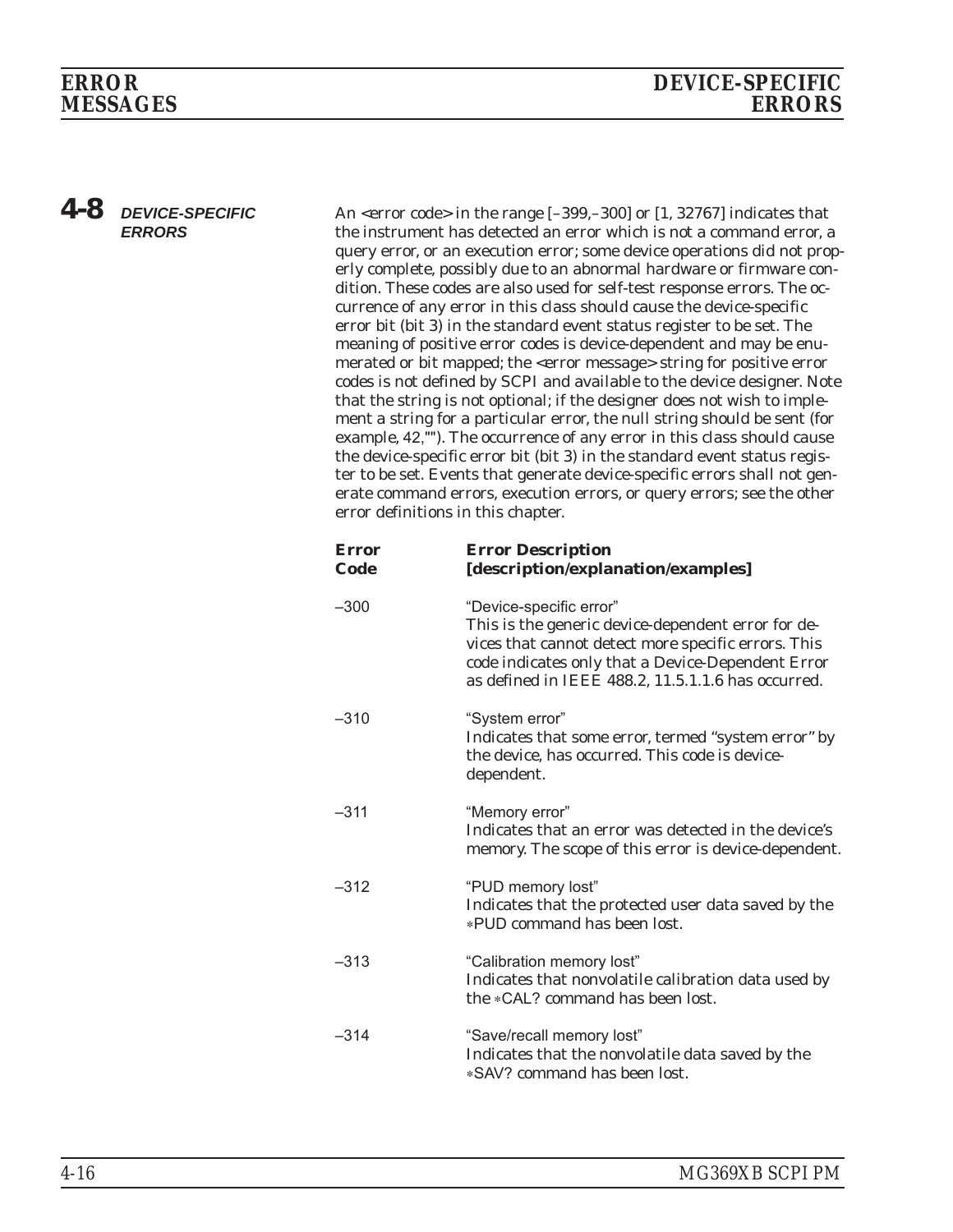## 4-8 DEVICE-SPECIFIC ERRORS

An <error code> in the range [–399,–300] or [1, 32767] indicates that the instrument has detected an error which is not a command error, a query error, or an execution error; some device operations did not properly complete, possibly due to an abnormal hardware or firmware condition. These codes are also used for self-test response errors. The occurrence of any error in this class should cause the device-specific error bit (bit 3) in the standard event status register to be set. The meaning of positive error codes is device-dependent and may be enumerated or bit mapped; the <error message> string for positive error codes is not defined by SCPI and available to the device designer. Note that the string is not optional; if the designer does not wish to implement a string for a particular error, the null string should be sent (for example, 42,""). The occurrence of any error in this class should cause the device-specific error bit (bit 3) in the standard event status register to be set. Events that generate device-specific errors shall not generate command errors, execution errors, or query errors; see the other error definitions in this chapter.

| Error Code | Error Description [description/explanation/examples] |
|---|---|
| –300 | "Device-specific error" This is the generic device-dependent error for devices that cannot detect more specific errors. This code indicates only that a Device-Dependent Error as defined in IEEE 488.2, 11.5.1.1.6 has occurred. |
| –310 | "System error" Indicates that some error, termed "system error" by the device, has occurred. This code is device-dependent. |
| –311 | "Memory error" Indicates that an error was detected in the device's memory. The scope of this error is device-dependent. |
| –312 | "PUD memory lost" Indicates that the protected user data saved by the *PUD command has been lost. |
| –313 | "Calibration memory lost" Indicates that nonvolatile calibration data used by the *CAL? command has been lost. |
| –314 | "Save/recall memory lost" Indicates that the nonvolatile data saved by the *SAV? command has been lost. |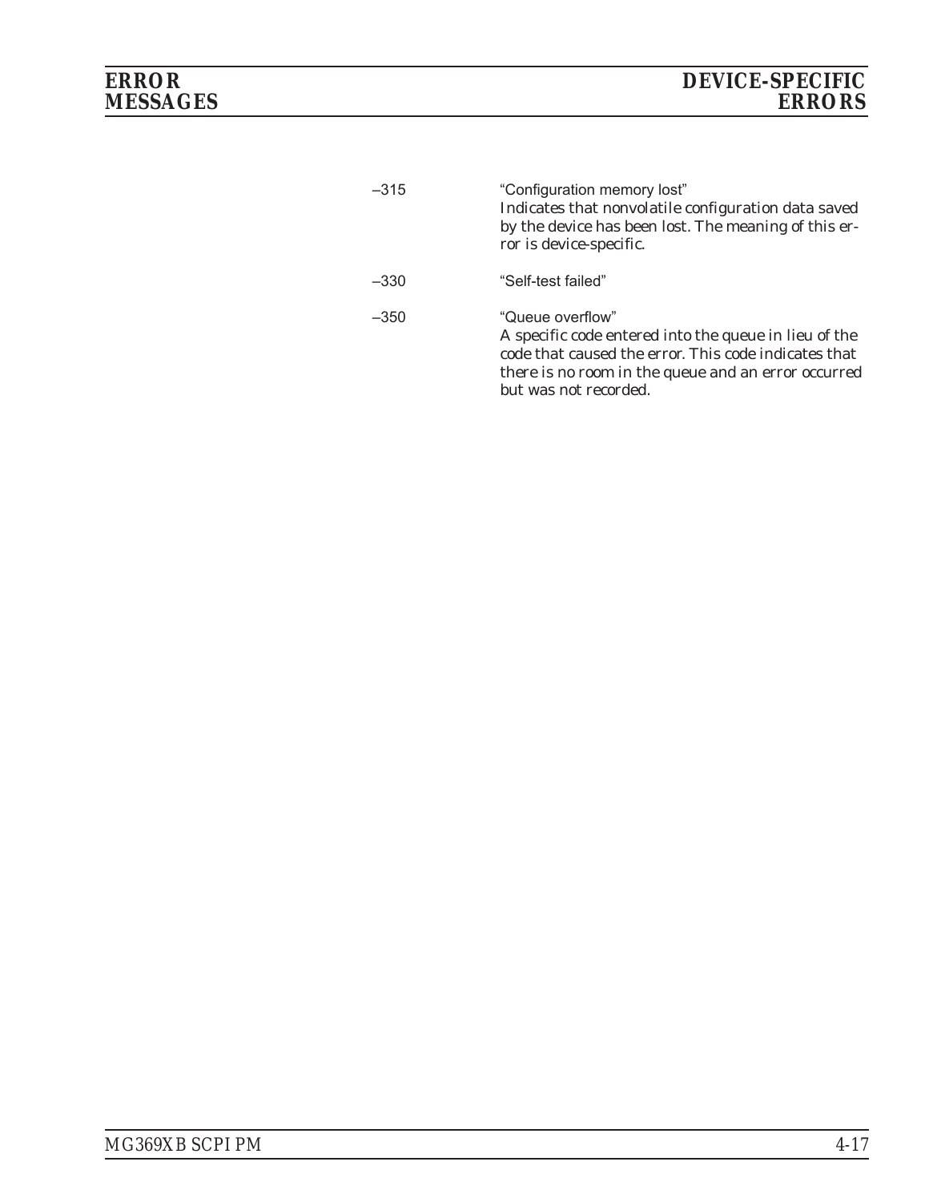–315 “Configuration memory lost”
Indicates that nonvolatile configuration data saved by the device has been lost. The meaning of this error is device-specific.

–330 “Self-test failed”

–350 “Queue overflow”
A specific code entered into the queue in lieu of the code that caused the error. This code indicates that there is no room in the queue and an error occurred but was not recorded.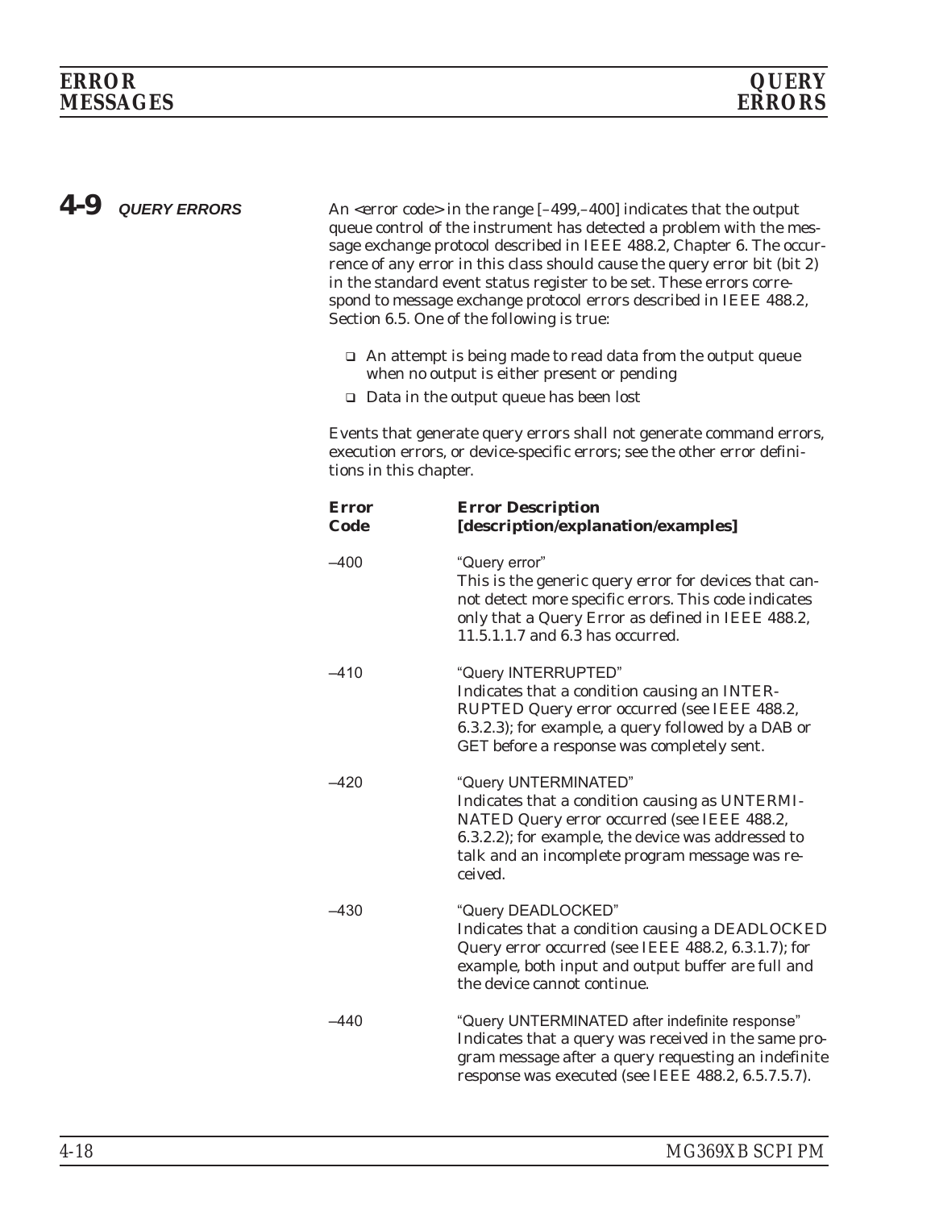## 4-9 QUERY ERRORS

An <error code> in the range [–499,–400] indicates that the output queue control of the instrument has detected a problem with the message exchange protocol described in IEEE 488.2, Chapter 6. The occurrence of any error in this class should cause the query error bit (bit 2) in the standard event status register to be set. These errors correspond to message exchange protocol errors described in IEEE 488.2, Section 6.5. One of the following is true:

- An attempt is being made to read data from the output queue when no output is either present or pending
- Data in the output queue has been lost

Events that generate query errors shall not generate command errors, execution errors, or device-specific errors; see the other error definitions in this chapter.

| Error Code | Error Description [description/explanation/examples] |
|---|---|
| –400 | "Query error" This is the generic query error for devices that cannot detect more specific errors. This code indicates only that a Query Error as defined in IEEE 488.2, 11.5.1.1.7 and 6.3 has occurred. |
| –410 | "Query INTERRUPTED" Indicates that a condition causing an INTERRUPTED Query error occurred (see IEEE 488.2, 6.3.2.3); for example, a query followed by a DAB or GET before a response was completely sent. |
| –420 | "Query UNTERMINATED" Indicates that a condition causing as UNTERMINATED Query error occurred (see IEEE 488.2, 6.3.2.2); for example, the device was addressed to talk and an incomplete program message was received. |
| –430 | "Query DEADLOCKED" Indicates that a condition causing a DEADLOCKED Query error occurred (see IEEE 488.2, 6.3.1.7); for example, both input and output buffer are full and the device cannot continue. |
| –440 | "Query UNTERMINATED after indefinite response" Indicates that a query was received in the same program message after a query requesting an indefinite response was executed (see IEEE 488.2, 6.5.7.5.7). |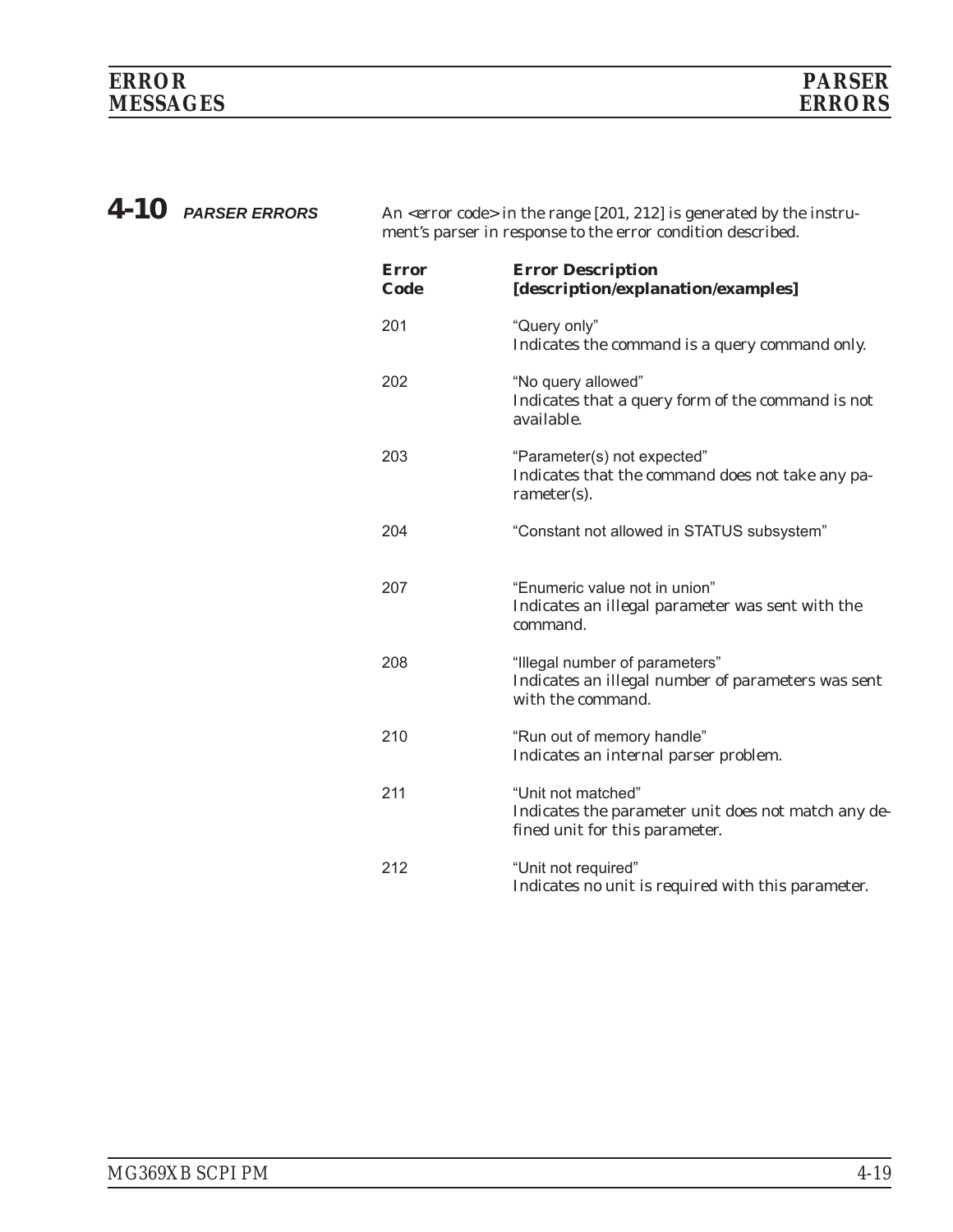## 4-10 *PARSER ERRORS*

An <error code> in the range [201, 212] is generated by the instrument's parser in response to the error condition described.

| Error Code | Error Description [description/explanation/examples] |
|---|---|
| 201 | "Query only"<br>Indicates the command is a query command only. |
| 202 | "No query allowed"<br>Indicates that a query form of the command is not available. |
| 203 | "Parameter(s) not expected"<br>Indicates that the command does not take any parameter(s). |
| 204 | "Constant not allowed in STATUS subsystem" |
| 207 | "Enumeric value not in union"<br>Indicates an illegal parameter was sent with the command. |
| 208 | "Illegal number of parameters"<br>Indicates an illegal number of parameters was sent with the command. |
| 210 | "Run out of memory handle"<br>Indicates an internal parser problem. |
| 211 | "Unit not matched"<br>Indicates the parameter unit does not match any defined unit for this parameter. |
| 212 | "Unit not required"<br>Indicates no unit is required with this parameter. |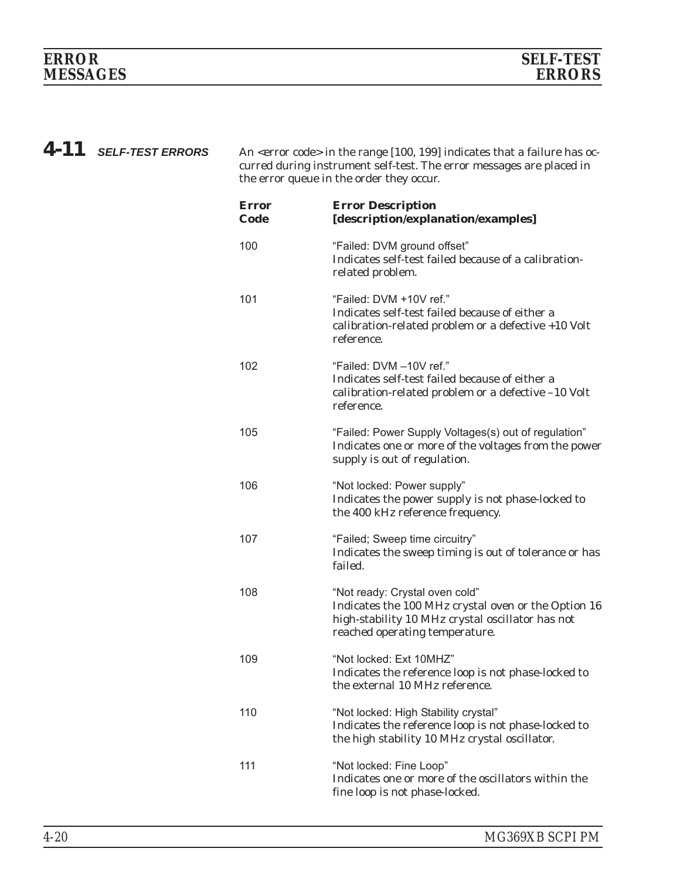## 4-11 SELF-TEST ERRORS

An <error code> in the range [100, 199] indicates that a failure has occurred during instrument self-test. The error messages are placed in the error queue in the order they occur.

| Error Code | Error Description [description/explanation/examples] |
|---|---|
| 100 | "Failed: DVM ground offset"<br>Indicates self-test failed because of a calibration-related problem. |
| 101 | "Failed: DVM +10V ref."<br>Indicates self-test failed because of either a calibration-related problem or a defective +10 Volt reference. |
| 102 | "Failed: DVM –10V ref."<br>Indicates self-test failed because of either a calibration-related problem or a defective –10 Volt reference. |
| 105 | "Failed: Power Supply Voltages(s) out of regulation"<br>Indicates one or more of the voltages from the power supply is out of regulation. |
| 106 | "Not locked: Power supply"<br>Indicates the power supply is not phase-locked to the 400 kHz reference frequency. |
| 107 | "Failed; Sweep time circuitry"<br>Indicates the sweep timing is out of tolerance or has failed. |
| 108 | "Not ready: Crystal oven cold"<br>Indicates the 100 MHz crystal oven or the Option 16 high-stability 10 MHz crystal oscillator has not reached operating temperature. |
| 109 | "Not locked: Ext 10MHZ"<br>Indicates the reference loop is not phase-locked to the external 10 MHz reference. |
| 110 | "Not locked: High Stability crystal"<br>Indicates the reference loop is not phase-locked to the high stability 10 MHz crystal oscillator. |
| 111 | "Not locked: Fine Loop"<br>Indicates one or more of the oscillators within the fine loop is not phase-locked. |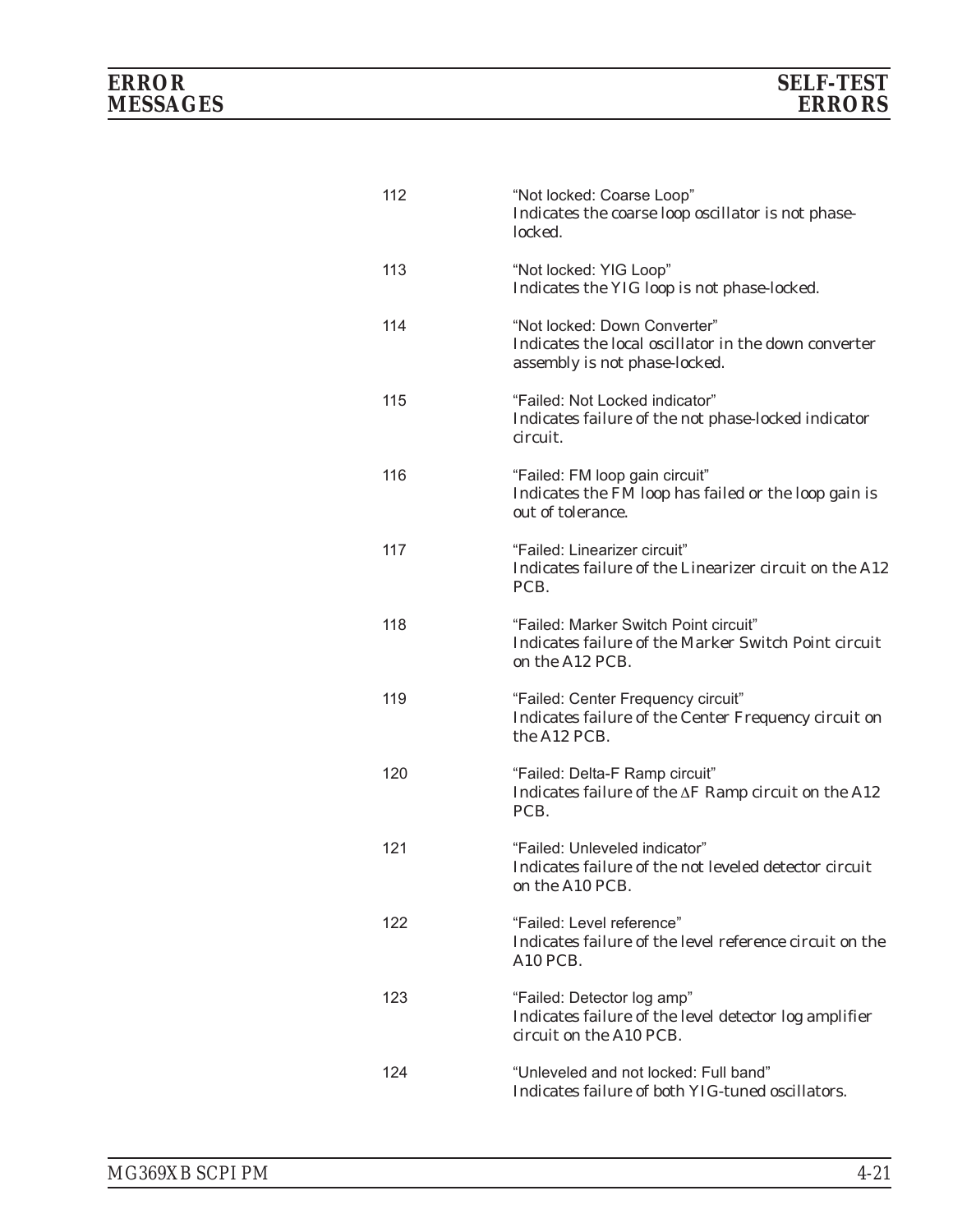| | |
|---|---|
| 112 | "Not locked: Coarse Loop"<br>Indicates the coarse loop oscillator is not phase-locked. |
| 113 | "Not locked: YIG Loop"<br>Indicates the YIG loop is not phase-locked. |
| 114 | "Not locked: Down Converter"<br>Indicates the local oscillator in the down converter assembly is not phase-locked. |
| 115 | "Failed: Not Locked indicator"<br>Indicates failure of the not phase-locked indicator circuit. |
| 116 | "Failed: FM loop gain circuit"<br>Indicates the FM loop has failed or the loop gain is out of tolerance. |
| 117 | "Failed: Linearizer circuit"<br>Indicates failure of the Linearizer circuit on the A12 PCB. |
| 118 | "Failed: Marker Switch Point circuit"<br>Indicates failure of the Marker Switch Point circuit on the A12 PCB. |
| 119 | "Failed: Center Frequency circuit"<br>Indicates failure of the Center Frequency circuit on the A12 PCB. |
| 120 | "Failed: Delta-F Ramp circuit"<br>Indicates failure of the $\Delta$F Ramp circuit on the A12 PCB. |
| 121 | "Failed: Unleveled indicator"<br>Indicates failure of the not leveled detector circuit on the A10 PCB. |
| 122 | "Failed: Level reference"<br>Indicates failure of the level reference circuit on the A10 PCB. |
| 123 | "Failed: Detector log amp"<br>Indicates failure of the level detector log amplifier circuit on the A10 PCB. |
| 124 | "Unleveled and not locked: Full band"<br>Indicates failure of both YIG-tuned oscillators. |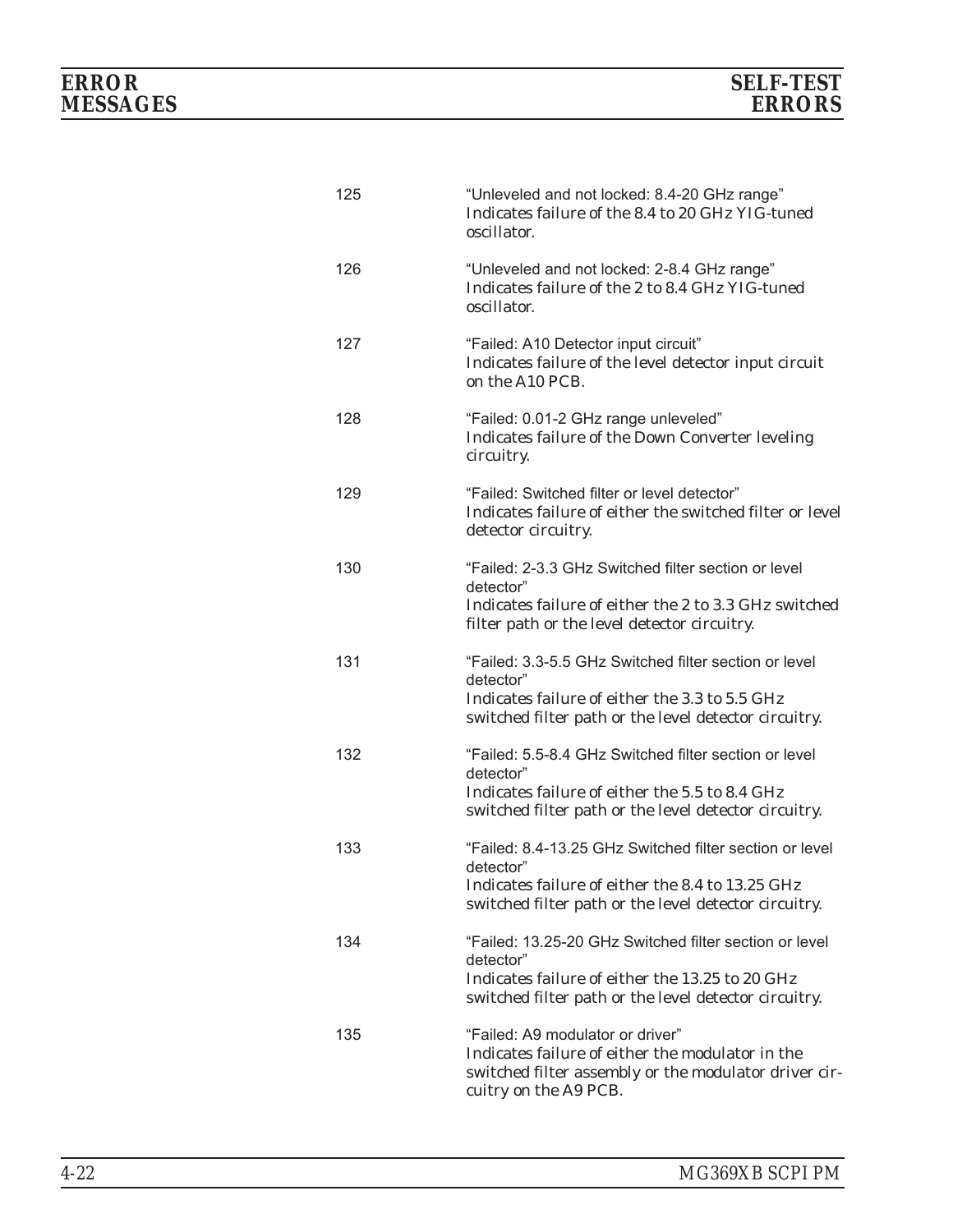| | |
|---|---|
| 125 | "Unleveled and not locked: 8.4-20 GHz range"<br>Indicates failure of the 8.4 to 20 GHz YIG-tuned oscillator. |
| 126 | "Unleveled and not locked: 2-8.4 GHz range"<br>Indicates failure of the 2 to 8.4 GHz YIG-tuned oscillator. |
| 127 | "Failed: A10 Detector input circuit"<br>Indicates failure of the level detector input circuit on the A10 PCB. |
| 128 | "Failed: 0.01-2 GHz range unleveled"<br>Indicates failure of the Down Converter leveling circuitry. |
| 129 | "Failed: Switched filter or level detector"<br>Indicates failure of either the switched filter or level detector circuitry. |
| 130 | "Failed: 2-3.3 GHz Switched filter section or level detector"<br>Indicates failure of either the 2 to 3.3 GHz switched filter path or the level detector circuitry. |
| 131 | "Failed: 3.3-5.5 GHz Switched filter section or level detector"<br>Indicates failure of either the 3.3 to 5.5 GHz switched filter path or the level detector circuitry. |
| 132 | "Failed: 5.5-8.4 GHz Switched filter section or level detector"<br>Indicates failure of either the 5.5 to 8.4 GHz switched filter path or the level detector circuitry. |
| 133 | "Failed: 8.4-13.25 GHz Switched filter section or level detector"<br>Indicates failure of either the 8.4 to 13.25 GHz switched filter path or the level detector circuitry. |
| 134 | "Failed: 13.25-20 GHz Switched filter section or level detector"<br>Indicates failure of either the 13.25 to 20 GHz switched filter path or the level detector circuitry. |
| 135 | "Failed: A9 modulator or driver"<br>Indicates failure of either the modulator in the switched filter assembly or the modulator driver circuitry on the A9 PCB. |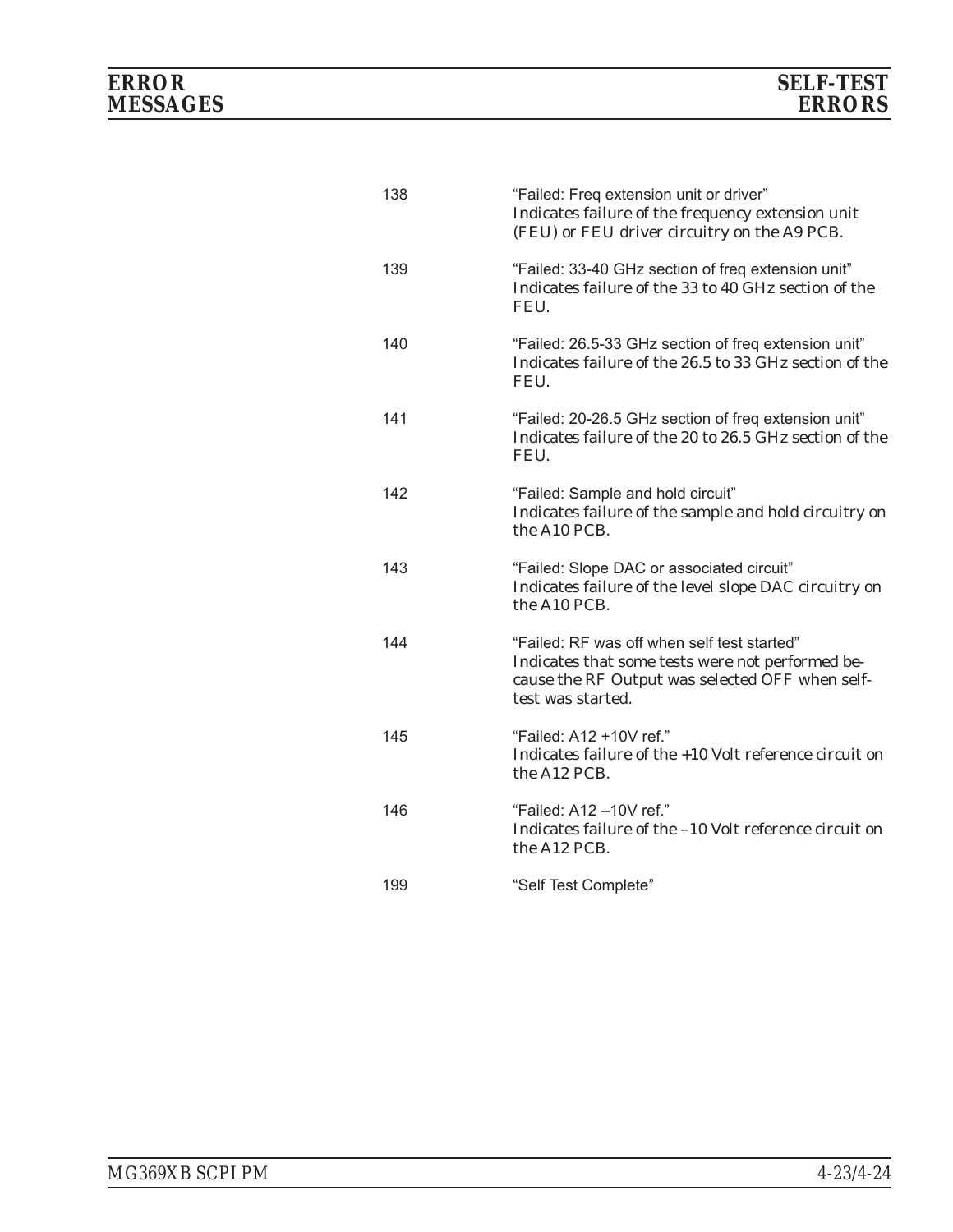| | |
|---|---|
| 138 | "Failed: Freq extension unit or driver"<br>Indicates failure of the frequency extension unit (FEU) or FEU driver circuitry on the A9 PCB. |
| 139 | "Failed: 33-40 GHz section of freq extension unit"<br>Indicates failure of the 33 to 40 GHz section of the FEU. |
| 140 | "Failed: 26.5-33 GHz section of freq extension unit"<br>Indicates failure of the 26.5 to 33 GHz section of the FEU. |
| 141 | "Failed: 20-26.5 GHz section of freq extension unit"<br>Indicates failure of the 20 to 26.5 GHz section of the FEU. |
| 142 | "Failed: Sample and hold circuit"<br>Indicates failure of the sample and hold circuitry on the A10 PCB. |
| 143 | "Failed: Slope DAC or associated circuit"<br>Indicates failure of the level slope DAC circuitry on the A10 PCB. |
| 144 | "Failed: RF was off when self test started"<br>Indicates that some tests were not performed because the RF Output was selected OFF when self-test was started. |
| 145 | "Failed: A12 +10V ref."<br>Indicates failure of the +10 Volt reference circuit on the A12 PCB. |
| 146 | "Failed: A12 –10V ref."<br>Indicates failure of the –10 Volt reference circuit on the A12 PCB. |
| 199 | "Self Test Complete" |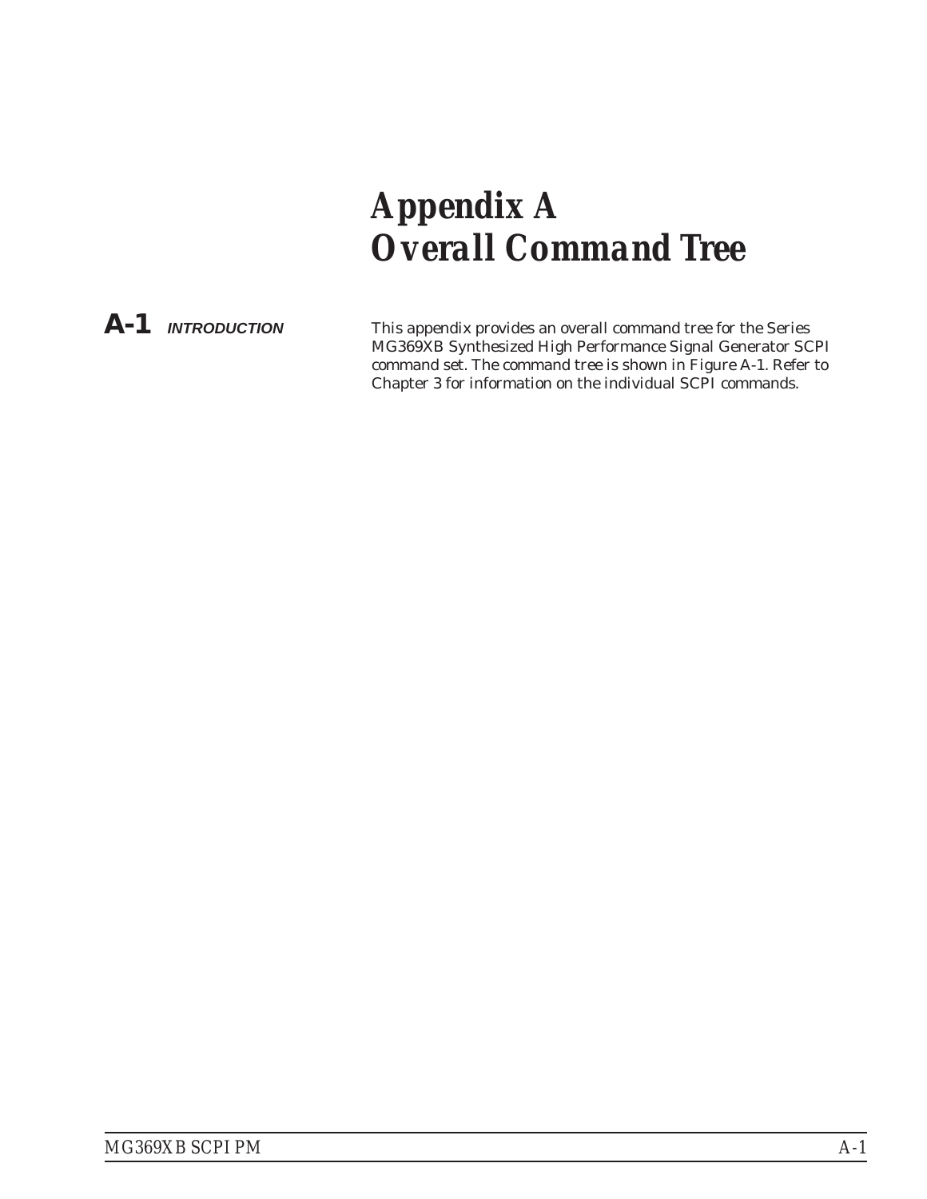# Appendix A
# Overall Command Tree

## A-1 INTRODUCTION

This appendix provides an overall command tree for the Series MG369XB Synthesized High Performance Signal Generator SCPI command set. The command tree is shown in Figure A-1. Refer to Chapter 3 for information on the individual SCPI commands.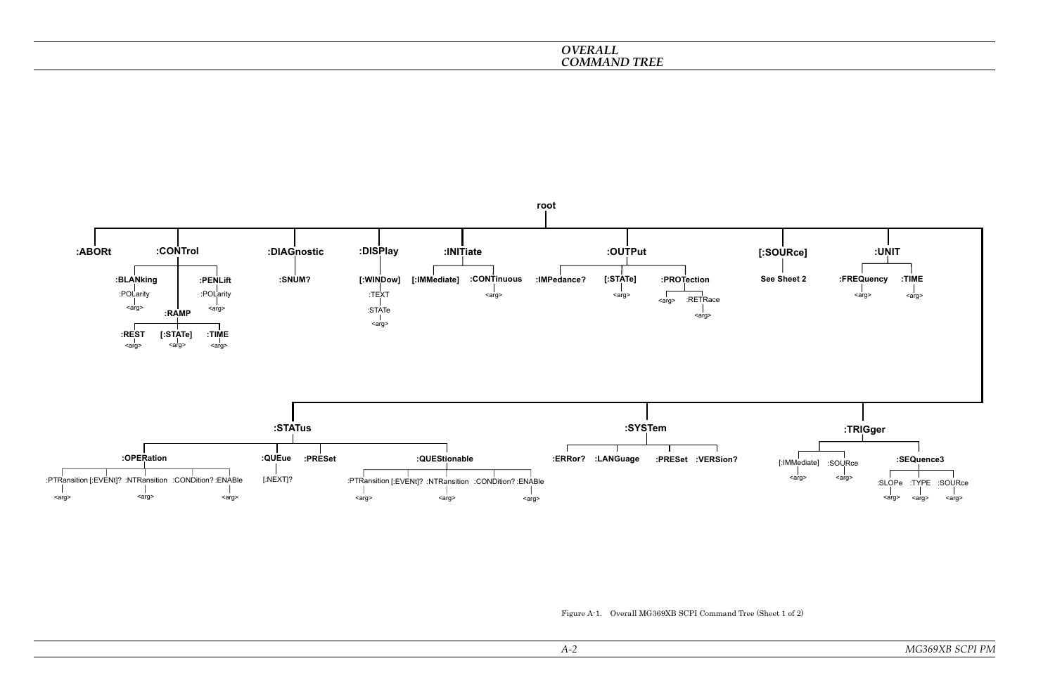- root
  - :ABORt
  - :CONTrol
    - :BLANking
      - :POLarity
        - <arg>
    - :RAMP
      - :REST
        - <arg>
      - [:STATe]
        - <arg>
      - :TIME
        - <arg>
    - :PENLift
      - :POLarity
        - <arg>
  - :DIAGnostic
    - :SNUM?
  - :DISPlay
    - [:WINDow]
      - :TEXT
        - :STATe
          - <arg>
  - :INITiate
    - [:IMMediate]
    - :CONTinuous
      - <arg>
  - :OUTPut
    - :IMPedance?
    - [:STATe]
      - <arg>
    - :PROTection
      - <arg>
      - :RETRace
        - <arg>
  - [:SOURce]
    - See Sheet 2
  - :UNIT
    - :FREQuency
      - <arg>
    - :TIME
      - <arg>
  - :STATus
    - :OPERation
      - :PTRansition
        - <arg>
      - [:EVENt]?
      - :NTRansition
        - <arg>
      - :CONDition?
      - :ENABle
        - <arg>
    - :QUEue
      - [:NEXT]?
    - :PRESet
    - :QUEStionable
      - :PTRansition
        - <arg>
      - [:EVENt]?
      - :NTRansition
        - <arg>
      - :CONDition?
      - :ENABle
        - <arg>
  - :SYSTem
    - :ERRor?
    - :LANGuage
    - :PRESet
    - :VERSion?
  - :TRIGger
    - [:IMMediate]
      - <arg>
    - :SOURce
      - <arg>
    - :SEQuence3
      - :SLOPe
        - <arg>
      - :TYPE
        - <arg>
      - :SOURce
        - <arg>

Figure A-1. Overall MG369XB SCPI Command Tree (Sheet 1 of 2)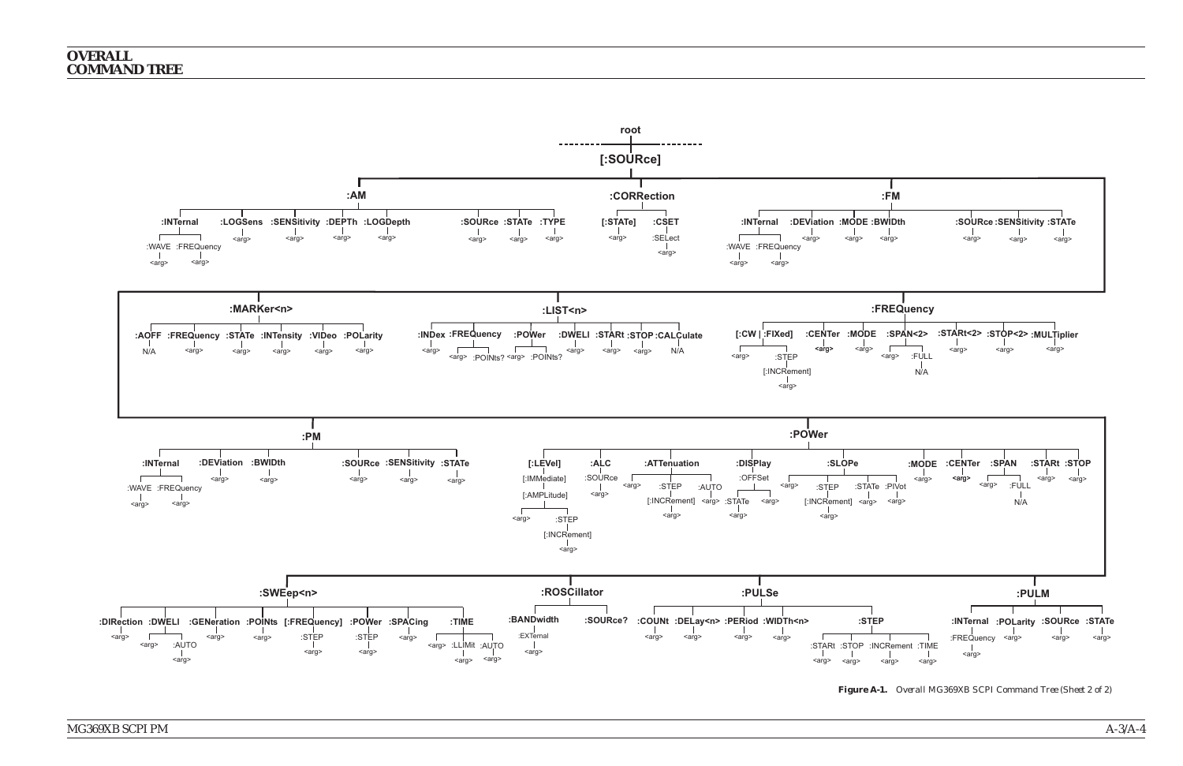# OVERALL COMMAND TREE

- root
  - [:SOURce]
    - :AM
      - :INTernal
        - :WAVE
          - <arg>
        - :FREQuency
          - <arg>
      - :LOGSens
        - <arg>
      - :SENSitivity
        - <arg>
      - :DEPTh
        - <arg>
      - :LOGDepth
        - <arg>
      - :SOURce
        - <arg>
      - :STATe
        - <arg>
      - :TYPE
        - <arg>
    - :CORRection
      - [:STATe]
        - <arg>
      - :CSET
        - :SELect
          - <arg>
    - :FM
      - :INTernal
        - :WAVE
          - <arg>
        - :FREQuency
          - <arg>
      - :DEViation
        - <arg>
      - :MODE
        - <arg>
      - :BWIDth
        - <arg>
      - :SOURce
        - <arg>
      - :SENSitivity
        - <arg>
      - :STATe
        - <arg>
    - :MARKer<n>
      - :AOFF
        - N/A
      - :FREQuency
        - <arg>
      - :STATe
        - <arg>
      - :INTensity
        - <arg>
      - :VIDeo
        - <arg>
      - :POLarity
        - <arg>
    - :LIST<n>
      - :INDex
        - <arg>
      - :FREQuency
        - <arg>
        - :POINts?
      - :POWer
        - <arg>
        - :POINts?
      - :DWELl
        - <arg>
      - :STARt
        - <arg>
      - :STOP
        - <arg>
      - :CALCulate
        - N/A
    - :FREQuency
      - [:CW | :FIXed]
        - <arg>
        - :STEP
          - [:INCRement]
            - <arg>
      - :CENTer
        - <arg>
      - :MODE
        - <arg>
      - :SPAN<2>
        - <arg>
        - :FULL
          - N/A
      - :STARt<2>
        - <arg>
      - :STOP<2>
        - <arg>
      - :MULTiplier
        - <arg>
    - :PM
      - :INTernal
        - :WAVE
          - <arg>
        - :FREQuency
          - <arg>
      - :DEViation
        - <arg>
      - :BWIDth
        - <arg>
      - :SOURce
        - <arg>
      - :SENSitivity
        - <arg>
      - :STATe
        - <arg>
    - :POWer
      - [:LEVel]
        - [:IMMediate]
          - [:AMPLitude]
            - <arg>
            - :STEP
              - [:INCRement]
                - <arg>
      - :ALC
        - :SOURce
          - <arg>
      - :ATTenuation
        - <arg>
        - :STEP
          - [:INCRement]
            - <arg>
        - :AUTO
          - <arg>
      - :DISPlay
        - :OFFSet
          - :STATe
            - <arg>
          - <arg>
      - :SLOPe
        - <arg>
        - :STEP
          - [:INCRement]
            - <arg>
        - :STATe
          - <arg>
        - :PIVot
          - <arg>
      - :MODE
        - <arg>
      - :CENTer
        - <arg>
      - :SPAN
        - <arg>
        - :FULL
          - N/A
      - :STARt
        - <arg>
      - :STOP
        - <arg>
    - :SWEep<n>
      - :DIRection
        - <arg>
      - :DWELl
        - <arg>
        - :AUTO
          - <arg>
      - :GENeration
        - <arg>
      - :POINts
        - <arg>
      - [:FREQuency]
        - :STEP
          - <arg>
      - :POWer
        - :STEP
          - <arg>
      - :SPACing
        - <arg>
      - :TIME
        - <arg>
        - :LLIMit
          - <arg>
        - :AUTO
          - <arg>
    - :ROSCillator
      - :BANDwidth
        - :EXTernal
          - <arg>
      - :SOURce?
    - :PULSe
      - :COUNt
        - <arg>
      - :DELay<n>
        - <arg>
      - :PERiod
        - <arg>
      - :WIDTh<n>
        - <arg>
      - :STEP
        - :STARt
          - <arg>
        - :STOP
          - <arg>
        - :INCRement
          - <arg>
        - :TIME
          - <arg>
    - :PULM
      - :INTernal
        - :FREQuency
          - <arg>
      - :POLarity
        - <arg>
      - :SOURce
        - <arg>
      - :STATe
        - <arg>

**Figure A-1.** Overall MG369XB SCPI Command Tree (Sheet 2 of 2)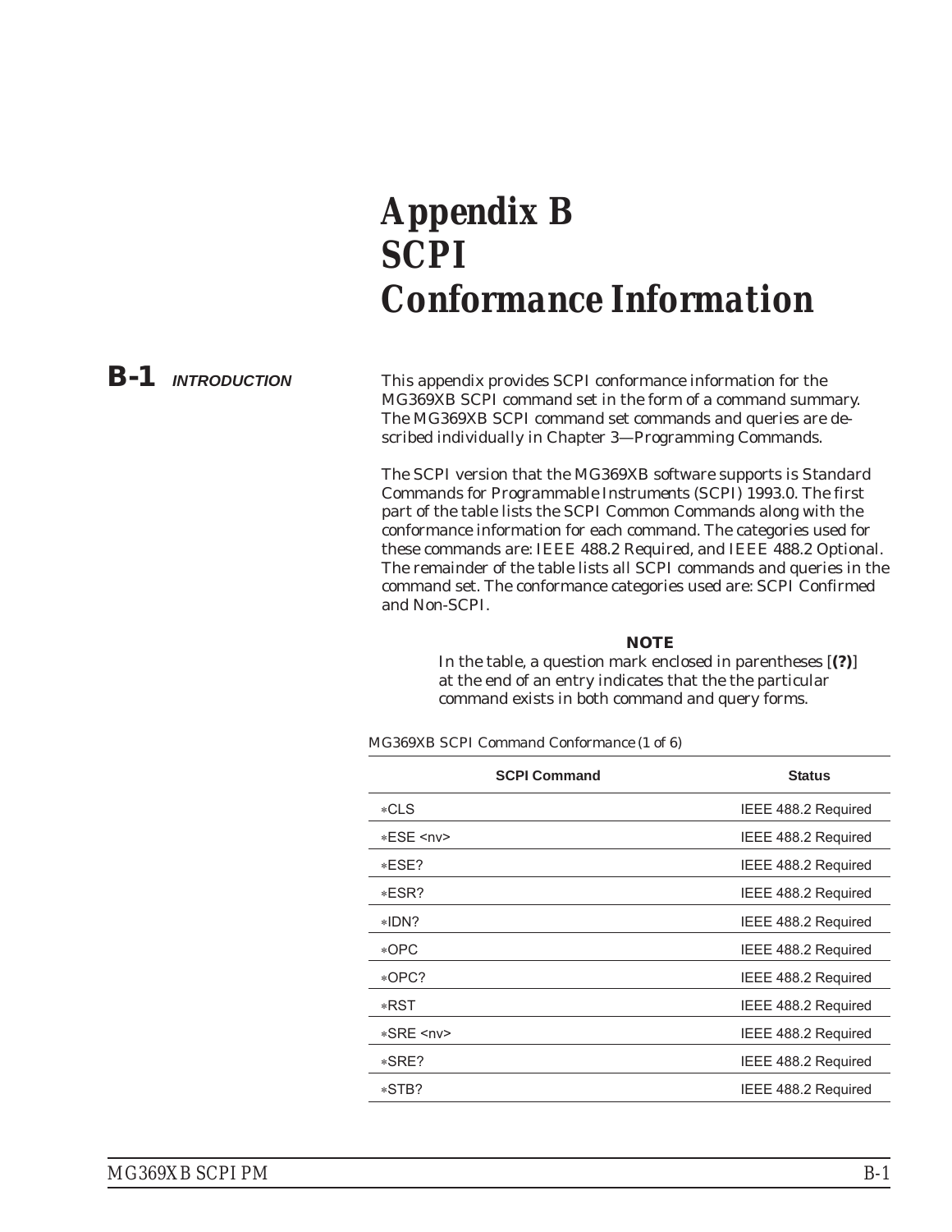# Appendix B SCPI Conformance Information

## B-1 INTRODUCTION

This appendix provides SCPI conformance information for the MG369XB SCPI command set in the form of a command summary. The MG369XB SCPI command set commands and queries are described individually in Chapter 3—Programming Commands.

The SCPI version that the MG369XB software supports is Standard Commands for Programmable Instruments (SCPI) 1993.0. The first part of the table lists the SCPI Common Commands along with the conformance information for each command. The categories used for these commands are: IEEE 488.2 Required, and IEEE 488.2 Optional. The remainder of the table lists all SCPI commands and queries in the command set. The conformance categories used are: SCPI Confirmed and Non-SCPI.

**NOTE**

In the table, a question mark enclosed in parentheses [**(?)**] at the end of an entry indicates that the the particular command exists in both command and query forms.

MG369XB SCPI Command Conformance (1 of 6)

| SCPI Command | Status |
|---|---|
| *CLS | IEEE 488.2 Required |
| *ESE <nv> | IEEE 488.2 Required |
| *ESE? | IEEE 488.2 Required |
| *ESR? | IEEE 488.2 Required |
| *IDN? | IEEE 488.2 Required |
| *OPC | IEEE 488.2 Required |
| *OPC? | IEEE 488.2 Required |
| *RST | IEEE 488.2 Required |
| *SRE <nv> | IEEE 488.2 Required |
| *SRE? | IEEE 488.2 Required |
| *STB? | IEEE 488.2 Required |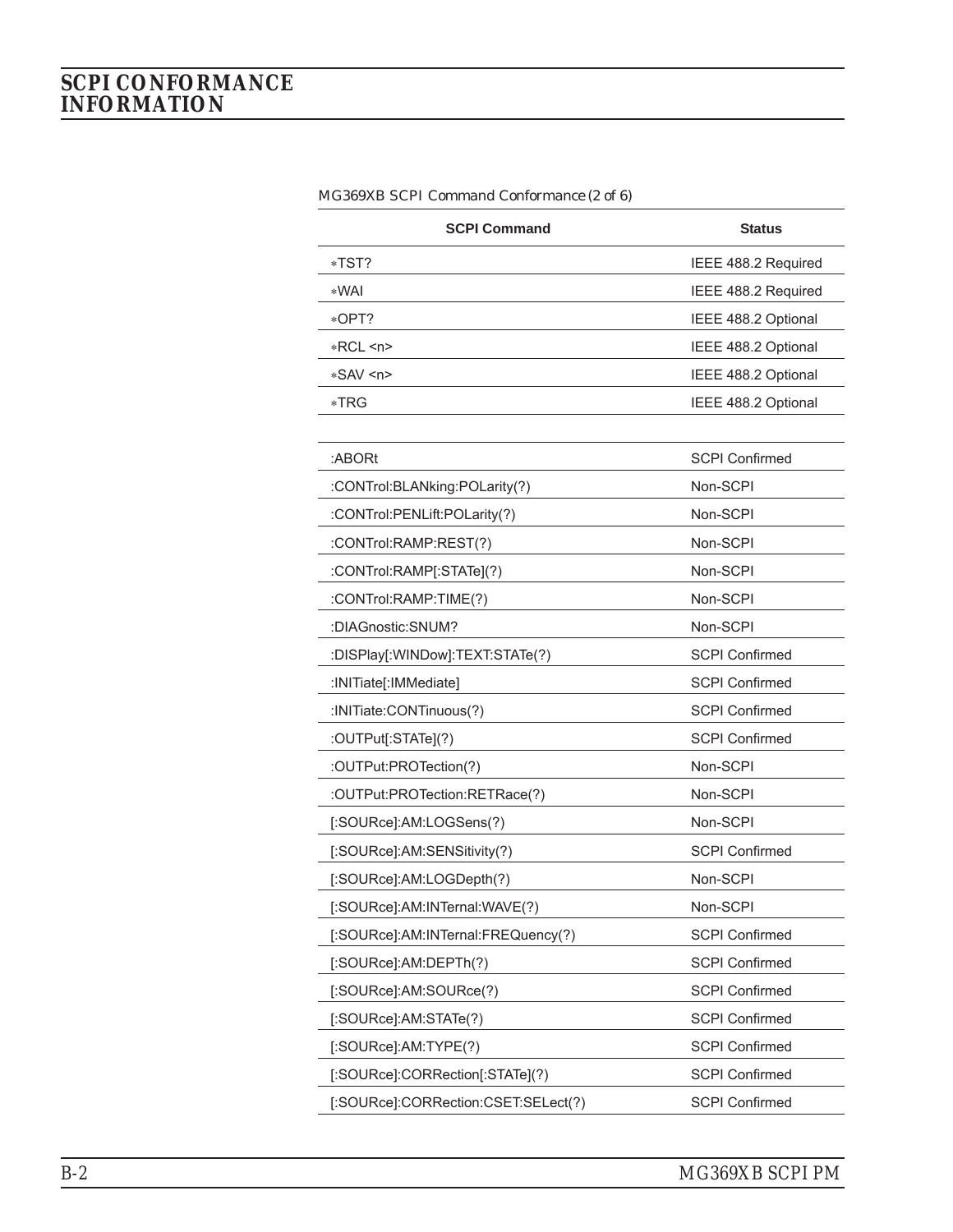# SCPI CONFORMANCE INFORMATION

MG369XB SCPI Command Conformance (2 of 6)

| SCPI Command | Status |
|---|---|
| *TST? | IEEE 488.2 Required |
| *WAI | IEEE 488.2 Required |
| *OPT? | IEEE 488.2 Optional |
| *RCL <n> | IEEE 488.2 Optional |
| *SAV <n> | IEEE 488.2 Optional |
| *TRG | IEEE 488.2 Optional |
| | |
| :ABORt | SCPI Confirmed |
| :CONTrol:BLANking:POLarity(?) | Non-SCPI |
| :CONTrol:PENLift:POLarity(?) | Non-SCPI |
| :CONTrol:RAMP:REST(?) | Non-SCPI |
| :CONTrol:RAMP[:STATe](?) | Non-SCPI |
| :CONTrol:RAMP:TIME(?) | Non-SCPI |
| :DIAGnostic:SNUM? | Non-SCPI |
| :DISPlay[:WINDow]:TEXT:STATe(?) | SCPI Confirmed |
| :INITiate[:IMMediate] | SCPI Confirmed |
| :INITiate:CONTinuous(?) | SCPI Confirmed |
| :OUTPut[:STATe](?) | SCPI Confirmed |
| :OUTPut:PROTection(?) | Non-SCPI |
| :OUTPut:PROTection:RETRace(?) | Non-SCPI |
| [:SOURce]:AM:LOGSens(?) | Non-SCPI |
| [:SOURce]:AM:SENSitivity(?) | SCPI Confirmed |
| [:SOURce]:AM:LOGDepth(?) | Non-SCPI |
| [:SOURce]:AM:INTernal:WAVE(?) | Non-SCPI |
| [:SOURce]:AM:INTernal:FREQuency(?) | SCPI Confirmed |
| [:SOURce]:AM:DEPTh(?) | SCPI Confirmed |
| [:SOURce]:AM:SOURce(?) | SCPI Confirmed |
| [:SOURce]:AM:STATe(?) | SCPI Confirmed |
| [:SOURce]:AM:TYPE(?) | SCPI Confirmed |
| [:SOURce]:CORRection[:STATe](?) | SCPI Confirmed |
| [:SOURce]:CORRection:CSET:SELect(?) | SCPI Confirmed |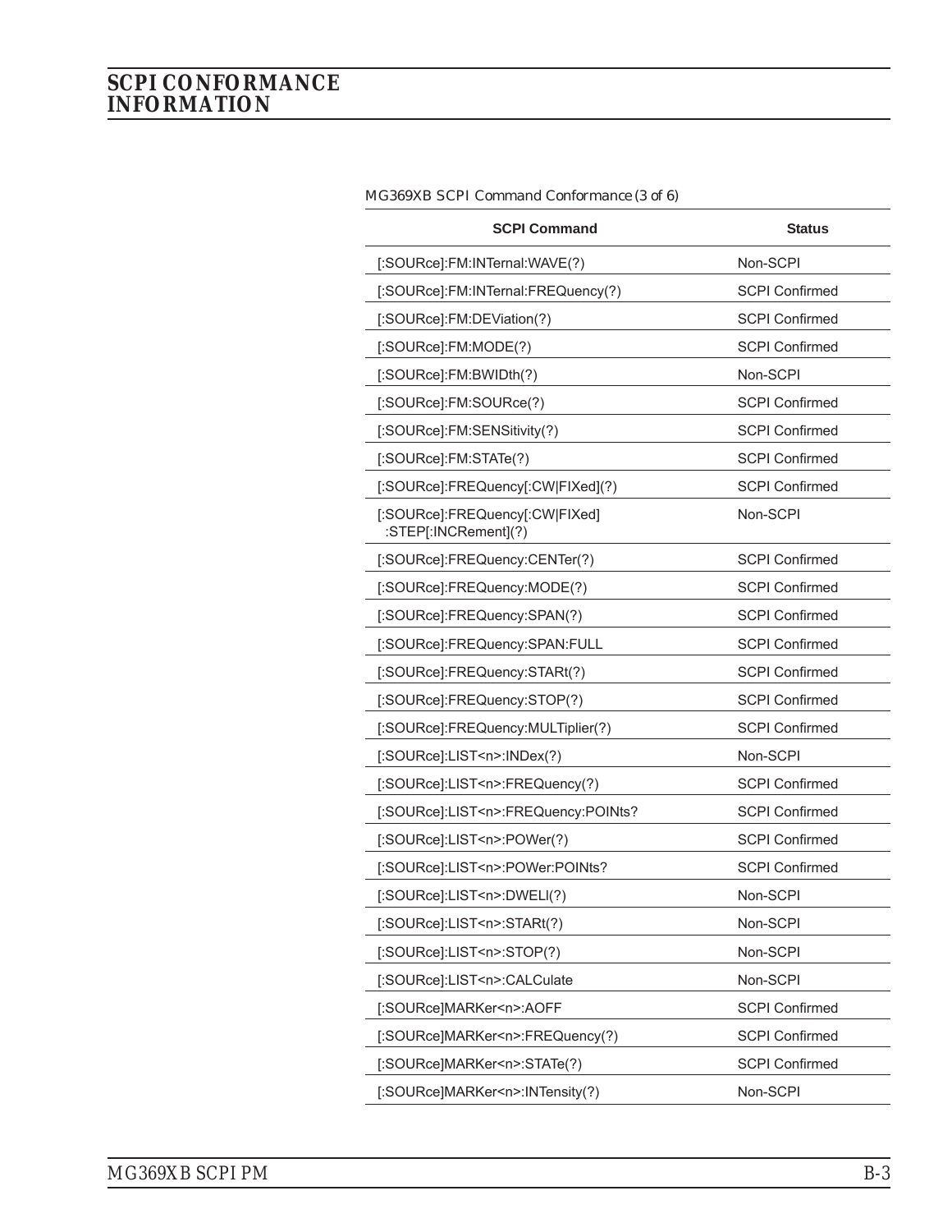MG369XB SCPI Command Conformance (3 of 6)

| SCPI Command | Status |
|---|---|
| [:SOURce]:FM:INTernal:WAVE(?) | Non-SCPI |
| [:SOURce]:FM:INTernal:FREQuency(?) | SCPI Confirmed |
| [:SOURce]:FM:DEViation(?) | SCPI Confirmed |
| [:SOURce]:FM:MODE(?) | SCPI Confirmed |
| [:SOURce]:FM:BWIDth(?) | Non-SCPI |
| [:SOURce]:FM:SOURce(?) | SCPI Confirmed |
| [:SOURce]:FM:SENSitivity(?) | SCPI Confirmed |
| [:SOURce]:FM:STATe(?) | SCPI Confirmed |
| [:SOURce]:FREQuency[:CW\|FIXed](?) | SCPI Confirmed |
| [:SOURce]:FREQuency[:CW\|FIXed] :STEP[:INCRement](?) | Non-SCPI |
| [:SOURce]:FREQuency:CENTer(?) | SCPI Confirmed |
| [:SOURce]:FREQuency:MODE(?) | SCPI Confirmed |
| [:SOURce]:FREQuency:SPAN(?) | SCPI Confirmed |
| [:SOURce]:FREQuency:SPAN:FULL | SCPI Confirmed |
| [:SOURce]:FREQuency:STARt(?) | SCPI Confirmed |
| [:SOURce]:FREQuency:STOP(?) | SCPI Confirmed |
| [:SOURce]:FREQuency:MULTiplier(?) | SCPI Confirmed |
| [:SOURce]:LIST<n>:INDex(?) | Non-SCPI |
| [:SOURce]:LIST<n>:FREQuency(?) | SCPI Confirmed |
| [:SOURce]:LIST<n>:FREQuency:POINts? | SCPI Confirmed |
| [:SOURce]:LIST<n>:POWer(?) | SCPI Confirmed |
| [:SOURce]:LIST<n>:POWer:POINts? | SCPI Confirmed |
| [:SOURce]:LIST<n>:DWELl(?) | Non-SCPI |
| [:SOURce]:LIST<n>:STARt(?) | Non-SCPI |
| [:SOURce]:LIST<n>:STOP(?) | Non-SCPI |
| [:SOURce]:LIST<n>:CALCulate | Non-SCPI |
| [:SOURce]MARKer<n>:AOFF | SCPI Confirmed |
| [:SOURce]MARKer<n>:FREQuency(?) | SCPI Confirmed |
| [:SOURce]MARKer<n>:STATe(?) | SCPI Confirmed |
| [:SOURce]MARKer<n>:INTensity(?) | Non-SCPI |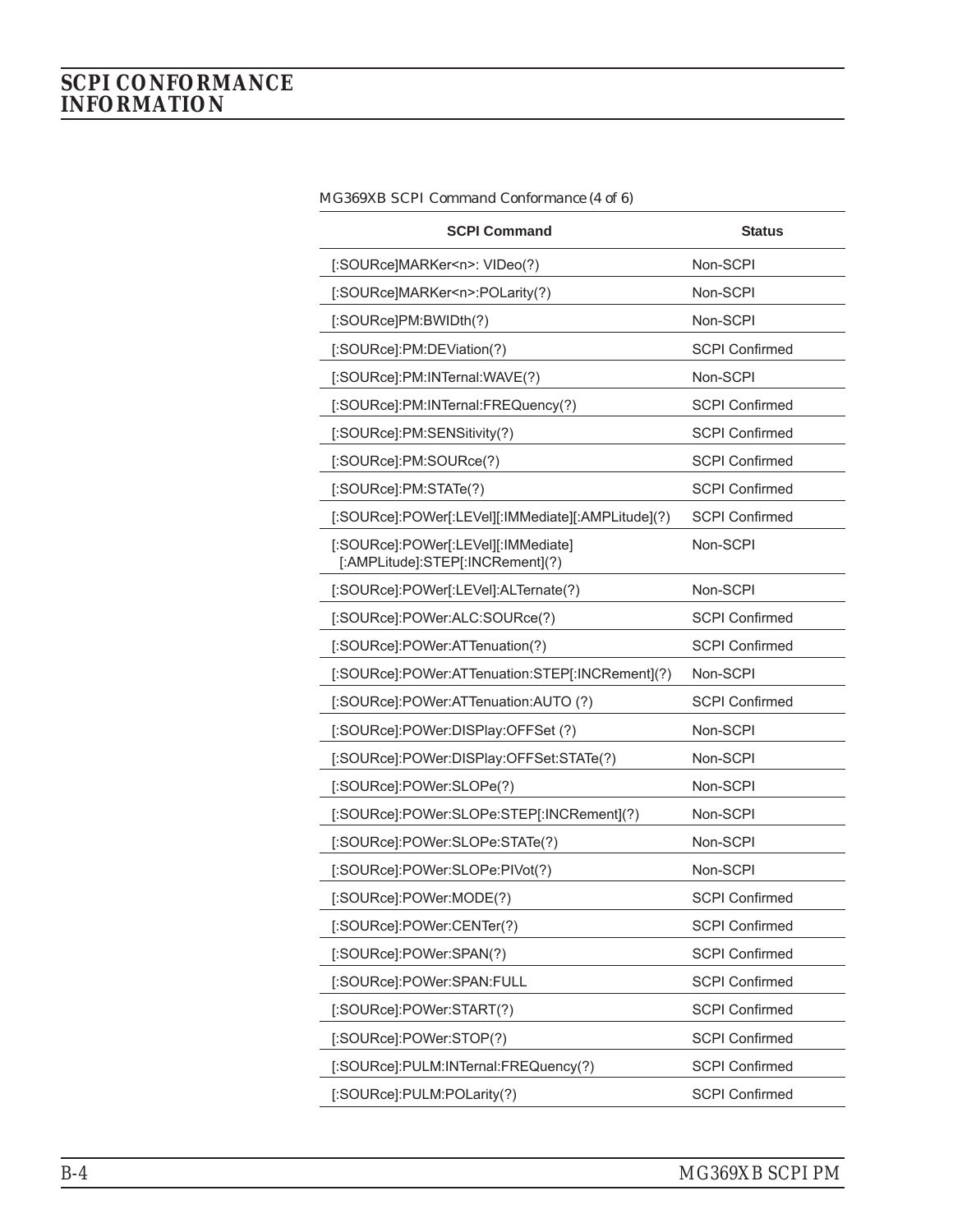MG369XB SCPI Command Conformance (4 of 6)

| SCPI Command | Status |
|---|---|
| [:SOURce]MARKer<n>: VIDeo(?) | Non-SCPI |
| [:SOURce]MARKer<n>:POLarity(?) | Non-SCPI |
| [:SOURce]PM:BWIDth(?) | Non-SCPI |
| [:SOURce]:PM:DEViation(?) | SCPI Confirmed |
| [:SOURce]:PM:INTernal:WAVE(?) | Non-SCPI |
| [:SOURce]:PM:INTernal:FREQuency(?) | SCPI Confirmed |
| [:SOURce]:PM:SENSitivity(?) | SCPI Confirmed |
| [:SOURce]:PM:SOURce(?) | SCPI Confirmed |
| [:SOURce]:PM:STATe(?) | SCPI Confirmed |
| [:SOURce]:POWer[:LEVel][:IMMediate][:AMPLitude](?) | SCPI Confirmed |
| [:SOURce]:POWer[:LEVel][:IMMediate][:AMPLitude]:STEP[:INCRement](?) | Non-SCPI |
| [:SOURce]:POWer[:LEVel]:ALTernate(?) | Non-SCPI |
| [:SOURce]:POWer:ALC:SOURce(?) | SCPI Confirmed |
| [:SOURce]:POWer:ATTenuation(?) | SCPI Confirmed |
| [:SOURce]:POWer:ATTenuation:STEP[:INCRement](?) | Non-SCPI |
| [:SOURce]:POWer:ATTenuation:AUTO (?) | SCPI Confirmed |
| [:SOURce]:POWer:DISPlay:OFFSet (?) | Non-SCPI |
| [:SOURce]:POWer:DISPlay:OFFSet:STATe(?) | Non-SCPI |
| [:SOURce]:POWer:SLOPe(?) | Non-SCPI |
| [:SOURce]:POWer:SLOPe:STEP[:INCRement](?) | Non-SCPI |
| [:SOURce]:POWer:SLOPe:STATe(?) | Non-SCPI |
| [:SOURce]:POWer:SLOPe:PIVot(?) | Non-SCPI |
| [:SOURce]:POWer:MODE(?) | SCPI Confirmed |
| [:SOURce]:POWer:CENTer(?) | SCPI Confirmed |
| [:SOURce]:POWer:SPAN(?) | SCPI Confirmed |
| [:SOURce]:POWer:SPAN:FULL | SCPI Confirmed |
| [:SOURce]:POWer:START(?) | SCPI Confirmed |
| [:SOURce]:POWer:STOP(?) | SCPI Confirmed |
| [:SOURce]:PULM:INTernal:FREQuency(?) | SCPI Confirmed |
| [:SOURce]:PULM:POLarity(?) | SCPI Confirmed |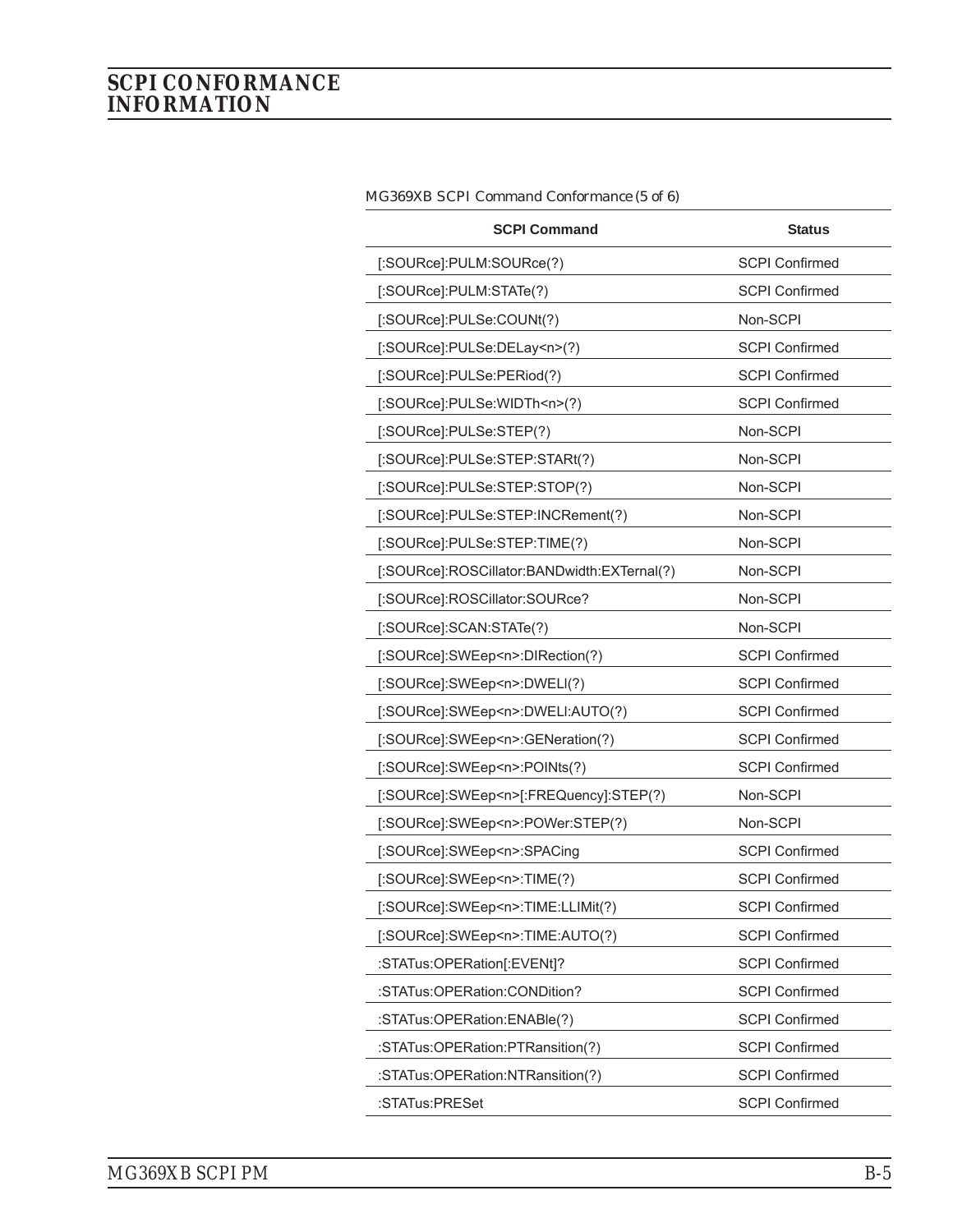MG369XB SCPI Command Conformance (5 of 6)

| SCPI Command | Status |
|---|---|
| [:SOURce]:PULM:SOURce(?) | SCPI Confirmed |
| [:SOURce]:PULM:STATe(?) | SCPI Confirmed |
| [:SOURce]:PULSe:COUNt(?) | Non-SCPI |
| [:SOURce]:PULSe:DELay<n>(?) | SCPI Confirmed |
| [:SOURce]:PULSe:PERiod(?) | SCPI Confirmed |
| [:SOURce]:PULSe:WIDTh<n>(?) | SCPI Confirmed |
| [:SOURce]:PULSe:STEP(?) | Non-SCPI |
| [:SOURce]:PULSe:STEP:STARt(?) | Non-SCPI |
| [:SOURce]:PULSe:STEP:STOP(?) | Non-SCPI |
| [:SOURce]:PULSe:STEP:INCRement(?) | Non-SCPI |
| [:SOURce]:PULSe:STEP:TIME(?) | Non-SCPI |
| [:SOURce]:ROSCillator:BANDwidth:EXTernal(?) | Non-SCPI |
| [:SOURce]:ROSCillator:SOURce? | Non-SCPI |
| [:SOURce]:SCAN:STATe(?) | Non-SCPI |
| [:SOURce]:SWEep<n>:DIRection(?) | SCPI Confirmed |
| [:SOURce]:SWEep<n>:DWELl(?) | SCPI Confirmed |
| [:SOURce]:SWEep<n>:DWELl:AUTO(?) | SCPI Confirmed |
| [:SOURce]:SWEep<n>:GENeration(?) | SCPI Confirmed |
| [:SOURce]:SWEep<n>:POINts(?) | SCPI Confirmed |
| [:SOURce]:SWEep<n>[:FREQuency]:STEP(?) | Non-SCPI |
| [:SOURce]:SWEep<n>:POWer:STEP(?) | Non-SCPI |
| [:SOURce]:SWEep<n>:SPACing | SCPI Confirmed |
| [:SOURce]:SWEep<n>:TIME(?) | SCPI Confirmed |
| [:SOURce]:SWEep<n>:TIME:LLIMit(?) | SCPI Confirmed |
| [:SOURce]:SWEep<n>:TIME:AUTO(?) | SCPI Confirmed |
| :STATus:OPERation[:EVENt]? | SCPI Confirmed |
| :STATus:OPERation:CONDition? | SCPI Confirmed |
| :STATus:OPERation:ENABle(?) | SCPI Confirmed |
| :STATus:OPERation:PTRansition(?) | SCPI Confirmed |
| :STATus:OPERation:NTRansition(?) | SCPI Confirmed |
| :STATus:PRESet | SCPI Confirmed |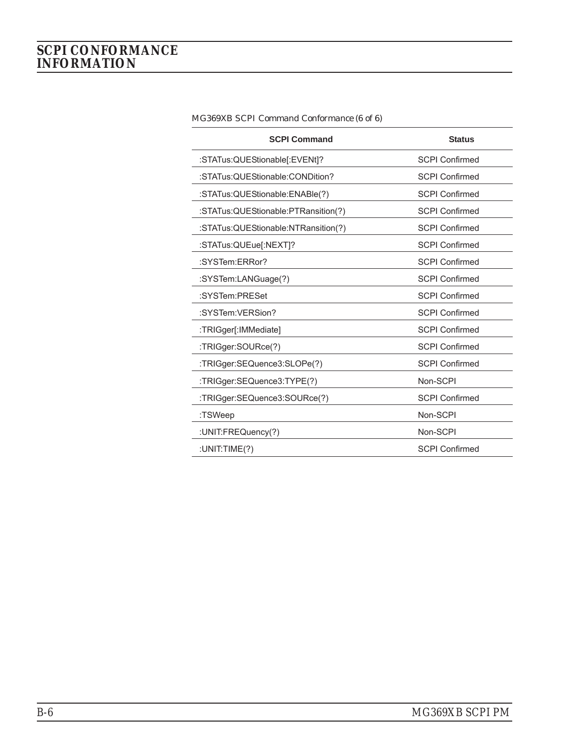MG369XB SCPI Command Conformance (6 of 6)

| SCPI Command | Status |
|---|---|
| :STATus:QUEStionable[:EVENt]? | SCPI Confirmed |
| :STATus:QUEStionable:CONDition? | SCPI Confirmed |
| :STATus:QUEStionable:ENABle(?) | SCPI Confirmed |
| :STATus:QUEStionable:PTRansition(?) | SCPI Confirmed |
| :STATus:QUEStionable:NTRansition(?) | SCPI Confirmed |
| :STATus:QUEue[:NEXT]? | SCPI Confirmed |
| :SYSTem:ERRor? | SCPI Confirmed |
| :SYSTem:LANGuage(?) | SCPI Confirmed |
| :SYSTem:PRESet | SCPI Confirmed |
| :SYSTem:VERSion? | SCPI Confirmed |
| :TRIGger[:IMMediate] | SCPI Confirmed |
| :TRIGger:SOURce(?) | SCPI Confirmed |
| :TRIGger:SEQuence3:SLOPe(?) | SCPI Confirmed |
| :TRIGger:SEQuence3:TYPE(?) | Non-SCPI |
| :TRIGger:SEQuence3:SOURce(?) | SCPI Confirmed |
| :TSWeep | Non-SCPI |
| :UNIT:FREQuency(?) | Non-SCPI |
| :UNIT:TIME(?) | SCPI Confirmed |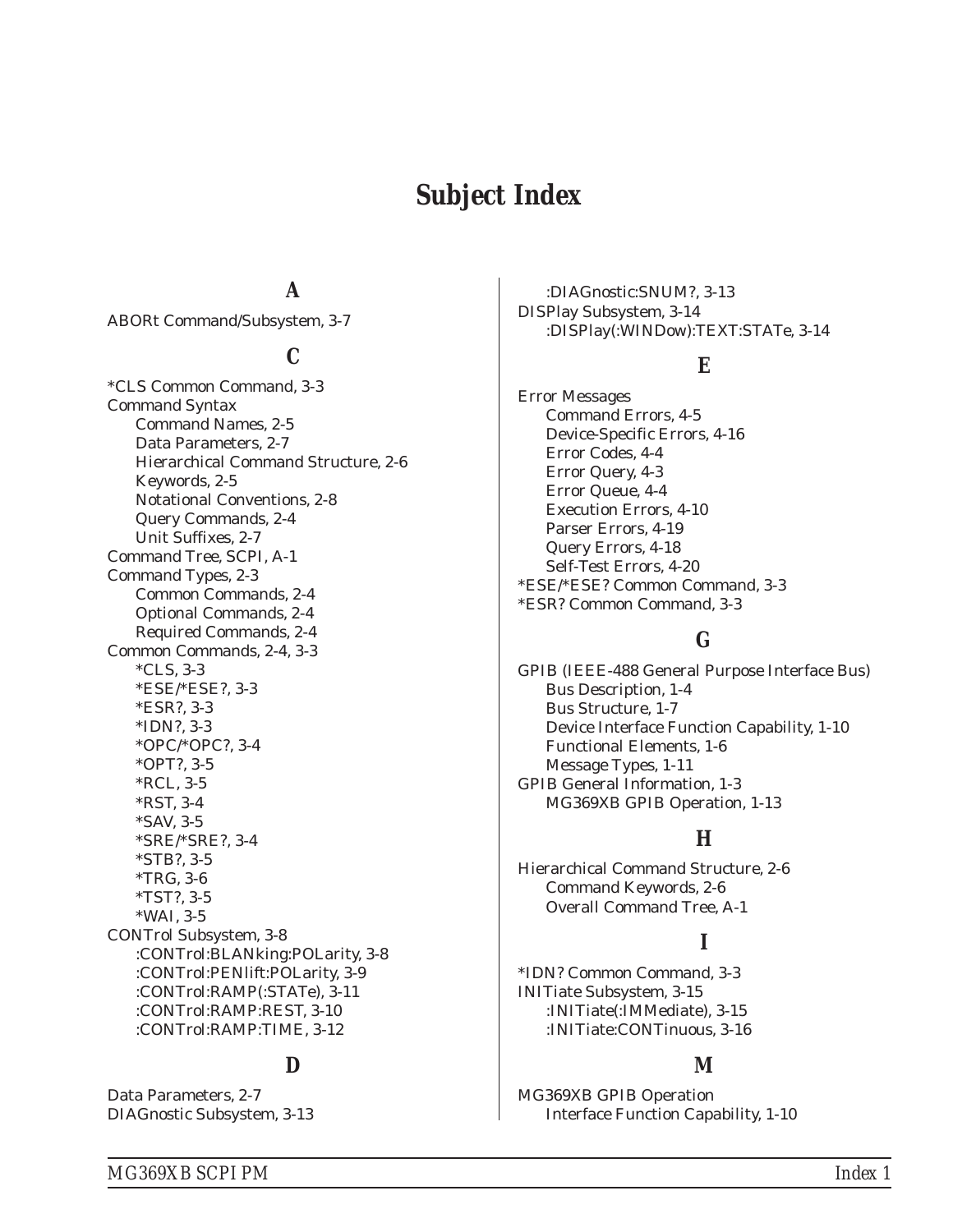# Subject Index

## A

ABORt Command/Subsystem, 3-7

## C

*CLS Common Command, 3-3
Command Syntax
- Command Names, 2-5
- Data Parameters, 2-7
- Hierarchical Command Structure, 2-6
- Keywords, 2-5
- Notational Conventions, 2-8
- Query Commands, 2-4
- Unit Suffixes, 2-7

Command Tree, SCPI, A-1
Command Types, 2-3
- Common Commands, 2-4
- Optional Commands, 2-4
- Required Commands, 2-4

Common Commands, 2-4, 3-3
- *CLS, 3-3
- *ESE/*ESE?, 3-3
- *ESR?, 3-3
- *IDN?, 3-3
- *OPC/*OPC?, 3-4
- *OPT?, 3-5
- *RCL, 3-5
- *RST, 3-4
- *SAV, 3-5
- *SRE/*SRE?, 3-4
- *STB?, 3-5
- *TRG, 3-6
- *TST?, 3-5
- *WAI, 3-5

CONTrol Subsystem, 3-8
- :CONTrol:BLANking:POLarity, 3-8
- :CONTrol:PENlift:POLarity, 3-9
- :CONTrol:RAMP(:STATe), 3-11
- :CONTrol:RAMP:REST, 3-10
- :CONTrol:RAMP:TIME, 3-12

## D

Data Parameters, 2-7
DIAGnostic Subsystem, 3-13
- :DIAGnostic:SNUM?, 3-13

DISPlay Subsystem, 3-14
- :DISPlay(:WINDow):TEXT:STATe, 3-14

## E

Error Messages
- Command Errors, 4-5
- Device-Specific Errors, 4-16
- Error Codes, 4-4
- Error Query, 4-3
- Error Queue, 4-4
- Execution Errors, 4-10
- Parser Errors, 4-19
- Query Errors, 4-18
- Self-Test Errors, 4-20

*ESE/*ESE? Common Command, 3-3
*ESR? Common Command, 3-3

## G

GPIB (IEEE-488 General Purpose Interface Bus)
- Bus Description, 1-4
- Bus Structure, 1-7
- Device Interface Function Capability, 1-10
- Functional Elements, 1-6
- Message Types, 1-11

GPIB General Information, 1-3
- MG369XB GPIB Operation, 1-13

## H

Hierarchical Command Structure, 2-6
- Command Keywords, 2-6
- Overall Command Tree, A-1

## I

*IDN? Common Command, 3-3
INITiate Subsystem, 3-15
- :INITiate(:IMMediate), 3-15
- :INITiate:CONTinuous, 3-16

## M

MG369XB GPIB Operation
- Interface Function Capability, 1-10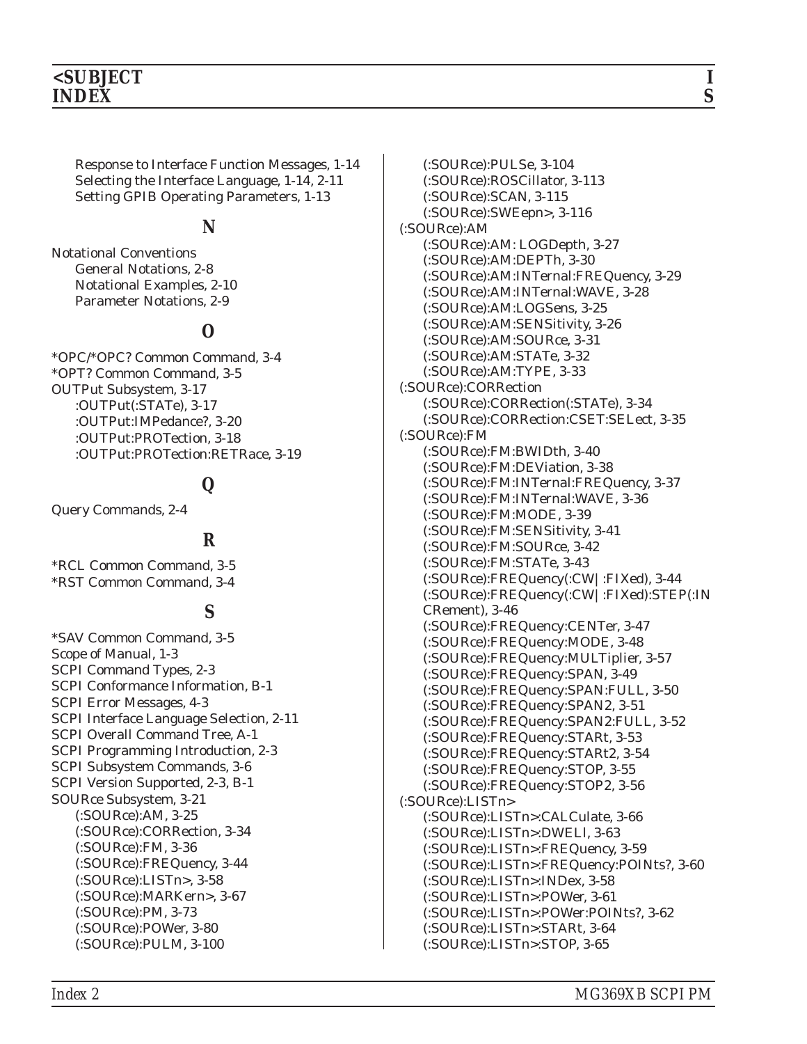Response to Interface Function Messages, 1-14
Selecting the Interface Language, 1-14, 2-11
Setting GPIB Operating Parameters, 1-13

## N

Notational Conventions
- General Notations, 2-8
- Notational Examples, 2-10
- Parameter Notations, 2-9

## O

*OPC/*OPC? Common Command, 3-4
*OPT? Common Command, 3-5
OUTPut Subsystem, 3-17
- :OUTPut(:STATe), 3-17
- :OUTPut:IMPedance?, 3-20
- :OUTPut:PROTection, 3-18
- :OUTPut:PROTection:RETRace, 3-19

## Q

Query Commands, 2-4

## R

*RCL Common Command, 3-5
*RST Common Command, 3-4

## S

*SAV Common Command, 3-5
Scope of Manual, 1-3
SCPI Command Types, 2-3
SCPI Conformance Information, B-1
SCPI Error Messages, 4-3
SCPI Interface Language Selection, 2-11
SCPI Overall Command Tree, A-1
SCPI Programming Introduction, 2-3
SCPI Subsystem Commands, 3-6
SCPI Version Supported, 2-3, B-1
SOURce Subsystem, 3-21
- (:SOURce):AM, 3-25
- (:SOURce):CORRection, 3-34
- (:SOURce):FM, 3-36
- (:SOURce):FREQuency, 3-44
- (:SOURce):LISTn>, 3-58
- (:SOURce):MARKern>, 3-67
- (:SOURce):PM, 3-73
- (:SOURce):POWer, 3-80
- (:SOURce):PULM, 3-100
- (:SOURce):PULSe, 3-104
- (:SOURce):ROSCillator, 3-113
- (:SOURce):SCAN, 3-115
- (:SOURce):SWEepn>, 3-116

(:SOURce):AM
- (:SOURce):AM: LOGDepth, 3-27
- (:SOURce):AM:DEPTh, 3-30
- (:SOURce):AM:INTernal:FREQuency, 3-29
- (:SOURce):AM:INTernal:WAVE, 3-28
- (:SOURce):AM:LOGSens, 3-25
- (:SOURce):AM:SENSitivity, 3-26
- (:SOURce):AM:SOURce, 3-31
- (:SOURce):AM:STATe, 3-32
- (:SOURce):AM:TYPE, 3-33

(:SOURce):CORRection
- (:SOURce):CORRection(:STATe), 3-34
- (:SOURce):CORRection:CSET:SELect, 3-35

(:SOURce):FM
- (:SOURce):FM:BWIDth, 3-40
- (:SOURce):FM:DEViation, 3-38
- (:SOURce):FM:INTernal:FREQuency, 3-37
- (:SOURce):FM:INTernal:WAVE, 3-36
- (:SOURce):FM:MODE, 3-39
- (:SOURce):FM:SENSitivity, 3-41
- (:SOURce):FM:SOURce, 3-42
- (:SOURce):FM:STATe, 3-43
- (:SOURce):FREQuency(:CW|:FIXed), 3-44
- (:SOURce):FREQuency(:CW|:FIXed):STEP(:INCRement), 3-46
- (:SOURce):FREQuency:CENTer, 3-47
- (:SOURce):FREQuency:MODE, 3-48
- (:SOURce):FREQuency:MULTiplier, 3-57
- (:SOURce):FREQuency:SPAN, 3-49
- (:SOURce):FREQuency:SPAN:FULL, 3-50
- (:SOURce):FREQuency:SPAN2, 3-51
- (:SOURce):FREQuency:SPAN2:FULL, 3-52
- (:SOURce):FREQuency:STARt, 3-53
- (:SOURce):FREQuency:STARt2, 3-54
- (:SOURce):FREQuency:STOP, 3-55
- (:SOURce):FREQuency:STOP2, 3-56

(:SOURce):LISTn>
- (:SOURce):LISTn>:CALCulate, 3-66
- (:SOURce):LISTn>:DWELl, 3-63
- (:SOURce):LISTn>:FREQuency, 3-59
- (:SOURce):LISTn>:FREQuency:POINts?, 3-60
- (:SOURce):LISTn>:INDex, 3-58
- (:SOURce):LISTn>:POWer, 3-61
- (:SOURce):LISTn>:POWer:POINts?, 3-62
- (:SOURce):LISTn>:STARt, 3-64
- (:SOURce):LISTn>:STOP, 3-65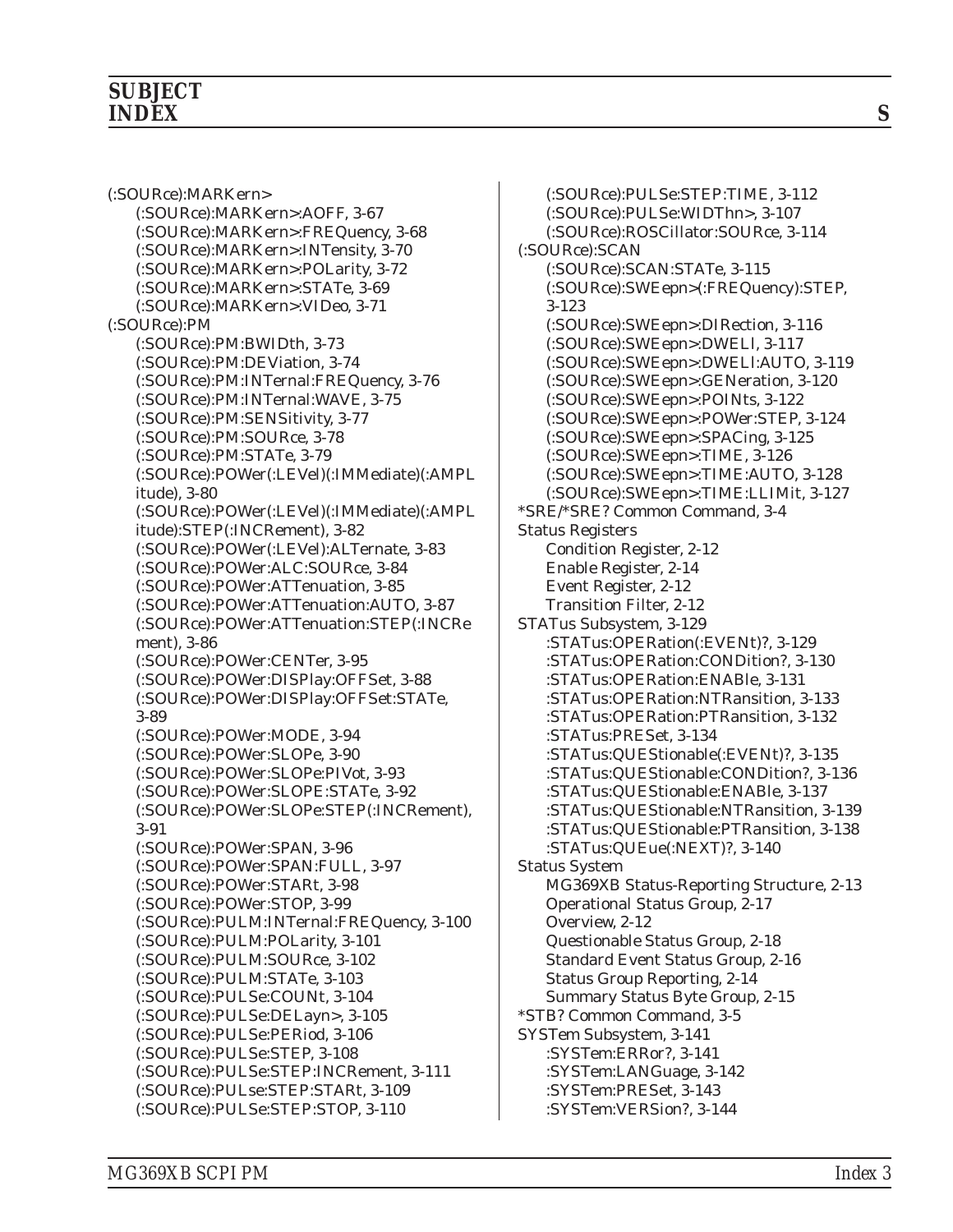# SUBJECT INDEX — S

(:SOURce):MARKern>
- (:SOURce):MARKern>:AOFF, 3-67
- (:SOURce):MARKern>:FREQuency, 3-68
- (:SOURce):MARKern>:INTensity, 3-70
- (:SOURce):MARKern>:POLarity, 3-72
- (:SOURce):MARKern>:STATe, 3-69
- (:SOURce):MARKern>:VIDeo, 3-71

(:SOURce):PM
- (:SOURce):PM:BWIDth, 3-73
- (:SOURce):PM:DEViation, 3-74
- (:SOURce):PM:INTernal:FREQuency, 3-76
- (:SOURce):PM:INTernal:WAVE, 3-75
- (:SOURce):PM:SENSitivity, 3-77
- (:SOURce):PM:SOURce, 3-78
- (:SOURce):PM:STATe, 3-79
- (:SOURce):POWer(:LEVel)(:IMMediate)(:AMPLitude), 3-80
- (:SOURce):POWer(:LEVel)(:IMMediate)(:AMPLitude):STEP(:INCRement), 3-82
- (:SOURce):POWer(:LEVel):ALTernate, 3-83
- (:SOURce):POWer:ALC:SOURce, 3-84
- (:SOURce):POWer:ATTenuation, 3-85
- (:SOURce):POWer:ATTenuation:AUTO, 3-87
- (:SOURce):POWer:ATTenuation:STEP(:INCRement), 3-86
- (:SOURce):POWer:CENTer, 3-95
- (:SOURce):POWer:DISPlay:OFFSet, 3-88
- (:SOURce):POWer:DISPlay:OFFSet:STATe, 3-89
- (:SOURce):POWer:MODE, 3-94
- (:SOURce):POWer:SLOPe, 3-90
- (:SOURce):POWer:SLOPe:PIVot, 3-93
- (:SOURce):POWer:SLOPE:STATe, 3-92
- (:SOURce):POWer:SLOPe:STEP(:INCRement), 3-91
- (:SOURce):POWer:SPAN, 3-96
- (:SOURce):POWer:SPAN:FULL, 3-97
- (:SOURce):POWer:STARt, 3-98
- (:SOURce):POWer:STOP, 3-99
- (:SOURce):PULM:INTernal:FREQuency, 3-100
- (:SOURce):PULM:POLarity, 3-101
- (:SOURce):PULM:SOURce, 3-102
- (:SOURce):PULM:STATe, 3-103
- (:SOURce):PULSe:COUNt, 3-104
- (:SOURce):PULSe:DELayn>, 3-105
- (:SOURce):PULSe:PERiod, 3-106
- (:SOURce):PULSe:STEP, 3-108
- (:SOURce):PULSe:STEP:INCRement, 3-111
- (:SOURce):PULse:STEP:STARt, 3-109
- (:SOURce):PULSe:STEP:STOP, 3-110
- (:SOURce):PULSe:STEP:TIME, 3-112
- (:SOURce):PULSe:WIDThn>, 3-107
- (:SOURce):ROSCillator:SOURce, 3-114

(:SOURce):SCAN
- (:SOURce):SCAN:STATe, 3-115
- (:SOURce):SWEepn>(:FREQuency):STEP, 3-123
- (:SOURce):SWEepn>:DIRection, 3-116
- (:SOURce):SWEepn>:DWELl, 3-117
- (:SOURce):SWEepn>:DWELl:AUTO, 3-119
- (:SOURce):SWEepn>:GENeration, 3-120
- (:SOURce):SWEepn>:POINts, 3-122
- (:SOURce):SWEepn>:POWer:STEP, 3-124
- (:SOURce):SWEepn>:SPACing, 3-125
- (:SOURce):SWEepn>:TIME, 3-126
- (:SOURce):SWEepn>:TIME:AUTO, 3-128
- (:SOURce):SWEepn>:TIME:LLIMit, 3-127

*SRE/*SRE? Common Command, 3-4

Status Registers
- Condition Register, 2-12
- Enable Register, 2-14
- Event Register, 2-12
- Transition Filter, 2-12

STATus Subsystem, 3-129
- :STATus:OPERation(:EVENt)?, 3-129
- :STATus:OPERation:CONDition?, 3-130
- :STATus:OPERation:ENABle, 3-131
- :STATus:OPERation:NTRansition, 3-133
- :STATus:OPERation:PTRansition, 3-132
- :STATus:PRESet, 3-134
- :STATus:QUEStionable(:EVENt)?, 3-135
- :STATus:QUEStionable:CONDition?, 3-136
- :STATus:QUEStionable:ENABle, 3-137
- :STATus:QUEStionable:NTRansition, 3-139
- :STATus:QUEStionable:PTRansition, 3-138
- :STATus:QUEue(:NEXT)?, 3-140

Status System
- MG369XB Status-Reporting Structure, 2-13
- Operational Status Group, 2-17
- Overview, 2-12
- Questionable Status Group, 2-18
- Standard Event Status Group, 2-16
- Status Group Reporting, 2-14
- Summary Status Byte Group, 2-15

*STB? Common Command, 3-5

SYSTem Subsystem, 3-141
- :SYSTem:ERRor?, 3-141
- :SYSTem:LANGuage, 3-142
- :SYSTem:PRESet, 3-143
- :SYSTem:VERSion?, 3-144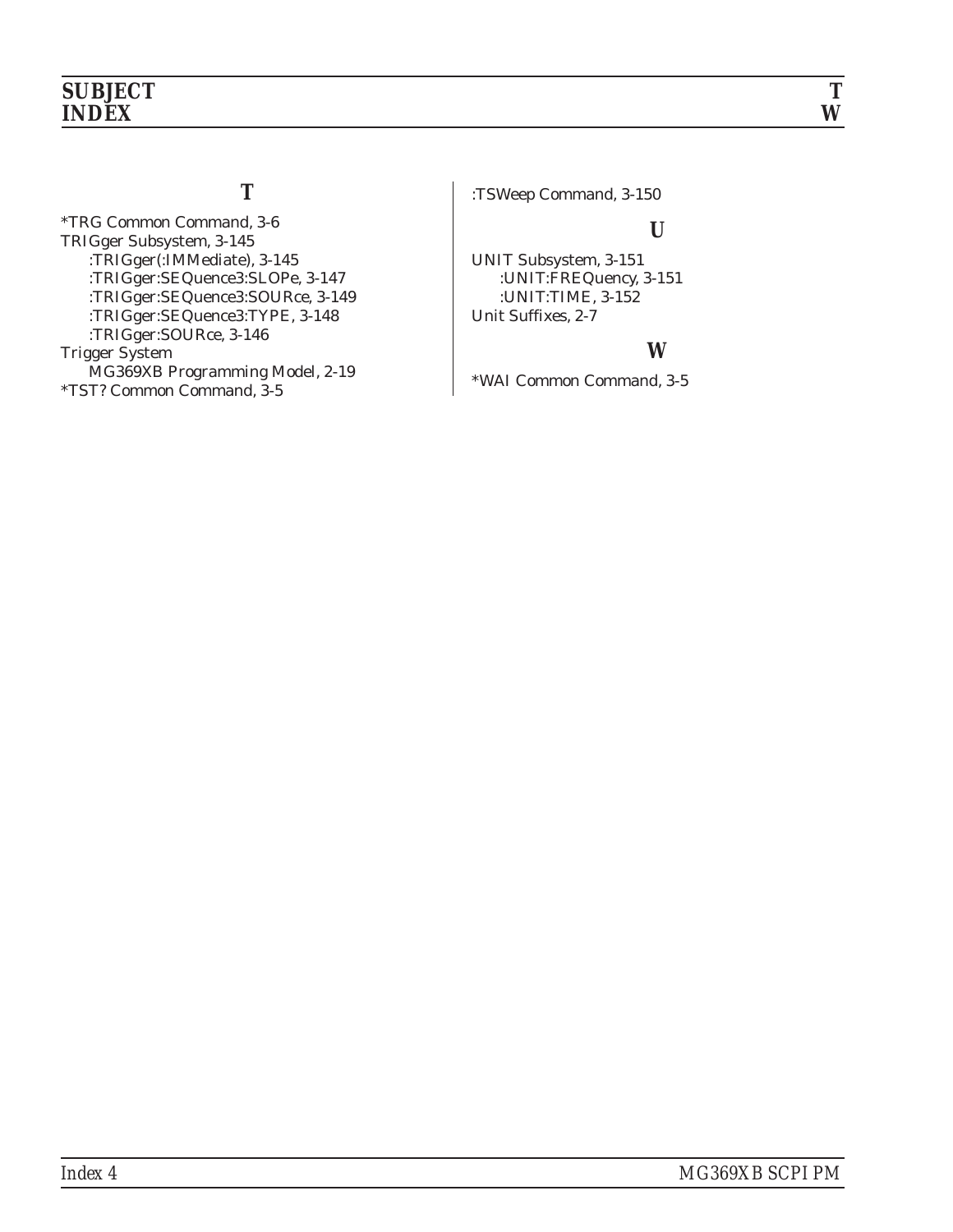## T

*TRG Common Command, 3-6
TRIGger Subsystem, 3-145
  :TRIGger(:IMMediate), 3-145
  :TRIGger:SEQuence3:SLOPe, 3-147
  :TRIGger:SEQuence3:SOURce, 3-149
  :TRIGger:SEQuence3:TYPE, 3-148
  :TRIGger:SOURce, 3-146
Trigger System
  MG369XB Programming Model, 2-19
*TST? Common Command, 3-5
:TSWeep Command, 3-150

## U

UNIT Subsystem, 3-151
  :UNIT:FREQuency, 3-151
  :UNIT:TIME, 3-152
Unit Suffixes, 2-7

## W

*WAI Common Command, 3-5